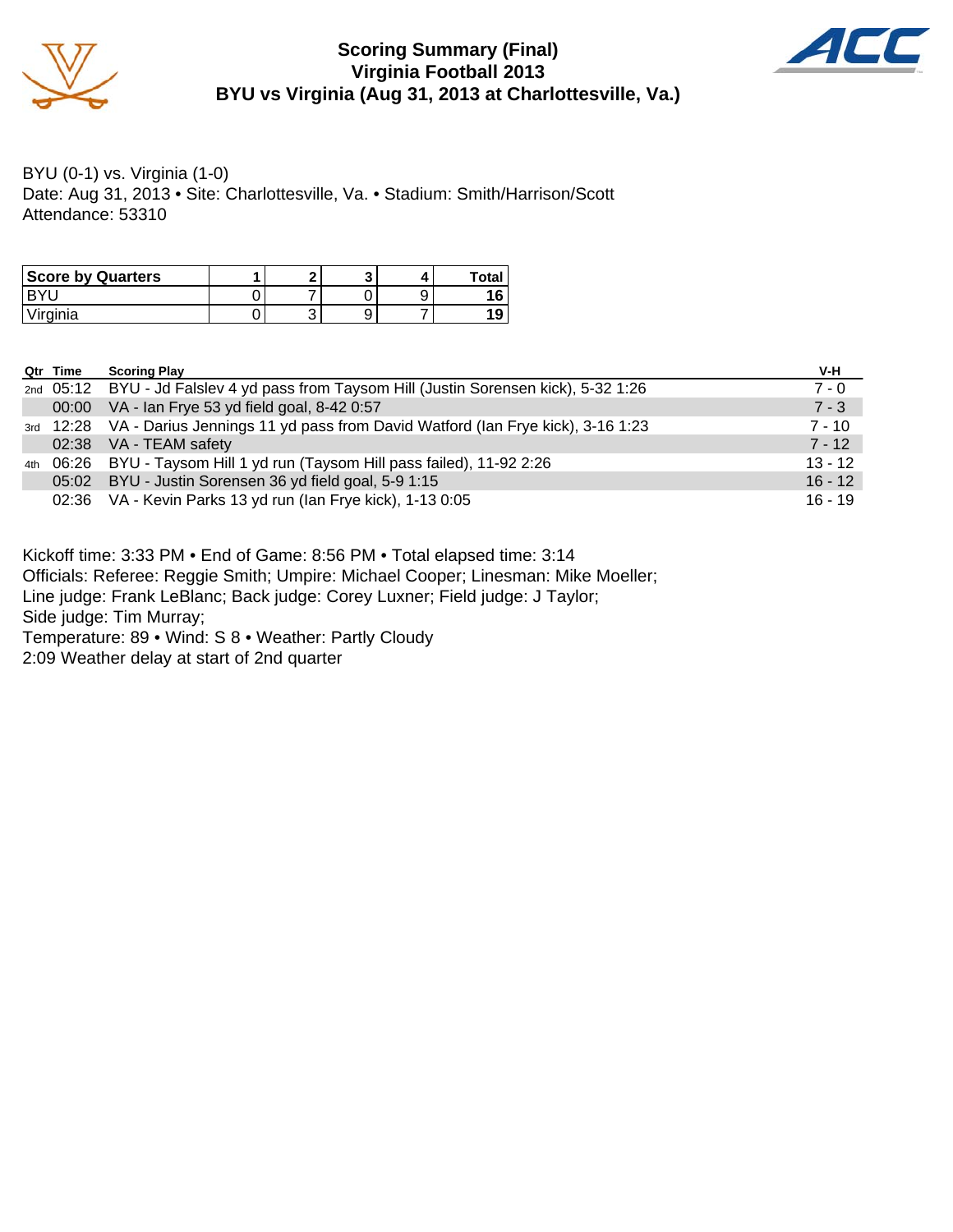# Scoring Summary (Final)
## Virginia Football 2013
## BYU vs Virginia (Aug 31, 2013 at Charlottesville, Va.)

BYU (0-1) vs. Virginia (1-0)
Date: Aug 31, 2013 • Site: Charlottesville, Va. • Stadium: Smith/Harrison/Scott
Attendance: 53310

| Score by Quarters | 1 | 2 | 3 | 4 | Total |
|---|---|---|---|---|---|
| BYU | 0 | 7 | 0 | 9 | **16** |
| Virginia | 0 | 3 | 9 | 7 | **19** |

| Qtr | Time | Scoring Play | V-H |
|---|---|---|---|
| 2nd | 05:12 | BYU - Jd Falslev 4 yd pass from Taysom Hill (Justin Sorensen kick), 5-32 1:26 | 7 - 0 |
| | 00:00 | VA - Ian Frye 53 yd field goal, 8-42 0:57 | 7 - 3 |
| 3rd | 12:28 | VA - Darius Jennings 11 yd pass from David Watford (Ian Frye kick), 3-16 1:23 | 7 - 10 |
| | 02:38 | VA - TEAM safety | 7 - 12 |
| 4th | 06:26 | BYU - Taysom Hill 1 yd run (Taysom Hill pass failed), 11-92 2:26 | 13 - 12 |
| | 05:02 | BYU - Justin Sorensen 36 yd field goal, 5-9 1:15 | 16 - 12 |
| | 02:36 | VA - Kevin Parks 13 yd run (Ian Frye kick), 1-13 0:05 | 16 - 19 |

Kickoff time: 3:33 PM • End of Game: 8:56 PM • Total elapsed time: 3:14
Officials: Referee: Reggie Smith; Umpire: Michael Cooper; Linesman: Mike Moeller;
Line judge: Frank LeBlanc; Back judge: Corey Luxner; Field judge: J Taylor;
Side judge: Tim Murray;
Temperature: 89 • Wind: S 8 • Weather: Partly Cloudy
2:09 Weather delay at start of 2nd quarter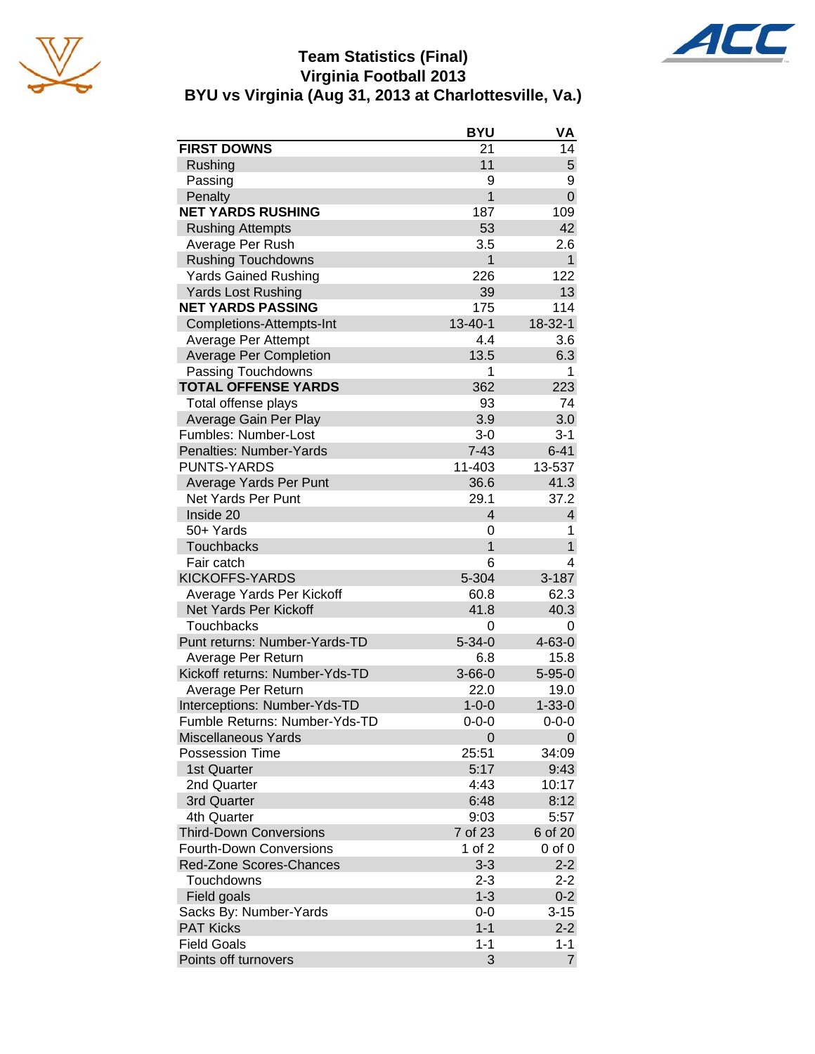# Team Statistics (Final)
## Virginia Football 2013
## BYU vs Virginia (Aug 31, 2013 at Charlottesville, Va.)

| | BYU | VA |
|---|---|---|
| **FIRST DOWNS** | 21 | 14 |
| Rushing | 11 | 5 |
| Passing | 9 | 9 |
| Penalty | 1 | 0 |
| **NET YARDS RUSHING** | 187 | 109 |
| Rushing Attempts | 53 | 42 |
| Average Per Rush | 3.5 | 2.6 |
| Rushing Touchdowns | 1 | 1 |
| Yards Gained Rushing | 226 | 122 |
| Yards Lost Rushing | 39 | 13 |
| **NET YARDS PASSING** | 175 | 114 |
| Completions-Attempts-Int | 13-40-1 | 18-32-1 |
| Average Per Attempt | 4.4 | 3.6 |
| Average Per Completion | 13.5 | 6.3 |
| Passing Touchdowns | 1 | 1 |
| **TOTAL OFFENSE YARDS** | 362 | 223 |
| Total offense plays | 93 | 74 |
| Average Gain Per Play | 3.9 | 3.0 |
| Fumbles: Number-Lost | 3-0 | 3-1 |
| Penalties: Number-Yards | 7-43 | 6-41 |
| PUNTS-YARDS | 11-403 | 13-537 |
| Average Yards Per Punt | 36.6 | 41.3 |
| Net Yards Per Punt | 29.1 | 37.2 |
| Inside 20 | 4 | 4 |
| 50+ Yards | 0 | 1 |
| Touchbacks | 1 | 1 |
| Fair catch | 6 | 4 |
| KICKOFFS-YARDS | 5-304 | 3-187 |
| Average Yards Per Kickoff | 60.8 | 62.3 |
| Net Yards Per Kickoff | 41.8 | 40.3 |
| Touchbacks | 0 | 0 |
| Punt returns: Number-Yards-TD | 5-34-0 | 4-63-0 |
| Average Per Return | 6.8 | 15.8 |
| Kickoff returns: Number-Yds-TD | 3-66-0 | 5-95-0 |
| Average Per Return | 22.0 | 19.0 |
| Interceptions: Number-Yds-TD | 1-0-0 | 1-33-0 |
| Fumble Returns: Number-Yds-TD | 0-0-0 | 0-0-0 |
| Miscellaneous Yards | 0 | 0 |
| Possession Time | 25:51 | 34:09 |
| 1st Quarter | 5:17 | 9:43 |
| 2nd Quarter | 4:43 | 10:17 |
| 3rd Quarter | 6:48 | 8:12 |
| 4th Quarter | 9:03 | 5:57 |
| Third-Down Conversions | 7 of 23 | 6 of 20 |
| Fourth-Down Conversions | 1 of 2 | 0 of 0 |
| Red-Zone Scores-Chances | 3-3 | 2-2 |
| Touchdowns | 2-3 | 2-2 |
| Field goals | 1-3 | 0-2 |
| Sacks By: Number-Yards | 0-0 | 3-15 |
| PAT Kicks | 1-1 | 2-2 |
| Field Goals | 1-1 | 1-1 |
| Points off turnovers | 3 | 7 |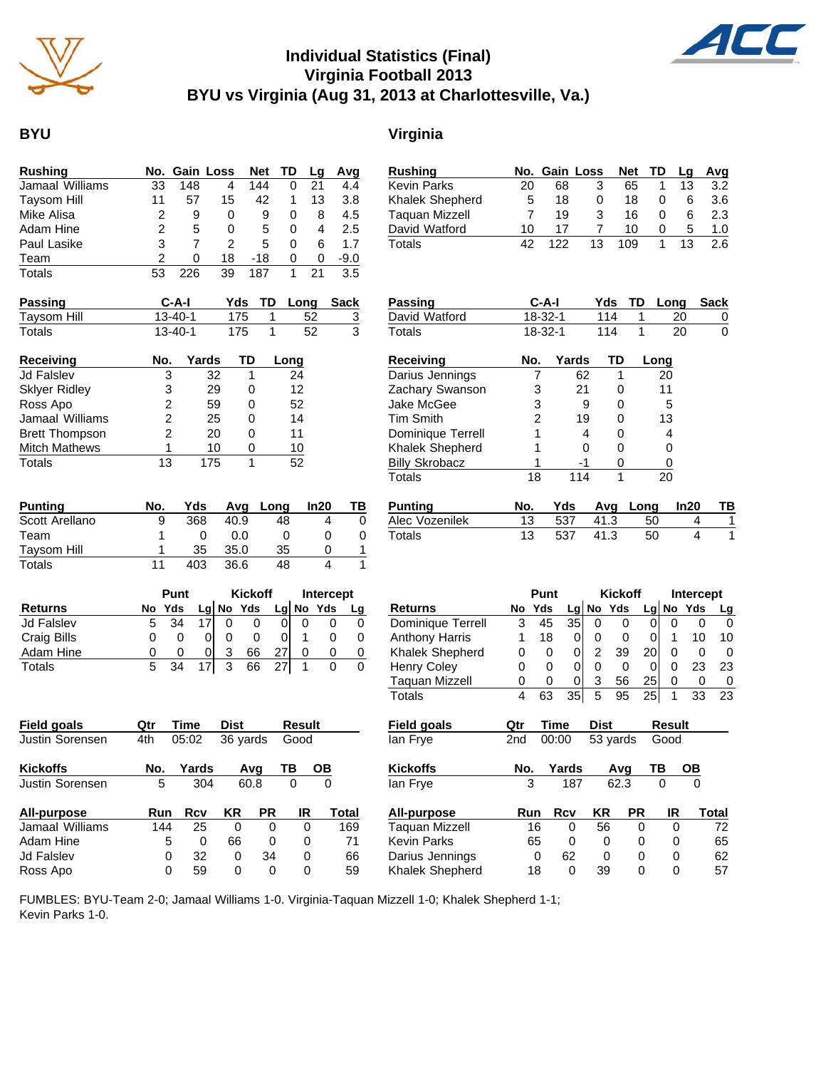# Individual Statistics (Final)
## Virginia Football 2013
## BYU vs Virginia (Aug 31, 2013 at Charlottesville, Va.)

## BYU

| Rushing | No. | Gain | Loss | Net | TD | Lg | Avg |
|---|---|---|---|---|---|---|---|
| Jamaal Williams | 33 | 148 | 4 | 144 | 0 | 21 | 4.4 |
| Taysom Hill | 11 | 57 | 15 | 42 | 1 | 13 | 3.8 |
| Mike Alisa | 2 | 9 | 0 | 9 | 0 | 8 | 4.5 |
| Adam Hine | 2 | 5 | 0 | 5 | 0 | 4 | 2.5 |
| Paul Lasike | 3 | 7 | 2 | 5 | 0 | 6 | 1.7 |
| Team | 2 | 0 | 18 | -18 | 0 | 0 | -9.0 |
| Totals | 53 | 226 | 39 | 187 | 1 | 21 | 3.5 |

| Passing | C-A-I | Yds | TD | Long | Sack |
|---|---|---|---|---|---|
| Taysom Hill | 13-40-1 | 175 | 1 | 52 | 3 |
| Totals | 13-40-1 | 175 | 1 | 52 | 3 |

| Receiving | No. | Yards | TD | Long |
|---|---|---|---|---|
| Jd Falslev | 3 | 32 | 1 | 24 |
| Sklyer Ridley | 3 | 29 | 0 | 12 |
| Ross Apo | 2 | 59 | 0 | 52 |
| Jamaal Williams | 2 | 25 | 0 | 14 |
| Brett Thompson | 2 | 20 | 0 | 11 |
| Mitch Mathews | 1 | 10 | 0 | 10 |
| Totals | 13 | 175 | 1 | 52 |

| Punting | No. | Yds | Avg | Long | In20 | TB |
|---|---|---|---|---|---|---|
| Scott Arellano | 9 | 368 | 40.9 | 48 | 4 | 0 |
| Team | 1 | 0 | 0.0 | 0 | 0 | 0 |
| Taysom Hill | 1 | 35 | 35.0 | 35 | 0 | 1 |
| Totals | 11 | 403 | 36.6 | 48 | 4 | 1 |

| Returns | Punt | | | Kickoff | | | Intercept | | |
|---|---|---|---|---|---|---|---|---|---|
| | No | Yds | Lg | No | Yds | Lg | No | Yds | Lg |
| Jd Falslev | 5 | 34 | 17 | 0 | 0 | 0 | 0 | 0 | 0 |
| Craig Bills | 0 | 0 | 0 | 0 | 0 | 0 | 1 | 0 | 0 |
| Adam Hine | 0 | 0 | 0 | 3 | 66 | 27 | 0 | 0 | 0 |
| Totals | 5 | 34 | 17 | 3 | 66 | 27 | 1 | 0 | 0 |

| Field goals | Qtr | Time | Dist | Result |
|---|---|---|---|---|
| Justin Sorensen | 4th | 05:02 | 36 yards | Good |

| Kickoffs | No. | Yards | Avg | TB | OB |
|---|---|---|---|---|---|
| Justin Sorensen | 5 | 304 | 60.8 | 0 | 0 |

| All-purpose | Run | Rcv | KR | PR | IR | Total |
|---|---|---|---|---|---|---|
| Jamaal Williams | 144 | 25 | 0 | 0 | 0 | 169 |
| Adam Hine | 5 | 0 | 66 | 0 | 0 | 71 |
| Jd Falslev | 0 | 32 | 0 | 34 | 0 | 66 |
| Ross Apo | 0 | 59 | 0 | 0 | 0 | 59 |

## Virginia

| Rushing | No. | Gain | Loss | Net | TD | Lg | Avg |
|---|---|---|---|---|---|---|---|
| Kevin Parks | 20 | 68 | 3 | 65 | 1 | 13 | 3.2 |
| Khalek Shepherd | 5 | 18 | 0 | 18 | 0 | 6 | 3.6 |
| Taquan Mizzell | 7 | 19 | 3 | 16 | 0 | 6 | 2.3 |
| David Watford | 10 | 17 | 7 | 10 | 0 | 5 | 1.0 |
| Totals | 42 | 122 | 13 | 109 | 1 | 13 | 2.6 |

| Passing | C-A-I | Yds | TD | Long | Sack |
|---|---|---|---|---|---|
| David Watford | 18-32-1 | 114 | 1 | 20 | 0 |
| Totals | 18-32-1 | 114 | 1 | 20 | 0 |

| Receiving | No. | Yards | TD | Long |
|---|---|---|---|---|
| Darius Jennings | 7 | 62 | 1 | 20 |
| Zachary Swanson | 3 | 21 | 0 | 11 |
| Jake McGee | 3 | 9 | 0 | 5 |
| Tim Smith | 2 | 19 | 0 | 13 |
| Dominique Terrell | 1 | 4 | 0 | 4 |
| Khalek Shepherd | 1 | 0 | 0 | 0 |
| Billy Skrobacz | 1 | -1 | 0 | 0 |
| Totals | 18 | 114 | 1 | 20 |

| Punting | No. | Yds | Avg | Long | In20 | TB |
|---|---|---|---|---|---|---|
| Alec Vozenilek | 13 | 537 | 41.3 | 50 | 4 | 1 |
| Totals | 13 | 537 | 41.3 | 50 | 4 | 1 |

| Returns | Punt | | | Kickoff | | | Intercept | | |
|---|---|---|---|---|---|---|---|---|---|
| | No | Yds | Lg | No | Yds | Lg | No | Yds | Lg |
| Dominique Terrell | 3 | 45 | 35 | 0 | 0 | 0 | 0 | 0 | 0 |
| Anthony Harris | 1 | 18 | 0 | 0 | 0 | 0 | 1 | 10 | 10 |
| Khalek Shepherd | 0 | 0 | 0 | 2 | 39 | 20 | 0 | 0 | 0 |
| Henry Coley | 0 | 0 | 0 | 0 | 0 | 0 | 0 | 23 | 23 |
| Taquan Mizzell | 0 | 0 | 0 | 3 | 56 | 25 | 0 | 0 | 0 |
| Totals | 4 | 63 | 35 | 5 | 95 | 25 | 1 | 33 | 23 |

| Field goals | Qtr | Time | Dist | Result |
|---|---|---|---|---|
| Ian Frye | 2nd | 00:00 | 53 yards | Good |

| Kickoffs | No. | Yards | Avg | TB | OB |
|---|---|---|---|---|---|
| Ian Frye | 3 | 187 | 62.3 | 0 | 0 |

| All-purpose | Run | Rcv | KR | PR | IR | Total |
|---|---|---|---|---|---|---|
| Taquan Mizzell | 16 | 0 | 56 | 0 | 0 | 72 |
| Kevin Parks | 65 | 0 | 0 | 0 | 0 | 65 |
| Darius Jennings | 0 | 62 | 0 | 0 | 0 | 62 |
| Khalek Shepherd | 18 | 0 | 39 | 0 | 0 | 57 |

FUMBLES: BYU-Team 2-0; Jamaal Williams 1-0. Virginia-Taquan Mizzell 1-0; Khalek Shepherd 1-1; Kevin Parks 1-0.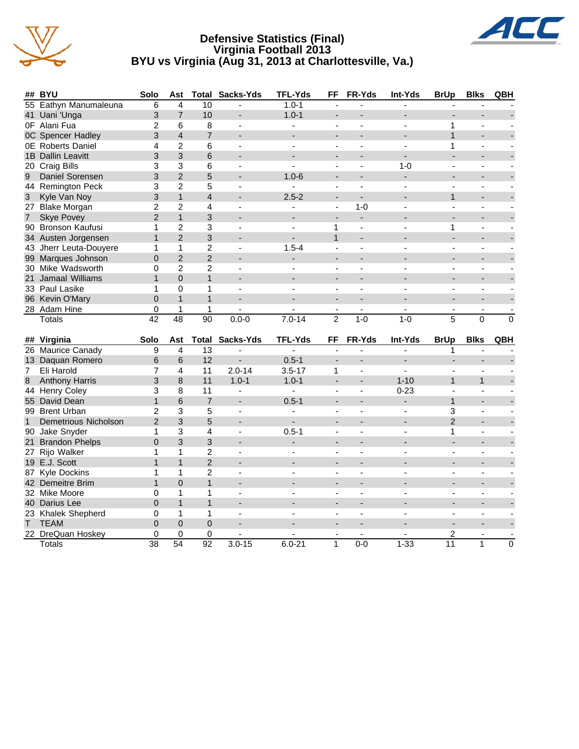# Defensive Statistics (Final)
## Virginia Football 2013
## BYU vs Virginia (Aug 31, 2013 at Charlottesville, Va.)

| ## | BYU | Solo | Ast | Total | Sacks-Yds | TFL-Yds | FF | FR-Yds | Int-Yds | BrUp | Blks | QBH |
|---|---|---|---|---|---|---|---|---|---|---|---|---|
| 55 | Eathyn Manumaleuna | 6 | 4 | 10 | - | 1.0-1 | - | - | - | - | - | - |
| 41 | Uani 'Unga | 3 | 7 | 10 | - | 1.0-1 | - | - | - | - | - | - |
| 0F | Alani Fua | 2 | 6 | 8 | - | - | - | - | - | 1 | - | - |
| 0C | Spencer Hadley | 3 | 4 | 7 | - | - | - | - | - | 1 | - | - |
| 0E | Roberts Daniel | 4 | 2 | 6 | - | - | - | - | - | 1 | - | - |
| 1B | Dallin Leavitt | 3 | 3 | 6 | - | - | - | - | - | - | - | - |
| 20 | Craig Bills | 3 | 3 | 6 | - | - | - | - | 1-0 | - | - | - |
| 9 | Daniel Sorensen | 3 | 2 | 5 | - | 1.0-6 | - | - | - | - | - | - |
| 44 | Remington Peck | 3 | 2 | 5 | - | - | - | - | - | - | - | - |
| 3 | Kyle Van Noy | 3 | 1 | 4 | - | 2.5-2 | - | - | - | 1 | - | - |
| 27 | Blake Morgan | 2 | 2 | 4 | - | - | - | 1-0 | - | - | - | - |
| 7 | Skye Povey | 2 | 1 | 3 | - | - | - | - | - | - | - | - |
| 90 | Bronson Kaufusi | 1 | 2 | 3 | - | - | 1 | - | - | 1 | - | - |
| 34 | Austen Jorgensen | 1 | 2 | 3 | - | - | 1 | - | - | - | - | - |
| 43 | Jherr Leuta-Douyere | 1 | 1 | 2 | - | 1.5-4 | - | - | - | - | - | - |
| 99 | Marques Johnson | 0 | 2 | 2 | - | - | - | - | - | - | - | - |
| 30 | Mike Wadsworth | 0 | 2 | 2 | - | - | - | - | - | - | - | - |
| 21 | Jamaal Williams | 1 | 0 | 1 | - | - | - | - | - | - | - | - |
| 33 | Paul Lasike | 1 | 0 | 1 | - | - | - | - | - | - | - | - |
| 96 | Kevin O'Mary | 0 | 1 | 1 | - | - | - | - | - | - | - | - |
| 28 | Adam Hine | 0 | 1 | 1 | - | - | - | - | - | - | - | - |
| | Totals | 42 | 48 | 90 | 0.0-0 | 7.0-14 | 2 | 1-0 | 1-0 | 5 | 0 | 0 |

| ## | Virginia | Solo | Ast | Total | Sacks-Yds | TFL-Yds | FF | FR-Yds | Int-Yds | BrUp | Blks | QBH |
|---|---|---|---|---|---|---|---|---|---|---|---|---|
| 26 | Maurice Canady | 9 | 4 | 13 | - | - | - | - | - | 1 | - | - |
| 13 | Daquan Romero | 6 | 6 | 12 | - | 0.5-1 | - | - | - | - | - | - |
| 7 | Eli Harold | 7 | 4 | 11 | 2.0-14 | 3.5-17 | 1 | - | - | - | - | - |
| 8 | Anthony Harris | 3 | 8 | 11 | 1.0-1 | 1.0-1 | - | - | 1-10 | 1 | 1 | - |
| 44 | Henry Coley | 3 | 8 | 11 | - | - | - | - | 0-23 | - | - | - |
| 55 | David Dean | 1 | 6 | 7 | - | 0.5-1 | - | - | - | 1 | - | - |
| 99 | Brent Urban | 2 | 3 | 5 | - | - | - | - | - | 3 | - | - |
| 1 | Demetrious Nicholson | 2 | 3 | 5 | - | - | - | - | - | 2 | - | - |
| 90 | Jake Snyder | 1 | 3 | 4 | - | 0.5-1 | - | - | - | 1 | - | - |
| 21 | Brandon Phelps | 0 | 3 | 3 | - | - | - | - | - | - | - | - |
| 27 | Rijo Walker | 1 | 1 | 2 | - | - | - | - | - | - | - | - |
| 19 | E.J. Scott | 1 | 1 | 2 | - | - | - | - | - | - | - | - |
| 87 | Kyle Dockins | 1 | 1 | 2 | - | - | - | - | - | - | - | - |
| 42 | Demeitre Brim | 1 | 0 | 1 | - | - | - | - | - | - | - | - |
| 32 | Mike Moore | 0 | 1 | 1 | - | - | - | - | - | - | - | - |
| 40 | Darius Lee | 0 | 1 | 1 | - | - | - | - | - | - | - | - |
| 23 | Khalek Shepherd | 0 | 1 | 1 | - | - | - | - | - | - | - | - |
| T | TEAM | 0 | 0 | 0 | - | - | - | - | - | - | - | - |
| 22 | DreQuan Hoskey | 0 | 0 | 0 | - | - | - | - | - | 2 | - | - |
| | Totals | 38 | 54 | 92 | 3.0-15 | 6.0-21 | 1 | 0-0 | 1-33 | 11 | 1 | 0 |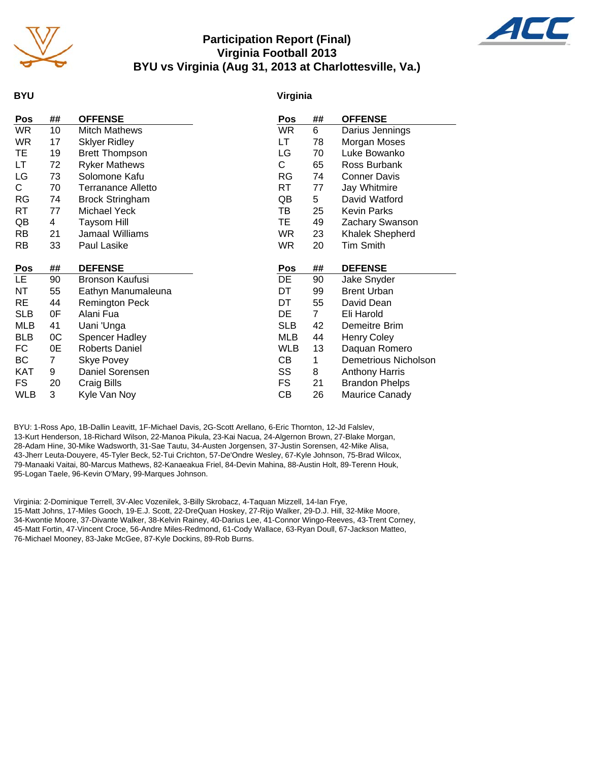# Participation Report (Final)
## Virginia Football 2013
## BYU vs Virginia (Aug 31, 2013 at Charlottesville, Va.)

### BYU

| Pos | ## | OFFENSE |
|---|---|---|
| WR | 10 | Mitch Mathews |
| WR | 17 | Sklyer Ridley |
| TE | 19 | Brett Thompson |
| LT | 72 | Ryker Mathews |
| LG | 73 | Solomone Kafu |
| C | 70 | Terranance Alletto |
| RG | 74 | Brock Stringham |
| RT | 77 | Michael Yeck |
| QB | 4 | Taysom Hill |
| RB | 21 | Jamaal Williams |
| RB | 33 | Paul Lasike |

| Pos | ## | DEFENSE |
|---|---|---|
| LE | 90 | Bronson Kaufusi |
| NT | 55 | Eathyn Manumaleuna |
| RE | 44 | Remington Peck |
| SLB | 0F | Alani Fua |
| MLB | 41 | Uani 'Unga |
| BLB | 0C | Spencer Hadley |
| FC | 0E | Roberts Daniel |
| BC | 7 | Skye Povey |
| KAT | 9 | Daniel Sorensen |
| FS | 20 | Craig Bills |
| WLB | 3 | Kyle Van Noy |

### Virginia

| Pos | ## | OFFENSE |
|---|---|---|
| WR | 6 | Darius Jennings |
| LT | 78 | Morgan Moses |
| LG | 70 | Luke Bowanko |
| C | 65 | Ross Burbank |
| RG | 74 | Conner Davis |
| RT | 77 | Jay Whitmire |
| QB | 5 | David Watford |
| TB | 25 | Kevin Parks |
| TE | 49 | Zachary Swanson |
| WR | 23 | Khalek Shepherd |
| WR | 20 | Tim Smith |

| Pos | ## | DEFENSE |
|---|---|---|
| DE | 90 | Jake Snyder |
| DT | 99 | Brent Urban |
| DT | 55 | David Dean |
| DE | 7 | Eli Harold |
| SLB | 42 | Demeitre Brim |
| MLB | 44 | Henry Coley |
| WLB | 13 | Daquan Romero |
| CB | 1 | Demetrious Nicholson |
| SS | 8 | Anthony Harris |
| FS | 21 | Brandon Phelps |
| CB | 26 | Maurice Canady |

BYU: 1-Ross Apo, 1B-Dallin Leavitt, 1F-Michael Davis, 2G-Scott Arellano, 6-Eric Thornton, 12-Jd Falslev, 13-Kurt Henderson, 18-Richard Wilson, 22-Manoa Pikula, 23-Kai Nacua, 24-Algernon Brown, 27-Blake Morgan, 28-Adam Hine, 30-Mike Wadsworth, 31-Sae Tautu, 34-Austen Jorgensen, 37-Justin Sorensen, 42-Mike Alisa, 43-Jherr Leuta-Douyere, 45-Tyler Beck, 52-Tui Crichton, 57-De'Ondre Wesley, 67-Kyle Johnson, 75-Brad Wilcox, 79-Manaaki Vaitai, 80-Marcus Mathews, 82-Kanaeakua Friel, 84-Devin Mahina, 88-Austin Holt, 89-Terenn Houk, 95-Logan Taele, 96-Kevin O'Mary, 99-Marques Johnson.

Virginia: 2-Dominique Terrell, 3V-Alec Vozenilek, 3-Billy Skrobacz, 4-Taquan Mizzell, 14-Ian Frye, 15-Matt Johns, 17-Miles Gooch, 19-E.J. Scott, 22-DreQuan Hoskey, 27-Rijo Walker, 29-D.J. Hill, 32-Mike Moore, 34-Kwontie Moore, 37-Divante Walker, 38-Kelvin Rainey, 40-Darius Lee, 41-Connor Wingo-Reeves, 43-Trent Corney, 45-Matt Fortin, 47-Vincent Croce, 56-Andre Miles-Redmond, 61-Cody Wallace, 63-Ryan Doull, 67-Jackson Matteo, 76-Michael Mooney, 83-Jake McGee, 87-Kyle Dockins, 89-Rob Burns.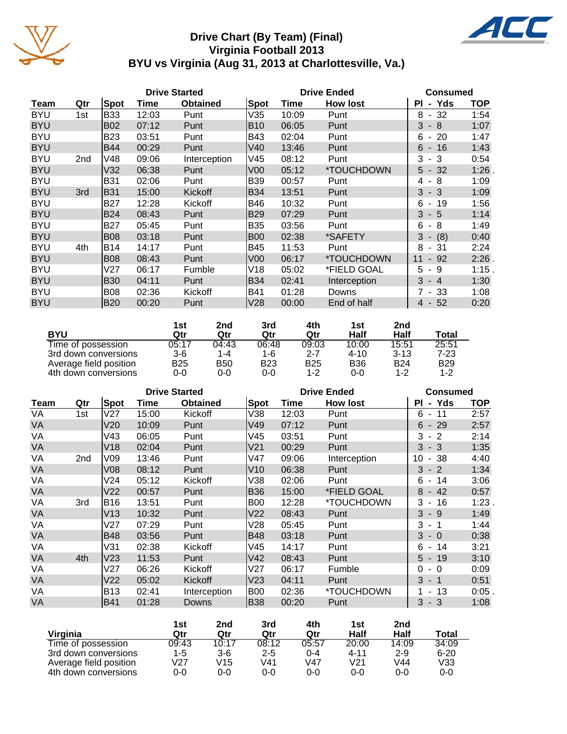# Drive Chart (By Team) (Final)
## Virginia Football 2013
## BYU vs Virginia (Aug 31, 2013 at Charlottesville, Va.)

| | | Drive Started | | | Drive Ended | | | Consumed | |
|---|---|---|---|---|---|---|---|---|---|
| Team | Qtr | Spot | Time | Obtained | Spot | Time | How lost | Pl - Yds | TOP |
| BYU | 1st | B33 | 12:03 | Punt | V35 | 10:09 | Punt | 8 - 32 | 1:54 |
| BYU | | B02 | 07:12 | Punt | B10 | 06:05 | Punt | 3 - 8 | 1:07 |
| BYU | | B23 | 03:51 | Punt | B43 | 02:04 | Punt | 6 - 20 | 1:47 |
| BYU | | B44 | 00:29 | Punt | V40 | 13:46 | Punt | 6 - 16 | 1:43 |
| BYU | 2nd | V48 | 09:06 | Interception | V45 | 08:12 | Punt | 3 - 3 | 0:54 |
| BYU | | V32 | 06:38 | Punt | V00 | 05:12 | *TOUCHDOWN | 5 - 32 | 1:26 . |
| BYU | | B31 | 02:06 | Punt | B39 | 00:57 | Punt | 4 - 8 | 1:09 |
| BYU | 3rd | B31 | 15:00 | Kickoff | B34 | 13:51 | Punt | 3 - 3 | 1:09 |
| BYU | | B27 | 12:28 | Kickoff | B46 | 10:32 | Punt | 6 - 19 | 1:56 |
| BYU | | B24 | 08:43 | Punt | B29 | 07:29 | Punt | 3 - 5 | 1:14 |
| BYU | | B27 | 05:45 | Punt | B35 | 03:56 | Punt | 6 - 8 | 1:49 |
| BYU | | B08 | 03:18 | Punt | B00 | 02:38 | *SAFETY | 3 - (8) | 0:40 |
| BYU | 4th | B14 | 14:17 | Punt | B45 | 11:53 | Punt | 8 - 31 | 2:24 |
| BYU | | B08 | 08:43 | Punt | V00 | 06:17 | *TOUCHDOWN | 11 - 92 | 2:26 . |
| BYU | | V27 | 06:17 | Fumble | V18 | 05:02 | *FIELD GOAL | 5 - 9 | 1:15 . |
| BYU | | B30 | 04:11 | Punt | B34 | 02:41 | Interception | 3 - 4 | 1:30 |
| BYU | | B08 | 02:36 | Kickoff | B41 | 01:28 | Downs | 7 - 33 | 1:08 |
| BYU | | B20 | 00:20 | Punt | V28 | 00:00 | End of half | 4 - 52 | 0:20 |

| BYU | 1st Qtr | 2nd Qtr | 3rd Qtr | 4th Qtr | 1st Half | 2nd Half | Total |
|---|---|---|---|---|---|---|---|
| Time of possession | 05:17 | 04:43 | 06:48 | 09:03 | 10:00 | 15:51 | 25:51 |
| 3rd down conversions | 3-6 | 1-4 | 1-6 | 2-7 | 4-10 | 3-13 | 7-23 |
| Average field position | B25 | B50 | B23 | B25 | B36 | B24 | B29 |
| 4th down conversions | 0-0 | 0-0 | 0-0 | 1-2 | 0-0 | 1-2 | 1-2 |

| | | Drive Started | | | Drive Ended | | | Consumed | |
|---|---|---|---|---|---|---|---|---|---|
| Team | Qtr | Spot | Time | Obtained | Spot | Time | How lost | Pl - Yds | TOP |
| VA | 1st | V27 | 15:00 | Kickoff | V38 | 12:03 | Punt | 6 - 11 | 2:57 |
| VA | | V20 | 10:09 | Punt | V49 | 07:12 | Punt | 6 - 29 | 2:57 |
| VA | | V43 | 06:05 | Punt | V45 | 03:51 | Punt | 3 - 2 | 2:14 |
| VA | | V18 | 02:04 | Punt | V21 | 00:29 | Punt | 3 - 3 | 1:35 |
| VA | 2nd | V09 | 13:46 | Punt | V47 | 09:06 | Interception | 10 - 38 | 4:40 |
| VA | | V08 | 08:12 | Punt | V10 | 06:38 | Punt | 3 - 2 | 1:34 |
| VA | | V24 | 05:12 | Kickoff | V38 | 02:06 | Punt | 6 - 14 | 3:06 |
| VA | | V22 | 00:57 | Punt | B36 | 15:00 | *FIELD GOAL | 8 - 42 | 0:57 |
| VA | 3rd | B16 | 13:51 | Punt | B00 | 12:28 | *TOUCHDOWN | 3 - 16 | 1:23 . |
| VA | | V13 | 10:32 | Punt | V22 | 08:43 | Punt | 3 - 9 | 1:49 |
| VA | | V27 | 07:29 | Punt | V28 | 05:45 | Punt | 3 - 1 | 1:44 |
| VA | | B48 | 03:56 | Punt | B48 | 03:18 | Punt | 3 - 0 | 0:38 |
| VA | | V31 | 02:38 | Kickoff | V45 | 14:17 | Punt | 6 - 14 | 3:21 |
| VA | 4th | V23 | 11:53 | Punt | V42 | 08:43 | Punt | 5 - 19 | 3:10 |
| VA | | V27 | 06:26 | Kickoff | V27 | 06:17 | Fumble | 0 - 0 | 0:09 |
| VA | | V22 | 05:02 | Kickoff | V23 | 04:11 | Punt | 3 - 1 | 0:51 |
| VA | | B13 | 02:41 | Interception | B00 | 02:36 | *TOUCHDOWN | 1 - 13 | 0:05 . |
| VA | | B41 | 01:28 | Downs | B38 | 00:20 | Punt | 3 - 3 | 1:08 |

| Virginia | 1st Qtr | 2nd Qtr | 3rd Qtr | 4th Qtr | 1st Half | 2nd Half | Total |
|---|---|---|---|---|---|---|---|
| Time of possession | 09:43 | 10:17 | 08:12 | 05:57 | 20:00 | 14:09 | 34:09 |
| 3rd down conversions | 1-5 | 3-6 | 2-5 | 0-4 | 4-11 | 2-9 | 6-20 |
| Average field position | V27 | V15 | V41 | V47 | V21 | V44 | V33 |
| 4th down conversions | 0-0 | 0-0 | 0-0 | 0-0 | 0-0 | 0-0 | 0-0 |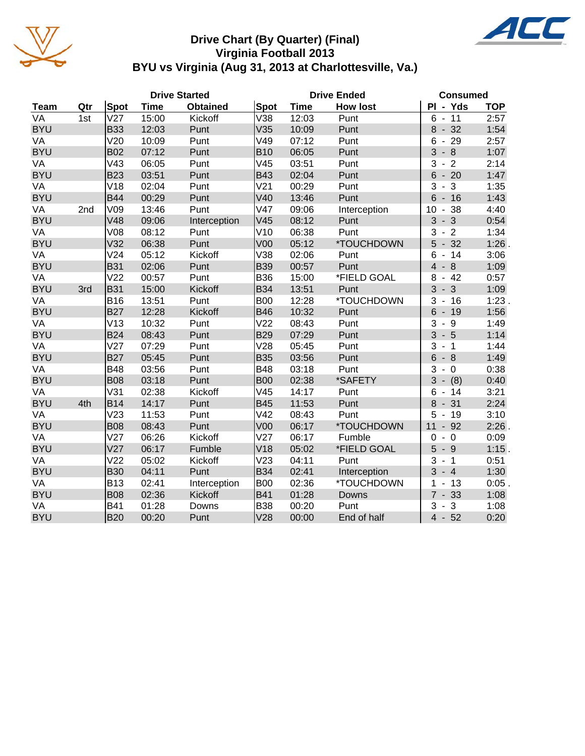# Drive Chart (By Quarter) (Final)
## Virginia Football 2013
## BYU vs Virginia (Aug 31, 2013 at Charlottesville, Va.)

| Team | Qtr | Drive Started | | | Drive Ended | | | Consumed | |
|---|---|---|---|---|---|---|---|---|---|
| | | Spot | Time | Obtained | Spot | Time | How lost | Pl - Yds | TOP |
| VA | 1st | V27 | 15:00 | Kickoff | V38 | 12:03 | Punt | 6 - 11 | 2:57 |
| BYU | | B33 | 12:03 | Punt | V35 | 10:09 | Punt | 8 - 32 | 1:54 |
| VA | | V20 | 10:09 | Punt | V49 | 07:12 | Punt | 6 - 29 | 2:57 |
| BYU | | B02 | 07:12 | Punt | B10 | 06:05 | Punt | 3 - 8 | 1:07 |
| VA | | V43 | 06:05 | Punt | V45 | 03:51 | Punt | 3 - 2 | 2:14 |
| BYU | | B23 | 03:51 | Punt | B43 | 02:04 | Punt | 6 - 20 | 1:47 |
| VA | | V18 | 02:04 | Punt | V21 | 00:29 | Punt | 3 - 3 | 1:35 |
| BYU | | B44 | 00:29 | Punt | V40 | 13:46 | Punt | 6 - 16 | 1:43 |
| VA | 2nd | V09 | 13:46 | Punt | V47 | 09:06 | Interception | 10 - 38 | 4:40 |
| BYU | | V48 | 09:06 | Interception | V45 | 08:12 | Punt | 3 - 3 | 0:54 |
| VA | | V08 | 08:12 | Punt | V10 | 06:38 | Punt | 3 - 2 | 1:34 |
| BYU | | V32 | 06:38 | Punt | V00 | 05:12 | *TOUCHDOWN | 5 - 32 | 1:26 . |
| VA | | V24 | 05:12 | Kickoff | V38 | 02:06 | Punt | 6 - 14 | 3:06 |
| BYU | | B31 | 02:06 | Punt | B39 | 00:57 | Punt | 4 - 8 | 1:09 |
| VA | | V22 | 00:57 | Punt | B36 | 15:00 | *FIELD GOAL | 8 - 42 | 0:57 |
| BYU | 3rd | B31 | 15:00 | Kickoff | B34 | 13:51 | Punt | 3 - 3 | 1:09 |
| VA | | B16 | 13:51 | Punt | B00 | 12:28 | *TOUCHDOWN | 3 - 16 | 1:23 . |
| BYU | | B27 | 12:28 | Kickoff | B46 | 10:32 | Punt | 6 - 19 | 1:56 |
| VA | | V13 | 10:32 | Punt | V22 | 08:43 | Punt | 3 - 9 | 1:49 |
| BYU | | B24 | 08:43 | Punt | B29 | 07:29 | Punt | 3 - 5 | 1:14 |
| VA | | V27 | 07:29 | Punt | V28 | 05:45 | Punt | 3 - 1 | 1:44 |
| BYU | | B27 | 05:45 | Punt | B35 | 03:56 | Punt | 6 - 8 | 1:49 |
| VA | | B48 | 03:56 | Punt | B48 | 03:18 | Punt | 3 - 0 | 0:38 |
| BYU | | B08 | 03:18 | Punt | B00 | 02:38 | *SAFETY | 3 - (8) | 0:40 |
| VA | | V31 | 02:38 | Kickoff | V45 | 14:17 | Punt | 6 - 14 | 3:21 |
| BYU | 4th | B14 | 14:17 | Punt | B45 | 11:53 | Punt | 8 - 31 | 2:24 |
| VA | | V23 | 11:53 | Punt | V42 | 08:43 | Punt | 5 - 19 | 3:10 |
| BYU | | B08 | 08:43 | Punt | V00 | 06:17 | *TOUCHDOWN | 11 - 92 | 2:26 . |
| VA | | V27 | 06:26 | Kickoff | V27 | 06:17 | Fumble | 0 - 0 | 0:09 |
| BYU | | V27 | 06:17 | Fumble | V18 | 05:02 | *FIELD GOAL | 5 - 9 | 1:15 . |
| VA | | V22 | 05:02 | Kickoff | V23 | 04:11 | Punt | 3 - 1 | 0:51 |
| BYU | | B30 | 04:11 | Punt | B34 | 02:41 | Interception | 3 - 4 | 1:30 |
| VA | | B13 | 02:41 | Interception | B00 | 02:36 | *TOUCHDOWN | 1 - 13 | 0:05 . |
| BYU | | B08 | 02:36 | Kickoff | B41 | 01:28 | Downs | 7 - 33 | 1:08 |
| VA | | B41 | 01:28 | Downs | B38 | 00:20 | Punt | 3 - 3 | 1:08 |
| BYU | | B20 | 00:20 | Punt | V28 | 00:00 | End of half | 4 - 52 | 0:20 |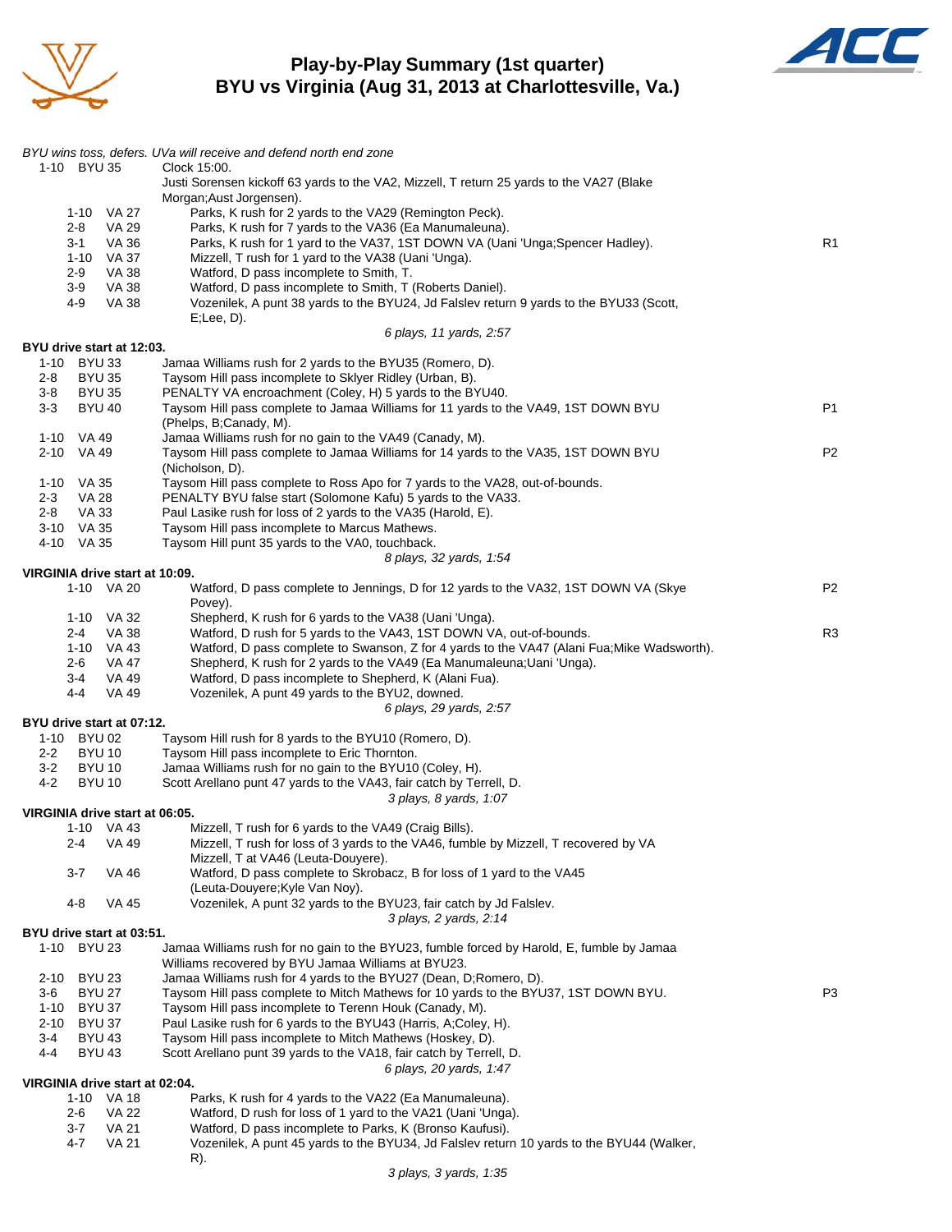# Play-by-Play Summary (1st quarter)
## BYU vs Virginia (Aug 31, 2013 at Charlottesville, Va.)

*BYU wins toss, defers. UVa will receive and defend north end zone*

| Down | Spot | Play | |
|---|---|---|---|
| 1-10 | BYU 35 | Clock 15:00. Justi Sorensen kickoff 63 yards to the VA2, Mizzell, T return 25 yards to the VA27 (Blake Morgan;Aust Jorgensen). | |
| 1-10 | VA 27 | Parks, K rush for 2 yards to the VA29 (Remington Peck). | |
| 2-8 | VA 29 | Parks, K rush for 7 yards to the VA36 (Ea Manumaleuna). | |
| 3-1 | VA 36 | Parks, K rush for 1 yard to the VA37, 1ST DOWN VA (Uani 'Unga;Spencer Hadley). | R1 |
| 1-10 | VA 37 | Mizzell, T rush for 1 yard to the VA38 (Uani 'Unga). | |
| 2-9 | VA 38 | Watford, D pass incomplete to Smith, T. | |
| 3-9 | VA 38 | Watford, D pass incomplete to Smith, T (Roberts Daniel). | |
| 4-9 | VA 38 | Vozenilek, A punt 38 yards to the BYU24, Jd Falslev return 9 yards to the BYU33 (Scott, E;Lee, D). | |

*6 plays, 11 yards, 2:57*

**BYU drive start at 12:03.**

| Down | Spot | Play | |
|---|---|---|---|
| 1-10 | BYU 33 | Jamaa Williams rush for 2 yards to the BYU35 (Romero, D). | |
| 2-8 | BYU 35 | Taysom Hill pass incomplete to Sklyer Ridley (Urban, B). | |
| 3-8 | BYU 35 | PENALTY VA encroachment (Coley, H) 5 yards to the BYU40. | |
| 3-3 | BYU 40 | Taysom Hill pass complete to Jamaa Williams for 11 yards to the VA49, 1ST DOWN BYU (Phelps, B;Canady, M). | P1 |
| 1-10 | VA 49 | Jamaa Williams rush for no gain to the VA49 (Canady, M). | |
| 2-10 | VA 49 | Taysom Hill pass complete to Jamaa Williams for 14 yards to the VA35, 1ST DOWN BYU (Nicholson, D). | P2 |
| 1-10 | VA 35 | Taysom Hill pass complete to Ross Apo for 7 yards to the VA28, out-of-bounds. | |
| 2-3 | VA 28 | PENALTY BYU false start (Solomone Kafu) 5 yards to the VA33. | |
| 2-8 | VA 33 | Paul Lasike rush for loss of 2 yards to the VA35 (Harold, E). | |
| 3-10 | VA 35 | Taysom Hill pass incomplete to Marcus Mathews. | |
| 4-10 | VA 35 | Taysom Hill punt 35 yards to the VA0, touchback. | |

*8 plays, 32 yards, 1:54*

**VIRGINIA drive start at 10:09.**

| Down | Spot | Play | |
|---|---|---|---|
| 1-10 | VA 20 | Watford, D pass complete to Jennings, D for 12 yards to the VA32, 1ST DOWN VA (Skye Povey). | P2 |
| 1-10 | VA 32 | Shepherd, K rush for 6 yards to the VA38 (Uani 'Unga). | |
| 2-4 | VA 38 | Watford, D rush for 5 yards to the VA43, 1ST DOWN VA, out-of-bounds. | R3 |
| 1-10 | VA 43 | Watford, D pass complete to Swanson, Z for 4 yards to the VA47 (Alani Fua;Mike Wadsworth). | |
| 2-6 | VA 47 | Shepherd, K rush for 2 yards to the VA49 (Ea Manumaleuna;Uani 'Unga). | |
| 3-4 | VA 49 | Watford, D pass incomplete to Shepherd, K (Alani Fua). | |
| 4-4 | VA 49 | Vozenilek, A punt 49 yards to the BYU2, downed. | |

*6 plays, 29 yards, 2:57*

**BYU drive start at 07:12.**

| Down | Spot | Play | |
|---|---|---|---|
| 1-10 | BYU 02 | Taysom Hill rush for 8 yards to the BYU10 (Romero, D). | |
| 2-2 | BYU 10 | Taysom Hill pass incomplete to Eric Thornton. | |
| 3-2 | BYU 10 | Jamaa Williams rush for no gain to the BYU10 (Coley, H). | |
| 4-2 | BYU 10 | Scott Arellano punt 47 yards to the VA43, fair catch by Terrell, D. | |

*3 plays, 8 yards, 1:07*

**VIRGINIA drive start at 06:05.**

| Down | Spot | Play | |
|---|---|---|---|
| 1-10 | VA 43 | Mizzell, T rush for 6 yards to the VA49 (Craig Bills). | |
| 2-4 | VA 49 | Mizzell, T rush for loss of 3 yards to the VA46, fumble by Mizzell, T recovered by VA Mizzell, T at VA46 (Leuta-Douyere). | |
| 3-7 | VA 46 | Watford, D pass complete to Skrobacz, B for loss of 1 yard to the VA45 (Leuta-Douyere;Kyle Van Noy). | |
| 4-8 | VA 45 | Vozenilek, A punt 32 yards to the BYU23, fair catch by Jd Falslev. | |

*3 plays, 2 yards, 2:14*

**BYU drive start at 03:51.**

| Down | Spot | Play | |
|---|---|---|---|
| 1-10 | BYU 23 | Jamaa Williams rush for no gain to the BYU23, fumble forced by Harold, E, fumble by Jamaa Williams recovered by BYU Jamaa Williams at BYU23. | |
| 2-10 | BYU 23 | Jamaa Williams rush for 4 yards to the BYU27 (Dean, D;Romero, D). | |
| 3-6 | BYU 27 | Taysom Hill pass complete to Mitch Mathews for 10 yards to the BYU37, 1ST DOWN BYU. | P3 |
| 1-10 | BYU 37 | Taysom Hill pass incomplete to Terenn Houk (Canady, M). | |
| 2-10 | BYU 37 | Paul Lasike rush for 6 yards to the BYU43 (Harris, A;Coley, H). | |
| 3-4 | BYU 43 | Taysom Hill pass incomplete to Mitch Mathews (Hoskey, D). | |
| 4-4 | BYU 43 | Scott Arellano punt 39 yards to the VA18, fair catch by Terrell, D. | |

*6 plays, 20 yards, 1:47*

**VIRGINIA drive start at 02:04.**

| Down | Spot | Play | |
|---|---|---|---|
| 1-10 | VA 18 | Parks, K rush for 4 yards to the VA22 (Ea Manumaleuna). | |
| 2-6 | VA 22 | Watford, D rush for loss of 1 yard to the VA21 (Uani 'Unga). | |
| 3-7 | VA 21 | Watford, D pass incomplete to Parks, K (Bronso Kaufusi). | |
| 4-7 | VA 21 | Vozenilek, A punt 45 yards to the BYU34, Jd Falslev return 10 yards to the BYU44 (Walker, R). | |

*3 plays, 3 yards, 1:35*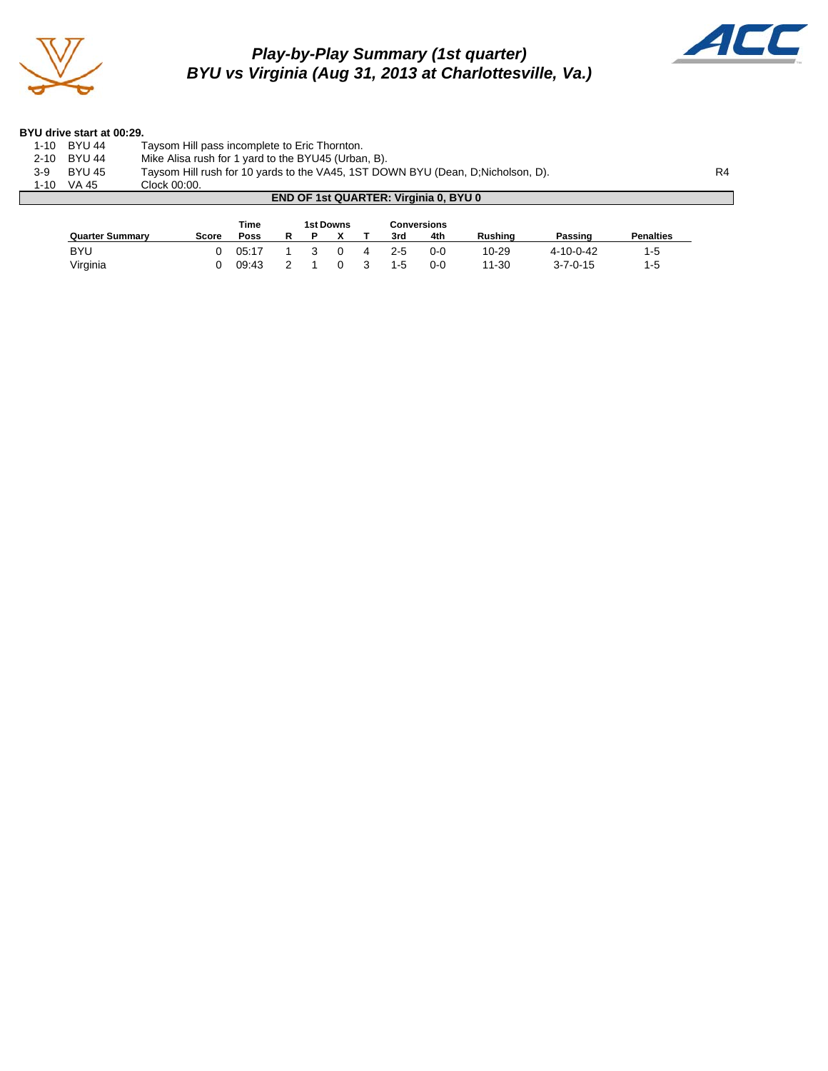## *Play-by-Play Summary (1st quarter)*
## *BYU vs Virginia (Aug 31, 2013 at Charlottesville, Va.)*

**BYU drive start at 00:29.**

| Down | Spot | Play | |
|---|---|---|---|
| 1-10 | BYU 44 | Taysom Hill pass incomplete to Eric Thornton. | |
| 2-10 | BYU 44 | Mike Alisa rush for 1 yard to the BYU45 (Urban, B). | |
| 3-9 | BYU 45 | Taysom Hill rush for 10 yards to the VA45, 1ST DOWN BYU (Dean, D;Nicholson, D). | R4 |
| 1-10 | VA 45 | Clock 00:00. | |

**END OF 1st QUARTER: Virginia 0, BYU 0**

| Quarter Summary | Score | Time Poss | 1st Downs R | 1st Downs P | 1st Downs X | 1st Downs T | Conversions 3rd | Conversions 4th | Rushing | Passing | Penalties |
|---|---|---|---|---|---|---|---|---|---|---|---|
| BYU | 0 | 05:17 | 1 | 3 | 0 | 4 | 2-5 | 0-0 | 10-29 | 4-10-0-42 | 1-5 |
| Virginia | 0 | 09:43 | 2 | 1 | 0 | 3 | 1-5 | 0-0 | 11-30 | 3-7-0-15 | 1-5 |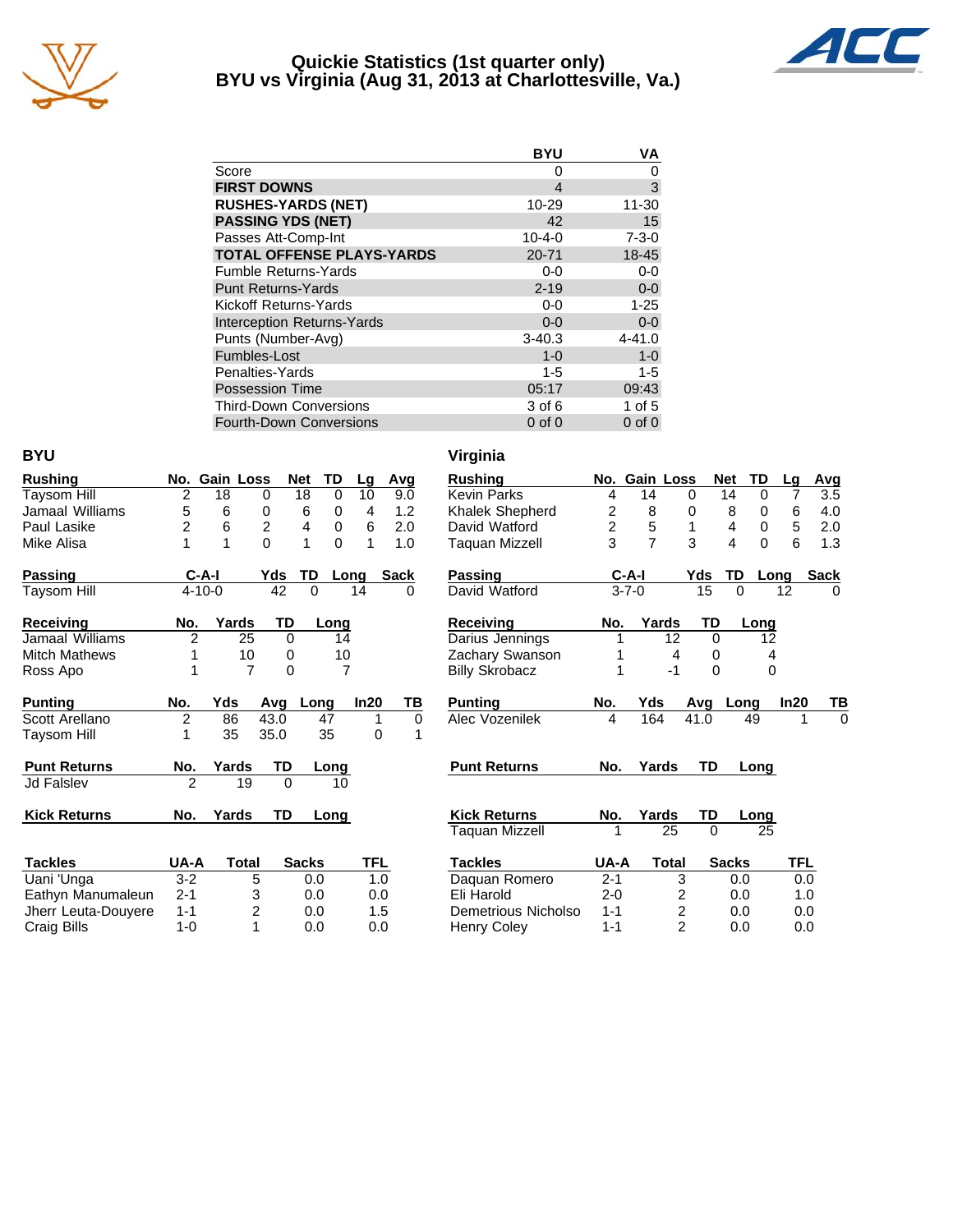# Quickie Statistics (1st quarter only)
## BYU vs Virginia (Aug 31, 2013 at Charlottesville, Va.)

| | BYU | VA |
|---|---|---|
| Score | 0 | 0 |
| **FIRST DOWNS** | 4 | 3 |
| **RUSHES-YARDS (NET)** | 10-29 | 11-30 |
| **PASSING YDS (NET)** | 42 | 15 |
| Passes Att-Comp-Int | 10-4-0 | 7-3-0 |
| **TOTAL OFFENSE PLAYS-YARDS** | 20-71 | 18-45 |
| Fumble Returns-Yards | 0-0 | 0-0 |
| Punt Returns-Yards | 2-19 | 0-0 |
| Kickoff Returns-Yards | 0-0 | 1-25 |
| Interception Returns-Yards | 0-0 | 0-0 |
| Punts (Number-Avg) | 3-40.3 | 4-41.0 |
| Fumbles-Lost | 1-0 | 1-0 |
| Penalties-Yards | 1-5 | 1-5 |
| Possession Time | 05:17 | 09:43 |
| Third-Down Conversions | 3 of 6 | 1 of 5 |
| Fourth-Down Conversions | 0 of 0 | 0 of 0 |

## BYU

| Rushing | No. | Gain | Loss | Net | TD | Lg | Avg |
|---|---|---|---|---|---|---|---|
| Taysom Hill | 2 | 18 | 0 | 18 | 0 | 10 | 9.0 |
| Jamaal Williams | 5 | 6 | 0 | 6 | 0 | 4 | 1.2 |
| Paul Lasike | 2 | 6 | 2 | 4 | 0 | 6 | 2.0 |
| Mike Alisa | 1 | 1 | 0 | 1 | 0 | 1 | 1.0 |

| Passing | C-A-I | Yds | TD | Long | Sack |
|---|---|---|---|---|---|
| Taysom Hill | 4-10-0 | 42 | 0 | 14 | 0 |

| Receiving | No. | Yards | TD | Long |
|---|---|---|---|---|
| Jamaal Williams | 2 | 25 | 0 | 14 |
| Mitch Mathews | 1 | 10 | 0 | 10 |
| Ross Apo | 1 | 7 | 0 | 7 |

| Punting | No. | Yds | Avg | Long | In20 | TB |
|---|---|---|---|---|---|---|
| Scott Arellano | 2 | 86 | 43.0 | 47 | 1 | 0 |
| Taysom Hill | 1 | 35 | 35.0 | 35 | 0 | 1 |

| Punt Returns | No. | Yards | TD | Long |
|---|---|---|---|---|
| Jd Falslev | 2 | 19 | 0 | 10 |

| Kick Returns | No. | Yards | TD | Long |
|---|---|---|---|---|

| Tackles | UA-A | Total | Sacks | TFL |
|---|---|---|---|---|
| Uani 'Unga | 3-2 | 5 | 0.0 | 1.0 |
| Eathyn Manumaleun | 2-1 | 3 | 0.0 | 0.0 |
| Jherr Leuta-Douyere | 1-1 | 2 | 0.0 | 1.5 |
| Craig Bills | 1-0 | 1 | 0.0 | 0.0 |

## Virginia

| Rushing | No. | Gain | Loss | Net | TD | Lg | Avg |
|---|---|---|---|---|---|---|---|
| Kevin Parks | 4 | 14 | 0 | 14 | 0 | 7 | 3.5 |
| Khalek Shepherd | 2 | 8 | 0 | 8 | 0 | 6 | 4.0 |
| David Watford | 2 | 5 | 1 | 4 | 0 | 5 | 2.0 |
| Taquan Mizzell | 3 | 7 | 3 | 4 | 0 | 6 | 1.3 |

| Passing | C-A-I | Yds | TD | Long | Sack |
|---|---|---|---|---|---|
| David Watford | 3-7-0 | 15 | 0 | 12 | 0 |

| Receiving | No. | Yards | TD | Long |
|---|---|---|---|---|
| Darius Jennings | 1 | 12 | 0 | 12 |
| Zachary Swanson | 1 | 4 | 0 | 4 |
| Billy Skrobacz | 1 | -1 | 0 | 0 |

| Punting | No. | Yds | Avg | Long | In20 | TB |
|---|---|---|---|---|---|---|
| Alec Vozenilek | 4 | 164 | 41.0 | 49 | 1 | 0 |

| Punt Returns | No. | Yards | TD | Long |
|---|---|---|---|---|

| Kick Returns | No. | Yards | TD | Long |
|---|---|---|---|---|
| Taquan Mizzell | 1 | 25 | 0 | 25 |

| Tackles | UA-A | Total | Sacks | TFL |
|---|---|---|---|---|
| Daquan Romero | 2-1 | 3 | 0.0 | 0.0 |
| Eli Harold | 2-0 | 2 | 0.0 | 1.0 |
| Demetrious Nicholso | 1-1 | 2 | 0.0 | 0.0 |
| Henry Coley | 1-1 | 2 | 0.0 | 0.0 |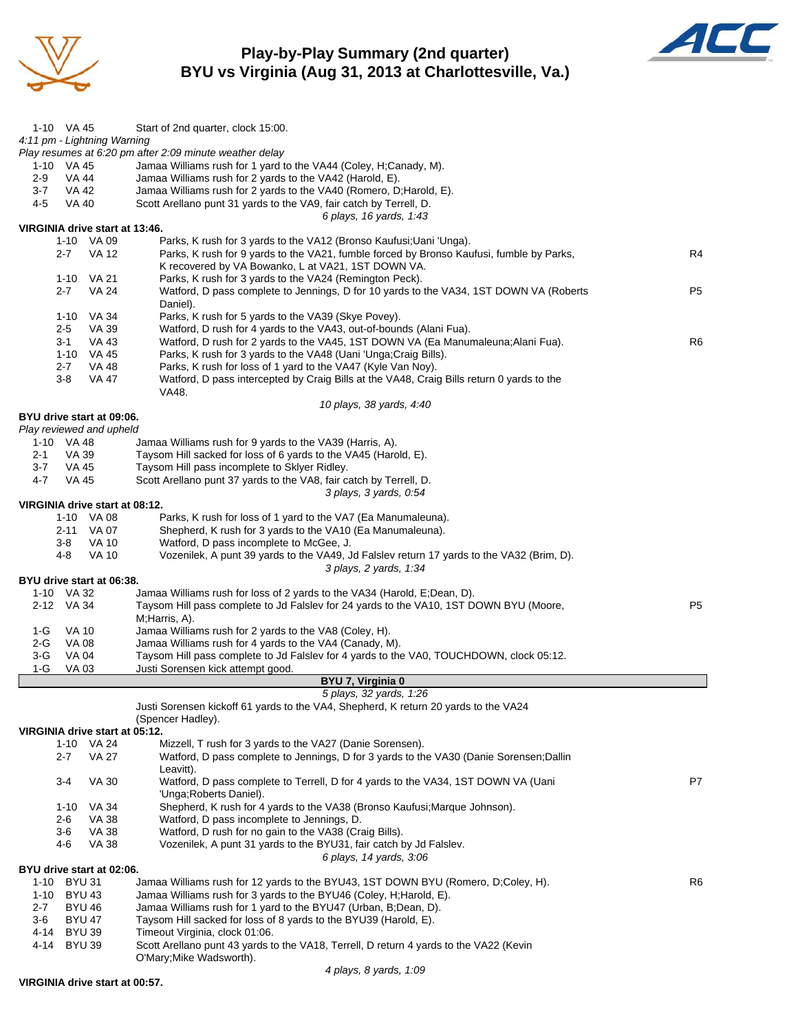# Play-by-Play Summary (2nd quarter)
## BYU vs Virginia (Aug 31, 2013 at Charlottesville, Va.)

| | | | |
|---|---|---|---|
| 1-10 | VA 45 | Start of 2nd quarter, clock 15:00. | |

*4:11 pm - Lightning Warning*

*Play resumes at 6:20 pm after 2:09 minute weather delay*

| | | | |
|---|---|---|---|
| 1-10 | VA 45 | Jamaa Williams rush for 1 yard to the VA44 (Coley, H;Canady, M). | |
| 2-9 | VA 44 | Jamaa Williams rush for 2 yards to the VA42 (Harold, E). | |
| 3-7 | VA 42 | Jamaa Williams rush for 2 yards to the VA40 (Romero, D;Harold, E). | |
| 4-5 | VA 40 | Scott Arellano punt 31 yards to the VA9, fair catch by Terrell, D. | |

*6 plays, 16 yards, 1:43*

**VIRGINIA drive start at 13:46.**

| | | | |
|---|---|---|---|
| 1-10 | VA 09 | Parks, K rush for 3 yards to the VA12 (Bronso Kaufusi;Uani 'Unga). | |
| 2-7 | VA 12 | Parks, K rush for 9 yards to the VA21, fumble forced by Bronso Kaufusi, fumble by Parks, K recovered by VA Bowanko, L at VA21, 1ST DOWN VA. | R4 |
| 1-10 | VA 21 | Parks, K rush for 3 yards to the VA24 (Remington Peck). | |
| 2-7 | VA 24 | Watford, D pass complete to Jennings, D for 10 yards to the VA34, 1ST DOWN VA (Roberts Daniel). | P5 |
| 1-10 | VA 34 | Parks, K rush for 5 yards to the VA39 (Skye Povey). | |
| 2-5 | VA 39 | Watford, D rush for 4 yards to the VA43, out-of-bounds (Alani Fua). | |
| 3-1 | VA 43 | Watford, D rush for 2 yards to the VA45, 1ST DOWN VA (Ea Manumaleuna;Alani Fua). | R6 |
| 1-10 | VA 45 | Parks, K rush for 3 yards to the VA48 (Uani 'Unga;Craig Bills). | |
| 2-7 | VA 48 | Parks, K rush for loss of 1 yard to the VA47 (Kyle Van Noy). | |
| 3-8 | VA 47 | Watford, D pass intercepted by Craig Bills at the VA48, Craig Bills return 0 yards to the VA48. | |

*10 plays, 38 yards, 4:40*

**BYU drive start at 09:06.**

*Play reviewed and upheld*

| | | | |
|---|---|---|---|
| 1-10 | VA 48 | Jamaa Williams rush for 9 yards to the VA39 (Harris, A). | |
| 2-1 | VA 39 | Taysom Hill sacked for loss of 6 yards to the VA45 (Harold, E). | |
| 3-7 | VA 45 | Taysom Hill pass incomplete to Sklyer Ridley. | |
| 4-7 | VA 45 | Scott Arellano punt 37 yards to the VA8, fair catch by Terrell, D. | |

*3 plays, 3 yards, 0:54*

**VIRGINIA drive start at 08:12.**

| | | | |
|---|---|---|---|
| 1-10 | VA 08 | Parks, K rush for loss of 1 yard to the VA7 (Ea Manumaleuna). | |
| 2-11 | VA 07 | Shepherd, K rush for 3 yards to the VA10 (Ea Manumaleuna). | |
| 3-8 | VA 10 | Watford, D pass incomplete to McGee, J. | |
| 4-8 | VA 10 | Vozenilek, A punt 39 yards to the VA49, Jd Falslev return 17 yards to the VA32 (Brim, D). | |

*3 plays, 2 yards, 1:34*

**BYU drive start at 06:38.**

| | | | |
|---|---|---|---|
| 1-10 | VA 32 | Jamaa Williams rush for loss of 2 yards to the VA34 (Harold, E;Dean, D). | |
| 2-12 | VA 34 | Taysom Hill pass complete to Jd Falslev for 24 yards to the VA10, 1ST DOWN BYU (Moore, M;Harris, A). | P5 |
| 1-G | VA 10 | Jamaa Williams rush for 2 yards to the VA8 (Coley, H). | |
| 2-G | VA 08 | Jamaa Williams rush for 4 yards to the VA4 (Canady, M). | |
| 3-G | VA 04 | Taysom Hill pass complete to Jd Falslev for 4 yards to the VA0, TOUCHDOWN, clock 05:12. | |
| 1-G | VA 03 | Justi Sorensen kick attempt good. | |

**BYU 7, Virginia 0**

*5 plays, 32 yards, 1:26*

Justi Sorensen kickoff 61 yards to the VA4, Shepherd, K return 20 yards to the VA24 (Spencer Hadley).

**VIRGINIA drive start at 05:12.**

| | | | |
|---|---|---|---|
| 1-10 | VA 24 | Mizzell, T rush for 3 yards to the VA27 (Danie Sorensen). | |
| 2-7 | VA 27 | Watford, D pass complete to Jennings, D for 3 yards to the VA30 (Danie Sorensen;Dallin Leavitt). | |
| 3-4 | VA 30 | Watford, D pass complete to Terrell, D for 4 yards to the VA34, 1ST DOWN VA (Uani 'Unga;Roberts Daniel). | P7 |
| 1-10 | VA 34 | Shepherd, K rush for 4 yards to the VA38 (Bronso Kaufusi;Marque Johnson). | |
| 2-6 | VA 38 | Watford, D pass incomplete to Jennings, D. | |
| 3-6 | VA 38 | Watford, D rush for no gain to the VA38 (Craig Bills). | |
| 4-6 | VA 38 | Vozenilek, A punt 31 yards to the BYU31, fair catch by Jd Falslev. | |

*6 plays, 14 yards, 3:06*

**BYU drive start at 02:06.**

| | | | |
|---|---|---|---|
| 1-10 | BYU 31 | Jamaa Williams rush for 12 yards to the BYU43, 1ST DOWN BYU (Romero, D;Coley, H). | R6 |
| 1-10 | BYU 43 | Jamaa Williams rush for 3 yards to the BYU46 (Coley, H;Harold, E). | |
| 2-7 | BYU 46 | Jamaa Williams rush for 1 yard to the BYU47 (Urban, B;Dean, D). | |
| 3-6 | BYU 47 | Taysom Hill sacked for loss of 8 yards to the BYU39 (Harold, E). | |
| 4-14 | BYU 39 | Timeout Virginia, clock 01:06. | |
| 4-14 | BYU 39 | Scott Arellano punt 43 yards to the VA18, Terrell, D return 4 yards to the VA22 (Kevin O'Mary;Mike Wadsworth). | |

*4 plays, 8 yards, 1:09*

**VIRGINIA drive start at 00:57.**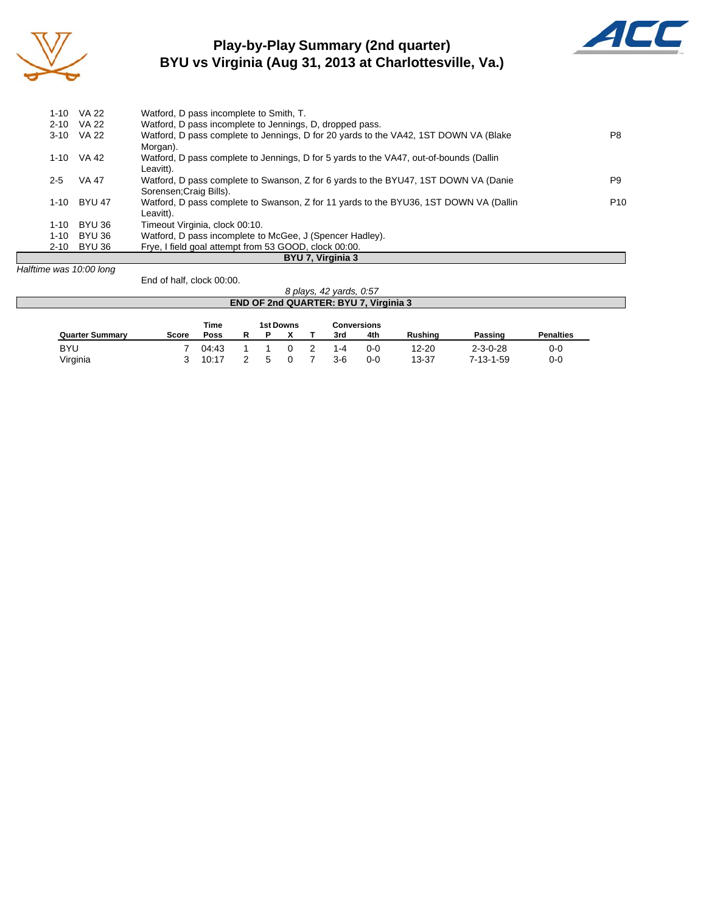# Play-by-Play Summary (2nd quarter)
## BYU vs Virginia (Aug 31, 2013 at Charlottesville, Va.)

| Down | Spot | Play | |
|---|---|---|---|
| 1-10 | VA 22 | Watford, D pass incomplete to Smith, T. | |
| 2-10 | VA 22 | Watford, D pass incomplete to Jennings, D, dropped pass. | |
| 3-10 | VA 22 | Watford, D pass complete to Jennings, D for 20 yards to the VA42, 1ST DOWN VA (Blake Morgan). | P8 |
| 1-10 | VA 42 | Watford, D pass complete to Jennings, D for 5 yards to the VA47, out-of-bounds (Dallin Leavitt). | |
| 2-5 | VA 47 | Watford, D pass complete to Swanson, Z for 6 yards to the BYU47, 1ST DOWN VA (Danie Sorensen;Craig Bills). | P9 |
| 1-10 | BYU 47 | Watford, D pass complete to Swanson, Z for 11 yards to the BYU36, 1ST DOWN VA (Dallin Leavitt). | P10 |
| 1-10 | BYU 36 | Timeout Virginia, clock 00:10. | |
| 1-10 | BYU 36 | Watford, D pass incomplete to McGee, J (Spencer Hadley). | |
| 2-10 | BYU 36 | Frye, I field goal attempt from 53 GOOD, clock 00:00. | |

**BYU 7, Virginia 3**

*Halftime was 10:00 long*

End of half, clock 00:00.

*8 plays, 42 yards, 0:57*

**END OF 2nd QUARTER: BYU 7, Virginia 3**

| Quarter Summary | Score | Time Poss | 1st Downs R | 1st Downs P | 1st Downs X | 1st Downs T | Conversions 3rd | Conversions 4th | Rushing | Passing | Penalties |
|---|---|---|---|---|---|---|---|---|---|---|---|
| BYU | 7 | 04:43 | 1 | 1 | 0 | 2 | 1-4 | 0-0 | 12-20 | 2-3-0-28 | 0-0 |
| Virginia | 3 | 10:17 | 2 | 5 | 0 | 7 | 3-6 | 0-0 | 13-37 | 7-13-1-59 | 0-0 |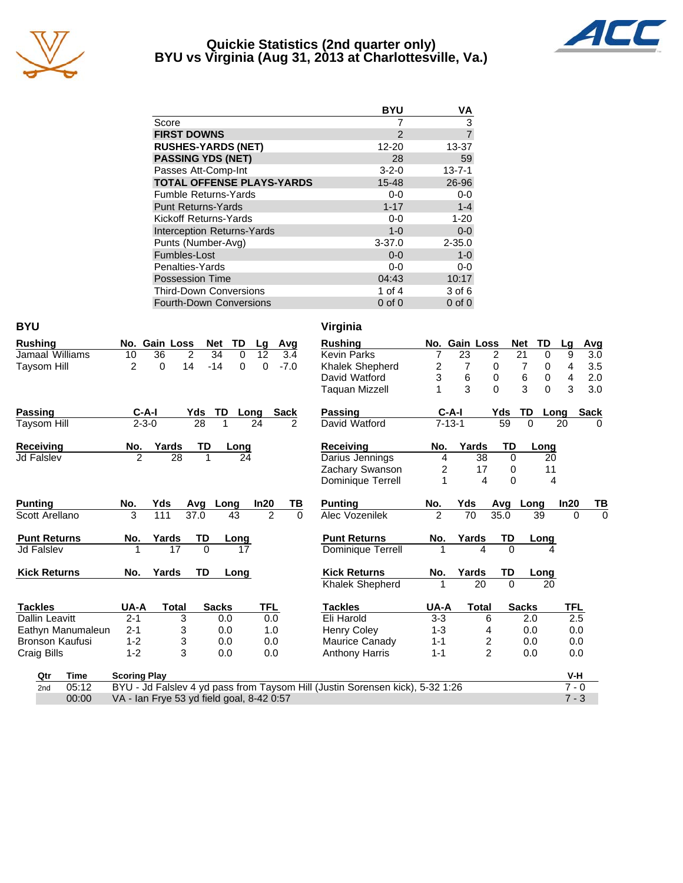# Quickie Statistics (2nd quarter only)
## BYU vs Virginia (Aug 31, 2013 at Charlottesville, Va.)

| | BYU | VA |
|---|---|---|
| Score | 7 | 3 |
| **FIRST DOWNS** | 2 | 7 |
| **RUSHES-YARDS (NET)** | 12-20 | 13-37 |
| **PASSING YDS (NET)** | 28 | 59 |
| Passes Att-Comp-Int | 3-2-0 | 13-7-1 |
| **TOTAL OFFENSE PLAYS-YARDS** | 15-48 | 26-96 |
| Fumble Returns-Yards | 0-0 | 0-0 |
| Punt Returns-Yards | 1-17 | 1-4 |
| Kickoff Returns-Yards | 0-0 | 1-20 |
| Interception Returns-Yards | 1-0 | 0-0 |
| Punts (Number-Avg) | 3-37.0 | 2-35.0 |
| Fumbles-Lost | 0-0 | 1-0 |
| Penalties-Yards | 0-0 | 0-0 |
| Possession Time | 04:43 | 10:17 |
| Third-Down Conversions | 1 of 4 | 3 of 6 |
| Fourth-Down Conversions | 0 of 0 | 0 of 0 |

## BYU

| Rushing | No. | Gain | Loss | Net | TD | Lg | Avg |
|---|---|---|---|---|---|---|---|
| Jamaal Williams | 10 | 36 | 2 | 34 | 0 | 12 | 3.4 |
| Taysom Hill | 2 | 0 | 14 | -14 | 0 | 0 | -7.0 |

| Passing | C-A-I | Yds | TD | Long | Sack |
|---|---|---|---|---|---|
| Taysom Hill | 2-3-0 | 28 | 1 | 24 | 2 |

| Receiving | No. | Yards | TD | Long |
|---|---|---|---|---|
| Jd Falslev | 2 | 28 | 1 | 24 |

| Punting | No. | Yds | Avg | Long | In20 | TB |
|---|---|---|---|---|---|---|
| Scott Arellano | 3 | 111 | 37.0 | 43 | 2 | 0 |

| Punt Returns | No. | Yards | TD | Long |
|---|---|---|---|---|
| Jd Falslev | 1 | 17 | 0 | 17 |

| Kick Returns | No. | Yards | TD | Long |
|---|---|---|---|---|

| Tackles | UA-A | Total | Sacks | TFL |
|---|---|---|---|---|
| Dallin Leavitt | 2-1 | 3 | 0.0 | 0.0 |
| Eathyn Manumaleun | 2-1 | 3 | 0.0 | 1.0 |
| Bronson Kaufusi | 1-2 | 3 | 0.0 | 0.0 |
| Craig Bills | 1-2 | 3 | 0.0 | 0.0 |

## Virginia

| Rushing | No. | Gain | Loss | Net | TD | Lg | Avg |
|---|---|---|---|---|---|---|---|
| Kevin Parks | 7 | 23 | 2 | 21 | 0 | 9 | 3.0 |
| Khalek Shepherd | 2 | 7 | 0 | 7 | 0 | 4 | 3.5 |
| David Watford | 3 | 6 | 0 | 6 | 0 | 4 | 2.0 |
| Taquan Mizzell | 1 | 3 | 0 | 3 | 0 | 3 | 3.0 |

| Passing | C-A-I | Yds | TD | Long | Sack |
|---|---|---|---|---|---|
| David Watford | 7-13-1 | 59 | 0 | 20 | 0 |

| Receiving | No. | Yards | TD | Long |
|---|---|---|---|---|
| Darius Jennings | 4 | 38 | 0 | 20 |
| Zachary Swanson | 2 | 17 | 0 | 11 |
| Dominique Terrell | 1 | 4 | 0 | 4 |

| Punting | No. | Yds | Avg | Long | In20 | TB |
|---|---|---|---|---|---|---|
| Alec Vozenilek | 2 | 70 | 35.0 | 39 | 0 | 0 |

| Punt Returns | No. | Yards | TD | Long |
|---|---|---|---|---|
| Dominique Terrell | 1 | 4 | 0 | 4 |

| Kick Returns | No. | Yards | TD | Long |
|---|---|---|---|---|
| Khalek Shepherd | 1 | 20 | 0 | 20 |

| Tackles | UA-A | Total | Sacks | TFL |
|---|---|---|---|---|
| Eli Harold | 3-3 | 6 | 2.0 | 2.5 |
| Henry Coley | 1-3 | 4 | 0.0 | 0.0 |
| Maurice Canady | 1-1 | 2 | 0.0 | 0.0 |
| Anthony Harris | 1-1 | 2 | 0.0 | 0.0 |

| Qtr | Time | Scoring Play | V-H |
|---|---|---|---|
| 2nd | 05:12 | BYU - Jd Falslev 4 yd pass from Taysom Hill (Justin Sorensen kick), 5-32 1:26 | 7 - 0 |
| | 00:00 | VA - Ian Frye 53 yd field goal, 8-42 0:57 | 7 - 3 |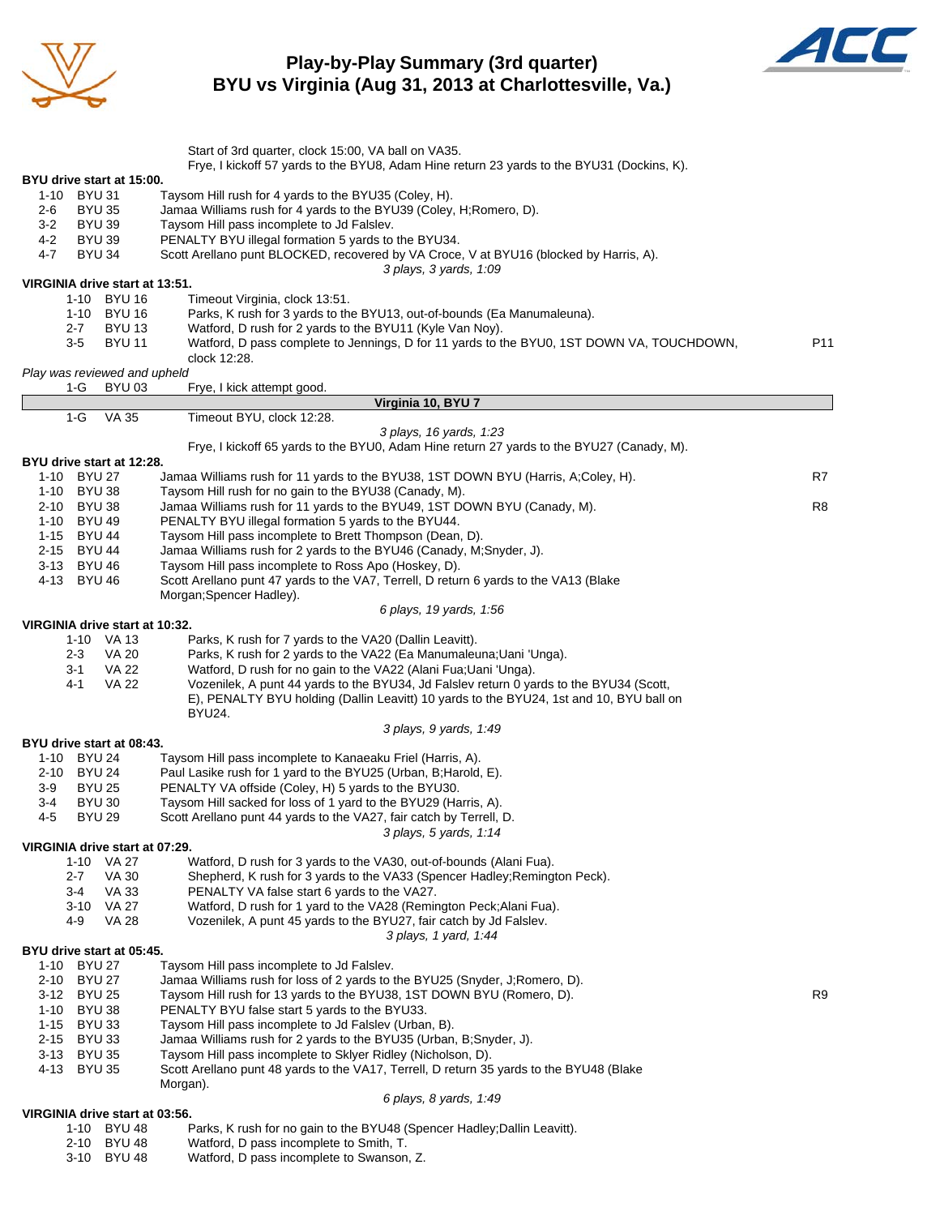# Play-by-Play Summary (3rd quarter)
## BYU vs Virginia (Aug 31, 2013 at Charlottesville, Va.)

Start of 3rd quarter, clock 15:00, VA ball on VA35.
Frye, I kickoff 57 yards to the BYU8, Adam Hine return 23 yards to the BYU31 (Dockins, K).

**BYU drive start at 15:00.**

| | | | |
|---|---|---|---|
| 1-10 | BYU 31 | Taysom Hill rush for 4 yards to the BYU35 (Coley, H). | |
| 2-6 | BYU 35 | Jamaa Williams rush for 4 yards to the BYU39 (Coley, H;Romero, D). | |
| 3-2 | BYU 39 | Taysom Hill pass incomplete to Jd Falslev. | |
| 4-2 | BYU 39 | PENALTY BYU illegal formation 5 yards to the BYU34. | |
| 4-7 | BYU 34 | Scott Arellano punt BLOCKED, recovered by VA Croce, V at BYU16 (blocked by Harris, A). | |

*3 plays, 3 yards, 1:09*

**VIRGINIA drive start at 13:51.**

| | | | |
|---|---|---|---|
| 1-10 | BYU 16 | Timeout Virginia, clock 13:51. | |
| 1-10 | BYU 16 | Parks, K rush for 3 yards to the BYU13, out-of-bounds (Ea Manumaleuna). | |
| 2-7 | BYU 13 | Watford, D rush for 2 yards to the BYU11 (Kyle Van Noy). | |
| 3-5 | BYU 11 | Watford, D pass complete to Jennings, D for 11 yards to the BYU0, 1ST DOWN VA, TOUCHDOWN, clock 12:28. | P11 |

*Play was reviewed and upheld*

| | | | |
|---|---|---|---|
| 1-G | BYU 03 | Frye, I kick attempt good. | |

**Virginia 10, BYU 7**

| | | | |
|---|---|---|---|
| 1-G | VA 35 | Timeout BYU, clock 12:28. | |

*3 plays, 16 yards, 1:23*

Frye, I kickoff 65 yards to the BYU0, Adam Hine return 27 yards to the BYU27 (Canady, M).

**BYU drive start at 12:28.**

| | | | |
|---|---|---|---|
| 1-10 | BYU 27 | Jamaa Williams rush for 11 yards to the BYU38, 1ST DOWN BYU (Harris, A;Coley, H). | R7 |
| 1-10 | BYU 38 | Taysom Hill rush for no gain to the BYU38 (Canady, M). | |
| 2-10 | BYU 38 | Jamaa Williams rush for 11 yards to the BYU49, 1ST DOWN BYU (Canady, M). | R8 |
| 1-10 | BYU 49 | PENALTY BYU illegal formation 5 yards to the BYU44. | |
| 1-15 | BYU 44 | Taysom Hill pass incomplete to Brett Thompson (Dean, D). | |
| 2-15 | BYU 44 | Jamaa Williams rush for 2 yards to the BYU46 (Canady, M;Snyder, J). | |
| 3-13 | BYU 46 | Taysom Hill pass incomplete to Ross Apo (Hoskey, D). | |
| 4-13 | BYU 46 | Scott Arellano punt 47 yards to the VA7, Terrell, D return 6 yards to the VA13 (Blake Morgan;Spencer Hadley). | |

*6 plays, 19 yards, 1:56*

**VIRGINIA drive start at 10:32.**

| | | | |
|---|---|---|---|
| 1-10 | VA 13 | Parks, K rush for 7 yards to the VA20 (Dallin Leavitt). | |
| 2-3 | VA 20 | Parks, K rush for 2 yards to the VA22 (Ea Manumaleuna;Uani 'Unga). | |
| 3-1 | VA 22 | Watford, D rush for no gain to the VA22 (Alani Fua;Uani 'Unga). | |
| 4-1 | VA 22 | Vozenilek, A punt 44 yards to the BYU34, Jd Falslev return 0 yards to the BYU34 (Scott, E), PENALTY BYU holding (Dallin Leavitt) 10 yards to the BYU24, 1st and 10, BYU ball on BYU24. | |

*3 plays, 9 yards, 1:49*

**BYU drive start at 08:43.**

| | | | |
|---|---|---|---|
| 1-10 | BYU 24 | Taysom Hill pass incomplete to Kanaeaku Friel (Harris, A). | |
| 2-10 | BYU 24 | Paul Lasike rush for 1 yard to the BYU25 (Urban, B;Harold, E). | |
| 3-9 | BYU 25 | PENALTY VA offside (Coley, H) 5 yards to the BYU30. | |
| 3-4 | BYU 30 | Taysom Hill sacked for loss of 1 yard to the BYU29 (Harris, A). | |
| 4-5 | BYU 29 | Scott Arellano punt 44 yards to the VA27, fair catch by Terrell, D. | |

*3 plays, 5 yards, 1:14*

**VIRGINIA drive start at 07:29.**

| | | | |
|---|---|---|---|
| 1-10 | VA 27 | Watford, D rush for 3 yards to the VA30, out-of-bounds (Alani Fua). | |
| 2-7 | VA 30 | Shepherd, K rush for 3 yards to the VA33 (Spencer Hadley;Remington Peck). | |
| 3-4 | VA 33 | PENALTY VA false start 6 yards to the VA27. | |
| 3-10 | VA 27 | Watford, D rush for 1 yard to the VA28 (Remington Peck;Alani Fua). | |
| 4-9 | VA 28 | Vozenilek, A punt 45 yards to the BYU27, fair catch by Jd Falslev. | |

*3 plays, 1 yard, 1:44*

**BYU drive start at 05:45.**

| | | | |
|---|---|---|---|
| 1-10 | BYU 27 | Taysom Hill pass incomplete to Jd Falslev. | |
| 2-10 | BYU 27 | Jamaa Williams rush for loss of 2 yards to the BYU25 (Snyder, J;Romero, D). | |
| 3-12 | BYU 25 | Taysom Hill rush for 13 yards to the BYU38, 1ST DOWN BYU (Romero, D). | R9 |
| 1-10 | BYU 38 | PENALTY BYU false start 5 yards to the BYU33. | |
| 1-15 | BYU 33 | Taysom Hill pass incomplete to Jd Falslev (Urban, B). | |
| 2-15 | BYU 33 | Jamaa Williams rush for 2 yards to the BYU35 (Urban, B;Snyder, J). | |
| 3-13 | BYU 35 | Taysom Hill pass incomplete to Sklyer Ridley (Nicholson, D). | |
| 4-13 | BYU 35 | Scott Arellano punt 48 yards to the VA17, Terrell, D return 35 yards to the BYU48 (Blake Morgan). | |

*6 plays, 8 yards, 1:49*

**VIRGINIA drive start at 03:56.**

| | | | |
|---|---|---|---|
| 1-10 | BYU 48 | Parks, K rush for no gain to the BYU48 (Spencer Hadley;Dallin Leavitt). | |
| 2-10 | BYU 48 | Watford, D pass incomplete to Smith, T. | |
| 3-10 | BYU 48 | Watford, D pass incomplete to Swanson, Z. | |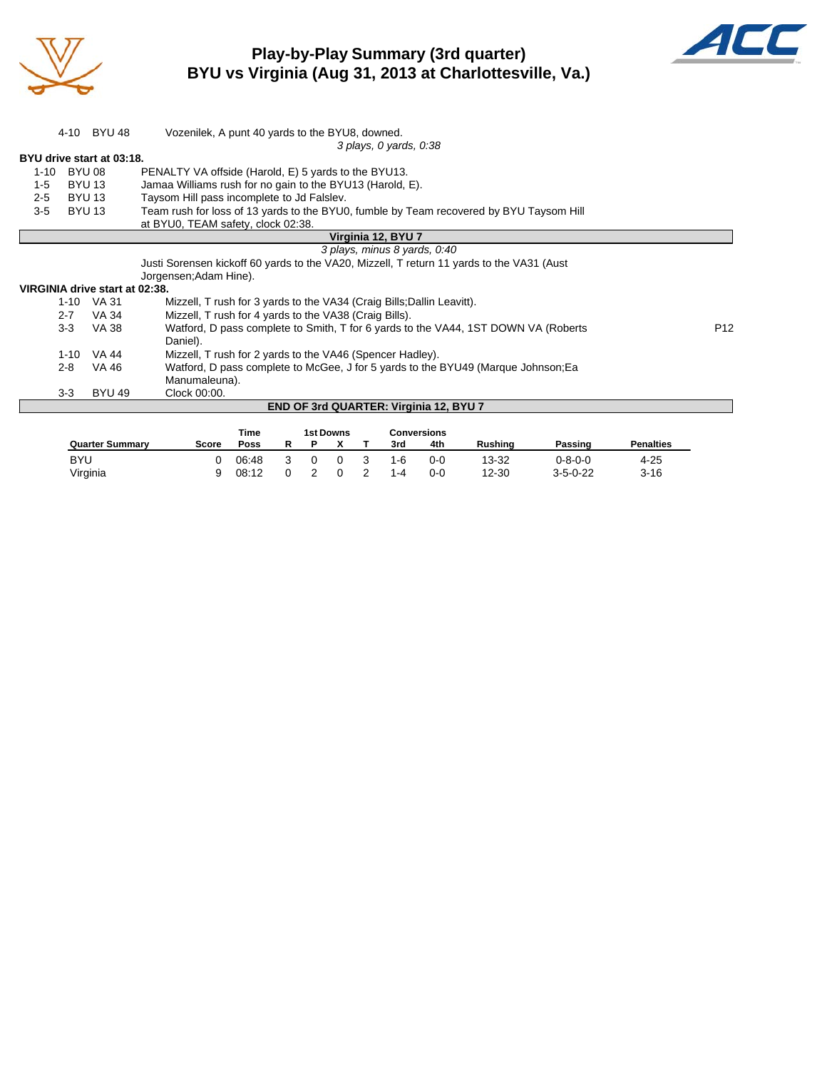# Play-by-Play Summary (3rd quarter)
## BYU vs Virginia (Aug 31, 2013 at Charlottesville, Va.)

| | | |
|---|---|---|
| 4-10 | BYU 48 | Vozenilek, A punt 40 yards to the BYU8, downed. |
| | | *3 plays, 0 yards, 0:38* |

**BYU drive start at 03:18.**

| | | | |
|---|---|---|---|
| 1-10 | BYU 08 | PENALTY VA offside (Harold, E) 5 yards to the BYU13. | |
| 1-5 | BYU 13 | Jamaa Williams rush for no gain to the BYU13 (Harold, E). | |
| 2-5 | BYU 13 | Taysom Hill pass incomplete to Jd Falslev. | |
| 3-5 | BYU 13 | Team rush for loss of 13 yards to the BYU0, fumble by Team recovered by BYU Taysom Hill at BYU0, TEAM safety, clock 02:38. | |

**Virginia 12, BYU 7**

*3 plays, minus 8 yards, 0:40*

Justi Sorensen kickoff 60 yards to the VA20, Mizzell, T return 11 yards to the VA31 (Aust Jorgensen;Adam Hine).

**VIRGINIA drive start at 02:38.**

| | | | |
|---|---|---|---|
| 1-10 | VA 31 | Mizzell, T rush for 3 yards to the VA34 (Craig Bills;Dallin Leavitt). | |
| 2-7 | VA 34 | Mizzell, T rush for 4 yards to the VA38 (Craig Bills). | |
| 3-3 | VA 38 | Watford, D pass complete to Smith, T for 6 yards to the VA44, 1ST DOWN VA (Roberts Daniel). | P12 |
| 1-10 | VA 44 | Mizzell, T rush for 2 yards to the VA46 (Spencer Hadley). | |
| 2-8 | VA 46 | Watford, D pass complete to McGee, J for 5 yards to the BYU49 (Marque Johnson;Ea Manumaleuna). | |
| 3-3 | BYU 49 | Clock 00:00. | |

**END OF 3rd QUARTER: Virginia 12, BYU 7**

| Quarter Summary | Score | Time Poss | 1st Downs R | P | X | T | Conversions 3rd | 4th | Rushing | Passing | Penalties |
|---|---|---|---|---|---|---|---|---|---|---|---|
| BYU | 0 | 06:48 | 3 | 0 | 0 | 3 | 1-6 | 0-0 | 13-32 | 0-8-0-0 | 4-25 |
| Virginia | 9 | 08:12 | 0 | 2 | 0 | 2 | 1-4 | 0-0 | 12-30 | 3-5-0-22 | 3-16 |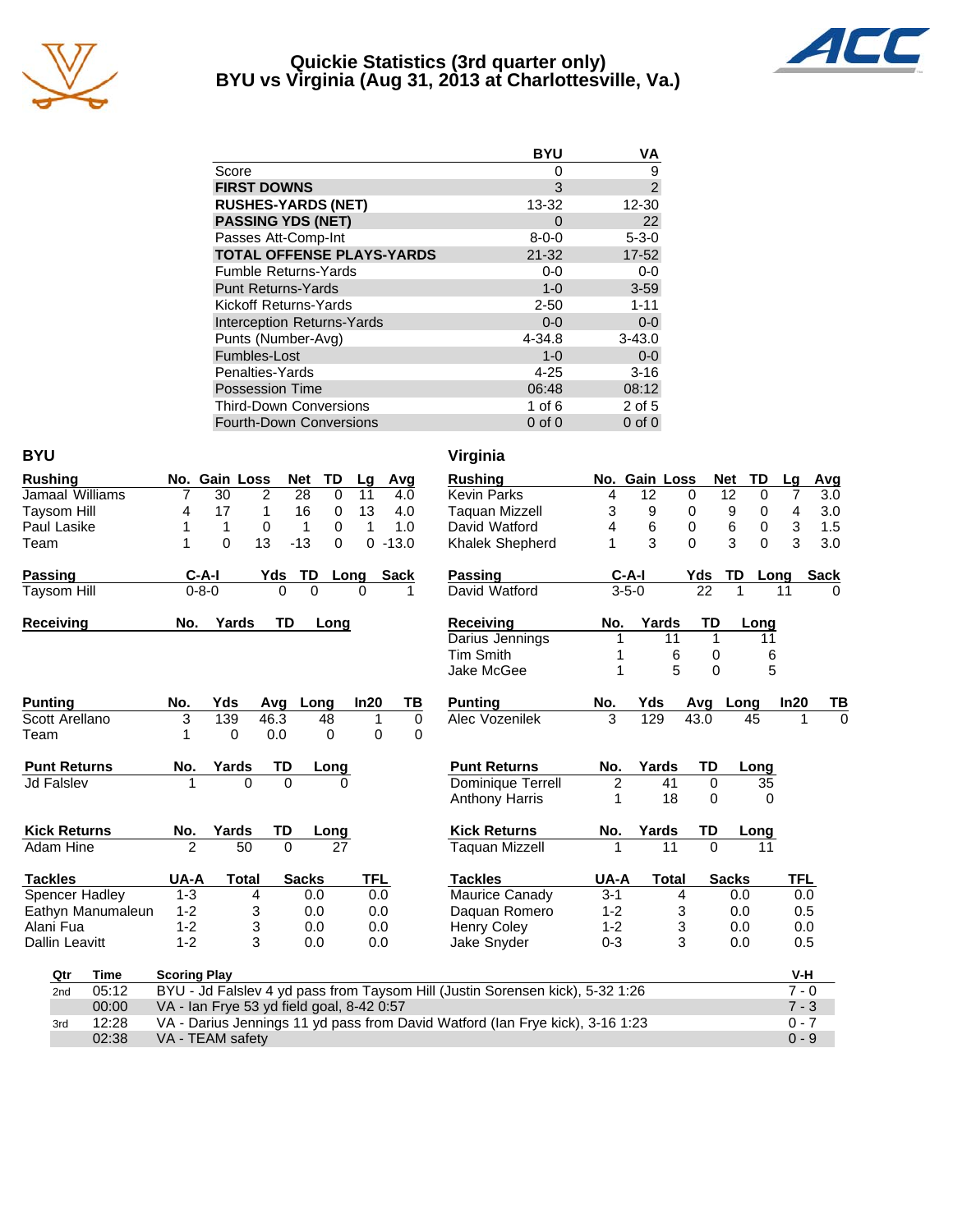# Quickie Statistics (3rd quarter only)
## BYU vs Virginia (Aug 31, 2013 at Charlottesville, Va.)

| | BYU | VA |
|---|---|---|
| Score | 0 | 9 |
| **FIRST DOWNS** | 3 | 2 |
| **RUSHES-YARDS (NET)** | 13-32 | 12-30 |
| **PASSING YDS (NET)** | 0 | 22 |
| Passes Att-Comp-Int | 8-0-0 | 5-3-0 |
| **TOTAL OFFENSE PLAYS-YARDS** | 21-32 | 17-52 |
| Fumble Returns-Yards | 0-0 | 0-0 |
| Punt Returns-Yards | 1-0 | 3-59 |
| Kickoff Returns-Yards | 2-50 | 1-11 |
| Interception Returns-Yards | 0-0 | 0-0 |
| Punts (Number-Avg) | 4-34.8 | 3-43.0 |
| Fumbles-Lost | 1-0 | 0-0 |
| Penalties-Yards | 4-25 | 3-16 |
| Possession Time | 06:48 | 08:12 |
| Third-Down Conversions | 1 of 6 | 2 of 5 |
| Fourth-Down Conversions | 0 of 0 | 0 of 0 |

## BYU

| Rushing | No. | Gain | Loss | Net | TD | Lg | Avg |
|---|---|---|---|---|---|---|---|
| Jamaal Williams | 7 | 30 | 2 | 28 | 0 | 11 | 4.0 |
| Taysom Hill | 4 | 17 | 1 | 16 | 0 | 13 | 4.0 |
| Paul Lasike | 1 | 1 | 0 | 1 | 0 | 1 | 1.0 |
| Team | 1 | 0 | 13 | -13 | 0 | 0 | -13.0 |

| Passing | C-A-I | Yds | TD | Long | Sack |
|---|---|---|---|---|---|
| Taysom Hill | 0-8-0 | 0 | 0 | 0 | 1 |

| Receiving | No. | Yards | TD | Long |
|---|---|---|---|---|

| Punting | No. | Yds | Avg | Long | In20 | TB |
|---|---|---|---|---|---|---|
| Scott Arellano | 3 | 139 | 46.3 | 48 | 1 | 0 |
| Team | 1 | 0 | 0.0 | 0 | 0 | 0 |

| Punt Returns | No. | Yards | TD | Long |
|---|---|---|---|---|
| Jd Falslev | 1 | 0 | 0 | 0 |

| Kick Returns | No. | Yards | TD | Long |
|---|---|---|---|---|
| Adam Hine | 2 | 50 | 0 | 27 |

| Tackles | UA-A | Total | Sacks | TFL |
|---|---|---|---|---|
| Spencer Hadley | 1-3 | 4 | 0.0 | 0.0 |
| Eathyn Manumaleun | 1-2 | 3 | 0.0 | 0.0 |
| Alani Fua | 1-2 | 3 | 0.0 | 0.0 |
| Dallin Leavitt | 1-2 | 3 | 0.0 | 0.0 |

## Virginia

| Rushing | No. | Gain | Loss | Net | TD | Lg | Avg |
|---|---|---|---|---|---|---|---|
| Kevin Parks | 4 | 12 | 0 | 12 | 0 | 7 | 3.0 |
| Taquan Mizzell | 3 | 9 | 0 | 9 | 0 | 4 | 3.0 |
| David Watford | 4 | 6 | 0 | 6 | 0 | 3 | 1.5 |
| Khalek Shepherd | 1 | 3 | 0 | 3 | 0 | 3 | 3.0 |

| Passing | C-A-I | Yds | TD | Long | Sack |
|---|---|---|---|---|---|
| David Watford | 3-5-0 | 22 | 1 | 11 | 0 |

| Receiving | No. | Yards | TD | Long |
|---|---|---|---|---|
| Darius Jennings | 1 | 11 | 1 | 11 |
| Tim Smith | 1 | 6 | 0 | 6 |
| Jake McGee | 1 | 5 | 0 | 5 |

| Punting | No. | Yds | Avg | Long | In20 | TB |
|---|---|---|---|---|---|---|
| Alec Vozenilek | 3 | 129 | 43.0 | 45 | 1 | 0 |

| Punt Returns | No. | Yards | TD | Long |
|---|---|---|---|---|
| Dominique Terrell | 2 | 41 | 0 | 35 |
| Anthony Harris | 1 | 18 | 0 | 0 |

| Kick Returns | No. | Yards | TD | Long |
|---|---|---|---|---|
| Taquan Mizzell | 1 | 11 | 0 | 11 |

| Tackles | UA-A | Total | Sacks | TFL |
|---|---|---|---|---|
| Maurice Canady | 3-1 | 4 | 0.0 | 0.0 |
| Daquan Romero | 1-2 | 3 | 0.0 | 0.5 |
| Henry Coley | 1-2 | 3 | 0.0 | 0.0 |
| Jake Snyder | 0-3 | 3 | 0.0 | 0.5 |

## Scoring

| Qtr | Time | Scoring Play | V-H |
|---|---|---|---|
| 2nd | 05:12 | BYU - Jd Falslev 4 yd pass from Taysom Hill (Justin Sorensen kick), 5-32 1:26 | 7 - 0 |
| | 00:00 | VA - Ian Frye 53 yd field goal, 8-42 0:57 | 7 - 3 |
| 3rd | 12:28 | VA - Darius Jennings 11 yd pass from David Watford (Ian Frye kick), 3-16 1:23 | 0 - 7 |
| | 02:38 | VA - TEAM safety | 0 - 9 |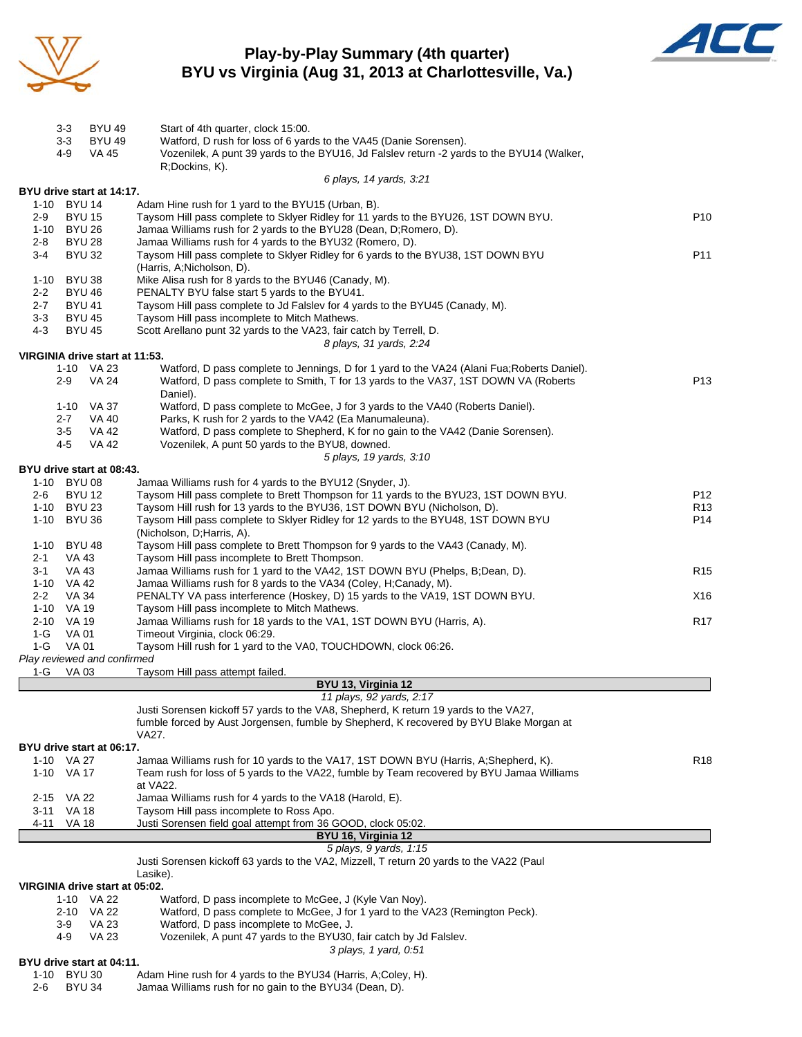# Play-by-Play Summary (4th quarter)
## BYU vs Virginia (Aug 31, 2013 at Charlottesville, Va.)

| Down | Spot | Play | |
|---|---|---|---|
| 3-3 | BYU 49 | Start of 4th quarter, clock 15:00. | |
| 3-3 | BYU 49 | Watford, D rush for loss of 6 yards to the VA45 (Danie Sorensen). | |
| 4-9 | VA 45 | Vozenilek, A punt 39 yards to the BYU16, Jd Falslev return -2 yards to the BYU14 (Walker, R;Dockins, K). | |
| | | *6 plays, 14 yards, 3:21* | |

**BYU drive start at 14:17.**

| Down | Spot | Play | |
|---|---|---|---|
| 1-10 | BYU 14 | Adam Hine rush for 1 yard to the BYU15 (Urban, B). | |
| 2-9 | BYU 15 | Taysom Hill pass complete to Sklyer Ridley for 11 yards to the BYU26, 1ST DOWN BYU. | P10 |
| 1-10 | BYU 26 | Jamaa Williams rush for 2 yards to the BYU28 (Dean, D;Romero, D). | |
| 2-8 | BYU 28 | Jamaa Williams rush for 4 yards to the BYU32 (Romero, D). | |
| 3-4 | BYU 32 | Taysom Hill pass complete to Sklyer Ridley for 6 yards to the BYU38, 1ST DOWN BYU (Harris, A;Nicholson, D). | P11 |
| 1-10 | BYU 38 | Mike Alisa rush for 8 yards to the BYU46 (Canady, M). | |
| 2-2 | BYU 46 | PENALTY BYU false start 5 yards to the BYU41. | |
| 2-7 | BYU 41 | Taysom Hill pass complete to Jd Falslev for 4 yards to the BYU45 (Canady, M). | |
| 3-3 | BYU 45 | Taysom Hill pass incomplete to Mitch Mathews. | |
| 4-3 | BYU 45 | Scott Arellano punt 32 yards to the VA23, fair catch by Terrell, D. | |
| | | *8 plays, 31 yards, 2:24* | |

**VIRGINIA drive start at 11:53.**

| Down | Spot | Play | |
|---|---|---|---|
| 1-10 | VA 23 | Watford, D pass complete to Jennings, D for 1 yard to the VA24 (Alani Fua;Roberts Daniel). | |
| 2-9 | VA 24 | Watford, D pass complete to Smith, T for 13 yards to the VA37, 1ST DOWN VA (Roberts Daniel). | P13 |
| 1-10 | VA 37 | Watford, D pass complete to McGee, J for 3 yards to the VA40 (Roberts Daniel). | |
| 2-7 | VA 40 | Parks, K rush for 2 yards to the VA42 (Ea Manumaleuna). | |
| 3-5 | VA 42 | Watford, D pass complete to Shepherd, K for no gain to the VA42 (Danie Sorensen). | |
| 4-5 | VA 42 | Vozenilek, A punt 50 yards to the BYU8, downed. | |
| | | *5 plays, 19 yards, 3:10* | |

**BYU drive start at 08:43.**

| Down | Spot | Play | |
|---|---|---|---|
| 1-10 | BYU 08 | Jamaa Williams rush for 4 yards to the BYU12 (Snyder, J). | |
| 2-6 | BYU 12 | Taysom Hill pass complete to Brett Thompson for 11 yards to the BYU23, 1ST DOWN BYU. | P12 |
| 1-10 | BYU 23 | Taysom Hill rush for 13 yards to the BYU36, 1ST DOWN BYU (Nicholson, D). | R13 |
| 1-10 | BYU 36 | Taysom Hill pass complete to Sklyer Ridley for 12 yards to the BYU48, 1ST DOWN BYU (Nicholson, D;Harris, A). | P14 |
| 1-10 | BYU 48 | Taysom Hill pass complete to Brett Thompson for 9 yards to the VA43 (Canady, M). | |
| 2-1 | VA 43 | Taysom Hill pass incomplete to Brett Thompson. | |
| 3-1 | VA 43 | Jamaa Williams rush for 1 yard to the VA42, 1ST DOWN BYU (Phelps, B;Dean, D). | R15 |
| 1-10 | VA 42 | Jamaa Williams rush for 8 yards to the VA34 (Coley, H;Canady, M). | |
| 2-2 | VA 34 | PENALTY VA pass interference (Hoskey, D) 15 yards to the VA19, 1ST DOWN BYU. | X16 |
| 1-10 | VA 19 | Taysom Hill pass incomplete to Mitch Mathews. | |
| 2-10 | VA 19 | Jamaa Williams rush for 18 yards to the VA1, 1ST DOWN BYU (Harris, A). | R17 |
| 1-G | VA 01 | Timeout Virginia, clock 06:29. | |
| 1-G | VA 01 | Taysom Hill rush for 1 yard to the VA0, TOUCHDOWN, clock 06:26. | |

*Play reviewed and confirmed*

| Down | Spot | Play | |
|---|---|---|---|
| 1-G | VA 03 | Taysom Hill pass attempt failed. | |
| | | **BYU 13, Virginia 12** | |
| | | *11 plays, 92 yards, 2:17* | |
| | | Justi Sorensen kickoff 57 yards to the VA8, Shepherd, K return 19 yards to the VA27, fumble forced by Aust Jorgensen, fumble by Shepherd, K recovered by BYU Blake Morgan at VA27. | |

**BYU drive start at 06:17.**

| Down | Spot | Play | |
|---|---|---|---|
| 1-10 | VA 27 | Jamaa Williams rush for 10 yards to the VA17, 1ST DOWN BYU (Harris, A;Shepherd, K). | R18 |
| 1-10 | VA 17 | Team rush for loss of 5 yards to the VA22, fumble by Team recovered by BYU Jamaa Williams at VA22. | |
| 2-15 | VA 22 | Jamaa Williams rush for 4 yards to the VA18 (Harold, E). | |
| 3-11 | VA 18 | Taysom Hill pass incomplete to Ross Apo. | |
| 4-11 | VA 18 | Justi Sorensen field goal attempt from 36 GOOD, clock 05:02. | |
| | | **BYU 16, Virginia 12** | |
| | | *5 plays, 9 yards, 1:15* | |
| | | Justi Sorensen kickoff 63 yards to the VA2, Mizzell, T return 20 yards to the VA22 (Paul Lasike). | |

**VIRGINIA drive start at 05:02.**

| Down | Spot | Play | |
|---|---|---|---|
| 1-10 | VA 22 | Watford, D pass incomplete to McGee, J (Kyle Van Noy). | |
| 2-10 | VA 22 | Watford, D pass complete to McGee, J for 1 yard to the VA23 (Remington Peck). | |
| 3-9 | VA 23 | Watford, D pass incomplete to McGee, J. | |
| 4-9 | VA 23 | Vozenilek, A punt 47 yards to the BYU30, fair catch by Jd Falslev. | |
| | | *3 plays, 1 yard, 0:51* | |

**BYU drive start at 04:11.**

| Down | Spot | Play | |
|---|---|---|---|
| 1-10 | BYU 30 | Adam Hine rush for 4 yards to the BYU34 (Harris, A;Coley, H). | |
| 2-6 | BYU 34 | Jamaa Williams rush for no gain to the BYU34 (Dean, D). | |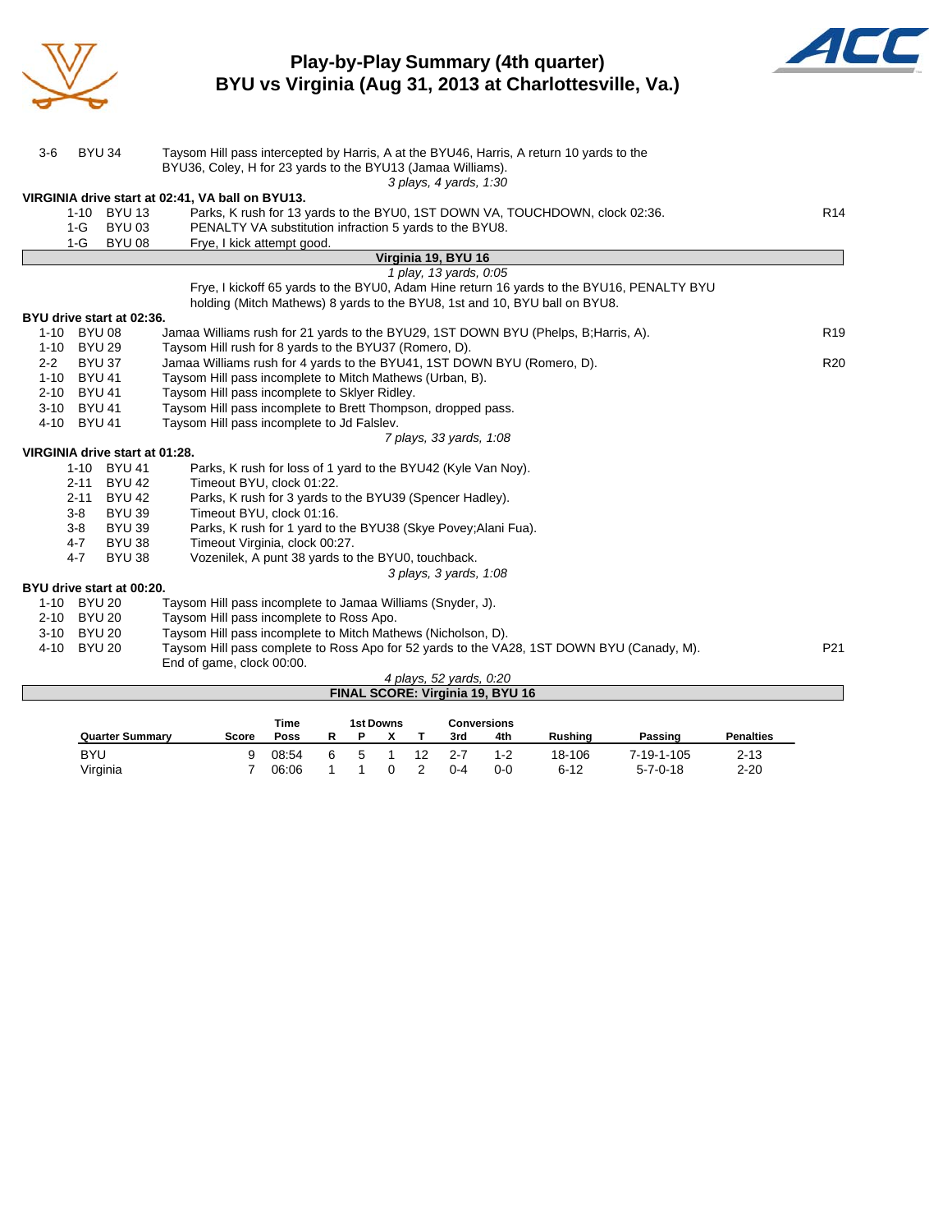# Play-by-Play Summary (4th quarter)
## BYU vs Virginia (Aug 31, 2013 at Charlottesville, Va.)

| | | | |
|---|---|---|---|
| 3-6 | BYU 34 | Taysom Hill pass intercepted by Harris, A at the BYU46, Harris, A return 10 yards to the BYU36, Coley, H for 23 yards to the BYU13 (Jamaa Williams). | |
| | | *3 plays, 4 yards, 1:30* | |

**VIRGINIA drive start at 02:41, VA ball on BYU13.**

| | | | |
|---|---|---|---|
| 1-10 | BYU 13 | Parks, K rush for 13 yards to the BYU0, 1ST DOWN VA, TOUCHDOWN, clock 02:36. | R14 |
| 1-G | BYU 03 | PENALTY VA substitution infraction 5 yards to the BYU8. | |
| 1-G | BYU 08 | Frye, I kick attempt good. | |

**Virginia 19, BYU 16**

*1 play, 13 yards, 0:05*

Frye, I kickoff 65 yards to the BYU0, Adam Hine return 16 yards to the BYU16, PENALTY BYU holding (Mitch Mathews) 8 yards to the BYU8, 1st and 10, BYU ball on BYU8.

**BYU drive start at 02:36.**

| | | | |
|---|---|---|---|
| 1-10 | BYU 08 | Jamaa Williams rush for 21 yards to the BYU29, 1ST DOWN BYU (Phelps, B;Harris, A). | R19 |
| 1-10 | BYU 29 | Taysom Hill rush for 8 yards to the BYU37 (Romero, D). | |
| 2-2 | BYU 37 | Jamaa Williams rush for 4 yards to the BYU41, 1ST DOWN BYU (Romero, D). | R20 |
| 1-10 | BYU 41 | Taysom Hill pass incomplete to Mitch Mathews (Urban, B). | |
| 2-10 | BYU 41 | Taysom Hill pass incomplete to Sklyer Ridley. | |
| 3-10 | BYU 41 | Taysom Hill pass incomplete to Brett Thompson, dropped pass. | |
| 4-10 | BYU 41 | Taysom Hill pass incomplete to Jd Falslev. | |
| | | *7 plays, 33 yards, 1:08* | |

**VIRGINIA drive start at 01:28.**

| | | | |
|---|---|---|---|
| 1-10 | BYU 41 | Parks, K rush for loss of 1 yard to the BYU42 (Kyle Van Noy). | |
| 2-11 | BYU 42 | Timeout BYU, clock 01:22. | |
| 2-11 | BYU 42 | Parks, K rush for 3 yards to the BYU39 (Spencer Hadley). | |
| 3-8 | BYU 39 | Timeout BYU, clock 01:16. | |
| 3-8 | BYU 39 | Parks, K rush for 1 yard to the BYU38 (Skye Povey;Alani Fua). | |
| 4-7 | BYU 38 | Timeout Virginia, clock 00:27. | |
| 4-7 | BYU 38 | Vozenilek, A punt 38 yards to the BYU0, touchback. | |
| | | *3 plays, 3 yards, 1:08* | |

**BYU drive start at 00:20.**

| | | | |
|---|---|---|---|
| 1-10 | BYU 20 | Taysom Hill pass incomplete to Jamaa Williams (Snyder, J). | |
| 2-10 | BYU 20 | Taysom Hill pass incomplete to Ross Apo. | |
| 3-10 | BYU 20 | Taysom Hill pass incomplete to Mitch Mathews (Nicholson, D). | |
| 4-10 | BYU 20 | Taysom Hill pass complete to Ross Apo for 52 yards to the VA28, 1ST DOWN BYU (Canady, M). End of game, clock 00:00. | P21 |
| | | *4 plays, 52 yards, 0:20* | |

**FINAL SCORE: Virginia 19, BYU 16**

| Quarter Summary | Score | Time Poss | 1st Downs R | 1st Downs P | 1st Downs X | 1st Downs T | Conversions 3rd | Conversions 4th | Rushing | Passing | Penalties |
|---|---|---|---|---|---|---|---|---|---|---|---|
| BYU | 9 | 08:54 | 6 | 5 | 1 | 12 | 2-7 | 1-2 | 18-106 | 7-19-1-105 | 2-13 |
| Virginia | 7 | 06:06 | 1 | 1 | 0 | 2 | 0-4 | 0-0 | 6-12 | 5-7-0-18 | 2-20 |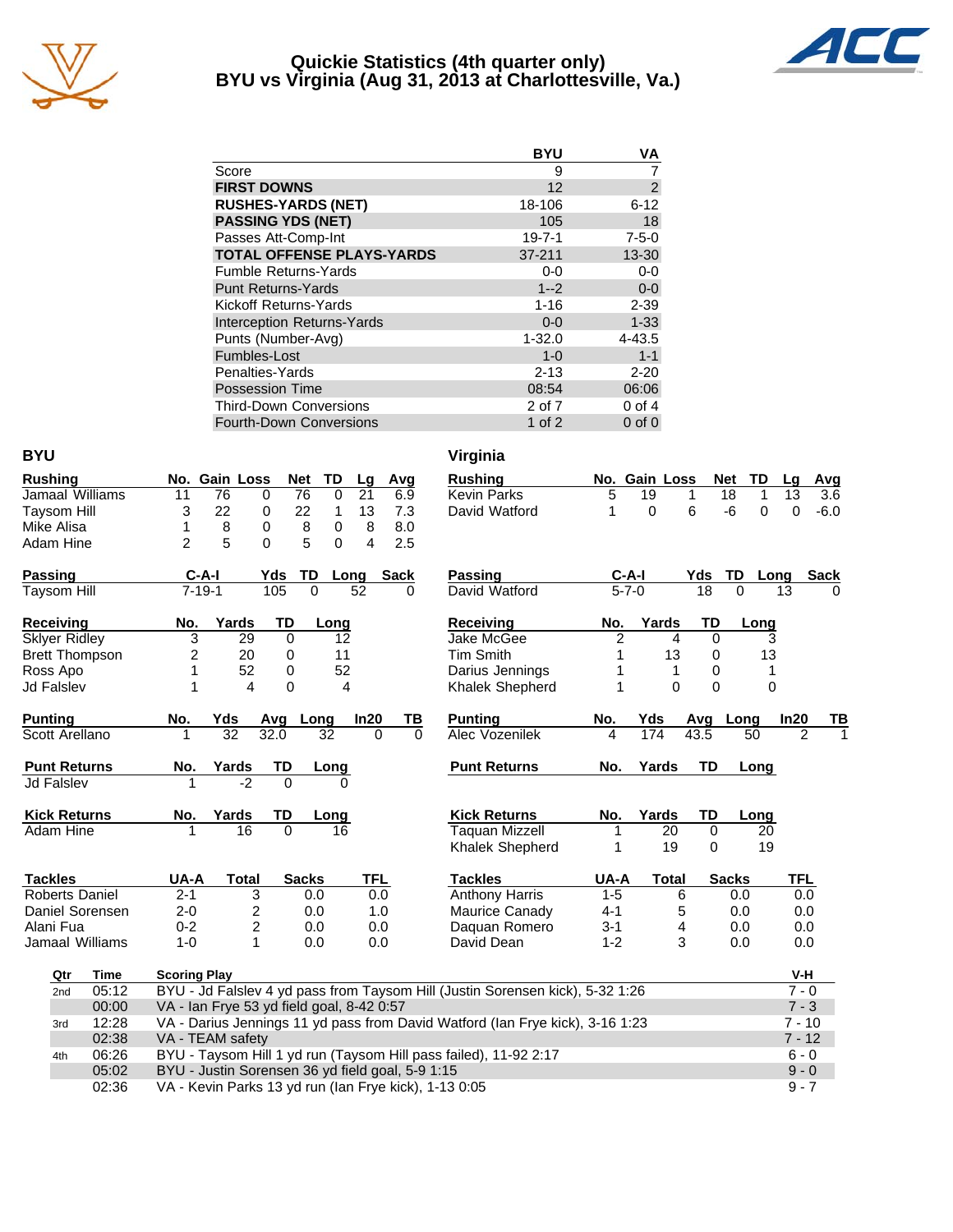# Quickie Statistics (4th quarter only)
## BYU vs Virginia (Aug 31, 2013 at Charlottesville, Va.)

| | BYU | VA |
|---|---|---|
| Score | 9 | 7 |
| **FIRST DOWNS** | 12 | 2 |
| **RUSHES-YARDS (NET)** | 18-106 | 6-12 |
| **PASSING YDS (NET)** | 105 | 18 |
| Passes Att-Comp-Int | 19-7-1 | 7-5-0 |
| **TOTAL OFFENSE PLAYS-YARDS** | 37-211 | 13-30 |
| Fumble Returns-Yards | 0-0 | 0-0 |
| Punt Returns-Yards | 1--2 | 0-0 |
| Kickoff Returns-Yards | 1-16 | 2-39 |
| Interception Returns-Yards | 0-0 | 1-33 |
| Punts (Number-Avg) | 1-32.0 | 4-43.5 |
| Fumbles-Lost | 1-0 | 1-1 |
| Penalties-Yards | 2-13 | 2-20 |
| Possession Time | 08:54 | 06:06 |
| Third-Down Conversions | 2 of 7 | 0 of 4 |
| Fourth-Down Conversions | 1 of 2 | 0 of 0 |

### BYU

| Rushing | No. | Gain | Loss | Net | TD | Lg | Avg |
|---|---|---|---|---|---|---|---|
| Jamaal Williams | 11 | 76 | 0 | 76 | 0 | 21 | 6.9 |
| Taysom Hill | 3 | 22 | 0 | 22 | 1 | 13 | 7.3 |
| Mike Alisa | 1 | 8 | 0 | 8 | 0 | 8 | 8.0 |
| Adam Hine | 2 | 5 | 0 | 5 | 0 | 4 | 2.5 |

| Passing | C-A-I | Yds | TD | Long | Sack |
|---|---|---|---|---|---|
| Taysom Hill | 7-19-1 | 105 | 0 | 52 | 0 |

| Receiving | No. | Yards | TD | Long |
|---|---|---|---|---|
| Sklyer Ridley | 3 | 29 | 0 | 12 |
| Brett Thompson | 2 | 20 | 0 | 11 |
| Ross Apo | 1 | 52 | 0 | 52 |
| Jd Falslev | 1 | 4 | 0 | 4 |

| Punting | No. | Yds | Avg | Long | In20 | TB |
|---|---|---|---|---|---|---|
| Scott Arellano | 1 | 32 | 32.0 | 32 | 0 | 0 |

| Punt Returns | No. | Yards | TD | Long |
|---|---|---|---|---|
| Jd Falslev | 1 | -2 | 0 | 0 |

| Kick Returns | No. | Yards | TD | Long |
|---|---|---|---|---|
| Adam Hine | 1 | 16 | 0 | 16 |

| Tackles | UA-A | Total | Sacks | TFL |
|---|---|---|---|---|
| Roberts Daniel | 2-1 | 3 | 0.0 | 0.0 |
| Daniel Sorensen | 2-0 | 2 | 0.0 | 1.0 |
| Alani Fua | 0-2 | 2 | 0.0 | 0.0 |
| Jamaal Williams | 1-0 | 1 | 0.0 | 0.0 |

### Virginia

| Rushing | No. | Gain | Loss | Net | TD | Lg | Avg |
|---|---|---|---|---|---|---|---|
| Kevin Parks | 5 | 19 | 1 | 18 | 1 | 13 | 3.6 |
| David Watford | 1 | 0 | 6 | -6 | 0 | 0 | -6.0 |

| Passing | C-A-I | Yds | TD | Long | Sack |
|---|---|---|---|---|---|
| David Watford | 5-7-0 | 18 | 0 | 13 | 0 |

| Receiving | No. | Yards | TD | Long |
|---|---|---|---|---|
| Jake McGee | 2 | 4 | 0 | 3 |
| Tim Smith | 1 | 13 | 0 | 13 |
| Darius Jennings | 1 | 1 | 0 | 1 |
| Khalek Shepherd | 1 | 0 | 0 | 0 |

| Punting | No. | Yds | Avg | Long | In20 | TB |
|---|---|---|---|---|---|---|
| Alec Vozenilek | 4 | 174 | 43.5 | 50 | 2 | 1 |

| Punt Returns | No. | Yards | TD | Long |
|---|---|---|---|---|

| Kick Returns | No. | Yards | TD | Long |
|---|---|---|---|---|
| Taquan Mizzell | 1 | 20 | 0 | 20 |
| Khalek Shepherd | 1 | 19 | 0 | 19 |

| Tackles | UA-A | Total | Sacks | TFL |
|---|---|---|---|---|
| Anthony Harris | 1-5 | 6 | 0.0 | 0.0 |
| Maurice Canady | 4-1 | 5 | 0.0 | 0.0 |
| Daquan Romero | 3-1 | 4 | 0.0 | 0.0 |
| David Dean | 1-2 | 3 | 0.0 | 0.0 |

| Qtr | Time | Scoring Play | V-H |
|---|---|---|---|
| 2nd | 05:12 | BYU - Jd Falslev 4 yd pass from Taysom Hill (Justin Sorensen kick), 5-32 1:26 | 7 - 0 |
| | 00:00 | VA - Ian Frye 53 yd field goal, 8-42 0:57 | 7 - 3 |
| 3rd | 12:28 | VA - Darius Jennings 11 yd pass from David Watford (Ian Frye kick), 3-16 1:23 | 7 - 10 |
| | 02:38 | VA - TEAM safety | 7 - 12 |
| 4th | 06:26 | BYU - Taysom Hill 1 yd run (Taysom Hill pass failed), 11-92 2:17 | 6 - 0 |
| | 05:02 | BYU - Justin Sorensen 36 yd field goal, 5-9 1:15 | 9 - 0 |
| | 02:36 | VA - Kevin Parks 13 yd run (Ian Frye kick), 1-13 0:05 | 9 - 7 |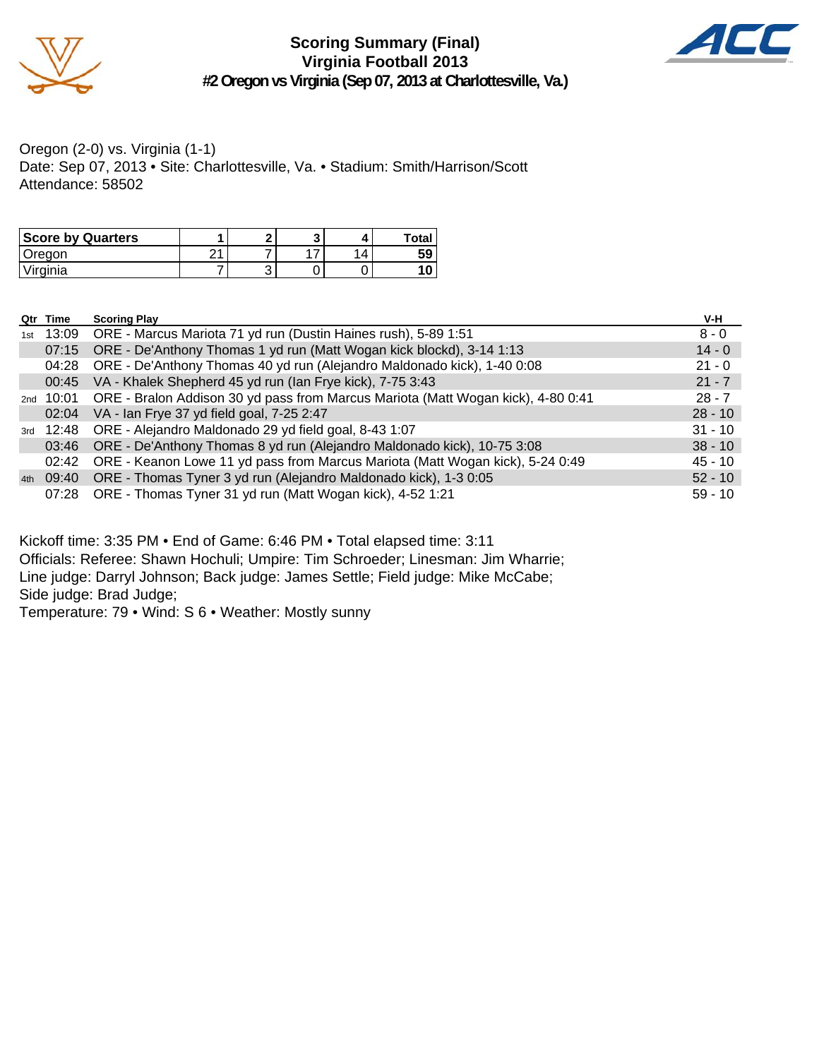# Scoring Summary (Final)
## Virginia Football 2013
### #2 Oregon vs Virginia (Sep 07, 2013 at Charlottesville, Va.)

Oregon (2-0) vs. Virginia (1-1)
Date: Sep 07, 2013 • Site: Charlottesville, Va. • Stadium: Smith/Harrison/Scott
Attendance: 58502

| Score by Quarters | 1 | 2 | 3 | 4 | Total |
|---|---|---|---|---|---|
| Oregon | 21 | 7 | 17 | 14 | 59 |
| Virginia | 7 | 3 | 0 | 0 | 10 |

| Qtr | Time | Scoring Play | V-H |
|---|---|---|---|
| 1st | 13:09 | ORE - Marcus Mariota 71 yd run (Dustin Haines rush), 5-89 1:51 | 8 - 0 |
| | 07:15 | ORE - De'Anthony Thomas 1 yd run (Matt Wogan kick blockd), 3-14 1:13 | 14 - 0 |
| | 04:28 | ORE - De'Anthony Thomas 40 yd run (Alejandro Maldonado kick), 1-40 0:08 | 21 - 0 |
| | 00:45 | VA - Khalek Shepherd 45 yd run (Ian Frye kick), 7-75 3:43 | 21 - 7 |
| 2nd | 10:01 | ORE - Bralon Addison 30 yd pass from Marcus Mariota (Matt Wogan kick), 4-80 0:41 | 28 - 7 |
| | 02:04 | VA - Ian Frye 37 yd field goal, 7-25 2:47 | 28 - 10 |
| 3rd | 12:48 | ORE - Alejandro Maldonado 29 yd field goal, 8-43 1:07 | 31 - 10 |
| | 03:46 | ORE - De'Anthony Thomas 8 yd run (Alejandro Maldonado kick), 10-75 3:08 | 38 - 10 |
| | 02:42 | ORE - Keanon Lowe 11 yd pass from Marcus Mariota (Matt Wogan kick), 5-24 0:49 | 45 - 10 |
| 4th | 09:40 | ORE - Thomas Tyner 3 yd run (Alejandro Maldonado kick), 1-3 0:05 | 52 - 10 |
| | 07:28 | ORE - Thomas Tyner 31 yd run (Matt Wogan kick), 4-52 1:21 | 59 - 10 |

Kickoff time: 3:35 PM • End of Game: 6:46 PM • Total elapsed time: 3:11
Officials: Referee: Shawn Hochuli; Umpire: Tim Schroeder; Linesman: Jim Wharrie;
Line judge: Darryl Johnson; Back judge: James Settle; Field judge: Mike McCabe;
Side judge: Brad Judge;
Temperature: 79 • Wind: S 6 • Weather: Mostly sunny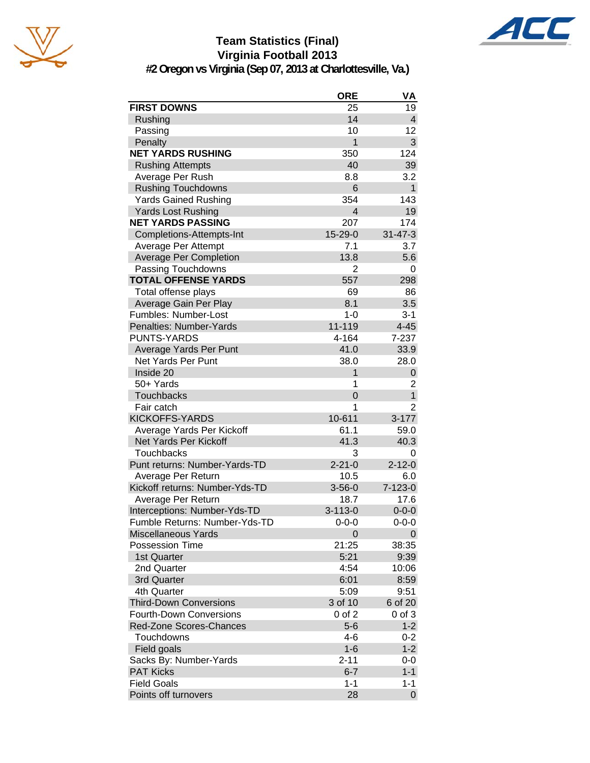# Team Statistics (Final)
## Virginia Football 2013
### #2 Oregon vs Virginia (Sep 07, 2013 at Charlottesville, Va.)

| | ORE | VA |
|---|---|---|
| **FIRST DOWNS** | 25 | 19 |
| Rushing | 14 | 4 |
| Passing | 10 | 12 |
| Penalty | 1 | 3 |
| **NET YARDS RUSHING** | 350 | 124 |
| Rushing Attempts | 40 | 39 |
| Average Per Rush | 8.8 | 3.2 |
| Rushing Touchdowns | 6 | 1 |
| Yards Gained Rushing | 354 | 143 |
| Yards Lost Rushing | 4 | 19 |
| **NET YARDS PASSING** | 207 | 174 |
| Completions-Attempts-Int | 15-29-0 | 31-47-3 |
| Average Per Attempt | 7.1 | 3.7 |
| Average Per Completion | 13.8 | 5.6 |
| Passing Touchdowns | 2 | 0 |
| **TOTAL OFFENSE YARDS** | 557 | 298 |
| Total offense plays | 69 | 86 |
| Average Gain Per Play | 8.1 | 3.5 |
| Fumbles: Number-Lost | 1-0 | 3-1 |
| Penalties: Number-Yards | 11-119 | 4-45 |
| PUNTS-YARDS | 4-164 | 7-237 |
| Average Yards Per Punt | 41.0 | 33.9 |
| Net Yards Per Punt | 38.0 | 28.0 |
| Inside 20 | 1 | 0 |
| 50+ Yards | 1 | 2 |
| Touchbacks | 0 | 1 |
| Fair catch | 1 | 2 |
| KICKOFFS-YARDS | 10-611 | 3-177 |
| Average Yards Per Kickoff | 61.1 | 59.0 |
| Net Yards Per Kickoff | 41.3 | 40.3 |
| Touchbacks | 3 | 0 |
| Punt returns: Number-Yards-TD | 2-21-0 | 2-12-0 |
| Average Per Return | 10.5 | 6.0 |
| Kickoff returns: Number-Yds-TD | 3-56-0 | 7-123-0 |
| Average Per Return | 18.7 | 17.6 |
| Interceptions: Number-Yds-TD | 3-113-0 | 0-0-0 |
| Fumble Returns: Number-Yds-TD | 0-0-0 | 0-0-0 |
| Miscellaneous Yards | 0 | 0 |
| Possession Time | 21:25 | 38:35 |
| 1st Quarter | 5:21 | 9:39 |
| 2nd Quarter | 4:54 | 10:06 |
| 3rd Quarter | 6:01 | 8:59 |
| 4th Quarter | 5:09 | 9:51 |
| Third-Down Conversions | 3 of 10 | 6 of 20 |
| Fourth-Down Conversions | 0 of 2 | 0 of 3 |
| Red-Zone Scores-Chances | 5-6 | 1-2 |
| Touchdowns | 4-6 | 0-2 |
| Field goals | 1-6 | 1-2 |
| Sacks By: Number-Yards | 2-11 | 0-0 |
| PAT Kicks | 6-7 | 1-1 |
| Field Goals | 1-1 | 1-1 |
| Points off turnovers | 28 | 0 |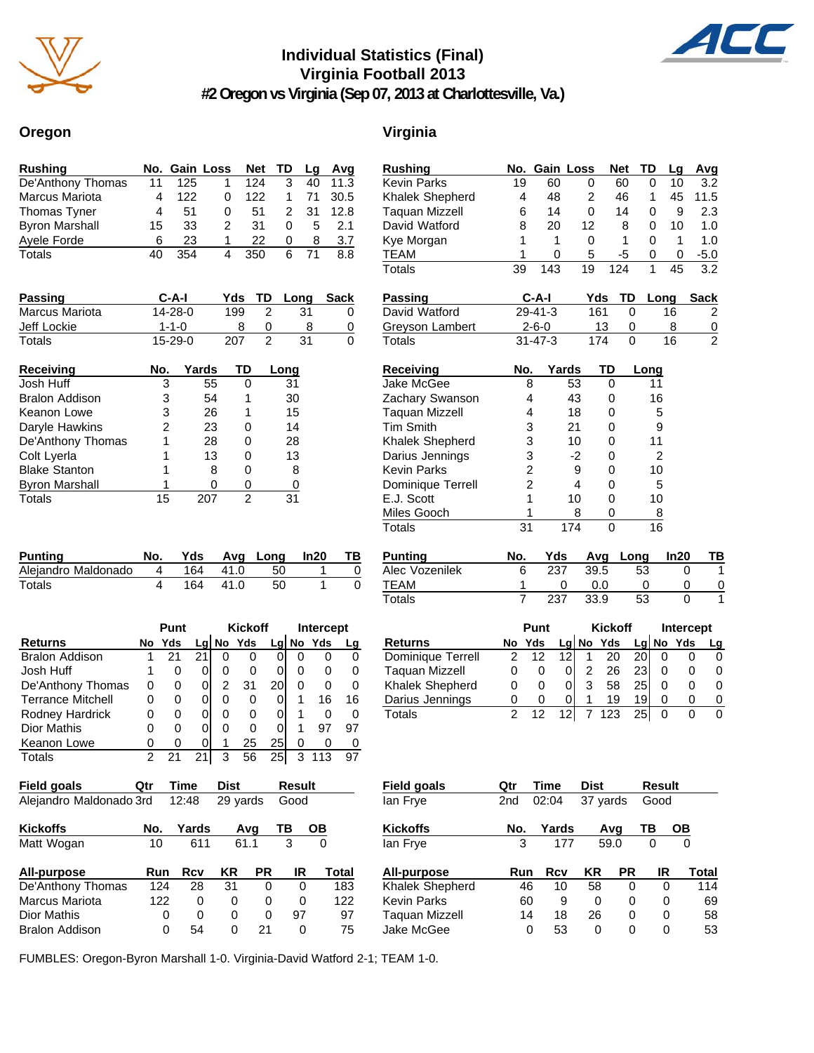# Individual Statistics (Final)
## Virginia Football 2013
## #2 Oregon vs Virginia (Sep 07, 2013 at Charlottesville, Va.)

## Oregon

| Rushing | No. | Gain | Loss | Net | TD | Lg | Avg |
|---|---|---|---|---|---|---|---|
| De'Anthony Thomas | 11 | 125 | 1 | 124 | 3 | 40 | 11.3 |
| Marcus Mariota | 4 | 122 | 0 | 122 | 1 | 71 | 30.5 |
| Thomas Tyner | 4 | 51 | 0 | 51 | 2 | 31 | 12.8 |
| Byron Marshall | 15 | 33 | 2 | 31 | 0 | 5 | 2.1 |
| Ayele Forde | 6 | 23 | 1 | 22 | 0 | 8 | 3.7 |
| Totals | 40 | 354 | 4 | 350 | 6 | 71 | 8.8 |

| Passing | C-A-I | Yds | TD | Long | Sack |
|---|---|---|---|---|---|
| Marcus Mariota | 14-28-0 | 199 | 2 | 31 | 0 |
| Jeff Lockie | 1-1-0 | 8 | 0 | 8 | 0 |
| Totals | 15-29-0 | 207 | 2 | 31 | 0 |

| Receiving | No. | Yards | TD | Long |
|---|---|---|---|---|
| Josh Huff | 3 | 55 | 0 | 31 |
| Bralon Addison | 3 | 54 | 1 | 30 |
| Keanon Lowe | 3 | 26 | 1 | 15 |
| Daryle Hawkins | 2 | 23 | 0 | 14 |
| De'Anthony Thomas | 1 | 28 | 0 | 28 |
| Colt Lyerla | 1 | 13 | 0 | 13 |
| Blake Stanton | 1 | 8 | 0 | 8 |
| Byron Marshall | 1 | 0 | 0 | 0 |
| Totals | 15 | 207 | 2 | 31 |

| Punting | No. | Yds | Avg | Long | In20 | TB |
|---|---|---|---|---|---|---|
| Alejandro Maldonado | 4 | 164 | 41.0 | 50 | 1 | 0 |
| Totals | 4 | 164 | 41.0 | 50 | 1 | 0 |

| | Punt | | | Kickoff | | | Intercept | | |
|---|---|---|---|---|---|---|---|---|---|
| Returns | No | Yds | Lg | No | Yds | Lg | No | Yds | Lg |
| Bralon Addison | 1 | 21 | 21 | 0 | 0 | 0 | 0 | 0 | 0 |
| Josh Huff | 1 | 0 | 0 | 0 | 0 | 0 | 0 | 0 | 0 |
| De'Anthony Thomas | 0 | 0 | 0 | 2 | 31 | 20 | 0 | 0 | 0 |
| Terrance Mitchell | 0 | 0 | 0 | 0 | 0 | 0 | 1 | 16 | 16 |
| Rodney Hardrick | 0 | 0 | 0 | 0 | 0 | 0 | 1 | 0 | 0 |
| Dior Mathis | 0 | 0 | 0 | 0 | 0 | 0 | 1 | 97 | 97 |
| Keanon Lowe | 0 | 0 | 0 | 1 | 25 | 25 | 0 | 0 | 0 |
| Totals | 2 | 21 | 21 | 3 | 56 | 25 | 3 | 113 | 97 |

| Field goals | Qtr | Time | Dist | Result |
|---|---|---|---|---|
| Alejandro Maldonado | 3rd | 12:48 | 29 yards | Good |

| Kickoffs | No. | Yards | Avg | TB | OB |
|---|---|---|---|---|---|
| Matt Wogan | 10 | 611 | 61.1 | 3 | 0 |

| All-purpose | Run | Rcv | KR | PR | IR | Total |
|---|---|---|---|---|---|---|
| De'Anthony Thomas | 124 | 28 | 31 | 0 | 0 | 183 |
| Marcus Mariota | 122 | 0 | 0 | 0 | 0 | 122 |
| Dior Mathis | 0 | 0 | 0 | 0 | 97 | 97 |
| Bralon Addison | 0 | 54 | 0 | 21 | 0 | 75 |

## Virginia

| Rushing | No. | Gain | Loss | Net | TD | Lg | Avg |
|---|---|---|---|---|---|---|---|
| Kevin Parks | 19 | 60 | 0 | 60 | 0 | 10 | 3.2 |
| Khalek Shepherd | 4 | 48 | 2 | 46 | 1 | 45 | 11.5 |
| Taquan Mizzell | 6 | 14 | 0 | 14 | 0 | 9 | 2.3 |
| David Watford | 8 | 20 | 12 | 8 | 0 | 10 | 1.0 |
| Kye Morgan | 1 | 1 | 0 | 1 | 0 | 1 | 1.0 |
| TEAM | 1 | 0 | 5 | -5 | 0 | 0 | -5.0 |
| Totals | 39 | 143 | 19 | 124 | 1 | 45 | 3.2 |

| Passing | C-A-I | Yds | TD | Long | Sack |
|---|---|---|---|---|---|
| David Watford | 29-41-3 | 161 | 0 | 16 | 2 |
| Greyson Lambert | 2-6-0 | 13 | 0 | 8 | 0 |
| Totals | 31-47-3 | 174 | 0 | 16 | 2 |

| Receiving | No. | Yards | TD | Long |
|---|---|---|---|---|
| Jake McGee | 8 | 53 | 0 | 11 |
| Zachary Swanson | 4 | 43 | 0 | 16 |
| Taquan Mizzell | 4 | 18 | 0 | 5 |
| Tim Smith | 3 | 21 | 0 | 9 |
| Khalek Shepherd | 3 | 10 | 0 | 11 |
| Darius Jennings | 3 | -2 | 0 | 2 |
| Kevin Parks | 2 | 9 | 0 | 10 |
| Dominique Terrell | 2 | 4 | 0 | 5 |
| E.J. Scott | 1 | 10 | 0 | 10 |
| Miles Gooch | 1 | 8 | 0 | 8 |
| Totals | 31 | 174 | 0 | 16 |

| Punting | No. | Yds | Avg | Long | In20 | TB |
|---|---|---|---|---|---|---|
| Alec Vozenilek | 6 | 237 | 39.5 | 53 | 0 | 1 |
| TEAM | 1 | 0 | 0.0 | 0 | 0 | 0 |
| Totals | 7 | 237 | 33.9 | 53 | 0 | 1 |

| | Punt | | | Kickoff | | | Intercept | | |
|---|---|---|---|---|---|---|---|---|---|
| Returns | No | Yds | Lg | No | Yds | Lg | No | Yds | Lg |
| Dominique Terrell | 2 | 12 | 12 | 1 | 20 | 20 | 0 | 0 | 0 |
| Taquan Mizzell | 0 | 0 | 0 | 2 | 26 | 23 | 0 | 0 | 0 |
| Khalek Shepherd | 0 | 0 | 0 | 3 | 58 | 25 | 0 | 0 | 0 |
| Darius Jennings | 0 | 0 | 0 | 1 | 19 | 19 | 0 | 0 | 0 |
| Totals | 2 | 12 | 12 | 7 | 123 | 25 | 0 | 0 | 0 |

| Field goals | Qtr | Time | Dist | Result |
|---|---|---|---|---|
| Ian Frye | 2nd | 02:04 | 37 yards | Good |

| Kickoffs | No. | Yards | Avg | TB | OB |
|---|---|---|---|---|---|
| Ian Frye | 3 | 177 | 59.0 | 0 | 0 |

| All-purpose | Run | Rcv | KR | PR | IR | Total |
|---|---|---|---|---|---|---|
| Khalek Shepherd | 46 | 10 | 58 | 0 | 0 | 114 |
| Kevin Parks | 60 | 9 | 0 | 0 | 0 | 69 |
| Taquan Mizzell | 14 | 18 | 26 | 0 | 0 | 58 |
| Jake McGee | 0 | 53 | 0 | 0 | 0 | 53 |

FUMBLES: Oregon-Byron Marshall 1-0. Virginia-David Watford 2-1; TEAM 1-0.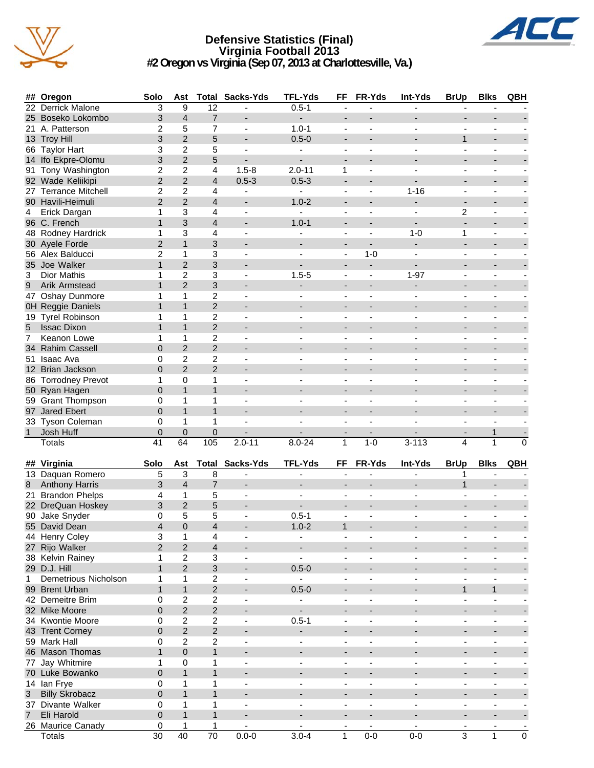# Defensive Statistics (Final)
## Virginia Football 2013
### #2 Oregon vs Virginia (Sep 07, 2013 at Charlottesville, Va.)

| ## | Oregon | Solo | Ast | Total | Sacks-Yds | TFL-Yds | FF | FR-Yds | Int-Yds | BrUp | Blks | QBH |
|---|---|---|---|---|---|---|---|---|---|---|---|---|
| 22 | Derrick Malone | 3 | 9 | 12 | - | 0.5-1 | - | - | - | - | - | - |
| 25 | Boseko Lokombo | 3 | 4 | 7 | - | - | - | - | - | - | - | - |
| 21 | A. Patterson | 2 | 5 | 7 | - | 1.0-1 | - | - | - | - | - | - |
| 13 | Troy Hill | 3 | 2 | 5 | - | 0.5-0 | - | - | - | 1 | - | - |
| 66 | Taylor Hart | 3 | 2 | 5 | - | - | - | - | - | - | - | - |
| 14 | Ifo Ekpre-Olomu | 3 | 2 | 5 | - | - | - | - | - | - | - | - |
| 91 | Tony Washington | 2 | 2 | 4 | 1.5-8 | 2.0-11 | 1 | - | - | - | - | - |
| 92 | Wade Keliikipi | 2 | 2 | 4 | 0.5-3 | 0.5-3 | - | - | - | - | - | - |
| 27 | Terrance Mitchell | 2 | 2 | 4 | - | - | - | - | 1-16 | - | - | - |
| 90 | Havili-Heimuli | 2 | 2 | 4 | - | 1.0-2 | - | - | - | - | - | - |
| 4 | Erick Dargan | 1 | 3 | 4 | - | - | - | - | - | 2 | - | - |
| 96 | C. French | 1 | 3 | 4 | - | 1.0-1 | - | - | - | - | - | - |
| 48 | Rodney Hardrick | 1 | 3 | 4 | - | - | - | - | 1-0 | 1 | - | - |
| 30 | Ayele Forde | 2 | 1 | 3 | - | - | - | - | - | - | - | - |
| 56 | Alex Balducci | 2 | 1 | 3 | - | - | - | 1-0 | - | - | - | - |
| 35 | Joe Walker | 1 | 2 | 3 | - | - | - | - | - | - | - | - |
| 3 | Dior Mathis | 1 | 2 | 3 | - | 1.5-5 | - | - | 1-97 | - | - | - |
| 9 | Arik Armstead | 1 | 2 | 3 | - | - | - | - | - | - | - | - |
| 47 | Oshay Dunmore | 1 | 1 | 2 | - | - | - | - | - | - | - | - |
| 0H | Reggie Daniels | 1 | 1 | 2 | - | - | - | - | - | - | - | - |
| 19 | Tyrel Robinson | 1 | 1 | 2 | - | - | - | - | - | - | - | - |
| 5 | Issac Dixon | 1 | 1 | 2 | - | - | - | - | - | - | - | - |
| 7 | Keanon Lowe | 1 | 1 | 2 | - | - | - | - | - | - | - | - |
| 34 | Rahim Cassell | 0 | 2 | 2 | - | - | - | - | - | - | - | - |
| 51 | Isaac Ava | 0 | 2 | 2 | - | - | - | - | - | - | - | - |
| 12 | Brian Jackson | 0 | 2 | 2 | - | - | - | - | - | - | - | - |
| 86 | Torrodney Prevot | 1 | 0 | 1 | - | - | - | - | - | - | - | - |
| 50 | Ryan Hagen | 0 | 1 | 1 | - | - | - | - | - | - | - | - |
| 59 | Grant Thompson | 0 | 1 | 1 | - | - | - | - | - | - | - | - |
| 97 | Jared Ebert | 0 | 1 | 1 | - | - | - | - | - | - | - | - |
| 33 | Tyson Coleman | 0 | 1 | 1 | - | - | - | - | - | - | - | - |
| 1 | Josh Huff | 0 | 0 | 0 | - | - | - | - | - | - | 1 | - |
| | Totals | 41 | 64 | 105 | 2.0-11 | 8.0-24 | 1 | 1-0 | 3-113 | 4 | 1 | 0 |

| ## | Virginia | Solo | Ast | Total | Sacks-Yds | TFL-Yds | FF | FR-Yds | Int-Yds | BrUp | Blks | QBH |
|---|---|---|---|---|---|---|---|---|---|---|---|---|
| 13 | Daquan Romero | 5 | 3 | 8 | - | - | - | - | - | 1 | - | - |
| 8 | Anthony Harris | 3 | 4 | 7 | - | - | - | - | - | 1 | - | - |
| 21 | Brandon Phelps | 4 | 1 | 5 | - | - | - | - | - | - | - | - |
| 22 | DreQuan Hoskey | 3 | 2 | 5 | - | - | - | - | - | - | - | - |
| 90 | Jake Snyder | 0 | 5 | 5 | - | 0.5-1 | - | - | - | - | - | - |
| 55 | David Dean | 4 | 0 | 4 | - | 1.0-2 | 1 | - | - | - | - | - |
| 44 | Henry Coley | 3 | 1 | 4 | - | - | - | - | - | - | - | - |
| 27 | Rijo Walker | 2 | 2 | 4 | - | - | - | - | - | - | - | - |
| 38 | Kelvin Rainey | 1 | 2 | 3 | - | - | - | - | - | - | - | - |
| 29 | D.J. Hill | 1 | 2 | 3 | - | 0.5-0 | - | - | - | - | - | - |
| 1 | Demetrious Nicholson | 1 | 1 | 2 | - | - | - | - | - | - | - | - |
| 99 | Brent Urban | 1 | 1 | 2 | - | 0.5-0 | - | - | - | 1 | 1 | - |
| 42 | Demeitre Brim | 0 | 2 | 2 | - | - | - | - | - | - | - | - |
| 32 | Mike Moore | 0 | 2 | 2 | - | - | - | - | - | - | - | - |
| 34 | Kwontie Moore | 0 | 2 | 2 | - | 0.5-1 | - | - | - | - | - | - |
| 43 | Trent Corney | 0 | 2 | 2 | - | - | - | - | - | - | - | - |
| 59 | Mark Hall | 0 | 2 | 2 | - | - | - | - | - | - | - | - |
| 46 | Mason Thomas | 1 | 0 | 1 | - | - | - | - | - | - | - | - |
| 77 | Jay Whitmire | 1 | 0 | 1 | - | - | - | - | - | - | - | - |
| 70 | Luke Bowanko | 0 | 1 | 1 | - | - | - | - | - | - | - | - |
| 14 | Ian Frye | 0 | 1 | 1 | - | - | - | - | - | - | - | - |
| 3 | Billy Skrobacz | 0 | 1 | 1 | - | - | - | - | - | - | - | - |
| 37 | Divante Walker | 0 | 1 | 1 | - | - | - | - | - | - | - | - |
| 7 | Eli Harold | 0 | 1 | 1 | - | - | - | - | - | - | - | - |
| 26 | Maurice Canady | 0 | 1 | 1 | - | - | - | - | - | - | - | - |
| | Totals | 30 | 40 | 70 | 0.0-0 | 3.0-4 | 1 | 0-0 | 0-0 | 3 | 1 | 0 |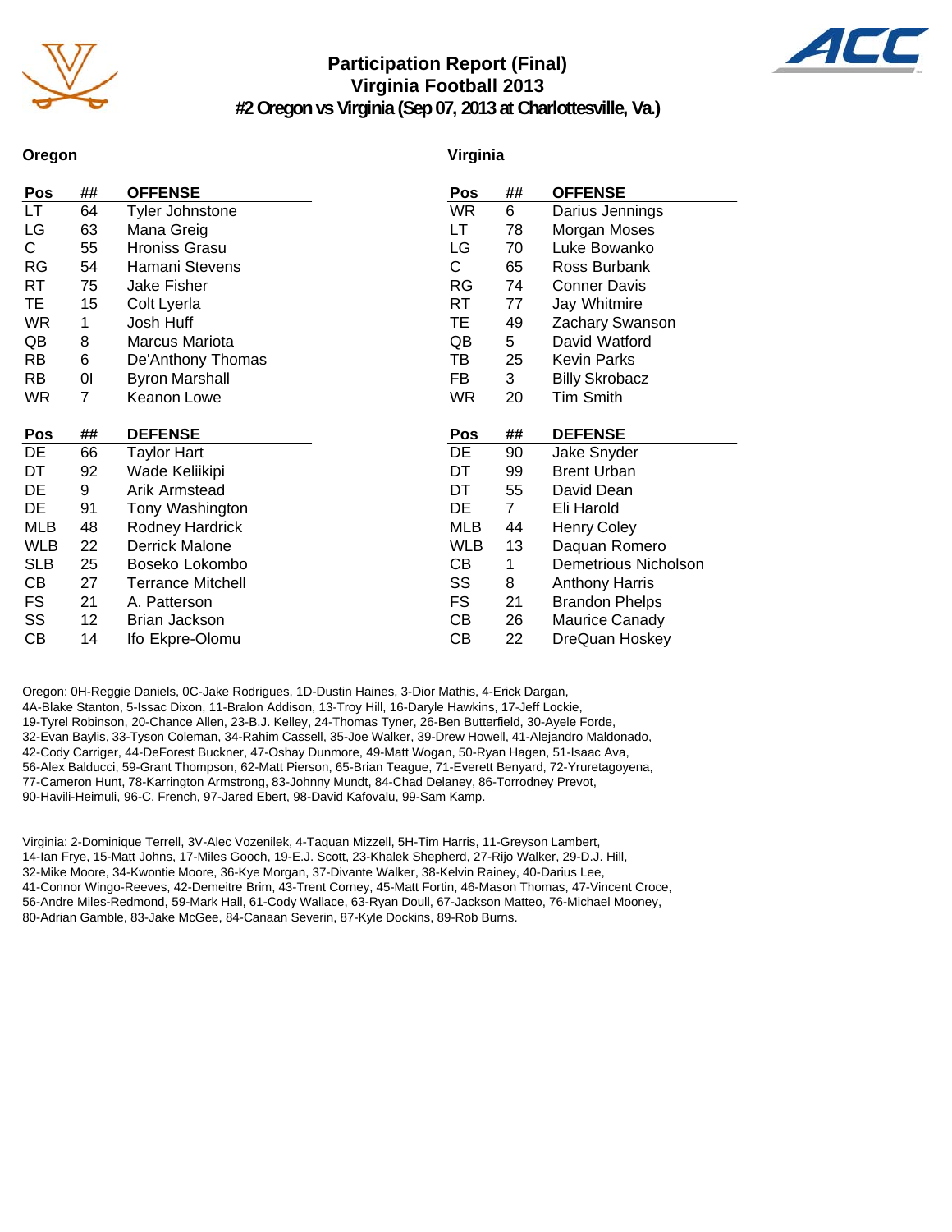# Participation Report (Final)
## Virginia Football 2013
### #2 Oregon vs Virginia (Sep 07, 2013 at Charlottesville, Va.)

**Oregon**

| Pos | ## | OFFENSE |
|---|---|---|
| LT | 64 | Tyler Johnstone |
| LG | 63 | Mana Greig |
| C | 55 | Hroniss Grasu |
| RG | 54 | Hamani Stevens |
| RT | 75 | Jake Fisher |
| TE | 15 | Colt Lyerla |
| WR | 1 | Josh Huff |
| QB | 8 | Marcus Mariota |
| RB | 6 | De'Anthony Thomas |
| RB | 0I | Byron Marshall |
| WR | 7 | Keanon Lowe |

| Pos | ## | DEFENSE |
|---|---|---|
| DE | 66 | Taylor Hart |
| DT | 92 | Wade Keliikipi |
| DE | 9 | Arik Armstead |
| DE | 91 | Tony Washington |
| MLB | 48 | Rodney Hardrick |
| WLB | 22 | Derrick Malone |
| SLB | 25 | Boseko Lokombo |
| CB | 27 | Terrance Mitchell |
| FS | 21 | A. Patterson |
| SS | 12 | Brian Jackson |
| CB | 14 | Ifo Ekpre-Olomu |

**Virginia**

| Pos | ## | OFFENSE |
|---|---|---|
| WR | 6 | Darius Jennings |
| LT | 78 | Morgan Moses |
| LG | 70 | Luke Bowanko |
| C | 65 | Ross Burbank |
| RG | 74 | Conner Davis |
| RT | 77 | Jay Whitmire |
| TE | 49 | Zachary Swanson |
| QB | 5 | David Watford |
| TB | 25 | Kevin Parks |
| FB | 3 | Billy Skrobacz |
| WR | 20 | Tim Smith |

| Pos | ## | DEFENSE |
|---|---|---|
| DE | 90 | Jake Snyder |
| DT | 99 | Brent Urban |
| DT | 55 | David Dean |
| DE | 7 | Eli Harold |
| MLB | 44 | Henry Coley |
| WLB | 13 | Daquan Romero |
| CB | 1 | Demetrious Nicholson |
| SS | 8 | Anthony Harris |
| FS | 21 | Brandon Phelps |
| CB | 26 | Maurice Canady |
| CB | 22 | DreQuan Hoskey |

Oregon: 0H-Reggie Daniels, 0C-Jake Rodrigues, 1D-Dustin Haines, 3-Dior Mathis, 4-Erick Dargan, 4A-Blake Stanton, 5-Issac Dixon, 11-Bralon Addison, 13-Troy Hill, 16-Daryle Hawkins, 17-Jeff Lockie, 19-Tyrel Robinson, 20-Chance Allen, 23-B.J. Kelley, 24-Thomas Tyner, 26-Ben Butterfield, 30-Ayele Forde, 32-Evan Baylis, 33-Tyson Coleman, 34-Rahim Cassell, 35-Joe Walker, 39-Drew Howell, 41-Alejandro Maldonado, 42-Cody Carriger, 44-DeForest Buckner, 47-Oshay Dunmore, 49-Matt Wogan, 50-Ryan Hagen, 51-Isaac Ava, 56-Alex Balducci, 59-Grant Thompson, 62-Matt Pierson, 65-Brian Teague, 71-Everett Benyard, 72-Yruretagoyena, 77-Cameron Hunt, 78-Karrington Armstrong, 83-Johnny Mundt, 84-Chad Delaney, 86-Torrodney Prevot, 90-Havili-Heimuli, 96-C. French, 97-Jared Ebert, 98-David Kafovalu, 99-Sam Kamp.

Virginia: 2-Dominique Terrell, 3V-Alec Vozenilek, 4-Taquan Mizzell, 5H-Tim Harris, 11-Greyson Lambert, 14-Ian Frye, 15-Matt Johns, 17-Miles Gooch, 19-E.J. Scott, 23-Khalek Shepherd, 27-Rijo Walker, 29-D.J. Hill, 32-Mike Moore, 34-Kwontie Moore, 36-Kye Morgan, 37-Divante Walker, 38-Kelvin Rainey, 40-Darius Lee, 41-Connor Wingo-Reeves, 42-Demeitre Brim, 43-Trent Corney, 45-Matt Fortin, 46-Mason Thomas, 47-Vincent Croce, 56-Andre Miles-Redmond, 59-Mark Hall, 61-Cody Wallace, 63-Ryan Doull, 67-Jackson Matteo, 76-Michael Mooney, 80-Adrian Gamble, 83-Jake McGee, 84-Canaan Severin, 87-Kyle Dockins, 89-Rob Burns.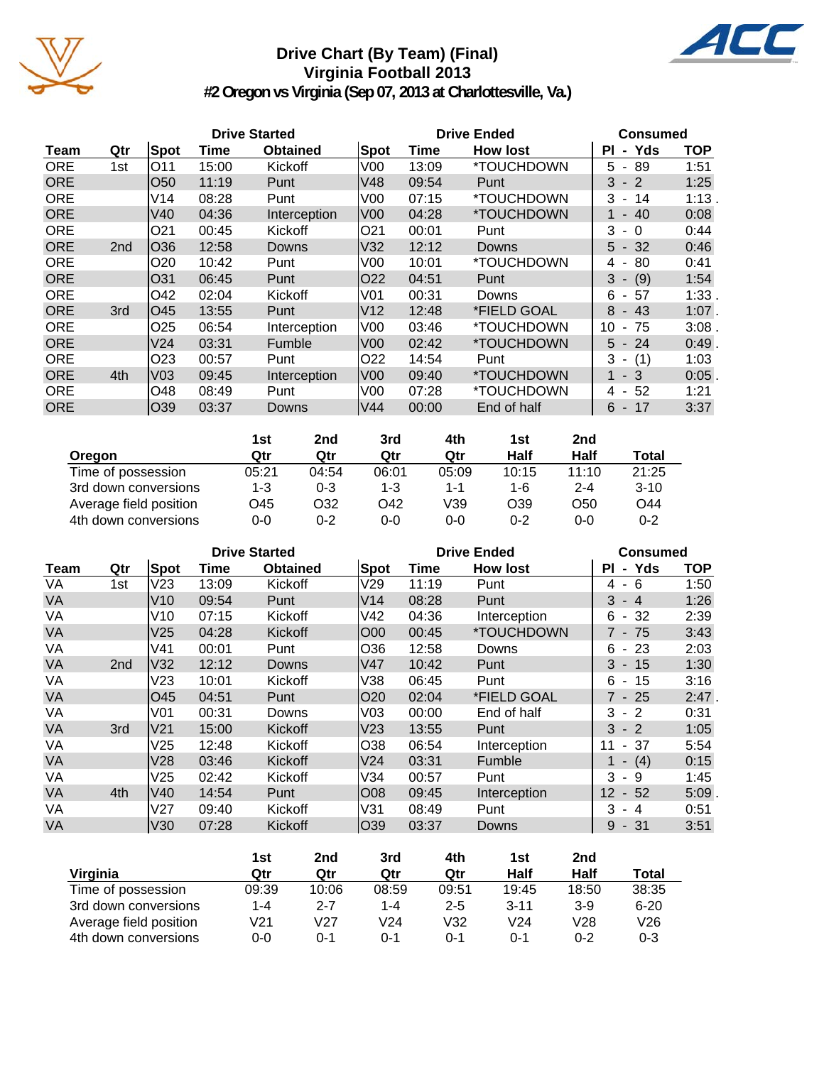# Drive Chart (By Team) (Final)
## Virginia Football 2013
### #2 Oregon vs Virginia (Sep 07, 2013 at Charlottesville, Va.)

| | | Drive Started | | | Drive Ended | | | Consumed | |
|---|---|---|---|---|---|---|---|---|---|
| Team | Qtr | Spot | Time | Obtained | Spot | Time | How lost | Pl - Yds | TOP |
| ORE | 1st | O11 | 15:00 | Kickoff | V00 | 13:09 | *TOUCHDOWN | 5 - 89 | 1:51 |
| ORE | | O50 | 11:19 | Punt | V48 | 09:54 | Punt | 3 - 2 | 1:25 |
| ORE | | V14 | 08:28 | Punt | V00 | 07:15 | *TOUCHDOWN | 3 - 14 | 1:13 . |
| ORE | | V40 | 04:36 | Interception | V00 | 04:28 | *TOUCHDOWN | 1 - 40 | 0:08 |
| ORE | | O21 | 00:45 | Kickoff | O21 | 00:01 | Punt | 3 - 0 | 0:44 |
| ORE | 2nd | O36 | 12:58 | Downs | V32 | 12:12 | Downs | 5 - 32 | 0:46 |
| ORE | | O20 | 10:42 | Punt | V00 | 10:01 | *TOUCHDOWN | 4 - 80 | 0:41 |
| ORE | | O31 | 06:45 | Punt | O22 | 04:51 | Punt | 3 - (9) | 1:54 |
| ORE | | O42 | 02:04 | Kickoff | V01 | 00:31 | Downs | 6 - 57 | 1:33 . |
| ORE | 3rd | O45 | 13:55 | Punt | V12 | 12:48 | *FIELD GOAL | 8 - 43 | 1:07 . |
| ORE | | O25 | 06:54 | Interception | V00 | 03:46 | *TOUCHDOWN | 10 - 75 | 3:08 . |
| ORE | | V24 | 03:31 | Fumble | V00 | 02:42 | *TOUCHDOWN | 5 - 24 | 0:49 . |
| ORE | | O23 | 00:57 | Punt | O22 | 14:54 | Punt | 3 - (1) | 1:03 |
| ORE | 4th | V03 | 09:45 | Interception | V00 | 09:40 | *TOUCHDOWN | 1 - 3 | 0:05 . |
| ORE | | O48 | 08:49 | Punt | V00 | 07:28 | *TOUCHDOWN | 4 - 52 | 1:21 |
| ORE | | O39 | 03:37 | Downs | V44 | 00:00 | End of half | 6 - 17 | 3:37 |

| Oregon | 1st Qtr | 2nd Qtr | 3rd Qtr | 4th Qtr | 1st Half | 2nd Half | Total |
|---|---|---|---|---|---|---|---|
| Time of possession | 05:21 | 04:54 | 06:01 | 05:09 | 10:15 | 11:10 | 21:25 |
| 3rd down conversions | 1-3 | 0-3 | 1-3 | 1-1 | 1-6 | 2-4 | 3-10 |
| Average field position | O45 | O32 | O42 | V39 | O39 | O50 | O44 |
| 4th down conversions | 0-0 | 0-2 | 0-0 | 0-0 | 0-2 | 0-0 | 0-2 |

| | | Drive Started | | | Drive Ended | | | Consumed | |
|---|---|---|---|---|---|---|---|---|---|
| Team | Qtr | Spot | Time | Obtained | Spot | Time | How lost | Pl - Yds | TOP |
| VA | 1st | V23 | 13:09 | Kickoff | V29 | 11:19 | Punt | 4 - 6 | 1:50 |
| VA | | V10 | 09:54 | Punt | V14 | 08:28 | Punt | 3 - 4 | 1:26 |
| VA | | V10 | 07:15 | Kickoff | V42 | 04:36 | Interception | 6 - 32 | 2:39 |
| VA | | V25 | 04:28 | Kickoff | O00 | 00:45 | *TOUCHDOWN | 7 - 75 | 3:43 |
| VA | | V41 | 00:01 | Punt | O36 | 12:58 | Downs | 6 - 23 | 2:03 |
| VA | 2nd | V32 | 12:12 | Downs | V47 | 10:42 | Punt | 3 - 15 | 1:30 |
| VA | | V23 | 10:01 | Kickoff | V38 | 06:45 | Punt | 6 - 15 | 3:16 |
| VA | | O45 | 04:51 | Punt | O20 | 02:04 | *FIELD GOAL | 7 - 25 | 2:47 . |
| VA | | V01 | 00:31 | Downs | V03 | 00:00 | End of half | 3 - 2 | 0:31 |
| VA | 3rd | V21 | 15:00 | Kickoff | V23 | 13:55 | Punt | 3 - 2 | 1:05 |
| VA | | V25 | 12:48 | Kickoff | O38 | 06:54 | Interception | 11 - 37 | 5:54 |
| VA | | V28 | 03:46 | Kickoff | V24 | 03:31 | Fumble | 1 - (4) | 0:15 |
| VA | | V25 | 02:42 | Kickoff | V34 | 00:57 | Punt | 3 - 9 | 1:45 |
| VA | 4th | V40 | 14:54 | Punt | O08 | 09:45 | Interception | 12 - 52 | 5:09 . |
| VA | | V27 | 09:40 | Kickoff | V31 | 08:49 | Punt | 3 - 4 | 0:51 |
| VA | | V30 | 07:28 | Kickoff | O39 | 03:37 | Downs | 9 - 31 | 3:51 |

| Virginia | 1st Qtr | 2nd Qtr | 3rd Qtr | 4th Qtr | 1st Half | 2nd Half | Total |
|---|---|---|---|---|---|---|---|
| Time of possession | 09:39 | 10:06 | 08:59 | 09:51 | 19:45 | 18:50 | 38:35 |
| 3rd down conversions | 1-4 | 2-7 | 1-4 | 2-5 | 3-11 | 3-9 | 6-20 |
| Average field position | V21 | V27 | V24 | V32 | V24 | V28 | V26 |
| 4th down conversions | 0-0 | 0-1 | 0-1 | 0-1 | 0-1 | 0-2 | 0-3 |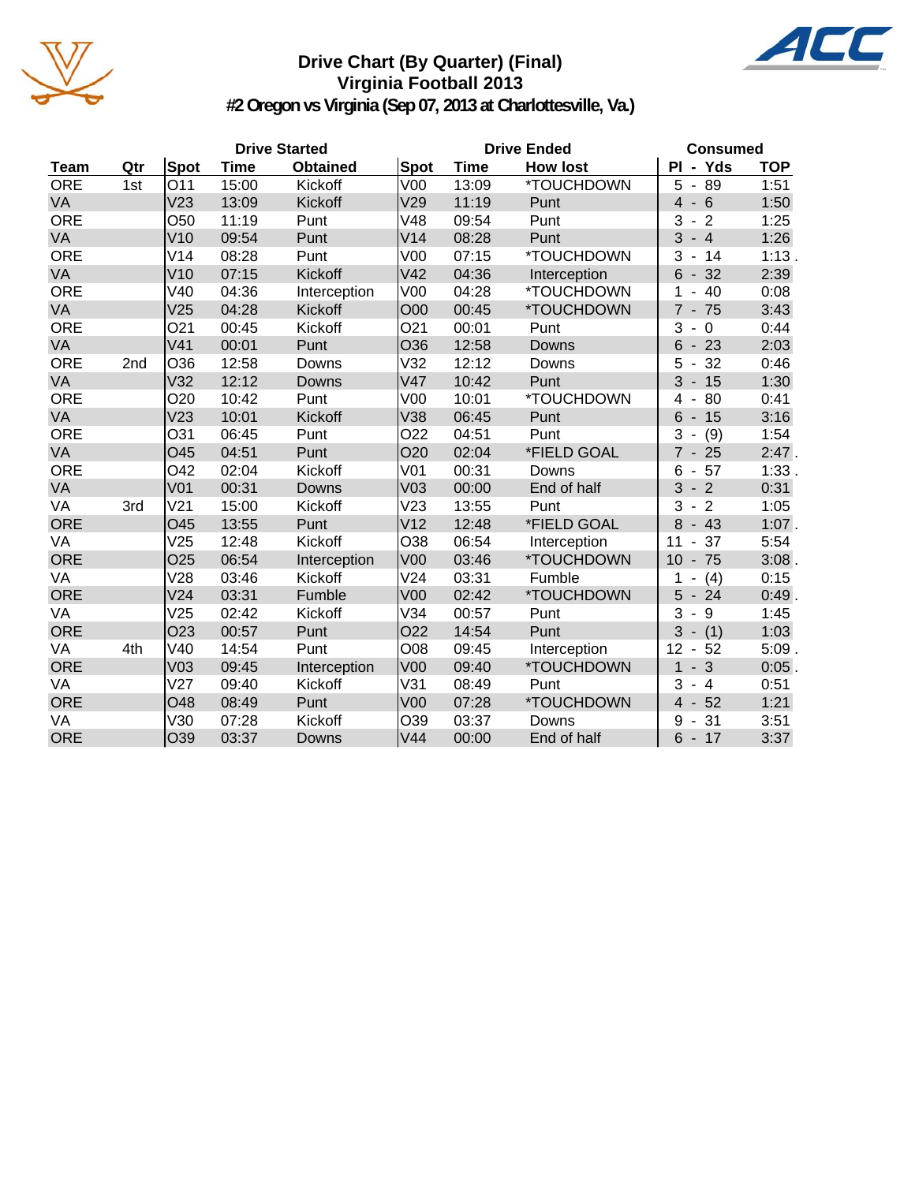# Drive Chart (By Quarter) (Final)
## Virginia Football 2013
### #2 Oregon vs Virginia (Sep 07, 2013 at Charlottesville, Va.)

| | | Drive Started | | | Drive Ended | | | Consumed | |
|---|---|---|---|---|---|---|---|---|---|
| Team | Qtr | Spot | Time | Obtained | Spot | Time | How lost | Pl - Yds | TOP |
| ORE | 1st | O11 | 15:00 | Kickoff | V00 | 13:09 | *TOUCHDOWN | 5 - 89 | 1:51 |
| VA | | V23 | 13:09 | Kickoff | V29 | 11:19 | Punt | 4 - 6 | 1:50 |
| ORE | | O50 | 11:19 | Punt | V48 | 09:54 | Punt | 3 - 2 | 1:25 |
| VA | | V10 | 09:54 | Punt | V14 | 08:28 | Punt | 3 - 4 | 1:26 |
| ORE | | V14 | 08:28 | Punt | V00 | 07:15 | *TOUCHDOWN | 3 - 14 | 1:13 . |
| VA | | V10 | 07:15 | Kickoff | V42 | 04:36 | Interception | 6 - 32 | 2:39 |
| ORE | | V40 | 04:36 | Interception | V00 | 04:28 | *TOUCHDOWN | 1 - 40 | 0:08 |
| VA | | V25 | 04:28 | Kickoff | O00 | 00:45 | *TOUCHDOWN | 7 - 75 | 3:43 |
| ORE | | O21 | 00:45 | Kickoff | O21 | 00:01 | Punt | 3 - 0 | 0:44 |
| VA | | V41 | 00:01 | Punt | O36 | 12:58 | Downs | 6 - 23 | 2:03 |
| ORE | 2nd | O36 | 12:58 | Downs | V32 | 12:12 | Downs | 5 - 32 | 0:46 |
| VA | | V32 | 12:12 | Downs | V47 | 10:42 | Punt | 3 - 15 | 1:30 |
| ORE | | O20 | 10:42 | Punt | V00 | 10:01 | *TOUCHDOWN | 4 - 80 | 0:41 |
| VA | | V23 | 10:01 | Kickoff | V38 | 06:45 | Punt | 6 - 15 | 3:16 |
| ORE | | O31 | 06:45 | Punt | O22 | 04:51 | Punt | 3 - (9) | 1:54 |
| VA | | O45 | 04:51 | Punt | O20 | 02:04 | *FIELD GOAL | 7 - 25 | 2:47 . |
| ORE | | O42 | 02:04 | Kickoff | V01 | 00:31 | Downs | 6 - 57 | 1:33 . |
| VA | | V01 | 00:31 | Downs | V03 | 00:00 | End of half | 3 - 2 | 0:31 |
| VA | 3rd | V21 | 15:00 | Kickoff | V23 | 13:55 | Punt | 3 - 2 | 1:05 |
| ORE | | O45 | 13:55 | Punt | V12 | 12:48 | *FIELD GOAL | 8 - 43 | 1:07 . |
| VA | | V25 | 12:48 | Kickoff | O38 | 06:54 | Interception | 11 - 37 | 5:54 |
| ORE | | O25 | 06:54 | Interception | V00 | 03:46 | *TOUCHDOWN | 10 - 75 | 3:08 . |
| VA | | V28 | 03:46 | Kickoff | V24 | 03:31 | Fumble | 1 - (4) | 0:15 |
| ORE | | V24 | 03:31 | Fumble | V00 | 02:42 | *TOUCHDOWN | 5 - 24 | 0:49 . |
| VA | | V25 | 02:42 | Kickoff | V34 | 00:57 | Punt | 3 - 9 | 1:45 |
| ORE | | O23 | 00:57 | Punt | O22 | 14:54 | Punt | 3 - (1) | 1:03 |
| VA | 4th | V40 | 14:54 | Punt | O08 | 09:45 | Interception | 12 - 52 | 5:09 . |
| ORE | | V03 | 09:45 | Interception | V00 | 09:40 | *TOUCHDOWN | 1 - 3 | 0:05 . |
| VA | | V27 | 09:40 | Kickoff | V31 | 08:49 | Punt | 3 - 4 | 0:51 |
| ORE | | O48 | 08:49 | Punt | V00 | 07:28 | *TOUCHDOWN | 4 - 52 | 1:21 |
| VA | | V30 | 07:28 | Kickoff | O39 | 03:37 | Downs | 9 - 31 | 3:51 |
| ORE | | O39 | 03:37 | Downs | V44 | 00:00 | End of half | 6 - 17 | 3:37 |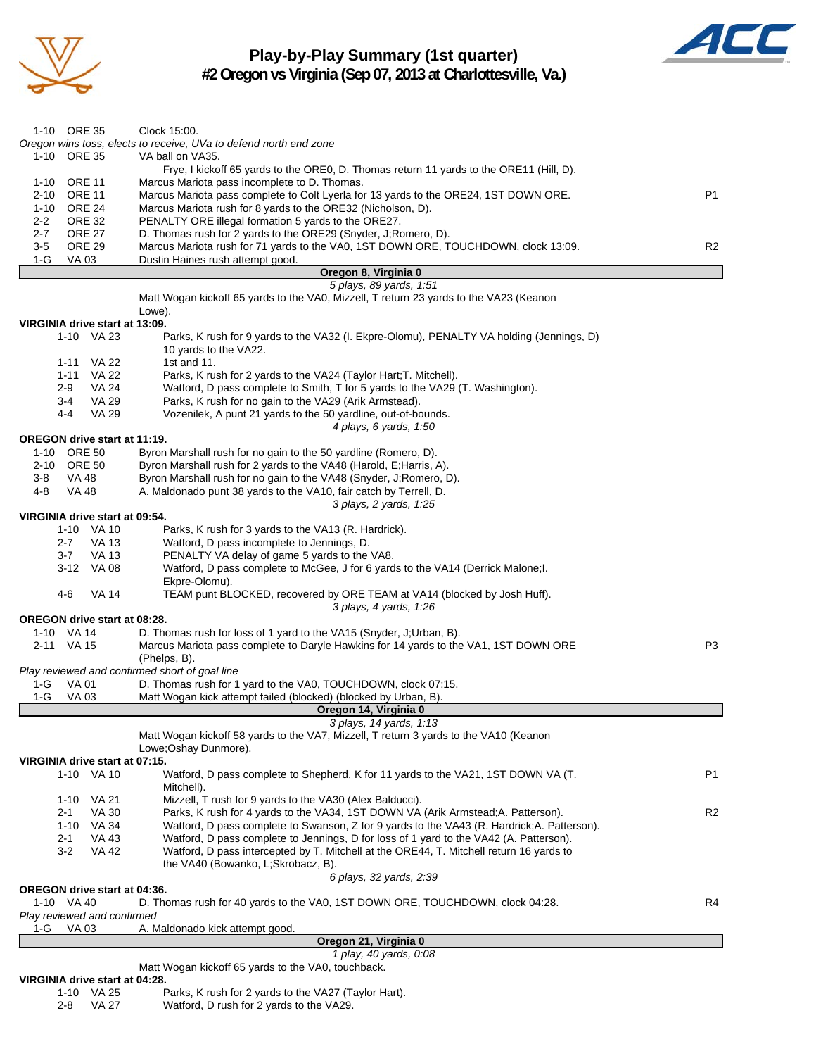# Play-by-Play Summary (1st quarter)

## #2 Oregon vs Virginia (Sep 07, 2013 at Charlottesville, Va.)

| Down | Spot | Play | |
|---|---|---|---|
| 1-10 | ORE 35 | Clock 15:00. | |
| *Oregon wins toss, elects to receive, UVa to defend north end zone* | | | |
| 1-10 | ORE 35 | VA ball on VA35. | |
| | | Frye, I kickoff 65 yards to the ORE0, D. Thomas return 11 yards to the ORE11 (Hill, D). | |
| 1-10 | ORE 11 | Marcus Mariota pass incomplete to D. Thomas. | |
| 2-10 | ORE 11 | Marcus Mariota pass complete to Colt Lyerla for 13 yards to the ORE24, 1ST DOWN ORE. | P1 |
| 1-10 | ORE 24 | Marcus Mariota rush for 8 yards to the ORE32 (Nicholson, D). | |
| 2-2 | ORE 32 | PENALTY ORE illegal formation 5 yards to the ORE27. | |
| 2-7 | ORE 27 | D. Thomas rush for 2 yards to the ORE29 (Snyder, J;Romero, D). | |
| 3-5 | ORE 29 | Marcus Mariota rush for 71 yards to the VA0, 1ST DOWN ORE, TOUCHDOWN, clock 13:09. | R2 |
| 1-G | VA 03 | Dustin Haines rush attempt good. | |

**Oregon 8, Virginia 0**

*5 plays, 89 yards, 1:51*

Matt Wogan kickoff 65 yards to the VA0, Mizzell, T return 23 yards to the VA23 (Keanon Lowe).

**VIRGINIA drive start at 13:09.**

| Down | Spot | Play | |
|---|---|---|---|
| 1-10 | VA 23 | Parks, K rush for 9 yards to the VA32 (I. Ekpre-Olomu), PENALTY VA holding (Jennings, D) 10 yards to the VA22. | |
| 1-11 | VA 22 | 1st and 11. | |
| 1-11 | VA 22 | Parks, K rush for 2 yards to the VA24 (Taylor Hart;T. Mitchell). | |
| 2-9 | VA 24 | Watford, D pass complete to Smith, T for 5 yards to the VA29 (T. Washington). | |
| 3-4 | VA 29 | Parks, K rush for no gain to the VA29 (Arik Armstead). | |
| 4-4 | VA 29 | Vozenilek, A punt 21 yards to the 50 yardline, out-of-bounds. | |

*4 plays, 6 yards, 1:50*

**OREGON drive start at 11:19.**

| Down | Spot | Play | |
|---|---|---|---|
| 1-10 | ORE 50 | Byron Marshall rush for no gain to the 50 yardline (Romero, D). | |
| 2-10 | ORE 50 | Byron Marshall rush for 2 yards to the VA48 (Harold, E;Harris, A). | |
| 3-8 | VA 48 | Byron Marshall rush for no gain to the VA48 (Snyder, J;Romero, D). | |
| 4-8 | VA 48 | A. Maldonado punt 38 yards to the VA10, fair catch by Terrell, D. | |

*3 plays, 2 yards, 1:25*

**VIRGINIA drive start at 09:54.**

| Down | Spot | Play | |
|---|---|---|---|
| 1-10 | VA 10 | Parks, K rush for 3 yards to the VA13 (R. Hardrick). | |
| 2-7 | VA 13 | Watford, D pass incomplete to Jennings, D. | |
| 3-7 | VA 13 | PENALTY VA delay of game 5 yards to the VA8. | |
| 3-12 | VA 08 | Watford, D pass complete to McGee, J for 6 yards to the VA14 (Derrick Malone;I. Ekpre-Olomu). | |
| 4-6 | VA 14 | TEAM punt BLOCKED, recovered by ORE TEAM at VA14 (blocked by Josh Huff). | |

*3 plays, 4 yards, 1:26*

**OREGON drive start at 08:28.**

| Down | Spot | Play | |
|---|---|---|---|
| 1-10 | VA 14 | D. Thomas rush for loss of 1 yard to the VA15 (Snyder, J;Urban, B). | |
| 2-11 | VA 15 | Marcus Mariota pass complete to Daryle Hawkins for 14 yards to the VA1, 1ST DOWN ORE (Phelps, B). | P3 |
| *Play reviewed and confirmed short of goal line* | | | |
| 1-G | VA 01 | D. Thomas rush for 1 yard to the VA0, TOUCHDOWN, clock 07:15. | |
| 1-G | VA 03 | Matt Wogan kick attempt failed (blocked) (blocked by Urban, B). | |

**Oregon 14, Virginia 0**

*3 plays, 14 yards, 1:13*

Matt Wogan kickoff 58 yards to the VA7, Mizzell, T return 3 yards to the VA10 (Keanon Lowe;Oshay Dunmore).

**VIRGINIA drive start at 07:15.**

| Down | Spot | Play | |
|---|---|---|---|
| 1-10 | VA 10 | Watford, D pass complete to Shepherd, K for 11 yards to the VA21, 1ST DOWN VA (T. Mitchell). | P1 |
| 1-10 | VA 21 | Mizzell, T rush for 9 yards to the VA30 (Alex Balducci). | |
| 2-1 | VA 30 | Parks, K rush for 4 yards to the VA34, 1ST DOWN VA (Arik Armstead;A. Patterson). | R2 |
| 1-10 | VA 34 | Watford, D pass complete to Swanson, Z for 9 yards to the VA43 (R. Hardrick;A. Patterson). | |
| 2-1 | VA 43 | Watford, D pass complete to Jennings, D for loss of 1 yard to the VA42 (A. Patterson). | |
| 3-2 | VA 42 | Watford, D pass intercepted by T. Mitchell at the ORE44, T. Mitchell return 16 yards to the VA40 (Bowanko, L;Skrobacz, B). | |

*6 plays, 32 yards, 2:39*

**OREGON drive start at 04:36.**

| Down | Spot | Play | |
|---|---|---|---|
| 1-10 | VA 40 | D. Thomas rush for 40 yards to the VA0, 1ST DOWN ORE, TOUCHDOWN, clock 04:28. | R4 |
| *Play reviewed and confirmed* | | | |
| 1-G | VA 03 | A. Maldonado kick attempt good. | |

**Oregon 21, Virginia 0**

*1 play, 40 yards, 0:08*

Matt Wogan kickoff 65 yards to the VA0, touchback.

**VIRGINIA drive start at 04:28.**

| Down | Spot | Play | |
|---|---|---|---|
| 1-10 | VA 25 | Parks, K rush for 2 yards to the VA27 (Taylor Hart). | |
| 2-8 | VA 27 | Watford, D rush for 2 yards to the VA29. | |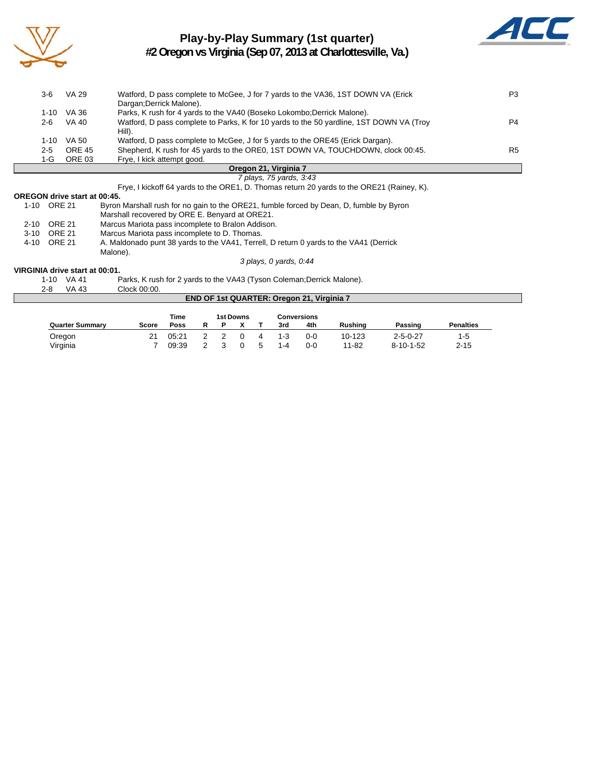# Play-by-Play Summary (1st quarter)

## #2 Oregon vs Virginia (Sep 07, 2013 at Charlottesville, Va.)

| Down | Spot | Play | |
|---|---|---|---|
| 3-6 | VA 29 | Watford, D pass complete to McGee, J for 7 yards to the VA36, 1ST DOWN VA (Erick Dargan;Derrick Malone). | P3 |
| 1-10 | VA 36 | Parks, K rush for 4 yards to the VA40 (Boseko Lokombo;Derrick Malone). | |
| 2-6 | VA 40 | Watford, D pass complete to Parks, K for 10 yards to the 50 yardline, 1ST DOWN VA (Troy Hill). | P4 |
| 1-10 | VA 50 | Watford, D pass complete to McGee, J for 5 yards to the ORE45 (Erick Dargan). | |
| 2-5 | ORE 45 | Shepherd, K rush for 45 yards to the ORE0, 1ST DOWN VA, TOUCHDOWN, clock 00:45. | R5 |
| 1-G | ORE 03 | Frye, I kick attempt good. | |

**Oregon 21, Virginia 7**

*7 plays, 75 yards, 3:43*

Frye, I kickoff 64 yards to the ORE1, D. Thomas return 20 yards to the ORE21 (Rainey, K).

**OREGON drive start at 00:45.**

| Down | Spot | Play |
|---|---|---|
| 1-10 | ORE 21 | Byron Marshall rush for no gain to the ORE21, fumble forced by Dean, D, fumble by Byron Marshall recovered by ORE E. Benyard at ORE21. |
| 2-10 | ORE 21 | Marcus Mariota pass incomplete to Bralon Addison. |
| 3-10 | ORE 21 | Marcus Mariota pass incomplete to D. Thomas. |
| 4-10 | ORE 21 | A. Maldonado punt 38 yards to the VA41, Terrell, D return 0 yards to the VA41 (Derrick Malone). |

*3 plays, 0 yards, 0:44*

**VIRGINIA drive start at 00:01.**

| Down | Spot | Play |
|---|---|---|
| 1-10 | VA 41 | Parks, K rush for 2 yards to the VA43 (Tyson Coleman;Derrick Malone). |
| 2-8 | VA 43 | Clock 00:00. |

**END OF 1st QUARTER: Oregon 21, Virginia 7**

| Quarter Summary | Score | Time Poss | 1st Downs R | P | X | T | Conversions 3rd | 4th | Rushing | Passing | Penalties |
|---|---|---|---|---|---|---|---|---|---|---|---|
| Oregon | 21 | 05:21 | 2 | 2 | 0 | 4 | 1-3 | 0-0 | 10-123 | 2-5-0-27 | 1-5 |
| Virginia | 7 | 09:39 | 2 | 3 | 0 | 5 | 1-4 | 0-0 | 11-82 | 8-10-1-52 | 2-15 |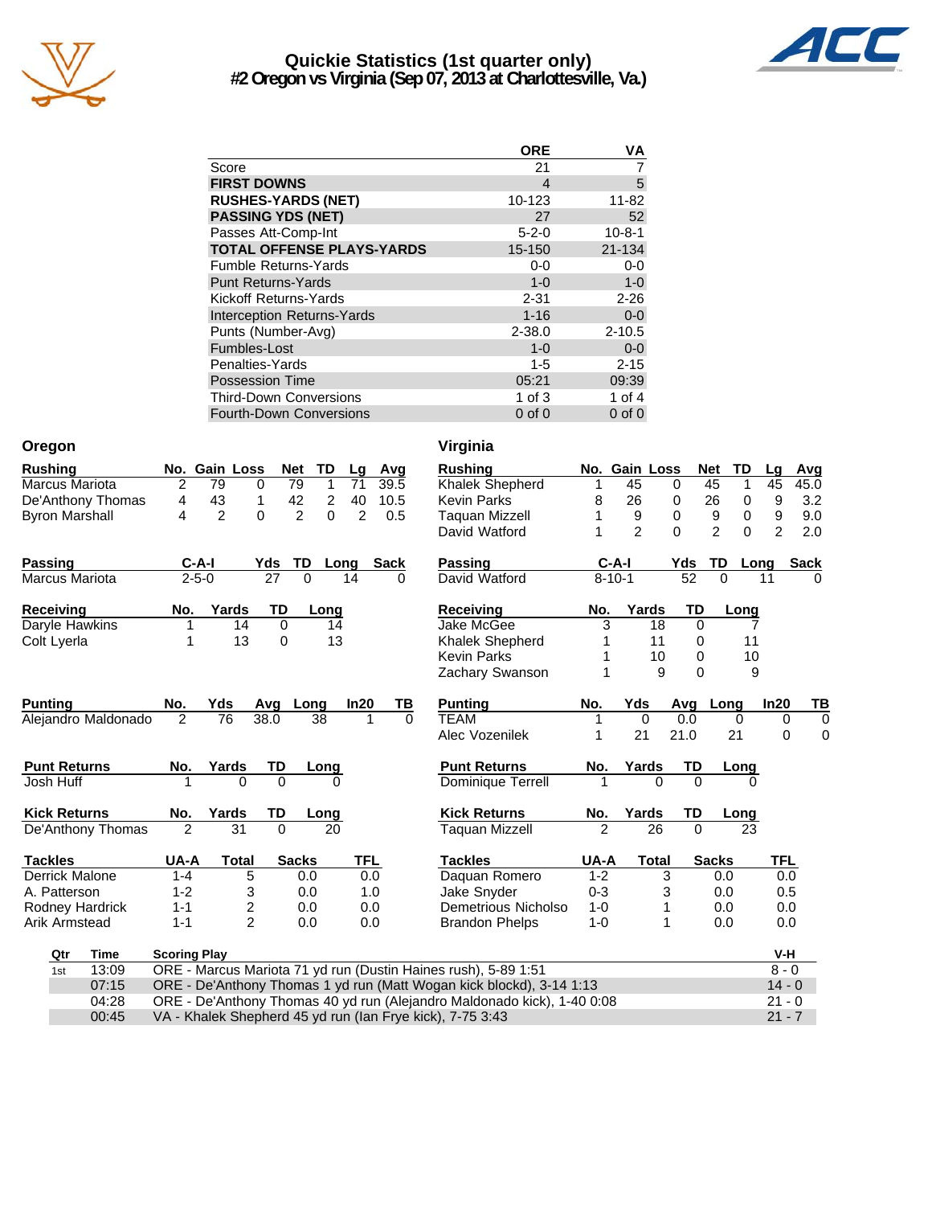# Quickie Statistics (1st quarter only)
## #2 Oregon vs Virginia (Sep 07, 2013 at Charlottesville, Va.)

| | ORE | VA |
|---|---|---|
| Score | 21 | 7 |
| **FIRST DOWNS** | 4 | 5 |
| **RUSHES-YARDS (NET)** | 10-123 | 11-82 |
| **PASSING YDS (NET)** | 27 | 52 |
| Passes Att-Comp-Int | 5-2-0 | 10-8-1 |
| **TOTAL OFFENSE PLAYS-YARDS** | 15-150 | 21-134 |
| Fumble Returns-Yards | 0-0 | 0-0 |
| Punt Returns-Yards | 1-0 | 1-0 |
| Kickoff Returns-Yards | 2-31 | 2-26 |
| Interception Returns-Yards | 1-16 | 0-0 |
| Punts (Number-Avg) | 2-38.0 | 2-10.5 |
| Fumbles-Lost | 1-0 | 0-0 |
| Penalties-Yards | 1-5 | 2-15 |
| Possession Time | 05:21 | 09:39 |
| Third-Down Conversions | 1 of 3 | 1 of 4 |
| Fourth-Down Conversions | 0 of 0 | 0 of 0 |

## Oregon

| Rushing | No. | Gain | Loss | Net | TD | Lg | Avg |
|---|---|---|---|---|---|---|---|
| Marcus Mariota | 2 | 79 | 0 | 79 | 1 | 71 | 39.5 |
| De'Anthony Thomas | 4 | 43 | 1 | 42 | 2 | 40 | 10.5 |
| Byron Marshall | 4 | 2 | 0 | 2 | 0 | 2 | 0.5 |

| Passing | C-A-I | Yds | TD | Long | Sack |
|---|---|---|---|---|---|
| Marcus Mariota | 2-5-0 | 27 | 0 | 14 | 0 |

| Receiving | No. | Yards | TD | Long |
|---|---|---|---|---|
| Daryle Hawkins | 1 | 14 | 0 | 14 |
| Colt Lyerla | 1 | 13 | 0 | 13 |

| Punting | No. | Yds | Avg | Long | In20 | TB |
|---|---|---|---|---|---|---|
| Alejandro Maldonado | 2 | 76 | 38.0 | 38 | 1 | 0 |

| Punt Returns | No. | Yards | TD | Long |
|---|---|---|---|---|
| Josh Huff | 1 | 0 | 0 | 0 |

| Kick Returns | No. | Yards | TD | Long |
|---|---|---|---|---|
| De'Anthony Thomas | 2 | 31 | 0 | 20 |

| Tackles | UA-A | Total | Sacks | TFL |
|---|---|---|---|---|
| Derrick Malone | 1-4 | 5 | 0.0 | 0.0 |
| A. Patterson | 1-2 | 3 | 0.0 | 1.0 |
| Rodney Hardrick | 1-1 | 2 | 0.0 | 0.0 |
| Arik Armstead | 1-1 | 2 | 0.0 | 0.0 |

## Virginia

| Rushing | No. | Gain | Loss | Net | TD | Lg | Avg |
|---|---|---|---|---|---|---|---|
| Khalek Shepherd | 1 | 45 | 0 | 45 | 1 | 45 | 45.0 |
| Kevin Parks | 8 | 26 | 0 | 26 | 0 | 9 | 3.2 |
| Taquan Mizzell | 1 | 9 | 0 | 9 | 0 | 9 | 9.0 |
| David Watford | 1 | 2 | 0 | 2 | 0 | 2 | 2.0 |

| Passing | C-A-I | Yds | TD | Long | Sack |
|---|---|---|---|---|---|
| David Watford | 8-10-1 | 52 | 0 | 11 | 0 |

| Receiving | No. | Yards | TD | Long |
|---|---|---|---|---|
| Jake McGee | 3 | 18 | 0 | 7 |
| Khalek Shepherd | 1 | 11 | 0 | 11 |
| Kevin Parks | 1 | 10 | 0 | 10 |
| Zachary Swanson | 1 | 9 | 0 | 9 |

| Punting | No. | Yds | Avg | Long | In20 | TB |
|---|---|---|---|---|---|---|
| TEAM | 1 | 0 | 0.0 | 0 | 0 | 0 |
| Alec Vozenilek | 1 | 21 | 21.0 | 21 | 0 | 0 |

| Punt Returns | No. | Yards | TD | Long |
|---|---|---|---|---|
| Dominique Terrell | 1 | 0 | 0 | 0 |

| Kick Returns | No. | Yards | TD | Long |
|---|---|---|---|---|
| Taquan Mizzell | 2 | 26 | 0 | 23 |

| Tackles | UA-A | Total | Sacks | TFL |
|---|---|---|---|---|
| Daquan Romero | 1-2 | 3 | 0.0 | 0.0 |
| Jake Snyder | 0-3 | 3 | 0.0 | 0.5 |
| Demetrious Nicholso | 1-0 | 1 | 0.0 | 0.0 |
| Brandon Phelps | 1-0 | 1 | 0.0 | 0.0 |

| Qtr | Time | Scoring Play | V-H |
|---|---|---|---|
| 1st | 13:09 | ORE - Marcus Mariota 71 yd run (Dustin Haines rush), 5-89 1:51 | 8 - 0 |
| | 07:15 | ORE - De'Anthony Thomas 1 yd run (Matt Wogan kick blockd), 3-14 1:13 | 14 - 0 |
| | 04:28 | ORE - De'Anthony Thomas 40 yd run (Alejandro Maldonado kick), 1-40 0:08 | 21 - 0 |
| | 00:45 | VA - Khalek Shepherd 45 yd run (Ian Frye kick), 7-75 3:43 | 21 - 7 |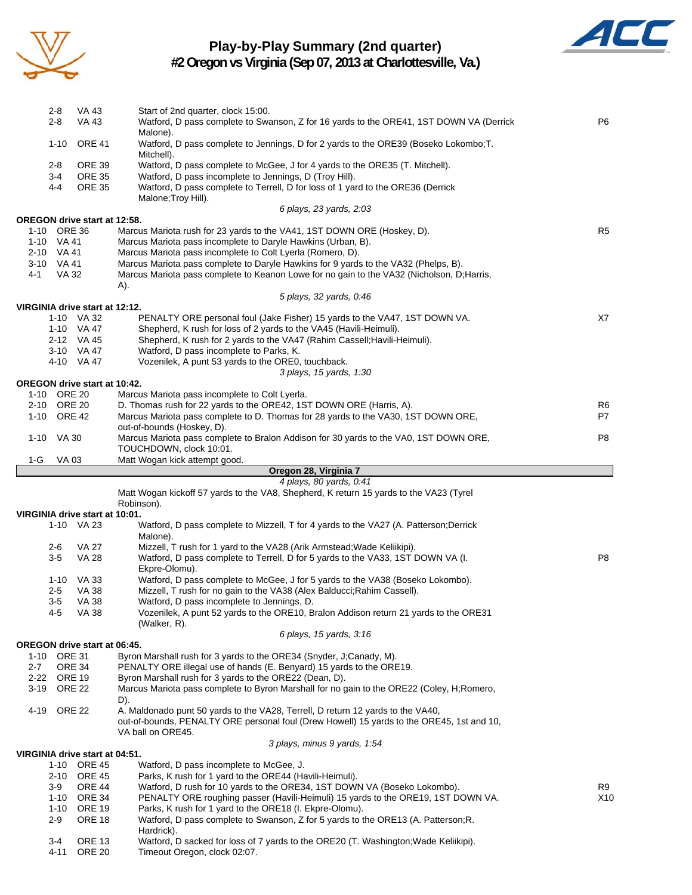# Play-by-Play Summary (2nd quarter)

## #2 Oregon vs Virginia (Sep 07, 2013 at Charlottesville, Va.)

| Down | Spot | Play | |
|---|---|---|---|
| 2-8 | VA 43 | Start of 2nd quarter, clock 15:00. | |
| 2-8 | VA 43 | Watford, D pass complete to Swanson, Z for 16 yards to the ORE41, 1ST DOWN VA (Derrick Malone). | P6 |
| 1-10 | ORE 41 | Watford, D pass complete to Jennings, D for 2 yards to the ORE39 (Boseko Lokombo;T. Mitchell). | |
| 2-8 | ORE 39 | Watford, D pass complete to McGee, J for 4 yards to the ORE35 (T. Mitchell). | |
| 3-4 | ORE 35 | Watford, D pass incomplete to Jennings, D (Troy Hill). | |
| 4-4 | ORE 35 | Watford, D pass complete to Terrell, D for loss of 1 yard to the ORE36 (Derrick Malone;Troy Hill). | |
| | | *6 plays, 23 yards, 2:03* | |

**OREGON drive start at 12:58.**

| Down | Spot | Play | |
|---|---|---|---|
| 1-10 | ORE 36 | Marcus Mariota rush for 23 yards to the VA41, 1ST DOWN ORE (Hoskey, D). | R5 |
| 1-10 | VA 41 | Marcus Mariota pass incomplete to Daryle Hawkins (Urban, B). | |
| 2-10 | VA 41 | Marcus Mariota pass incomplete to Colt Lyerla (Romero, D). | |
| 3-10 | VA 41 | Marcus Mariota pass complete to Daryle Hawkins for 9 yards to the VA32 (Phelps, B). | |
| 4-1 | VA 32 | Marcus Mariota pass complete to Keanon Lowe for no gain to the VA32 (Nicholson, D;Harris, A). | |
| | | *5 plays, 32 yards, 0:46* | |

**VIRGINIA drive start at 12:12.**

| Down | Spot | Play | |
|---|---|---|---|
| 1-10 | VA 32 | PENALTY ORE personal foul (Jake Fisher) 15 yards to the VA47, 1ST DOWN VA. | X7 |
| 1-10 | VA 47 | Shepherd, K rush for loss of 2 yards to the VA45 (Havili-Heimuli). | |
| 2-12 | VA 45 | Shepherd, K rush for 2 yards to the VA47 (Rahim Cassell;Havili-Heimuli). | |
| 3-10 | VA 47 | Watford, D pass incomplete to Parks, K. | |
| 4-10 | VA 47 | Vozenilek, A punt 53 yards to the ORE0, touchback. | |
| | | *3 plays, 15 yards, 1:30* | |

**OREGON drive start at 10:42.**

| Down | Spot | Play | |
|---|---|---|---|
| 1-10 | ORE 20 | Marcus Mariota pass incomplete to Colt Lyerla. | |
| 2-10 | ORE 20 | D. Thomas rush for 22 yards to the ORE42, 1ST DOWN ORE (Harris, A). | R6 |
| 1-10 | ORE 42 | Marcus Mariota pass complete to D. Thomas for 28 yards to the VA30, 1ST DOWN ORE, out-of-bounds (Hoskey, D). | P7 |
| 1-10 | VA 30 | Marcus Mariota pass complete to Bralon Addison for 30 yards to the VA0, 1ST DOWN ORE, TOUCHDOWN, clock 10:01. | P8 |
| 1-G | VA 03 | Matt Wogan kick attempt good. | |
| | | **Oregon 28, Virginia 7** | |
| | | *4 plays, 80 yards, 0:41* | |
| | | Matt Wogan kickoff 57 yards to the VA8, Shepherd, K return 15 yards to the VA23 (Tyrel Robinson). | |

**VIRGINIA drive start at 10:01.**

| Down | Spot | Play | |
|---|---|---|---|
| 1-10 | VA 23 | Watford, D pass complete to Mizzell, T for 4 yards to the VA27 (A. Patterson;Derrick Malone). | |
| 2-6 | VA 27 | Mizzell, T rush for 1 yard to the VA28 (Arik Armstead;Wade Keliikipi). | |
| 3-5 | VA 28 | Watford, D pass complete to Terrell, D for 5 yards to the VA33, 1ST DOWN VA (I. Ekpre-Olomu). | P8 |
| 1-10 | VA 33 | Watford, D pass complete to McGee, J for 5 yards to the VA38 (Boseko Lokombo). | |
| 2-5 | VA 38 | Mizzell, T rush for no gain to the VA38 (Alex Balducci;Rahim Cassell). | |
| 3-5 | VA 38 | Watford, D pass incomplete to Jennings, D. | |
| 4-5 | VA 38 | Vozenilek, A punt 52 yards to the ORE10, Bralon Addison return 21 yards to the ORE31 (Walker, R). | |
| | | *6 plays, 15 yards, 3:16* | |

**OREGON drive start at 06:45.**

| Down | Spot | Play | |
|---|---|---|---|
| 1-10 | ORE 31 | Byron Marshall rush for 3 yards to the ORE34 (Snyder, J;Canady, M). | |
| 2-7 | ORE 34 | PENALTY ORE illegal use of hands (E. Benyard) 15 yards to the ORE19. | |
| 2-22 | ORE 19 | Byron Marshall rush for 3 yards to the ORE22 (Dean, D). | |
| 3-19 | ORE 22 | Marcus Mariota pass complete to Byron Marshall for no gain to the ORE22 (Coley, H;Romero, D). | |
| 4-19 | ORE 22 | A. Maldonado punt 50 yards to the VA28, Terrell, D return 12 yards to the VA40, out-of-bounds, PENALTY ORE personal foul (Drew Howell) 15 yards to the ORE45, 1st and 10, VA ball on ORE45. | |
| | | *3 plays, minus 9 yards, 1:54* | |

**VIRGINIA drive start at 04:51.**

| Down | Spot | Play | |
|---|---|---|---|
| 1-10 | ORE 45 | Watford, D pass incomplete to McGee, J. | |
| 2-10 | ORE 45 | Parks, K rush for 1 yard to the ORE44 (Havili-Heimuli). | |
| 3-9 | ORE 44 | Watford, D rush for 10 yards to the ORE34, 1ST DOWN VA (Boseko Lokombo). | R9 |
| 1-10 | ORE 34 | PENALTY ORE roughing passer (Havili-Heimuli) 15 yards to the ORE19, 1ST DOWN VA. | X10 |
| 1-10 | ORE 19 | Parks, K rush for 1 yard to the ORE18 (I. Ekpre-Olomu). | |
| 2-9 | ORE 18 | Watford, D pass complete to Swanson, Z for 5 yards to the ORE13 (A. Patterson;R. Hardrick). | |
| 3-4 | ORE 13 | Watford, D sacked for loss of 7 yards to the ORE20 (T. Washington;Wade Keliikipi). | |
| 4-11 | ORE 20 | Timeout Oregon, clock 02:07. | |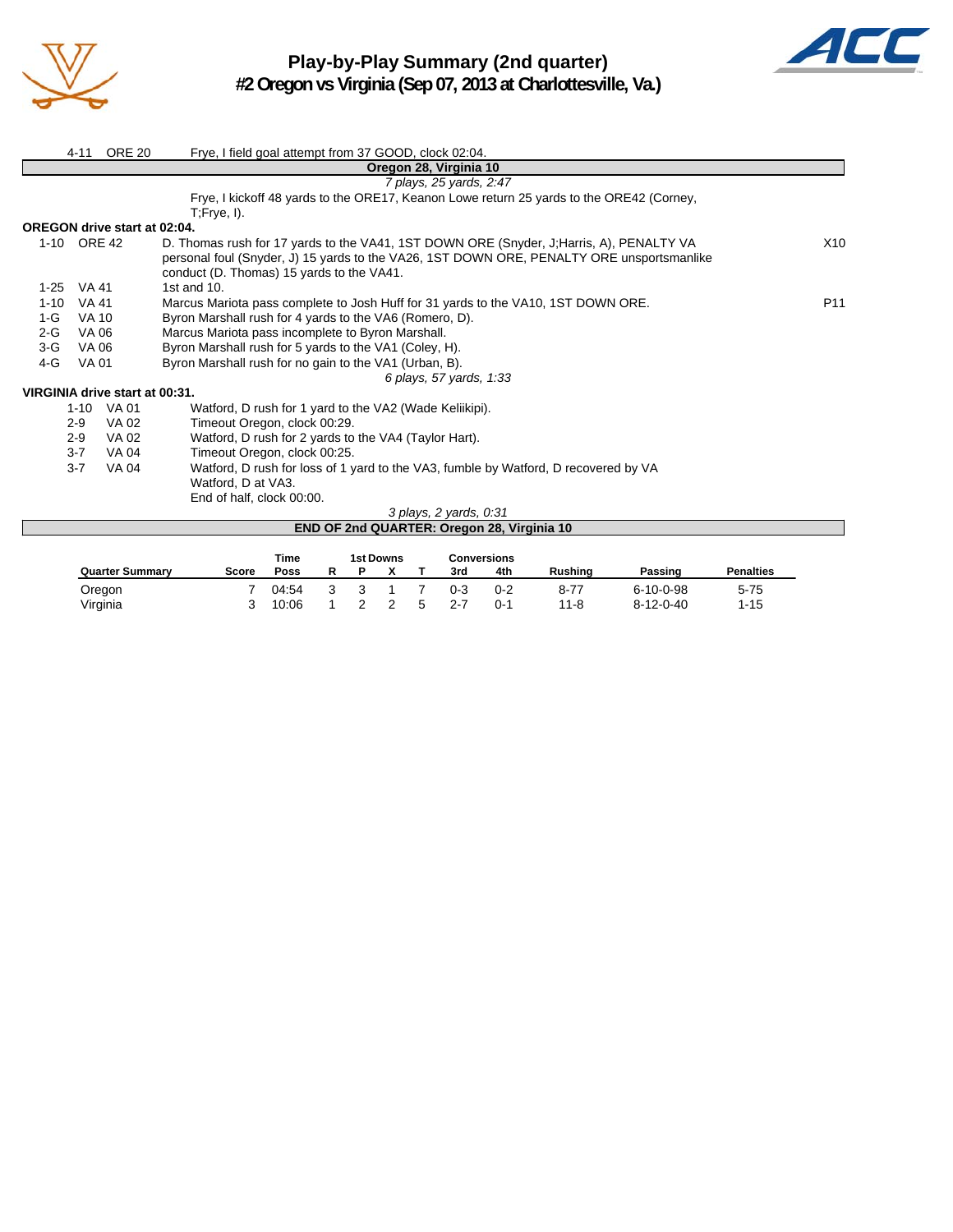# Play-by-Play Summary (2nd quarter)

## #2 Oregon vs Virginia (Sep 07, 2013 at Charlottesville, Va.)

| | | | |
|---|---|---|---|
| 4-11 | ORE 20 | Frye, I field goal attempt from 37 GOOD, clock 02:04. | |

**Oregon 28, Virginia 10**

*7 plays, 25 yards, 2:47*

Frye, I kickoff 48 yards to the ORE17, Keanon Lowe return 25 yards to the ORE42 (Corney, T;Frye, I).

**OREGON drive start at 02:04.**

| | | | |
|---|---|---|---|
| 1-10 | ORE 42 | D. Thomas rush for 17 yards to the VA41, 1ST DOWN ORE (Snyder, J;Harris, A), PENALTY VA personal foul (Snyder, J) 15 yards to the VA26, 1ST DOWN ORE, PENALTY ORE unsportsmanlike conduct (D. Thomas) 15 yards to the VA41. | X10 |
| 1-25 | VA 41 | 1st and 10. | |
| 1-10 | VA 41 | Marcus Mariota pass complete to Josh Huff for 31 yards to the VA10, 1ST DOWN ORE. | P11 |
| 1-G | VA 10 | Byron Marshall rush for 4 yards to the VA6 (Romero, D). | |
| 2-G | VA 06 | Marcus Mariota pass incomplete to Byron Marshall. | |
| 3-G | VA 06 | Byron Marshall rush for 5 yards to the VA1 (Coley, H). | |
| 4-G | VA 01 | Byron Marshall rush for no gain to the VA1 (Urban, B). | |

*6 plays, 57 yards, 1:33*

**VIRGINIA drive start at 00:31.**

| | | |
|---|---|---|
| 1-10 | VA 01 | Watford, D rush for 1 yard to the VA2 (Wade Keliikipi). |
| 2-9 | VA 02 | Timeout Oregon, clock 00:29. |
| 2-9 | VA 02 | Watford, D rush for 2 yards to the VA4 (Taylor Hart). |
| 3-7 | VA 04 | Timeout Oregon, clock 00:25. |
| 3-7 | VA 04 | Watford, D rush for loss of 1 yard to the VA3, fumble by Watford, D recovered by VA Watford, D at VA3. |
| | | End of half, clock 00:00. |

*3 plays, 2 yards, 0:31*

**END OF 2nd QUARTER: Oregon 28, Virginia 10**

| Quarter Summary | Score | Time Poss | 1st Downs R | P | X | T | Conversions 3rd | 4th | Rushing | Passing | Penalties |
|---|---|---|---|---|---|---|---|---|---|---|---|
| Oregon | 7 | 04:54 | 3 | 3 | 1 | 7 | 0-3 | 0-2 | 8-77 | 6-10-0-98 | 5-75 |
| Virginia | 3 | 10:06 | 1 | 2 | 2 | 5 | 2-7 | 0-1 | 11-8 | 8-12-0-40 | 1-15 |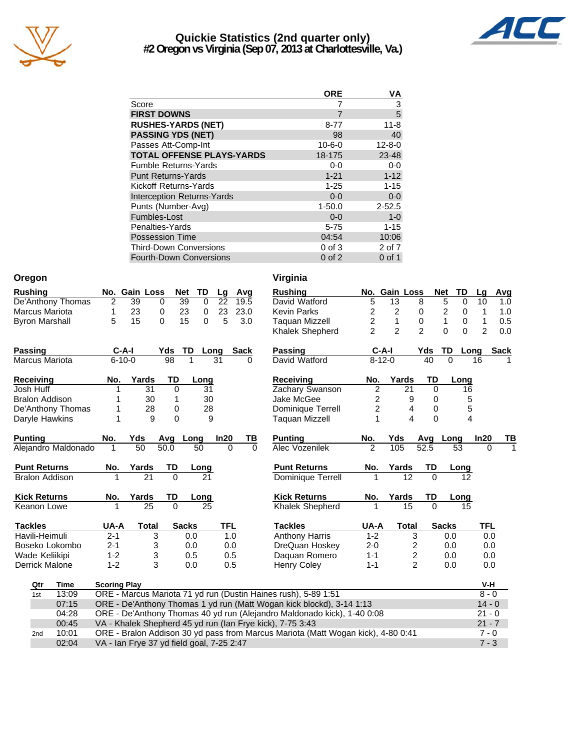# Quickie Statistics (2nd quarter only)
## #2 Oregon vs Virginia (Sep 07, 2013 at Charlottesville, Va.)

| | ORE | VA |
|---|---|---|
| Score | 7 | 3 |
| **FIRST DOWNS** | 7 | 5 |
| **RUSHES-YARDS (NET)** | 8-77 | 11-8 |
| **PASSING YDS (NET)** | 98 | 40 |
| Passes Att-Comp-Int | 10-6-0 | 12-8-0 |
| **TOTAL OFFENSE PLAYS-YARDS** | 18-175 | 23-48 |
| Fumble Returns-Yards | 0-0 | 0-0 |
| Punt Returns-Yards | 1-21 | 1-12 |
| Kickoff Returns-Yards | 1-25 | 1-15 |
| Interception Returns-Yards | 0-0 | 0-0 |
| Punts (Number-Avg) | 1-50.0 | 2-52.5 |
| Fumbles-Lost | 0-0 | 1-0 |
| Penalties-Yards | 5-75 | 1-15 |
| Possession Time | 04:54 | 10:06 |
| Third-Down Conversions | 0 of 3 | 2 of 7 |
| Fourth-Down Conversions | 0 of 2 | 0 of 1 |

### Oregon

| Rushing | No. | Gain | Loss | Net | TD | Lg | Avg |
|---|---|---|---|---|---|---|---|
| De'Anthony Thomas | 2 | 39 | 0 | 39 | 0 | 22 | 19.5 |
| Marcus Mariota | 1 | 23 | 0 | 23 | 0 | 23 | 23.0 |
| Byron Marshall | 5 | 15 | 0 | 15 | 0 | 5 | 3.0 |

| Passing | C-A-I | Yds | TD | Long | Sack |
|---|---|---|---|---|---|
| Marcus Mariota | 6-10-0 | 98 | 1 | 31 | 0 |

| Receiving | No. | Yards | TD | Long |
|---|---|---|---|---|
| Josh Huff | 1 | 31 | 0 | 31 |
| Bralon Addison | 1 | 30 | 1 | 30 |
| De'Anthony Thomas | 1 | 28 | 0 | 28 |
| Daryle Hawkins | 1 | 9 | 0 | 9 |

| Punting | No. | Yds | Avg | Long | In20 | TB |
|---|---|---|---|---|---|---|
| Alejandro Maldonado | 1 | 50 | 50.0 | 50 | 0 | 0 |

| Punt Returns | No. | Yards | TD | Long |
|---|---|---|---|---|
| Bralon Addison | 1 | 21 | 0 | 21 |

| Kick Returns | No. | Yards | TD | Long |
|---|---|---|---|---|
| Keanon Lowe | 1 | 25 | 0 | 25 |

| Tackles | UA-A | Total | Sacks | TFL |
|---|---|---|---|---|
| Havili-Heimuli | 2-1 | 3 | 0.0 | 1.0 |
| Boseko Lokombo | 2-1 | 3 | 0.0 | 0.0 |
| Wade Keliikipi | 1-2 | 3 | 0.5 | 0.5 |
| Derrick Malone | 1-2 | 3 | 0.0 | 0.5 |

### Virginia

| Rushing | No. | Gain | Loss | Net | TD | Lg | Avg |
|---|---|---|---|---|---|---|---|
| David Watford | 5 | 13 | 8 | 5 | 0 | 10 | 1.0 |
| Kevin Parks | 2 | 2 | 0 | 2 | 0 | 1 | 1.0 |
| Taquan Mizzell | 2 | 1 | 0 | 1 | 0 | 1 | 0.5 |
| Khalek Shepherd | 2 | 2 | 2 | 0 | 0 | 2 | 0.0 |

| Passing | C-A-I | Yds | TD | Long | Sack |
|---|---|---|---|---|---|
| David Watford | 8-12-0 | 40 | 0 | 16 | 1 |

| Receiving | No. | Yards | TD | Long |
|---|---|---|---|---|
| Zachary Swanson | 2 | 21 | 0 | 16 |
| Jake McGee | 2 | 9 | 0 | 5 |
| Dominique Terrell | 2 | 4 | 0 | 5 |
| Taquan Mizzell | 1 | 4 | 0 | 4 |

| Punting | No. | Yds | Avg | Long | In20 | TB |
|---|---|---|---|---|---|---|
| Alec Vozenilek | 2 | 105 | 52.5 | 53 | 0 | 1 |

| Punt Returns | No. | Yards | TD | Long |
|---|---|---|---|---|
| Dominique Terrell | 1 | 12 | 0 | 12 |

| Kick Returns | No. | Yards | TD | Long |
|---|---|---|---|---|
| Khalek Shepherd | 1 | 15 | 0 | 15 |

| Tackles | UA-A | Total | Sacks | TFL |
|---|---|---|---|---|
| Anthony Harris | 1-2 | 3 | 0.0 | 0.0 |
| DreQuan Hoskey | 2-0 | 2 | 0.0 | 0.0 |
| Daquan Romero | 1-1 | 2 | 0.0 | 0.0 |
| Henry Coley | 1-1 | 2 | 0.0 | 0.0 |

| Qtr | Time | Scoring Play | V-H |
|---|---|---|---|
| 1st | 13:09 | ORE - Marcus Mariota 71 yd run (Dustin Haines rush), 5-89 1:51 | 8 - 0 |
| | 07:15 | ORE - De'Anthony Thomas 1 yd run (Matt Wogan kick blockd), 3-14 1:13 | 14 - 0 |
| | 04:28 | ORE - De'Anthony Thomas 40 yd run (Alejandro Maldonado kick), 1-40 0:08 | 21 - 0 |
| | 00:45 | VA - Khalek Shepherd 45 yd run (Ian Frye kick), 7-75 3:43 | 21 - 7 |
| 2nd | 10:01 | ORE - Bralon Addison 30 yd pass from Marcus Mariota (Matt Wogan kick), 4-80 0:41 | 7 - 0 |
| | 02:04 | VA - Ian Frye 37 yd field goal, 7-25 2:47 | 7 - 3 |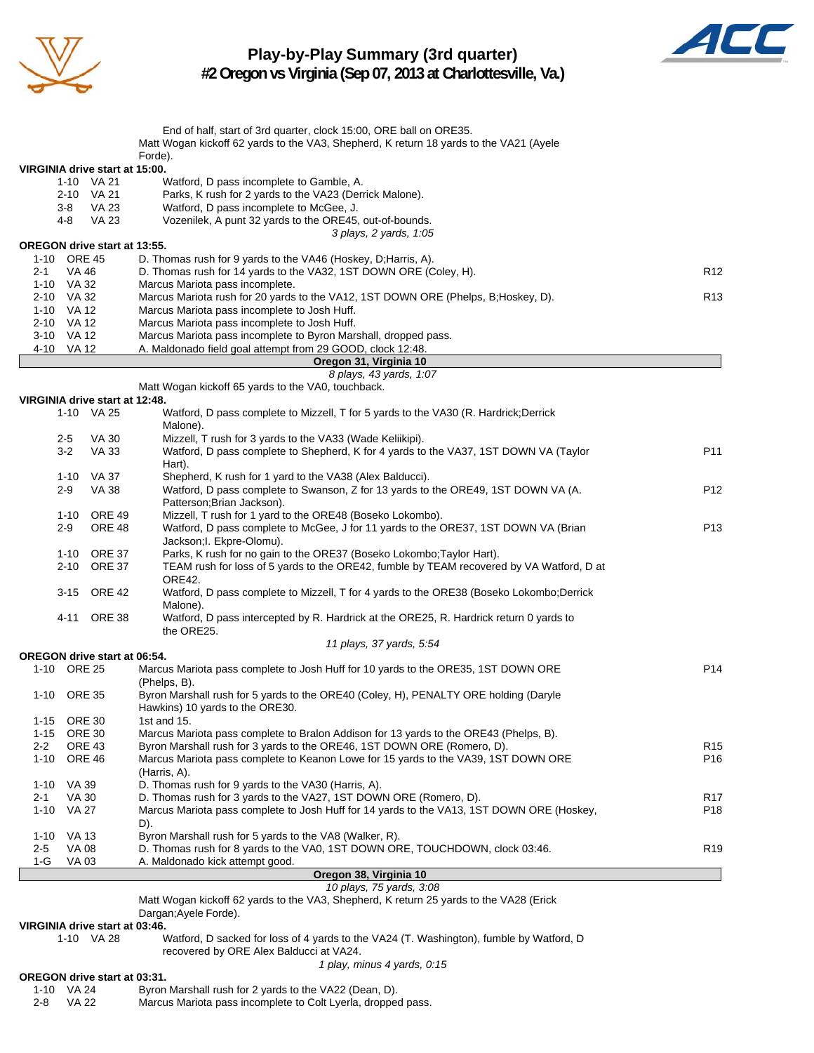# Play-by-Play Summary (3rd quarter)

## #2 Oregon vs Virginia (Sep 07, 2013 at Charlottesville, Va.)

End of half, start of 3rd quarter, clock 15:00, ORE ball on ORE35.

Matt Wogan kickoff 62 yards to the VA3, Shepherd, K return 18 yards to the VA21 (Ayele Forde).

**VIRGINIA drive start at 15:00.**

| Down | Spot | Play | |
|---|---|---|---|
| 1-10 | VA 21 | Watford, D pass incomplete to Gamble, A. | |
| 2-10 | VA 21 | Parks, K rush for 2 yards to the VA23 (Derrick Malone). | |
| 3-8 | VA 23 | Watford, D pass incomplete to McGee, J. | |
| 4-8 | VA 23 | Vozenilek, A punt 32 yards to the ORE45, out-of-bounds. | |

*3 plays, 2 yards, 1:05*

**OREGON drive start at 13:55.**

| Down | Spot | Play | |
|---|---|---|---|
| 1-10 | ORE 45 | D. Thomas rush for 9 yards to the VA46 (Hoskey, D;Harris, A). | |
| 2-1 | VA 46 | D. Thomas rush for 14 yards to the VA32, 1ST DOWN ORE (Coley, H). | R12 |
| 1-10 | VA 32 | Marcus Mariota pass incomplete. | |
| 2-10 | VA 32 | Marcus Mariota rush for 20 yards to the VA12, 1ST DOWN ORE (Phelps, B;Hoskey, D). | R13 |
| 1-10 | VA 12 | Marcus Mariota pass incomplete to Josh Huff. | |
| 2-10 | VA 12 | Marcus Mariota pass incomplete to Josh Huff. | |
| 3-10 | VA 12 | Marcus Mariota pass incomplete to Byron Marshall, dropped pass. | |
| 4-10 | VA 12 | A. Maldonado field goal attempt from 29 GOOD, clock 12:48. | |

**Oregon 31, Virginia 10**

*8 plays, 43 yards, 1:07*

Matt Wogan kickoff 65 yards to the VA0, touchback.

**VIRGINIA drive start at 12:48.**

| Down | Spot | Play | |
|---|---|---|---|
| 1-10 | VA 25 | Watford, D pass complete to Mizzell, T for 5 yards to the VA30 (R. Hardrick;Derrick Malone). | |
| 2-5 | VA 30 | Mizzell, T rush for 3 yards to the VA33 (Wade Keliikipi). | |
| 3-2 | VA 33 | Watford, D pass complete to Shepherd, K for 4 yards to the VA37, 1ST DOWN VA (Taylor Hart). | P11 |
| 1-10 | VA 37 | Shepherd, K rush for 1 yard to the VA38 (Alex Balducci). | |
| 2-9 | VA 38 | Watford, D pass complete to Swanson, Z for 13 yards to the ORE49, 1ST DOWN VA (A. Patterson;Brian Jackson). | P12 |
| 1-10 | ORE 49 | Mizzell, T rush for 1 yard to the ORE48 (Boseko Lokombo). | |
| 2-9 | ORE 48 | Watford, D pass complete to McGee, J for 11 yards to the ORE37, 1ST DOWN VA (Brian Jackson;I. Ekpre-Olomu). | P13 |
| 1-10 | ORE 37 | Parks, K rush for no gain to the ORE37 (Boseko Lokombo;Taylor Hart). | |
| 2-10 | ORE 37 | TEAM rush for loss of 5 yards to the ORE42, fumble by TEAM recovered by VA Watford, D at ORE42. | |
| 3-15 | ORE 42 | Watford, D pass complete to Mizzell, T for 4 yards to the ORE38 (Boseko Lokombo;Derrick Malone). | |
| 4-11 | ORE 38 | Watford, D pass intercepted by R. Hardrick at the ORE25, R. Hardrick return 0 yards to the ORE25. | |

*11 plays, 37 yards, 5:54*

**OREGON drive start at 06:54.**

| Down | Spot | Play | |
|---|---|---|---|
| 1-10 | ORE 25 | Marcus Mariota pass complete to Josh Huff for 10 yards to the ORE35, 1ST DOWN ORE (Phelps, B). | P14 |
| 1-10 | ORE 35 | Byron Marshall rush for 5 yards to the ORE40 (Coley, H), PENALTY ORE holding (Daryle Hawkins) 10 yards to the ORE30. | |
| 1-15 | ORE 30 | 1st and 15. | |
| 1-15 | ORE 30 | Marcus Mariota pass complete to Bralon Addison for 13 yards to the ORE43 (Phelps, B). | |
| 2-2 | ORE 43 | Byron Marshall rush for 3 yards to the ORE46, 1ST DOWN ORE (Romero, D). | R15 |
| 1-10 | ORE 46 | Marcus Mariota pass complete to Keanon Lowe for 15 yards to the VA39, 1ST DOWN ORE (Harris, A). | P16 |
| 1-10 | VA 39 | D. Thomas rush for 9 yards to the VA30 (Harris, A). | |
| 2-1 | VA 30 | D. Thomas rush for 3 yards to the VA27, 1ST DOWN ORE (Romero, D). | R17 |
| 1-10 | VA 27 | Marcus Mariota pass complete to Josh Huff for 14 yards to the VA13, 1ST DOWN ORE (Hoskey, D). | P18 |
| 1-10 | VA 13 | Byron Marshall rush for 5 yards to the VA8 (Walker, R). | |
| 2-5 | VA 08 | D. Thomas rush for 8 yards to the VA0, 1ST DOWN ORE, TOUCHDOWN, clock 03:46. | R19 |
| 1-G | VA 03 | A. Maldonado kick attempt good. | |

**Oregon 38, Virginia 10**

*10 plays, 75 yards, 3:08*

Matt Wogan kickoff 62 yards to the VA3, Shepherd, K return 25 yards to the VA28 (Erick Dargan;Ayele Forde).

**VIRGINIA drive start at 03:46.**

| Down | Spot | Play | |
|---|---|---|---|
| 1-10 | VA 28 | Watford, D sacked for loss of 4 yards to the VA24 (T. Washington), fumble by Watford, D recovered by ORE Alex Balducci at VA24. | |

*1 play, minus 4 yards, 0:15*

**OREGON drive start at 03:31.**

| Down | Spot | Play | |
|---|---|---|---|
| 1-10 | VA 24 | Byron Marshall rush for 2 yards to the VA22 (Dean, D). | |
| 2-8 | VA 22 | Marcus Mariota pass incomplete to Colt Lyerla, dropped pass. | |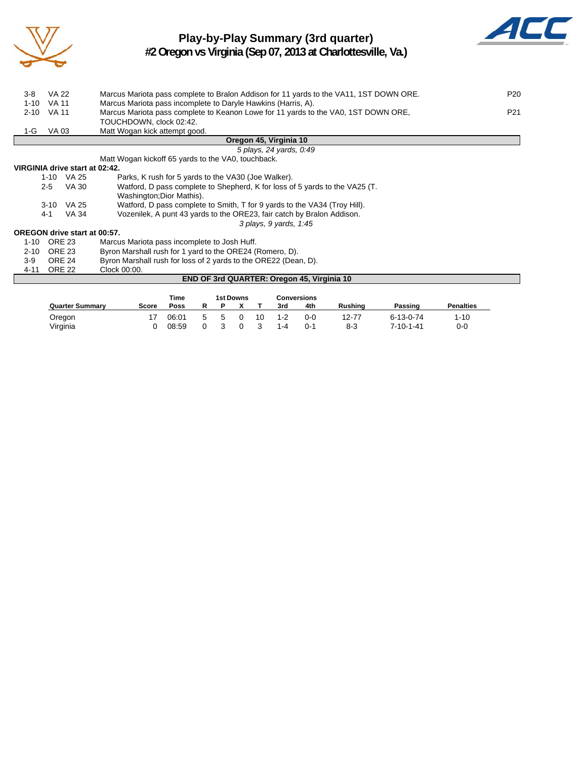# Play-by-Play Summary (3rd quarter)
## #2 Oregon vs Virginia (Sep 07, 2013 at Charlottesville, Va.)

| Down | Spot | Play | |
|---|---|---|---|
| 3-8 | VA 22 | Marcus Mariota pass complete to Bralon Addison for 11 yards to the VA11, 1ST DOWN ORE. | P20 |
| 1-10 | VA 11 | Marcus Mariota pass incomplete to Daryle Hawkins (Harris, A). | |
| 2-10 | VA 11 | Marcus Mariota pass complete to Keanon Lowe for 11 yards to the VA0, 1ST DOWN ORE, TOUCHDOWN, clock 02:42. | P21 |
| 1-G | VA 03 | Matt Wogan kick attempt good. | |

**Oregon 45, Virginia 10**

*5 plays, 24 yards, 0:49*

Matt Wogan kickoff 65 yards to the VA0, touchback.

**VIRGINIA drive start at 02:42.**

| Down | Spot | Play |
|---|---|---|
| 1-10 | VA 25 | Parks, K rush for 5 yards to the VA30 (Joe Walker). |
| 2-5 | VA 30 | Watford, D pass complete to Shepherd, K for loss of 5 yards to the VA25 (T. Washington;Dior Mathis). |
| 3-10 | VA 25 | Watford, D pass complete to Smith, T for 9 yards to the VA34 (Troy Hill). |
| 4-1 | VA 34 | Vozenilek, A punt 43 yards to the ORE23, fair catch by Bralon Addison. |

*3 plays, 9 yards, 1:45*

**OREGON drive start at 00:57.**

| Down | Spot | Play |
|---|---|---|
| 1-10 | ORE 23 | Marcus Mariota pass incomplete to Josh Huff. |
| 2-10 | ORE 23 | Byron Marshall rush for 1 yard to the ORE24 (Romero, D). |
| 3-9 | ORE 24 | Byron Marshall rush for loss of 2 yards to the ORE22 (Dean, D). |
| 4-11 | ORE 22 | Clock 00:00. |

**END OF 3rd QUARTER: Oregon 45, Virginia 10**

| Quarter Summary | Score | Time Poss | 1st Downs R | P | X | T | Conversions 3rd | 4th | Rushing | Passing | Penalties |
|---|---|---|---|---|---|---|---|---|---|---|---|
| Oregon | 17 | 06:01 | 5 | 5 | 0 | 10 | 1-2 | 0-0 | 12-77 | 6-13-0-74 | 1-10 |
| Virginia | 0 | 08:59 | 0 | 3 | 0 | 3 | 1-4 | 0-1 | 8-3 | 7-10-1-41 | 0-0 |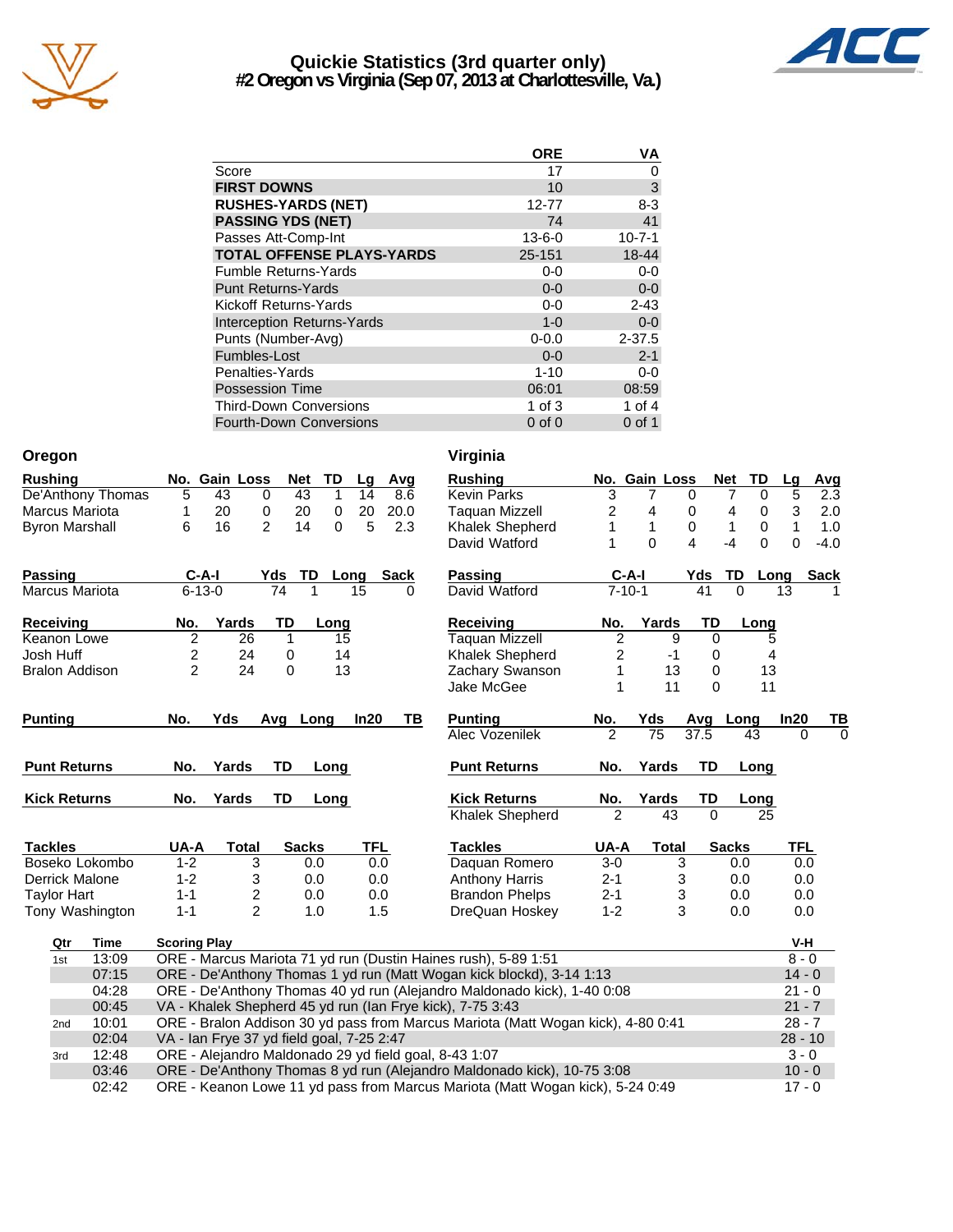# Quickie Statistics (3rd quarter only)
## #2 Oregon vs Virginia (Sep 07, 2013 at Charlottesville, Va.)

| | ORE | VA |
|---|---|---|
| Score | 17 | 0 |
| **FIRST DOWNS** | 10 | 3 |
| **RUSHES-YARDS (NET)** | 12-77 | 8-3 |
| **PASSING YDS (NET)** | 74 | 41 |
| Passes Att-Comp-Int | 13-6-0 | 10-7-1 |
| **TOTAL OFFENSE PLAYS-YARDS** | 25-151 | 18-44 |
| Fumble Returns-Yards | 0-0 | 0-0 |
| Punt Returns-Yards | 0-0 | 0-0 |
| Kickoff Returns-Yards | 0-0 | 2-43 |
| Interception Returns-Yards | 1-0 | 0-0 |
| Punts (Number-Avg) | 0-0.0 | 2-37.5 |
| Fumbles-Lost | 0-0 | 2-1 |
| Penalties-Yards | 1-10 | 0-0 |
| Possession Time | 06:01 | 08:59 |
| Third-Down Conversions | 1 of 3 | 1 of 4 |
| Fourth-Down Conversions | 0 of 0 | 0 of 1 |

## Oregon

| Rushing | No. | Gain | Loss | Net | TD | Lg | Avg |
|---|---|---|---|---|---|---|---|
| De'Anthony Thomas | 5 | 43 | 0 | 43 | 1 | 14 | 8.6 |
| Marcus Mariota | 1 | 20 | 0 | 20 | 0 | 20 | 20.0 |
| Byron Marshall | 6 | 16 | 2 | 14 | 0 | 5 | 2.3 |

| Passing | C-A-I | Yds | TD | Long | Sack |
|---|---|---|---|---|---|
| Marcus Mariota | 6-13-0 | 74 | 1 | 15 | 0 |

| Receiving | No. | Yards | TD | Long |
|---|---|---|---|---|
| Keanon Lowe | 2 | 26 | 1 | 15 |
| Josh Huff | 2 | 24 | 0 | 14 |
| Bralon Addison | 2 | 24 | 0 | 13 |

| Punting | No. | Yds | Avg | Long | In20 | TB |
|---|---|---|---|---|---|---|

| Punt Returns | No. | Yards | TD | Long |
|---|---|---|---|---|

| Kick Returns | No. | Yards | TD | Long |
|---|---|---|---|---|

| Tackles | UA-A | Total | Sacks | TFL |
|---|---|---|---|---|
| Boseko Lokombo | 1-2 | 3 | 0.0 | 0.0 |
| Derrick Malone | 1-2 | 3 | 0.0 | 0.0 |
| Taylor Hart | 1-1 | 2 | 0.0 | 0.0 |
| Tony Washington | 1-1 | 2 | 1.0 | 1.5 |

## Virginia

| Rushing | No. | Gain | Loss | Net | TD | Lg | Avg |
|---|---|---|---|---|---|---|---|
| Kevin Parks | 3 | 7 | 0 | 7 | 0 | 5 | 2.3 |
| Taquan Mizzell | 2 | 4 | 0 | 4 | 0 | 3 | 2.0 |
| Khalek Shepherd | 1 | 1 | 0 | 1 | 0 | 1 | 1.0 |
| David Watford | 1 | 0 | 4 | -4 | 0 | 0 | -4.0 |

| Passing | C-A-I | Yds | TD | Long | Sack |
|---|---|---|---|---|---|
| David Watford | 7-10-1 | 41 | 0 | 13 | 1 |

| Receiving | No. | Yards | TD | Long |
|---|---|---|---|---|
| Taquan Mizzell | 2 | 9 | 0 | 5 |
| Khalek Shepherd | 2 | -1 | 0 | 4 |
| Zachary Swanson | 1 | 13 | 0 | 13 |
| Jake McGee | 1 | 11 | 0 | 11 |

| Punting | No. | Yds | Avg | Long | In20 | TB |
|---|---|---|---|---|---|---|
| Alec Vozenilek | 2 | 75 | 37.5 | 43 | 0 | 0 |

| Punt Returns | No. | Yards | TD | Long |
|---|---|---|---|---|

| Kick Returns | No. | Yards | TD | Long |
|---|---|---|---|---|
| Khalek Shepherd | 2 | 43 | 0 | 25 |

| Tackles | UA-A | Total | Sacks | TFL |
|---|---|---|---|---|
| Daquan Romero | 3-0 | 3 | 0.0 | 0.0 |
| Anthony Harris | 2-1 | 3 | 0.0 | 0.0 |
| Brandon Phelps | 2-1 | 3 | 0.0 | 0.0 |
| DreQuan Hoskey | 1-2 | 3 | 0.0 | 0.0 |

## Scoring Summary

| Qtr | Time | Scoring Play | V-H |
|---|---|---|---|
| 1st | 13:09 | ORE - Marcus Mariota 71 yd run (Dustin Haines rush), 5-89 1:51 | 8 - 0 |
| | 07:15 | ORE - De'Anthony Thomas 1 yd run (Matt Wogan kick blockd), 3-14 1:13 | 14 - 0 |
| | 04:28 | ORE - De'Anthony Thomas 40 yd run (Alejandro Maldonado kick), 1-40 0:08 | 21 - 0 |
| | 00:45 | VA - Khalek Shepherd 45 yd run (Ian Frye kick), 7-75 3:43 | 21 - 7 |
| 2nd | 10:01 | ORE - Bralon Addison 30 yd pass from Marcus Mariota (Matt Wogan kick), 4-80 0:41 | 28 - 7 |
| | 02:04 | VA - Ian Frye 37 yd field goal, 7-25 2:47 | 28 - 10 |
| 3rd | 12:48 | ORE - Alejandro Maldonado 29 yd field goal, 8-43 1:07 | 3 - 0 |
| | 03:46 | ORE - De'Anthony Thomas 8 yd run (Alejandro Maldonado kick), 10-75 3:08 | 10 - 0 |
| | 02:42 | ORE - Keanon Lowe 11 yd pass from Marcus Mariota (Matt Wogan kick), 5-24 0:49 | 17 - 0 |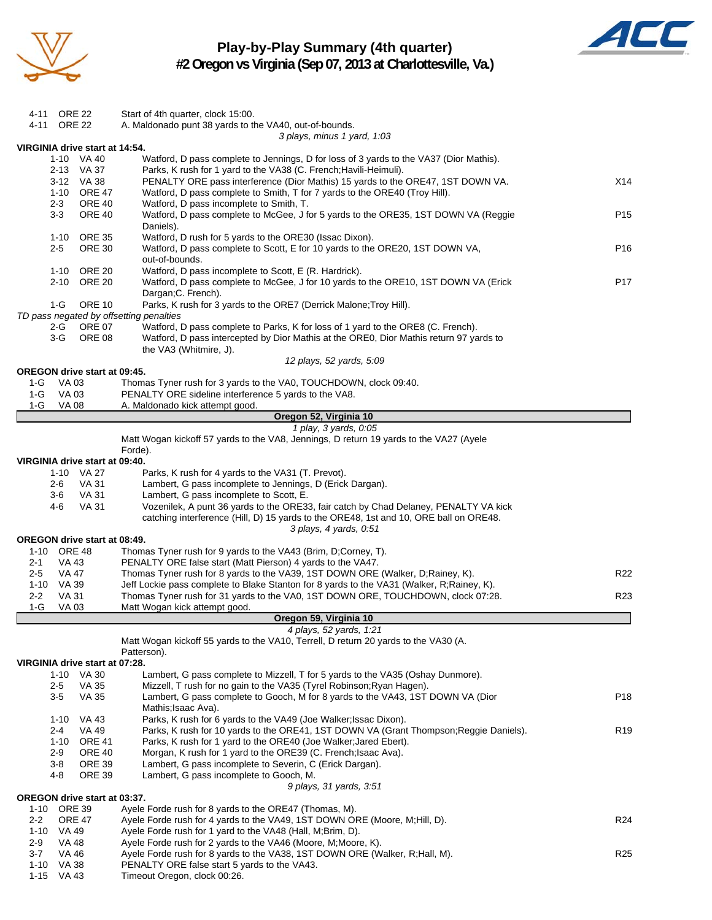# Play-by-Play Summary (4th quarter)

## #2 Oregon vs Virginia (Sep 07, 2013 at Charlottesville, Va.)

| Down | Spot | Play | |
|---|---|---|---|
| 4-11 | ORE 22 | Start of 4th quarter, clock 15:00. | |
| 4-11 | ORE 22 | A. Maldonado punt 38 yards to the VA40, out-of-bounds. | |
| | | *3 plays, minus 1 yard, 1:03* | |

**VIRGINIA drive start at 14:54.**

| Down | Spot | Play | |
|---|---|---|---|
| 1-10 | VA 40 | Watford, D pass complete to Jennings, D for loss of 3 yards to the VA37 (Dior Mathis). | |
| 2-13 | VA 37 | Parks, K rush for 1 yard to the VA38 (C. French;Havili-Heimuli). | |
| 3-12 | VA 38 | PENALTY ORE pass interference (Dior Mathis) 15 yards to the ORE47, 1ST DOWN VA. | X14 |
| 1-10 | ORE 47 | Watford, D pass complete to Smith, T for 7 yards to the ORE40 (Troy Hill). | |
| 2-3 | ORE 40 | Watford, D pass incomplete to Smith, T. | |
| 3-3 | ORE 40 | Watford, D pass complete to McGee, J for 5 yards to the ORE35, 1ST DOWN VA (Reggie Daniels). | P15 |
| 1-10 | ORE 35 | Watford, D rush for 5 yards to the ORE30 (Issac Dixon). | |
| 2-5 | ORE 30 | Watford, D pass complete to Scott, E for 10 yards to the ORE20, 1ST DOWN VA, out-of-bounds. | P16 |
| 1-10 | ORE 20 | Watford, D pass incomplete to Scott, E (R. Hardrick). | |
| 2-10 | ORE 20 | Watford, D pass complete to McGee, J for 10 yards to the ORE10, 1ST DOWN VA (Erick Dargan;C. French). | P17 |
| 1-G | ORE 10 | Parks, K rush for 3 yards to the ORE7 (Derrick Malone;Troy Hill). | |

*TD pass negated by offsetting penalties*

| Down | Spot | Play | |
|---|---|---|---|
| 2-G | ORE 07 | Watford, D pass complete to Parks, K for loss of 1 yard to the ORE8 (C. French). | |
| 3-G | ORE 08 | Watford, D pass intercepted by Dior Mathis at the ORE0, Dior Mathis return 97 yards to the VA3 (Whitmire, J). | |
| | | *12 plays, 52 yards, 5:09* | |

**OREGON drive start at 09:45.**

| Down | Spot | Play | |
|---|---|---|---|
| 1-G | VA 03 | Thomas Tyner rush for 3 yards to the VA0, TOUCHDOWN, clock 09:40. | |
| 1-G | VA 03 | PENALTY ORE sideline interference 5 yards to the VA8. | |
| 1-G | VA 08 | A. Maldonado kick attempt good. | |

**Oregon 52, Virginia 10**

*1 play, 3 yards, 0:05*

Matt Wogan kickoff 57 yards to the VA8, Jennings, D return 19 yards to the VA27 (Ayele Forde).

**VIRGINIA drive start at 09:40.**

| Down | Spot | Play | |
|---|---|---|---|
| 1-10 | VA 27 | Parks, K rush for 4 yards to the VA31 (T. Prevot). | |
| 2-6 | VA 31 | Lambert, G pass incomplete to Jennings, D (Erick Dargan). | |
| 3-6 | VA 31 | Lambert, G pass incomplete to Scott, E. | |
| 4-6 | VA 31 | Vozenilek, A punt 36 yards to the ORE33, fair catch by Chad Delaney, PENALTY VA kick catching interference (Hill, D) 15 yards to the ORE48, 1st and 10, ORE ball on ORE48. | |
| | | *3 plays, 4 yards, 0:51* | |

**OREGON drive start at 08:49.**

| Down | Spot | Play | |
|---|---|---|---|
| 1-10 | ORE 48 | Thomas Tyner rush for 9 yards to the VA43 (Brim, D;Corney, T). | |
| 2-1 | VA 43 | PENALTY ORE false start (Matt Pierson) 4 yards to the VA47. | |
| 2-5 | VA 47 | Thomas Tyner rush for 8 yards to the VA39, 1ST DOWN ORE (Walker, D;Rainey, K). | R22 |
| 1-10 | VA 39 | Jeff Lockie pass complete to Blake Stanton for 8 yards to the VA31 (Walker, R;Rainey, K). | |
| 2-2 | VA 31 | Thomas Tyner rush for 31 yards to the VA0, 1ST DOWN ORE, TOUCHDOWN, clock 07:28. | R23 |
| 1-G | VA 03 | Matt Wogan kick attempt good. | |

**Oregon 59, Virginia 10**

*4 plays, 52 yards, 1:21*

Matt Wogan kickoff 55 yards to the VA10, Terrell, D return 20 yards to the VA30 (A. Patterson).

**VIRGINIA drive start at 07:28.**

| Down | Spot | Play | |
|---|---|---|---|
| 1-10 | VA 30 | Lambert, G pass complete to Mizzell, T for 5 yards to the VA35 (Oshay Dunmore). | |
| 2-5 | VA 35 | Mizzell, T rush for no gain to the VA35 (Tyrel Robinson;Ryan Hagen). | |
| 3-5 | VA 35 | Lambert, G pass complete to Gooch, M for 8 yards to the VA43, 1ST DOWN VA (Dior Mathis;Isaac Ava). | P18 |
| 1-10 | VA 43 | Parks, K rush for 6 yards to the VA49 (Joe Walker;Issac Dixon). | |
| 2-4 | VA 49 | Parks, K rush for 10 yards to the ORE41, 1ST DOWN VA (Grant Thompson;Reggie Daniels). | R19 |
| 1-10 | ORE 41 | Parks, K rush for 1 yard to the ORE40 (Joe Walker;Jared Ebert). | |
| 2-9 | ORE 40 | Morgan, K rush for 1 yard to the ORE39 (C. French;Isaac Ava). | |
| 3-8 | ORE 39 | Lambert, G pass incomplete to Severin, C (Erick Dargan). | |
| 4-8 | ORE 39 | Lambert, G pass incomplete to Gooch, M. | |
| | | *9 plays, 31 yards, 3:51* | |

**OREGON drive start at 03:37.**

| Down | Spot | Play | |
|---|---|---|---|
| 1-10 | ORE 39 | Ayele Forde rush for 8 yards to the ORE47 (Thomas, M). | |
| 2-2 | ORE 47 | Ayele Forde rush for 4 yards to the VA49, 1ST DOWN ORE (Moore, M;Hill, D). | R24 |
| 1-10 | VA 49 | Ayele Forde rush for 1 yard to the VA48 (Hall, M;Brim, D). | |
| 2-9 | VA 48 | Ayele Forde rush for 2 yards to the VA46 (Moore, M;Moore, K). | |
| 3-7 | VA 46 | Ayele Forde rush for 8 yards to the VA38, 1ST DOWN ORE (Walker, R;Hall, M). | R25 |
| 1-10 | VA 38 | PENALTY ORE false start 5 yards to the VA43. | |
| 1-15 | VA 43 | Timeout Oregon, clock 00:26. | |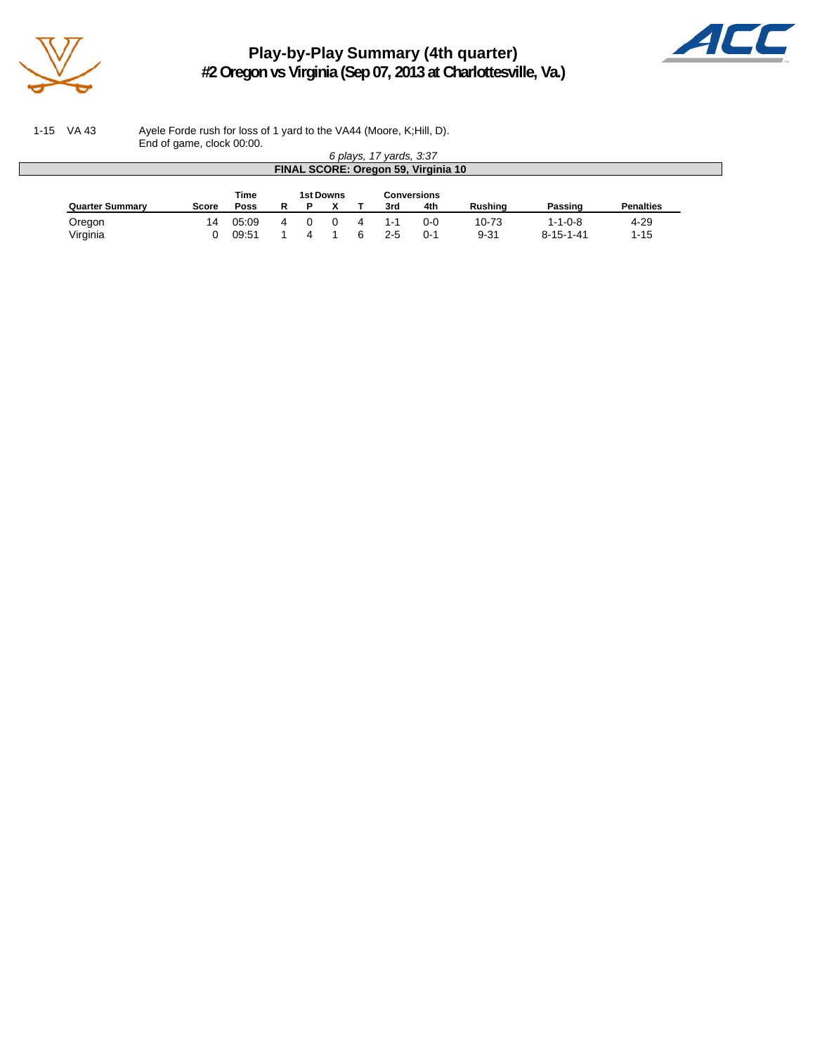# Play-by-Play Summary (4th quarter)
## #2 Oregon vs Virginia (Sep 07, 2013 at Charlottesville, Va.)

| | | |
|---|---|---|
| 1-15 | VA 43 | Ayele Forde rush for loss of 1 yard to the VA44 (Moore, K;Hill, D). |
| | | End of game, clock 00:00. |

*6 plays, 17 yards, 3:37*

**FINAL SCORE: Oregon 59, Virginia 10**

| Quarter Summary | Score | Time Poss | 1st Downs R | P | X | T | Conversions 3rd | 4th | Rushing | Passing | Penalties |
|---|---|---|---|---|---|---|---|---|---|---|---|
| Oregon | 14 | 05:09 | 4 | 0 | 0 | 4 | 1-1 | 0-0 | 10-73 | 1-1-0-8 | 4-29 |
| Virginia | 0 | 09:51 | 1 | 4 | 1 | 6 | 2-5 | 0-1 | 9-31 | 8-15-1-41 | 1-15 |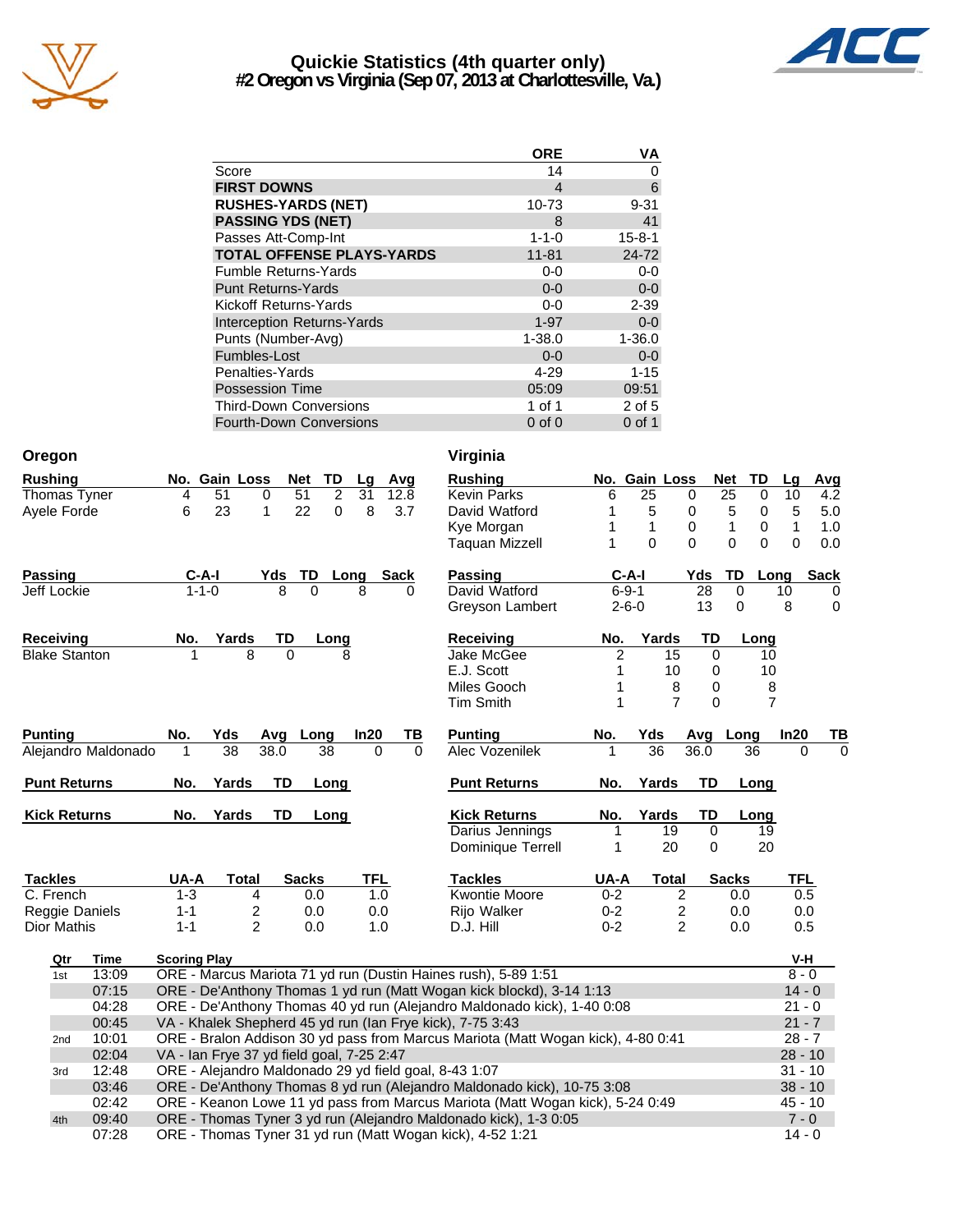# Quickie Statistics (4th quarter only)
## #2 Oregon vs Virginia (Sep 07, 2013 at Charlottesville, Va.)

| | ORE | VA |
|---|---|---|
| Score | 14 | 0 |
| **FIRST DOWNS** | 4 | 6 |
| **RUSHES-YARDS (NET)** | 10-73 | 9-31 |
| **PASSING YDS (NET)** | 8 | 41 |
| Passes Att-Comp-Int | 1-1-0 | 15-8-1 |
| **TOTAL OFFENSE PLAYS-YARDS** | 11-81 | 24-72 |
| Fumble Returns-Yards | 0-0 | 0-0 |
| Punt Returns-Yards | 0-0 | 0-0 |
| Kickoff Returns-Yards | 0-0 | 2-39 |
| Interception Returns-Yards | 1-97 | 0-0 |
| Punts (Number-Avg) | 1-38.0 | 1-36.0 |
| Fumbles-Lost | 0-0 | 0-0 |
| Penalties-Yards | 4-29 | 1-15 |
| Possession Time | 05:09 | 09:51 |
| Third-Down Conversions | 1 of 1 | 2 of 5 |
| Fourth-Down Conversions | 0 of 0 | 0 of 1 |

## Oregon

| Rushing | No. | Gain | Loss | Net | TD | Lg | Avg |
|---|---|---|---|---|---|---|---|
| Thomas Tyner | 4 | 51 | 0 | 51 | 2 | 31 | 12.8 |
| Ayele Forde | 6 | 23 | 1 | 22 | 0 | 8 | 3.7 |

| Passing | C-A-I | Yds | TD | Long | Sack |
|---|---|---|---|---|---|
| Jeff Lockie | 1-1-0 | 8 | 0 | 8 | 0 |

| Receiving | No. | Yards | TD | Long |
|---|---|---|---|---|
| Blake Stanton | 1 | 8 | 0 | 8 |

| Punting | No. | Yds | Avg | Long | In20 | TB |
|---|---|---|---|---|---|---|
| Alejandro Maldonado | 1 | 38 | 38.0 | 38 | 0 | 0 |

| Punt Returns | No. | Yards | TD | Long |
|---|---|---|---|---|

| Kick Returns | No. | Yards | TD | Long |
|---|---|---|---|---|

| Tackles | UA-A | Total | Sacks | TFL |
|---|---|---|---|---|
| C. French | 1-3 | 4 | 0.0 | 1.0 |
| Reggie Daniels | 1-1 | 2 | 0.0 | 0.0 |
| Dior Mathis | 1-1 | 2 | 0.0 | 1.0 |

## Virginia

| Rushing | No. | Gain | Loss | Net | TD | Lg | Avg |
|---|---|---|---|---|---|---|---|
| Kevin Parks | 6 | 25 | 0 | 25 | 0 | 10 | 4.2 |
| David Watford | 1 | 5 | 0 | 5 | 0 | 5 | 5.0 |
| Kye Morgan | 1 | 1 | 0 | 1 | 0 | 1 | 1.0 |
| Taquan Mizzell | 1 | 0 | 0 | 0 | 0 | 0 | 0.0 |

| Passing | C-A-I | Yds | TD | Long | Sack |
|---|---|---|---|---|---|
| David Watford | 6-9-1 | 28 | 0 | 10 | 0 |
| Greyson Lambert | 2-6-0 | 13 | 0 | 8 | 0 |

| Receiving | No. | Yards | TD | Long |
|---|---|---|---|---|
| Jake McGee | 2 | 15 | 0 | 10 |
| E.J. Scott | 1 | 10 | 0 | 10 |
| Miles Gooch | 1 | 8 | 0 | 8 |
| Tim Smith | 1 | 7 | 0 | 7 |

| Punting | No. | Yds | Avg | Long | In20 | TB |
|---|---|---|---|---|---|---|
| Alec Vozenilek | 1 | 36 | 36.0 | 36 | 0 | 0 |

| Punt Returns | No. | Yards | TD | Long |
|---|---|---|---|---|

| Kick Returns | No. | Yards | TD | Long |
|---|---|---|---|---|
| Darius Jennings | 1 | 19 | 0 | 19 |
| Dominique Terrell | 1 | 20 | 0 | 20 |

| Tackles | UA-A | Total | Sacks | TFL |
|---|---|---|---|---|
| Kwontie Moore | 0-2 | 2 | 0.0 | 0.5 |
| Rijo Walker | 0-2 | 2 | 0.0 | 0.0 |
| D.J. Hill | 0-2 | 2 | 0.0 | 0.5 |

## Scoring Plays

| Qtr | Time | Scoring Play | V-H |
|---|---|---|---|
| 1st | 13:09 | ORE - Marcus Mariota 71 yd run (Dustin Haines rush), 5-89 1:51 | 8 - 0 |
| | 07:15 | ORE - De'Anthony Thomas 1 yd run (Matt Wogan kick blockd), 3-14 1:13 | 14 - 0 |
| | 04:28 | ORE - De'Anthony Thomas 40 yd run (Alejandro Maldonado kick), 1-40 0:08 | 21 - 0 |
| | 00:45 | VA - Khalek Shepherd 45 yd run (Ian Frye kick), 7-75 3:43 | 21 - 7 |
| 2nd | 10:01 | ORE - Bralon Addison 30 yd pass from Marcus Mariota (Matt Wogan kick), 4-80 0:41 | 28 - 7 |
| | 02:04 | VA - Ian Frye 37 yd field goal, 7-25 2:47 | 28 - 10 |
| 3rd | 12:48 | ORE - Alejandro Maldonado 29 yd field goal, 8-43 1:07 | 31 - 10 |
| | 03:46 | ORE - De'Anthony Thomas 8 yd run (Alejandro Maldonado kick), 10-75 3:08 | 38 - 10 |
| | 02:42 | ORE - Keanon Lowe 11 yd pass from Marcus Mariota (Matt Wogan kick), 5-24 0:49 | 45 - 10 |
| 4th | 09:40 | ORE - Thomas Tyner 3 yd run (Alejandro Maldonado kick), 1-3 0:05 | 7 - 0 |
| | 07:28 | ORE - Thomas Tyner 31 yd run (Matt Wogan kick), 4-52 1:21 | 14 - 0 |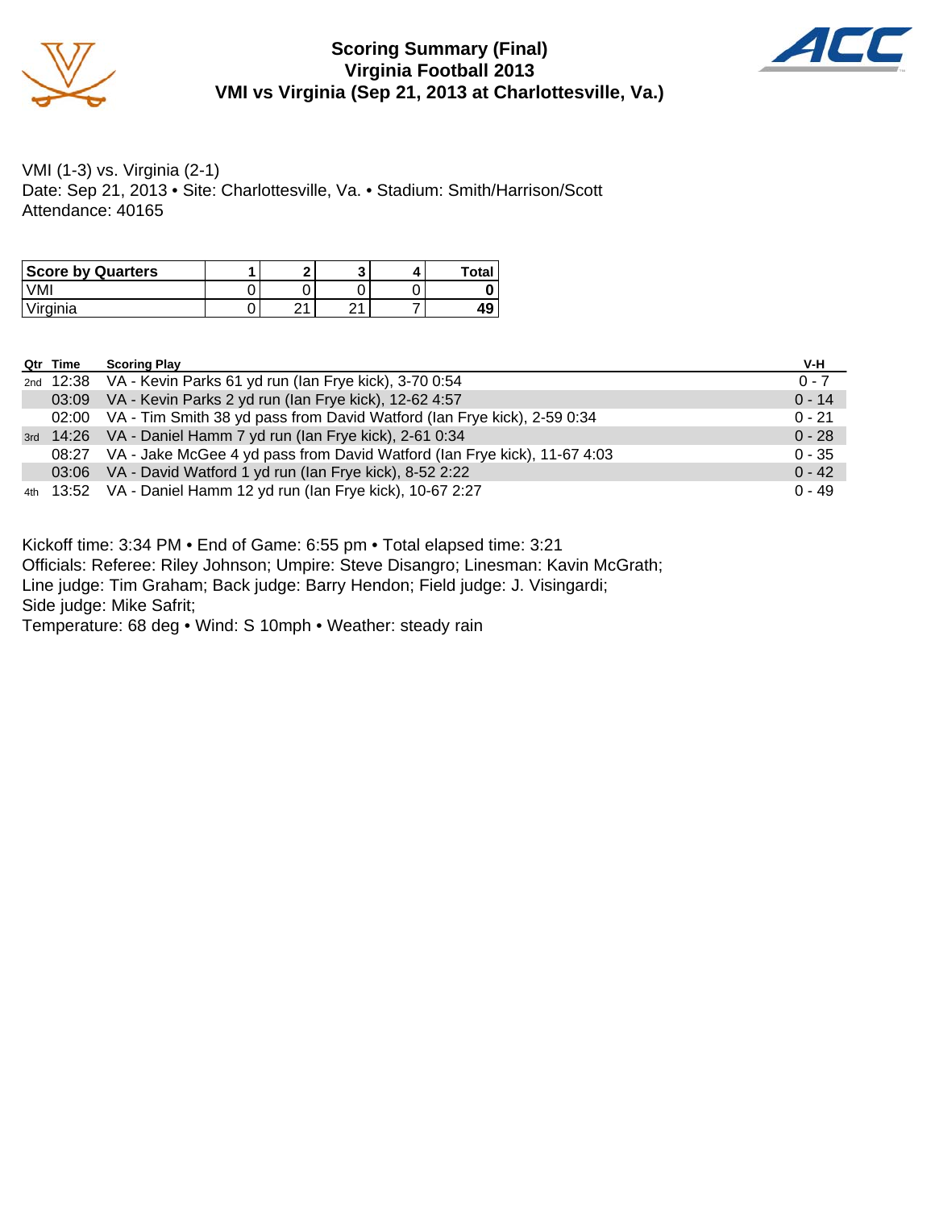# Scoring Summary (Final)
## Virginia Football 2013
## VMI vs Virginia (Sep 21, 2013 at Charlottesville, Va.)

VMI (1-3) vs. Virginia (2-1)
Date: Sep 21, 2013 • Site: Charlottesville, Va. • Stadium: Smith/Harrison/Scott
Attendance: 40165

| Score by Quarters | 1 | 2 | 3 | 4 | Total |
|---|---|---|---|---|---|
| VMI | 0 | 0 | 0 | 0 | **0** |
| Virginia | 0 | 21 | 21 | 7 | **49** |

| Qtr | Time | Scoring Play | V-H |
|---|---|---|---|
| 2nd | 12:38 | VA - Kevin Parks 61 yd run (Ian Frye kick), 3-70 0:54 | 0 - 7 |
| | 03:09 | VA - Kevin Parks 2 yd run (Ian Frye kick), 12-62 4:57 | 0 - 14 |
| | 02:00 | VA - Tim Smith 38 yd pass from David Watford (Ian Frye kick), 2-59 0:34 | 0 - 21 |
| 3rd | 14:26 | VA - Daniel Hamm 7 yd run (Ian Frye kick), 2-61 0:34 | 0 - 28 |
| | 08:27 | VA - Jake McGee 4 yd pass from David Watford (Ian Frye kick), 11-67 4:03 | 0 - 35 |
| | 03:06 | VA - David Watford 1 yd run (Ian Frye kick), 8-52 2:22 | 0 - 42 |
| 4th | 13:52 | VA - Daniel Hamm 12 yd run (Ian Frye kick), 10-67 2:27 | 0 - 49 |

Kickoff time: 3:34 PM • End of Game: 6:55 pm • Total elapsed time: 3:21
Officials: Referee: Riley Johnson; Umpire: Steve Disangro; Linesman: Kavin McGrath;
Line judge: Tim Graham; Back judge: Barry Hendon; Field judge: J. Visingardi;
Side judge: Mike Safrit;
Temperature: 68 deg • Wind: S 10mph • Weather: steady rain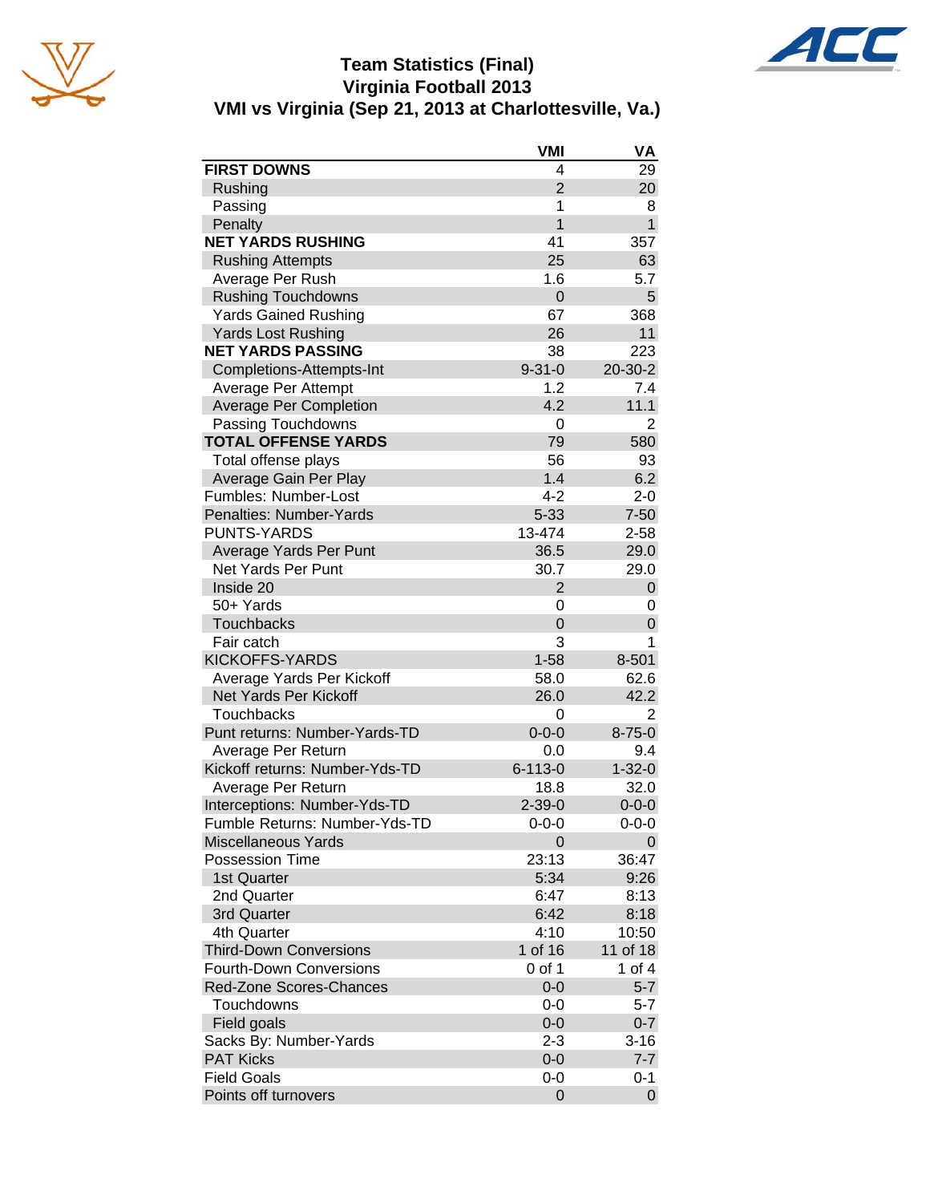# Team Statistics (Final)
## Virginia Football 2013
## VMI vs Virginia (Sep 21, 2013 at Charlottesville, Va.)

| | VMI | VA |
|---|---|---|
| **FIRST DOWNS** | 4 | 29 |
| Rushing | 2 | 20 |
| Passing | 1 | 8 |
| Penalty | 1 | 1 |
| **NET YARDS RUSHING** | 41 | 357 |
| Rushing Attempts | 25 | 63 |
| Average Per Rush | 1.6 | 5.7 |
| Rushing Touchdowns | 0 | 5 |
| Yards Gained Rushing | 67 | 368 |
| Yards Lost Rushing | 26 | 11 |
| **NET YARDS PASSING** | 38 | 223 |
| Completions-Attempts-Int | 9-31-0 | 20-30-2 |
| Average Per Attempt | 1.2 | 7.4 |
| Average Per Completion | 4.2 | 11.1 |
| Passing Touchdowns | 0 | 2 |
| **TOTAL OFFENSE YARDS** | 79 | 580 |
| Total offense plays | 56 | 93 |
| Average Gain Per Play | 1.4 | 6.2 |
| Fumbles: Number-Lost | 4-2 | 2-0 |
| Penalties: Number-Yards | 5-33 | 7-50 |
| PUNTS-YARDS | 13-474 | 2-58 |
| Average Yards Per Punt | 36.5 | 29.0 |
| Net Yards Per Punt | 30.7 | 29.0 |
| Inside 20 | 2 | 0 |
| 50+ Yards | 0 | 0 |
| Touchbacks | 0 | 0 |
| Fair catch | 3 | 1 |
| KICKOFFS-YARDS | 1-58 | 8-501 |
| Average Yards Per Kickoff | 58.0 | 62.6 |
| Net Yards Per Kickoff | 26.0 | 42.2 |
| Touchbacks | 0 | 2 |
| Punt returns: Number-Yards-TD | 0-0-0 | 8-75-0 |
| Average Per Return | 0.0 | 9.4 |
| Kickoff returns: Number-Yds-TD | 6-113-0 | 1-32-0 |
| Average Per Return | 18.8 | 32.0 |
| Interceptions: Number-Yds-TD | 2-39-0 | 0-0-0 |
| Fumble Returns: Number-Yds-TD | 0-0-0 | 0-0-0 |
| Miscellaneous Yards | 0 | 0 |
| Possession Time | 23:13 | 36:47 |
| 1st Quarter | 5:34 | 9:26 |
| 2nd Quarter | 6:47 | 8:13 |
| 3rd Quarter | 6:42 | 8:18 |
| 4th Quarter | 4:10 | 10:50 |
| Third-Down Conversions | 1 of 16 | 11 of 18 |
| Fourth-Down Conversions | 0 of 1 | 1 of 4 |
| Red-Zone Scores-Chances | 0-0 | 5-7 |
| Touchdowns | 0-0 | 5-7 |
| Field goals | 0-0 | 0-7 |
| Sacks By: Number-Yards | 2-3 | 3-16 |
| PAT Kicks | 0-0 | 7-7 |
| Field Goals | 0-0 | 0-1 |
| Points off turnovers | 0 | 0 |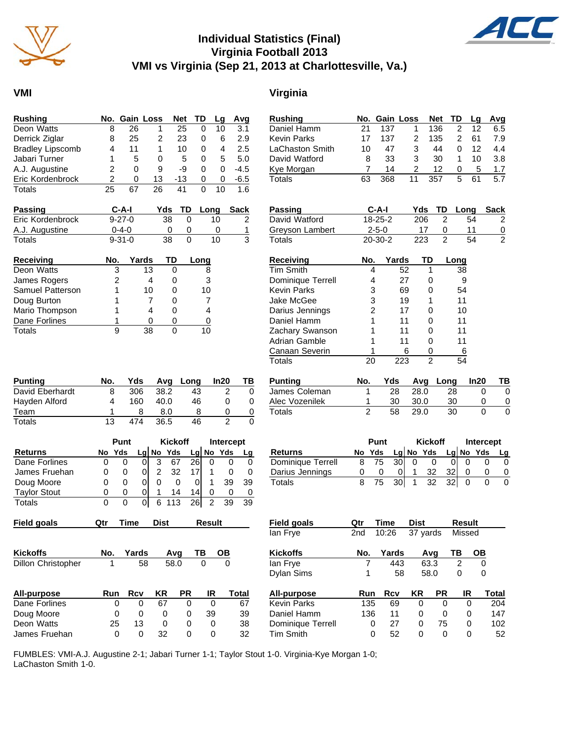# Individual Statistics (Final)
## Virginia Football 2013
## VMI vs Virginia (Sep 21, 2013 at Charlottesville, Va.)

## VMI

| Rushing | No. | Gain | Loss | Net | TD | Lg | Avg |
|---|---|---|---|---|---|---|---|
| Deon Watts | 8 | 26 | 1 | 25 | 0 | 10 | 3.1 |
| Derrick Ziglar | 8 | 25 | 2 | 23 | 0 | 6 | 2.9 |
| Bradley Lipscomb | 4 | 11 | 1 | 10 | 0 | 4 | 2.5 |
| Jabari Turner | 1 | 5 | 0 | 5 | 0 | 5 | 5.0 |
| A.J. Augustine | 2 | 0 | 9 | -9 | 0 | 0 | -4.5 |
| Eric Kordenbrock | 2 | 0 | 13 | -13 | 0 | 0 | -6.5 |
| Totals | 25 | 67 | 26 | 41 | 0 | 10 | 1.6 |

| Passing | C-A-I | Yds | TD | Long | Sack |
|---|---|---|---|---|---|
| Eric Kordenbrock | 9-27-0 | 38 | 0 | 10 | 2 |
| A.J. Augustine | 0-4-0 | 0 | 0 | 0 | 1 |
| Totals | 9-31-0 | 38 | 0 | 10 | 3 |

| Receiving | No. | Yards | TD | Long |
|---|---|---|---|---|
| Deon Watts | 3 | 13 | 0 | 8 |
| James Rogers | 2 | 4 | 0 | 3 |
| Samuel Patterson | 1 | 10 | 0 | 10 |
| Doug Burton | 1 | 7 | 0 | 7 |
| Mario Thompson | 1 | 4 | 0 | 4 |
| Dane Forlines | 1 | 0 | 0 | 0 |
| Totals | 9 | 38 | 0 | 10 |

| Punting | No. | Yds | Avg | Long | In20 | TB |
|---|---|---|---|---|---|---|
| David Eberhardt | 8 | 306 | 38.2 | 43 | 2 | 0 |
| Hayden Alford | 4 | 160 | 40.0 | 46 | 0 | 0 |
| Team | 1 | 8 | 8.0 | 8 | 0 | 0 |
| Totals | 13 | 474 | 36.5 | 46 | 2 | 0 |

| | Punt | | | Kickoff | | | Intercept | | |
|---|---|---|---|---|---|---|---|---|---|
| Returns | No | Yds | Lg | No | Yds | Lg | No | Yds | Lg |
| Dane Forlines | 0 | 0 | 0 | 3 | 67 | 26 | 0 | 0 | 0 |
| James Fruehan | 0 | 0 | 0 | 2 | 32 | 17 | 1 | 0 | 0 |
| Doug Moore | 0 | 0 | 0 | 0 | 0 | 0 | 1 | 39 | 39 |
| Taylor Stout | 0 | 0 | 0 | 1 | 14 | 14 | 0 | 0 | 0 |
| Totals | 0 | 0 | 0 | 6 | 113 | 26 | 2 | 39 | 39 |

| Field goals | Qtr | Time | Dist | Result |
|---|---|---|---|---|

| Kickoffs | No. | Yards | Avg | TB | OB |
|---|---|---|---|---|---|
| Dillon Christopher | 1 | 58 | 58.0 | 0 | 0 |

| All-purpose | Run | Rcv | KR | PR | IR | Total |
|---|---|---|---|---|---|---|
| Dane Forlines | 0 | 0 | 67 | 0 | 0 | 67 |
| Doug Moore | 0 | 0 | 0 | 0 | 39 | 39 |
| Deon Watts | 25 | 13 | 0 | 0 | 0 | 38 |
| James Fruehan | 0 | 0 | 32 | 0 | 0 | 32 |

## Virginia

| Rushing | No. | Gain | Loss | Net | TD | Lg | Avg |
|---|---|---|---|---|---|---|---|
| Daniel Hamm | 21 | 137 | 1 | 136 | 2 | 12 | 6.5 |
| Kevin Parks | 17 | 137 | 2 | 135 | 2 | 61 | 7.9 |
| LaChaston Smith | 10 | 47 | 3 | 44 | 0 | 12 | 4.4 |
| David Watford | 8 | 33 | 3 | 30 | 1 | 10 | 3.8 |
| Kye Morgan | 7 | 14 | 2 | 12 | 0 | 5 | 1.7 |
| Totals | 63 | 368 | 11 | 357 | 5 | 61 | 5.7 |

| Passing | C-A-I | Yds | TD | Long | Sack |
|---|---|---|---|---|---|
| David Watford | 18-25-2 | 206 | 2 | 54 | 2 |
| Greyson Lambert | 2-5-0 | 17 | 0 | 11 | 0 |
| Totals | 20-30-2 | 223 | 2 | 54 | 2 |

| Receiving | No. | Yards | TD | Long |
|---|---|---|---|---|
| Tim Smith | 4 | 52 | 1 | 38 |
| Dominique Terrell | 4 | 27 | 0 | 9 |
| Kevin Parks | 3 | 69 | 0 | 54 |
| Jake McGee | 3 | 19 | 1 | 11 |
| Darius Jennings | 2 | 17 | 0 | 10 |
| Daniel Hamm | 1 | 11 | 0 | 11 |
| Zachary Swanson | 1 | 11 | 0 | 11 |
| Adrian Gamble | 1 | 11 | 0 | 11 |
| Canaan Severin | 1 | 6 | 0 | 6 |
| Totals | 20 | 223 | 2 | 54 |

| Punting | No. | Yds | Avg | Long | In20 | TB |
|---|---|---|---|---|---|---|
| James Coleman | 1 | 28 | 28.0 | 28 | 0 | 0 |
| Alec Vozenilek | 1 | 30 | 30.0 | 30 | 0 | 0 |
| Totals | 2 | 58 | 29.0 | 30 | 0 | 0 |

| | Punt | | | Kickoff | | | Intercept | | |
|---|---|---|---|---|---|---|---|---|---|
| Returns | No | Yds | Lg | No | Yds | Lg | No | Yds | Lg |
| Dominique Terrell | 8 | 75 | 30 | 0 | 0 | 0 | 0 | 0 | 0 |
| Darius Jennings | 0 | 0 | 0 | 1 | 32 | 32 | 0 | 0 | 0 |
| Totals | 8 | 75 | 30 | 1 | 32 | 32 | 0 | 0 | 0 |

| Field goals | Qtr | Time | Dist | Result |
|---|---|---|---|---|
| Ian Frye | 2nd | 10:26 | 37 yards | Missed |

| Kickoffs | No. | Yards | Avg | TB | OB |
|---|---|---|---|---|---|
| Ian Frye | 7 | 443 | 63.3 | 2 | 0 |
| Dylan Sims | 1 | 58 | 58.0 | 0 | 0 |

| All-purpose | Run | Rcv | KR | PR | IR | Total |
|---|---|---|---|---|---|---|
| Kevin Parks | 135 | 69 | 0 | 0 | 0 | 204 |
| Daniel Hamm | 136 | 11 | 0 | 0 | 0 | 147 |
| Dominique Terrell | 0 | 27 | 0 | 75 | 0 | 102 |
| Tim Smith | 0 | 52 | 0 | 0 | 0 | 52 |

FUMBLES: VMI-A.J. Augustine 2-1; Jabari Turner 1-1; Taylor Stout 1-0. Virginia-Kye Morgan 1-0; LaChaston Smith 1-0.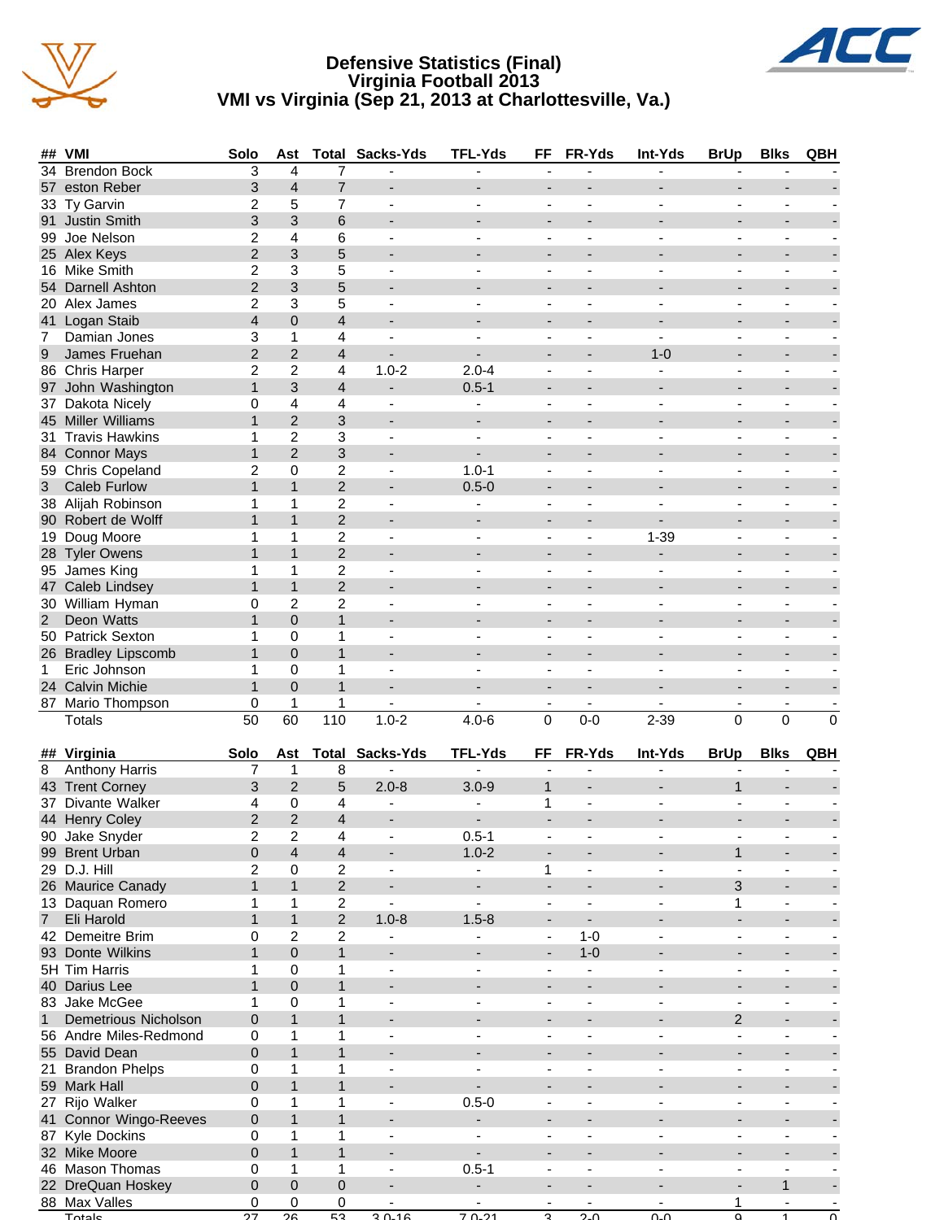# Defensive Statistics (Final)
## Virginia Football 2013
## VMI vs Virginia (Sep 21, 2013 at Charlottesville, Va.)

| ## | VMI | Solo | Ast | Total | Sacks-Yds | TFL-Yds | FF | FR-Yds | Int-Yds | BrUp | Blks | QBH |
|---|---|---|---|---|---|---|---|---|---|---|---|---|
| 34 | Brendon Bock | 3 | 4 | 7 | - | - | - | - | - | - | - | - |
| 57 | eston Reber | 3 | 4 | 7 | - | - | - | - | - | - | - | - |
| 33 | Ty Garvin | 2 | 5 | 7 | - | - | - | - | - | - | - | - |
| 91 | Justin Smith | 3 | 3 | 6 | - | - | - | - | - | - | - | - |
| 99 | Joe Nelson | 2 | 4 | 6 | - | - | - | - | - | - | - | - |
| 25 | Alex Keys | 2 | 3 | 5 | - | - | - | - | - | - | - | - |
| 16 | Mike Smith | 2 | 3 | 5 | - | - | - | - | - | - | - | - |
| 54 | Darnell Ashton | 2 | 3 | 5 | - | - | - | - | - | - | - | - |
| 20 | Alex James | 2 | 3 | 5 | - | - | - | - | - | - | - | - |
| 41 | Logan Staib | 4 | 0 | 4 | - | - | - | - | - | - | - | - |
| 7 | Damian Jones | 3 | 1 | 4 | - | - | - | - | - | - | - | - |
| 9 | James Fruehan | 2 | 2 | 4 | - | - | - | - | 1-0 | - | - | - |
| 86 | Chris Harper | 2 | 2 | 4 | 1.0-2 | 2.0-4 | - | - | - | - | - | - |
| 97 | John Washington | 1 | 3 | 4 | - | 0.5-1 | - | - | - | - | - | - |
| 37 | Dakota Nicely | 0 | 4 | 4 | - | - | - | - | - | - | - | - |
| 45 | Miller Williams | 1 | 2 | 3 | - | - | - | - | - | - | - | - |
| 31 | Travis Hawkins | 1 | 2 | 3 | - | - | - | - | - | - | - | - |
| 84 | Connor Mays | 1 | 2 | 3 | - | - | - | - | - | - | - | - |
| 59 | Chris Copeland | 2 | 0 | 2 | - | 1.0-1 | - | - | - | - | - | - |
| 3 | Caleb Furlow | 1 | 1 | 2 | - | 0.5-0 | - | - | - | - | - | - |
| 38 | Alijah Robinson | 1 | 1 | 2 | - | - | - | - | - | - | - | - |
| 90 | Robert de Wolff | 1 | 1 | 2 | - | - | - | - | - | - | - | - |
| 19 | Doug Moore | 1 | 1 | 2 | - | - | - | - | 1-39 | - | - | - |
| 28 | Tyler Owens | 1 | 1 | 2 | - | - | - | - | - | - | - | - |
| 95 | James King | 1 | 1 | 2 | - | - | - | - | - | - | - | - |
| 47 | Caleb Lindsey | 1 | 1 | 2 | - | - | - | - | - | - | - | - |
| 30 | William Hyman | 0 | 2 | 2 | - | - | - | - | - | - | - | - |
| 2 | Deon Watts | 1 | 0 | 1 | - | - | - | - | - | - | - | - |
| 50 | Patrick Sexton | 1 | 0 | 1 | - | - | - | - | - | - | - | - |
| 26 | Bradley Lipscomb | 1 | 0 | 1 | - | - | - | - | - | - | - | - |
| 1 | Eric Johnson | 1 | 0 | 1 | - | - | - | - | - | - | - | - |
| 24 | Calvin Michie | 1 | 0 | 1 | - | - | - | - | - | - | - | - |
| 87 | Mario Thompson | 0 | 1 | 1 | - | - | - | - | - | - | - | - |
| | Totals | 50 | 60 | 110 | 1.0-2 | 4.0-6 | 0 | 0-0 | 2-39 | 0 | 0 | 0 |

| ## | Virginia | Solo | Ast | Total | Sacks-Yds | TFL-Yds | FF | FR-Yds | Int-Yds | BrUp | Blks | QBH |
|---|---|---|---|---|---|---|---|---|---|---|---|---|
| 8 | Anthony Harris | 7 | 1 | 8 | - | - | - | - | - | - | - | - |
| 43 | Trent Corney | 3 | 2 | 5 | 2.0-8 | 3.0-9 | 1 | - | - | 1 | - | - |
| 37 | Divante Walker | 4 | 0 | 4 | - | - | 1 | - | - | - | - | - |
| 44 | Henry Coley | 2 | 2 | 4 | - | - | - | - | - | - | - | - |
| 90 | Jake Snyder | 2 | 2 | 4 | - | 0.5-1 | - | - | - | - | - | - |
| 99 | Brent Urban | 0 | 4 | 4 | - | 1.0-2 | - | - | - | 1 | - | - |
| 29 | D.J. Hill | 2 | 0 | 2 | - | - | 1 | - | - | - | - | - |
| 26 | Maurice Canady | 1 | 1 | 2 | - | - | - | - | - | 3 | - | - |
| 13 | Daquan Romero | 1 | 1 | 2 | - | - | - | - | - | 1 | - | - |
| 7 | Eli Harold | 1 | 1 | 2 | 1.0-8 | 1.5-8 | - | - | - | - | - | - |
| 42 | Demeitre Brim | 0 | 2 | 2 | - | - | - | 1-0 | - | - | - | - |
| 93 | Donte Wilkins | 1 | 0 | 1 | - | - | - | 1-0 | - | - | - | - |
| 5H | Tim Harris | 1 | 0 | 1 | - | - | - | - | - | - | - | - |
| 40 | Darius Lee | 1 | 0 | 1 | - | - | - | - | - | - | - | - |
| 83 | Jake McGee | 1 | 0 | 1 | - | - | - | - | - | - | - | - |
| 1 | Demetrious Nicholson | 0 | 1 | 1 | - | - | - | - | - | 2 | - | - |
| 56 | Andre Miles-Redmond | 0 | 1 | 1 | - | - | - | - | - | - | - | - |
| 55 | David Dean | 0 | 1 | 1 | - | - | - | - | - | - | - | - |
| 21 | Brandon Phelps | 0 | 1 | 1 | - | - | - | - | - | - | - | - |
| 59 | Mark Hall | 0 | 1 | 1 | - | - | - | - | - | - | - | - |
| 27 | Rijo Walker | 0 | 1 | 1 | - | 0.5-0 | - | - | - | - | - | - |
| 41 | Connor Wingo-Reeves | 0 | 1 | 1 | - | - | - | - | - | - | - | - |
| 87 | Kyle Dockins | 0 | 1 | 1 | - | - | - | - | - | - | - | - |
| 32 | Mike Moore | 0 | 1 | 1 | - | - | - | - | - | - | - | - |
| 46 | Mason Thomas | 0 | 1 | 1 | - | 0.5-1 | - | - | - | - | - | - |
| 22 | DreQuan Hoskey | 0 | 0 | 0 | - | - | - | - | - | - | 1 | - |
| 88 | Max Valles | 0 | 0 | 0 | - | - | - | - | - | 1 | - | - |
| | Totals | 27 | 26 | 53 | 3.0-16 | 7.0-21 | 3 | 2-0 | 0-0 | 9 | 1 | 0 |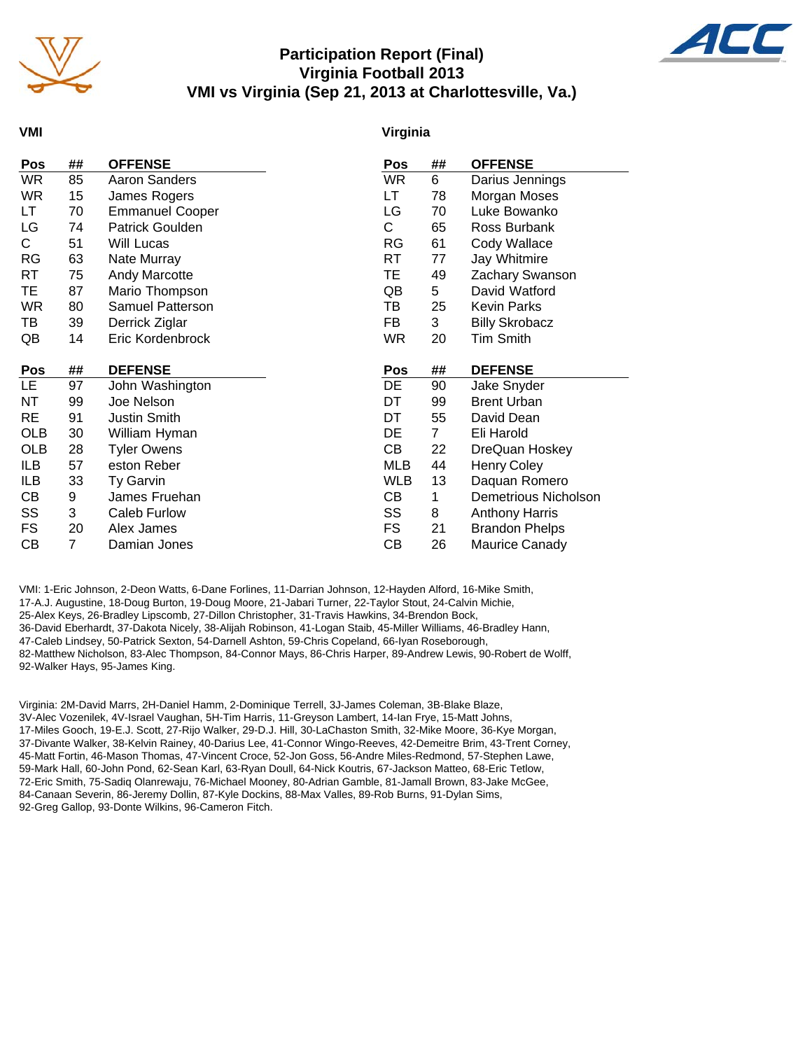# Participation Report (Final)
## Virginia Football 2013
## VMI vs Virginia (Sep 21, 2013 at Charlottesville, Va.)

### VMI

| Pos | ## | OFFENSE |
|---|---|---|
| WR | 85 | Aaron Sanders |
| WR | 15 | James Rogers |
| LT | 70 | Emmanuel Cooper |
| LG | 74 | Patrick Goulden |
| C | 51 | Will Lucas |
| RG | 63 | Nate Murray |
| RT | 75 | Andy Marcotte |
| TE | 87 | Mario Thompson |
| WR | 80 | Samuel Patterson |
| TB | 39 | Derrick Ziglar |
| QB | 14 | Eric Kordenbrock |

| Pos | ## | DEFENSE |
|---|---|---|
| LE | 97 | John Washington |
| NT | 99 | Joe Nelson |
| RE | 91 | Justin Smith |
| OLB | 30 | William Hyman |
| OLB | 28 | Tyler Owens |
| ILB | 57 | eston Reber |
| ILB | 33 | Ty Garvin |
| CB | 9 | James Fruehan |
| SS | 3 | Caleb Furlow |
| FS | 20 | Alex James |
| CB | 7 | Damian Jones |

### Virginia

| Pos | ## | OFFENSE |
|---|---|---|
| WR | 6 | Darius Jennings |
| LT | 78 | Morgan Moses |
| LG | 70 | Luke Bowanko |
| C | 65 | Ross Burbank |
| RG | 61 | Cody Wallace |
| RT | 77 | Jay Whitmire |
| TE | 49 | Zachary Swanson |
| QB | 5 | David Watford |
| TB | 25 | Kevin Parks |
| FB | 3 | Billy Skrobacz |
| WR | 20 | Tim Smith |

| Pos | ## | DEFENSE |
|---|---|---|
| DE | 90 | Jake Snyder |
| DT | 99 | Brent Urban |
| DT | 55 | David Dean |
| DE | 7 | Eli Harold |
| CB | 22 | DreQuan Hoskey |
| MLB | 44 | Henry Coley |
| WLB | 13 | Daquan Romero |
| CB | 1 | Demetrious Nicholson |
| SS | 8 | Anthony Harris |
| FS | 21 | Brandon Phelps |
| CB | 26 | Maurice Canady |

VMI: 1-Eric Johnson, 2-Deon Watts, 6-Dane Forlines, 11-Darrian Johnson, 12-Hayden Alford, 16-Mike Smith, 17-A.J. Augustine, 18-Doug Burton, 19-Doug Moore, 21-Jabari Turner, 22-Taylor Stout, 24-Calvin Michie, 25-Alex Keys, 26-Bradley Lipscomb, 27-Dillon Christopher, 31-Travis Hawkins, 34-Brendon Bock, 36-David Eberhardt, 37-Dakota Nicely, 38-Alijah Robinson, 41-Logan Staib, 45-Miller Williams, 46-Bradley Hann, 47-Caleb Lindsey, 50-Patrick Sexton, 54-Darnell Ashton, 59-Chris Copeland, 66-Iyan Roseborough, 82-Matthew Nicholson, 83-Alec Thompson, 84-Connor Mays, 86-Chris Harper, 89-Andrew Lewis, 90-Robert de Wolff, 92-Walker Hays, 95-James King.

Virginia: 2M-David Marrs, 2H-Daniel Hamm, 2-Dominique Terrell, 3J-James Coleman, 3B-Blake Blaze, 3V-Alec Vozenilek, 4V-Israel Vaughan, 5H-Tim Harris, 11-Greyson Lambert, 14-Ian Frye, 15-Matt Johns, 17-Miles Gooch, 19-E.J. Scott, 27-Rijo Walker, 29-D.J. Hill, 30-LaChaston Smith, 32-Mike Moore, 36-Kye Morgan, 37-Divante Walker, 38-Kelvin Rainey, 40-Darius Lee, 41-Connor Wingo-Reeves, 42-Demeitre Brim, 43-Trent Corney, 45-Matt Fortin, 46-Mason Thomas, 47-Vincent Croce, 52-Jon Goss, 56-Andre Miles-Redmond, 57-Stephen Lawe, 59-Mark Hall, 60-John Pond, 62-Sean Karl, 63-Ryan Doull, 64-Nick Koutris, 67-Jackson Matteo, 68-Eric Tetlow, 72-Eric Smith, 75-Sadiq Olanrewaju, 76-Michael Mooney, 80-Adrian Gamble, 81-Jamall Brown, 83-Jake McGee, 84-Canaan Severin, 86-Jeremy Dollin, 87-Kyle Dockins, 88-Max Valles, 89-Rob Burns, 91-Dylan Sims, 92-Greg Gallop, 93-Donte Wilkins, 96-Cameron Fitch.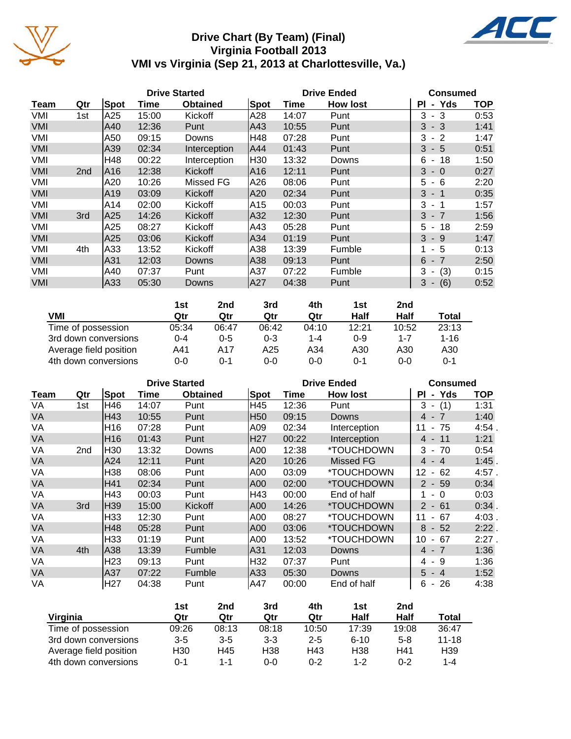# Drive Chart (By Team) (Final)
## Virginia Football 2013
## VMI vs Virginia (Sep 21, 2013 at Charlottesville, Va.)

| | | Drive Started | | | Drive Ended | | | Consumed | |
|---|---|---|---|---|---|---|---|---|---|
| Team | Qtr | Spot | Time | Obtained | Spot | Time | How lost | Pl - Yds | TOP |
| VMI | 1st | A25 | 15:00 | Kickoff | A28 | 14:07 | Punt | 3 - 3 | 0:53 |
| VMI | | A40 | 12:36 | Punt | A43 | 10:55 | Punt | 3 - 3 | 1:41 |
| VMI | | A50 | 09:15 | Downs | H48 | 07:28 | Punt | 3 - 2 | 1:47 |
| VMI | | A39 | 02:34 | Interception | A44 | 01:43 | Punt | 3 - 5 | 0:51 |
| VMI | | H48 | 00:22 | Interception | H30 | 13:32 | Downs | 6 - 18 | 1:50 |
| VMI | 2nd | A16 | 12:38 | Kickoff | A16 | 12:11 | Punt | 3 - 0 | 0:27 |
| VMI | | A20 | 10:26 | Missed FG | A26 | 08:06 | Punt | 5 - 6 | 2:20 |
| VMI | | A19 | 03:09 | Kickoff | A20 | 02:34 | Punt | 3 - 1 | 0:35 |
| VMI | | A14 | 02:00 | Kickoff | A15 | 00:03 | Punt | 3 - 1 | 1:57 |
| VMI | 3rd | A25 | 14:26 | Kickoff | A32 | 12:30 | Punt | 3 - 7 | 1:56 |
| VMI | | A25 | 08:27 | Kickoff | A43 | 05:28 | Punt | 5 - 18 | 2:59 |
| VMI | | A25 | 03:06 | Kickoff | A34 | 01:19 | Punt | 3 - 9 | 1:47 |
| VMI | 4th | A33 | 13:52 | Kickoff | A38 | 13:39 | Fumble | 1 - 5 | 0:13 |
| VMI | | A31 | 12:03 | Downs | A38 | 09:13 | Punt | 6 - 7 | 2:50 |
| VMI | | A40 | 07:37 | Punt | A37 | 07:22 | Fumble | 3 - (3) | 0:15 |
| VMI | | A33 | 05:30 | Downs | A27 | 04:38 | Punt | 3 - (6) | 0:52 |

| VMI | 1st Qtr | 2nd Qtr | 3rd Qtr | 4th Qtr | 1st Half | 2nd Half | Total |
|---|---|---|---|---|---|---|---|
| Time of possession | 05:34 | 06:47 | 06:42 | 04:10 | 12:21 | 10:52 | 23:13 |
| 3rd down conversions | 0-4 | 0-5 | 0-3 | 1-4 | 0-9 | 1-7 | 1-16 |
| Average field position | A41 | A17 | A25 | A34 | A30 | A30 | A30 |
| 4th down conversions | 0-0 | 0-1 | 0-0 | 0-0 | 0-1 | 0-0 | 0-1 |

| | | Drive Started | | | Drive Ended | | | Consumed | |
|---|---|---|---|---|---|---|---|---|---|
| Team | Qtr | Spot | Time | Obtained | Spot | Time | How lost | Pl - Yds | TOP |
| VA | 1st | H46 | 14:07 | Punt | H45 | 12:36 | Punt | 3 - (1) | 1:31 |
| VA | | H43 | 10:55 | Punt | H50 | 09:15 | Downs | 4 - 7 | 1:40 |
| VA | | H16 | 07:28 | Punt | A09 | 02:34 | Interception | 11 - 75 | 4:54 . |
| VA | | H16 | 01:43 | Punt | H27 | 00:22 | Interception | 4 - 11 | 1:21 |
| VA | 2nd | H30 | 13:32 | Downs | A00 | 12:38 | *TOUCHDOWN | 3 - 70 | 0:54 |
| VA | | A24 | 12:11 | Punt | A20 | 10:26 | Missed FG | 4 - 4 | 1:45 . |
| VA | | H38 | 08:06 | Punt | A00 | 03:09 | *TOUCHDOWN | 12 - 62 | 4:57 . |
| VA | | H41 | 02:34 | Punt | A00 | 02:00 | *TOUCHDOWN | 2 - 59 | 0:34 |
| VA | | H43 | 00:03 | Punt | H43 | 00:00 | End of half | 1 - 0 | 0:03 |
| VA | 3rd | H39 | 15:00 | Kickoff | A00 | 14:26 | *TOUCHDOWN | 2 - 61 | 0:34 . |
| VA | | H33 | 12:30 | Punt | A00 | 08:27 | *TOUCHDOWN | 11 - 67 | 4:03 . |
| VA | | H48 | 05:28 | Punt | A00 | 03:06 | *TOUCHDOWN | 8 - 52 | 2:22 . |
| VA | | H33 | 01:19 | Punt | A00 | 13:52 | *TOUCHDOWN | 10 - 67 | 2:27 . |
| VA | 4th | A38 | 13:39 | Fumble | A31 | 12:03 | Downs | 4 - 7 | 1:36 |
| VA | | H23 | 09:13 | Punt | H32 | 07:37 | Punt | 4 - 9 | 1:36 |
| VA | | A37 | 07:22 | Fumble | A33 | 05:30 | Downs | 5 - 4 | 1:52 |
| VA | | H27 | 04:38 | Punt | A47 | 00:00 | End of half | 6 - 26 | 4:38 |

| Virginia | 1st Qtr | 2nd Qtr | 3rd Qtr | 4th Qtr | 1st Half | 2nd Half | Total |
|---|---|---|---|---|---|---|---|
| Time of possession | 09:26 | 08:13 | 08:18 | 10:50 | 17:39 | 19:08 | 36:47 |
| 3rd down conversions | 3-5 | 3-5 | 3-3 | 2-5 | 6-10 | 5-8 | 11-18 |
| Average field position | H30 | H45 | H38 | H43 | H38 | H41 | H39 |
| 4th down conversions | 0-1 | 1-1 | 0-0 | 0-2 | 1-2 | 0-2 | 1-4 |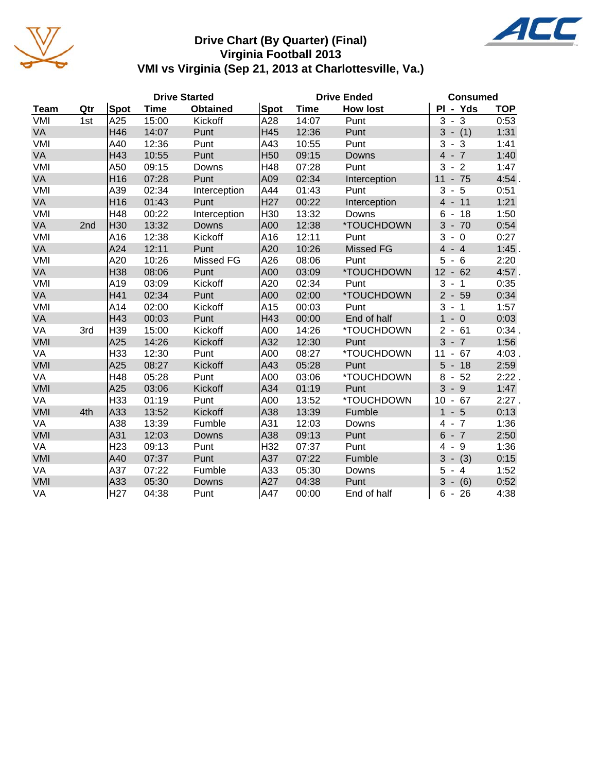# Drive Chart (By Quarter) (Final)
## Virginia Football 2013
## VMI vs Virginia (Sep 21, 2013 at Charlottesville, Va.)

| | | Drive Started | | | Drive Ended | | | Consumed | |
|---|---|---|---|---|---|---|---|---|---|
| Team | Qtr | Spot | Time | Obtained | Spot | Time | How lost | Pl - Yds | TOP |
| VMI | 1st | A25 | 15:00 | Kickoff | A28 | 14:07 | Punt | 3 - 3 | 0:53 |
| VA | | H46 | 14:07 | Punt | H45 | 12:36 | Punt | 3 - (1) | 1:31 |
| VMI | | A40 | 12:36 | Punt | A43 | 10:55 | Punt | 3 - 3 | 1:41 |
| VA | | H43 | 10:55 | Punt | H50 | 09:15 | Downs | 4 - 7 | 1:40 |
| VMI | | A50 | 09:15 | Downs | H48 | 07:28 | Punt | 3 - 2 | 1:47 |
| VA | | H16 | 07:28 | Punt | A09 | 02:34 | Interception | 11 - 75 | 4:54 . |
| VMI | | A39 | 02:34 | Interception | A44 | 01:43 | Punt | 3 - 5 | 0:51 |
| VA | | H16 | 01:43 | Punt | H27 | 00:22 | Interception | 4 - 11 | 1:21 |
| VMI | | H48 | 00:22 | Interception | H30 | 13:32 | Downs | 6 - 18 | 1:50 |
| VA | 2nd | H30 | 13:32 | Downs | A00 | 12:38 | *TOUCHDOWN | 3 - 70 | 0:54 |
| VMI | | A16 | 12:38 | Kickoff | A16 | 12:11 | Punt | 3 - 0 | 0:27 |
| VA | | A24 | 12:11 | Punt | A20 | 10:26 | Missed FG | 4 - 4 | 1:45 . |
| VMI | | A20 | 10:26 | Missed FG | A26 | 08:06 | Punt | 5 - 6 | 2:20 |
| VA | | H38 | 08:06 | Punt | A00 | 03:09 | *TOUCHDOWN | 12 - 62 | 4:57 . |
| VMI | | A19 | 03:09 | Kickoff | A20 | 02:34 | Punt | 3 - 1 | 0:35 |
| VA | | H41 | 02:34 | Punt | A00 | 02:00 | *TOUCHDOWN | 2 - 59 | 0:34 |
| VMI | | A14 | 02:00 | Kickoff | A15 | 00:03 | Punt | 3 - 1 | 1:57 |
| VA | | H43 | 00:03 | Punt | H43 | 00:00 | End of half | 1 - 0 | 0:03 |
| VA | 3rd | H39 | 15:00 | Kickoff | A00 | 14:26 | *TOUCHDOWN | 2 - 61 | 0:34 . |
| VMI | | A25 | 14:26 | Kickoff | A32 | 12:30 | Punt | 3 - 7 | 1:56 |
| VA | | H33 | 12:30 | Punt | A00 | 08:27 | *TOUCHDOWN | 11 - 67 | 4:03 . |
| VMI | | A25 | 08:27 | Kickoff | A43 | 05:28 | Punt | 5 - 18 | 2:59 |
| VA | | H48 | 05:28 | Punt | A00 | 03:06 | *TOUCHDOWN | 8 - 52 | 2:22 . |
| VMI | | A25 | 03:06 | Kickoff | A34 | 01:19 | Punt | 3 - 9 | 1:47 |
| VA | | H33 | 01:19 | Punt | A00 | 13:52 | *TOUCHDOWN | 10 - 67 | 2:27 . |
| VMI | 4th | A33 | 13:52 | Kickoff | A38 | 13:39 | Fumble | 1 - 5 | 0:13 |
| VA | | A38 | 13:39 | Fumble | A31 | 12:03 | Downs | 4 - 7 | 1:36 |
| VMI | | A31 | 12:03 | Downs | A38 | 09:13 | Punt | 6 - 7 | 2:50 |
| VA | | H23 | 09:13 | Punt | H32 | 07:37 | Punt | 4 - 9 | 1:36 |
| VMI | | A40 | 07:37 | Punt | A37 | 07:22 | Fumble | 3 - (3) | 0:15 |
| VA | | A37 | 07:22 | Fumble | A33 | 05:30 | Downs | 5 - 4 | 1:52 |
| VMI | | A33 | 05:30 | Downs | A27 | 04:38 | Punt | 3 - (6) | 0:52 |
| VA | | H27 | 04:38 | Punt | A47 | 00:00 | End of half | 6 - 26 | 4:38 |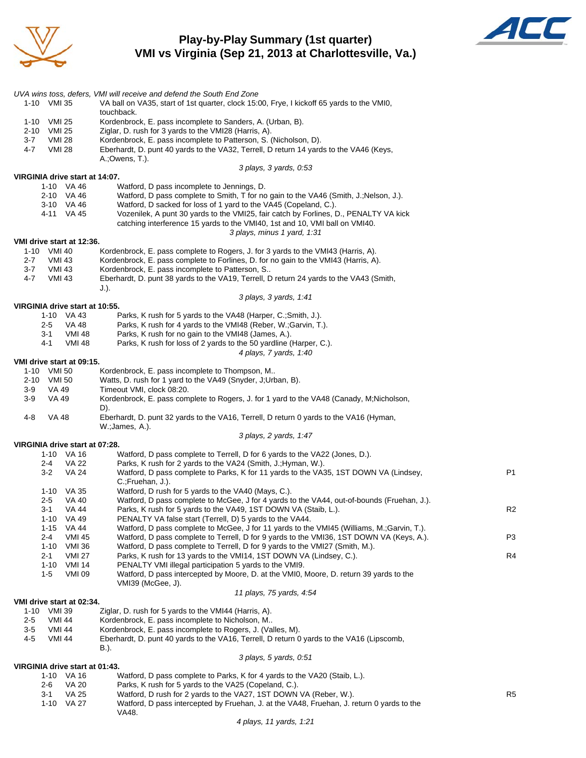# Play-by-Play Summary (1st quarter)
## VMI vs Virginia (Sep 21, 2013 at Charlottesville, Va.)

*UVA wins toss, defers, VMI will receive and defend the South End Zone*

| Down | Spot | Play | |
|---|---|---|---|
| 1-10 | VMI 35 | VA ball on VA35, start of 1st quarter, clock 15:00, Frye, I kickoff 65 yards to the VMI0, touchback. | |
| 1-10 | VMI 25 | Kordenbrock, E. pass incomplete to Sanders, A. (Urban, B). | |
| 2-10 | VMI 25 | Ziglar, D. rush for 3 yards to the VMI28 (Harris, A). | |
| 3-7 | VMI 28 | Kordenbrock, E. pass incomplete to Patterson, S. (Nicholson, D). | |
| 4-7 | VMI 28 | Eberhardt, D. punt 40 yards to the VA32, Terrell, D return 14 yards to the VA46 (Keys, A.;Owens, T.). | |

*3 plays, 3 yards, 0:53*

**VIRGINIA drive start at 14:07.**

| Down | Spot | Play | |
|---|---|---|---|
| 1-10 | VA 46 | Watford, D pass incomplete to Jennings, D. | |
| 2-10 | VA 46 | Watford, D pass complete to Smith, T for no gain to the VA46 (Smith, J.;Nelson, J.). | |
| 3-10 | VA 46 | Watford, D sacked for loss of 1 yard to the VA45 (Copeland, C.). | |
| 4-11 | VA 45 | Vozenilek, A punt 30 yards to the VMI25, fair catch by Forlines, D., PENALTY VA kick catching interference 15 yards to the VMI40, 1st and 10, VMI ball on VMI40. | |

*3 plays, minus 1 yard, 1:31*

**VMI drive start at 12:36.**

| Down | Spot | Play | |
|---|---|---|---|
| 1-10 | VMI 40 | Kordenbrock, E. pass complete to Rogers, J. for 3 yards to the VMI43 (Harris, A). | |
| 2-7 | VMI 43 | Kordenbrock, E. pass complete to Forlines, D. for no gain to the VMI43 (Harris, A). | |
| 3-7 | VMI 43 | Kordenbrock, E. pass incomplete to Patterson, S.. | |
| 4-7 | VMI 43 | Eberhardt, D. punt 38 yards to the VA19, Terrell, D return 24 yards to the VA43 (Smith, J.). | |

*3 plays, 3 yards, 1:41*

**VIRGINIA drive start at 10:55.**

| Down | Spot | Play | |
|---|---|---|---|
| 1-10 | VA 43 | Parks, K rush for 5 yards to the VA48 (Harper, C.;Smith, J.). | |
| 2-5 | VA 48 | Parks, K rush for 4 yards to the VMI48 (Reber, W.;Garvin, T.). | |
| 3-1 | VMI 48 | Parks, K rush for no gain to the VMI48 (James, A.). | |
| 4-1 | VMI 48 | Parks, K rush for loss of 2 yards to the 50 yardline (Harper, C.). | |

*4 plays, 7 yards, 1:40*

**VMI drive start at 09:15.**

| Down | Spot | Play | |
|---|---|---|---|
| 1-10 | VMI 50 | Kordenbrock, E. pass incomplete to Thompson, M.. | |
| 2-10 | VMI 50 | Watts, D. rush for 1 yard to the VA49 (Snyder, J;Urban, B). | |
| 3-9 | VA 49 | Timeout VMI, clock 08:20. | |
| 3-9 | VA 49 | Kordenbrock, E. pass complete to Rogers, J. for 1 yard to the VA48 (Canady, M;Nicholson, D). | |
| 4-8 | VA 48 | Eberhardt, D. punt 32 yards to the VA16, Terrell, D return 0 yards to the VA16 (Hyman, W.;James, A.). | |

*3 plays, 2 yards, 1:47*

**VIRGINIA drive start at 07:28.**

| Down | Spot | Play | |
|---|---|---|---|
| 1-10 | VA 16 | Watford, D pass complete to Terrell, D for 6 yards to the VA22 (Jones, D.). | |
| 2-4 | VA 22 | Parks, K rush for 2 yards to the VA24 (Smith, J.;Hyman, W.). | |
| 3-2 | VA 24 | Watford, D pass complete to Parks, K for 11 yards to the VA35, 1ST DOWN VA (Lindsey, C.;Fruehan, J.). | P1 |
| 1-10 | VA 35 | Watford, D rush for 5 yards to the VA40 (Mays, C.). | |
| 2-5 | VA 40 | Watford, D pass complete to McGee, J for 4 yards to the VA44, out-of-bounds (Fruehan, J.). | |
| 3-1 | VA 44 | Parks, K rush for 5 yards to the VA49, 1ST DOWN VA (Staib, L.). | R2 |
| 1-10 | VA 49 | PENALTY VA false start (Terrell, D) 5 yards to the VA44. | |
| 1-15 | VA 44 | Watford, D pass complete to McGee, J for 11 yards to the VMI45 (Williams, M.;Garvin, T.). | |
| 2-4 | VMI 45 | Watford, D pass complete to Terrell, D for 9 yards to the VMI36, 1ST DOWN VA (Keys, A.). | P3 |
| 1-10 | VMI 36 | Watford, D pass complete to Terrell, D for 9 yards to the VMI27 (Smith, M.). | |
| 2-1 | VMI 27 | Parks, K rush for 13 yards to the VMI14, 1ST DOWN VA (Lindsey, C.). | R4 |
| 1-10 | VMI 14 | PENALTY VMI illegal participation 5 yards to the VMI9. | |
| 1-5 | VMI 09 | Watford, D pass intercepted by Moore, D. at the VMI0, Moore, D. return 39 yards to the VMI39 (McGee, J). | |

*11 plays, 75 yards, 4:54*

**VMI drive start at 02:34.**

| Down | Spot | Play | |
|---|---|---|---|
| 1-10 | VMI 39 | Ziglar, D. rush for 5 yards to the VMI44 (Harris, A). | |
| 2-5 | VMI 44 | Kordenbrock, E. pass incomplete to Nicholson, M.. | |
| 3-5 | VMI 44 | Kordenbrock, E. pass incomplete to Rogers, J. (Valles, M). | |
| 4-5 | VMI 44 | Eberhardt, D. punt 40 yards to the VA16, Terrell, D return 0 yards to the VA16 (Lipscomb, B.). | |

*3 plays, 5 yards, 0:51*

**VIRGINIA drive start at 01:43.**

| Down | Spot | Play | |
|---|---|---|---|
| 1-10 | VA 16 | Watford, D pass complete to Parks, K for 4 yards to the VA20 (Staib, L.). | |
| 2-6 | VA 20 | Parks, K rush for 5 yards to the VA25 (Copeland, C.). | |
| 3-1 | VA 25 | Watford, D rush for 2 yards to the VA27, 1ST DOWN VA (Reber, W.). | R5 |
| 1-10 | VA 27 | Watford, D pass intercepted by Fruehan, J. at the VA48, Fruehan, J. return 0 yards to the VA48. | |

*4 plays, 11 yards, 1:21*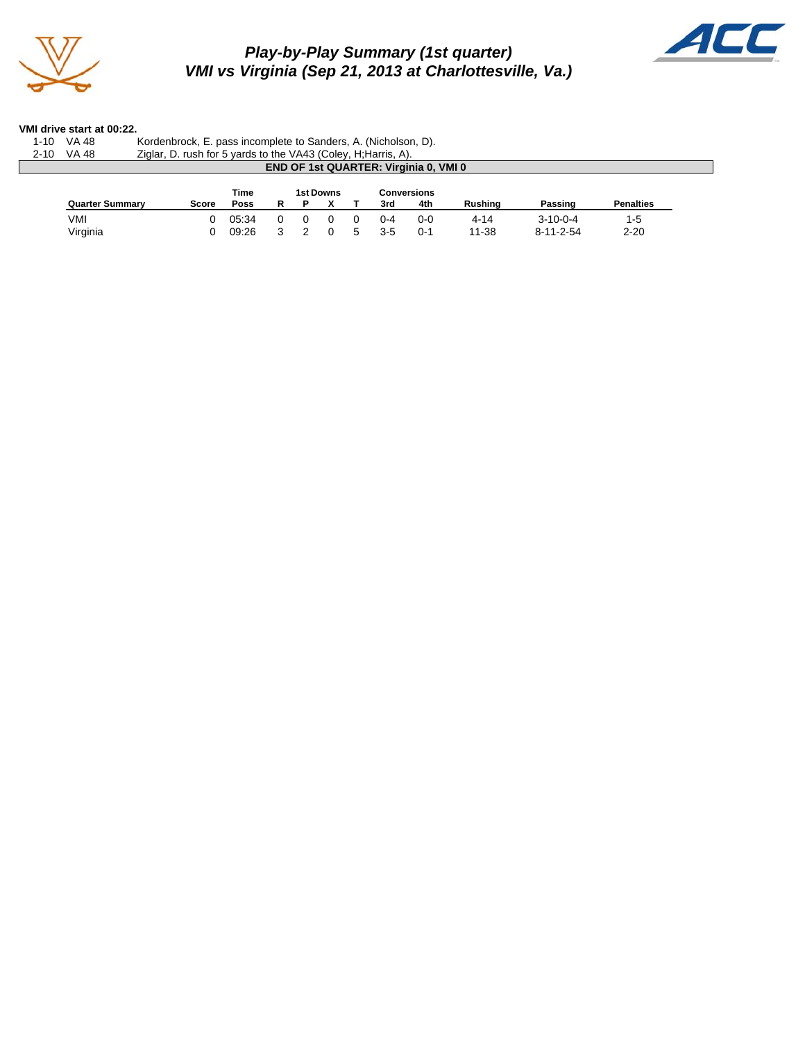# *Play-by-Play Summary (1st quarter)*
# *VMI vs Virginia (Sep 21, 2013 at Charlottesville, Va.)*

**VMI drive start at 00:22.**

| | | |
|---|---|---|
| 1-10 | VA 48 | Kordenbrock, E. pass incomplete to Sanders, A. (Nicholson, D). |
| 2-10 | VA 48 | Ziglar, D. rush for 5 yards to the VA43 (Coley, H;Harris, A). |

**END OF 1st QUARTER: Virginia 0, VMI 0**

| Quarter Summary | Score | Time Poss | 1st Downs R | P | X | T | Conversions 3rd | 4th | Rushing | Passing | Penalties |
|---|---|---|---|---|---|---|---|---|---|---|---|
| VMI | 0 | 05:34 | 0 | 0 | 0 | 0 | 0-4 | 0-0 | 4-14 | 3-10-0-4 | 1-5 |
| Virginia | 0 | 09:26 | 3 | 2 | 0 | 5 | 3-5 | 0-1 | 11-38 | 8-11-2-54 | 2-20 |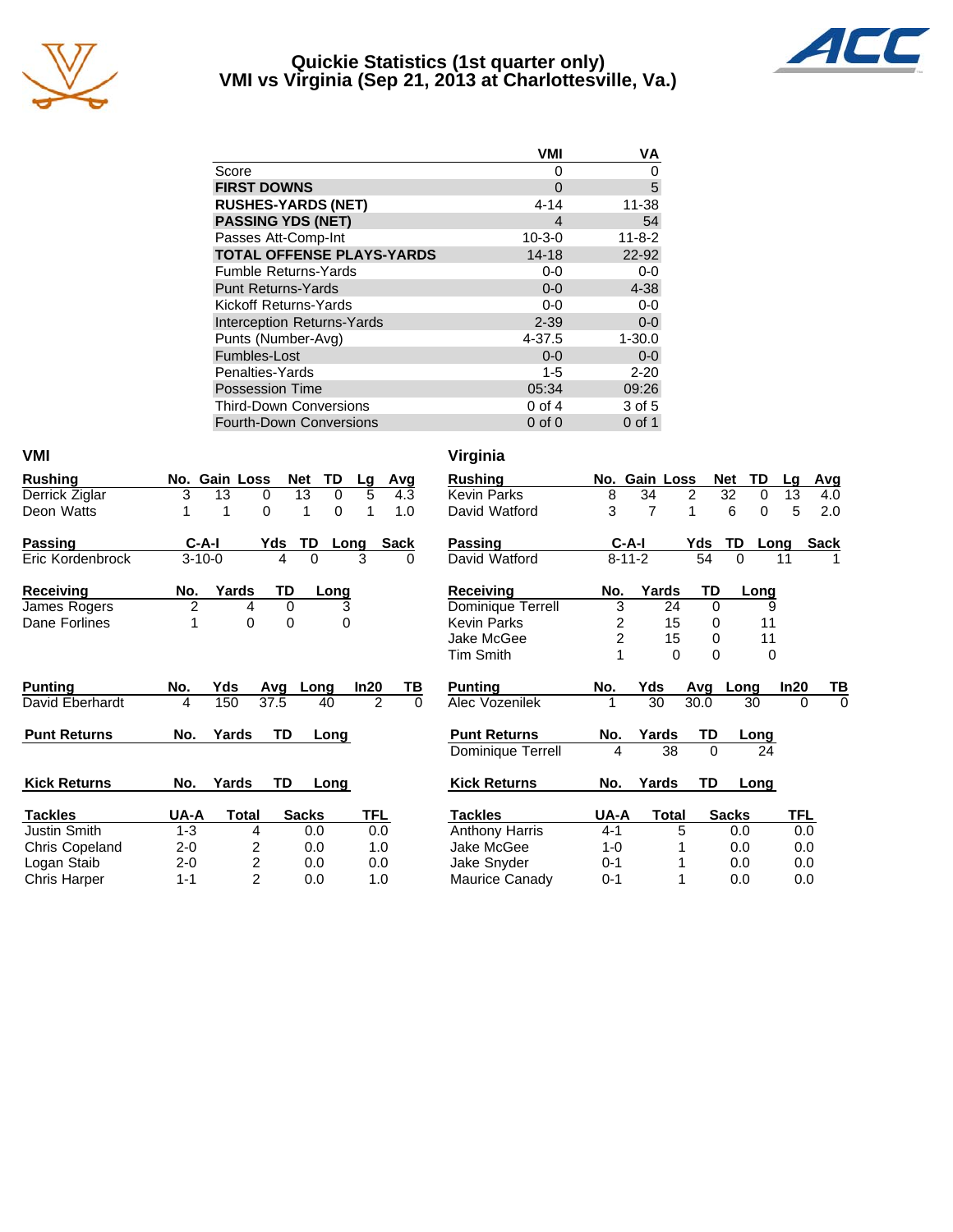# Quickie Statistics (1st quarter only)
## VMI vs Virginia (Sep 21, 2013 at Charlottesville, Va.)

| | VMI | VA |
|---|---|---|
| Score | 0 | 0 |
| **FIRST DOWNS** | 0 | 5 |
| **RUSHES-YARDS (NET)** | 4-14 | 11-38 |
| **PASSING YDS (NET)** | 4 | 54 |
| Passes Att-Comp-Int | 10-3-0 | 11-8-2 |
| **TOTAL OFFENSE PLAYS-YARDS** | 14-18 | 22-92 |
| Fumble Returns-Yards | 0-0 | 0-0 |
| Punt Returns-Yards | 0-0 | 4-38 |
| Kickoff Returns-Yards | 0-0 | 0-0 |
| Interception Returns-Yards | 2-39 | 0-0 |
| Punts (Number-Avg) | 4-37.5 | 1-30.0 |
| Fumbles-Lost | 0-0 | 0-0 |
| Penalties-Yards | 1-5 | 2-20 |
| Possession Time | 05:34 | 09:26 |
| Third-Down Conversions | 0 of 4 | 3 of 5 |
| Fourth-Down Conversions | 0 of 0 | 0 of 1 |

### VMI

| Rushing | No. | Gain | Loss | Net | TD | Lg | Avg |
|---|---|---|---|---|---|---|---|
| Derrick Ziglar | 3 | 13 | 0 | 13 | 0 | 5 | 4.3 |
| Deon Watts | 1 | 1 | 0 | 1 | 0 | 1 | 1.0 |

| Passing | C-A-I | Yds | TD | Long | Sack |
|---|---|---|---|---|---|
| Eric Kordenbrock | 3-10-0 | 4 | 0 | 3 | 0 |

| Receiving | No. | Yards | TD | Long |
|---|---|---|---|---|
| James Rogers | 2 | 4 | 0 | 3 |
| Dane Forlines | 1 | 0 | 0 | 0 |

| Punting | No. | Yds | Avg | Long | In20 | TB |
|---|---|---|---|---|---|---|
| David Eberhardt | 4 | 150 | 37.5 | 40 | 2 | 0 |

| Punt Returns | No. | Yards | TD | Long |
|---|---|---|---|---|

| Kick Returns | No. | Yards | TD | Long |
|---|---|---|---|---|

| Tackles | UA-A | Total | Sacks | TFL |
|---|---|---|---|---|
| Justin Smith | 1-3 | 4 | 0.0 | 0.0 |
| Chris Copeland | 2-0 | 2 | 0.0 | 1.0 |
| Logan Staib | 2-0 | 2 | 0.0 | 0.0 |
| Chris Harper | 1-1 | 2 | 0.0 | 1.0 |

### Virginia

| Rushing | No. | Gain | Loss | Net | TD | Lg | Avg |
|---|---|---|---|---|---|---|---|
| Kevin Parks | 8 | 34 | 2 | 32 | 0 | 13 | 4.0 |
| David Watford | 3 | 7 | 1 | 6 | 0 | 5 | 2.0 |

| Passing | C-A-I | Yds | TD | Long | Sack |
|---|---|---|---|---|---|
| David Watford | 8-11-2 | 54 | 0 | 11 | 1 |

| Receiving | No. | Yards | TD | Long |
|---|---|---|---|---|
| Dominique Terrell | 3 | 24 | 0 | 9 |
| Kevin Parks | 2 | 15 | 0 | 11 |
| Jake McGee | 2 | 15 | 0 | 11 |
| Tim Smith | 1 | 0 | 0 | 0 |

| Punting | No. | Yds | Avg | Long | In20 | TB |
|---|---|---|---|---|---|---|
| Alec Vozenilek | 1 | 30 | 30.0 | 30 | 0 | 0 |

| Punt Returns | No. | Yards | TD | Long |
|---|---|---|---|---|
| Dominique Terrell | 4 | 38 | 0 | 24 |

| Kick Returns | No. | Yards | TD | Long |
|---|---|---|---|---|

| Tackles | UA-A | Total | Sacks | TFL |
|---|---|---|---|---|
| Anthony Harris | 4-1 | 5 | 0.0 | 0.0 |
| Jake McGee | 1-0 | 1 | 0.0 | 0.0 |
| Jake Snyder | 0-1 | 1 | 0.0 | 0.0 |
| Maurice Canady | 0-1 | 1 | 0.0 | 0.0 |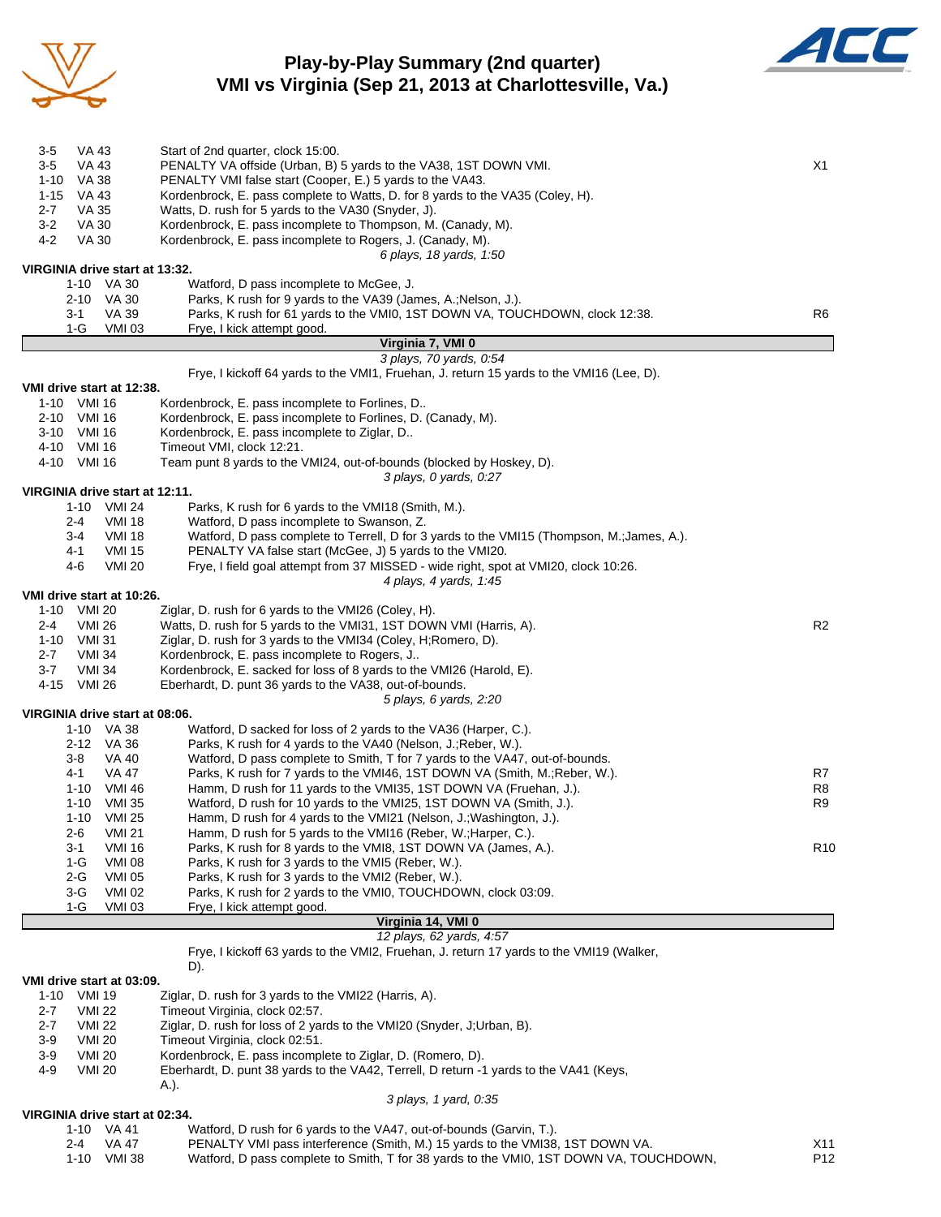# Play-by-Play Summary (2nd quarter)
## VMI vs Virginia (Sep 21, 2013 at Charlottesville, Va.)

| Down | Spot | Play | |
|---|---|---|---|
| 3-5 | VA 43 | Start of 2nd quarter, clock 15:00. | |
| 3-5 | VA 43 | PENALTY VA offside (Urban, B) 5 yards to the VA38, 1ST DOWN VMI. | X1 |
| 1-10 | VA 38 | PENALTY VMI false start (Cooper, E.) 5 yards to the VA43. | |
| 1-15 | VA 43 | Kordenbrock, E. pass complete to Watts, D. for 8 yards to the VA35 (Coley, H). | |
| 2-7 | VA 35 | Watts, D. rush for 5 yards to the VA30 (Snyder, J). | |
| 3-2 | VA 30 | Kordenbrock, E. pass incomplete to Thompson, M. (Canady, M). | |
| 4-2 | VA 30 | Kordenbrock, E. pass incomplete to Rogers, J. (Canady, M). | |
| | | *6 plays, 18 yards, 1:50* | |

**VIRGINIA drive start at 13:32.**

| Down | Spot | Play | |
|---|---|---|---|
| 1-10 | VA 30 | Watford, D pass incomplete to McGee, J. | |
| 2-10 | VA 30 | Parks, K rush for 9 yards to the VA39 (James, A.;Nelson, J.). | |
| 3-1 | VA 39 | Parks, K rush for 61 yards to the VMI0, 1ST DOWN VA, TOUCHDOWN, clock 12:38. | R6 |
| 1-G | VMI 03 | Frye, I kick attempt good. | |
| | | **Virginia 7, VMI 0** | |
| | | *3 plays, 70 yards, 0:54* | |
| | | Frye, I kickoff 64 yards to the VMI1, Fruehan, J. return 15 yards to the VMI16 (Lee, D). | |

**VMI drive start at 12:38.**

| Down | Spot | Play | |
|---|---|---|---|
| 1-10 | VMI 16 | Kordenbrock, E. pass incomplete to Forlines, D.. | |
| 2-10 | VMI 16 | Kordenbrock, E. pass incomplete to Forlines, D. (Canady, M). | |
| 3-10 | VMI 16 | Kordenbrock, E. pass incomplete to Ziglar, D.. | |
| 4-10 | VMI 16 | Timeout VMI, clock 12:21. | |
| 4-10 | VMI 16 | Team punt 8 yards to the VMI24, out-of-bounds (blocked by Hoskey, D). | |
| | | *3 plays, 0 yards, 0:27* | |

**VIRGINIA drive start at 12:11.**

| Down | Spot | Play | |
|---|---|---|---|
| 1-10 | VMI 24 | Parks, K rush for 6 yards to the VMI18 (Smith, M.). | |
| 2-4 | VMI 18 | Watford, D pass incomplete to Swanson, Z. | |
| 3-4 | VMI 18 | Watford, D pass complete to Terrell, D for 3 yards to the VMI15 (Thompson, M.;James, A.). | |
| 4-1 | VMI 15 | PENALTY VA false start (McGee, J) 5 yards to the VMI20. | |
| 4-6 | VMI 20 | Frye, I field goal attempt from 37 MISSED - wide right, spot at VMI20, clock 10:26. | |
| | | *4 plays, 4 yards, 1:45* | |

**VMI drive start at 10:26.**

| Down | Spot | Play | |
|---|---|---|---|
| 1-10 | VMI 20 | Ziglar, D. rush for 6 yards to the VMI26 (Coley, H). | |
| 2-4 | VMI 26 | Watts, D. rush for 5 yards to the VMI31, 1ST DOWN VMI (Harris, A). | R2 |
| 1-10 | VMI 31 | Ziglar, D. rush for 3 yards to the VMI34 (Coley, H;Romero, D). | |
| 2-7 | VMI 34 | Kordenbrock, E. pass incomplete to Rogers, J.. | |
| 3-7 | VMI 34 | Kordenbrock, E. sacked for loss of 8 yards to the VMI26 (Harold, E). | |
| 4-15 | VMI 26 | Eberhardt, D. punt 36 yards to the VA38, out-of-bounds. | |
| | | *5 plays, 6 yards, 2:20* | |

**VIRGINIA drive start at 08:06.**

| Down | Spot | Play | |
|---|---|---|---|
| 1-10 | VA 38 | Watford, D sacked for loss of 2 yards to the VA36 (Harper, C.). | |
| 2-12 | VA 36 | Parks, K rush for 4 yards to the VA40 (Nelson, J.;Reber, W.). | |
| 3-8 | VA 40 | Watford, D pass complete to Smith, T for 7 yards to the VA47, out-of-bounds. | |
| 4-1 | VA 47 | Parks, K rush for 7 yards to the VMI46, 1ST DOWN VA (Smith, M.;Reber, W.). | R7 |
| 1-10 | VMI 46 | Hamm, D rush for 11 yards to the VMI35, 1ST DOWN VA (Fruehan, J.). | R8 |
| 1-10 | VMI 35 | Watford, D rush for 10 yards to the VMI25, 1ST DOWN VA (Smith, J.). | R9 |
| 1-10 | VMI 25 | Hamm, D rush for 4 yards to the VMI21 (Nelson, J.;Washington, J.). | |
| 2-6 | VMI 21 | Hamm, D rush for 5 yards to the VMI16 (Reber, W.;Harper, C.). | |
| 3-1 | VMI 16 | Parks, K rush for 8 yards to the VMI8, 1ST DOWN VA (James, A.). | R10 |
| 1-G | VMI 08 | Parks, K rush for 3 yards to the VMI5 (Reber, W.). | |
| 2-G | VMI 05 | Parks, K rush for 3 yards to the VMI2 (Reber, W.). | |
| 3-G | VMI 02 | Parks, K rush for 2 yards to the VMI0, TOUCHDOWN, clock 03:09. | |
| 1-G | VMI 03 | Frye, I kick attempt good. | |
| | | **Virginia 14, VMI 0** | |
| | | *12 plays, 62 yards, 4:57* | |
| | | Frye, I kickoff 63 yards to the VMI2, Fruehan, J. return 17 yards to the VMI19 (Walker, D). | |

**VMI drive start at 03:09.**

| Down | Spot | Play | |
|---|---|---|---|
| 1-10 | VMI 19 | Ziglar, D. rush for 3 yards to the VMI22 (Harris, A). | |
| 2-7 | VMI 22 | Timeout Virginia, clock 02:57. | |
| 2-7 | VMI 22 | Ziglar, D. rush for loss of 2 yards to the VMI20 (Snyder, J;Urban, B). | |
| 3-9 | VMI 20 | Timeout Virginia, clock 02:51. | |
| 3-9 | VMI 20 | Kordenbrock, E. pass incomplete to Ziglar, D. (Romero, D). | |
| 4-9 | VMI 20 | Eberhardt, D. punt 38 yards to the VA42, Terrell, D return -1 yards to the VA41 (Keys, A.). | |
| | | *3 plays, 1 yard, 0:35* | |

**VIRGINIA drive start at 02:34.**

| Down | Spot | Play | |
|---|---|---|---|
| 1-10 | VA 41 | Watford, D rush for 6 yards to the VA47, out-of-bounds (Garvin, T.). | |
| 2-4 | VA 47 | PENALTY VMI pass interference (Smith, M.) 15 yards to the VMI38, 1ST DOWN VA. | X11 |
| 1-10 | VMI 38 | Watford, D pass complete to Smith, T for 38 yards to the VMI0, 1ST DOWN VA, TOUCHDOWN, | P12 |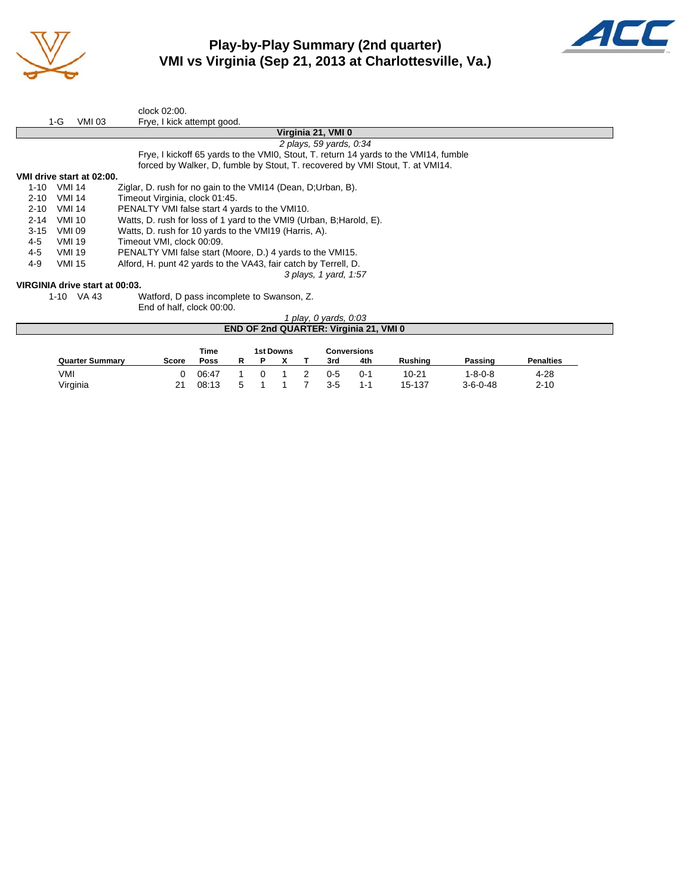# Play-by-Play Summary (2nd quarter)
## VMI vs Virginia (Sep 21, 2013 at Charlottesville, Va.)

| | | |
|---|---|---|
| | | clock 02:00. |
| 1-G | VMI 03 | Frye, I kick attempt good. |

**Virginia 21, VMI 0**

*2 plays, 59 yards, 0:34*

Frye, I kickoff 65 yards to the VMI0, Stout, T. return 14 yards to the VMI14, fumble forced by Walker, D, fumble by Stout, T. recovered by VMI Stout, T. at VMI14.

**VMI drive start at 02:00.**

| | | |
|---|---|---|
| 1-10 | VMI 14 | Ziglar, D. rush for no gain to the VMI14 (Dean, D;Urban, B). |
| 2-10 | VMI 14 | Timeout Virginia, clock 01:45. |
| 2-10 | VMI 14 | PENALTY VMI false start 4 yards to the VMI10. |
| 2-14 | VMI 10 | Watts, D. rush for loss of 1 yard to the VMI9 (Urban, B;Harold, E). |
| 3-15 | VMI 09 | Watts, D. rush for 10 yards to the VMI19 (Harris, A). |
| 4-5 | VMI 19 | Timeout VMI, clock 00:09. |
| 4-5 | VMI 19 | PENALTY VMI false start (Moore, D.) 4 yards to the VMI15. |
| 4-9 | VMI 15 | Alford, H. punt 42 yards to the VA43, fair catch by Terrell, D. |

*3 plays, 1 yard, 1:57*

**VIRGINIA drive start at 00:03.**

| | | |
|---|---|---|
| 1-10 | VA 43 | Watford, D pass incomplete to Swanson, Z. |
| | | End of half, clock 00:00. |

*1 play, 0 yards, 0:03*

**END OF 2nd QUARTER: Virginia 21, VMI 0**

| Quarter Summary | Score | Time Poss | 1st Downs R | P | X | T | Conversions 3rd | 4th | Rushing | Passing | Penalties |
|---|---|---|---|---|---|---|---|---|---|---|---|
| VMI | 0 | 06:47 | 1 | 0 | 1 | 2 | 0-5 | 0-1 | 10-21 | 1-8-0-8 | 4-28 |
| Virginia | 21 | 08:13 | 5 | 1 | 1 | 7 | 3-5 | 1-1 | 15-137 | 3-6-0-48 | 2-10 |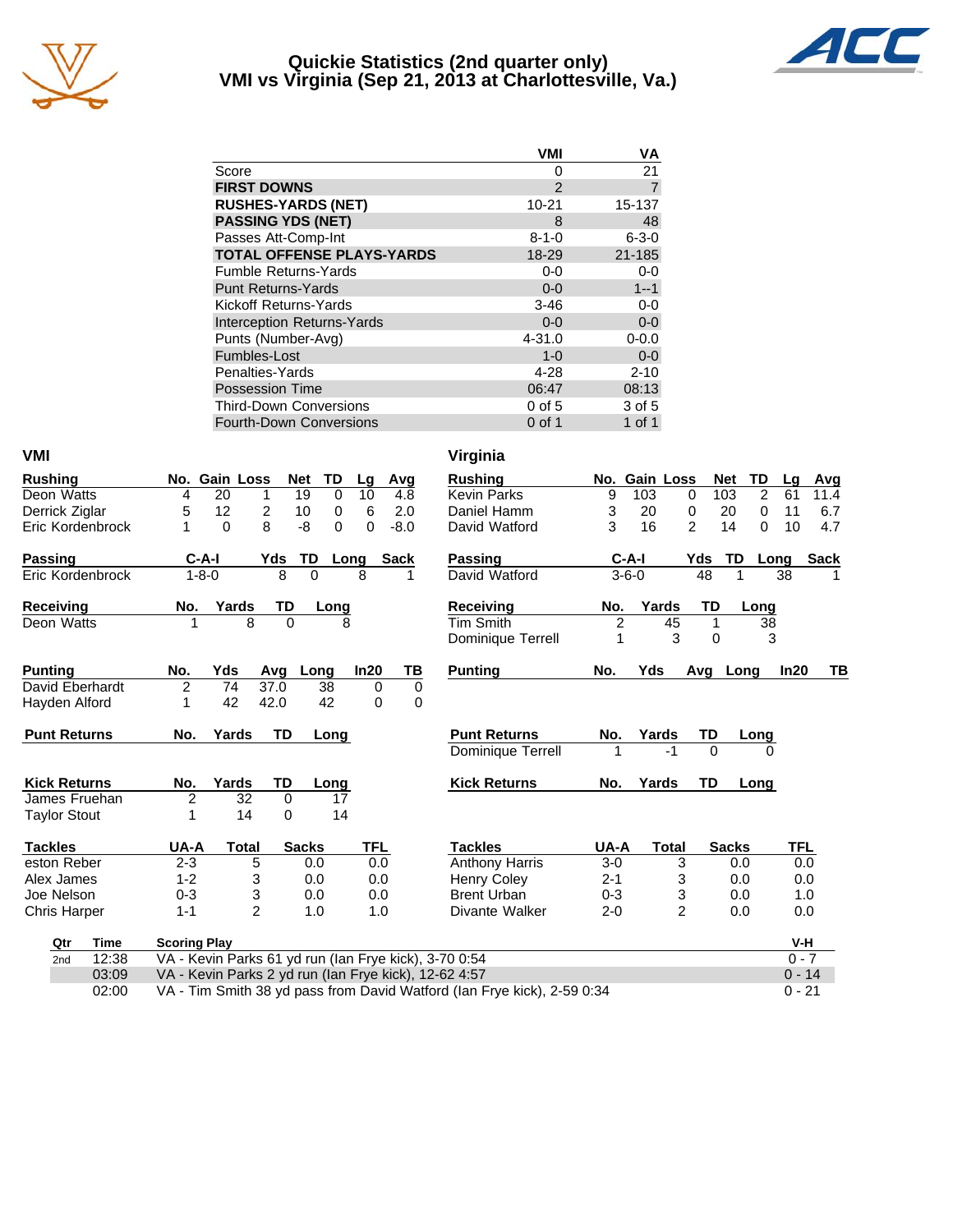# Quickie Statistics (2nd quarter only)
## VMI vs Virginia (Sep 21, 2013 at Charlottesville, Va.)

| | VMI | VA |
|---|---|---|
| Score | 0 | 21 |
| **FIRST DOWNS** | 2 | 7 |
| **RUSHES-YARDS (NET)** | 10-21 | 15-137 |
| **PASSING YDS (NET)** | 8 | 48 |
| Passes Att-Comp-Int | 8-1-0 | 6-3-0 |
| **TOTAL OFFENSE PLAYS-YARDS** | 18-29 | 21-185 |
| Fumble Returns-Yards | 0-0 | 0-0 |
| Punt Returns-Yards | 0-0 | 1--1 |
| Kickoff Returns-Yards | 3-46 | 0-0 |
| Interception Returns-Yards | 0-0 | 0-0 |
| Punts (Number-Avg) | 4-31.0 | 0-0.0 |
| Fumbles-Lost | 1-0 | 0-0 |
| Penalties-Yards | 4-28 | 2-10 |
| Possession Time | 06:47 | 08:13 |
| Third-Down Conversions | 0 of 5 | 3 of 5 |
| Fourth-Down Conversions | 0 of 1 | 1 of 1 |

### VMI

| Rushing | No. | Gain | Loss | Net | TD | Lg | Avg |
|---|---|---|---|---|---|---|---|
| Deon Watts | 4 | 20 | 1 | 19 | 0 | 10 | 4.8 |
| Derrick Ziglar | 5 | 12 | 2 | 10 | 0 | 6 | 2.0 |
| Eric Kordenbrock | 1 | 0 | 8 | -8 | 0 | 0 | -8.0 |

| Passing | C-A-I | Yds | TD | Long | Sack |
|---|---|---|---|---|---|
| Eric Kordenbrock | 1-8-0 | 8 | 0 | 8 | 1 |

| Receiving | No. | Yards | TD | Long |
|---|---|---|---|---|
| Deon Watts | 1 | 8 | 0 | 8 |

| Punting | No. | Yds | Avg | Long | In20 | TB |
|---|---|---|---|---|---|---|
| David Eberhardt | 2 | 74 | 37.0 | 38 | 0 | 0 |
| Hayden Alford | 1 | 42 | 42.0 | 42 | 0 | 0 |

| Punt Returns | No. | Yards | TD | Long |
|---|---|---|---|---|

| Kick Returns | No. | Yards | TD | Long |
|---|---|---|---|---|
| James Fruehan | 2 | 32 | 0 | 17 |
| Taylor Stout | 1 | 14 | 0 | 14 |

| Tackles | UA-A | Total | Sacks | TFL |
|---|---|---|---|---|
| eston Reber | 2-3 | 5 | 0.0 | 0.0 |
| Alex James | 1-2 | 3 | 0.0 | 0.0 |
| Joe Nelson | 0-3 | 3 | 0.0 | 0.0 |
| Chris Harper | 1-1 | 2 | 1.0 | 1.0 |

### Virginia

| Rushing | No. | Gain | Loss | Net | TD | Lg | Avg |
|---|---|---|---|---|---|---|---|
| Kevin Parks | 9 | 103 | 0 | 103 | 2 | 61 | 11.4 |
| Daniel Hamm | 3 | 20 | 0 | 20 | 0 | 11 | 6.7 |
| David Watford | 3 | 16 | 2 | 14 | 0 | 10 | 4.7 |

| Passing | C-A-I | Yds | TD | Long | Sack |
|---|---|---|---|---|---|
| David Watford | 3-6-0 | 48 | 1 | 38 | 1 |

| Receiving | No. | Yards | TD | Long |
|---|---|---|---|---|
| Tim Smith | 2 | 45 | 1 | 38 |
| Dominique Terrell | 1 | 3 | 0 | 3 |

| Punting | No. | Yds | Avg | Long | In20 | TB |
|---|---|---|---|---|---|---|

| Punt Returns | No. | Yards | TD | Long |
|---|---|---|---|---|
| Dominique Terrell | 1 | -1 | 0 | 0 |

| Kick Returns | No. | Yards | TD | Long |
|---|---|---|---|---|

| Tackles | UA-A | Total | Sacks | TFL |
|---|---|---|---|---|
| Anthony Harris | 3-0 | 3 | 0.0 | 0.0 |
| Henry Coley | 2-1 | 3 | 0.0 | 0.0 |
| Brent Urban | 0-3 | 3 | 0.0 | 1.0 |
| Divante Walker | 2-0 | 2 | 0.0 | 0.0 |

| Qtr | Time | Scoring Play | V-H |
|---|---|---|---|
| 2nd | 12:38 | VA - Kevin Parks 61 yd run (Ian Frye kick), 3-70 0:54 | 0 - 7 |
| | 03:09 | VA - Kevin Parks 2 yd run (Ian Frye kick), 12-62 4:57 | 0 - 14 |
| | 02:00 | VA - Tim Smith 38 yd pass from David Watford (Ian Frye kick), 2-59 0:34 | 0 - 21 |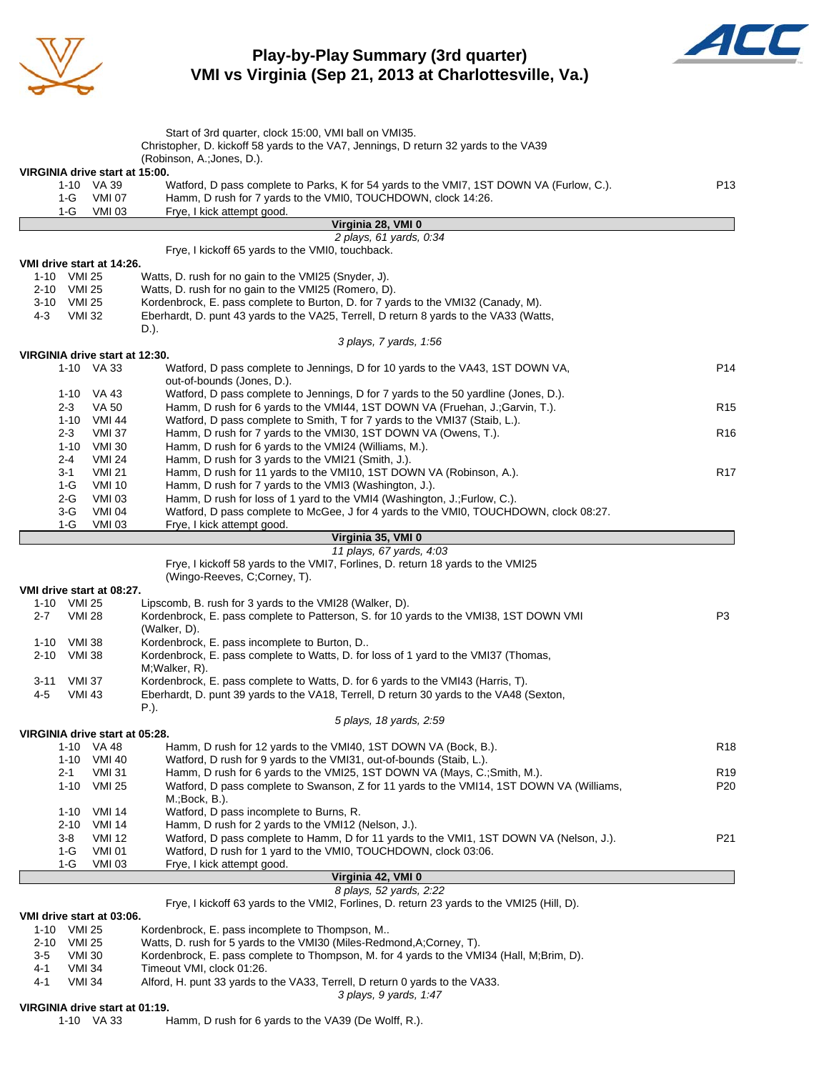# Play-by-Play Summary (3rd quarter)
## VMI vs Virginia (Sep 21, 2013 at Charlottesville, Va.)

Start of 3rd quarter, clock 15:00, VMI ball on VMI35.
Christopher, D. kickoff 58 yards to the VA7, Jennings, D return 32 yards to the VA39 (Robinson, A.;Jones, D.).

**VIRGINIA drive start at 15:00.**

| Down | Spot | Play | |
|---|---|---|---|
| 1-10 | VA 39 | Watford, D pass complete to Parks, K for 54 yards to the VMI7, 1ST DOWN VA (Furlow, C.). | P13 |
| 1-G | VMI 07 | Hamm, D rush for 7 yards to the VMI0, TOUCHDOWN, clock 14:26. | |
| 1-G | VMI 03 | Frye, I kick attempt good. | |

**Virginia 28, VMI 0**
*2 plays, 61 yards, 0:34*

Frye, I kickoff 65 yards to the VMI0, touchback.

**VMI drive start at 14:26.**

| Down | Spot | Play | |
|---|---|---|---|
| 1-10 | VMI 25 | Watts, D. rush for no gain to the VMI25 (Snyder, J). | |
| 2-10 | VMI 25 | Watts, D. rush for no gain to the VMI25 (Romero, D). | |
| 3-10 | VMI 25 | Kordenbrock, E. pass complete to Burton, D. for 7 yards to the VMI32 (Canady, M). | |
| 4-3 | VMI 32 | Eberhardt, D. punt 43 yards to the VA25, Terrell, D return 8 yards to the VA33 (Watts, D.). | |

*3 plays, 7 yards, 1:56*

**VIRGINIA drive start at 12:30.**

| Down | Spot | Play | |
|---|---|---|---|
| 1-10 | VA 33 | Watford, D pass complete to Jennings, D for 10 yards to the VA43, 1ST DOWN VA, out-of-bounds (Jones, D.). | P14 |
| 1-10 | VA 43 | Watford, D pass complete to Jennings, D for 7 yards to the 50 yardline (Jones, D.). | |
| 2-3 | VA 50 | Hamm, D rush for 6 yards to the VMI44, 1ST DOWN VA (Fruehan, J.;Garvin, T.). | R15 |
| 1-10 | VMI 44 | Watford, D pass complete to Smith, T for 7 yards to the VMI37 (Staib, L.). | |
| 2-3 | VMI 37 | Hamm, D rush for 7 yards to the VMI30, 1ST DOWN VA (Owens, T.). | R16 |
| 1-10 | VMI 30 | Hamm, D rush for 6 yards to the VMI24 (Williams, M.). | |
| 2-4 | VMI 24 | Hamm, D rush for 3 yards to the VMI21 (Smith, J.). | |
| 3-1 | VMI 21 | Hamm, D rush for 11 yards to the VMI10, 1ST DOWN VA (Robinson, A.). | R17 |
| 1-G | VMI 10 | Hamm, D rush for 7 yards to the VMI3 (Washington, J.). | |
| 2-G | VMI 03 | Hamm, D rush for loss of 1 yard to the VMI4 (Washington, J.;Furlow, C.). | |
| 3-G | VMI 04 | Watford, D pass complete to McGee, J for 4 yards to the VMI0, TOUCHDOWN, clock 08:27. | |
| 1-G | VMI 03 | Frye, I kick attempt good. | |

**Virginia 35, VMI 0**
*11 plays, 67 yards, 4:03*

Frye, I kickoff 58 yards to the VMI7, Forlines, D. return 18 yards to the VMI25 (Wingo-Reeves, C;Corney, T).

**VMI drive start at 08:27.**

| Down | Spot | Play | |
|---|---|---|---|
| 1-10 | VMI 25 | Lipscomb, B. rush for 3 yards to the VMI28 (Walker, D). | |
| 2-7 | VMI 28 | Kordenbrock, E. pass complete to Patterson, S. for 10 yards to the VMI38, 1ST DOWN VMI (Walker, D). | P3 |
| 1-10 | VMI 38 | Kordenbrock, E. pass incomplete to Burton, D.. | |
| 2-10 | VMI 38 | Kordenbrock, E. pass complete to Watts, D. for loss of 1 yard to the VMI37 (Thomas, M;Walker, R). | |
| 3-11 | VMI 37 | Kordenbrock, E. pass complete to Watts, D. for 6 yards to the VMI43 (Harris, T). | |
| 4-5 | VMI 43 | Eberhardt, D. punt 39 yards to the VA18, Terrell, D return 30 yards to the VA48 (Sexton, P.). | |

*5 plays, 18 yards, 2:59*

**VIRGINIA drive start at 05:28.**

| Down | Spot | Play | |
|---|---|---|---|
| 1-10 | VA 48 | Hamm, D rush for 12 yards to the VMI40, 1ST DOWN VA (Bock, B.). | R18 |
| 1-10 | VMI 40 | Watford, D rush for 9 yards to the VMI31, out-of-bounds (Staib, L.). | |
| 2-1 | VMI 31 | Hamm, D rush for 6 yards to the VMI25, 1ST DOWN VA (Mays, C.;Smith, M.). | R19 |
| 1-10 | VMI 25 | Watford, D pass complete to Swanson, Z for 11 yards to the VMI14, 1ST DOWN VA (Williams, M.;Bock, B.). | P20 |
| 1-10 | VMI 14 | Watford, D pass incomplete to Burns, R. | |
| 2-10 | VMI 14 | Hamm, D rush for 2 yards to the VMI12 (Nelson, J.). | |
| 3-8 | VMI 12 | Watford, D pass complete to Hamm, D for 11 yards to the VMI1, 1ST DOWN VA (Nelson, J.). | P21 |
| 1-G | VMI 01 | Watford, D rush for 1 yard to the VMI0, TOUCHDOWN, clock 03:06. | |
| 1-G | VMI 03 | Frye, I kick attempt good. | |

**Virginia 42, VMI 0**
*8 plays, 52 yards, 2:22*

Frye, I kickoff 63 yards to the VMI2, Forlines, D. return 23 yards to the VMI25 (Hill, D).

**VMI drive start at 03:06.**

| Down | Spot | Play | |
|---|---|---|---|
| 1-10 | VMI 25 | Kordenbrock, E. pass incomplete to Thompson, M.. | |
| 2-10 | VMI 25 | Watts, D. rush for 5 yards to the VMI30 (Miles-Redmond,A;Corney, T). | |
| 3-5 | VMI 30 | Kordenbrock, E. pass complete to Thompson, M. for 4 yards to the VMI34 (Hall, M;Brim, D). | |
| 4-1 | VMI 34 | Timeout VMI, clock 01:26. | |
| 4-1 | VMI 34 | Alford, H. punt 33 yards to the VA33, Terrell, D return 0 yards to the VA33. | |

*3 plays, 9 yards, 1:47*

**VIRGINIA drive start at 01:19.**

| Down | Spot | Play | |
|---|---|---|---|
| 1-10 | VA 33 | Hamm, D rush for 6 yards to the VA39 (De Wolff, R.). | |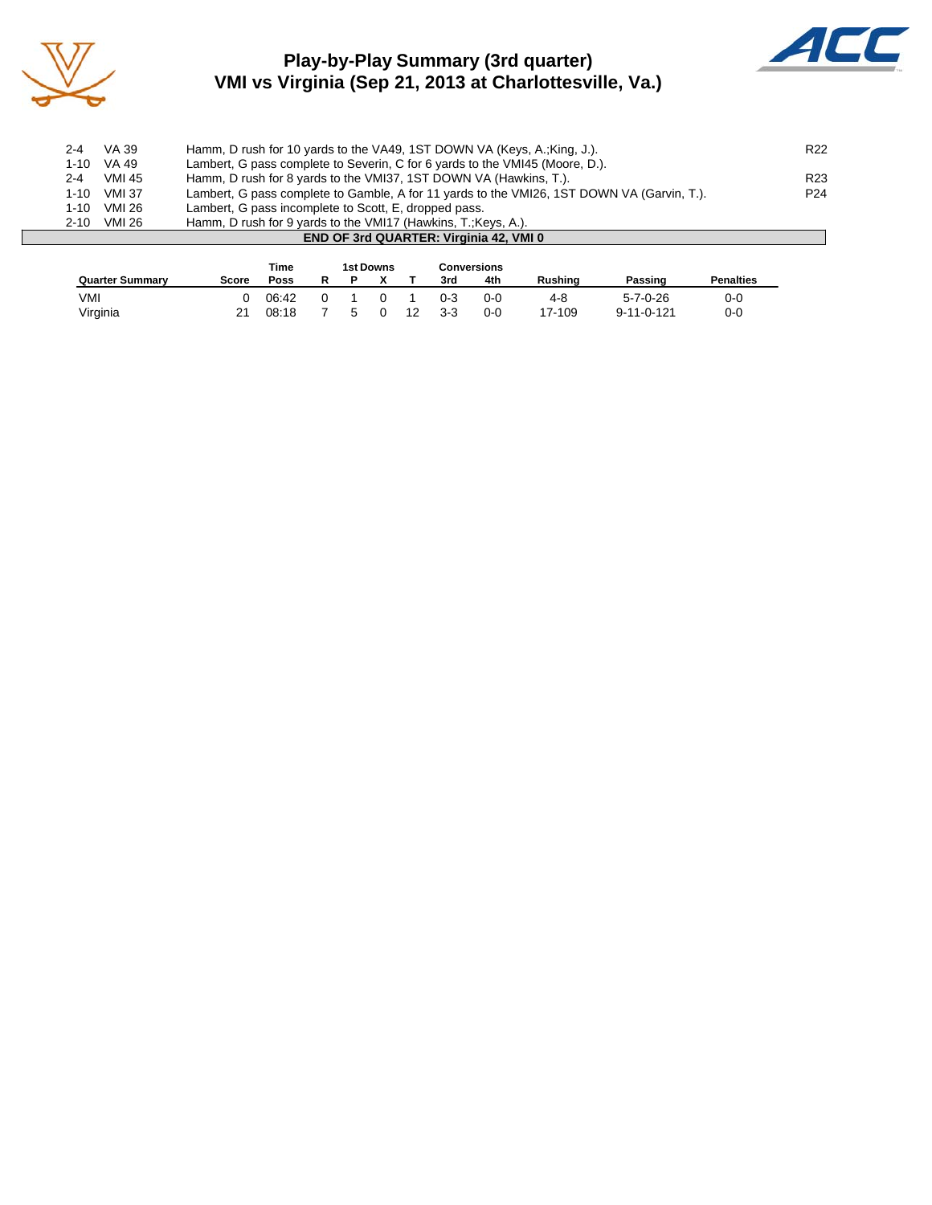# Play-by-Play Summary (3rd quarter)
## VMI vs Virginia (Sep 21, 2013 at Charlottesville, Va.)

| Down | Spot | Play | |
|---|---|---|---|
| 2-4 | VA 39 | Hamm, D rush for 10 yards to the VA49, 1ST DOWN VA (Keys, A.;King, J.). | R22 |
| 1-10 | VA 49 | Lambert, G pass complete to Severin, C for 6 yards to the VMI45 (Moore, D.). | |
| 2-4 | VMI 45 | Hamm, D rush for 8 yards to the VMI37, 1ST DOWN VA (Hawkins, T.). | R23 |
| 1-10 | VMI 37 | Lambert, G pass complete to Gamble, A for 11 yards to the VMI26, 1ST DOWN VA (Garvin, T.). | P24 |
| 1-10 | VMI 26 | Lambert, G pass incomplete to Scott, E, dropped pass. | |
| 2-10 | VMI 26 | Hamm, D rush for 9 yards to the VMI17 (Hawkins, T.;Keys, A.). | |

**END OF 3rd QUARTER: Virginia 42, VMI 0**

| Quarter Summary | Score | Time Poss | 1st Downs R | P | X | T | Conversions 3rd | 4th | Rushing | Passing | Penalties |
|---|---|---|---|---|---|---|---|---|---|---|---|
| VMI | 0 | 06:42 | 0 | 1 | 0 | 1 | 0-3 | 0-0 | 4-8 | 5-7-0-26 | 0-0 |
| Virginia | 21 | 08:18 | 7 | 5 | 0 | 12 | 3-3 | 0-0 | 17-109 | 9-11-0-121 | 0-0 |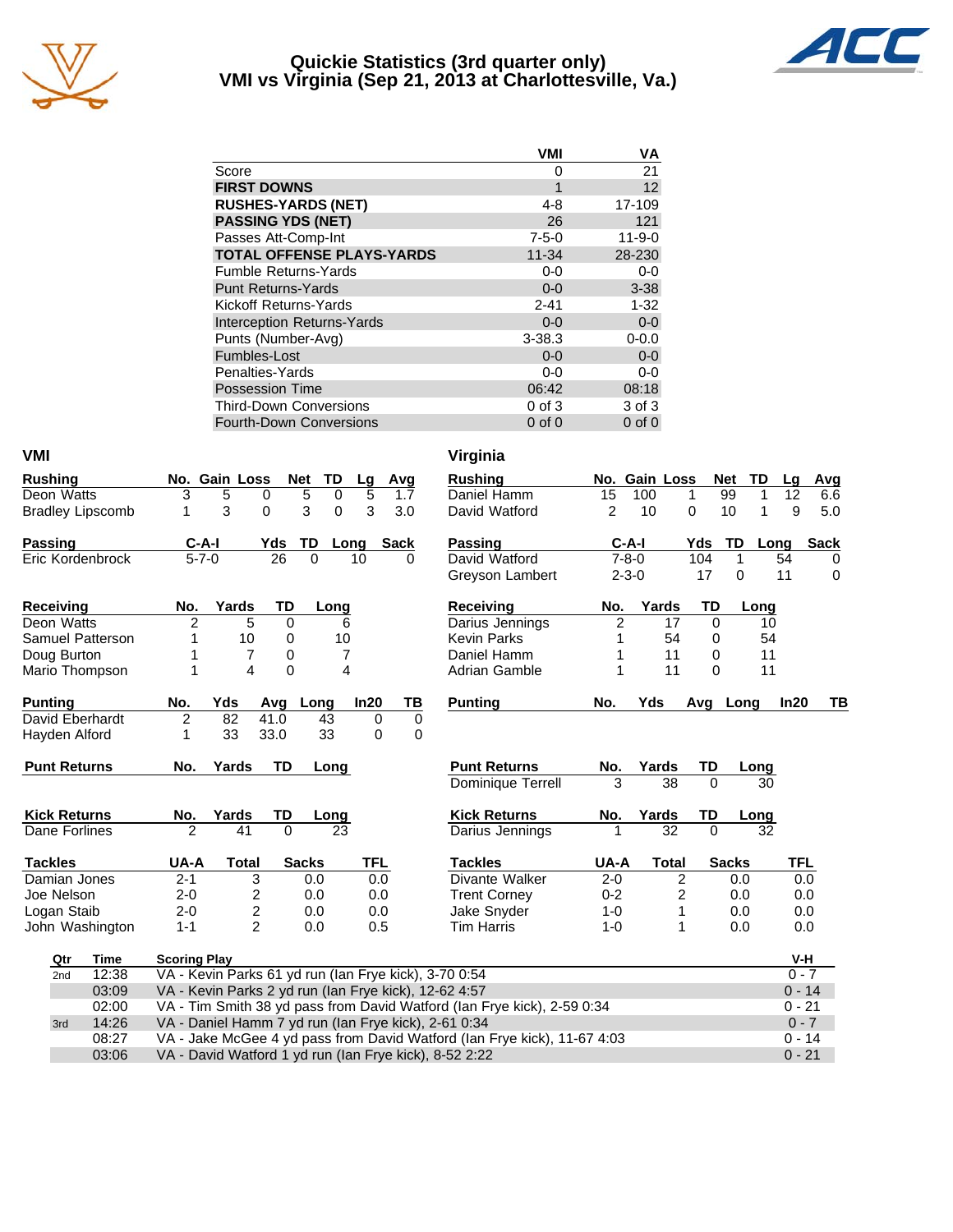# Quickie Statistics (3rd quarter only)
## VMI vs Virginia (Sep 21, 2013 at Charlottesville, Va.)

| | VMI | VA |
|---|---|---|
| Score | 0 | 21 |
| **FIRST DOWNS** | 1 | 12 |
| **RUSHES-YARDS (NET)** | 4-8 | 17-109 |
| **PASSING YDS (NET)** | 26 | 121 |
| Passes Att-Comp-Int | 7-5-0 | 11-9-0 |
| **TOTAL OFFENSE PLAYS-YARDS** | 11-34 | 28-230 |
| Fumble Returns-Yards | 0-0 | 0-0 |
| Punt Returns-Yards | 0-0 | 3-38 |
| Kickoff Returns-Yards | 2-41 | 1-32 |
| Interception Returns-Yards | 0-0 | 0-0 |
| Punts (Number-Avg) | 3-38.3 | 0-0.0 |
| Fumbles-Lost | 0-0 | 0-0 |
| Penalties-Yards | 0-0 | 0-0 |
| Possession Time | 06:42 | 08:18 |
| Third-Down Conversions | 0 of 3 | 3 of 3 |
| Fourth-Down Conversions | 0 of 0 | 0 of 0 |

### VMI

| Rushing | No. | Gain | Loss | Net | TD | Lg | Avg |
|---|---|---|---|---|---|---|---|
| Deon Watts | 3 | 5 | 0 | 5 | 0 | 5 | 1.7 |
| Bradley Lipscomb | 1 | 3 | 0 | 3 | 0 | 3 | 3.0 |

| Passing | C-A-I | Yds | TD | Long | Sack |
|---|---|---|---|---|---|
| Eric Kordenbrock | 5-7-0 | 26 | 0 | 10 | 0 |

| Receiving | No. | Yards | TD | Long |
|---|---|---|---|---|
| Deon Watts | 2 | 5 | 0 | 6 |
| Samuel Patterson | 1 | 10 | 0 | 10 |
| Doug Burton | 1 | 7 | 0 | 7 |
| Mario Thompson | 1 | 4 | 0 | 4 |

| Punting | No. | Yds | Avg | Long | In20 | TB |
|---|---|---|---|---|---|---|
| David Eberhardt | 2 | 82 | 41.0 | 43 | 0 | 0 |
| Hayden Alford | 1 | 33 | 33.0 | 33 | 0 | 0 |

| Punt Returns | No. | Yards | TD | Long |
|---|---|---|---|---|

| Kick Returns | No. | Yards | TD | Long |
|---|---|---|---|---|
| Dane Forlines | 2 | 41 | 0 | 23 |

| Tackles | UA-A | Total | Sacks | TFL |
|---|---|---|---|---|
| Damian Jones | 2-1 | 3 | 0.0 | 0.0 |
| Joe Nelson | 2-0 | 2 | 0.0 | 0.0 |
| Logan Staib | 2-0 | 2 | 0.0 | 0.0 |
| John Washington | 1-1 | 2 | 0.0 | 0.5 |

### Virginia

| Rushing | No. | Gain | Loss | Net | TD | Lg | Avg |
|---|---|---|---|---|---|---|---|
| Daniel Hamm | 15 | 100 | 1 | 99 | 1 | 12 | 6.6 |
| David Watford | 2 | 10 | 0 | 10 | 1 | 9 | 5.0 |

| Passing | C-A-I | Yds | TD | Long | Sack |
|---|---|---|---|---|---|
| David Watford | 7-8-0 | 104 | 1 | 54 | 0 |
| Greyson Lambert | 2-3-0 | 17 | 0 | 11 | 0 |

| Receiving | No. | Yards | TD | Long |
|---|---|---|---|---|
| Darius Jennings | 2 | 17 | 0 | 10 |
| Kevin Parks | 1 | 54 | 0 | 54 |
| Daniel Hamm | 1 | 11 | 0 | 11 |
| Adrian Gamble | 1 | 11 | 0 | 11 |

| Punting | No. | Yds | Avg | Long | In20 | TB |
|---|---|---|---|---|---|---|

| Punt Returns | No. | Yards | TD | Long |
|---|---|---|---|---|
| Dominique Terrell | 3 | 38 | 0 | 30 |

| Kick Returns | No. | Yards | TD | Long |
|---|---|---|---|---|
| Darius Jennings | 1 | 32 | 0 | 32 |

| Tackles | UA-A | Total | Sacks | TFL |
|---|---|---|---|---|
| Divante Walker | 2-0 | 2 | 0.0 | 0.0 |
| Trent Corney | 0-2 | 2 | 0.0 | 0.0 |
| Jake Snyder | 1-0 | 1 | 0.0 | 0.0 |
| Tim Harris | 1-0 | 1 | 0.0 | 0.0 |

| Qtr | Time | Scoring Play | V-H |
|---|---|---|---|
| 2nd | 12:38 | VA - Kevin Parks 61 yd run (Ian Frye kick), 3-70 0:54 | 0 - 7 |
| | 03:09 | VA - Kevin Parks 2 yd run (Ian Frye kick), 12-62 4:57 | 0 - 14 |
| | 02:00 | VA - Tim Smith 38 yd pass from David Watford (Ian Frye kick), 2-59 0:34 | 0 - 21 |
| 3rd | 14:26 | VA - Daniel Hamm 7 yd run (Ian Frye kick), 2-61 0:34 | 0 - 7 |
| | 08:27 | VA - Jake McGee 4 yd pass from David Watford (Ian Frye kick), 11-67 4:03 | 0 - 14 |
| | 03:06 | VA - David Watford 1 yd run (Ian Frye kick), 8-52 2:22 | 0 - 21 |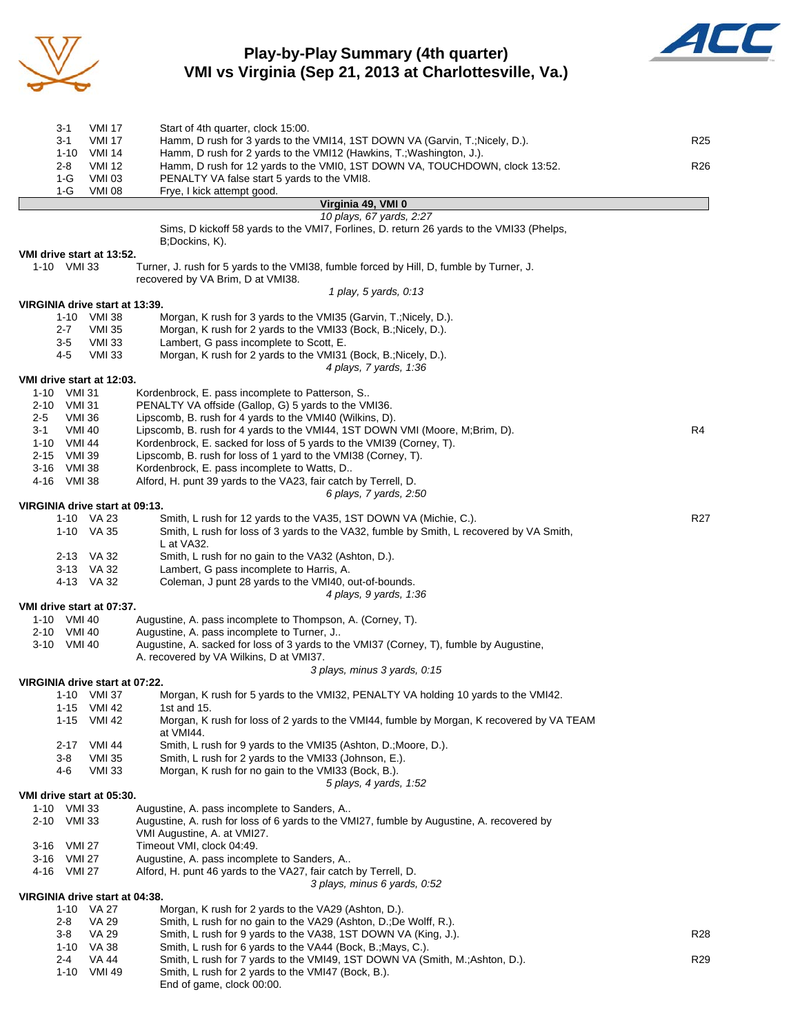# Play-by-Play Summary (4th quarter)
## VMI vs Virginia (Sep 21, 2013 at Charlottesville, Va.)

| Down | Spot | Play | |
|---|---|---|---|
| 3-1 | VMI 17 | Start of 4th quarter, clock 15:00. | |
| 3-1 | VMI 17 | Hamm, D rush for 3 yards to the VMI14, 1ST DOWN VA (Garvin, T.;Nicely, D.). | R25 |
| 1-10 | VMI 14 | Hamm, D rush for 2 yards to the VMI12 (Hawkins, T.;Washington, J.). | |
| 2-8 | VMI 12 | Hamm, D rush for 12 yards to the VMI0, 1ST DOWN VA, TOUCHDOWN, clock 13:52. | R26 |
| 1-G | VMI 03 | PENALTY VA false start 5 yards to the VMI8. | |
| 1-G | VMI 08 | Frye, I kick attempt good. | |

**Virginia 49, VMI 0**

*10 plays, 67 yards, 2:27*

Sims, D kickoff 58 yards to the VMI7, Forlines, D. return 26 yards to the VMI33 (Phelps, B;Dockins, K).

**VMI drive start at 13:52.**

| Down | Spot | Play | |
|---|---|---|---|
| 1-10 | VMI 33 | Turner, J. rush for 5 yards to the VMI38, fumble forced by Hill, D, fumble by Turner, J. recovered by VA Brim, D at VMI38. | |

*1 play, 5 yards, 0:13*

**VIRGINIA drive start at 13:39.**

| Down | Spot | Play | |
|---|---|---|---|
| 1-10 | VMI 38 | Morgan, K rush for 3 yards to the VMI35 (Garvin, T.;Nicely, D.). | |
| 2-7 | VMI 35 | Morgan, K rush for 2 yards to the VMI33 (Bock, B.;Nicely, D.). | |
| 3-5 | VMI 33 | Lambert, G pass incomplete to Scott, E. | |
| 4-5 | VMI 33 | Morgan, K rush for 2 yards to the VMI31 (Bock, B.;Nicely, D.). | |

*4 plays, 7 yards, 1:36*

**VMI drive start at 12:03.**

| Down | Spot | Play | |
|---|---|---|---|
| 1-10 | VMI 31 | Kordenbrock, E. pass incomplete to Patterson, S.. | |
| 2-10 | VMI 31 | PENALTY VA offside (Gallop, G) 5 yards to the VMI36. | |
| 2-5 | VMI 36 | Lipscomb, B. rush for 4 yards to the VMI40 (Wilkins, D). | |
| 3-1 | VMI 40 | Lipscomb, B. rush for 4 yards to the VMI44, 1ST DOWN VMI (Moore, M;Brim, D). | R4 |
| 1-10 | VMI 44 | Kordenbrock, E. sacked for loss of 5 yards to the VMI39 (Corney, T). | |
| 2-15 | VMI 39 | Lipscomb, B. rush for loss of 1 yard to the VMI38 (Corney, T). | |
| 3-16 | VMI 38 | Kordenbrock, E. pass incomplete to Watts, D.. | |
| 4-16 | VMI 38 | Alford, H. punt 39 yards to the VA23, fair catch by Terrell, D. | |

*6 plays, 7 yards, 2:50*

**VIRGINIA drive start at 09:13.**

| Down | Spot | Play | |
|---|---|---|---|
| 1-10 | VA 23 | Smith, L rush for 12 yards to the VA35, 1ST DOWN VA (Michie, C.). | R27 |
| 1-10 | VA 35 | Smith, L rush for loss of 3 yards to the VA32, fumble by Smith, L recovered by VA Smith, L at VA32. | |
| 2-13 | VA 32 | Smith, L rush for no gain to the VA32 (Ashton, D.). | |
| 3-13 | VA 32 | Lambert, G pass incomplete to Harris, A. | |
| 4-13 | VA 32 | Coleman, J punt 28 yards to the VMI40, out-of-bounds. | |

*4 plays, 9 yards, 1:36*

**VMI drive start at 07:37.**

| Down | Spot | Play | |
|---|---|---|---|
| 1-10 | VMI 40 | Augustine, A. pass incomplete to Thompson, A. (Corney, T). | |
| 2-10 | VMI 40 | Augustine, A. pass incomplete to Turner, J.. | |
| 3-10 | VMI 40 | Augustine, A. sacked for loss of 3 yards to the VMI37 (Corney, T), fumble by Augustine, A. recovered by VA Wilkins, D at VMI37. | |

*3 plays, minus 3 yards, 0:15*

**VIRGINIA drive start at 07:22.**

| Down | Spot | Play | |
|---|---|---|---|
| 1-10 | VMI 37 | Morgan, K rush for 5 yards to the VMI32, PENALTY VA holding 10 yards to the VMI42. | |
| 1-15 | VMI 42 | 1st and 15. | |
| 1-15 | VMI 42 | Morgan, K rush for loss of 2 yards to the VMI44, fumble by Morgan, K recovered by VA TEAM at VMI44. | |
| 2-17 | VMI 44 | Smith, L rush for 9 yards to the VMI35 (Ashton, D.;Moore, D.). | |
| 3-8 | VMI 35 | Smith, L rush for 2 yards to the VMI33 (Johnson, E.). | |
| 4-6 | VMI 33 | Morgan, K rush for no gain to the VMI33 (Bock, B.). | |

*5 plays, 4 yards, 1:52*

**VMI drive start at 05:30.**

| Down | Spot | Play | |
|---|---|---|---|
| 1-10 | VMI 33 | Augustine, A. pass incomplete to Sanders, A.. | |
| 2-10 | VMI 33 | Augustine, A. rush for loss of 6 yards to the VMI27, fumble by Augustine, A. recovered by VMI Augustine, A. at VMI27. | |
| 3-16 | VMI 27 | Timeout VMI, clock 04:49. | |
| 3-16 | VMI 27 | Augustine, A. pass incomplete to Sanders, A.. | |
| 4-16 | VMI 27 | Alford, H. punt 46 yards to the VA27, fair catch by Terrell, D. | |

*3 plays, minus 6 yards, 0:52*

**VIRGINIA drive start at 04:38.**

| Down | Spot | Play | |
|---|---|---|---|
| 1-10 | VA 27 | Morgan, K rush for 2 yards to the VA29 (Ashton, D.). | |
| 2-8 | VA 29 | Smith, L rush for no gain to the VA29 (Ashton, D.;De Wolff, R.). | |
| 3-8 | VA 29 | Smith, L rush for 9 yards to the VA38, 1ST DOWN VA (King, J.). | R28 |
| 1-10 | VA 38 | Smith, L rush for 6 yards to the VA44 (Bock, B.;Mays, C.). | |
| 2-4 | VA 44 | Smith, L rush for 7 yards to the VMI49, 1ST DOWN VA (Smith, M.;Ashton, D.). | R29 |
| 1-10 | VMI 49 | Smith, L rush for 2 yards to the VMI47 (Bock, B.). | |
| | | End of game, clock 00:00. | |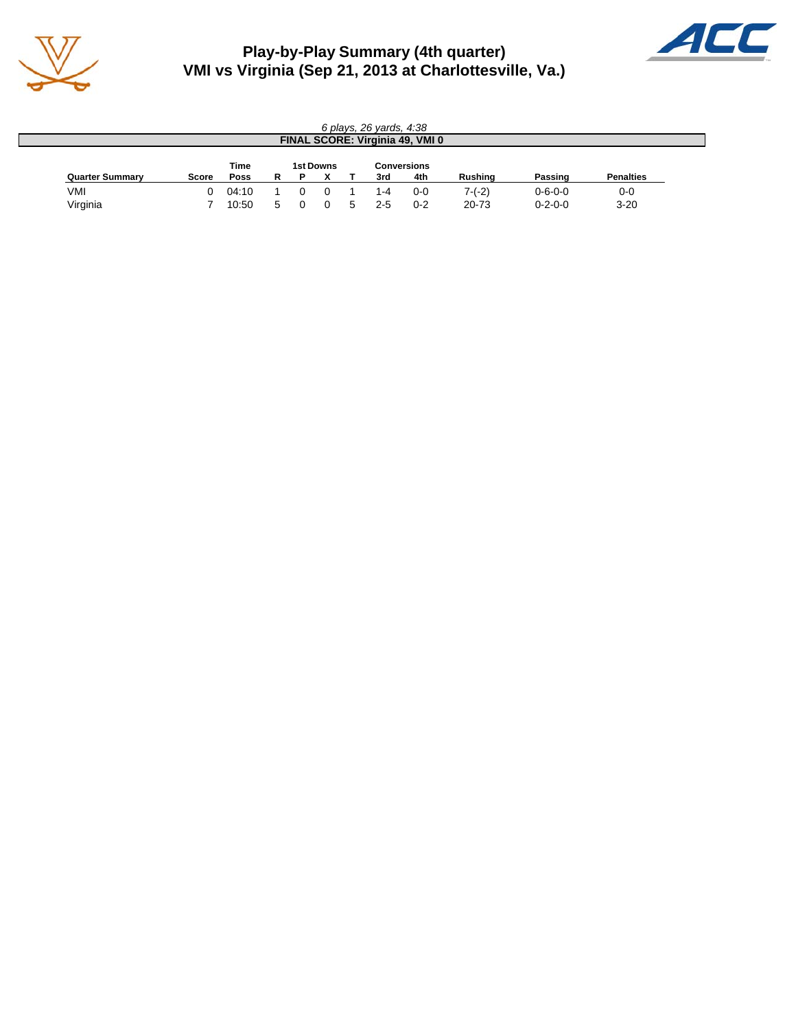# Play-by-Play Summary (4th quarter)
# VMI vs Virginia (Sep 21, 2013 at Charlottesville, Va.)

*6 plays, 26 yards, 4:38*

**FINAL SCORE: Virginia 49, VMI 0**

| Quarter Summary | Score | Time Poss | 1st Downs R | P | X | T | Conversions 3rd | 4th | Rushing | Passing | Penalties |
|---|---|---|---|---|---|---|---|---|---|---|---|
| VMI | 0 | 04:10 | 1 | 0 | 0 | 1 | 1-4 | 0-0 | 7-(-2) | 0-6-0-0 | 0-0 |
| Virginia | 7 | 10:50 | 5 | 0 | 0 | 5 | 2-5 | 0-2 | 20-73 | 0-2-0-0 | 3-20 |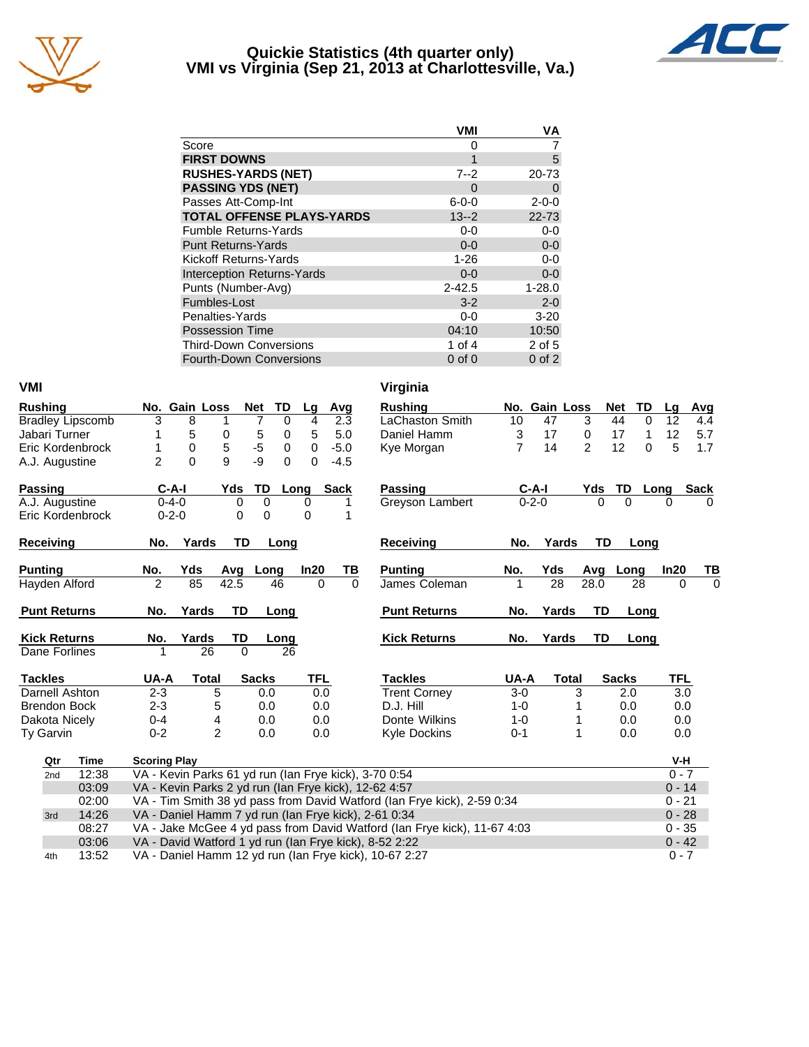# Quickie Statistics (4th quarter only)
## VMI vs Virginia (Sep 21, 2013 at Charlottesville, Va.)

| | VMI | VA |
|---|---|---|
| Score | 0 | 7 |
| **FIRST DOWNS** | 1 | 5 |
| **RUSHES-YARDS (NET)** | 7--2 | 20-73 |
| **PASSING YDS (NET)** | 0 | 0 |
| Passes Att-Comp-Int | 6-0-0 | 2-0-0 |
| **TOTAL OFFENSE PLAYS-YARDS** | 13--2 | 22-73 |
| Fumble Returns-Yards | 0-0 | 0-0 |
| Punt Returns-Yards | 0-0 | 0-0 |
| Kickoff Returns-Yards | 1-26 | 0-0 |
| Interception Returns-Yards | 0-0 | 0-0 |
| Punts (Number-Avg) | 2-42.5 | 1-28.0 |
| Fumbles-Lost | 3-2 | 2-0 |
| Penalties-Yards | 0-0 | 3-20 |
| Possession Time | 04:10 | 10:50 |
| Third-Down Conversions | 1 of 4 | 2 of 5 |
| Fourth-Down Conversions | 0 of 0 | 0 of 2 |

### VMI

| Rushing | No. | Gain | Loss | Net | TD | Lg | Avg |
|---|---|---|---|---|---|---|---|
| Bradley Lipscomb | 3 | 8 | 1 | 7 | 0 | 4 | 2.3 |
| Jabari Turner | 1 | 5 | 0 | 5 | 0 | 5 | 5.0 |
| Eric Kordenbrock | 1 | 0 | 5 | -5 | 0 | 0 | -5.0 |
| A.J. Augustine | 2 | 0 | 9 | -9 | 0 | 0 | -4.5 |

| Passing | C-A-I | Yds | TD | Long | Sack |
|---|---|---|---|---|---|
| A.J. Augustine | 0-4-0 | 0 | 0 | 0 | 1 |
| Eric Kordenbrock | 0-2-0 | 0 | 0 | 0 | 1 |

| Receiving | No. | Yards | TD | Long |
|---|---|---|---|---|

| Punting | No. | Yds | Avg | Long | In20 | TB |
|---|---|---|---|---|---|---|
| Hayden Alford | 2 | 85 | 42.5 | 46 | 0 | 0 |

| Punt Returns | No. | Yards | TD | Long |
|---|---|---|---|---|

| Kick Returns | No. | Yards | TD | Long |
|---|---|---|---|---|
| Dane Forlines | 1 | 26 | 0 | 26 |

| Tackles | UA-A | Total | Sacks | TFL |
|---|---|---|---|---|
| Darnell Ashton | 2-3 | 5 | 0.0 | 0.0 |
| Brendon Bock | 2-3 | 5 | 0.0 | 0.0 |
| Dakota Nicely | 0-4 | 4 | 0.0 | 0.0 |
| Ty Garvin | 0-2 | 2 | 0.0 | 0.0 |

### Virginia

| Rushing | No. | Gain | Loss | Net | TD | Lg | Avg |
|---|---|---|---|---|---|---|---|
| LaChaston Smith | 10 | 47 | 3 | 44 | 0 | 12 | 4.4 |
| Daniel Hamm | 3 | 17 | 0 | 17 | 1 | 12 | 5.7 |
| Kye Morgan | 7 | 14 | 2 | 12 | 0 | 5 | 1.7 |

| Passing | C-A-I | Yds | TD | Long | Sack |
|---|---|---|---|---|---|
| Greyson Lambert | 0-2-0 | 0 | 0 | 0 | 0 |

| Receiving | No. | Yards | TD | Long |
|---|---|---|---|---|

| Punting | No. | Yds | Avg | Long | In20 | TB |
|---|---|---|---|---|---|---|
| James Coleman | 1 | 28 | 28.0 | 28 | 0 | 0 |

| Punt Returns | No. | Yards | TD | Long |
|---|---|---|---|---|

| Kick Returns | No. | Yards | TD | Long |
|---|---|---|---|---|

| Tackles | UA-A | Total | Sacks | TFL |
|---|---|---|---|---|
| Trent Corney | 3-0 | 3 | 2.0 | 3.0 |
| D.J. Hill | 1-0 | 1 | 0.0 | 0.0 |
| Donte Wilkins | 1-0 | 1 | 0.0 | 0.0 |
| Kyle Dockins | 0-1 | 1 | 0.0 | 0.0 |

### Scoring Summary

| Qtr | Time | Scoring Play | V-H |
|---|---|---|---|
| 2nd | 12:38 | VA - Kevin Parks 61 yd run (Ian Frye kick), 3-70 0:54 | 0 - 7 |
| | 03:09 | VA - Kevin Parks 2 yd run (Ian Frye kick), 12-62 4:57 | 0 - 14 |
| | 02:00 | VA - Tim Smith 38 yd pass from David Watford (Ian Frye kick), 2-59 0:34 | 0 - 21 |
| 3rd | 14:26 | VA - Daniel Hamm 7 yd run (Ian Frye kick), 2-61 0:34 | 0 - 28 |
| | 08:27 | VA - Jake McGee 4 yd pass from David Watford (Ian Frye kick), 11-67 4:03 | 0 - 35 |
| | 03:06 | VA - David Watford 1 yd run (Ian Frye kick), 8-52 2:22 | 0 - 42 |
| 4th | 13:52 | VA - Daniel Hamm 12 yd run (Ian Frye kick), 10-67 2:27 | 0 - 7 |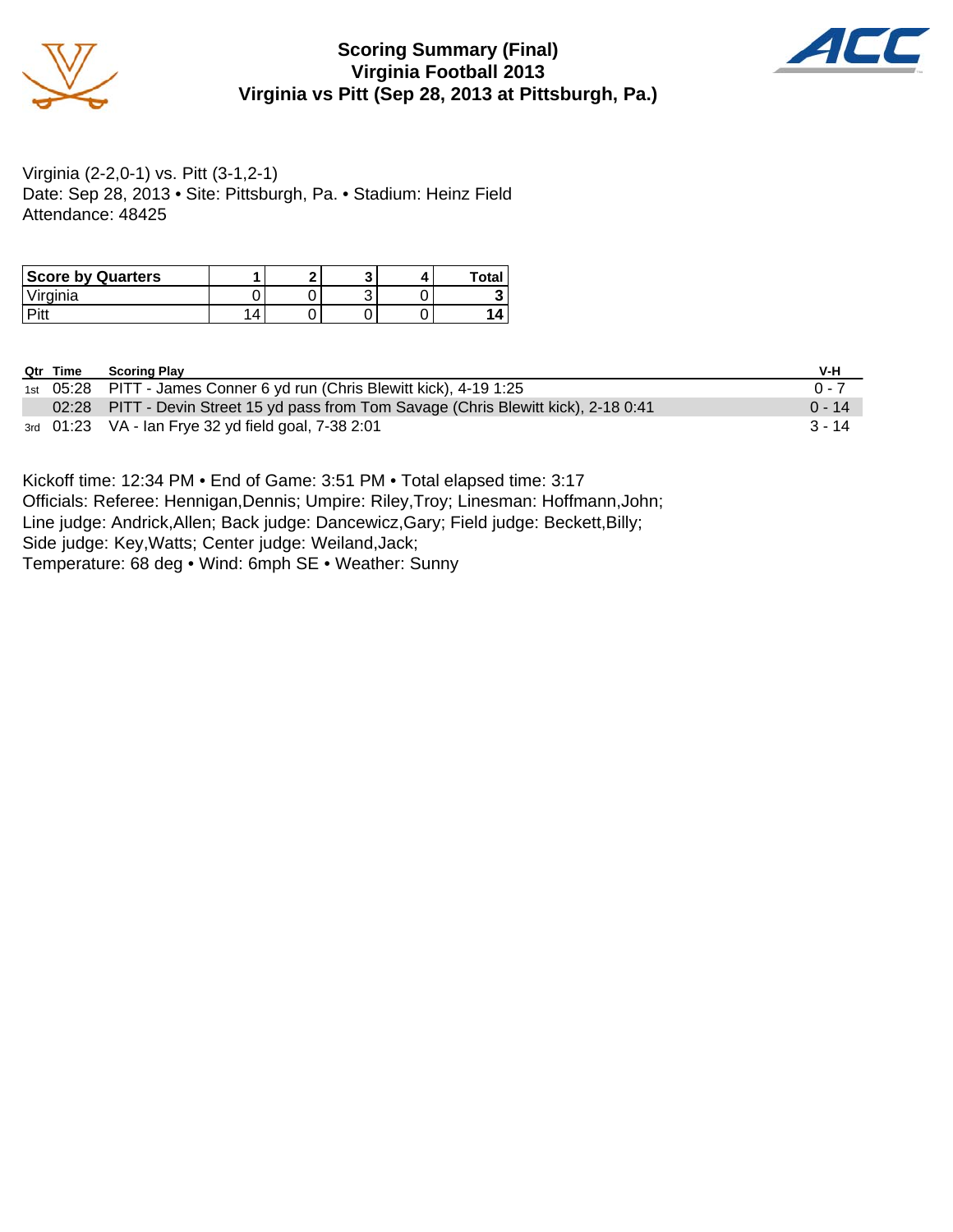# Scoring Summary (Final)
## Virginia Football 2013
## Virginia vs Pitt (Sep 28, 2013 at Pittsburgh, Pa.)

Virginia (2-2,0-1) vs. Pitt (3-1,2-1)
Date: Sep 28, 2013 • Site: Pittsburgh, Pa. • Stadium: Heinz Field
Attendance: 48425

| Score by Quarters | 1 | 2 | 3 | 4 | Total |
|---|---|---|---|---|---|
| Virginia | 0 | 0 | 3 | 0 | **3** |
| Pitt | 14 | 0 | 0 | 0 | **14** |

| Qtr | Time | Scoring Play | V-H |
|---|---|---|---|
| 1st | 05:28 | PITT - James Conner 6 yd run (Chris Blewitt kick), 4-19 1:25 | 0 - 7 |
| | 02:28 | PITT - Devin Street 15 yd pass from Tom Savage (Chris Blewitt kick), 2-18 0:41 | 0 - 14 |
| 3rd | 01:23 | VA - Ian Frye 32 yd field goal, 7-38 2:01 | 3 - 14 |

Kickoff time: 12:34 PM • End of Game: 3:51 PM • Total elapsed time: 3:17
Officials: Referee: Hennigan,Dennis; Umpire: Riley,Troy; Linesman: Hoffmann,John;
Line judge: Andrick,Allen; Back judge: Dancewicz,Gary; Field judge: Beckett,Billy;
Side judge: Key,Watts; Center judge: Weiland,Jack;
Temperature: 68 deg • Wind: 6mph SE • Weather: Sunny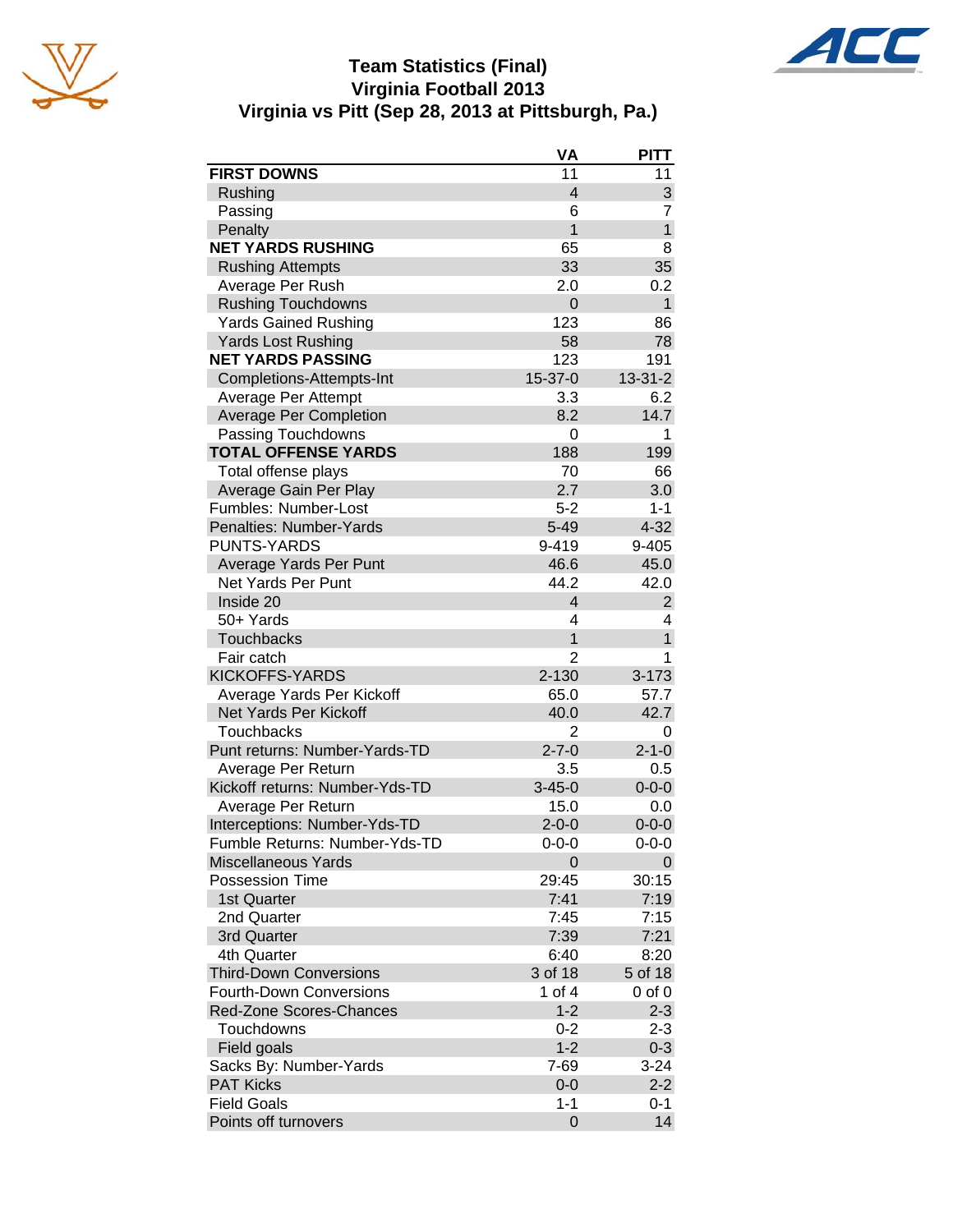# Team Statistics (Final)
## Virginia Football 2013
## Virginia vs Pitt (Sep 28, 2013 at Pittsburgh, Pa.)

| | VA | PITT |
|---|---|---|
| **FIRST DOWNS** | 11 | 11 |
| Rushing | 4 | 3 |
| Passing | 6 | 7 |
| Penalty | 1 | 1 |
| **NET YARDS RUSHING** | 65 | 8 |
| Rushing Attempts | 33 | 35 |
| Average Per Rush | 2.0 | 0.2 |
| Rushing Touchdowns | 0 | 1 |
| Yards Gained Rushing | 123 | 86 |
| Yards Lost Rushing | 58 | 78 |
| **NET YARDS PASSING** | 123 | 191 |
| Completions-Attempts-Int | 15-37-0 | 13-31-2 |
| Average Per Attempt | 3.3 | 6.2 |
| Average Per Completion | 8.2 | 14.7 |
| Passing Touchdowns | 0 | 1 |
| **TOTAL OFFENSE YARDS** | 188 | 199 |
| Total offense plays | 70 | 66 |
| Average Gain Per Play | 2.7 | 3.0 |
| Fumbles: Number-Lost | 5-2 | 1-1 |
| Penalties: Number-Yards | 5-49 | 4-32 |
| PUNTS-YARDS | 9-419 | 9-405 |
| Average Yards Per Punt | 46.6 | 45.0 |
| Net Yards Per Punt | 44.2 | 42.0 |
| Inside 20 | 4 | 2 |
| 50+ Yards | 4 | 4 |
| Touchbacks | 1 | 1 |
| Fair catch | 2 | 1 |
| KICKOFFS-YARDS | 2-130 | 3-173 |
| Average Yards Per Kickoff | 65.0 | 57.7 |
| Net Yards Per Kickoff | 40.0 | 42.7 |
| Touchbacks | 2 | 0 |
| Punt returns: Number-Yards-TD | 2-7-0 | 2-1-0 |
| Average Per Return | 3.5 | 0.5 |
| Kickoff returns: Number-Yds-TD | 3-45-0 | 0-0-0 |
| Average Per Return | 15.0 | 0.0 |
| Interceptions: Number-Yds-TD | 2-0-0 | 0-0-0 |
| Fumble Returns: Number-Yds-TD | 0-0-0 | 0-0-0 |
| Miscellaneous Yards | 0 | 0 |
| Possession Time | 29:45 | 30:15 |
| 1st Quarter | 7:41 | 7:19 |
| 2nd Quarter | 7:45 | 7:15 |
| 3rd Quarter | 7:39 | 7:21 |
| 4th Quarter | 6:40 | 8:20 |
| Third-Down Conversions | 3 of 18 | 5 of 18 |
| Fourth-Down Conversions | 1 of 4 | 0 of 0 |
| Red-Zone Scores-Chances | 1-2 | 2-3 |
| Touchdowns | 0-2 | 2-3 |
| Field goals | 1-2 | 0-3 |
| Sacks By: Number-Yards | 7-69 | 3-24 |
| PAT Kicks | 0-0 | 2-2 |
| Field Goals | 1-1 | 0-1 |
| Points off turnovers | 0 | 14 |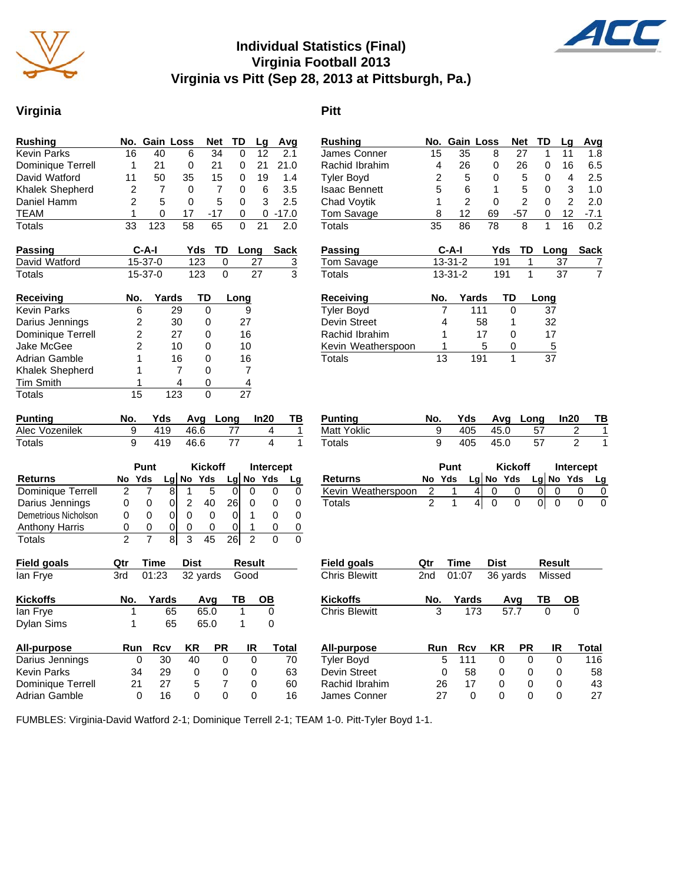# Individual Statistics (Final)
## Virginia Football 2013
## Virginia vs Pitt (Sep 28, 2013 at Pittsburgh, Pa.)

## Virginia

| Rushing | No. | Gain | Loss | Net | TD | Lg | Avg |
|---|---|---|---|---|---|---|---|
| Kevin Parks | 16 | 40 | 6 | 34 | 0 | 12 | 2.1 |
| Dominique Terrell | 1 | 21 | 0 | 21 | 0 | 21 | 21.0 |
| David Watford | 11 | 50 | 35 | 15 | 0 | 19 | 1.4 |
| Khalek Shepherd | 2 | 7 | 0 | 7 | 0 | 6 | 3.5 |
| Daniel Hamm | 2 | 5 | 0 | 5 | 0 | 3 | 2.5 |
| TEAM | 1 | 0 | 17 | -17 | 0 | 0 | -17.0 |
| Totals | 33 | 123 | 58 | 65 | 0 | 21 | 2.0 |

| Passing | C-A-I | Yds | TD | Long | Sack |
|---|---|---|---|---|---|
| David Watford | 15-37-0 | 123 | 0 | 27 | 3 |
| Totals | 15-37-0 | 123 | 0 | 27 | 3 |

| Receiving | No. | Yards | TD | Long |
|---|---|---|---|---|
| Kevin Parks | 6 | 29 | 0 | 9 |
| Darius Jennings | 2 | 30 | 0 | 27 |
| Dominique Terrell | 2 | 27 | 0 | 16 |
| Jake McGee | 2 | 10 | 0 | 10 |
| Adrian Gamble | 1 | 16 | 0 | 16 |
| Khalek Shepherd | 1 | 7 | 0 | 7 |
| Tim Smith | 1 | 4 | 0 | 4 |
| Totals | 15 | 123 | 0 | 27 |

| Punting | No. | Yds | Avg | Long | In20 | TB |
|---|---|---|---|---|---|---|
| Alec Vozenilek | 9 | 419 | 46.6 | 77 | 4 | 1 |
| Totals | 9 | 419 | 46.6 | 77 | 4 | 1 |

| | Punt | | | Kickoff | | | Intercept | | |
|---|---|---|---|---|---|---|---|---|---|
| Returns | No | Yds | Lg | No | Yds | Lg | No | Yds | Lg |
| Dominique Terrell | 2 | 7 | 8 | 1 | 5 | 0 | 0 | 0 | 0 |
| Darius Jennings | 0 | 0 | 0 | 2 | 40 | 26 | 0 | 0 | 0 |
| Demetrious Nicholson | 0 | 0 | 0 | 0 | 0 | 0 | 1 | 0 | 0 |
| Anthony Harris | 0 | 0 | 0 | 0 | 0 | 0 | 1 | 0 | 0 |
| Totals | 2 | 7 | 8 | 3 | 45 | 26 | 2 | 0 | 0 |

| Field goals | Qtr | Time | Dist | Result |
|---|---|---|---|---|
| Ian Frye | 3rd | 01:23 | 32 yards | Good |

| Kickoffs | No. | Yards | Avg | TB | OB |
|---|---|---|---|---|---|
| Ian Frye | 1 | 65 | 65.0 | 1 | 0 |
| Dylan Sims | 1 | 65 | 65.0 | 1 | 0 |

| All-purpose | Run | Rcv | KR | PR | IR | Total |
|---|---|---|---|---|---|---|
| Darius Jennings | 0 | 30 | 40 | 0 | 0 | 70 |
| Kevin Parks | 34 | 29 | 0 | 0 | 0 | 63 |
| Dominique Terrell | 21 | 27 | 5 | 7 | 0 | 60 |
| Adrian Gamble | 0 | 16 | 0 | 0 | 0 | 16 |

## Pitt

| Rushing | No. | Gain | Loss | Net | TD | Lg | Avg |
|---|---|---|---|---|---|---|---|
| James Conner | 15 | 35 | 8 | 27 | 1 | 11 | 1.8 |
| Rachid Ibrahim | 4 | 26 | 0 | 26 | 0 | 16 | 6.5 |
| Tyler Boyd | 2 | 5 | 0 | 5 | 0 | 4 | 2.5 |
| Isaac Bennett | 5 | 6 | 1 | 5 | 0 | 3 | 1.0 |
| Chad Voytik | 1 | 2 | 0 | 2 | 0 | 2 | 2.0 |
| Tom Savage | 8 | 12 | 69 | -57 | 0 | 12 | -7.1 |
| Totals | 35 | 86 | 78 | 8 | 1 | 16 | 0.2 |

| Passing | C-A-I | Yds | TD | Long | Sack |
|---|---|---|---|---|---|
| Tom Savage | 13-31-2 | 191 | 1 | 37 | 7 |
| Totals | 13-31-2 | 191 | 1 | 37 | 7 |

| Receiving | No. | Yards | TD | Long |
|---|---|---|---|---|
| Tyler Boyd | 7 | 111 | 0 | 37 |
| Devin Street | 4 | 58 | 1 | 32 |
| Rachid Ibrahim | 1 | 17 | 0 | 17 |
| Kevin Weatherspoon | 1 | 5 | 0 | 5 |
| Totals | 13 | 191 | 1 | 37 |

| Punting | No. | Yds | Avg | Long | In20 | TB |
|---|---|---|---|---|---|---|
| Matt Yoklic | 9 | 405 | 45.0 | 57 | 2 | 1 |
| Totals | 9 | 405 | 45.0 | 57 | 2 | 1 |

| | Punt | | | Kickoff | | | Intercept | | |
|---|---|---|---|---|---|---|---|---|---|
| Returns | No | Yds | Lg | No | Yds | Lg | No | Yds | Lg |
| Kevin Weatherspoon | 2 | 1 | 4 | 0 | 0 | 0 | 0 | 0 | 0 |
| Totals | 2 | 1 | 4 | 0 | 0 | 0 | 0 | 0 | 0 |

| Field goals | Qtr | Time | Dist | Result |
|---|---|---|---|---|
| Chris Blewitt | 2nd | 01:07 | 36 yards | Missed |

| Kickoffs | No. | Yards | Avg | TB | OB |
|---|---|---|---|---|---|
| Chris Blewitt | 3 | 173 | 57.7 | 0 | 0 |

| All-purpose | Run | Rcv | KR | PR | IR | Total |
|---|---|---|---|---|---|---|
| Tyler Boyd | 5 | 111 | 0 | 0 | 0 | 116 |
| Devin Street | 0 | 58 | 0 | 0 | 0 | 58 |
| Rachid Ibrahim | 26 | 17 | 0 | 0 | 0 | 43 |
| James Conner | 27 | 0 | 0 | 0 | 0 | 27 |

FUMBLES: Virginia-David Watford 2-1; Dominique Terrell 2-1; TEAM 1-0. Pitt-Tyler Boyd 1-1.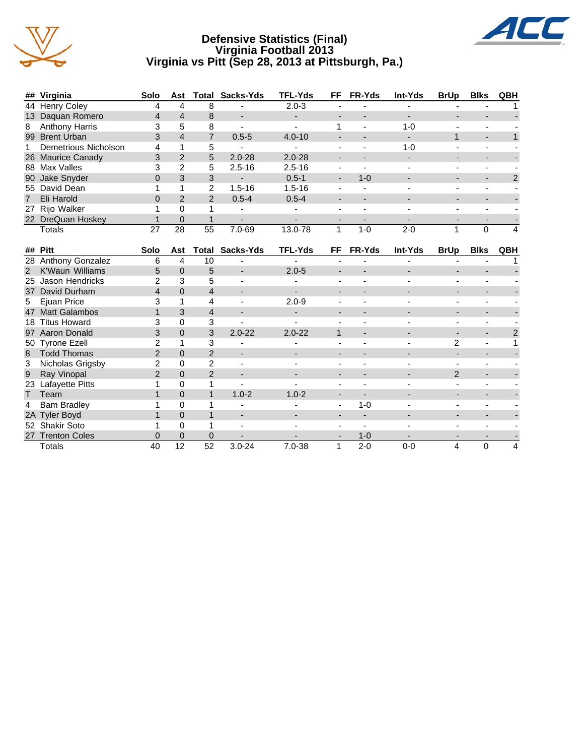# Defensive Statistics (Final)
## Virginia Football 2013
## Virginia vs Pitt (Sep 28, 2013 at Pittsburgh, Pa.)

| ## | Virginia | Solo | Ast | Total | Sacks-Yds | TFL-Yds | FF | FR-Yds | Int-Yds | BrUp | Blks | QBH |
|---|---|---|---|---|---|---|---|---|---|---|---|---|
| 44 | Henry Coley | 4 | 4 | 8 | - | 2.0-3 | - | - | - | - | - | 1 |
| 13 | Daquan Romero | 4 | 4 | 8 | - | - | - | - | - | - | - | - |
| 8 | Anthony Harris | 3 | 5 | 8 | - | - | 1 | - | 1-0 | - | - | - |
| 99 | Brent Urban | 3 | 4 | 7 | 0.5-5 | 4.0-10 | - | - | - | 1 | - | 1 |
| 1 | Demetrious Nicholson | 4 | 1 | 5 | - | - | - | - | 1-0 | - | - | - |
| 26 | Maurice Canady | 3 | 2 | 5 | 2.0-28 | 2.0-28 | - | - | - | - | - | - |
| 88 | Max Valles | 3 | 2 | 5 | 2.5-16 | 2.5-16 | - | - | - | - | - | - |
| 90 | Jake Snyder | 0 | 3 | 3 | - | 0.5-1 | - | 1-0 | - | - | - | 2 |
| 55 | David Dean | 1 | 1 | 2 | 1.5-16 | 1.5-16 | - | - | - | - | - | - |
| 7 | Eli Harold | 0 | 2 | 2 | 0.5-4 | 0.5-4 | - | - | - | - | - | - |
| 27 | Rijo Walker | 1 | 0 | 1 | - | - | - | - | - | - | - | - |
| 22 | DreQuan Hoskey | 1 | 0 | 1 | - | - | - | - | - | - | - | - |
| | Totals | 27 | 28 | 55 | 7.0-69 | 13.0-78 | 1 | 1-0 | 2-0 | 1 | 0 | 4 |

| ## | Pitt | Solo | Ast | Total | Sacks-Yds | TFL-Yds | FF | FR-Yds | Int-Yds | BrUp | Blks | QBH |
|---|---|---|---|---|---|---|---|---|---|---|---|---|
| 28 | Anthony Gonzalez | 6 | 4 | 10 | - | - | - | - | - | - | - | 1 |
| 2 | K'Waun Williams | 5 | 0 | 5 | - | 2.0-5 | - | - | - | - | - | - |
| 25 | Jason Hendricks | 2 | 3 | 5 | - | - | - | - | - | - | - | - |
| 37 | David Durham | 4 | 0 | 4 | - | - | - | - | - | - | - | - |
| 5 | Ejuan Price | 3 | 1 | 4 | - | 2.0-9 | - | - | - | - | - | - |
| 47 | Matt Galambos | 1 | 3 | 4 | - | - | - | - | - | - | - | - |
| 18 | Titus Howard | 3 | 0 | 3 | - | - | - | - | - | - | - | - |
| 97 | Aaron Donald | 3 | 0 | 3 | 2.0-22 | 2.0-22 | 1 | - | - | - | - | 2 |
| 50 | Tyrone Ezell | 2 | 1 | 3 | - | - | - | - | - | 2 | - | 1 |
| 8 | Todd Thomas | 2 | 0 | 2 | - | - | - | - | - | - | - | - |
| 3 | Nicholas Grigsby | 2 | 0 | 2 | - | - | - | - | - | - | - | - |
| 9 | Ray Vinopal | 2 | 0 | 2 | - | - | - | - | - | 2 | - | - |
| 23 | Lafayette Pitts | 1 | 0 | 1 | - | - | - | - | - | - | - | - |
| T | Team | 1 | 0 | 1 | 1.0-2 | 1.0-2 | - | - | - | - | - | - |
| 4 | Bam Bradley | 1 | 0 | 1 | - | - | - | 1-0 | - | - | - | - |
| 2A | Tyler Boyd | 1 | 0 | 1 | - | - | - | - | - | - | - | - |
| 52 | Shakir Soto | 1 | 0 | 1 | - | - | - | - | - | - | - | - |
| 27 | Trenton Coles | 0 | 0 | 0 | - | - | - | 1-0 | - | - | - | - |
| | Totals | 40 | 12 | 52 | 3.0-24 | 7.0-38 | 1 | 2-0 | 0-0 | 4 | 0 | 4 |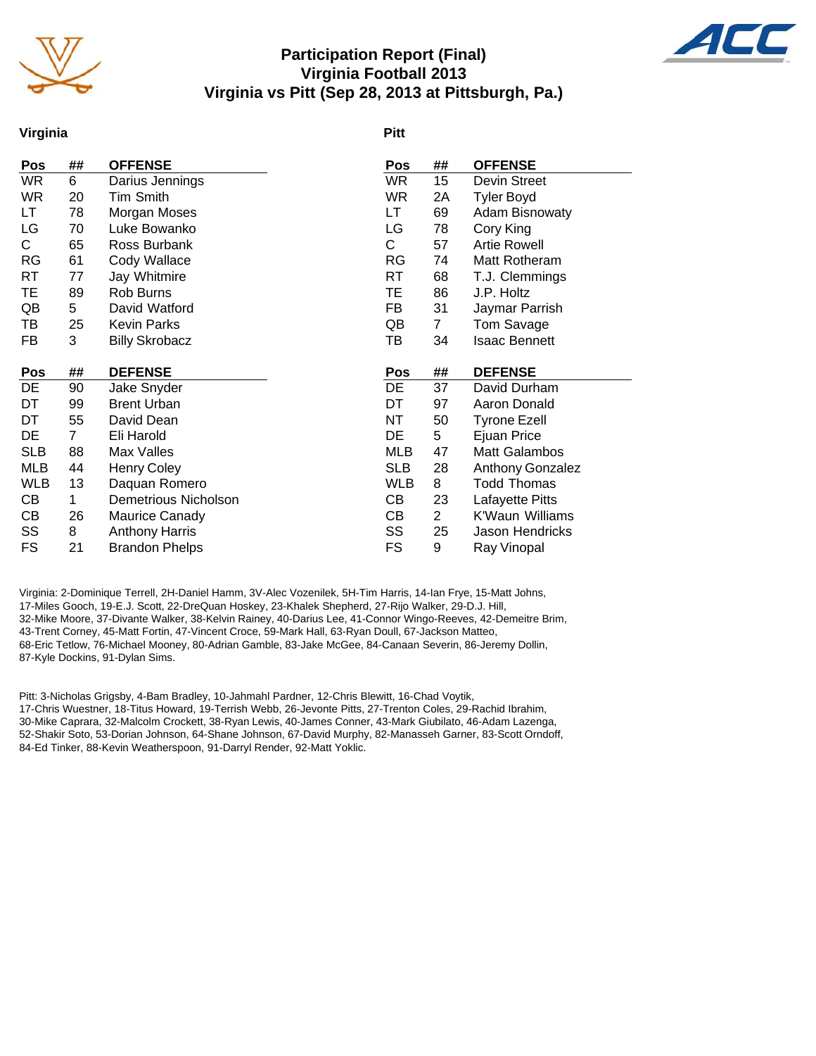# Participation Report (Final)
## Virginia Football 2013
## Virginia vs Pitt (Sep 28, 2013 at Pittsburgh, Pa.)

### Virginia

| Pos | ## | OFFENSE |
|---|---|---|
| WR | 6 | Darius Jennings |
| WR | 20 | Tim Smith |
| LT | 78 | Morgan Moses |
| LG | 70 | Luke Bowanko |
| C | 65 | Ross Burbank |
| RG | 61 | Cody Wallace |
| RT | 77 | Jay Whitmire |
| TE | 89 | Rob Burns |
| QB | 5 | David Watford |
| TB | 25 | Kevin Parks |
| FB | 3 | Billy Skrobacz |

| Pos | ## | DEFENSE |
|---|---|---|
| DE | 90 | Jake Snyder |
| DT | 99 | Brent Urban |
| DT | 55 | David Dean |
| DE | 7 | Eli Harold |
| SLB | 88 | Max Valles |
| MLB | 44 | Henry Coley |
| WLB | 13 | Daquan Romero |
| CB | 1 | Demetrious Nicholson |
| CB | 26 | Maurice Canady |
| SS | 8 | Anthony Harris |
| FS | 21 | Brandon Phelps |

### Pitt

| Pos | ## | OFFENSE |
|---|---|---|
| WR | 15 | Devin Street |
| WR | 2A | Tyler Boyd |
| LT | 69 | Adam Bisnowaty |
| LG | 78 | Cory King |
| C | 57 | Artie Rowell |
| RG | 74 | Matt Rotheram |
| RT | 68 | T.J. Clemmings |
| TE | 86 | J.P. Holtz |
| FB | 31 | Jaymar Parrish |
| QB | 7 | Tom Savage |
| TB | 34 | Isaac Bennett |

| Pos | ## | DEFENSE |
|---|---|---|
| DE | 37 | David Durham |
| DT | 97 | Aaron Donald |
| NT | 50 | Tyrone Ezell |
| DE | 5 | Ejuan Price |
| MLB | 47 | Matt Galambos |
| SLB | 28 | Anthony Gonzalez |
| WLB | 8 | Todd Thomas |
| CB | 23 | Lafayette Pitts |
| CB | 2 | K'Waun Williams |
| SS | 25 | Jason Hendricks |
| FS | 9 | Ray Vinopal |

Virginia: 2-Dominique Terrell, 2H-Daniel Hamm, 3V-Alec Vozenilek, 5H-Tim Harris, 14-Ian Frye, 15-Matt Johns, 17-Miles Gooch, 19-E.J. Scott, 22-DreQuan Hoskey, 23-Khalek Shepherd, 27-Rijo Walker, 29-D.J. Hill, 32-Mike Moore, 37-Divante Walker, 38-Kelvin Rainey, 40-Darius Lee, 41-Connor Wingo-Reeves, 42-Demeitre Brim, 43-Trent Corney, 45-Matt Fortin, 47-Vincent Croce, 59-Mark Hall, 63-Ryan Doull, 67-Jackson Matteo, 68-Eric Tetlow, 76-Michael Mooney, 80-Adrian Gamble, 83-Jake McGee, 84-Canaan Severin, 86-Jeremy Dollin, 87-Kyle Dockins, 91-Dylan Sims.

Pitt: 3-Nicholas Grigsby, 4-Bam Bradley, 10-Jahmahl Pardner, 12-Chris Blewitt, 16-Chad Voytik, 17-Chris Wuestner, 18-Titus Howard, 19-Terrish Webb, 26-Jevonte Pitts, 27-Trenton Coles, 29-Rachid Ibrahim, 30-Mike Caprara, 32-Malcolm Crockett, 38-Ryan Lewis, 40-James Conner, 43-Mark Giubilato, 46-Adam Lazenga, 52-Shakir Soto, 53-Dorian Johnson, 64-Shane Johnson, 67-David Murphy, 82-Manasseh Garner, 83-Scott Orndoff, 84-Ed Tinker, 88-Kevin Weatherspoon, 91-Darryl Render, 92-Matt Yoklic.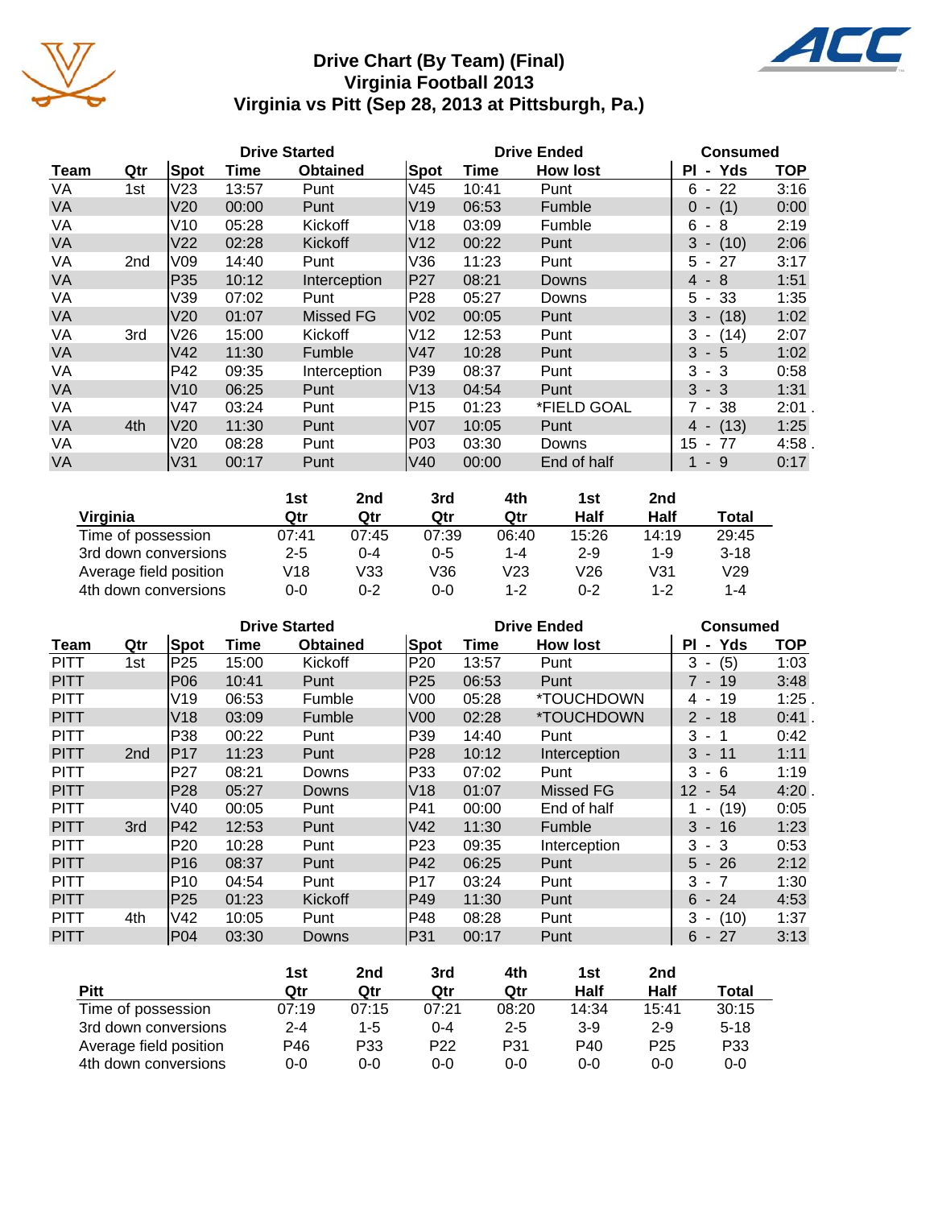# Drive Chart (By Team) (Final)
## Virginia Football 2013
## Virginia vs Pitt (Sep 28, 2013 at Pittsburgh, Pa.)

| | | Drive Started | | | Drive Ended | | | Consumed | |
|---|---|---|---|---|---|---|---|---|---|
| Team | Qtr | Spot | Time | Obtained | Spot | Time | How lost | Pl - Yds | TOP |
| VA | 1st | V23 | 13:57 | Punt | V45 | 10:41 | Punt | 6 - 22 | 3:16 |
| VA | | V20 | 00:00 | Punt | V19 | 06:53 | Fumble | 0 - (1) | 0:00 |
| VA | | V10 | 05:28 | Kickoff | V18 | 03:09 | Fumble | 6 - 8 | 2:19 |
| VA | | V22 | 02:28 | Kickoff | V12 | 00:22 | Punt | 3 - (10) | 2:06 |
| VA | 2nd | V09 | 14:40 | Punt | V36 | 11:23 | Punt | 5 - 27 | 3:17 |
| VA | | P35 | 10:12 | Interception | P27 | 08:21 | Downs | 4 - 8 | 1:51 |
| VA | | V39 | 07:02 | Punt | P28 | 05:27 | Downs | 5 - 33 | 1:35 |
| VA | | V20 | 01:07 | Missed FG | V02 | 00:05 | Punt | 3 - (18) | 1:02 |
| VA | 3rd | V26 | 15:00 | Kickoff | V12 | 12:53 | Punt | 3 - (14) | 2:07 |
| VA | | V42 | 11:30 | Fumble | V47 | 10:28 | Punt | 3 - 5 | 1:02 |
| VA | | P42 | 09:35 | Interception | P39 | 08:37 | Punt | 3 - 3 | 0:58 |
| VA | | V10 | 06:25 | Punt | V13 | 04:54 | Punt | 3 - 3 | 1:31 |
| VA | | V47 | 03:24 | Punt | P15 | 01:23 | *FIELD GOAL | 7 - 38 | 2:01 . |
| VA | 4th | V20 | 11:30 | Punt | V07 | 10:05 | Punt | 4 - (13) | 1:25 |
| VA | | V20 | 08:28 | Punt | P03 | 03:30 | Downs | 15 - 77 | 4:58 . |
| VA | | V31 | 00:17 | Punt | V40 | 00:00 | End of half | 1 - 9 | 0:17 |

| Virginia | 1st Qtr | 2nd Qtr | 3rd Qtr | 4th Qtr | 1st Half | 2nd Half | Total |
|---|---|---|---|---|---|---|---|
| Time of possession | 07:41 | 07:45 | 07:39 | 06:40 | 15:26 | 14:19 | 29:45 |
| 3rd down conversions | 2-5 | 0-4 | 0-5 | 1-4 | 2-9 | 1-9 | 3-18 |
| Average field position | V18 | V33 | V36 | V23 | V26 | V31 | V29 |
| 4th down conversions | 0-0 | 0-2 | 0-0 | 1-2 | 0-2 | 1-2 | 1-4 |

| | | Drive Started | | | Drive Ended | | | Consumed | |
|---|---|---|---|---|---|---|---|---|---|
| Team | Qtr | Spot | Time | Obtained | Spot | Time | How lost | Pl - Yds | TOP |
| PITT | 1st | P25 | 15:00 | Kickoff | P20 | 13:57 | Punt | 3 - (5) | 1:03 |
| PITT | | P06 | 10:41 | Punt | P25 | 06:53 | Punt | 7 - 19 | 3:48 |
| PITT | | V19 | 06:53 | Fumble | V00 | 05:28 | *TOUCHDOWN | 4 - 19 | 1:25 . |
| PITT | | V18 | 03:09 | Fumble | V00 | 02:28 | *TOUCHDOWN | 2 - 18 | 0:41 . |
| PITT | | P38 | 00:22 | Punt | P39 | 14:40 | Punt | 3 - 1 | 0:42 |
| PITT | 2nd | P17 | 11:23 | Punt | P28 | 10:12 | Interception | 3 - 11 | 1:11 |
| PITT | | P27 | 08:21 | Downs | P33 | 07:02 | Punt | 3 - 6 | 1:19 |
| PITT | | P28 | 05:27 | Downs | V18 | 01:07 | Missed FG | 12 - 54 | 4:20 . |
| PITT | | V40 | 00:05 | Punt | P41 | 00:00 | End of half | 1 - (19) | 0:05 |
| PITT | 3rd | P42 | 12:53 | Punt | V42 | 11:30 | Fumble | 3 - 16 | 1:23 |
| PITT | | P20 | 10:28 | Punt | P23 | 09:35 | Interception | 3 - 3 | 0:53 |
| PITT | | P16 | 08:37 | Punt | P42 | 06:25 | Punt | 5 - 26 | 2:12 |
| PITT | | P10 | 04:54 | Punt | P17 | 03:24 | Punt | 3 - 7 | 1:30 |
| PITT | | P25 | 01:23 | Kickoff | P49 | 11:30 | Punt | 6 - 24 | 4:53 |
| PITT | 4th | V42 | 10:05 | Punt | P48 | 08:28 | Punt | 3 - (10) | 1:37 |
| PITT | | P04 | 03:30 | Downs | P31 | 00:17 | Punt | 6 - 27 | 3:13 |

| Pitt | 1st Qtr | 2nd Qtr | 3rd Qtr | 4th Qtr | 1st Half | 2nd Half | Total |
|---|---|---|---|---|---|---|---|
| Time of possession | 07:19 | 07:15 | 07:21 | 08:20 | 14:34 | 15:41 | 30:15 |
| 3rd down conversions | 2-4 | 1-5 | 0-4 | 2-5 | 3-9 | 2-9 | 5-18 |
| Average field position | P46 | P33 | P22 | P31 | P40 | P25 | P33 |
| 4th down conversions | 0-0 | 0-0 | 0-0 | 0-0 | 0-0 | 0-0 | 0-0 |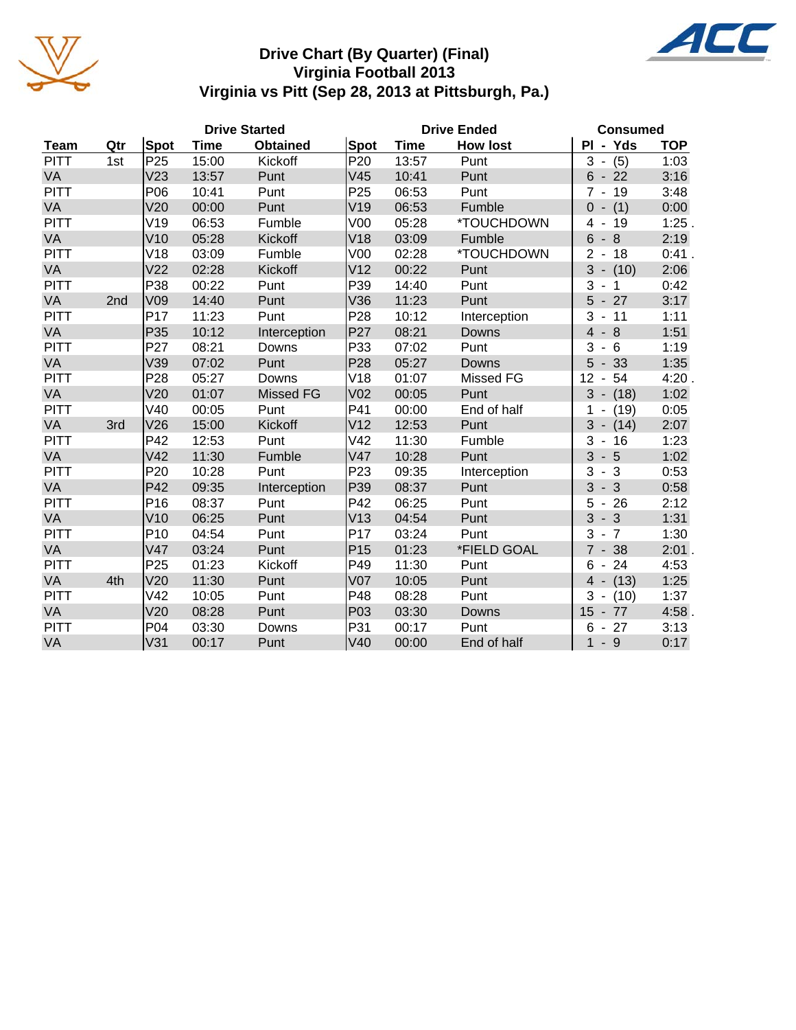# Drive Chart (By Quarter) (Final)
## Virginia Football 2013
## Virginia vs Pitt (Sep 28, 2013 at Pittsburgh, Pa.)

| | | Drive Started | | | Drive Ended | | | Consumed | |
|---|---|---|---|---|---|---|---|---|---|
| **Team** | **Qtr** | **Spot** | **Time** | **Obtained** | **Spot** | **Time** | **How lost** | **Pl - Yds** | **TOP** |
| PITT | 1st | P25 | 15:00 | Kickoff | P20 | 13:57 | Punt | 3 - (5) | 1:03 |
| VA | | V23 | 13:57 | Punt | V45 | 10:41 | Punt | 6 - 22 | 3:16 |
| PITT | | P06 | 10:41 | Punt | P25 | 06:53 | Punt | 7 - 19 | 3:48 |
| VA | | V20 | 00:00 | Punt | V19 | 06:53 | Fumble | 0 - (1) | 0:00 |
| PITT | | V19 | 06:53 | Fumble | V00 | 05:28 | *TOUCHDOWN | 4 - 19 | 1:25 . |
| VA | | V10 | 05:28 | Kickoff | V18 | 03:09 | Fumble | 6 - 8 | 2:19 |
| PITT | | V18 | 03:09 | Fumble | V00 | 02:28 | *TOUCHDOWN | 2 - 18 | 0:41 . |
| VA | | V22 | 02:28 | Kickoff | V12 | 00:22 | Punt | 3 - (10) | 2:06 |
| PITT | | P38 | 00:22 | Punt | P39 | 14:40 | Punt | 3 - 1 | 0:42 |
| VA | 2nd | V09 | 14:40 | Punt | V36 | 11:23 | Punt | 5 - 27 | 3:17 |
| PITT | | P17 | 11:23 | Punt | P28 | 10:12 | Interception | 3 - 11 | 1:11 |
| VA | | P35 | 10:12 | Interception | P27 | 08:21 | Downs | 4 - 8 | 1:51 |
| PITT | | P27 | 08:21 | Downs | P33 | 07:02 | Punt | 3 - 6 | 1:19 |
| VA | | V39 | 07:02 | Punt | P28 | 05:27 | Downs | 5 - 33 | 1:35 |
| PITT | | P28 | 05:27 | Downs | V18 | 01:07 | Missed FG | 12 - 54 | 4:20 . |
| VA | | V20 | 01:07 | Missed FG | V02 | 00:05 | Punt | 3 - (18) | 1:02 |
| PITT | | V40 | 00:05 | Punt | P41 | 00:00 | End of half | 1 - (19) | 0:05 |
| VA | 3rd | V26 | 15:00 | Kickoff | V12 | 12:53 | Punt | 3 - (14) | 2:07 |
| PITT | | P42 | 12:53 | Punt | V42 | 11:30 | Fumble | 3 - 16 | 1:23 |
| VA | | V42 | 11:30 | Fumble | V47 | 10:28 | Punt | 3 - 5 | 1:02 |
| PITT | | P20 | 10:28 | Punt | P23 | 09:35 | Interception | 3 - 3 | 0:53 |
| VA | | P42 | 09:35 | Interception | P39 | 08:37 | Punt | 3 - 3 | 0:58 |
| PITT | | P16 | 08:37 | Punt | P42 | 06:25 | Punt | 5 - 26 | 2:12 |
| VA | | V10 | 06:25 | Punt | V13 | 04:54 | Punt | 3 - 3 | 1:31 |
| PITT | | P10 | 04:54 | Punt | P17 | 03:24 | Punt | 3 - 7 | 1:30 |
| VA | | V47 | 03:24 | Punt | P15 | 01:23 | *FIELD GOAL | 7 - 38 | 2:01 . |
| PITT | | P25 | 01:23 | Kickoff | P49 | 11:30 | Punt | 6 - 24 | 4:53 |
| VA | 4th | V20 | 11:30 | Punt | V07 | 10:05 | Punt | 4 - (13) | 1:25 |
| PITT | | V42 | 10:05 | Punt | P48 | 08:28 | Punt | 3 - (10) | 1:37 |
| VA | | V20 | 08:28 | Punt | P03 | 03:30 | Downs | 15 - 77 | 4:58 . |
| PITT | | P04 | 03:30 | Downs | P31 | 00:17 | Punt | 6 - 27 | 3:13 |
| VA | | V31 | 00:17 | Punt | V40 | 00:00 | End of half | 1 - 9 | 0:17 |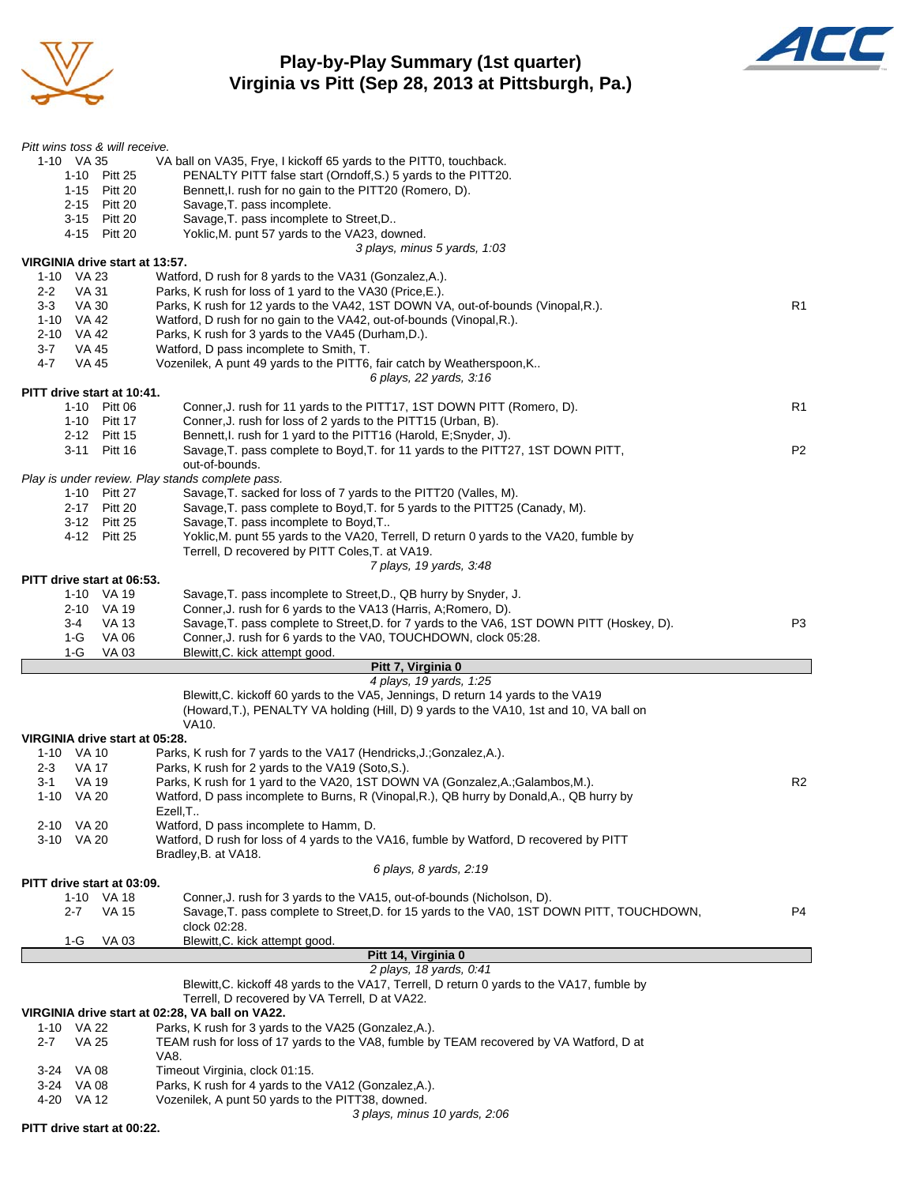# Play-by-Play Summary (1st quarter)
## Virginia vs Pitt (Sep 28, 2013 at Pittsburgh, Pa.)

*Pitt wins toss & will receive.*

| Down | Spot | Play | |
|---|---|---|---|
| 1-10 | VA 35 | VA ball on VA35, Frye, I kickoff 65 yards to the PITT0, touchback. | |
| 1-10 | Pitt 25 | PENALTY PITT false start (Orndoff,S.) 5 yards to the PITT20. | |
| 1-15 | Pitt 20 | Bennett,I. rush for no gain to the PITT20 (Romero, D). | |
| 2-15 | Pitt 20 | Savage,T. pass incomplete. | |
| 3-15 | Pitt 20 | Savage,T. pass incomplete to Street,D.. | |
| 4-15 | Pitt 20 | Yoklic,M. punt 57 yards to the VA23, downed. | |
| | | *3 plays, minus 5 yards, 1:03* | |

**VIRGINIA drive start at 13:57.**

| Down | Spot | Play | |
|---|---|---|---|
| 1-10 | VA 23 | Watford, D rush for 8 yards to the VA31 (Gonzalez,A.). | |
| 2-2 | VA 31 | Parks, K rush for loss of 1 yard to the VA30 (Price,E.). | |
| 3-3 | VA 30 | Parks, K rush for 12 yards to the VA42, 1ST DOWN VA, out-of-bounds (Vinopal,R.). | R1 |
| 1-10 | VA 42 | Watford, D rush for no gain to the VA42, out-of-bounds (Vinopal,R.). | |
| 2-10 | VA 42 | Parks, K rush for 3 yards to the VA45 (Durham,D.). | |
| 3-7 | VA 45 | Watford, D pass incomplete to Smith, T. | |
| 4-7 | VA 45 | Vozenilek, A punt 49 yards to the PITT6, fair catch by Weatherspoon,K.. | |
| | | *6 plays, 22 yards, 3:16* | |

**PITT drive start at 10:41.**

| Down | Spot | Play | |
|---|---|---|---|
| 1-10 | Pitt 06 | Conner,J. rush for 11 yards to the PITT17, 1ST DOWN PITT (Romero, D). | R1 |
| 1-10 | Pitt 17 | Conner,J. rush for loss of 2 yards to the PITT15 (Urban, B). | |
| 2-12 | Pitt 15 | Bennett,I. rush for 1 yard to the PITT16 (Harold, E;Snyder, J). | |
| 3-11 | Pitt 16 | Savage,T. pass complete to Boyd,T. for 11 yards to the PITT27, 1ST DOWN PITT, out-of-bounds. | P2 |
| | | *Play is under review. Play stands complete pass.* | |
| 1-10 | Pitt 27 | Savage,T. sacked for loss of 7 yards to the PITT20 (Valles, M). | |
| 2-17 | Pitt 20 | Savage,T. pass complete to Boyd,T. for 5 yards to the PITT25 (Canady, M). | |
| 3-12 | Pitt 25 | Savage,T. pass incomplete to Boyd,T.. | |
| 4-12 | Pitt 25 | Yoklic,M. punt 55 yards to the VA20, Terrell, D return 0 yards to the VA20, fumble by Terrell, D recovered by PITT Coles,T. at VA19. | |
| | | *7 plays, 19 yards, 3:48* | |

**PITT drive start at 06:53.**

| Down | Spot | Play | |
|---|---|---|---|
| 1-10 | VA 19 | Savage,T. pass incomplete to Street,D., QB hurry by Snyder, J. | |
| 2-10 | VA 19 | Conner,J. rush for 6 yards to the VA13 (Harris, A;Romero, D). | |
| 3-4 | VA 13 | Savage,T. pass complete to Street,D. for 7 yards to the VA6, 1ST DOWN PITT (Hoskey, D). | P3 |
| 1-G | VA 06 | Conner,J. rush for 6 yards to the VA0, TOUCHDOWN, clock 05:28. | |
| 1-G | VA 03 | Blewitt,C. kick attempt good. | |
| | | **Pitt 7, Virginia 0** | |
| | | *4 plays, 19 yards, 1:25* | |
| | | Blewitt,C. kickoff 60 yards to the VA5, Jennings, D return 14 yards to the VA19 (Howard,T.), PENALTY VA holding (Hill, D) 9 yards to the VA10, 1st and 10, VA ball on VA10. | |

**VIRGINIA drive start at 05:28.**

| Down | Spot | Play | |
|---|---|---|---|
| 1-10 | VA 10 | Parks, K rush for 7 yards to the VA17 (Hendricks,J.;Gonzalez,A.). | |
| 2-3 | VA 17 | Parks, K rush for 2 yards to the VA19 (Soto,S.). | |
| 3-1 | VA 19 | Parks, K rush for 1 yard to the VA20, 1ST DOWN VA (Gonzalez,A.;Galambos,M.). | R2 |
| 1-10 | VA 20 | Watford, D pass incomplete to Burns, R (Vinopal,R.), QB hurry by Donald,A., QB hurry by Ezell,T.. | |
| 2-10 | VA 20 | Watford, D pass incomplete to Hamm, D. | |
| 3-10 | VA 20 | Watford, D rush for loss of 4 yards to the VA16, fumble by Watford, D recovered by PITT Bradley,B. at VA18. | |
| | | *6 plays, 8 yards, 2:19* | |

**PITT drive start at 03:09.**

| Down | Spot | Play | |
|---|---|---|---|
| 1-10 | VA 18 | Conner,J. rush for 3 yards to the VA15, out-of-bounds (Nicholson, D). | |
| 2-7 | VA 15 | Savage,T. pass complete to Street,D. for 15 yards to the VA0, 1ST DOWN PITT, TOUCHDOWN, clock 02:28. | P4 |
| 1-G | VA 03 | Blewitt,C. kick attempt good. | |
| | | **Pitt 14, Virginia 0** | |
| | | *2 plays, 18 yards, 0:41* | |
| | | Blewitt,C. kickoff 48 yards to the VA17, Terrell, D return 0 yards to the VA17, fumble by Terrell, D recovered by VA Terrell, D at VA22. | |

**VIRGINIA drive start at 02:28, VA ball on VA22.**

| Down | Spot | Play | |
|---|---|---|---|
| 1-10 | VA 22 | Parks, K rush for 3 yards to the VA25 (Gonzalez,A.). | |
| 2-7 | VA 25 | TEAM rush for loss of 17 yards to the VA8, fumble by TEAM recovered by VA Watford, D at VA8. | |
| 3-24 | VA 08 | Timeout Virginia, clock 01:15. | |
| 3-24 | VA 08 | Parks, K rush for 4 yards to the VA12 (Gonzalez,A.). | |
| 4-20 | VA 12 | Vozenilek, A punt 50 yards to the PITT38, downed. | |
| | | *3 plays, minus 10 yards, 2:06* | |

**PITT drive start at 00:22.**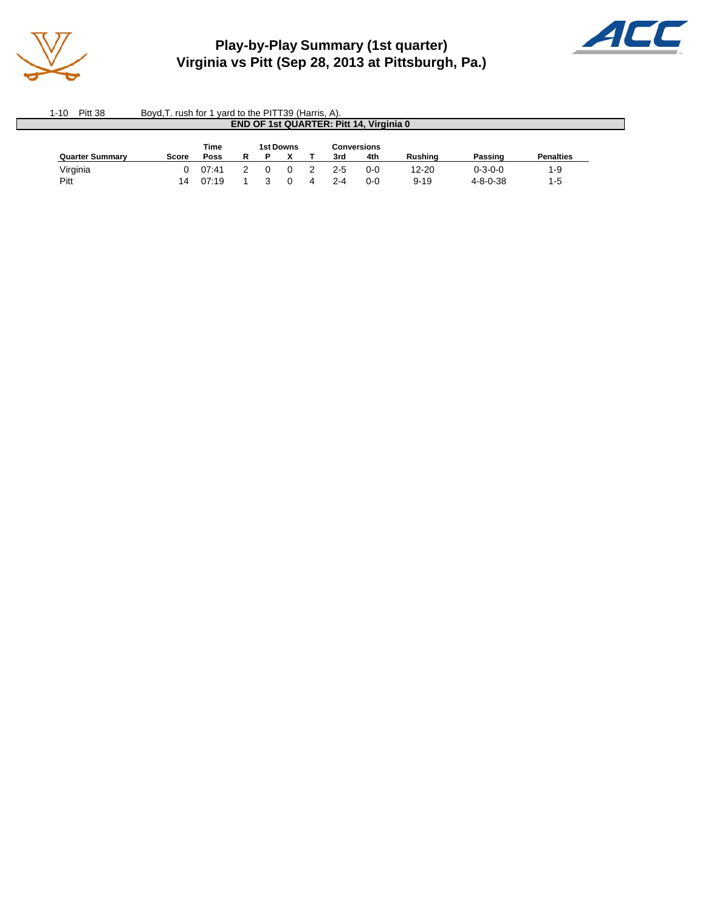# Play-by-Play Summary (1st quarter)
## Virginia vs Pitt (Sep 28, 2013 at Pittsburgh, Pa.)

| | | |
|---|---|---|
| 1-10 | Pitt 38 | Boyd,T. rush for 1 yard to the PITT39 (Harris, A). |

**END OF 1st QUARTER: Pitt 14, Virginia 0**

| Quarter Summary | Score | Time Poss | 1st Downs R | P | X | T | Conversions 3rd | 4th | Rushing | Passing | Penalties |
|---|---|---|---|---|---|---|---|---|---|---|---|
| Virginia | 0 | 07:41 | 2 | 0 | 0 | 2 | 2-5 | 0-0 | 12-20 | 0-3-0-0 | 1-9 |
| Pitt | 14 | 07:19 | 1 | 3 | 0 | 4 | 2-4 | 0-0 | 9-19 | 4-8-0-38 | 1-5 |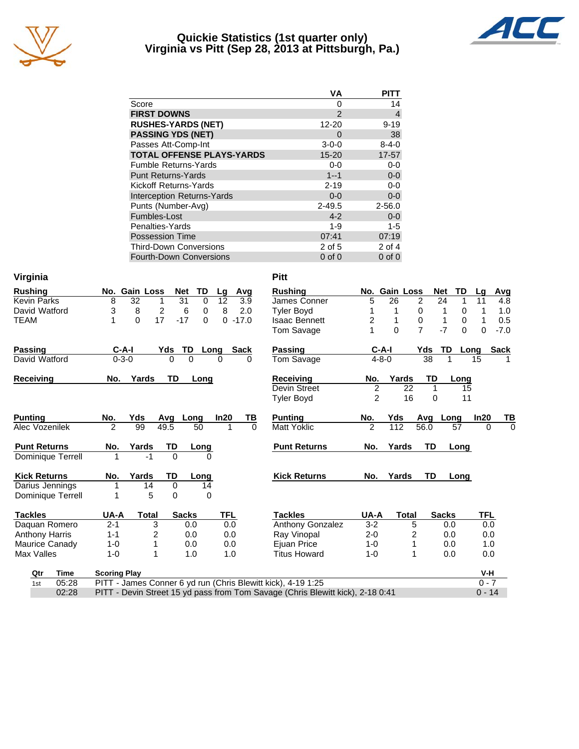# Quickie Statistics (1st quarter only)
## Virginia vs Pitt (Sep 28, 2013 at Pittsburgh, Pa.)

| | VA | PITT |
|---|---|---|
| Score | 0 | 14 |
| **FIRST DOWNS** | 2 | 4 |
| **RUSHES-YARDS (NET)** | 12-20 | 9-19 |
| **PASSING YDS (NET)** | 0 | 38 |
| Passes Att-Comp-Int | 3-0-0 | 8-4-0 |
| **TOTAL OFFENSE PLAYS-YARDS** | 15-20 | 17-57 |
| Fumble Returns-Yards | 0-0 | 0-0 |
| Punt Returns-Yards | 1--1 | 0-0 |
| Kickoff Returns-Yards | 2-19 | 0-0 |
| Interception Returns-Yards | 0-0 | 0-0 |
| Punts (Number-Avg) | 2-49.5 | 2-56.0 |
| Fumbles-Lost | 4-2 | 0-0 |
| Penalties-Yards | 1-9 | 1-5 |
| Possession Time | 07:41 | 07:19 |
| Third-Down Conversions | 2 of 5 | 2 of 4 |
| Fourth-Down Conversions | 0 of 0 | 0 of 0 |

### Virginia

| Rushing | No. | Gain | Loss | Net | TD | Lg | Avg |
|---|---|---|---|---|---|---|---|
| Kevin Parks | 8 | 32 | 1 | 31 | 0 | 12 | 3.9 |
| David Watford | 3 | 8 | 2 | 6 | 0 | 8 | 2.0 |
| TEAM | 1 | 0 | 17 | -17 | 0 | 0 | -17.0 |

| Passing | C-A-I | Yds | TD | Long | Sack |
|---|---|---|---|---|---|
| David Watford | 0-3-0 | 0 | 0 | 0 | 0 |

| Receiving | No. | Yards | TD | Long |
|---|---|---|---|---|

| Punting | No. | Yds | Avg | Long | In20 | TB |
|---|---|---|---|---|---|---|
| Alec Vozenilek | 2 | 99 | 49.5 | 50 | 1 | 0 |

| Punt Returns | No. | Yards | TD | Long |
|---|---|---|---|---|
| Dominique Terrell | 1 | -1 | 0 | 0 |

| Kick Returns | No. | Yards | TD | Long |
|---|---|---|---|---|
| Darius Jennings | 1 | 14 | 0 | 14 |
| Dominique Terrell | 1 | 5 | 0 | 0 |

| Tackles | UA-A | Total | Sacks | TFL |
|---|---|---|---|---|
| Daquan Romero | 2-1 | 3 | 0.0 | 0.0 |
| Anthony Harris | 1-1 | 2 | 0.0 | 0.0 |
| Maurice Canady | 1-0 | 1 | 0.0 | 0.0 |
| Max Valles | 1-0 | 1 | 1.0 | 1.0 |

### Pitt

| Rushing | No. | Gain | Loss | Net | TD | Lg | Avg |
|---|---|---|---|---|---|---|---|
| James Conner | 5 | 26 | 2 | 24 | 1 | 11 | 4.8 |
| Tyler Boyd | 1 | 1 | 0 | 1 | 0 | 1 | 1.0 |
| Isaac Bennett | 2 | 1 | 0 | 1 | 0 | 1 | 0.5 |
| Tom Savage | 1 | 0 | 7 | -7 | 0 | 0 | -7.0 |

| Passing | C-A-I | Yds | TD | Long | Sack |
|---|---|---|---|---|---|
| Tom Savage | 4-8-0 | 38 | 1 | 15 | 1 |

| Receiving | No. | Yards | TD | Long |
|---|---|---|---|---|
| Devin Street | 2 | 22 | 1 | 15 |
| Tyler Boyd | 2 | 16 | 0 | 11 |

| Punting | No. | Yds | Avg | Long | In20 | TB |
|---|---|---|---|---|---|---|
| Matt Yoklic | 2 | 112 | 56.0 | 57 | 0 | 0 |

| Punt Returns | No. | Yards | TD | Long |
|---|---|---|---|---|

| Kick Returns | No. | Yards | TD | Long |
|---|---|---|---|---|

| Tackles | UA-A | Total | Sacks | TFL |
|---|---|---|---|---|
| Anthony Gonzalez | 3-2 | 5 | 0.0 | 0.0 |
| Ray Vinopal | 2-0 | 2 | 0.0 | 0.0 |
| Ejuan Price | 1-0 | 1 | 0.0 | 1.0 |
| Titus Howard | 1-0 | 1 | 0.0 | 0.0 |

| Qtr | Time | Scoring Play | V-H |
|---|---|---|---|
| 1st | 05:28 | PITT - James Conner 6 yd run (Chris Blewitt kick), 4-19 1:25 | 0 - 7 |
| | 02:28 | PITT - Devin Street 15 yd pass from Tom Savage (Chris Blewitt kick), 2-18 0:41 | 0 - 14 |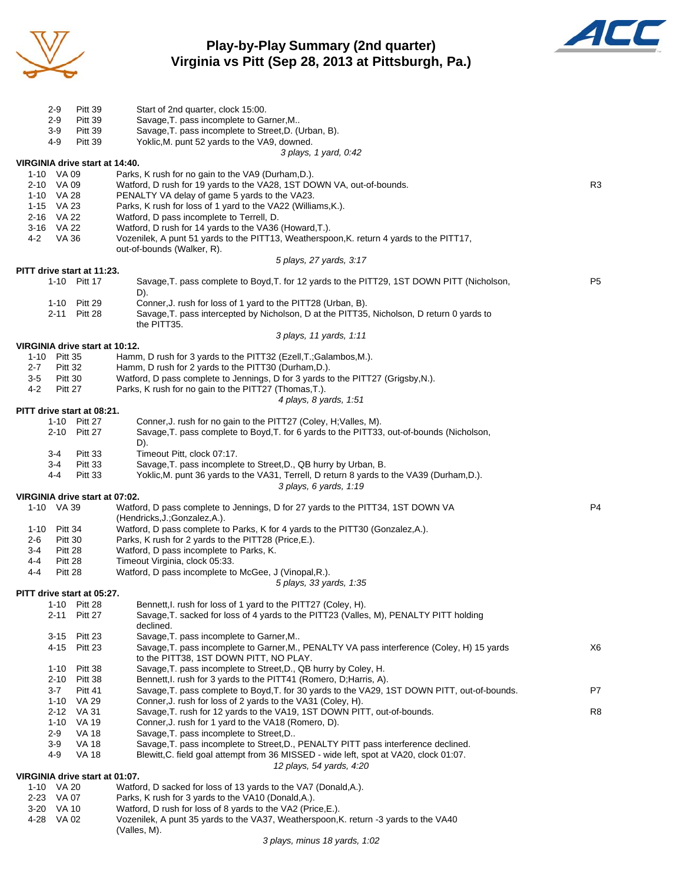# Play-by-Play Summary (2nd quarter)
## Virginia vs Pitt (Sep 28, 2013 at Pittsburgh, Pa.)

| Down | Spot | Play | |
|---|---|---|---|
| 2-9 | Pitt 39 | Start of 2nd quarter, clock 15:00. | |
| 2-9 | Pitt 39 | Savage,T. pass incomplete to Garner,M.. | |
| 3-9 | Pitt 39 | Savage,T. pass incomplete to Street,D. (Urban, B). | |
| 4-9 | Pitt 39 | Yoklic,M. punt 52 yards to the VA9, downed. | |
| | | *3 plays, 1 yard, 0:42* | |

**VIRGINIA drive start at 14:40.**

| Down | Spot | Play | |
|---|---|---|---|
| 1-10 | VA 09 | Parks, K rush for no gain to the VA9 (Durham,D.). | |
| 2-10 | VA 09 | Watford, D rush for 19 yards to the VA28, 1ST DOWN VA, out-of-bounds. | R3 |
| 1-10 | VA 28 | PENALTY VA delay of game 5 yards to the VA23. | |
| 1-15 | VA 23 | Parks, K rush for loss of 1 yard to the VA22 (Williams,K.). | |
| 2-16 | VA 22 | Watford, D pass incomplete to Terrell, D. | |
| 3-16 | VA 22 | Watford, D rush for 14 yards to the VA36 (Howard,T.). | |
| 4-2 | VA 36 | Vozenilek, A punt 51 yards to the PITT13, Weatherspoon,K. return 4 yards to the PITT17, out-of-bounds (Walker, R). | |
| | | *5 plays, 27 yards, 3:17* | |

**PITT drive start at 11:23.**

| Down | Spot | Play | |
|---|---|---|---|
| 1-10 | Pitt 17 | Savage,T. pass complete to Boyd,T. for 12 yards to the PITT29, 1ST DOWN PITT (Nicholson, D). | P5 |
| 1-10 | Pitt 29 | Conner,J. rush for loss of 1 yard to the PITT28 (Urban, B). | |
| 2-11 | Pitt 28 | Savage,T. pass intercepted by Nicholson, D at the PITT35, Nicholson, D return 0 yards to the PITT35. | |
| | | *3 plays, 11 yards, 1:11* | |

**VIRGINIA drive start at 10:12.**

| Down | Spot | Play | |
|---|---|---|---|
| 1-10 | Pitt 35 | Hamm, D rush for 3 yards to the PITT32 (Ezell,T.;Galambos,M.). | |
| 2-7 | Pitt 32 | Hamm, D rush for 2 yards to the PITT30 (Durham,D.). | |
| 3-5 | Pitt 30 | Watford, D pass complete to Jennings, D for 3 yards to the PITT27 (Grigsby,N.). | |
| 4-2 | Pitt 27 | Parks, K rush for no gain to the PITT27 (Thomas,T.). | |
| | | *4 plays, 8 yards, 1:51* | |

**PITT drive start at 08:21.**

| Down | Spot | Play | |
|---|---|---|---|
| 1-10 | Pitt 27 | Conner,J. rush for no gain to the PITT27 (Coley, H;Valles, M). | |
| 2-10 | Pitt 27 | Savage,T. pass complete to Boyd,T. for 6 yards to the PITT33, out-of-bounds (Nicholson, D). | |
| 3-4 | Pitt 33 | Timeout Pitt, clock 07:17. | |
| 3-4 | Pitt 33 | Savage,T. pass incomplete to Street,D., QB hurry by Urban, B. | |
| 4-4 | Pitt 33 | Yoklic,M. punt 36 yards to the VA31, Terrell, D return 8 yards to the VA39 (Durham,D.). | |
| | | *3 plays, 6 yards, 1:19* | |

**VIRGINIA drive start at 07:02.**

| Down | Spot | Play | |
|---|---|---|---|
| 1-10 | VA 39 | Watford, D pass complete to Jennings, D for 27 yards to the PITT34, 1ST DOWN VA (Hendricks,J.;Gonzalez,A.). | P4 |
| 1-10 | Pitt 34 | Watford, D pass complete to Parks, K for 4 yards to the PITT30 (Gonzalez,A.). | |
| 2-6 | Pitt 30 | Parks, K rush for 2 yards to the PITT28 (Price,E.). | |
| 3-4 | Pitt 28 | Watford, D pass incomplete to Parks, K. | |
| 4-4 | Pitt 28 | Timeout Virginia, clock 05:33. | |
| 4-4 | Pitt 28 | Watford, D pass incomplete to McGee, J (Vinopal,R.). | |
| | | *5 plays, 33 yards, 1:35* | |

**PITT drive start at 05:27.**

| Down | Spot | Play | |
|---|---|---|---|
| 1-10 | Pitt 28 | Bennett,I. rush for loss of 1 yard to the PITT27 (Coley, H). | |
| 2-11 | Pitt 27 | Savage,T. sacked for loss of 4 yards to the PITT23 (Valles, M), PENALTY PITT holding declined. | |
| 3-15 | Pitt 23 | Savage,T. pass incomplete to Garner,M.. | |
| 4-15 | Pitt 23 | Savage,T. pass incomplete to Garner,M., PENALTY VA pass interference (Coley, H) 15 yards to the PITT38, 1ST DOWN PITT, NO PLAY. | X6 |
| 1-10 | Pitt 38 | Savage,T. pass incomplete to Street,D., QB hurry by Coley, H. | |
| 2-10 | Pitt 38 | Bennett,I. rush for 3 yards to the PITT41 (Romero, D;Harris, A). | |
| 3-7 | Pitt 41 | Savage,T. pass complete to Boyd,T. for 30 yards to the VA29, 1ST DOWN PITT, out-of-bounds. | P7 |
| 1-10 | VA 29 | Conner,J. rush for loss of 2 yards to the VA31 (Coley, H). | |
| 2-12 | VA 31 | Savage,T. rush for 12 yards to the VA19, 1ST DOWN PITT, out-of-bounds. | R8 |
| 1-10 | VA 19 | Conner,J. rush for 1 yard to the VA18 (Romero, D). | |
| 2-9 | VA 18 | Savage,T. pass incomplete to Street,D.. | |
| 3-9 | VA 18 | Savage,T. pass incomplete to Street,D., PENALTY PITT pass interference declined. | |
| 4-9 | VA 18 | Blewitt,C. field goal attempt from 36 MISSED - wide left, spot at VA20, clock 01:07. | |
| | | *12 plays, 54 yards, 4:20* | |

**VIRGINIA drive start at 01:07.**

| Down | Spot | Play | |
|---|---|---|---|
| 1-10 | VA 20 | Watford, D sacked for loss of 13 yards to the VA7 (Donald,A.). | |
| 2-23 | VA 07 | Parks, K rush for 3 yards to the VA10 (Donald,A.). | |
| 3-20 | VA 10 | Watford, D rush for loss of 8 yards to the VA2 (Price,E.). | |
| 4-28 | VA 02 | Vozenilek, A punt 35 yards to the VA37, Weatherspoon,K. return -3 yards to the VA40 (Valles, M). | |
| | | *3 plays, minus 18 yards, 1:02* | |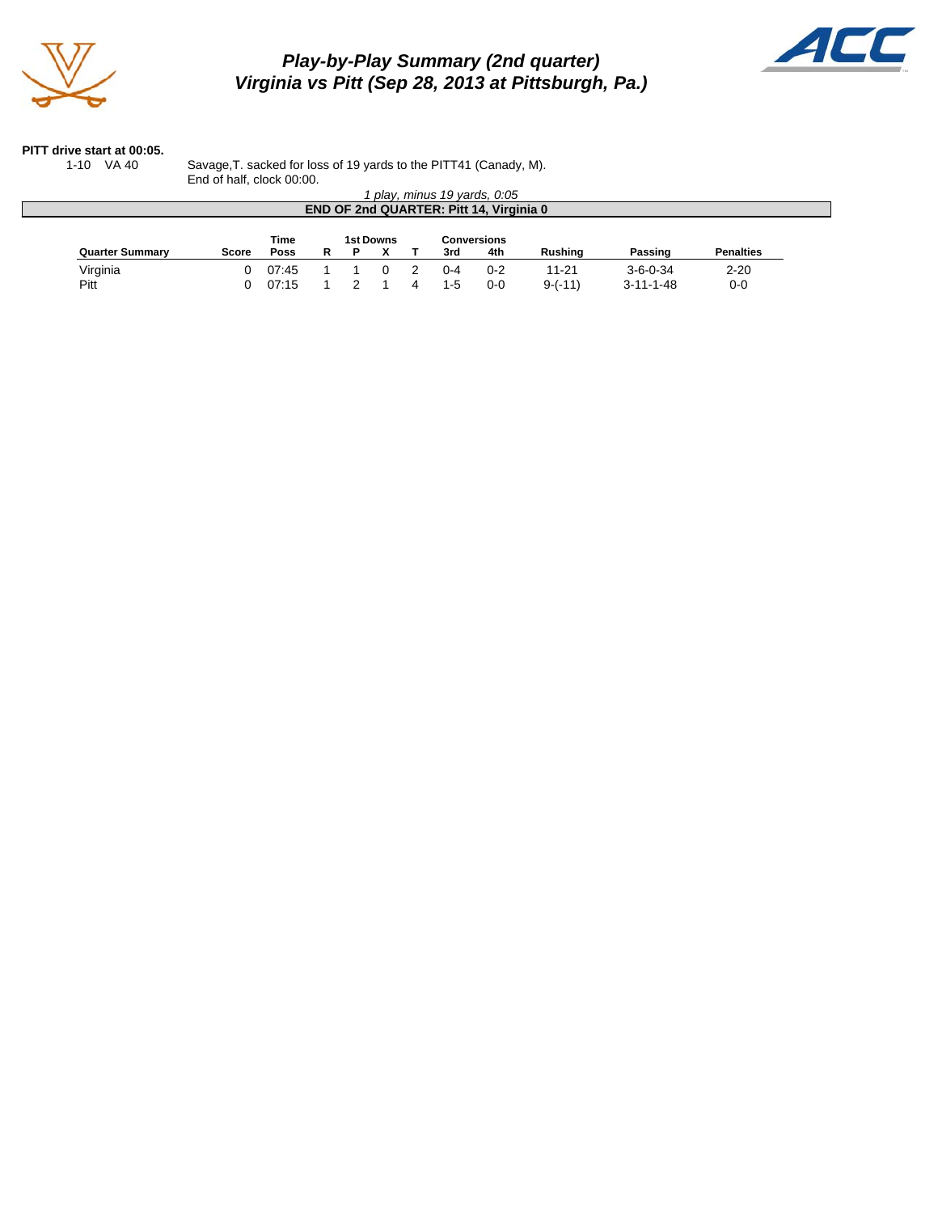# Play-by-Play Summary (2nd quarter)
## Virginia vs Pitt (Sep 28, 2013 at Pittsburgh, Pa.)

**PITT drive start at 00:05.**

| | |
|---|---|
| 1-10 VA 40 | Savage,T. sacked for loss of 19 yards to the PITT41 (Canady, M). End of half, clock 00:00. |

*1 play, minus 19 yards, 0:05*

**END OF 2nd QUARTER: Pitt 14, Virginia 0**

| Quarter Summary | Score | Time Poss | 1st Downs R | P | X | T | Conversions 3rd | 4th | Rushing | Passing | Penalties |
|---|---|---|---|---|---|---|---|---|---|---|---|
| Virginia | 0 | 07:45 | 1 | 1 | 0 | 2 | 0-4 | 0-2 | 11-21 | 3-6-0-34 | 2-20 |
| Pitt | 0 | 07:15 | 1 | 2 | 1 | 4 | 1-5 | 0-0 | 9-(-11) | 3-11-1-48 | 0-0 |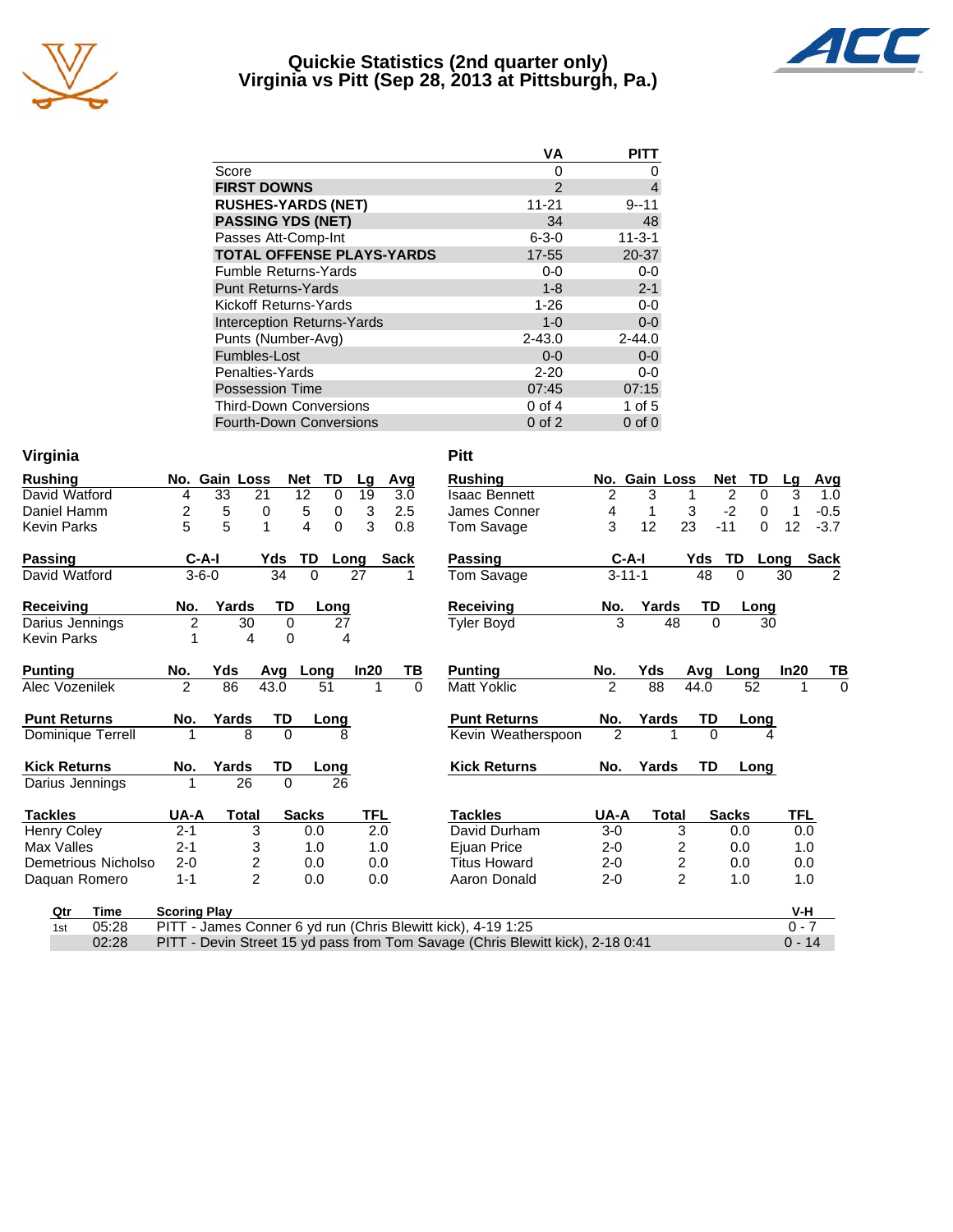# Quickie Statistics (2nd quarter only)
## Virginia vs Pitt (Sep 28, 2013 at Pittsburgh, Pa.)

| | VA | PITT |
|---|---|---|
| Score | 0 | 0 |
| **FIRST DOWNS** | 2 | 4 |
| **RUSHES-YARDS (NET)** | 11-21 | 9--11 |
| **PASSING YDS (NET)** | 34 | 48 |
| Passes Att-Comp-Int | 6-3-0 | 11-3-1 |
| **TOTAL OFFENSE PLAYS-YARDS** | 17-55 | 20-37 |
| Fumble Returns-Yards | 0-0 | 0-0 |
| Punt Returns-Yards | 1-8 | 2-1 |
| Kickoff Returns-Yards | 1-26 | 0-0 |
| Interception Returns-Yards | 1-0 | 0-0 |
| Punts (Number-Avg) | 2-43.0 | 2-44.0 |
| Fumbles-Lost | 0-0 | 0-0 |
| Penalties-Yards | 2-20 | 0-0 |
| Possession Time | 07:45 | 07:15 |
| Third-Down Conversions | 0 of 4 | 1 of 5 |
| Fourth-Down Conversions | 0 of 2 | 0 of 0 |

### Virginia

| Rushing | No. | Gain | Loss | Net | TD | Lg | Avg |
|---|---|---|---|---|---|---|---|
| David Watford | 4 | 33 | 21 | 12 | 0 | 19 | 3.0 |
| Daniel Hamm | 2 | 5 | 0 | 5 | 0 | 3 | 2.5 |
| Kevin Parks | 5 | 5 | 1 | 4 | 0 | 3 | 0.8 |

| Passing | C-A-I | Yds | TD | Long | Sack |
|---|---|---|---|---|---|
| David Watford | 3-6-0 | 34 | 0 | 27 | 1 |

| Receiving | No. | Yards | TD | Long |
|---|---|---|---|---|
| Darius Jennings | 2 | 30 | 0 | 27 |
| Kevin Parks | 1 | 4 | 0 | 4 |

| Punting | No. | Yds | Avg | Long | In20 | TB |
|---|---|---|---|---|---|---|
| Alec Vozenilek | 2 | 86 | 43.0 | 51 | 1 | 0 |

| Punt Returns | No. | Yards | TD | Long |
|---|---|---|---|---|
| Dominique Terrell | 1 | 8 | 0 | 8 |

| Kick Returns | No. | Yards | TD | Long |
|---|---|---|---|---|
| Darius Jennings | 1 | 26 | 0 | 26 |

| Tackles | UA-A | Total | Sacks | TFL |
|---|---|---|---|---|
| Henry Coley | 2-1 | 3 | 0.0 | 2.0 |
| Max Valles | 2-1 | 3 | 1.0 | 1.0 |
| Demetrious Nicholso | 2-0 | 2 | 0.0 | 0.0 |
| Daquan Romero | 1-1 | 2 | 0.0 | 0.0 |

### Pitt

| Rushing | No. | Gain | Loss | Net | TD | Lg | Avg |
|---|---|---|---|---|---|---|---|
| Isaac Bennett | 2 | 3 | 1 | 2 | 0 | 3 | 1.0 |
| James Conner | 4 | 1 | 3 | -2 | 0 | 1 | -0.5 |
| Tom Savage | 3 | 12 | 23 | -11 | 0 | 12 | -3.7 |

| Passing | C-A-I | Yds | TD | Long | Sack |
|---|---|---|---|---|---|
| Tom Savage | 3-11-1 | 48 | 0 | 30 | 2 |

| Receiving | No. | Yards | TD | Long |
|---|---|---|---|---|
| Tyler Boyd | 3 | 48 | 0 | 30 |

| Punting | No. | Yds | Avg | Long | In20 | TB |
|---|---|---|---|---|---|---|
| Matt Yoklic | 2 | 88 | 44.0 | 52 | 1 | 0 |

| Punt Returns | No. | Yards | TD | Long |
|---|---|---|---|---|
| Kevin Weatherspoon | 2 | 1 | 0 | 4 |

| Kick Returns | No. | Yards | TD | Long |
|---|---|---|---|---|

| Tackles | UA-A | Total | Sacks | TFL |
|---|---|---|---|---|
| David Durham | 3-0 | 3 | 0.0 | 0.0 |
| Ejuan Price | 2-0 | 2 | 0.0 | 1.0 |
| Titus Howard | 2-0 | 2 | 0.0 | 0.0 |
| Aaron Donald | 2-0 | 2 | 1.0 | 1.0 |

| Qtr | Time | Scoring Play | V-H |
|---|---|---|---|
| 1st | 05:28 | PITT - James Conner 6 yd run (Chris Blewitt kick), 4-19 1:25 | 0 - 7 |
| | 02:28 | PITT - Devin Street 15 yd pass from Tom Savage (Chris Blewitt kick), 2-18 0:41 | 0 - 14 |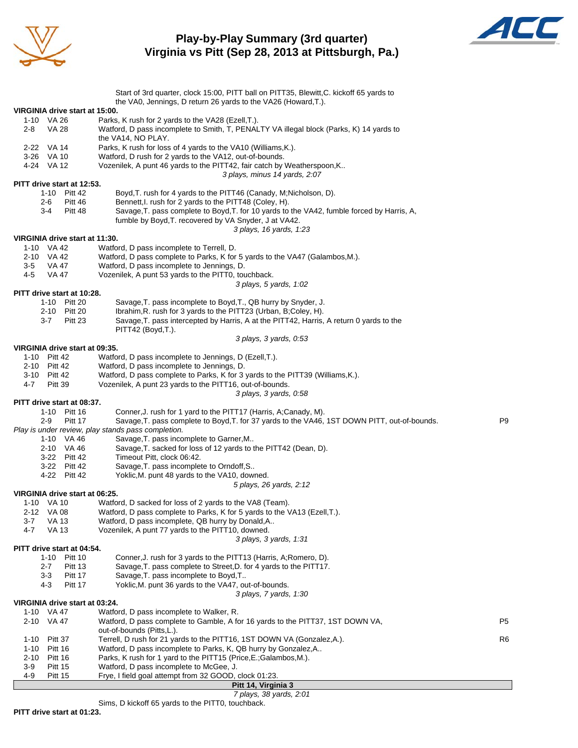# Play-by-Play Summary (3rd quarter)
## Virginia vs Pitt (Sep 28, 2013 at Pittsburgh, Pa.)

Start of 3rd quarter, clock 15:00, PITT ball on PITT35, Blewitt,C. kickoff 65 yards to the VA0, Jennings, D return 26 yards to the VA26 (Howard,T.).

**VIRGINIA drive start at 15:00.**

| | | | |
|---|---|---|---|
| 1-10 | VA 26 | Parks, K rush for 2 yards to the VA28 (Ezell,T.). | |
| 2-8 | VA 28 | Watford, D pass incomplete to Smith, T, PENALTY VA illegal block (Parks, K) 14 yards to the VA14, NO PLAY. | |
| 2-22 | VA 14 | Parks, K rush for loss of 4 yards to the VA10 (Williams,K.). | |
| 3-26 | VA 10 | Watford, D rush for 2 yards to the VA12, out-of-bounds. | |
| 4-24 | VA 12 | Vozenilek, A punt 46 yards to the PITT42, fair catch by Weatherspoon,K.. | |

*3 plays, minus 14 yards, 2:07*

**PITT drive start at 12:53.**

| | | | |
|---|---|---|---|
| 1-10 | Pitt 42 | Boyd,T. rush for 4 yards to the PITT46 (Canady, M;Nicholson, D). | |
| 2-6 | Pitt 46 | Bennett,I. rush for 2 yards to the PITT48 (Coley, H). | |
| 3-4 | Pitt 48 | Savage,T. pass complete to Boyd,T. for 10 yards to the VA42, fumble forced by Harris, A, fumble by Boyd,T. recovered by VA Snyder, J at VA42. | |

*3 plays, 16 yards, 1:23*

**VIRGINIA drive start at 11:30.**

| | | | |
|---|---|---|---|
| 1-10 | VA 42 | Watford, D pass incomplete to Terrell, D. | |
| 2-10 | VA 42 | Watford, D pass complete to Parks, K for 5 yards to the VA47 (Galambos,M.). | |
| 3-5 | VA 47 | Watford, D pass incomplete to Jennings, D. | |
| 4-5 | VA 47 | Vozenilek, A punt 53 yards to the PITT0, touchback. | |

*3 plays, 5 yards, 1:02*

**PITT drive start at 10:28.**

| | | | |
|---|---|---|---|
| 1-10 | Pitt 20 | Savage,T. pass incomplete to Boyd,T., QB hurry by Snyder, J. | |
| 2-10 | Pitt 20 | Ibrahim,R. rush for 3 yards to the PITT23 (Urban, B;Coley, H). | |
| 3-7 | Pitt 23 | Savage,T. pass intercepted by Harris, A at the PITT42, Harris, A return 0 yards to the PITT42 (Boyd,T.). | |

*3 plays, 3 yards, 0:53*

**VIRGINIA drive start at 09:35.**

| | | | |
|---|---|---|---|
| 1-10 | Pitt 42 | Watford, D pass incomplete to Jennings, D (Ezell,T.). | |
| 2-10 | Pitt 42 | Watford, D pass incomplete to Jennings, D. | |
| 3-10 | Pitt 42 | Watford, D pass complete to Parks, K for 3 yards to the PITT39 (Williams,K.). | |
| 4-7 | Pitt 39 | Vozenilek, A punt 23 yards to the PITT16, out-of-bounds. | |

*3 plays, 3 yards, 0:58*

**PITT drive start at 08:37.**

| | | | |
|---|---|---|---|
| 1-10 | Pitt 16 | Conner,J. rush for 1 yard to the PITT17 (Harris, A;Canady, M). | |
| 2-9 | Pitt 17 | Savage,T. pass complete to Boyd,T. for 37 yards to the VA46, 1ST DOWN PITT, out-of-bounds. | P9 |

*Play is under review, play stands pass completion.*

| | | | |
|---|---|---|---|
| 1-10 | VA 46 | Savage,T. pass incomplete to Garner,M.. | |
| 2-10 | VA 46 | Savage,T. sacked for loss of 12 yards to the PITT42 (Dean, D). | |
| 3-22 | Pitt 42 | Timeout Pitt, clock 06:42. | |
| 3-22 | Pitt 42 | Savage,T. pass incomplete to Orndoff,S.. | |
| 4-22 | Pitt 42 | Yoklic,M. punt 48 yards to the VA10, downed. | |

*5 plays, 26 yards, 2:12*

**VIRGINIA drive start at 06:25.**

| | | | |
|---|---|---|---|
| 1-10 | VA 10 | Watford, D sacked for loss of 2 yards to the VA8 (Team). | |
| 2-12 | VA 08 | Watford, D pass complete to Parks, K for 5 yards to the VA13 (Ezell,T.). | |
| 3-7 | VA 13 | Watford, D pass incomplete, QB hurry by Donald,A.. | |
| 4-7 | VA 13 | Vozenilek, A punt 77 yards to the PITT10, downed. | |

*3 plays, 3 yards, 1:31*

**PITT drive start at 04:54.**

| | | | |
|---|---|---|---|
| 1-10 | Pitt 10 | Conner,J. rush for 3 yards to the PITT13 (Harris, A;Romero, D). | |
| 2-7 | Pitt 13 | Savage,T. pass complete to Street,D. for 4 yards to the PITT17. | |
| 3-3 | Pitt 17 | Savage,T. pass incomplete to Boyd,T.. | |
| 4-3 | Pitt 17 | Yoklic,M. punt 36 yards to the VA47, out-of-bounds. | |

*3 plays, 7 yards, 1:30*

**VIRGINIA drive start at 03:24.**

| | | | |
|---|---|---|---|
| 1-10 | VA 47 | Watford, D pass incomplete to Walker, R. | |
| 2-10 | VA 47 | Watford, D pass complete to Gamble, A for 16 yards to the PITT37, 1ST DOWN VA, out-of-bounds (Pitts,L.). | P5 |
| 1-10 | Pitt 37 | Terrell, D rush for 21 yards to the PITT16, 1ST DOWN VA (Gonzalez,A.). | R6 |
| 1-10 | Pitt 16 | Watford, D pass incomplete to Parks, K, QB hurry by Gonzalez,A.. | |
| 2-10 | Pitt 16 | Parks, K rush for 1 yard to the PITT15 (Price,E.;Galambos,M.). | |
| 3-9 | Pitt 15 | Watford, D pass incomplete to McGee, J. | |
| 4-9 | Pitt 15 | Frye, I field goal attempt from 32 GOOD, clock 01:23. | |

**Pitt 14, Virginia 3**

*7 plays, 38 yards, 2:01*

Sims, D kickoff 65 yards to the PITT0, touchback.

**PITT drive start at 01:23.**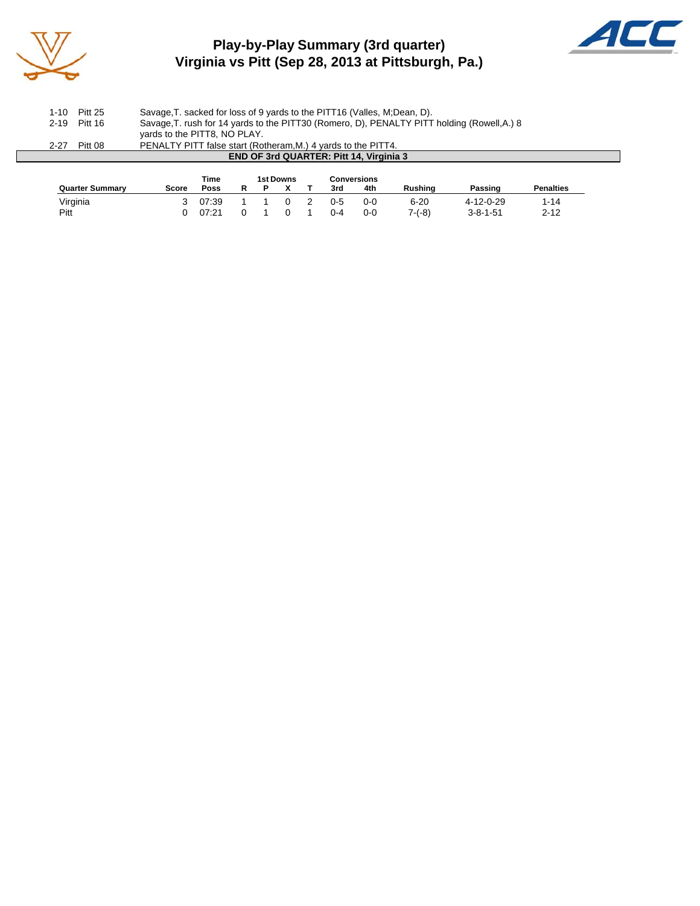# Play-by-Play Summary (3rd quarter)
## Virginia vs Pitt (Sep 28, 2013 at Pittsburgh, Pa.)

| | | |
|---|---|---|
| 1-10 | Pitt 25 | Savage,T. sacked for loss of 9 yards to the PITT16 (Valles, M;Dean, D). |
| 2-19 | Pitt 16 | Savage,T. rush for 14 yards to the PITT30 (Romero, D), PENALTY PITT holding (Rowell,A.) 8 yards to the PITT8, NO PLAY. |
| 2-27 | Pitt 08 | PENALTY PITT false start (Rotheram,M.) 4 yards to the PITT4. |

**END OF 3rd QUARTER: Pitt 14, Virginia 3**

| Quarter Summary | Score | Time Poss | 1st Downs R | P | X | T | Conversions 3rd | 4th | Rushing | Passing | Penalties |
|---|---|---|---|---|---|---|---|---|---|---|---|
| Virginia | 3 | 07:39 | 1 | 1 | 0 | 2 | 0-5 | 0-0 | 6-20 | 4-12-0-29 | 1-14 |
| Pitt | 0 | 07:21 | 0 | 1 | 0 | 1 | 0-4 | 0-0 | 7-(-8) | 3-8-1-51 | 2-12 |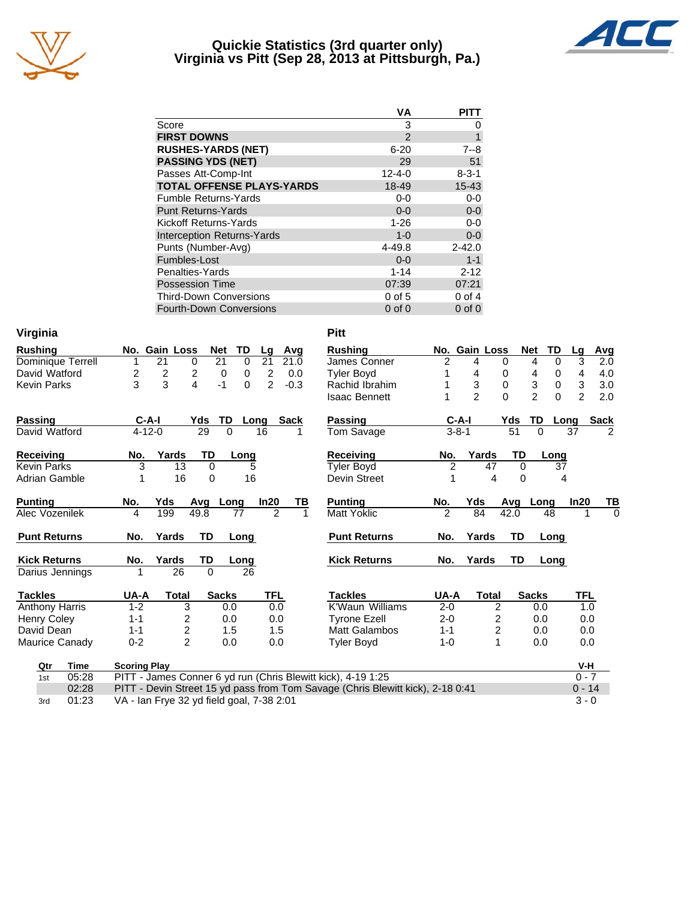# Quickie Statistics (3rd quarter only)
## Virginia vs Pitt (Sep 28, 2013 at Pittsburgh, Pa.)

| | VA | PITT |
|---|---|---|
| Score | 3 | 0 |
| **FIRST DOWNS** | 2 | 1 |
| **RUSHES-YARDS (NET)** | 6-20 | 7--8 |
| **PASSING YDS (NET)** | 29 | 51 |
| Passes Att-Comp-Int | 12-4-0 | 8-3-1 |
| **TOTAL OFFENSE PLAYS-YARDS** | 18-49 | 15-43 |
| Fumble Returns-Yards | 0-0 | 0-0 |
| Punt Returns-Yards | 0-0 | 0-0 |
| Kickoff Returns-Yards | 1-26 | 0-0 |
| Interception Returns-Yards | 1-0 | 0-0 |
| Punts (Number-Avg) | 4-49.8 | 2-42.0 |
| Fumbles-Lost | 0-0 | 1-1 |
| Penalties-Yards | 1-14 | 2-12 |
| Possession Time | 07:39 | 07:21 |
| Third-Down Conversions | 0 of 5 | 0 of 4 |
| Fourth-Down Conversions | 0 of 0 | 0 of 0 |

### Virginia

| Rushing | No. | Gain | Loss | Net | TD | Lg | Avg |
|---|---|---|---|---|---|---|---|
| Dominique Terrell | 1 | 21 | 0 | 21 | 0 | 21 | 21.0 |
| David Watford | 2 | 2 | 2 | 0 | 0 | 2 | 0.0 |
| Kevin Parks | 3 | 3 | 4 | -1 | 0 | 2 | -0.3 |

| Passing | C-A-I | Yds | TD | Long | Sack |
|---|---|---|---|---|---|
| David Watford | 4-12-0 | 29 | 0 | 16 | 1 |

| Receiving | No. | Yards | TD | Long |
|---|---|---|---|---|
| Kevin Parks | 3 | 13 | 0 | 5 |
| Adrian Gamble | 1 | 16 | 0 | 16 |

| Punting | No. | Yds | Avg | Long | In20 | TB |
|---|---|---|---|---|---|---|
| Alec Vozenilek | 4 | 199 | 49.8 | 77 | 2 | 1 |

| Punt Returns | No. | Yards | TD | Long |
|---|---|---|---|---|

| Kick Returns | No. | Yards | TD | Long |
|---|---|---|---|---|
| Darius Jennings | 1 | 26 | 0 | 26 |

| Tackles | UA-A | Total | Sacks | TFL |
|---|---|---|---|---|
| Anthony Harris | 1-2 | 3 | 0.0 | 0.0 |
| Henry Coley | 1-1 | 2 | 0.0 | 0.0 |
| David Dean | 1-1 | 2 | 1.5 | 1.5 |
| Maurice Canady | 0-2 | 2 | 0.0 | 0.0 |

### Pitt

| Rushing | No. | Gain | Loss | Net | TD | Lg | Avg |
|---|---|---|---|---|---|---|---|
| James Conner | 2 | 4 | 0 | 4 | 0 | 3 | 2.0 |
| Tyler Boyd | 1 | 4 | 0 | 4 | 0 | 4 | 4.0 |
| Rachid Ibrahim | 1 | 3 | 0 | 3 | 0 | 3 | 3.0 |
| Isaac Bennett | 1 | 2 | 0 | 2 | 0 | 2 | 2.0 |

| Passing | C-A-I | Yds | TD | Long | Sack |
|---|---|---|---|---|---|
| Tom Savage | 3-8-1 | 51 | 0 | 37 | 2 |

| Receiving | No. | Yards | TD | Long |
|---|---|---|---|---|
| Tyler Boyd | 2 | 47 | 0 | 37 |
| Devin Street | 1 | 4 | 0 | 4 |

| Punting | No. | Yds | Avg | Long | In20 | TB |
|---|---|---|---|---|---|---|
| Matt Yoklic | 2 | 84 | 42.0 | 48 | 1 | 0 |

| Punt Returns | No. | Yards | TD | Long |
|---|---|---|---|---|

| Kick Returns | No. | Yards | TD | Long |
|---|---|---|---|---|

| Tackles | UA-A | Total | Sacks | TFL |
|---|---|---|---|---|
| K'Waun Williams | 2-0 | 2 | 0.0 | 1.0 |
| Tyrone Ezell | 2-0 | 2 | 0.0 | 0.0 |
| Matt Galambos | 1-1 | 2 | 0.0 | 0.0 |
| Tyler Boyd | 1-0 | 1 | 0.0 | 0.0 |

| Qtr | Time | Scoring Play | V-H |
|---|---|---|---|
| 1st | 05:28 | PITT - James Conner 6 yd run (Chris Blewitt kick), 4-19 1:25 | 0 - 7 |
| | 02:28 | PITT - Devin Street 15 yd pass from Tom Savage (Chris Blewitt kick), 2-18 0:41 | 0 - 14 |
| 3rd | 01:23 | VA - Ian Frye 32 yd field goal, 7-38 2:01 | 3 - 0 |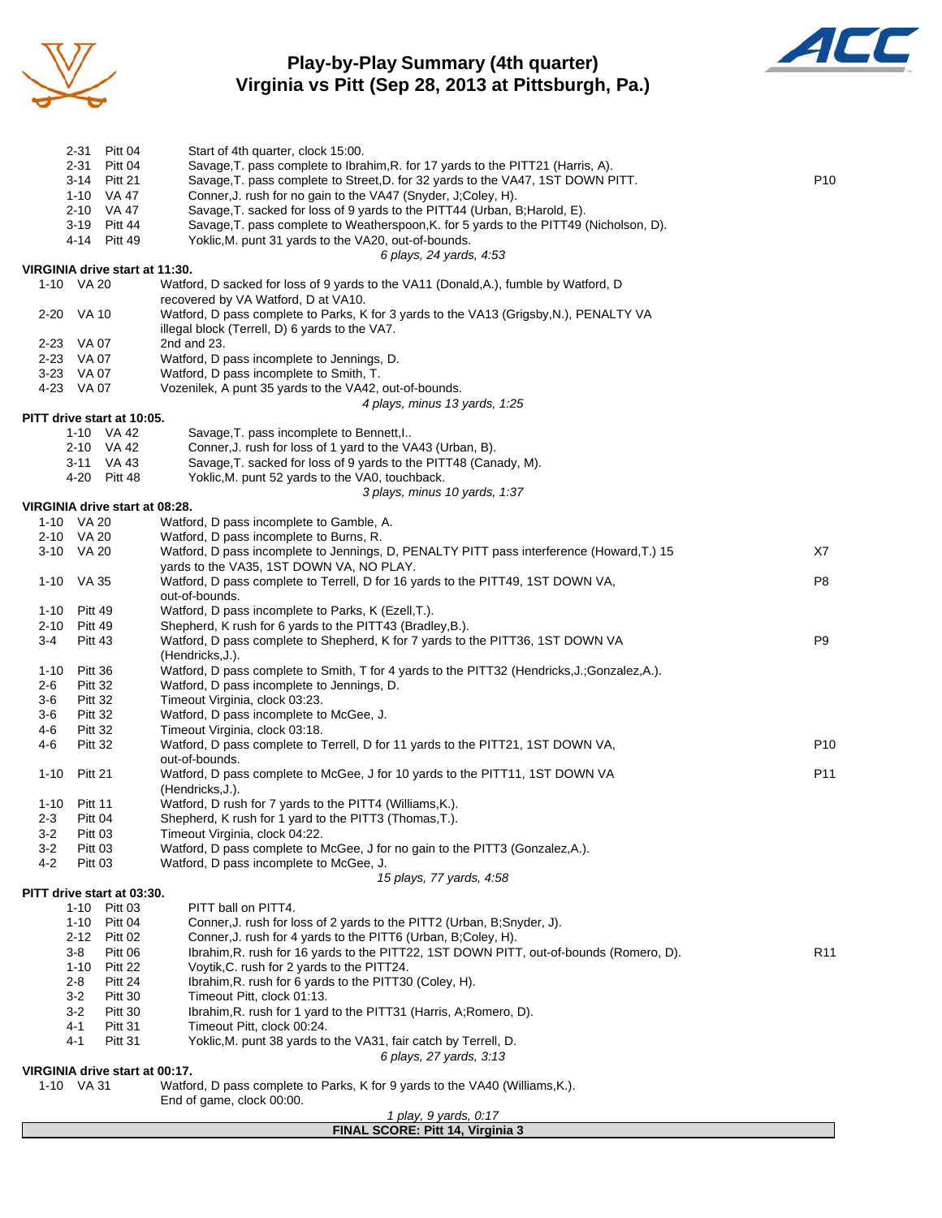# Play-by-Play Summary (4th quarter)
## Virginia vs Pitt (Sep 28, 2013 at Pittsburgh, Pa.)

| Down | Spot | Play | |
|---|---|---|---|
| 2-31 | Pitt 04 | Start of 4th quarter, clock 15:00. | |
| 2-31 | Pitt 04 | Savage,T. pass complete to Ibrahim,R. for 17 yards to the PITT21 (Harris, A). | |
| 3-14 | Pitt 21 | Savage,T. pass complete to Street,D. for 32 yards to the VA47, 1ST DOWN PITT. | P10 |
| 1-10 | VA 47 | Conner,J. rush for no gain to the VA47 (Snyder, J;Coley, H). | |
| 2-10 | VA 47 | Savage,T. sacked for loss of 9 yards to the PITT44 (Urban, B;Harold, E). | |
| 3-19 | Pitt 44 | Savage,T. pass complete to Weatherspoon,K. for 5 yards to the PITT49 (Nicholson, D). | |
| 4-14 | Pitt 49 | Yoklic,M. punt 31 yards to the VA20, out-of-bounds. | |
| | | *6 plays, 24 yards, 4:53* | |

**VIRGINIA drive start at 11:30.**

| Down | Spot | Play | |
|---|---|---|---|
| 1-10 | VA 20 | Watford, D sacked for loss of 9 yards to the VA11 (Donald,A.), fumble by Watford, D recovered by VA Watford, D at VA10. | |
| 2-20 | VA 10 | Watford, D pass complete to Parks, K for 3 yards to the VA13 (Grigsby,N.), PENALTY VA illegal block (Terrell, D) 6 yards to the VA7. | |
| 2-23 | VA 07 | 2nd and 23. | |
| 2-23 | VA 07 | Watford, D pass incomplete to Jennings, D. | |
| 3-23 | VA 07 | Watford, D pass incomplete to Smith, T. | |
| 4-23 | VA 07 | Vozenilek, A punt 35 yards to the VA42, out-of-bounds. | |
| | | *4 plays, minus 13 yards, 1:25* | |

**PITT drive start at 10:05.**

| Down | Spot | Play | |
|---|---|---|---|
| 1-10 | VA 42 | Savage,T. pass incomplete to Bennett,I.. | |
| 2-10 | VA 42 | Conner,J. rush for loss of 1 yard to the VA43 (Urban, B). | |
| 3-11 | VA 43 | Savage,T. sacked for loss of 9 yards to the PITT48 (Canady, M). | |
| 4-20 | Pitt 48 | Yoklic,M. punt 52 yards to the VA0, touchback. | |
| | | *3 plays, minus 10 yards, 1:37* | |

**VIRGINIA drive start at 08:28.**

| Down | Spot | Play | |
|---|---|---|---|
| 1-10 | VA 20 | Watford, D pass incomplete to Gamble, A. | |
| 2-10 | VA 20 | Watford, D pass incomplete to Burns, R. | |
| 3-10 | VA 20 | Watford, D pass incomplete to Jennings, D, PENALTY PITT pass interference (Howard,T.) 15 yards to the VA35, 1ST DOWN VA, NO PLAY. | X7 |
| 1-10 | VA 35 | Watford, D pass complete to Terrell, D for 16 yards to the PITT49, 1ST DOWN VA, out-of-bounds. | P8 |
| 1-10 | Pitt 49 | Watford, D pass incomplete to Parks, K (Ezell,T.). | |
| 2-10 | Pitt 49 | Shepherd, K rush for 6 yards to the PITT43 (Bradley,B.). | |
| 3-4 | Pitt 43 | Watford, D pass complete to Shepherd, K for 7 yards to the PITT36, 1ST DOWN VA (Hendricks,J.). | P9 |
| 1-10 | Pitt 36 | Watford, D pass complete to Smith, T for 4 yards to the PITT32 (Hendricks,J.;Gonzalez,A.). | |
| 2-6 | Pitt 32 | Watford, D pass incomplete to Jennings, D. | |
| 3-6 | Pitt 32 | Timeout Virginia, clock 03:23. | |
| 3-6 | Pitt 32 | Watford, D pass incomplete to McGee, J. | |
| 4-6 | Pitt 32 | Timeout Virginia, clock 03:18. | |
| 4-6 | Pitt 32 | Watford, D pass complete to Terrell, D for 11 yards to the PITT21, 1ST DOWN VA, out-of-bounds. | P10 |
| 1-10 | Pitt 21 | Watford, D pass complete to McGee, J for 10 yards to the PITT11, 1ST DOWN VA (Hendricks,J.). | P11 |
| 1-10 | Pitt 11 | Watford, D rush for 7 yards to the PITT4 (Williams,K.). | |
| 2-3 | Pitt 04 | Shepherd, K rush for 1 yard to the PITT3 (Thomas,T.). | |
| 3-2 | Pitt 03 | Timeout Virginia, clock 04:22. | |
| 3-2 | Pitt 03 | Watford, D pass complete to McGee, J for no gain to the PITT3 (Gonzalez,A.). | |
| 4-2 | Pitt 03 | Watford, D pass incomplete to McGee, J. | |
| | | *15 plays, 77 yards, 4:58* | |

**PITT drive start at 03:30.**

| Down | Spot | Play | |
|---|---|---|---|
| 1-10 | Pitt 03 | PITT ball on PITT4. | |
| 1-10 | Pitt 04 | Conner,J. rush for loss of 2 yards to the PITT2 (Urban, B;Snyder, J). | |
| 2-12 | Pitt 02 | Conner,J. rush for 4 yards to the PITT6 (Urban, B;Coley, H). | |
| 3-8 | Pitt 06 | Ibrahim,R. rush for 16 yards to the PITT22, 1ST DOWN PITT, out-of-bounds (Romero, D). | R11 |
| 1-10 | Pitt 22 | Voytik,C. rush for 2 yards to the PITT24. | |
| 2-8 | Pitt 24 | Ibrahim,R. rush for 6 yards to the PITT30 (Coley, H). | |
| 3-2 | Pitt 30 | Timeout Pitt, clock 01:13. | |
| 3-2 | Pitt 30 | Ibrahim,R. rush for 1 yard to the PITT31 (Harris, A;Romero, D). | |
| 4-1 | Pitt 31 | Timeout Pitt, clock 00:24. | |
| 4-1 | Pitt 31 | Yoklic,M. punt 38 yards to the VA31, fair catch by Terrell, D. | |
| | | *6 plays, 27 yards, 3:13* | |

**VIRGINIA drive start at 00:17.**

| Down | Spot | Play | |
|---|---|---|---|
| 1-10 | VA 31 | Watford, D pass complete to Parks, K for 9 yards to the VA40 (Williams,K.). | |
| | | End of game, clock 00:00. | |
| | | *1 play, 9 yards, 0:17* | |

**FINAL SCORE: Pitt 14, Virginia 3**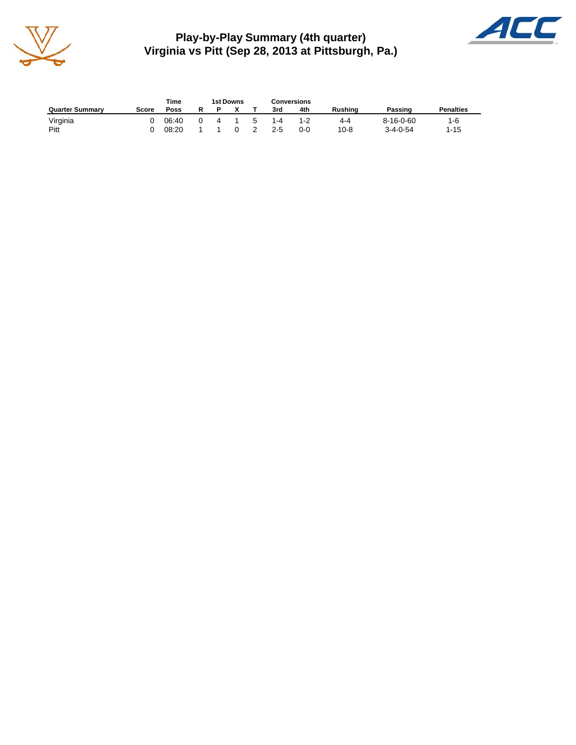# Play-by-Play Summary (4th quarter)
## Virginia vs Pitt (Sep 28, 2013 at Pittsburgh, Pa.)

| Quarter Summary | Score | Time Poss | 1st Downs R | 1st Downs P | 1st Downs X | 1st Downs T | Conversions 3rd | Conversions 4th | Rushing | Passing | Penalties |
|---|---|---|---|---|---|---|---|---|---|---|---|
| Virginia | 0 | 06:40 | 0 | 4 | 1 | 5 | 1-4 | 1-2 | 4-4 | 8-16-0-60 | 1-6 |
| Pitt | 0 | 08:20 | 1 | 1 | 0 | 2 | 2-5 | 0-0 | 10-8 | 3-4-0-54 | 1-15 |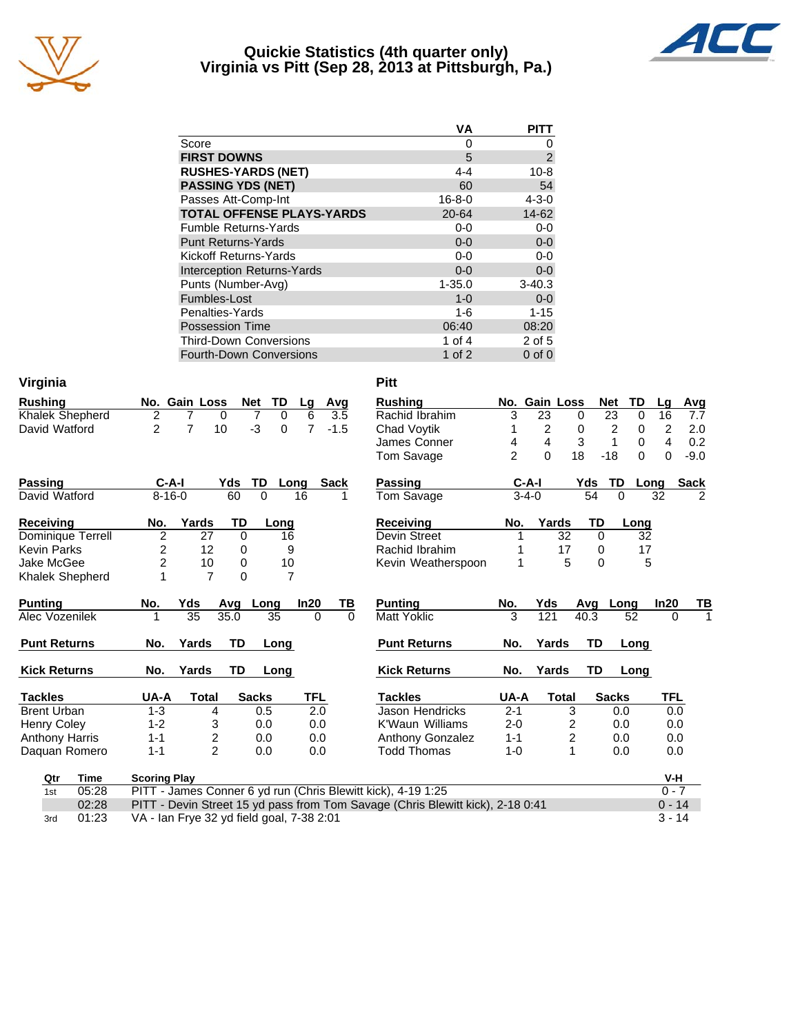# Quickie Statistics (4th quarter only)
## Virginia vs Pitt (Sep 28, 2013 at Pittsburgh, Pa.)

| | VA | PITT |
|---|---|---|
| Score | 0 | 0 |
| **FIRST DOWNS** | 5 | 2 |
| **RUSHES-YARDS (NET)** | 4-4 | 10-8 |
| **PASSING YDS (NET)** | 60 | 54 |
| Passes Att-Comp-Int | 16-8-0 | 4-3-0 |
| **TOTAL OFFENSE PLAYS-YARDS** | 20-64 | 14-62 |
| Fumble Returns-Yards | 0-0 | 0-0 |
| Punt Returns-Yards | 0-0 | 0-0 |
| Kickoff Returns-Yards | 0-0 | 0-0 |
| Interception Returns-Yards | 0-0 | 0-0 |
| Punts (Number-Avg) | 1-35.0 | 3-40.3 |
| Fumbles-Lost | 1-0 | 0-0 |
| Penalties-Yards | 1-6 | 1-15 |
| Possession Time | 06:40 | 08:20 |
| Third-Down Conversions | 1 of 4 | 2 of 5 |
| Fourth-Down Conversions | 1 of 2 | 0 of 0 |

### Virginia

| Rushing | No. | Gain | Loss | Net | TD | Lg | Avg |
|---|---|---|---|---|---|---|---|
| Khalek Shepherd | 2 | 7 | 0 | 7 | 0 | 6 | 3.5 |
| David Watford | 2 | 7 | 10 | -3 | 0 | 7 | -1.5 |

| Passing | C-A-I | Yds | TD | Long | Sack |
|---|---|---|---|---|---|
| David Watford | 8-16-0 | 60 | 0 | 16 | 1 |

| Receiving | No. | Yards | TD | Long |
|---|---|---|---|---|
| Dominique Terrell | 2 | 27 | 0 | 16 |
| Kevin Parks | 2 | 12 | 0 | 9 |
| Jake McGee | 2 | 10 | 0 | 10 |
| Khalek Shepherd | 1 | 7 | 0 | 7 |

| Punting | No. | Yds | Avg | Long | In20 | TB |
|---|---|---|---|---|---|---|
| Alec Vozenilek | 1 | 35 | 35.0 | 35 | 0 | 0 |

| Punt Returns | No. | Yards | TD | Long |
|---|---|---|---|---|

| Kick Returns | No. | Yards | TD | Long |
|---|---|---|---|---|

| Tackles | UA-A | Total | Sacks | TFL |
|---|---|---|---|---|
| Brent Urban | 1-3 | 4 | 0.5 | 2.0 |
| Henry Coley | 1-2 | 3 | 0.0 | 0.0 |
| Anthony Harris | 1-1 | 2 | 0.0 | 0.0 |
| Daquan Romero | 1-1 | 2 | 0.0 | 0.0 |

### Pitt

| Rushing | No. | Gain | Loss | Net | TD | Lg | Avg |
|---|---|---|---|---|---|---|---|
| Rachid Ibrahim | 3 | 23 | 0 | 23 | 0 | 16 | 7.7 |
| Chad Voytik | 1 | 2 | 0 | 2 | 0 | 2 | 2.0 |
| James Conner | 4 | 4 | 3 | 1 | 0 | 4 | 0.2 |
| Tom Savage | 2 | 0 | 18 | -18 | 0 | 0 | -9.0 |

| Passing | C-A-I | Yds | TD | Long | Sack |
|---|---|---|---|---|---|
| Tom Savage | 3-4-0 | 54 | 0 | 32 | 2 |

| Receiving | No. | Yards | TD | Long |
|---|---|---|---|---|
| Devin Street | 1 | 32 | 0 | 32 |
| Rachid Ibrahim | 1 | 17 | 0 | 17 |
| Kevin Weatherspoon | 1 | 5 | 0 | 5 |

| Punting | No. | Yds | Avg | Long | In20 | TB |
|---|---|---|---|---|---|---|
| Matt Yoklic | 3 | 121 | 40.3 | 52 | 0 | 1 |

| Punt Returns | No. | Yards | TD | Long |
|---|---|---|---|---|

| Kick Returns | No. | Yards | TD | Long |
|---|---|---|---|---|

| Tackles | UA-A | Total | Sacks | TFL |
|---|---|---|---|---|
| Jason Hendricks | 2-1 | 3 | 0.0 | 0.0 |
| K'Waun Williams | 2-0 | 2 | 0.0 | 0.0 |
| Anthony Gonzalez | 1-1 | 2 | 0.0 | 0.0 |
| Todd Thomas | 1-0 | 1 | 0.0 | 0.0 |

| Qtr | Time | Scoring Play | V-H |
|---|---|---|---|
| 1st | 05:28 | PITT - James Conner 6 yd run (Chris Blewitt kick), 4-19 1:25 | 0 - 7 |
| | 02:28 | PITT - Devin Street 15 yd pass from Tom Savage (Chris Blewitt kick), 2-18 0:41 | 0 - 14 |
| 3rd | 01:23 | VA - Ian Frye 32 yd field goal, 7-38 2:01 | 3 - 14 |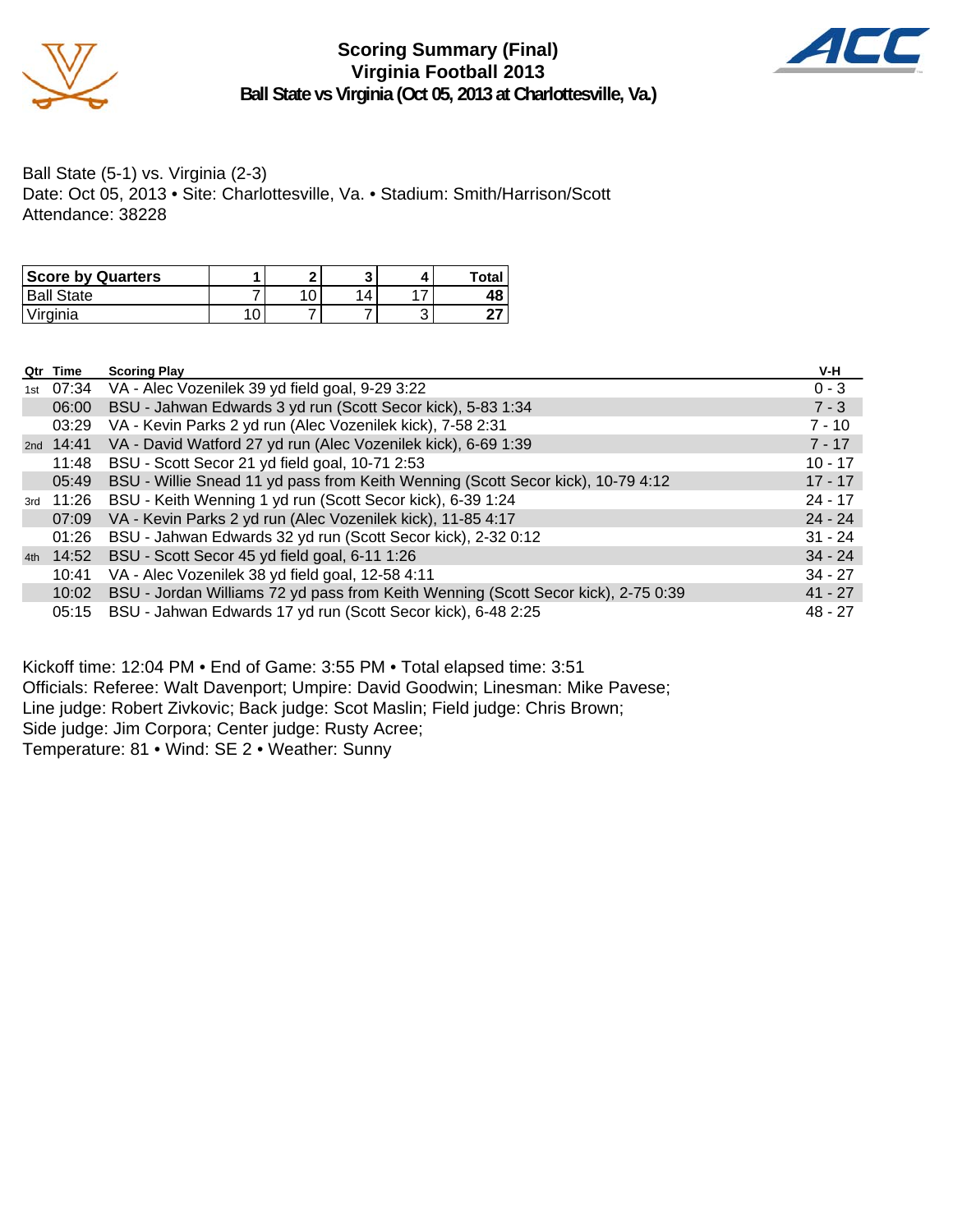# Scoring Summary (Final)
## Virginia Football 2013
### Ball State vs Virginia (Oct 05, 2013 at Charlottesville, Va.)

Ball State (5-1) vs. Virginia (2-3)
Date: Oct 05, 2013 • Site: Charlottesville, Va. • Stadium: Smith/Harrison/Scott
Attendance: 38228

| Score by Quarters | 1 | 2 | 3 | 4 | Total |
|---|---|---|---|---|---|
| Ball State | 7 | 10 | 14 | 17 | 48 |
| Virginia | 10 | 7 | 7 | 3 | 27 |

| Qtr | Time | Scoring Play | V-H |
|---|---|---|---|
| 1st | 07:34 | VA - Alec Vozenilek 39 yd field goal, 9-29 3:22 | 0 - 3 |
| | 06:00 | BSU - Jahwan Edwards 3 yd run (Scott Secor kick), 5-83 1:34 | 7 - 3 |
| | 03:29 | VA - Kevin Parks 2 yd run (Alec Vozenilek kick), 7-58 2:31 | 7 - 10 |
| 2nd | 14:41 | VA - David Watford 27 yd run (Alec Vozenilek kick), 6-69 1:39 | 7 - 17 |
| | 11:48 | BSU - Scott Secor 21 yd field goal, 10-71 2:53 | 10 - 17 |
| | 05:49 | BSU - Willie Snead 11 yd pass from Keith Wenning (Scott Secor kick), 10-79 4:12 | 17 - 17 |
| 3rd | 11:26 | BSU - Keith Wenning 1 yd run (Scott Secor kick), 6-39 1:24 | 24 - 17 |
| | 07:09 | VA - Kevin Parks 2 yd run (Alec Vozenilek kick), 11-85 4:17 | 24 - 24 |
| | 01:26 | BSU - Jahwan Edwards 32 yd run (Scott Secor kick), 2-32 0:12 | 31 - 24 |
| 4th | 14:52 | BSU - Scott Secor 45 yd field goal, 6-11 1:26 | 34 - 24 |
| | 10:41 | VA - Alec Vozenilek 38 yd field goal, 12-58 4:11 | 34 - 27 |
| | 10:02 | BSU - Jordan Williams 72 yd pass from Keith Wenning (Scott Secor kick), 2-75 0:39 | 41 - 27 |
| | 05:15 | BSU - Jahwan Edwards 17 yd run (Scott Secor kick), 6-48 2:25 | 48 - 27 |

Kickoff time: 12:04 PM • End of Game: 3:55 PM • Total elapsed time: 3:51
Officials: Referee: Walt Davenport; Umpire: David Goodwin; Linesman: Mike Pavese;
Line judge: Robert Zivkovic; Back judge: Scot Maslin; Field judge: Chris Brown;
Side judge: Jim Corpora; Center judge: Rusty Acree;
Temperature: 81 • Wind: SE 2 • Weather: Sunny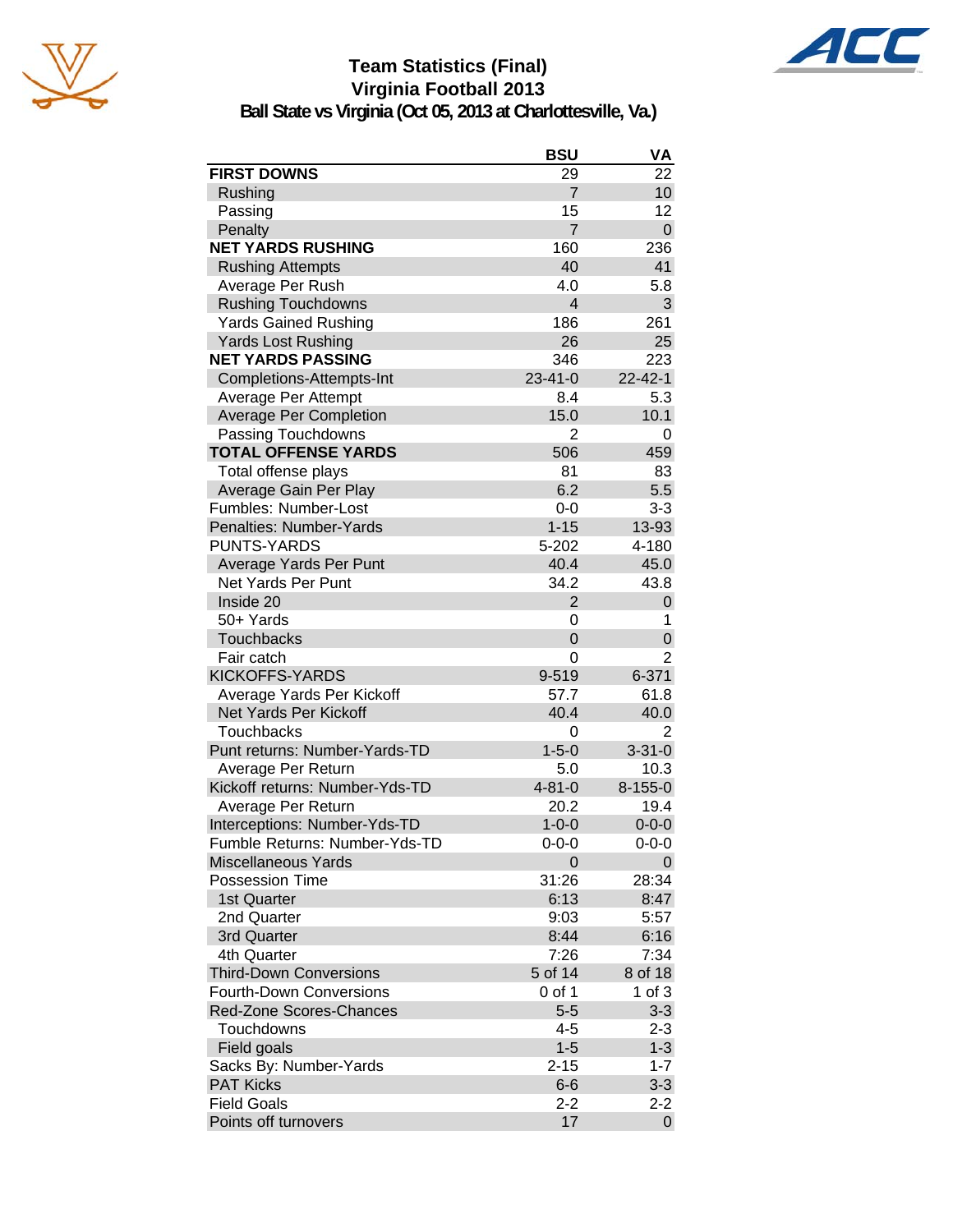# Team Statistics (Final)
## Virginia Football 2013
### Ball State vs Virginia (Oct 05, 2013 at Charlottesville, Va.)

| | BSU | VA |
|---|---|---|
| **FIRST DOWNS** | 29 | 22 |
| Rushing | 7 | 10 |
| Passing | 15 | 12 |
| Penalty | 7 | 0 |
| **NET YARDS RUSHING** | 160 | 236 |
| Rushing Attempts | 40 | 41 |
| Average Per Rush | 4.0 | 5.8 |
| Rushing Touchdowns | 4 | 3 |
| Yards Gained Rushing | 186 | 261 |
| Yards Lost Rushing | 26 | 25 |
| **NET YARDS PASSING** | 346 | 223 |
| Completions-Attempts-Int | 23-41-0 | 22-42-1 |
| Average Per Attempt | 8.4 | 5.3 |
| Average Per Completion | 15.0 | 10.1 |
| Passing Touchdowns | 2 | 0 |
| **TOTAL OFFENSE YARDS** | 506 | 459 |
| Total offense plays | 81 | 83 |
| Average Gain Per Play | 6.2 | 5.5 |
| Fumbles: Number-Lost | 0-0 | 3-3 |
| Penalties: Number-Yards | 1-15 | 13-93 |
| PUNTS-YARDS | 5-202 | 4-180 |
| Average Yards Per Punt | 40.4 | 45.0 |
| Net Yards Per Punt | 34.2 | 43.8 |
| Inside 20 | 2 | 0 |
| 50+ Yards | 0 | 1 |
| Touchbacks | 0 | 0 |
| Fair catch | 0 | 2 |
| KICKOFFS-YARDS | 9-519 | 6-371 |
| Average Yards Per Kickoff | 57.7 | 61.8 |
| Net Yards Per Kickoff | 40.4 | 40.0 |
| Touchbacks | 0 | 2 |
| Punt returns: Number-Yards-TD | 1-5-0 | 3-31-0 |
| Average Per Return | 5.0 | 10.3 |
| Kickoff returns: Number-Yds-TD | 4-81-0 | 8-155-0 |
| Average Per Return | 20.2 | 19.4 |
| Interceptions: Number-Yds-TD | 1-0-0 | 0-0-0 |
| Fumble Returns: Number-Yds-TD | 0-0-0 | 0-0-0 |
| Miscellaneous Yards | 0 | 0 |
| Possession Time | 31:26 | 28:34 |
| 1st Quarter | 6:13 | 8:47 |
| 2nd Quarter | 9:03 | 5:57 |
| 3rd Quarter | 8:44 | 6:16 |
| 4th Quarter | 7:26 | 7:34 |
| Third-Down Conversions | 5 of 14 | 8 of 18 |
| Fourth-Down Conversions | 0 of 1 | 1 of 3 |
| Red-Zone Scores-Chances | 5-5 | 3-3 |
| Touchdowns | 4-5 | 2-3 |
| Field goals | 1-5 | 1-3 |
| Sacks By: Number-Yards | 2-15 | 1-7 |
| PAT Kicks | 6-6 | 3-3 |
| Field Goals | 2-2 | 2-2 |
| Points off turnovers | 17 | 0 |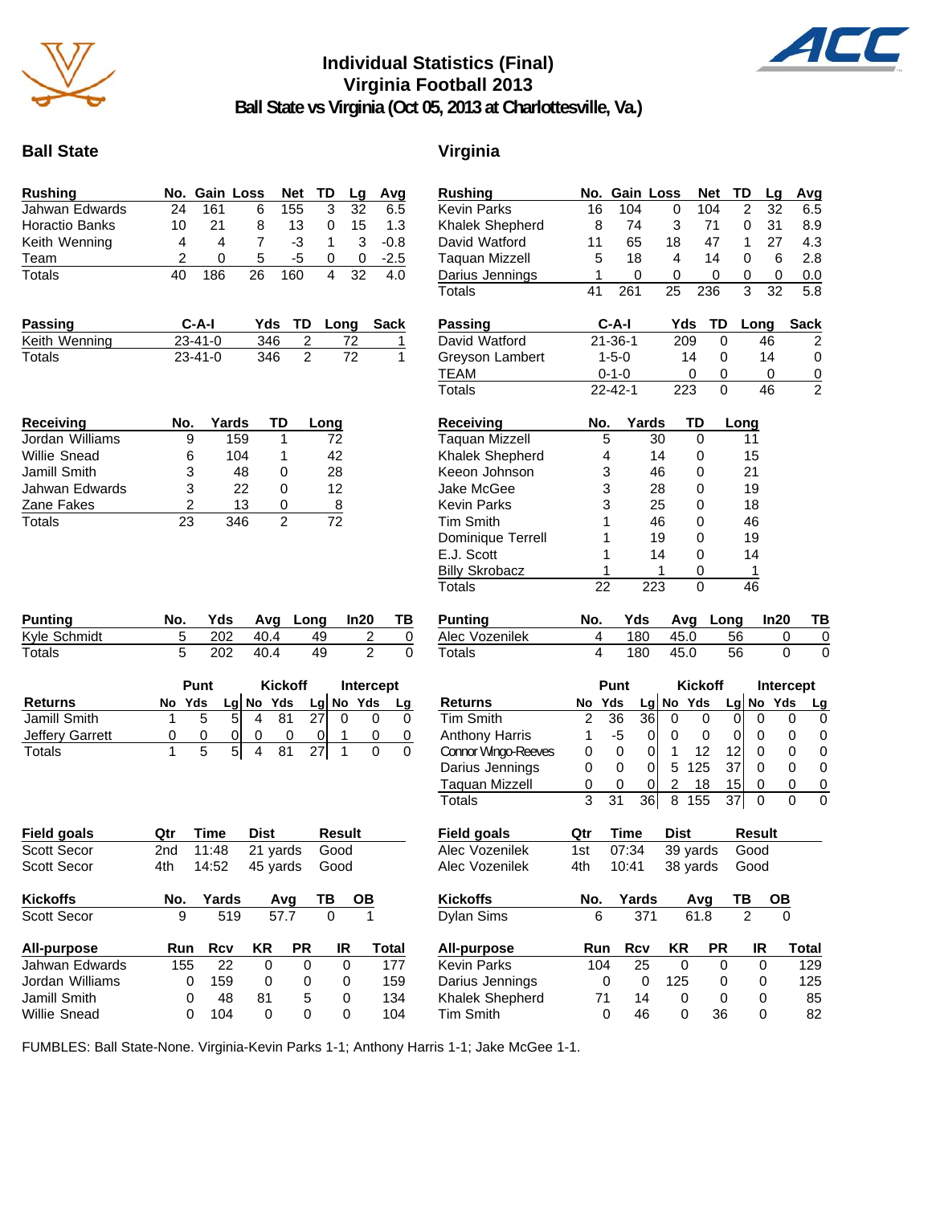# Individual Statistics (Final)
## Virginia Football 2013
### Ball State vs Virginia (Oct 05, 2013 at Charlottesville, Va.)

## Ball State

| Rushing | No. | Gain | Loss | Net | TD | Lg | Avg |
|---|---|---|---|---|---|---|---|
| Jahwan Edwards | 24 | 161 | 6 | 155 | 3 | 32 | 6.5 |
| Horactio Banks | 10 | 21 | 8 | 13 | 0 | 15 | 1.3 |
| Keith Wenning | 4 | 4 | 7 | -3 | 1 | 3 | -0.8 |
| Team | 2 | 0 | 5 | -5 | 0 | 0 | -2.5 |
| Totals | 40 | 186 | 26 | 160 | 4 | 32 | 4.0 |

| Passing | C-A-I | Yds | TD | Long | Sack |
|---|---|---|---|---|---|
| Keith Wenning | 23-41-0 | 346 | 2 | 72 | 1 |
| Totals | 23-41-0 | 346 | 2 | 72 | 1 |

| Receiving | No. | Yards | TD | Long |
|---|---|---|---|---|
| Jordan Williams | 9 | 159 | 1 | 72 |
| Willie Snead | 6 | 104 | 1 | 42 |
| Jamill Smith | 3 | 48 | 0 | 28 |
| Jahwan Edwards | 3 | 22 | 0 | 12 |
| Zane Fakes | 2 | 13 | 0 | 8 |
| Totals | 23 | 346 | 2 | 72 |

| Punting | No. | Yds | Avg | Long | In20 | TB |
|---|---|---|---|---|---|---|
| Kyle Schmidt | 5 | 202 | 40.4 | 49 | 2 | 0 |
| Totals | 5 | 202 | 40.4 | 49 | 2 | 0 |

| | Punt | | | Kickoff | | | Intercept | | |
|---|---|---|---|---|---|---|---|---|---|
| Returns | No | Yds | Lg | No | Yds | Lg | No | Yds | Lg |
| Jamill Smith | 1 | 5 | 5 | 4 | 81 | 27 | 0 | 0 | 0 |
| Jeffery Garrett | 0 | 0 | 0 | 0 | 0 | 0 | 1 | 0 | 0 |
| Totals | 1 | 5 | 5 | 4 | 81 | 27 | 1 | 0 | 0 |

| Field goals | Qtr | Time | Dist | Result |
|---|---|---|---|---|
| Scott Secor | 2nd | 11:48 | 21 yards | Good |
| Scott Secor | 4th | 14:52 | 45 yards | Good |

| Kickoffs | No. | Yards | Avg | TB | OB |
|---|---|---|---|---|---|
| Scott Secor | 9 | 519 | 57.7 | 0 | 1 |

| All-purpose | Run | Rcv | KR | PR | IR | Total |
|---|---|---|---|---|---|---|
| Jahwan Edwards | 155 | 22 | 0 | 0 | 0 | 177 |
| Jordan Williams | 0 | 159 | 0 | 0 | 0 | 159 |
| Jamill Smith | 0 | 48 | 81 | 5 | 0 | 134 |
| Willie Snead | 0 | 104 | 0 | 0 | 0 | 104 |

## Virginia

| Rushing | No. | Gain | Loss | Net | TD | Lg | Avg |
|---|---|---|---|---|---|---|---|
| Kevin Parks | 16 | 104 | 0 | 104 | 2 | 32 | 6.5 |
| Khalek Shepherd | 8 | 74 | 3 | 71 | 0 | 31 | 8.9 |
| David Watford | 11 | 65 | 18 | 47 | 1 | 27 | 4.3 |
| Taquan Mizzell | 5 | 18 | 4 | 14 | 0 | 6 | 2.8 |
| Darius Jennings | 1 | 0 | 0 | 0 | 0 | 0 | 0.0 |
| Totals | 41 | 261 | 25 | 236 | 3 | 32 | 5.8 |

| Passing | C-A-I | Yds | TD | Long | Sack |
|---|---|---|---|---|---|
| David Watford | 21-36-1 | 209 | 0 | 46 | 2 |
| Greyson Lambert | 1-5-0 | 14 | 0 | 14 | 0 |
| TEAM | 0-1-0 | 0 | 0 | 0 | 0 |
| Totals | 22-42-1 | 223 | 0 | 46 | 2 |

| Receiving | No. | Yards | TD | Long |
|---|---|---|---|---|
| Taquan Mizzell | 5 | 30 | 0 | 11 |
| Khalek Shepherd | 4 | 14 | 0 | 15 |
| Keeon Johnson | 3 | 46 | 0 | 21 |
| Jake McGee | 3 | 28 | 0 | 19 |
| Kevin Parks | 3 | 25 | 0 | 18 |
| Tim Smith | 1 | 46 | 0 | 46 |
| Dominique Terrell | 1 | 19 | 0 | 19 |
| E.J. Scott | 1 | 14 | 0 | 14 |
| Billy Skrobacz | 1 | 1 | 0 | 1 |
| Totals | 22 | 223 | 0 | 46 |

| Punting | No. | Yds | Avg | Long | In20 | TB |
|---|---|---|---|---|---|---|
| Alec Vozenilek | 4 | 180 | 45.0 | 56 | 0 | 0 |
| Totals | 4 | 180 | 45.0 | 56 | 0 | 0 |

| | Punt | | | Kickoff | | | Intercept | | |
|---|---|---|---|---|---|---|---|---|---|
| Returns | No | Yds | Lg | No | Yds | Lg | No | Yds | Lg |
| Tim Smith | 2 | 36 | 36 | 0 | 0 | 0 | 0 | 0 | 0 |
| Anthony Harris | 1 | -5 | 0 | 0 | 0 | 0 | 0 | 0 | 0 |
| Connor Wingo-Reeves | 0 | 0 | 0 | 1 | 12 | 12 | 0 | 0 | 0 |
| Darius Jennings | 0 | 0 | 0 | 5 | 125 | 37 | 0 | 0 | 0 |
| Taquan Mizzell | 0 | 0 | 0 | 2 | 18 | 15 | 0 | 0 | 0 |
| Totals | 3 | 31 | 36 | 8 | 155 | 37 | 0 | 0 | 0 |

| Field goals | Qtr | Time | Dist | Result |
|---|---|---|---|---|
| Alec Vozenilek | 1st | 07:34 | 39 yards | Good |
| Alec Vozenilek | 4th | 10:41 | 38 yards | Good |

| Kickoffs | No. | Yards | Avg | TB | OB |
|---|---|---|---|---|---|
| Dylan Sims | 6 | 371 | 61.8 | 2 | 0 |

| All-purpose | Run | Rcv | KR | PR | IR | Total |
|---|---|---|---|---|---|---|
| Kevin Parks | 104 | 25 | 0 | 0 | 0 | 129 |
| Darius Jennings | 0 | 0 | 125 | 0 | 0 | 125 |
| Khalek Shepherd | 71 | 14 | 0 | 0 | 0 | 85 |
| Tim Smith | 0 | 46 | 0 | 36 | 0 | 82 |

FUMBLES: Ball State-None. Virginia-Kevin Parks 1-1; Anthony Harris 1-1; Jake McGee 1-1.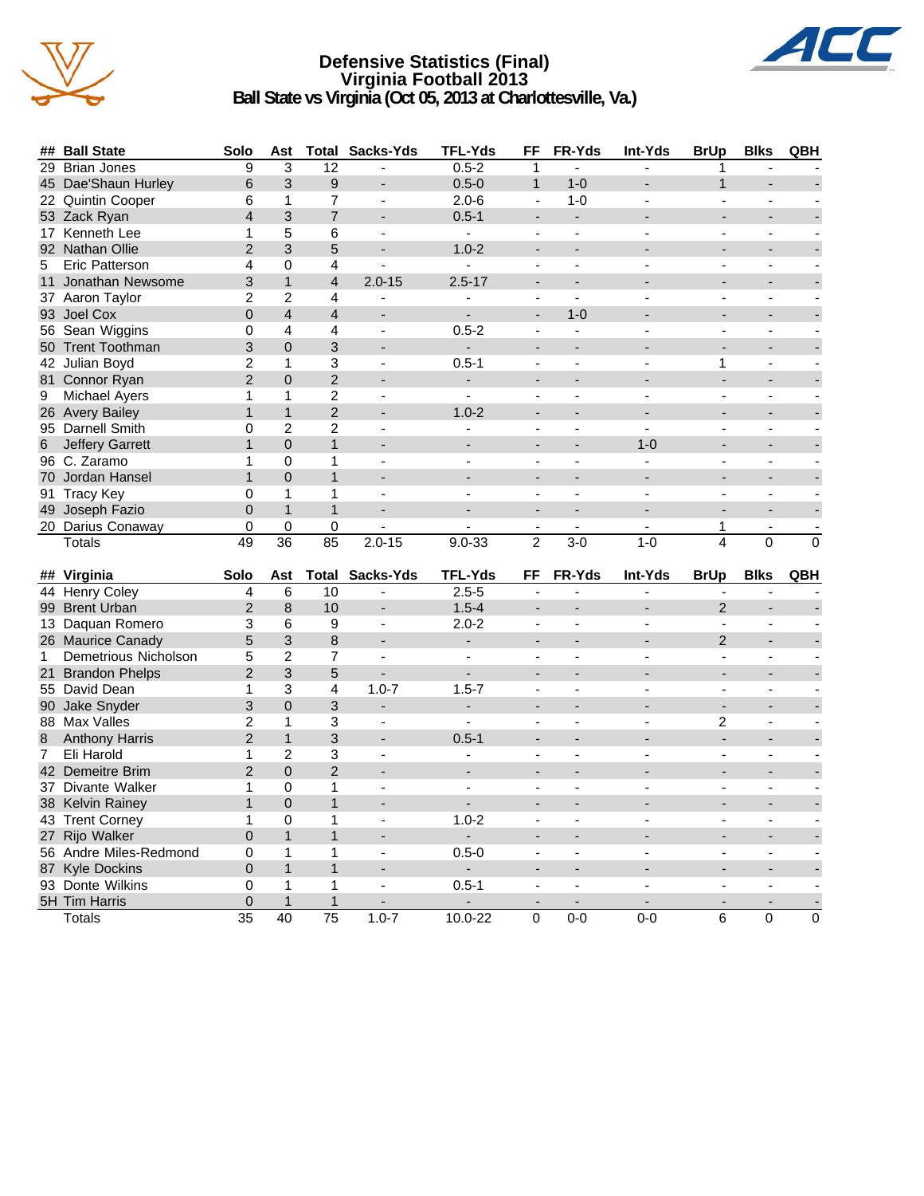# Defensive Statistics (Final)
## Virginia Football 2013
### Ball State vs Virginia (Oct 05, 2013 at Charlottesville, Va.)

| ## | Ball State | Solo | Ast | Total | Sacks-Yds | TFL-Yds | FF | FR-Yds | Int-Yds | BrUp | Blks | QBH |
|---|---|---|---|---|---|---|---|---|---|---|---|---|
| 29 | Brian Jones | 9 | 3 | 12 | - | 0.5-2 | 1 | - | - | 1 | - | - |
| 45 | Dae'Shaun Hurley | 6 | 3 | 9 | - | 0.5-0 | 1 | 1-0 | - | 1 | - | - |
| 22 | Quintin Cooper | 6 | 1 | 7 | - | 2.0-6 | - | 1-0 | - | - | - | - |
| 53 | Zack Ryan | 4 | 3 | 7 | - | 0.5-1 | - | - | - | - | - | - |
| 17 | Kenneth Lee | 1 | 5 | 6 | - | - | - | - | - | - | - | - |
| 92 | Nathan Ollie | 2 | 3 | 5 | - | 1.0-2 | - | - | - | - | - | - |
| 5 | Eric Patterson | 4 | 0 | 4 | - | - | - | - | - | - | - | - |
| 11 | Jonathan Newsome | 3 | 1 | 4 | 2.0-15 | 2.5-17 | - | - | - | - | - | - |
| 37 | Aaron Taylor | 2 | 2 | 4 | - | - | - | - | - | - | - | - |
| 93 | Joel Cox | 0 | 4 | 4 | - | - | - | 1-0 | - | - | - | - |
| 56 | Sean Wiggins | 0 | 4 | 4 | - | 0.5-2 | - | - | - | - | - | - |
| 50 | Trent Toothman | 3 | 0 | 3 | - | - | - | - | - | - | - | - |
| 42 | Julian Boyd | 2 | 1 | 3 | - | 0.5-1 | - | - | - | 1 | - | - |
| 81 | Connor Ryan | 2 | 0 | 2 | - | - | - | - | - | - | - | - |
| 9 | Michael Ayers | 1 | 1 | 2 | - | - | - | - | - | - | - | - |
| 26 | Avery Bailey | 1 | 1 | 2 | - | 1.0-2 | - | - | - | - | - | - |
| 95 | Darnell Smith | 0 | 2 | 2 | - | - | - | - | - | - | - | - |
| 6 | Jeffery Garrett | 1 | 0 | 1 | - | - | - | - | 1-0 | - | - | - |
| 96 | C. Zaramo | 1 | 0 | 1 | - | - | - | - | - | - | - | - |
| 70 | Jordan Hansel | 1 | 0 | 1 | - | - | - | - | - | - | - | - |
| 91 | Tracy Key | 0 | 1 | 1 | - | - | - | - | - | - | - | - |
| 49 | Joseph Fazio | 0 | 1 | 1 | - | - | - | - | - | - | - | - |
| 20 | Darius Conaway | 0 | 0 | 0 | - | - | - | - | - | 1 | - | - |
| | Totals | 49 | 36 | 85 | 2.0-15 | 9.0-33 | 2 | 3-0 | 1-0 | 4 | 0 | 0 |

| ## | Virginia | Solo | Ast | Total | Sacks-Yds | TFL-Yds | FF | FR-Yds | Int-Yds | BrUp | Blks | QBH |
|---|---|---|---|---|---|---|---|---|---|---|---|---|
| 44 | Henry Coley | 4 | 6 | 10 | - | 2.5-5 | - | - | - | - | - | - |
| 99 | Brent Urban | 2 | 8 | 10 | - | 1.5-4 | - | - | - | 2 | - | - |
| 13 | Daquan Romero | 3 | 6 | 9 | - | 2.0-2 | - | - | - | - | - | - |
| 26 | Maurice Canady | 5 | 3 | 8 | - | - | - | - | - | 2 | - | - |
| 1 | Demetrious Nicholson | 5 | 2 | 7 | - | - | - | - | - | - | - | - |
| 21 | Brandon Phelps | 2 | 3 | 5 | - | - | - | - | - | - | - | - |
| 55 | David Dean | 1 | 3 | 4 | 1.0-7 | 1.5-7 | - | - | - | - | - | - |
| 90 | Jake Snyder | 3 | 0 | 3 | - | - | - | - | - | - | - | - |
| 88 | Max Valles | 2 | 1 | 3 | - | - | - | - | - | 2 | - | - |
| 8 | Anthony Harris | 2 | 1 | 3 | - | 0.5-1 | - | - | - | - | - | - |
| 7 | Eli Harold | 1 | 2 | 3 | - | - | - | - | - | - | - | - |
| 42 | Demeitre Brim | 2 | 0 | 2 | - | - | - | - | - | - | - | - |
| 37 | Divante Walker | 1 | 0 | 1 | - | - | - | - | - | - | - | - |
| 38 | Kelvin Rainey | 1 | 0 | 1 | - | - | - | - | - | - | - | - |
| 43 | Trent Corney | 1 | 0 | 1 | - | 1.0-2 | - | - | - | - | - | - |
| 27 | Rijo Walker | 0 | 1 | 1 | - | - | - | - | - | - | - | - |
| 56 | Andre Miles-Redmond | 0 | 1 | 1 | - | 0.5-0 | - | - | - | - | - | - |
| 87 | Kyle Dockins | 0 | 1 | 1 | - | - | - | - | - | - | - | - |
| 93 | Donte Wilkins | 0 | 1 | 1 | - | 0.5-1 | - | - | - | - | - | - |
| 5H | Tim Harris | 0 | 1 | 1 | - | - | - | - | - | - | - | - |
| | Totals | 35 | 40 | 75 | 1.0-7 | 10.0-22 | 0 | 0-0 | 0-0 | 6 | 0 | 0 |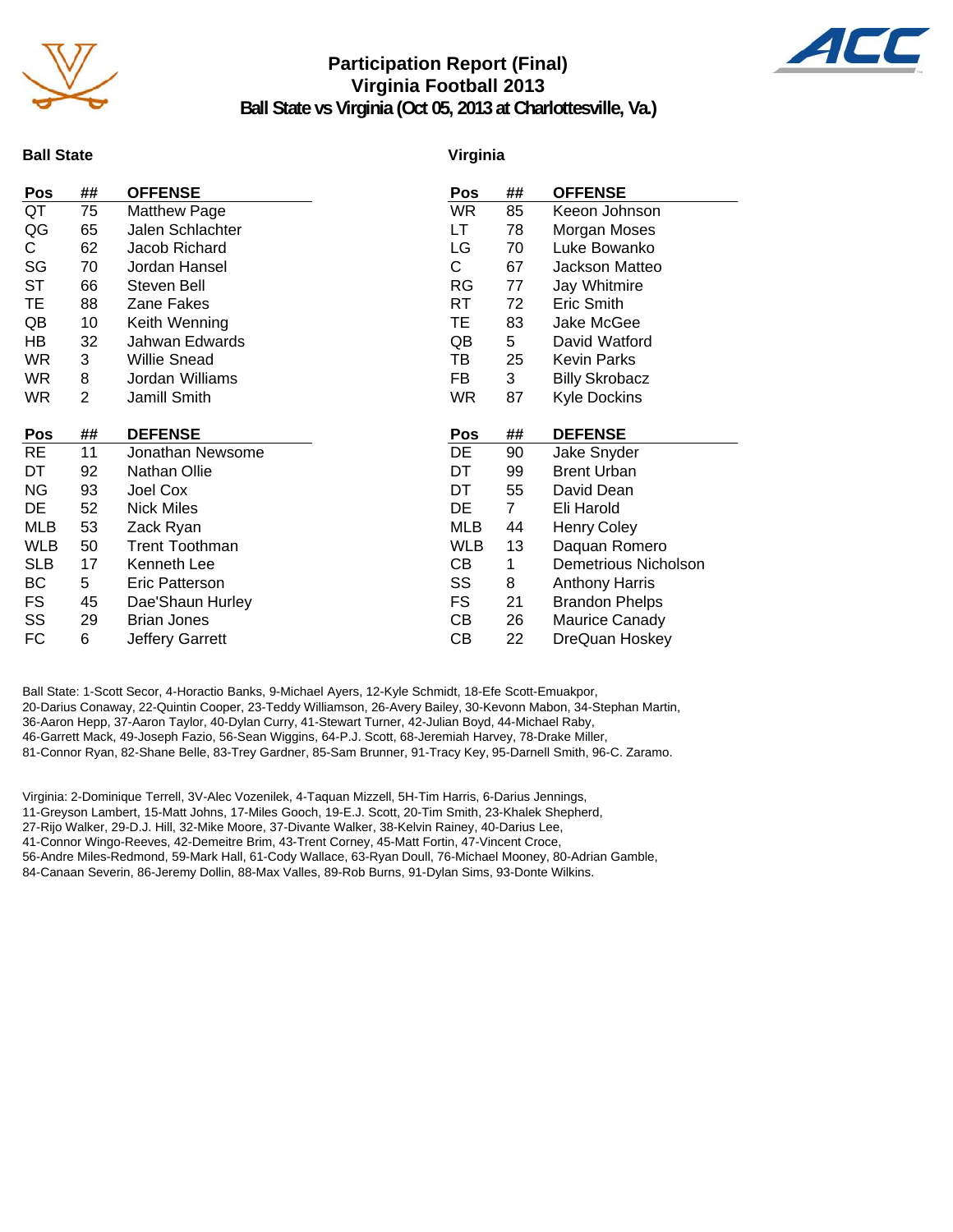# Participation Report (Final)
## Virginia Football 2013
### Ball State vs Virginia (Oct 05, 2013 at Charlottesville, Va.)

## Ball State

| Pos | ## | OFFENSE |
|---|---|---|
| QT | 75 | Matthew Page |
| QG | 65 | Jalen Schlachter |
| C | 62 | Jacob Richard |
| SG | 70 | Jordan Hansel |
| ST | 66 | Steven Bell |
| TE | 88 | Zane Fakes |
| QB | 10 | Keith Wenning |
| HB | 32 | Jahwan Edwards |
| WR | 3 | Willie Snead |
| WR | 8 | Jordan Williams |
| WR | 2 | Jamill Smith |

| Pos | ## | DEFENSE |
|---|---|---|
| RE | 11 | Jonathan Newsome |
| DT | 92 | Nathan Ollie |
| NG | 93 | Joel Cox |
| DE | 52 | Nick Miles |
| MLB | 53 | Zack Ryan |
| WLB | 50 | Trent Toothman |
| SLB | 17 | Kenneth Lee |
| BC | 5 | Eric Patterson |
| FS | 45 | Dae'Shaun Hurley |
| SS | 29 | Brian Jones |
| FC | 6 | Jeffery Garrett |

## Virginia

| Pos | ## | OFFENSE |
|---|---|---|
| WR | 85 | Keeon Johnson |
| LT | 78 | Morgan Moses |
| LG | 70 | Luke Bowanko |
| C | 67 | Jackson Matteo |
| RG | 77 | Jay Whitmire |
| RT | 72 | Eric Smith |
| TE | 83 | Jake McGee |
| QB | 5 | David Watford |
| TB | 25 | Kevin Parks |
| FB | 3 | Billy Skrobacz |
| WR | 87 | Kyle Dockins |

| Pos | ## | DEFENSE |
|---|---|---|
| DE | 90 | Jake Snyder |
| DT | 99 | Brent Urban |
| DT | 55 | David Dean |
| DE | 7 | Eli Harold |
| MLB | 44 | Henry Coley |
| WLB | 13 | Daquan Romero |
| CB | 1 | Demetrious Nicholson |
| SS | 8 | Anthony Harris |
| FS | 21 | Brandon Phelps |
| CB | 26 | Maurice Canady |
| CB | 22 | DreQuan Hoskey |

Ball State: 1-Scott Secor, 4-Horactio Banks, 9-Michael Ayers, 12-Kyle Schmidt, 18-Efe Scott-Emuakpor, 20-Darius Conaway, 22-Quintin Cooper, 23-Teddy Williamson, 26-Avery Bailey, 30-Kevonn Mabon, 34-Stephan Martin, 36-Aaron Hepp, 37-Aaron Taylor, 40-Dylan Curry, 41-Stewart Turner, 42-Julian Boyd, 44-Michael Raby, 46-Garrett Mack, 49-Joseph Fazio, 56-Sean Wiggins, 64-P.J. Scott, 68-Jeremiah Harvey, 78-Drake Miller, 81-Connor Ryan, 82-Shane Belle, 83-Trey Gardner, 85-Sam Brunner, 91-Tracy Key, 95-Darnell Smith, 96-C. Zaramo.

Virginia: 2-Dominique Terrell, 3V-Alec Vozenilek, 4-Taquan Mizzell, 5H-Tim Harris, 6-Darius Jennings, 11-Greyson Lambert, 15-Matt Johns, 17-Miles Gooch, 19-E.J. Scott, 20-Tim Smith, 23-Khalek Shepherd, 27-Rijo Walker, 29-D.J. Hill, 32-Mike Moore, 37-Divante Walker, 38-Kelvin Rainey, 40-Darius Lee, 41-Connor Wingo-Reeves, 42-Demeitre Brim, 43-Trent Corney, 45-Matt Fortin, 47-Vincent Croce, 56-Andre Miles-Redmond, 59-Mark Hall, 61-Cody Wallace, 63-Ryan Doull, 76-Michael Mooney, 80-Adrian Gamble, 84-Canaan Severin, 86-Jeremy Dollin, 88-Max Valles, 89-Rob Burns, 91-Dylan Sims, 93-Donte Wilkins.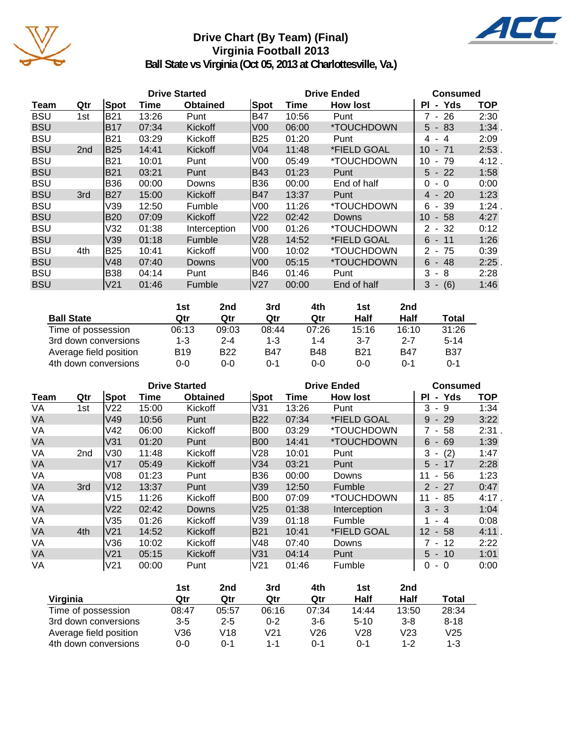# Drive Chart (By Team) (Final)
## Virginia Football 2013
### Ball State vs Virginia (Oct 05, 2013 at Charlottesville, Va.)

| | | Drive Started | | | Drive Ended | | | Consumed | |
|---|---|---|---|---|---|---|---|---|---|
| **Team** | **Qtr** | **Spot** | **Time** | **Obtained** | **Spot** | **Time** | **How lost** | **Pl - Yds** | **TOP** |
| BSU | 1st | B21 | 13:26 | Punt | B47 | 10:56 | Punt | 7 - 26 | 2:30 |
| BSU | | B17 | 07:34 | Kickoff | V00 | 06:00 | *TOUCHDOWN | 5 - 83 | 1:34 . |
| BSU | | B21 | 03:29 | Kickoff | B25 | 01:20 | Punt | 4 - 4 | 2:09 |
| BSU | 2nd | B25 | 14:41 | Kickoff | V04 | 11:48 | *FIELD GOAL | 10 - 71 | 2:53 . |
| BSU | | B21 | 10:01 | Punt | V00 | 05:49 | *TOUCHDOWN | 10 - 79 | 4:12 . |
| BSU | | B21 | 03:21 | Punt | B43 | 01:23 | Punt | 5 - 22 | 1:58 |
| BSU | | B36 | 00:00 | Downs | B36 | 00:00 | End of half | 0 - 0 | 0:00 |
| BSU | 3rd | B27 | 15:00 | Kickoff | B47 | 13:37 | Punt | 4 - 20 | 1:23 |
| BSU | | V39 | 12:50 | Fumble | V00 | 11:26 | *TOUCHDOWN | 6 - 39 | 1:24 . |
| BSU | | B20 | 07:09 | Kickoff | V22 | 02:42 | Downs | 10 - 58 | 4:27 |
| BSU | | V32 | 01:38 | Interception | V00 | 01:26 | *TOUCHDOWN | 2 - 32 | 0:12 |
| BSU | | V39 | 01:18 | Fumble | V28 | 14:52 | *FIELD GOAL | 6 - 11 | 1:26 |
| BSU | 4th | B25 | 10:41 | Kickoff | V00 | 10:02 | *TOUCHDOWN | 2 - 75 | 0:39 |
| BSU | | V48 | 07:40 | Downs | V00 | 05:15 | *TOUCHDOWN | 6 - 48 | 2:25 . |
| BSU | | B38 | 04:14 | Punt | B46 | 01:46 | Punt | 3 - 8 | 2:28 |
| BSU | | V21 | 01:46 | Fumble | V27 | 00:00 | End of half | 3 - (6) | 1:46 |

| Ball State | 1st Qtr | 2nd Qtr | 3rd Qtr | 4th Qtr | 1st Half | 2nd Half | Total |
|---|---|---|---|---|---|---|---|
| Time of possession | 06:13 | 09:03 | 08:44 | 07:26 | 15:16 | 16:10 | 31:26 |
| 3rd down conversions | 1-3 | 2-4 | 1-3 | 1-4 | 3-7 | 2-7 | 5-14 |
| Average field position | B19 | B22 | B47 | B48 | B21 | B47 | B37 |
| 4th down conversions | 0-0 | 0-0 | 0-1 | 0-0 | 0-0 | 0-1 | 0-1 |

| | | Drive Started | | | Drive Ended | | | Consumed | |
|---|---|---|---|---|---|---|---|---|---|
| **Team** | **Qtr** | **Spot** | **Time** | **Obtained** | **Spot** | **Time** | **How lost** | **Pl - Yds** | **TOP** |
| VA | 1st | V22 | 15:00 | Kickoff | V31 | 13:26 | Punt | 3 - 9 | 1:34 |
| VA | | V49 | 10:56 | Punt | B22 | 07:34 | *FIELD GOAL | 9 - 29 | 3:22 |
| VA | | V42 | 06:00 | Kickoff | B00 | 03:29 | *TOUCHDOWN | 7 - 58 | 2:31 . |
| VA | | V31 | 01:20 | Punt | B00 | 14:41 | *TOUCHDOWN | 6 - 69 | 1:39 |
| VA | 2nd | V30 | 11:48 | Kickoff | V28 | 10:01 | Punt | 3 - (2) | 1:47 |
| VA | | V17 | 05:49 | Kickoff | V34 | 03:21 | Punt | 5 - 17 | 2:28 |
| VA | | V08 | 01:23 | Punt | B36 | 00:00 | Downs | 11 - 56 | 1:23 |
| VA | 3rd | V12 | 13:37 | Punt | V39 | 12:50 | Fumble | 2 - 27 | 0:47 |
| VA | | V15 | 11:26 | Kickoff | B00 | 07:09 | *TOUCHDOWN | 11 - 85 | 4:17 . |
| VA | | V22 | 02:42 | Downs | V25 | 01:38 | Interception | 3 - 3 | 1:04 |
| VA | | V35 | 01:26 | Kickoff | V39 | 01:18 | Fumble | 1 - 4 | 0:08 |
| VA | 4th | V21 | 14:52 | Kickoff | B21 | 10:41 | *FIELD GOAL | 12 - 58 | 4:11 . |
| VA | | V36 | 10:02 | Kickoff | V48 | 07:40 | Downs | 7 - 12 | 2:22 |
| VA | | V21 | 05:15 | Kickoff | V31 | 04:14 | Punt | 5 - 10 | 1:01 |
| VA | | V21 | 00:00 | Punt | V21 | 01:46 | Fumble | 0 - 0 | 0:00 |

| Virginia | 1st Qtr | 2nd Qtr | 3rd Qtr | 4th Qtr | 1st Half | 2nd Half | Total |
|---|---|---|---|---|---|---|---|
| Time of possession | 08:47 | 05:57 | 06:16 | 07:34 | 14:44 | 13:50 | 28:34 |
| 3rd down conversions | 3-5 | 2-5 | 0-2 | 3-6 | 5-10 | 3-8 | 8-18 |
| Average field position | V36 | V18 | V21 | V26 | V28 | V23 | V25 |
| 4th down conversions | 0-0 | 0-1 | 1-1 | 0-1 | 0-1 | 1-2 | 1-3 |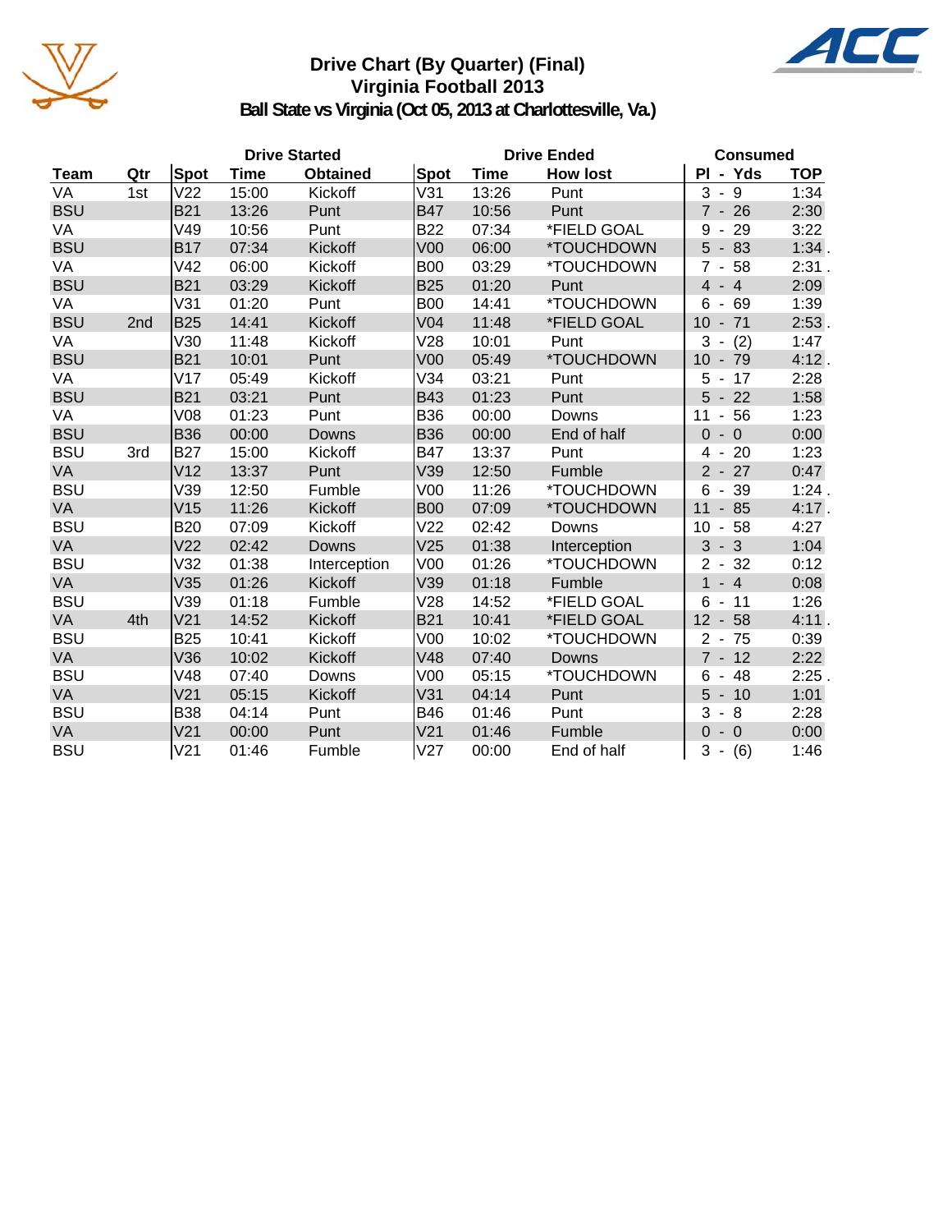# Drive Chart (By Quarter) (Final)
## Virginia Football 2013
### Ball State vs Virginia (Oct 05, 2013 at Charlottesville, Va.)

| | | Drive Started | | | Drive Ended | | | Consumed | |
|---|---|---|---|---|---|---|---|---|---|
| Team | Qtr | Spot | Time | Obtained | Spot | Time | How lost | Pl - Yds | TOP |
| VA | 1st | V22 | 15:00 | Kickoff | V31 | 13:26 | Punt | 3 - 9 | 1:34 |
| BSU | | B21 | 13:26 | Punt | B47 | 10:56 | Punt | 7 - 26 | 2:30 |
| VA | | V49 | 10:56 | Punt | B22 | 07:34 | *FIELD GOAL | 9 - 29 | 3:22 |
| BSU | | B17 | 07:34 | Kickoff | V00 | 06:00 | *TOUCHDOWN | 5 - 83 | 1:34 . |
| VA | | V42 | 06:00 | Kickoff | B00 | 03:29 | *TOUCHDOWN | 7 - 58 | 2:31 . |
| BSU | | B21 | 03:29 | Kickoff | B25 | 01:20 | Punt | 4 - 4 | 2:09 |
| VA | | V31 | 01:20 | Punt | B00 | 14:41 | *TOUCHDOWN | 6 - 69 | 1:39 |
| BSU | 2nd | B25 | 14:41 | Kickoff | V04 | 11:48 | *FIELD GOAL | 10 - 71 | 2:53 . |
| VA | | V30 | 11:48 | Kickoff | V28 | 10:01 | Punt | 3 - (2) | 1:47 |
| BSU | | B21 | 10:01 | Punt | V00 | 05:49 | *TOUCHDOWN | 10 - 79 | 4:12 . |
| VA | | V17 | 05:49 | Kickoff | V34 | 03:21 | Punt | 5 - 17 | 2:28 |
| BSU | | B21 | 03:21 | Punt | B43 | 01:23 | Punt | 5 - 22 | 1:58 |
| VA | | V08 | 01:23 | Punt | B36 | 00:00 | Downs | 11 - 56 | 1:23 |
| BSU | | B36 | 00:00 | Downs | B36 | 00:00 | End of half | 0 - 0 | 0:00 |
| BSU | 3rd | B27 | 15:00 | Kickoff | B47 | 13:37 | Punt | 4 - 20 | 1:23 |
| VA | | V12 | 13:37 | Punt | V39 | 12:50 | Fumble | 2 - 27 | 0:47 |
| BSU | | V39 | 12:50 | Fumble | V00 | 11:26 | *TOUCHDOWN | 6 - 39 | 1:24 . |
| VA | | V15 | 11:26 | Kickoff | B00 | 07:09 | *TOUCHDOWN | 11 - 85 | 4:17 . |
| BSU | | B20 | 07:09 | Kickoff | V22 | 02:42 | Downs | 10 - 58 | 4:27 |
| VA | | V22 | 02:42 | Downs | V25 | 01:38 | Interception | 3 - 3 | 1:04 |
| BSU | | V32 | 01:38 | Interception | V00 | 01:26 | *TOUCHDOWN | 2 - 32 | 0:12 |
| VA | | V35 | 01:26 | Kickoff | V39 | 01:18 | Fumble | 1 - 4 | 0:08 |
| BSU | | V39 | 01:18 | Fumble | V28 | 14:52 | *FIELD GOAL | 6 - 11 | 1:26 |
| VA | 4th | V21 | 14:52 | Kickoff | B21 | 10:41 | *FIELD GOAL | 12 - 58 | 4:11 . |
| BSU | | B25 | 10:41 | Kickoff | V00 | 10:02 | *TOUCHDOWN | 2 - 75 | 0:39 |
| VA | | V36 | 10:02 | Kickoff | V48 | 07:40 | Downs | 7 - 12 | 2:22 |
| BSU | | V48 | 07:40 | Downs | V00 | 05:15 | *TOUCHDOWN | 6 - 48 | 2:25 . |
| VA | | V21 | 05:15 | Kickoff | V31 | 04:14 | Punt | 5 - 10 | 1:01 |
| BSU | | B38 | 04:14 | Punt | B46 | 01:46 | Punt | 3 - 8 | 2:28 |
| VA | | V21 | 00:00 | Punt | V21 | 01:46 | Fumble | 0 - 0 | 0:00 |
| BSU | | V21 | 01:46 | Fumble | V27 | 00:00 | End of half | 3 - (6) | 1:46 |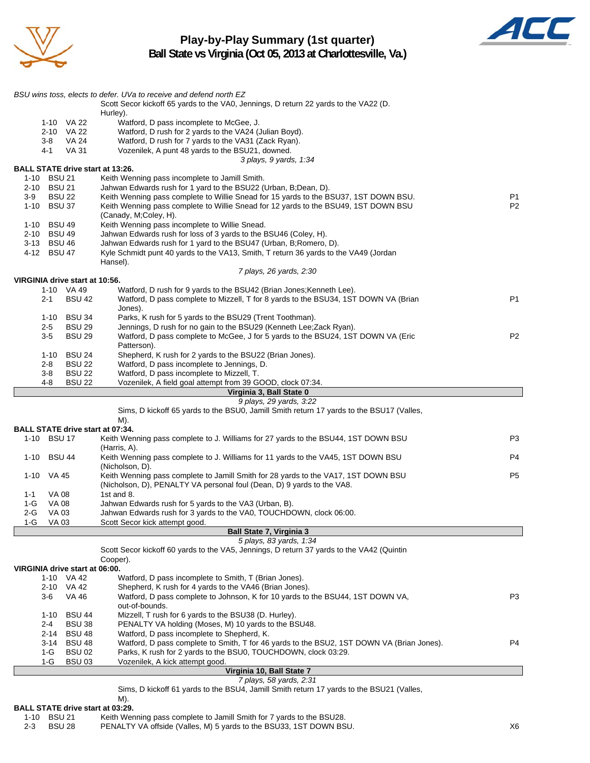# Play-by-Play Summary (1st quarter)
## Ball State vs Virginia (Oct 05, 2013 at Charlottesville, Va.)

*BSU wins toss, elects to defer. UVa to receive and defend north EZ*

Scott Secor kickoff 65 yards to the VA0, Jennings, D return 22 yards to the VA22 (D. Hurley).

| Down | Spot | Play | |
|---|---|---|---|
| 1-10 | VA 22 | Watford, D pass incomplete to McGee, J. | |
| 2-10 | VA 22 | Watford, D rush for 2 yards to the VA24 (Julian Boyd). | |
| 3-8 | VA 24 | Watford, D rush for 7 yards to the VA31 (Zack Ryan). | |
| 4-1 | VA 31 | Vozenilek, A punt 48 yards to the BSU21, downed. | |

*3 plays, 9 yards, 1:34*

**BALL STATE drive start at 13:26.**

| Down | Spot | Play | |
|---|---|---|---|
| 1-10 | BSU 21 | Keith Wenning pass incomplete to Jamill Smith. | |
| 2-10 | BSU 21 | Jahwan Edwards rush for 1 yard to the BSU22 (Urban, B;Dean, D). | |
| 3-9 | BSU 22 | Keith Wenning pass complete to Willie Snead for 15 yards to the BSU37, 1ST DOWN BSU. | P1 |
| 1-10 | BSU 37 | Keith Wenning pass complete to Willie Snead for 12 yards to the BSU49, 1ST DOWN BSU (Canady, M;Coley, H). | P2 |
| 1-10 | BSU 49 | Keith Wenning pass incomplete to Willie Snead. | |
| 2-10 | BSU 49 | Jahwan Edwards rush for loss of 3 yards to the BSU46 (Coley, H). | |
| 3-13 | BSU 46 | Jahwan Edwards rush for 1 yard to the BSU47 (Urban, B;Romero, D). | |
| 4-12 | BSU 47 | Kyle Schmidt punt 40 yards to the VA13, Smith, T return 36 yards to the VA49 (Jordan Hansel). | |

*7 plays, 26 yards, 2:30*

**VIRGINIA drive start at 10:56.**

| Down | Spot | Play | |
|---|---|---|---|
| 1-10 | VA 49 | Watford, D rush for 9 yards to the BSU42 (Brian Jones;Kenneth Lee). | |
| 2-1 | BSU 42 | Watford, D pass complete to Mizzell, T for 8 yards to the BSU34, 1ST DOWN VA (Brian Jones). | P1 |
| 1-10 | BSU 34 | Parks, K rush for 5 yards to the BSU29 (Trent Toothman). | |
| 2-5 | BSU 29 | Jennings, D rush for no gain to the BSU29 (Kenneth Lee;Zack Ryan). | |
| 3-5 | BSU 29 | Watford, D pass complete to McGee, J for 5 yards to the BSU24, 1ST DOWN VA (Eric Patterson). | P2 |
| 1-10 | BSU 24 | Shepherd, K rush for 2 yards to the BSU22 (Brian Jones). | |
| 2-8 | BSU 22 | Watford, D pass incomplete to Jennings, D. | |
| 3-8 | BSU 22 | Watford, D pass incomplete to Mizzell, T. | |
| 4-8 | BSU 22 | Vozenilek, A field goal attempt from 39 GOOD, clock 07:34. | |

**Virginia 3, Ball State 0**

*9 plays, 29 yards, 3:22*

Sims, D kickoff 65 yards to the BSU0, Jamill Smith return 17 yards to the BSU17 (Valles, M).

**BALL STATE drive start at 07:34.**

| Down | Spot | Play | |
|---|---|---|---|
| 1-10 | BSU 17 | Keith Wenning pass complete to J. Williams for 27 yards to the BSU44, 1ST DOWN BSU (Harris, A). | P3 |
| 1-10 | BSU 44 | Keith Wenning pass complete to J. Williams for 11 yards to the VA45, 1ST DOWN BSU (Nicholson, D). | P4 |
| 1-10 | VA 45 | Keith Wenning pass complete to Jamill Smith for 28 yards to the VA17, 1ST DOWN BSU (Nicholson, D), PENALTY VA personal foul (Dean, D) 9 yards to the VA8. | P5 |
| 1-1 | VA 08 | 1st and 8. | |
| 1-G | VA 08 | Jahwan Edwards rush for 5 yards to the VA3 (Urban, B). | |
| 2-G | VA 03 | Jahwan Edwards rush for 3 yards to the VA0, TOUCHDOWN, clock 06:00. | |
| 1-G | VA 03 | Scott Secor kick attempt good. | |

**Ball State 7, Virginia 3**

*5 plays, 83 yards, 1:34*

Scott Secor kickoff 60 yards to the VA5, Jennings, D return 37 yards to the VA42 (Quintin Cooper).

**VIRGINIA drive start at 06:00.**

| Down | Spot | Play | |
|---|---|---|---|
| 1-10 | VA 42 | Watford, D pass incomplete to Smith, T (Brian Jones). | |
| 2-10 | VA 42 | Shepherd, K rush for 4 yards to the VA46 (Brian Jones). | |
| 3-6 | VA 46 | Watford, D pass complete to Johnson, K for 10 yards to the BSU44, 1ST DOWN VA, out-of-bounds. | P3 |
| 1-10 | BSU 44 | Mizzell, T rush for 6 yards to the BSU38 (D. Hurley). | |
| 2-4 | BSU 38 | PENALTY VA holding (Moses, M) 10 yards to the BSU48. | |
| 2-14 | BSU 48 | Watford, D pass incomplete to Shepherd, K. | |
| 3-14 | BSU 48 | Watford, D pass complete to Smith, T for 46 yards to the BSU2, 1ST DOWN VA (Brian Jones). | P4 |
| 1-G | BSU 02 | Parks, K rush for 2 yards to the BSU0, TOUCHDOWN, clock 03:29. | |
| 1-G | BSU 03 | Vozenilek, A kick attempt good. | |

**Virginia 10, Ball State 7**

*7 plays, 58 yards, 2:31*

Sims, D kickoff 61 yards to the BSU4, Jamill Smith return 17 yards to the BSU21 (Valles, M).

**BALL STATE drive start at 03:29.**

| Down | Spot | Play | |
|---|---|---|---|
| 1-10 | BSU 21 | Keith Wenning pass complete to Jamill Smith for 7 yards to the BSU28. | |
| 2-3 | BSU 28 | PENALTY VA offside (Valles, M) 5 yards to the BSU33, 1ST DOWN BSU. | X6 |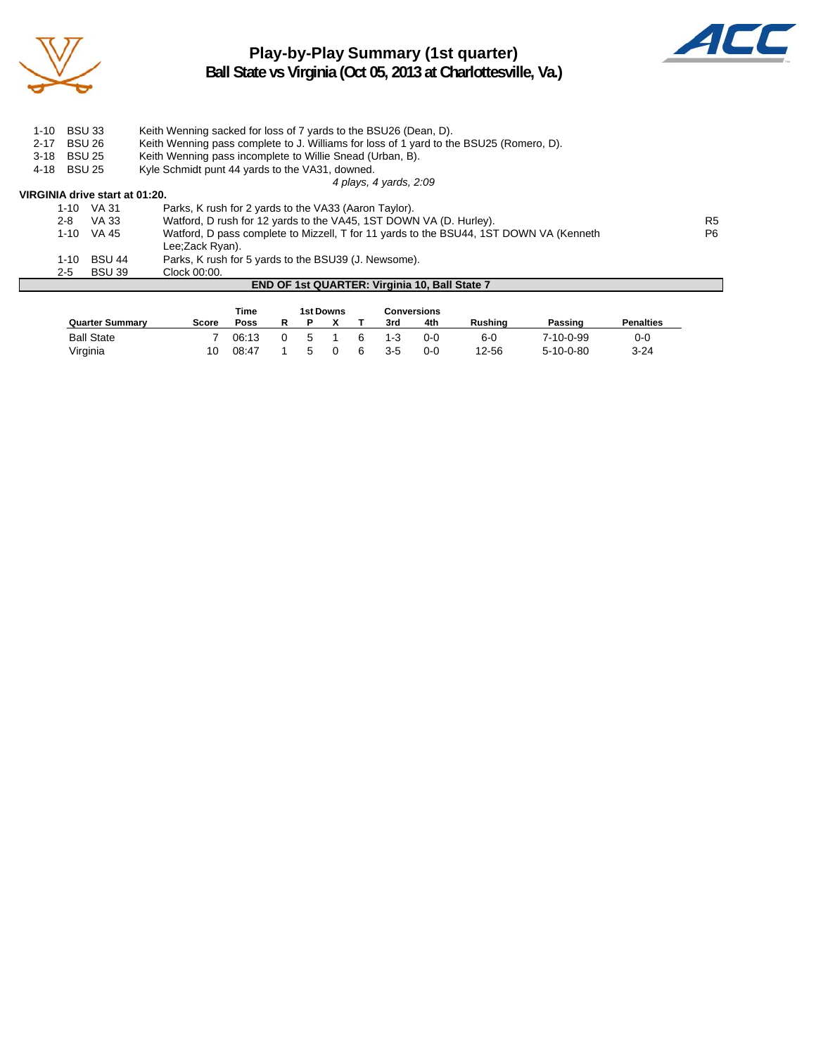# Play-by-Play Summary (1st quarter)
## Ball State vs Virginia (Oct 05, 2013 at Charlottesville, Va.)

| | | | |
|---|---|---|---|
| 1-10 | BSU 33 | Keith Wenning sacked for loss of 7 yards to the BSU26 (Dean, D). | |
| 2-17 | BSU 26 | Keith Wenning pass complete to J. Williams for loss of 1 yard to the BSU25 (Romero, D). | |
| 3-18 | BSU 25 | Keith Wenning pass incomplete to Willie Snead (Urban, B). | |
| 4-18 | BSU 25 | Kyle Schmidt punt 44 yards to the VA31, downed. | |

*4 plays, 4 yards, 2:09*

**VIRGINIA drive start at 01:20.**

| | | | |
|---|---|---|---|
| 1-10 | VA 31 | Parks, K rush for 2 yards to the VA33 (Aaron Taylor). | |
| 2-8 | VA 33 | Watford, D rush for 12 yards to the VA45, 1ST DOWN VA (D. Hurley). | R5 |
| 1-10 | VA 45 | Watford, D pass complete to Mizzell, T for 11 yards to the BSU44, 1ST DOWN VA (Kenneth Lee;Zack Ryan). | P6 |
| 1-10 | BSU 44 | Parks, K rush for 5 yards to the BSU39 (J. Newsome). | |
| 2-5 | BSU 39 | Clock 00:00. | |

**END OF 1st QUARTER: Virginia 10, Ball State 7**

| Quarter Summary | Score | Time Poss | 1st Downs R | P | X | T | Conversions 3rd | 4th | Rushing | Passing | Penalties |
|---|---|---|---|---|---|---|---|---|---|---|---|
| Ball State | 7 | 06:13 | 0 | 5 | 1 | 6 | 1-3 | 0-0 | 6-0 | 7-10-0-99 | 0-0 |
| Virginia | 10 | 08:47 | 1 | 5 | 0 | 6 | 3-5 | 0-0 | 12-56 | 5-10-0-80 | 3-24 |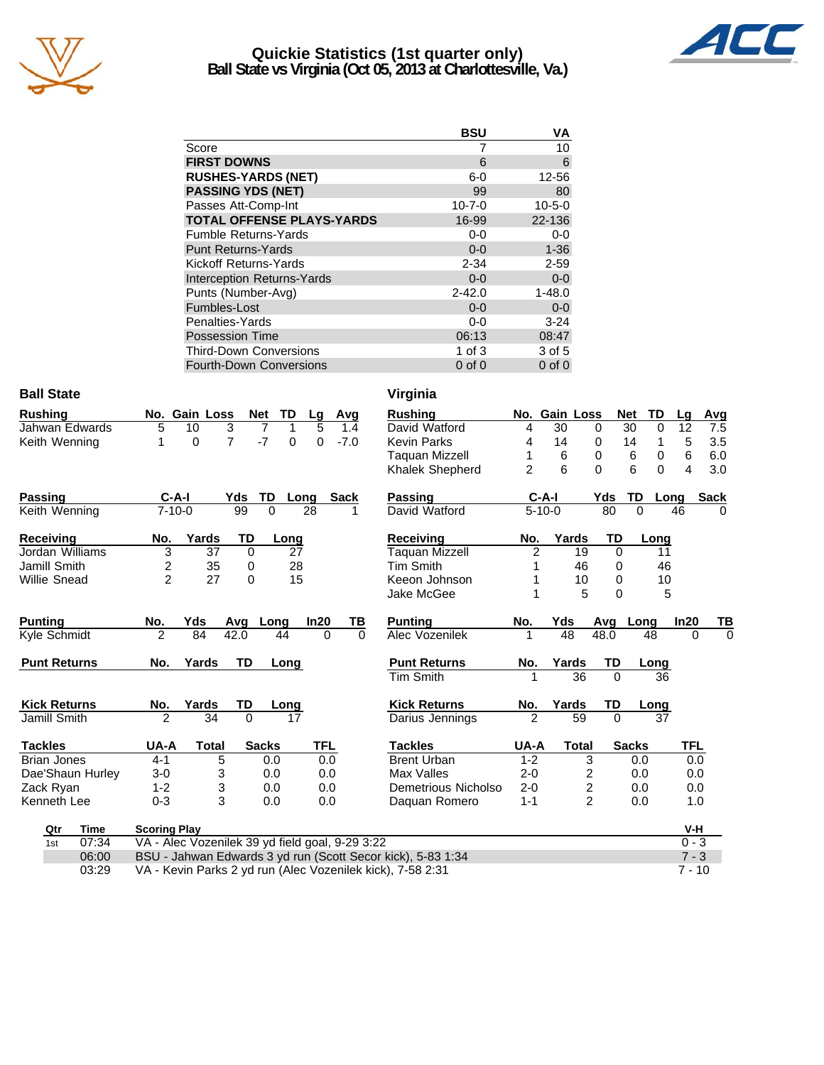# Quickie Statistics (1st quarter only)
## Ball State vs Virginia (Oct 05, 2013 at Charlottesville, Va.)

| | BSU | VA |
|---|---|---|
| Score | 7 | 10 |
| **FIRST DOWNS** | 6 | 6 |
| **RUSHES-YARDS (NET)** | 6-0 | 12-56 |
| **PASSING YDS (NET)** | 99 | 80 |
| Passes Att-Comp-Int | 10-7-0 | 10-5-0 |
| **TOTAL OFFENSE PLAYS-YARDS** | 16-99 | 22-136 |
| Fumble Returns-Yards | 0-0 | 0-0 |
| Punt Returns-Yards | 0-0 | 1-36 |
| Kickoff Returns-Yards | 2-34 | 2-59 |
| Interception Returns-Yards | 0-0 | 0-0 |
| Punts (Number-Avg) | 2-42.0 | 1-48.0 |
| Fumbles-Lost | 0-0 | 0-0 |
| Penalties-Yards | 0-0 | 3-24 |
| Possession Time | 06:13 | 08:47 |
| Third-Down Conversions | 1 of 3 | 3 of 5 |
| Fourth-Down Conversions | 0 of 0 | 0 of 0 |

### Ball State

| Rushing | No. | Gain | Loss | Net | TD | Lg | Avg |
|---|---|---|---|---|---|---|---|
| Jahwan Edwards | 5 | 10 | 3 | 7 | 1 | 5 | 1.4 |
| Keith Wenning | 1 | 0 | 7 | -7 | 0 | 0 | -7.0 |

| Passing | C-A-I | Yds | TD | Long | Sack |
|---|---|---|---|---|---|
| Keith Wenning | 7-10-0 | 99 | 0 | 28 | 1 |

| Receiving | No. | Yards | TD | Long |
|---|---|---|---|---|
| Jordan Williams | 3 | 37 | 0 | 27 |
| Jamill Smith | 2 | 35 | 0 | 28 |
| Willie Snead | 2 | 27 | 0 | 15 |

| Punting | No. | Yds | Avg | Long | In20 | TB |
|---|---|---|---|---|---|---|
| Kyle Schmidt | 2 | 84 | 42.0 | 44 | 0 | 0 |

| Punt Returns | No. | Yards | TD | Long |
|---|---|---|---|---|

| Kick Returns | No. | Yards | TD | Long |
|---|---|---|---|---|
| Jamill Smith | 2 | 34 | 0 | 17 |

| Tackles | UA-A | Total | Sacks | TFL |
|---|---|---|---|---|
| Brian Jones | 4-1 | 5 | 0.0 | 0.0 |
| Dae'Shaun Hurley | 3-0 | 3 | 0.0 | 0.0 |
| Zack Ryan | 1-2 | 3 | 0.0 | 0.0 |
| Kenneth Lee | 0-3 | 3 | 0.0 | 0.0 |

### Virginia

| Rushing | No. | Gain | Loss | Net | TD | Lg | Avg |
|---|---|---|---|---|---|---|---|
| David Watford | 4 | 30 | 0 | 30 | 0 | 12 | 7.5 |
| Kevin Parks | 4 | 14 | 0 | 14 | 1 | 5 | 3.5 |
| Taquan Mizzell | 1 | 6 | 0 | 6 | 0 | 6 | 6.0 |
| Khalek Shepherd | 2 | 6 | 0 | 6 | 0 | 4 | 3.0 |

| Passing | C-A-I | Yds | TD | Long | Sack |
|---|---|---|---|---|---|
| David Watford | 5-10-0 | 80 | 0 | 46 | 0 |

| Receiving | No. | Yards | TD | Long |
|---|---|---|---|---|
| Taquan Mizzell | 2 | 19 | 0 | 11 |
| Tim Smith | 1 | 46 | 0 | 46 |
| Keeon Johnson | 1 | 10 | 0 | 10 |
| Jake McGee | 1 | 5 | 0 | 5 |

| Punting | No. | Yds | Avg | Long | In20 | TB |
|---|---|---|---|---|---|---|
| Alec Vozenilek | 1 | 48 | 48.0 | 48 | 0 | 0 |

| Punt Returns | No. | Yards | TD | Long |
|---|---|---|---|---|
| Tim Smith | 1 | 36 | 0 | 36 |

| Kick Returns | No. | Yards | TD | Long |
|---|---|---|---|---|
| Darius Jennings | 2 | 59 | 0 | 37 |

| Tackles | UA-A | Total | Sacks | TFL |
|---|---|---|---|---|
| Brent Urban | 1-2 | 3 | 0.0 | 0.0 |
| Max Valles | 2-0 | 2 | 0.0 | 0.0 |
| Demetrious Nicholso | 2-0 | 2 | 0.0 | 0.0 |
| Daquan Romero | 1-1 | 2 | 0.0 | 1.0 |

| Qtr | Time | Scoring Play | V-H |
|---|---|---|---|
| 1st | 07:34 | VA - Alec Vozenilek 39 yd field goal, 9-29 3:22 | 0 - 3 |
| | 06:00 | BSU - Jahwan Edwards 3 yd run (Scott Secor kick), 5-83 1:34 | 7 - 3 |
| | 03:29 | VA - Kevin Parks 2 yd run (Alec Vozenilek kick), 7-58 2:31 | 7 - 10 |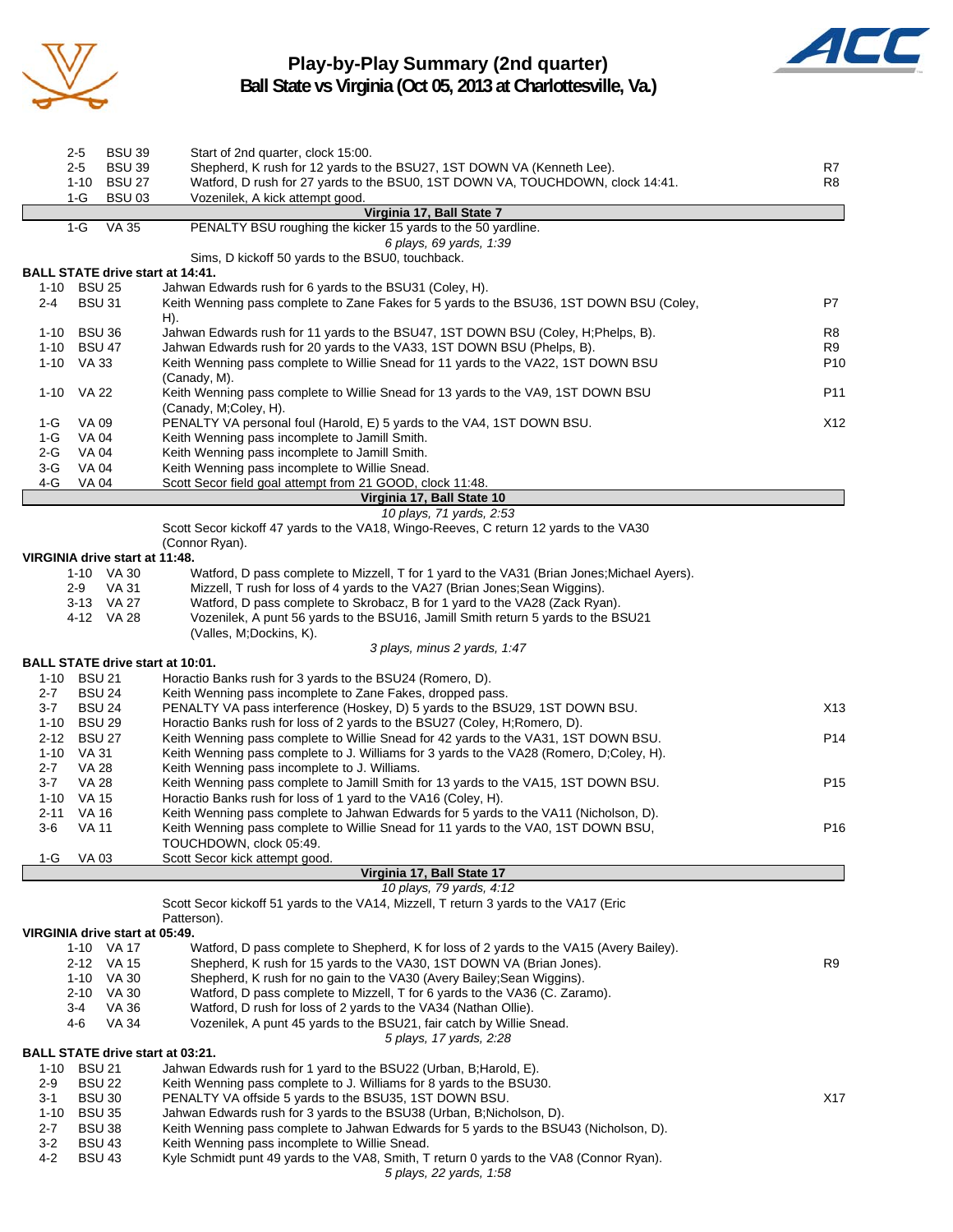# Play-by-Play Summary (2nd quarter)
## Ball State vs Virginia (Oct 05, 2013 at Charlottesville, Va.)

| Down | Spot | Play | |
|---|---|---|---|
| 2-5 | BSU 39 | Start of 2nd quarter, clock 15:00. | |
| 2-5 | BSU 39 | Shepherd, K rush for 12 yards to the BSU27, 1ST DOWN VA (Kenneth Lee). | R7 |
| 1-10 | BSU 27 | Watford, D rush for 27 yards to the BSU0, 1ST DOWN VA, TOUCHDOWN, clock 14:41. | R8 |
| 1-G | BSU 03 | Vozenilek, A kick attempt good. | |
| | | **Virginia 17, Ball State 7** | |
| 1-G | VA 35 | PENALTY BSU roughing the kicker 15 yards to the 50 yardline. | |
| | | *6 plays, 69 yards, 1:39* | |
| | | Sims, D kickoff 50 yards to the BSU0, touchback. | |

**BALL STATE drive start at 14:41.**

| Down | Spot | Play | |
|---|---|---|---|
| 1-10 | BSU 25 | Jahwan Edwards rush for 6 yards to the BSU31 (Coley, H). | |
| 2-4 | BSU 31 | Keith Wenning pass complete to Zane Fakes for 5 yards to the BSU36, 1ST DOWN BSU (Coley, H). | P7 |
| 1-10 | BSU 36 | Jahwan Edwards rush for 11 yards to the BSU47, 1ST DOWN BSU (Coley, H;Phelps, B). | R8 |
| 1-10 | BSU 47 | Jahwan Edwards rush for 20 yards to the VA33, 1ST DOWN BSU (Phelps, B). | R9 |
| 1-10 | VA 33 | Keith Wenning pass complete to Willie Snead for 11 yards to the VA22, 1ST DOWN BSU (Canady, M). | P10 |
| 1-10 | VA 22 | Keith Wenning pass complete to Willie Snead for 13 yards to the VA9, 1ST DOWN BSU (Canady, M;Coley, H). | P11 |
| 1-G | VA 09 | PENALTY VA personal foul (Harold, E) 5 yards to the VA4, 1ST DOWN BSU. | X12 |
| 1-G | VA 04 | Keith Wenning pass incomplete to Jamill Smith. | |
| 2-G | VA 04 | Keith Wenning pass incomplete to Jamill Smith. | |
| 3-G | VA 04 | Keith Wenning pass incomplete to Willie Snead. | |
| 4-G | VA 04 | Scott Secor field goal attempt from 21 GOOD, clock 11:48. | |
| | | **Virginia 17, Ball State 10** | |
| | | *10 plays, 71 yards, 2:53* | |
| | | Scott Secor kickoff 47 yards to the VA18, Wingo-Reeves, C return 12 yards to the VA30 (Connor Ryan). | |

**VIRGINIA drive start at 11:48.**

| Down | Spot | Play | |
|---|---|---|---|
| 1-10 | VA 30 | Watford, D pass complete to Mizzell, T for 1 yard to the VA31 (Brian Jones;Michael Ayers). | |
| 2-9 | VA 31 | Mizzell, T rush for loss of 4 yards to the VA27 (Brian Jones;Sean Wiggins). | |
| 3-13 | VA 27 | Watford, D pass complete to Skrobacz, B for 1 yard to the VA28 (Zack Ryan). | |
| 4-12 | VA 28 | Vozenilek, A punt 56 yards to the BSU16, Jamill Smith return 5 yards to the BSU21 (Valles, M;Dockins, K). | |
| | | *3 plays, minus 2 yards, 1:47* | |

**BALL STATE drive start at 10:01.**

| Down | Spot | Play | |
|---|---|---|---|
| 1-10 | BSU 21 | Horactio Banks rush for 3 yards to the BSU24 (Romero, D). | |
| 2-7 | BSU 24 | Keith Wenning pass incomplete to Zane Fakes, dropped pass. | |
| 3-7 | BSU 24 | PENALTY VA pass interference (Hoskey, D) 5 yards to the BSU29, 1ST DOWN BSU. | X13 |
| 1-10 | BSU 29 | Horactio Banks rush for loss of 2 yards to the BSU27 (Coley, H;Romero, D). | |
| 2-12 | BSU 27 | Keith Wenning pass complete to Willie Snead for 42 yards to the VA31, 1ST DOWN BSU. | P14 |
| 1-10 | VA 31 | Keith Wenning pass complete to J. Williams for 3 yards to the VA28 (Romero, D;Coley, H). | |
| 2-7 | VA 28 | Keith Wenning pass incomplete to J. Williams. | |
| 3-7 | VA 28 | Keith Wenning pass complete to Jamill Smith for 13 yards to the VA15, 1ST DOWN BSU. | P15 |
| 1-10 | VA 15 | Horactio Banks rush for loss of 1 yard to the VA16 (Coley, H). | |
| 2-11 | VA 16 | Keith Wenning pass complete to Jahwan Edwards for 5 yards to the VA11 (Nicholson, D). | |
| 3-6 | VA 11 | Keith Wenning pass complete to Willie Snead for 11 yards to the VA0, 1ST DOWN BSU, TOUCHDOWN, clock 05:49. | P16 |
| 1-G | VA 03 | Scott Secor kick attempt good. | |
| | | **Virginia 17, Ball State 17** | |
| | | *10 plays, 79 yards, 4:12* | |
| | | Scott Secor kickoff 51 yards to the VA14, Mizzell, T return 3 yards to the VA17 (Eric Patterson). | |

**VIRGINIA drive start at 05:49.**

| Down | Spot | Play | |
|---|---|---|---|
| 1-10 | VA 17 | Watford, D pass complete to Shepherd, K for loss of 2 yards to the VA15 (Avery Bailey). | |
| 2-12 | VA 15 | Shepherd, K rush for 15 yards to the VA30, 1ST DOWN VA (Brian Jones). | R9 |
| 1-10 | VA 30 | Shepherd, K rush for no gain to the VA30 (Avery Bailey;Sean Wiggins). | |
| 2-10 | VA 30 | Watford, D pass complete to Mizzell, T for 6 yards to the VA36 (C. Zaramo). | |
| 3-4 | VA 36 | Watford, D rush for loss of 2 yards to the VA34 (Nathan Ollie). | |
| 4-6 | VA 34 | Vozenilek, A punt 45 yards to the BSU21, fair catch by Willie Snead. | |
| | | *5 plays, 17 yards, 2:28* | |

**BALL STATE drive start at 03:21.**

| Down | Spot | Play | |
|---|---|---|---|
| 1-10 | BSU 21 | Jahwan Edwards rush for 1 yard to the BSU22 (Urban, B;Harold, E). | |
| 2-9 | BSU 22 | Keith Wenning pass complete to J. Williams for 8 yards to the BSU30. | |
| 3-1 | BSU 30 | PENALTY VA offside 5 yards to the BSU35, 1ST DOWN BSU. | X17 |
| 1-10 | BSU 35 | Jahwan Edwards rush for 3 yards to the BSU38 (Urban, B;Nicholson, D). | |
| 2-7 | BSU 38 | Keith Wenning pass complete to Jahwan Edwards for 5 yards to the BSU43 (Nicholson, D). | |
| 3-2 | BSU 43 | Keith Wenning pass incomplete to Willie Snead. | |
| 4-2 | BSU 43 | Kyle Schmidt punt 49 yards to the VA8, Smith, T return 0 yards to the VA8 (Connor Ryan). | |
| | | *5 plays, 22 yards, 1:58* | |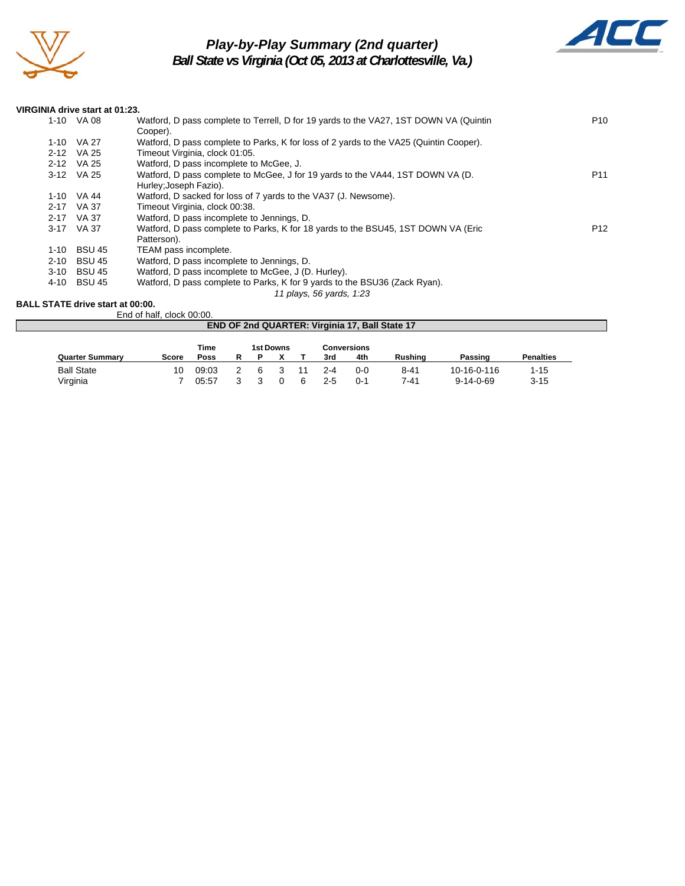# Play-by-Play Summary (2nd quarter)
## Ball State vs Virginia (Oct 05, 2013 at Charlottesville, Va.)

**VIRGINIA drive start at 01:23.**

| Down | Spot | Play | |
|---|---|---|---|
| 1-10 | VA 08 | Watford, D pass complete to Terrell, D for 19 yards to the VA27, 1ST DOWN VA (Quintin Cooper). | P10 |
| 1-10 | VA 27 | Watford, D pass complete to Parks, K for loss of 2 yards to the VA25 (Quintin Cooper). | |
| 2-12 | VA 25 | Timeout Virginia, clock 01:05. | |
| 2-12 | VA 25 | Watford, D pass incomplete to McGee, J. | |
| 3-12 | VA 25 | Watford, D pass complete to McGee, J for 19 yards to the VA44, 1ST DOWN VA (D. Hurley;Joseph Fazio). | P11 |
| 1-10 | VA 44 | Watford, D sacked for loss of 7 yards to the VA37 (J. Newsome). | |
| 2-17 | VA 37 | Timeout Virginia, clock 00:38. | |
| 2-17 | VA 37 | Watford, D pass incomplete to Jennings, D. | |
| 3-17 | VA 37 | Watford, D pass complete to Parks, K for 18 yards to the BSU45, 1ST DOWN VA (Eric Patterson). | P12 |
| 1-10 | BSU 45 | TEAM pass incomplete. | |
| 2-10 | BSU 45 | Watford, D pass incomplete to Jennings, D. | |
| 3-10 | BSU 45 | Watford, D pass incomplete to McGee, J (D. Hurley). | |
| 4-10 | BSU 45 | Watford, D pass complete to Parks, K for 9 yards to the BSU36 (Zack Ryan). | |

*11 plays, 56 yards, 1:23*

**BALL STATE drive start at 00:00.**

End of half, clock 00:00.

**END OF 2nd QUARTER: Virginia 17, Ball State 17**

| Quarter Summary | Score | Time Poss | 1st Downs R | 1st Downs P | 1st Downs X | 1st Downs T | Conversions 3rd | Conversions 4th | Rushing | Passing | Penalties |
|---|---|---|---|---|---|---|---|---|---|---|---|
| Ball State | 10 | 09:03 | 2 | 6 | 3 | 11 | 2-4 | 0-0 | 8-41 | 10-16-0-116 | 1-15 |
| Virginia | 7 | 05:57 | 3 | 3 | 0 | 6 | 2-5 | 0-1 | 7-41 | 9-14-0-69 | 3-15 |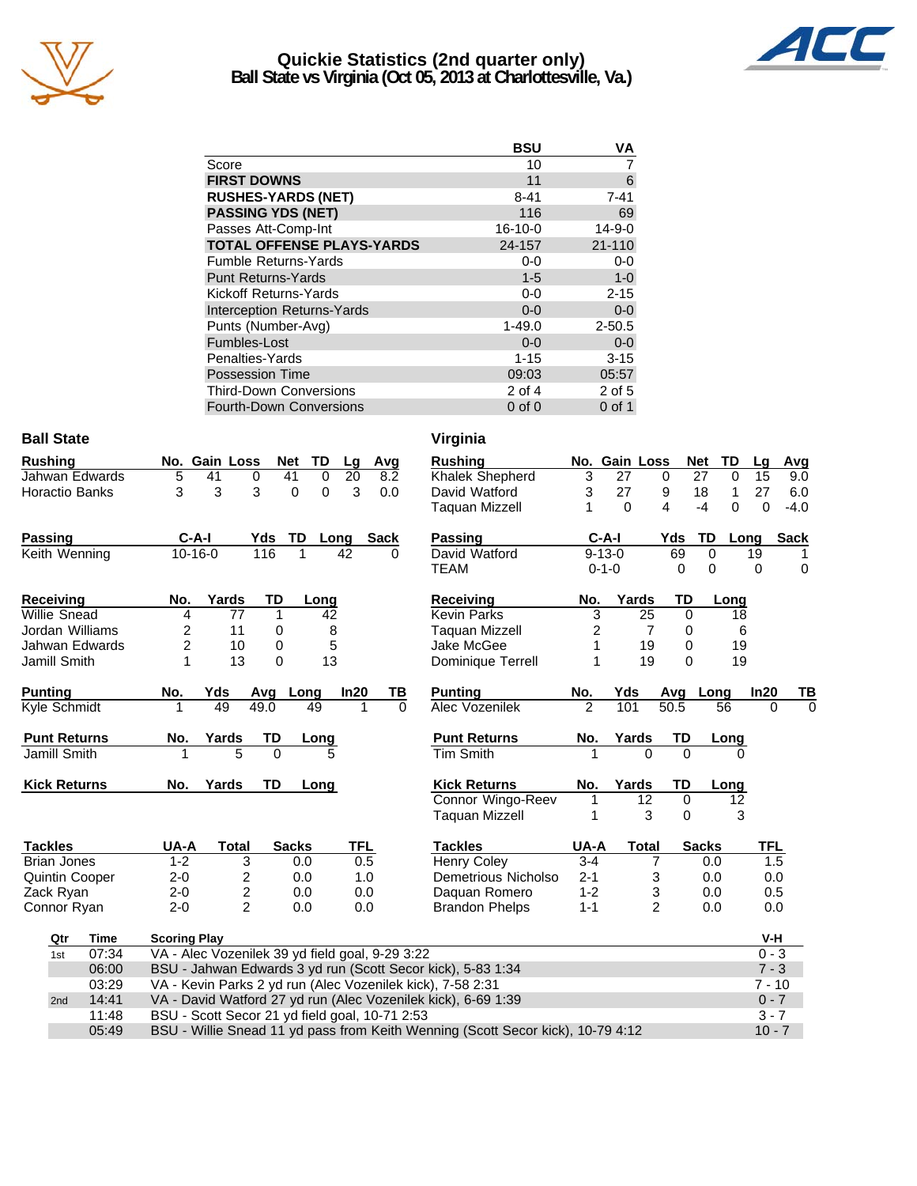# Quickie Statistics (2nd quarter only)
## Ball State vs Virginia (Oct 05, 2013 at Charlottesville, Va.)

| | BSU | VA |
|---|---|---|
| Score | 10 | 7 |
| **FIRST DOWNS** | 11 | 6 |
| **RUSHES-YARDS (NET)** | 8-41 | 7-41 |
| **PASSING YDS (NET)** | 116 | 69 |
| Passes Att-Comp-Int | 16-10-0 | 14-9-0 |
| **TOTAL OFFENSE PLAYS-YARDS** | 24-157 | 21-110 |
| Fumble Returns-Yards | 0-0 | 0-0 |
| Punt Returns-Yards | 1-5 | 1-0 |
| Kickoff Returns-Yards | 0-0 | 2-15 |
| Interception Returns-Yards | 0-0 | 0-0 |
| Punts (Number-Avg) | 1-49.0 | 2-50.5 |
| Fumbles-Lost | 0-0 | 0-0 |
| Penalties-Yards | 1-15 | 3-15 |
| Possession Time | 09:03 | 05:57 |
| Third-Down Conversions | 2 of 4 | 2 of 5 |
| Fourth-Down Conversions | 0 of 0 | 0 of 1 |

### Ball State

| Rushing | No. | Gain | Loss | Net | TD | Lg | Avg |
|---|---|---|---|---|---|---|---|
| Jahwan Edwards | 5 | 41 | 0 | 41 | 0 | 20 | 8.2 |
| Horactio Banks | 3 | 3 | 3 | 0 | 0 | 3 | 0.0 |

| Passing | C-A-I | Yds | TD | Long | Sack |
|---|---|---|---|---|---|
| Keith Wenning | 10-16-0 | 116 | 1 | 42 | 0 |

| Receiving | No. | Yards | TD | Long |
|---|---|---|---|---|
| Willie Snead | 4 | 77 | 1 | 42 |
| Jordan Williams | 2 | 11 | 0 | 8 |
| Jahwan Edwards | 2 | 10 | 0 | 5 |
| Jamill Smith | 1 | 13 | 0 | 13 |

| Punting | No. | Yds | Avg | Long | In20 | TB |
|---|---|---|---|---|---|---|
| Kyle Schmidt | 1 | 49 | 49.0 | 49 | 1 | 0 |

| Punt Returns | No. | Yards | TD | Long |
|---|---|---|---|---|
| Jamill Smith | 1 | 5 | 0 | 5 |

| Kick Returns | No. | Yards | TD | Long |
|---|---|---|---|---|

| Tackles | UA-A | Total | Sacks | TFL |
|---|---|---|---|---|
| Brian Jones | 1-2 | 3 | 0.0 | 0.5 |
| Quintin Cooper | 2-0 | 2 | 0.0 | 1.0 |
| Zack Ryan | 2-0 | 2 | 0.0 | 0.0 |
| Connor Ryan | 2-0 | 2 | 0.0 | 0.0 |

### Virginia

| Rushing | No. | Gain | Loss | Net | TD | Lg | Avg |
|---|---|---|---|---|---|---|---|
| Khalek Shepherd | 3 | 27 | 0 | 27 | 0 | 15 | 9.0 |
| David Watford | 3 | 27 | 9 | 18 | 1 | 27 | 6.0 |
| Taquan Mizzell | 1 | 0 | 4 | -4 | 0 | 0 | -4.0 |

| Passing | C-A-I | Yds | TD | Long | Sack |
|---|---|---|---|---|---|
| David Watford | 9-13-0 | 69 | 0 | 19 | 1 |
| TEAM | 0-1-0 | 0 | 0 | 0 | 0 |

| Receiving | No. | Yards | TD | Long |
|---|---|---|---|---|
| Kevin Parks | 3 | 25 | 0 | 18 |
| Taquan Mizzell | 2 | 7 | 0 | 6 |
| Jake McGee | 1 | 19 | 0 | 19 |
| Dominique Terrell | 1 | 19 | 0 | 19 |

| Punting | No. | Yds | Avg | Long | In20 | TB |
|---|---|---|---|---|---|---|
| Alec Vozenilek | 2 | 101 | 50.5 | 56 | 0 | 0 |

| Punt Returns | No. | Yards | TD | Long |
|---|---|---|---|---|
| Tim Smith | 1 | 0 | 0 | 0 |

| Kick Returns | No. | Yards | TD | Long |
|---|---|---|---|---|
| Connor Wingo-Reev | 1 | 12 | 0 | 12 |
| Taquan Mizzell | 1 | 3 | 0 | 3 |

| Tackles | UA-A | Total | Sacks | TFL |
|---|---|---|---|---|
| Henry Coley | 3-4 | 7 | 0.0 | 1.5 |
| Demetrious Nicholso | 2-1 | 3 | 0.0 | 0.0 |
| Daquan Romero | 1-2 | 3 | 0.0 | 0.5 |
| Brandon Phelps | 1-1 | 2 | 0.0 | 0.0 |

| Qtr | Time | Scoring Play | V-H |
|---|---|---|---|
| 1st | 07:34 | VA - Alec Vozenilek 39 yd field goal, 9-29 3:22 | 0 - 3 |
| | 06:00 | BSU - Jahwan Edwards 3 yd run (Scott Secor kick), 5-83 1:34 | 7 - 3 |
| | 03:29 | VA - Kevin Parks 2 yd run (Alec Vozenilek kick), 7-58 2:31 | 7 - 10 |
| 2nd | 14:41 | VA - David Watford 27 yd run (Alec Vozenilek kick), 6-69 1:39 | 0 - 7 |
| | 11:48 | BSU - Scott Secor 21 yd field goal, 10-71 2:53 | 3 - 7 |
| | 05:49 | BSU - Willie Snead 11 yd pass from Keith Wenning (Scott Secor kick), 10-79 4:12 | 10 - 7 |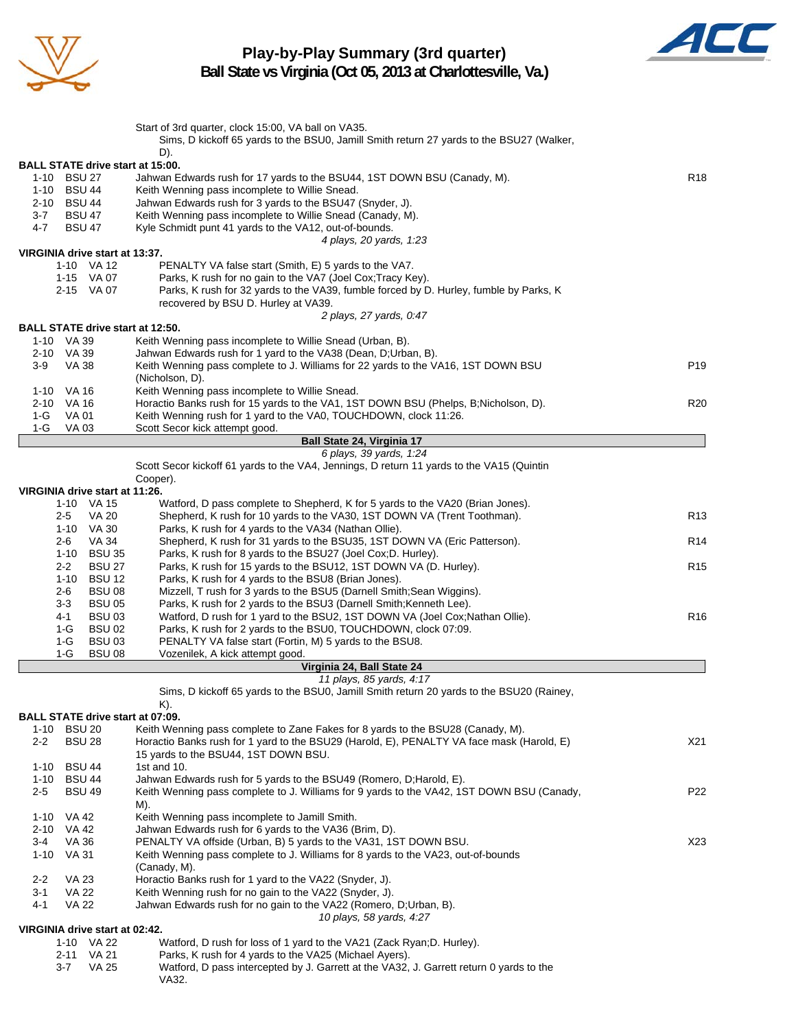# Play-by-Play Summary (3rd quarter)
## Ball State vs Virginia (Oct 05, 2013 at Charlottesville, Va.)

Start of 3rd quarter, clock 15:00, VA ball on VA35.
Sims, D kickoff 65 yards to the BSU0, Jamill Smith return 27 yards to the BSU27 (Walker, D).

**BALL STATE drive start at 15:00.**

| Down | Spot | Play | |
|---|---|---|---|
| 1-10 | BSU 27 | Jahwan Edwards rush for 17 yards to the BSU44, 1ST DOWN BSU (Canady, M). | R18 |
| 1-10 | BSU 44 | Keith Wenning pass incomplete to Willie Snead. | |
| 2-10 | BSU 44 | Jahwan Edwards rush for 3 yards to the BSU47 (Snyder, J). | |
| 3-7 | BSU 47 | Keith Wenning pass incomplete to Willie Snead (Canady, M). | |
| 4-7 | BSU 47 | Kyle Schmidt punt 41 yards to the VA12, out-of-bounds. | |

*4 plays, 20 yards, 1:23*

**VIRGINIA drive start at 13:37.**

| Down | Spot | Play | |
|---|---|---|---|
| 1-10 | VA 12 | PENALTY VA false start (Smith, E) 5 yards to the VA7. | |
| 1-15 | VA 07 | Parks, K rush for no gain to the VA7 (Joel Cox;Tracy Key). | |
| 2-15 | VA 07 | Parks, K rush for 32 yards to the VA39, fumble forced by D. Hurley, fumble by Parks, K recovered by BSU D. Hurley at VA39. | |

*2 plays, 27 yards, 0:47*

**BALL STATE drive start at 12:50.**

| Down | Spot | Play | |
|---|---|---|---|
| 1-10 | VA 39 | Keith Wenning pass incomplete to Willie Snead (Urban, B). | |
| 2-10 | VA 39 | Jahwan Edwards rush for 1 yard to the VA38 (Dean, D;Urban, B). | |
| 3-9 | VA 38 | Keith Wenning pass complete to J. Williams for 22 yards to the VA16, 1ST DOWN BSU (Nicholson, D). | P19 |
| 1-10 | VA 16 | Keith Wenning pass incomplete to Willie Snead. | |
| 2-10 | VA 16 | Horactio Banks rush for 15 yards to the VA1, 1ST DOWN BSU (Phelps, B;Nicholson, D). | R20 |
| 1-G | VA 01 | Keith Wenning rush for 1 yard to the VA0, TOUCHDOWN, clock 11:26. | |
| 1-G | VA 03 | Scott Secor kick attempt good. | |

**Ball State 24, Virginia 17**

*6 plays, 39 yards, 1:24*

Scott Secor kickoff 61 yards to the VA4, Jennings, D return 11 yards to the VA15 (Quintin Cooper).

**VIRGINIA drive start at 11:26.**

| Down | Spot | Play | |
|---|---|---|---|
| 1-10 | VA 15 | Watford, D pass complete to Shepherd, K for 5 yards to the VA20 (Brian Jones). | |
| 2-5 | VA 20 | Shepherd, K rush for 10 yards to the VA30, 1ST DOWN VA (Trent Toothman). | R13 |
| 1-10 | VA 30 | Parks, K rush for 4 yards to the VA34 (Nathan Ollie). | |
| 2-6 | VA 34 | Shepherd, K rush for 31 yards to the BSU35, 1ST DOWN VA (Eric Patterson). | R14 |
| 1-10 | BSU 35 | Parks, K rush for 8 yards to the BSU27 (Joel Cox;D. Hurley). | |
| 2-2 | BSU 27 | Parks, K rush for 15 yards to the BSU12, 1ST DOWN VA (D. Hurley). | R15 |
| 1-10 | BSU 12 | Parks, K rush for 4 yards to the BSU8 (Brian Jones). | |
| 2-6 | BSU 08 | Mizzell, T rush for 3 yards to the BSU5 (Darnell Smith;Sean Wiggins). | |
| 3-3 | BSU 05 | Parks, K rush for 2 yards to the BSU3 (Darnell Smith;Kenneth Lee). | |
| 4-1 | BSU 03 | Watford, D rush for 1 yard to the BSU2, 1ST DOWN VA (Joel Cox;Nathan Ollie). | R16 |
| 1-G | BSU 02 | Parks, K rush for 2 yards to the BSU0, TOUCHDOWN, clock 07:09. | |
| 1-G | BSU 03 | PENALTY VA false start (Fortin, M) 5 yards to the BSU8. | |
| 1-G | BSU 08 | Vozenilek, A kick attempt good. | |

**Virginia 24, Ball State 24**

*11 plays, 85 yards, 4:17*

Sims, D kickoff 65 yards to the BSU0, Jamill Smith return 20 yards to the BSU20 (Rainey, K).

**BALL STATE drive start at 07:09.**

| Down | Spot | Play | |
|---|---|---|---|
| 1-10 | BSU 20 | Keith Wenning pass complete to Zane Fakes for 8 yards to the BSU28 (Canady, M). | |
| 2-2 | BSU 28 | Horactio Banks rush for 1 yard to the BSU29 (Harold, E), PENALTY VA face mask (Harold, E) 15 yards to the BSU44, 1ST DOWN BSU. | X21 |
| 1-10 | BSU 44 | 1st and 10. | |
| 1-10 | BSU 44 | Jahwan Edwards rush for 5 yards to the BSU49 (Romero, D;Harold, E). | |
| 2-5 | BSU 49 | Keith Wenning pass complete to J. Williams for 9 yards to the VA42, 1ST DOWN BSU (Canady, M). | P22 |
| 1-10 | VA 42 | Keith Wenning pass incomplete to Jamill Smith. | |
| 2-10 | VA 42 | Jahwan Edwards rush for 6 yards to the VA36 (Brim, D). | |
| 3-4 | VA 36 | PENALTY VA offside (Urban, B) 5 yards to the VA31, 1ST DOWN BSU. | X23 |
| 1-10 | VA 31 | Keith Wenning pass complete to J. Williams for 8 yards to the VA23, out-of-bounds (Canady, M). | |
| 2-2 | VA 23 | Horactio Banks rush for 1 yard to the VA22 (Snyder, J). | |
| 3-1 | VA 22 | Keith Wenning rush for no gain to the VA22 (Snyder, J). | |
| 4-1 | VA 22 | Jahwan Edwards rush for no gain to the VA22 (Romero, D;Urban, B). | |

*10 plays, 58 yards, 4:27*

**VIRGINIA drive start at 02:42.**

| Down | Spot | Play | |
|---|---|---|---|
| 1-10 | VA 22 | Watford, D rush for loss of 1 yard to the VA21 (Zack Ryan;D. Hurley). | |
| 2-11 | VA 21 | Parks, K rush for 4 yards to the VA25 (Michael Ayers). | |
| 3-7 | VA 25 | Watford, D pass intercepted by J. Garrett at the VA32, J. Garrett return 0 yards to the VA32. | |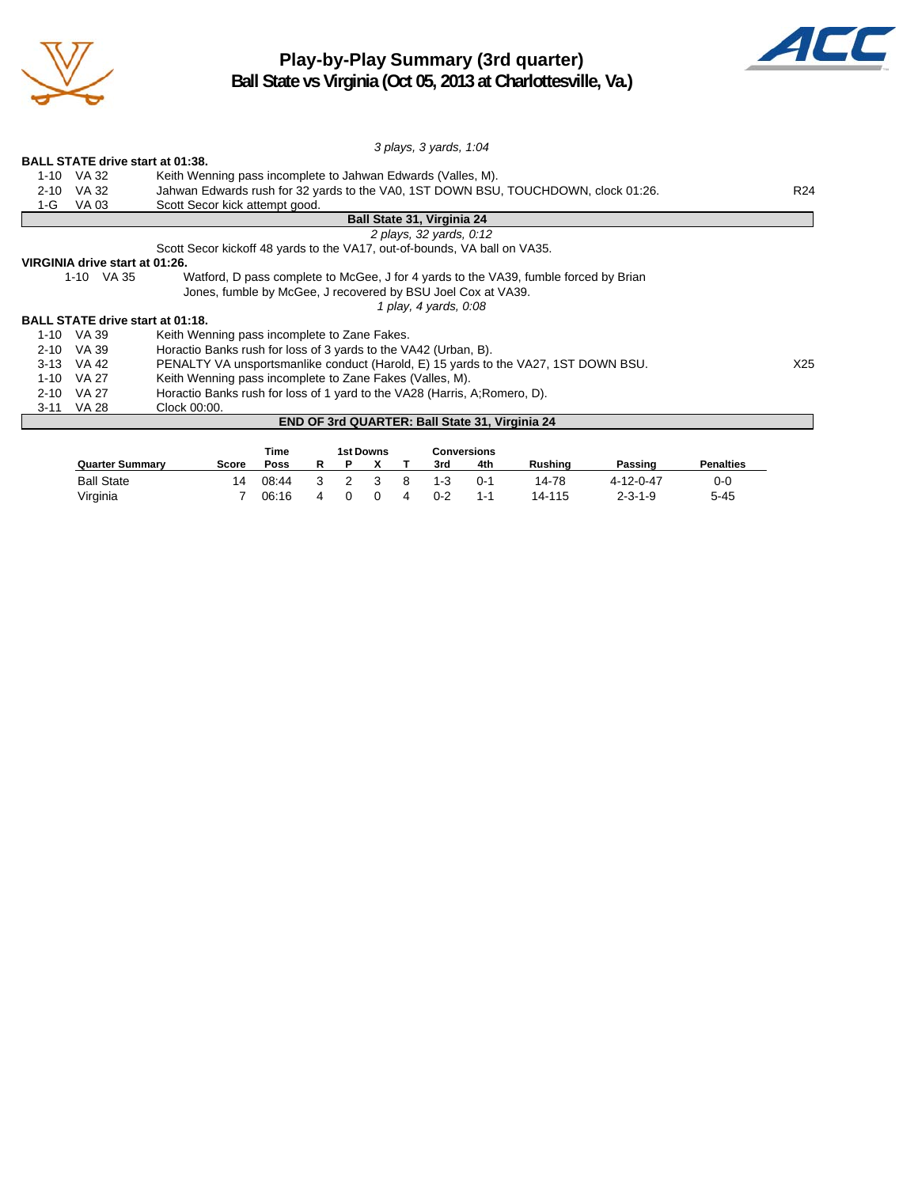# Play-by-Play Summary (3rd quarter)

## Ball State vs Virginia (Oct 05, 2013 at Charlottesville, Va.)

*3 plays, 3 yards, 1:04*

**BALL STATE drive start at 01:38.**

| | | | |
|---|---|---|---|
| 1-10 | VA 32 | Keith Wenning pass incomplete to Jahwan Edwards (Valles, M). | |
| 2-10 | VA 32 | Jahwan Edwards rush for 32 yards to the VA0, 1ST DOWN BSU, TOUCHDOWN, clock 01:26. | R24 |
| 1-G | VA 03 | Scott Secor kick attempt good. | |

**Ball State 31, Virginia 24**

*2 plays, 32 yards, 0:12*

Scott Secor kickoff 48 yards to the VA17, out-of-bounds, VA ball on VA35.

**VIRGINIA drive start at 01:26.**

| | | |
|---|---|---|
| 1-10 | VA 35 | Watford, D pass complete to McGee, J for 4 yards to the VA39, fumble forced by Brian Jones, fumble by McGee, J recovered by BSU Joel Cox at VA39. |

*1 play, 4 yards, 0:08*

**BALL STATE drive start at 01:18.**

| | | | |
|---|---|---|---|
| 1-10 | VA 39 | Keith Wenning pass incomplete to Zane Fakes. | |
| 2-10 | VA 39 | Horactio Banks rush for loss of 3 yards to the VA42 (Urban, B). | |
| 3-13 | VA 42 | PENALTY VA unsportsmanlike conduct (Harold, E) 15 yards to the VA27, 1ST DOWN BSU. | X25 |
| 1-10 | VA 27 | Keith Wenning pass incomplete to Zane Fakes (Valles, M). | |
| 2-10 | VA 27 | Horactio Banks rush for loss of 1 yard to the VA28 (Harris, A;Romero, D). | |
| 3-11 | VA 28 | Clock 00:00. | |

**END OF 3rd QUARTER: Ball State 31, Virginia 24**

| Quarter Summary | Score | Time Poss | 1st Downs R | P | X | T | Conversions 3rd | 4th | Rushing | Passing | Penalties |
|---|---|---|---|---|---|---|---|---|---|---|---|
| Ball State | 14 | 08:44 | 3 | 2 | 3 | 8 | 1-3 | 0-1 | 14-78 | 4-12-0-47 | 0-0 |
| Virginia | 7 | 06:16 | 4 | 0 | 0 | 4 | 0-2 | 1-1 | 14-115 | 2-3-1-9 | 5-45 |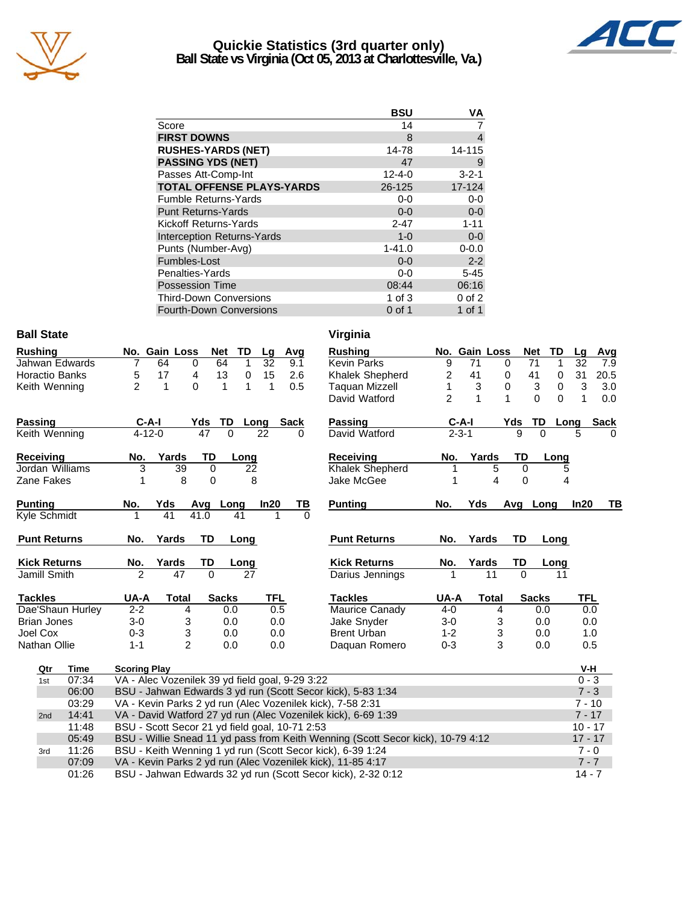# Quickie Statistics (3rd quarter only)
## Ball State vs Virginia (Oct 05, 2013 at Charlottesville, Va.)

| | BSU | VA |
|---|---|---|
| Score | 14 | 7 |
| **FIRST DOWNS** | 8 | 4 |
| **RUSHES-YARDS (NET)** | 14-78 | 14-115 |
| **PASSING YDS (NET)** | 47 | 9 |
| Passes Att-Comp-Int | 12-4-0 | 3-2-1 |
| **TOTAL OFFENSE PLAYS-YARDS** | 26-125 | 17-124 |
| Fumble Returns-Yards | 0-0 | 0-0 |
| Punt Returns-Yards | 0-0 | 0-0 |
| Kickoff Returns-Yards | 2-47 | 1-11 |
| Interception Returns-Yards | 1-0 | 0-0 |
| Punts (Number-Avg) | 1-41.0 | 0-0.0 |
| Fumbles-Lost | 0-0 | 2-2 |
| Penalties-Yards | 0-0 | 5-45 |
| Possession Time | 08:44 | 06:16 |
| Third-Down Conversions | 1 of 3 | 0 of 2 |
| Fourth-Down Conversions | 0 of 1 | 1 of 1 |

## Ball State

| Rushing | No. | Gain | Loss | Net | TD | Lg | Avg |
|---|---|---|---|---|---|---|---|
| Jahwan Edwards | 7 | 64 | 0 | 64 | 1 | 32 | 9.1 |
| Horactio Banks | 5 | 17 | 4 | 13 | 0 | 15 | 2.6 |
| Keith Wenning | 2 | 1 | 0 | 1 | 1 | 1 | 0.5 |

| Passing | C-A-I | Yds | TD | Long | Sack |
|---|---|---|---|---|---|
| Keith Wenning | 4-12-0 | 47 | 0 | 22 | 0 |

| Receiving | No. | Yards | TD | Long |
|---|---|---|---|---|
| Jordan Williams | 3 | 39 | 0 | 22 |
| Zane Fakes | 1 | 8 | 0 | 8 |

| Punting | No. | Yds | Avg | Long | In20 | TB |
|---|---|---|---|---|---|---|
| Kyle Schmidt | 1 | 41 | 41.0 | 41 | 1 | 0 |

| Punt Returns | No. | Yards | TD | Long |
|---|---|---|---|---|

| Kick Returns | No. | Yards | TD | Long |
|---|---|---|---|---|
| Jamill Smith | 2 | 47 | 0 | 27 |

| Tackles | UA-A | Total | Sacks | TFL |
|---|---|---|---|---|
| Dae'Shaun Hurley | 2-2 | 4 | 0.0 | 0.5 |
| Brian Jones | 3-0 | 3 | 0.0 | 0.0 |
| Joel Cox | 0-3 | 3 | 0.0 | 0.0 |
| Nathan Ollie | 1-1 | 2 | 0.0 | 0.0 |

## Virginia

| Rushing | No. | Gain | Loss | Net | TD | Lg | Avg |
|---|---|---|---|---|---|---|---|
| Kevin Parks | 9 | 71 | 0 | 71 | 1 | 32 | 7.9 |
| Khalek Shepherd | 2 | 41 | 0 | 41 | 0 | 31 | 20.5 |
| Taquan Mizzell | 1 | 3 | 0 | 3 | 0 | 3 | 3.0 |
| David Watford | 2 | 1 | 1 | 0 | 0 | 1 | 0.0 |

| Passing | C-A-I | Yds | TD | Long | Sack |
|---|---|---|---|---|---|
| David Watford | 2-3-1 | 9 | 0 | 5 | 0 |

| Receiving | No. | Yards | TD | Long |
|---|---|---|---|---|
| Khalek Shepherd | 1 | 5 | 0 | 5 |
| Jake McGee | 1 | 4 | 0 | 4 |

| Punting | No. | Yds | Avg | Long | In20 | TB |
|---|---|---|---|---|---|---|

| Punt Returns | No. | Yards | TD | Long |
|---|---|---|---|---|

| Kick Returns | No. | Yards | TD | Long |
|---|---|---|---|---|
| Darius Jennings | 1 | 11 | 0 | 11 |

| Tackles | UA-A | Total | Sacks | TFL |
|---|---|---|---|---|
| Maurice Canady | 4-0 | 4 | 0.0 | 0.0 |
| Jake Snyder | 3-0 | 3 | 0.0 | 0.0 |
| Brent Urban | 1-2 | 3 | 0.0 | 1.0 |
| Daquan Romero | 0-3 | 3 | 0.0 | 0.5 |

## Scoring Summary

| Qtr | Time | Scoring Play | V-H |
|---|---|---|---|
| 1st | 07:34 | VA - Alec Vozenilek 39 yd field goal, 9-29 3:22 | 0 - 3 |
| | 06:00 | BSU - Jahwan Edwards 3 yd run (Scott Secor kick), 5-83 1:34 | 7 - 3 |
| | 03:29 | VA - Kevin Parks 2 yd run (Alec Vozenilek kick), 7-58 2:31 | 7 - 10 |
| 2nd | 14:41 | VA - David Watford 27 yd run (Alec Vozenilek kick), 6-69 1:39 | 7 - 17 |
| | 11:48 | BSU - Scott Secor 21 yd field goal, 10-71 2:53 | 10 - 17 |
| | 05:49 | BSU - Willie Snead 11 yd pass from Keith Wenning (Scott Secor kick), 10-79 4:12 | 17 - 17 |
| 3rd | 11:26 | BSU - Keith Wenning 1 yd run (Scott Secor kick), 6-39 1:24 | 7 - 0 |
| | 07:09 | VA - Kevin Parks 2 yd run (Alec Vozenilek kick), 11-85 4:17 | 7 - 7 |
| | 01:26 | BSU - Jahwan Edwards 32 yd run (Scott Secor kick), 2-32 0:12 | 14 - 7 |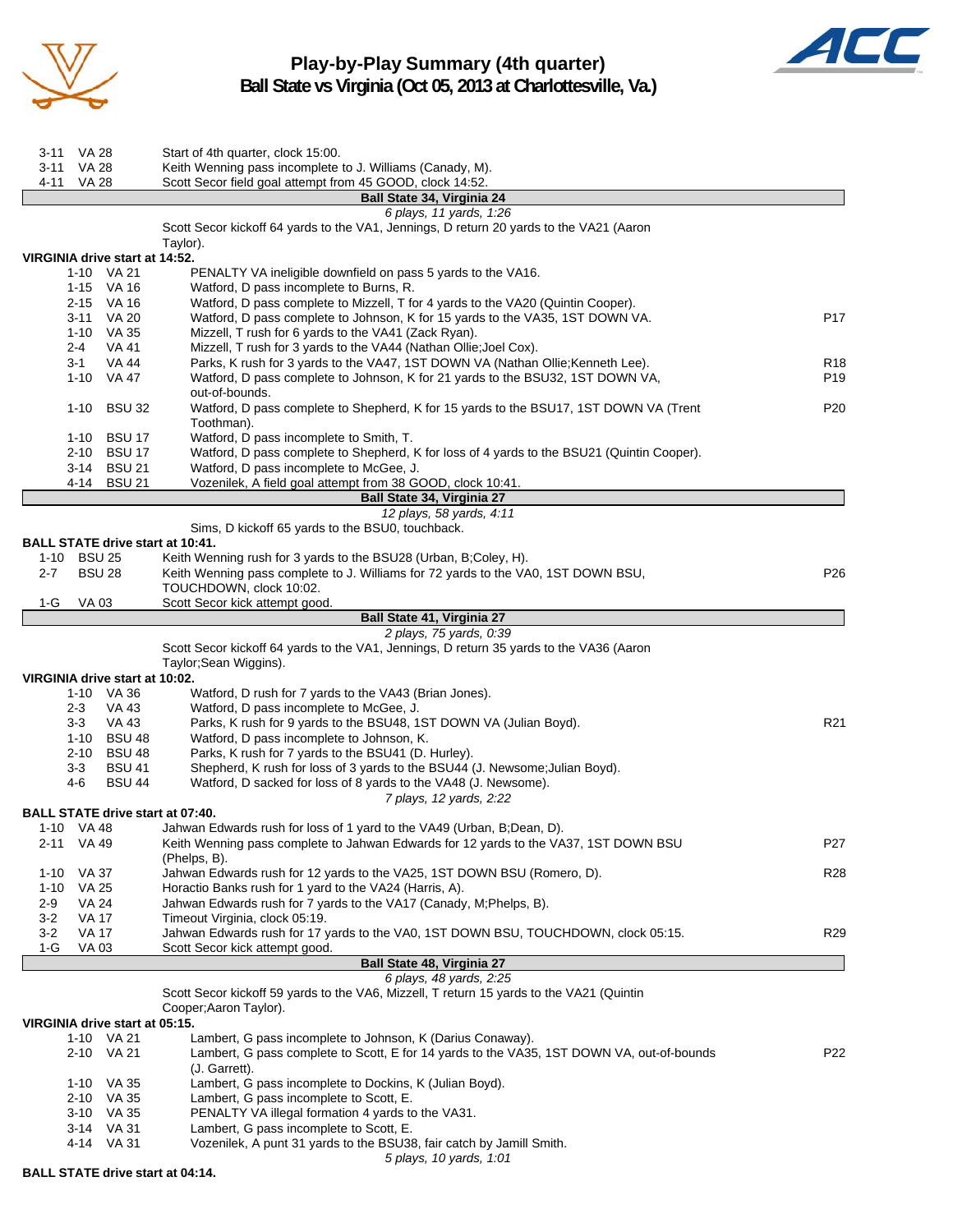# Play-by-Play Summary (4th quarter)
## Ball State vs Virginia (Oct 05, 2013 at Charlottesville, Va.)

| Down | Spot | Play | |
|---|---|---|---|
| 3-11 | VA 28 | Start of 4th quarter, clock 15:00. | |
| 3-11 | VA 28 | Keith Wenning pass incomplete to J. Williams (Canady, M). | |
| 4-11 | VA 28 | Scott Secor field goal attempt from 45 GOOD, clock 14:52. | |

**Ball State 34, Virginia 24**

*6 plays, 11 yards, 1:26*

Scott Secor kickoff 64 yards to the VA1, Jennings, D return 20 yards to the VA21 (Aaron Taylor).

**VIRGINIA drive start at 14:52.**

| Down | Spot | Play | |
|---|---|---|---|
| 1-10 | VA 21 | PENALTY VA ineligible downfield on pass 5 yards to the VA16. | |
| 1-15 | VA 16 | Watford, D pass incomplete to Burns, R. | |
| 2-15 | VA 16 | Watford, D pass complete to Mizzell, T for 4 yards to the VA20 (Quintin Cooper). | |
| 3-11 | VA 20 | Watford, D pass complete to Johnson, K for 15 yards to the VA35, 1ST DOWN VA. | P17 |
| 1-10 | VA 35 | Mizzell, T rush for 6 yards to the VA41 (Zack Ryan). | |
| 2-4 | VA 41 | Mizzell, T rush for 3 yards to the VA44 (Nathan Ollie;Joel Cox). | |
| 3-1 | VA 44 | Parks, K rush for 3 yards to the VA47, 1ST DOWN VA (Nathan Ollie;Kenneth Lee). | R18 |
| 1-10 | VA 47 | Watford, D pass complete to Johnson, K for 21 yards to the BSU32, 1ST DOWN VA, out-of-bounds. | P19 |
| 1-10 | BSU 32 | Watford, D pass complete to Shepherd, K for 15 yards to the BSU17, 1ST DOWN VA (Trent Toothman). | P20 |
| 1-10 | BSU 17 | Watford, D pass incomplete to Smith, T. | |
| 2-10 | BSU 17 | Watford, D pass complete to Shepherd, K for loss of 4 yards to the BSU21 (Quintin Cooper). | |
| 3-14 | BSU 21 | Watford, D pass incomplete to McGee, J. | |
| 4-14 | BSU 21 | Vozenilek, A field goal attempt from 38 GOOD, clock 10:41. | |

**Ball State 34, Virginia 27**

*12 plays, 58 yards, 4:11*

Sims, D kickoff 65 yards to the BSU0, touchback.

**BALL STATE drive start at 10:41.**

| Down | Spot | Play | |
|---|---|---|---|
| 1-10 | BSU 25 | Keith Wenning rush for 3 yards to the BSU28 (Urban, B;Coley, H). | |
| 2-7 | BSU 28 | Keith Wenning pass complete to J. Williams for 72 yards to the VA0, 1ST DOWN BSU, TOUCHDOWN, clock 10:02. | P26 |
| 1-G | VA 03 | Scott Secor kick attempt good. | |

**Ball State 41, Virginia 27**

*2 plays, 75 yards, 0:39*

Scott Secor kickoff 64 yards to the VA1, Jennings, D return 35 yards to the VA36 (Aaron Taylor;Sean Wiggins).

**VIRGINIA drive start at 10:02.**

| Down | Spot | Play | |
|---|---|---|---|
| 1-10 | VA 36 | Watford, D rush for 7 yards to the VA43 (Brian Jones). | |
| 2-3 | VA 43 | Watford, D pass incomplete to McGee, J. | |
| 3-3 | VA 43 | Parks, K rush for 9 yards to the BSU48, 1ST DOWN VA (Julian Boyd). | R21 |
| 1-10 | BSU 48 | Watford, D pass incomplete to Johnson, K. | |
| 2-10 | BSU 48 | Parks, K rush for 7 yards to the BSU41 (D. Hurley). | |
| 3-3 | BSU 41 | Shepherd, K rush for loss of 3 yards to the BSU44 (J. Newsome;Julian Boyd). | |
| 4-6 | BSU 44 | Watford, D sacked for loss of 8 yards to the VA48 (J. Newsome). | |

*7 plays, 12 yards, 2:22*

**BALL STATE drive start at 07:40.**

| Down | Spot | Play | |
|---|---|---|---|
| 1-10 | VA 48 | Jahwan Edwards rush for loss of 1 yard to the VA49 (Urban, B;Dean, D). | |
| 2-11 | VA 49 | Keith Wenning pass complete to Jahwan Edwards for 12 yards to the VA37, 1ST DOWN BSU (Phelps, B). | P27 |
| 1-10 | VA 37 | Jahwan Edwards rush for 12 yards to the VA25, 1ST DOWN BSU (Romero, D). | R28 |
| 1-10 | VA 25 | Horactio Banks rush for 1 yard to the VA24 (Harris, A). | |
| 2-9 | VA 24 | Jahwan Edwards rush for 7 yards to the VA17 (Canady, M;Phelps, B). | |
| 3-2 | VA 17 | Timeout Virginia, clock 05:19. | |
| 3-2 | VA 17 | Jahwan Edwards rush for 17 yards to the VA0, 1ST DOWN BSU, TOUCHDOWN, clock 05:15. | R29 |
| 1-G | VA 03 | Scott Secor kick attempt good. | |

**Ball State 48, Virginia 27**

*6 plays, 48 yards, 2:25*

Scott Secor kickoff 59 yards to the VA6, Mizzell, T return 15 yards to the VA21 (Quintin Cooper;Aaron Taylor).

**VIRGINIA drive start at 05:15.**

| Down | Spot | Play | |
|---|---|---|---|
| 1-10 | VA 21 | Lambert, G pass incomplete to Johnson, K (Darius Conaway). | |
| 2-10 | VA 21 | Lambert, G pass complete to Scott, E for 14 yards to the VA35, 1ST DOWN VA, out-of-bounds (J. Garrett). | P22 |
| 1-10 | VA 35 | Lambert, G pass incomplete to Dockins, K (Julian Boyd). | |
| 2-10 | VA 35 | Lambert, G pass incomplete to Scott, E. | |
| 3-10 | VA 35 | PENALTY VA illegal formation 4 yards to the VA31. | |
| 3-14 | VA 31 | Lambert, G pass incomplete to Scott, E. | |
| 4-14 | VA 31 | Vozenilek, A punt 31 yards to the BSU38, fair catch by Jamill Smith. | |

*5 plays, 10 yards, 1:01*

**BALL STATE drive start at 04:14.**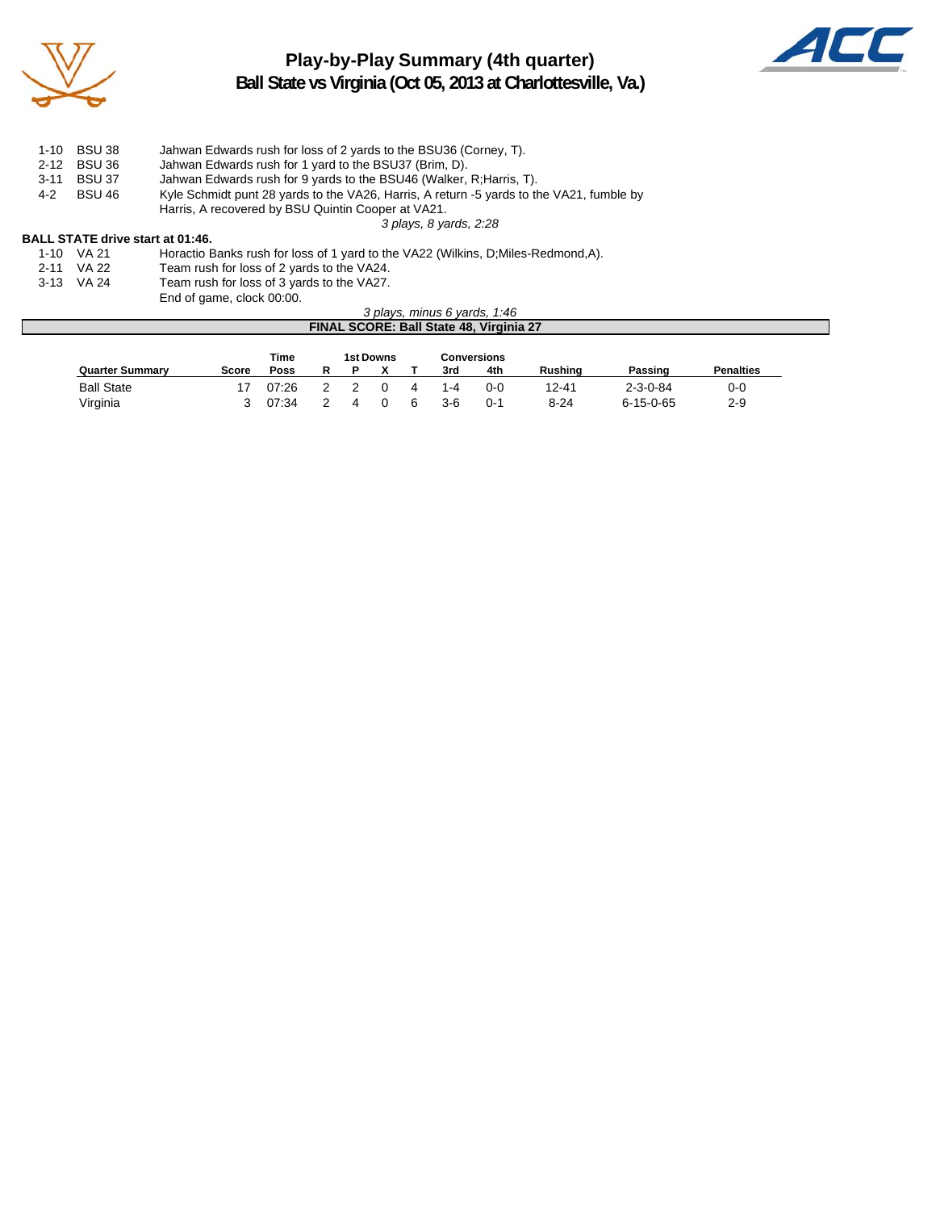# Play-by-Play Summary (4th quarter)
## Ball State vs Virginia (Oct 05, 2013 at Charlottesville, Va.)

| | | |
|---|---|---|
| 1-10 | BSU 38 | Jahwan Edwards rush for loss of 2 yards to the BSU36 (Corney, T). |
| 2-12 | BSU 36 | Jahwan Edwards rush for 1 yard to the BSU37 (Brim, D). |
| 3-11 | BSU 37 | Jahwan Edwards rush for 9 yards to the BSU46 (Walker, R;Harris, T). |
| 4-2 | BSU 46 | Kyle Schmidt punt 28 yards to the VA26, Harris, A return -5 yards to the VA21, fumble by Harris, A recovered by BSU Quintin Cooper at VA21. |

*3 plays, 8 yards, 2:28*

**BALL STATE drive start at 01:46.**

| | | |
|---|---|---|
| 1-10 | VA 21 | Horactio Banks rush for loss of 1 yard to the VA22 (Wilkins, D;Miles-Redmond,A). |
| 2-11 | VA 22 | Team rush for loss of 2 yards to the VA24. |
| 3-13 | VA 24 | Team rush for loss of 3 yards to the VA27. |
| | | End of game, clock 00:00. |

*3 plays, minus 6 yards, 1:46*

**FINAL SCORE: Ball State 48, Virginia 27**

| Quarter Summary | Score | Time Poss | 1st Downs R | P | X | T | Conversions 3rd | 4th | Rushing | Passing | Penalties |
|---|---|---|---|---|---|---|---|---|---|---|---|
| Ball State | 17 | 07:26 | 2 | 2 | 0 | 4 | 1-4 | 0-0 | 12-41 | 2-3-0-84 | 0-0 |
| Virginia | 3 | 07:34 | 2 | 4 | 0 | 6 | 3-6 | 0-1 | 8-24 | 6-15-0-65 | 2-9 |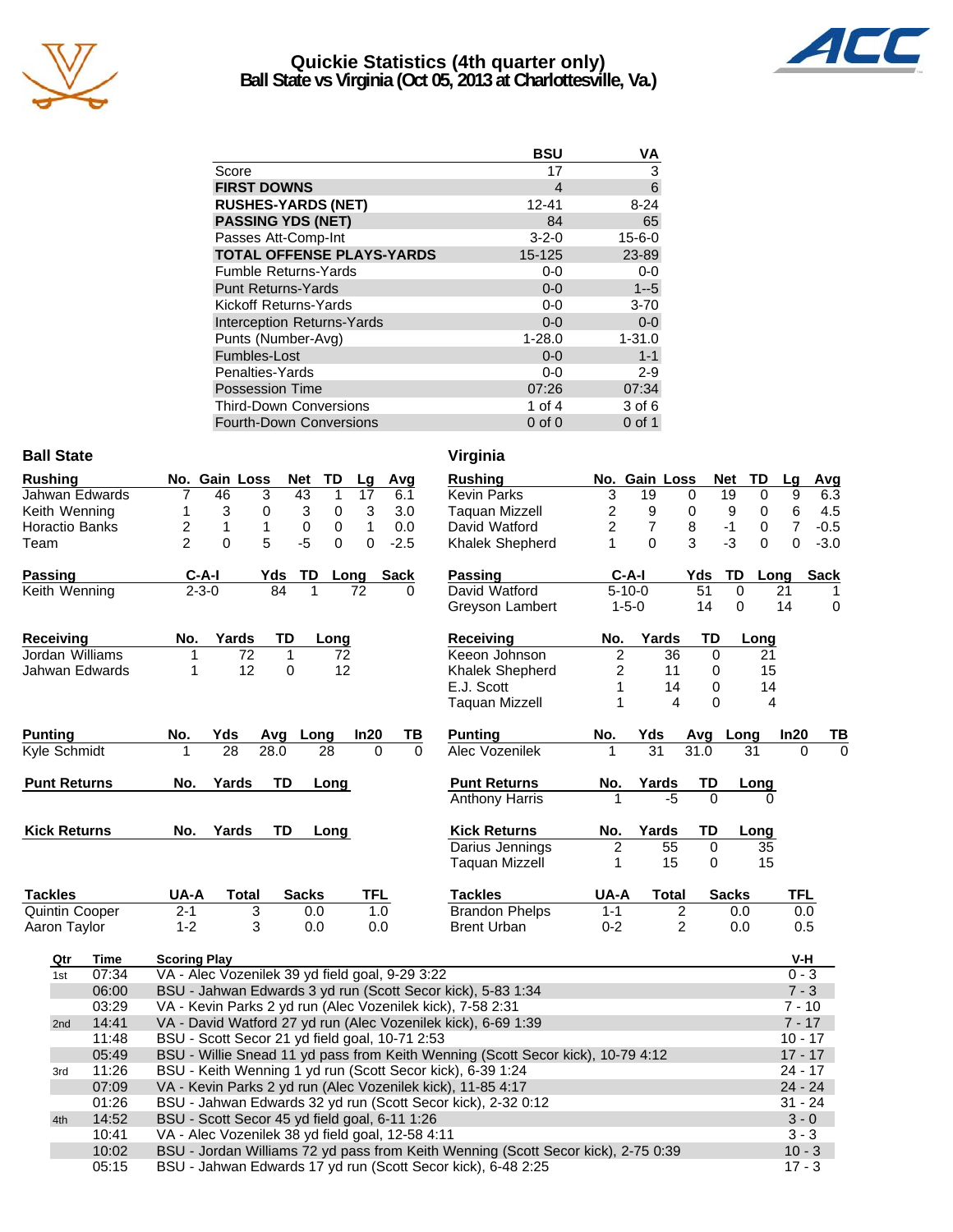# Quickie Statistics (4th quarter only)
## Ball State vs Virginia (Oct 05, 2013 at Charlottesville, Va.)

| | BSU | VA |
|---|---|---|
| Score | 17 | 3 |
| **FIRST DOWNS** | 4 | 6 |
| **RUSHES-YARDS (NET)** | 12-41 | 8-24 |
| **PASSING YDS (NET)** | 84 | 65 |
| Passes Att-Comp-Int | 3-2-0 | 15-6-0 |
| **TOTAL OFFENSE PLAYS-YARDS** | 15-125 | 23-89 |
| Fumble Returns-Yards | 0-0 | 0-0 |
| Punt Returns-Yards | 0-0 | 1--5 |
| Kickoff Returns-Yards | 0-0 | 3-70 |
| Interception Returns-Yards | 0-0 | 0-0 |
| Punts (Number-Avg) | 1-28.0 | 1-31.0 |
| Fumbles-Lost | 0-0 | 1-1 |
| Penalties-Yards | 0-0 | 2-9 |
| Possession Time | 07:26 | 07:34 |
| Third-Down Conversions | 1 of 4 | 3 of 6 |
| Fourth-Down Conversions | 0 of 0 | 0 of 1 |

### Ball State

| Rushing | No. | Gain | Loss | Net | TD | Lg | Avg |
|---|---|---|---|---|---|---|---|
| Jahwan Edwards | 7 | 46 | 3 | 43 | 1 | 17 | 6.1 |
| Keith Wenning | 1 | 3 | 0 | 3 | 0 | 3 | 3.0 |
| Horactio Banks | 2 | 1 | 1 | 0 | 0 | 1 | 0.0 |
| Team | 2 | 0 | 5 | -5 | 0 | 0 | -2.5 |

| Passing | C-A-I | Yds | TD | Long | Sack |
|---|---|---|---|---|---|
| Keith Wenning | 2-3-0 | 84 | 1 | 72 | 0 |

| Receiving | No. | Yards | TD | Long |
|---|---|---|---|---|
| Jordan Williams | 1 | 72 | 1 | 72 |
| Jahwan Edwards | 1 | 12 | 0 | 12 |

| Punting | No. | Yds | Avg | Long | In20 | TB |
|---|---|---|---|---|---|---|
| Kyle Schmidt | 1 | 28 | 28.0 | 28 | 0 | 0 |

| Punt Returns | No. | Yards | TD | Long |
|---|---|---|---|---|

| Kick Returns | No. | Yards | TD | Long |
|---|---|---|---|---|

| Tackles | UA-A | Total | Sacks | TFL |
|---|---|---|---|---|
| Quintin Cooper | 2-1 | 3 | 0.0 | 1.0 |
| Aaron Taylor | 1-2 | 3 | 0.0 | 0.0 |

### Virginia

| Rushing | No. | Gain | Loss | Net | TD | Lg | Avg |
|---|---|---|---|---|---|---|---|
| Kevin Parks | 3 | 19 | 0 | 19 | 0 | 9 | 6.3 |
| Taquan Mizzell | 2 | 9 | 0 | 9 | 0 | 6 | 4.5 |
| David Watford | 2 | 7 | 8 | -1 | 0 | 7 | -0.5 |
| Khalek Shepherd | 1 | 0 | 3 | -3 | 0 | 0 | -3.0 |

| Passing | C-A-I | Yds | TD | Long | Sack |
|---|---|---|---|---|---|
| David Watford | 5-10-0 | 51 | 0 | 21 | 1 |
| Greyson Lambert | 1-5-0 | 14 | 0 | 14 | 0 |

| Receiving | No. | Yards | TD | Long |
|---|---|---|---|---|
| Keeon Johnson | 2 | 36 | 0 | 21 |
| Khalek Shepherd | 2 | 11 | 0 | 15 |
| E.J. Scott | 1 | 14 | 0 | 14 |
| Taquan Mizzell | 1 | 4 | 0 | 4 |

| Punting | No. | Yds | Avg | Long | In20 | TB |
|---|---|---|---|---|---|---|
| Alec Vozenilek | 1 | 31 | 31.0 | 31 | 0 | 0 |

| Punt Returns | No. | Yards | TD | Long |
|---|---|---|---|---|
| Anthony Harris | 1 | -5 | 0 | 0 |

| Kick Returns | No. | Yards | TD | Long |
|---|---|---|---|---|
| Darius Jennings | 2 | 55 | 0 | 35 |
| Taquan Mizzell | 1 | 15 | 0 | 15 |

| Tackles | UA-A | Total | Sacks | TFL |
|---|---|---|---|---|
| Brandon Phelps | 1-1 | 2 | 0.0 | 0.0 |
| Brent Urban | 0-2 | 2 | 0.0 | 0.5 |

| Qtr | Time | Scoring Play | V-H |
|---|---|---|---|
| 1st | 07:34 | VA - Alec Vozenilek 39 yd field goal, 9-29 3:22 | 0 - 3 |
| | 06:00 | BSU - Jahwan Edwards 3 yd run (Scott Secor kick), 5-83 1:34 | 7 - 3 |
| | 03:29 | VA - Kevin Parks 2 yd run (Alec Vozenilek kick), 7-58 2:31 | 7 - 10 |
| 2nd | 14:41 | VA - David Watford 27 yd run (Alec Vozenilek kick), 6-69 1:39 | 7 - 17 |
| | 11:48 | BSU - Scott Secor 21 yd field goal, 10-71 2:53 | 10 - 17 |
| | 05:49 | BSU - Willie Snead 11 yd pass from Keith Wenning (Scott Secor kick), 10-79 4:12 | 17 - 17 |
| 3rd | 11:26 | BSU - Keith Wenning 1 yd run (Scott Secor kick), 6-39 1:24 | 24 - 17 |
| | 07:09 | VA - Kevin Parks 2 yd run (Alec Vozenilek kick), 11-85 4:17 | 24 - 24 |
| | 01:26 | BSU - Jahwan Edwards 32 yd run (Scott Secor kick), 2-32 0:12 | 31 - 24 |
| 4th | 14:52 | BSU - Scott Secor 45 yd field goal, 6-11 1:26 | 3 - 0 |
| | 10:41 | VA - Alec Vozenilek 38 yd field goal, 12-58 4:11 | 3 - 3 |
| | 10:02 | BSU - Jordan Williams 72 yd pass from Keith Wenning (Scott Secor kick), 2-75 0:39 | 10 - 3 |
| | 05:15 | BSU - Jahwan Edwards 17 yd run (Scott Secor kick), 6-48 2:25 | 17 - 3 |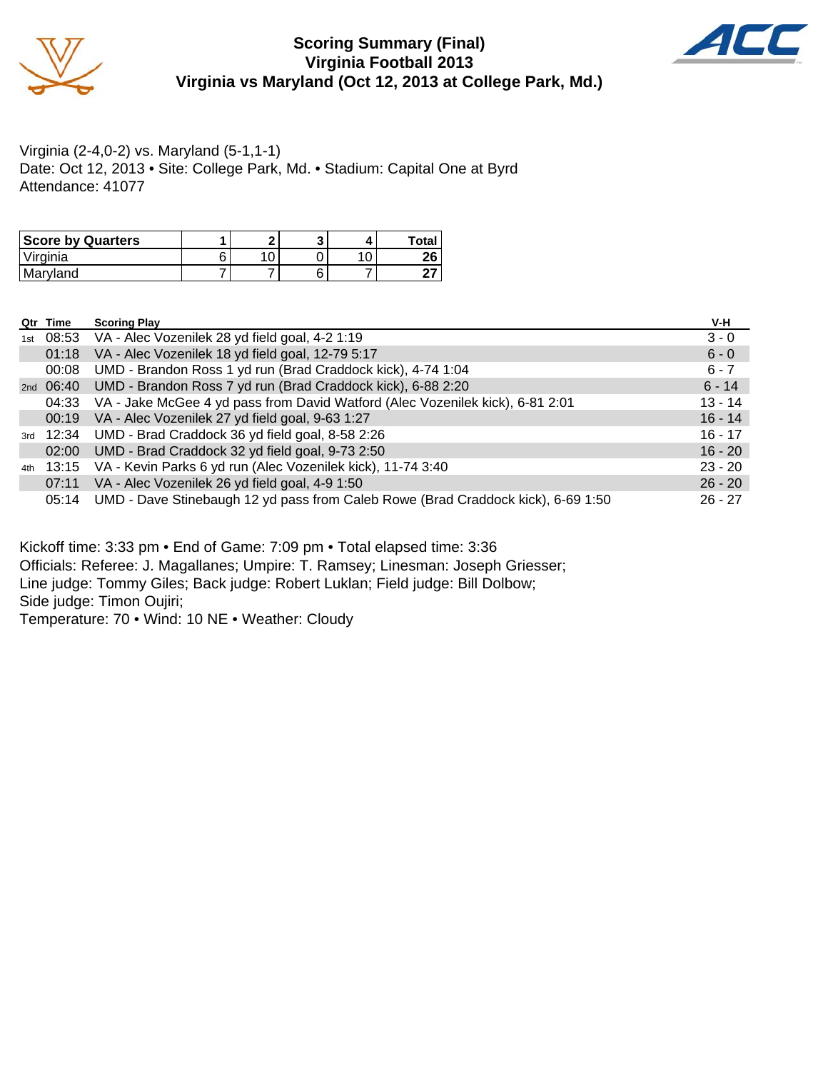# Scoring Summary (Final)
## Virginia Football 2013
## Virginia vs Maryland (Oct 12, 2013 at College Park, Md.)

Virginia (2-4,0-2) vs. Maryland (5-1,1-1)
Date: Oct 12, 2013 • Site: College Park, Md. • Stadium: Capital One at Byrd
Attendance: 41077

| Score by Quarters | 1 | 2 | 3 | 4 | Total |
|---|---|---|---|---|---|
| Virginia | 6 | 10 | 0 | 10 | **26** |
| Maryland | 7 | 7 | 6 | 7 | **27** |

| Qtr | Time | Scoring Play | V-H |
|---|---|---|---|
| 1st | 08:53 | VA - Alec Vozenilek 28 yd field goal, 4-2 1:19 | 3 - 0 |
| | 01:18 | VA - Alec Vozenilek 18 yd field goal, 12-79 5:17 | 6 - 0 |
| | 00:08 | UMD - Brandon Ross 1 yd run (Brad Craddock kick), 4-74 1:04 | 6 - 7 |
| 2nd | 06:40 | UMD - Brandon Ross 7 yd run (Brad Craddock kick), 6-88 2:20 | 6 - 14 |
| | 04:33 | VA - Jake McGee 4 yd pass from David Watford (Alec Vozenilek kick), 6-81 2:01 | 13 - 14 |
| | 00:19 | VA - Alec Vozenilek 27 yd field goal, 9-63 1:27 | 16 - 14 |
| 3rd | 12:34 | UMD - Brad Craddock 36 yd field goal, 8-58 2:26 | 16 - 17 |
| | 02:00 | UMD - Brad Craddock 32 yd field goal, 9-73 2:50 | 16 - 20 |
| 4th | 13:15 | VA - Kevin Parks 6 yd run (Alec Vozenilek kick), 11-74 3:40 | 23 - 20 |
| | 07:11 | VA - Alec Vozenilek 26 yd field goal, 4-9 1:50 | 26 - 20 |
| | 05:14 | UMD - Dave Stinebaugh 12 yd pass from Caleb Rowe (Brad Craddock kick), 6-69 1:50 | 26 - 27 |

Kickoff time: 3:33 pm • End of Game: 7:09 pm • Total elapsed time: 3:36
Officials: Referee: J. Magallanes; Umpire: T. Ramsey; Linesman: Joseph Griesser;
Line judge: Tommy Giles; Back judge: Robert Luklan; Field judge: Bill Dolbow;
Side judge: Timon Oujiri;
Temperature: 70 • Wind: 10 NE • Weather: Cloudy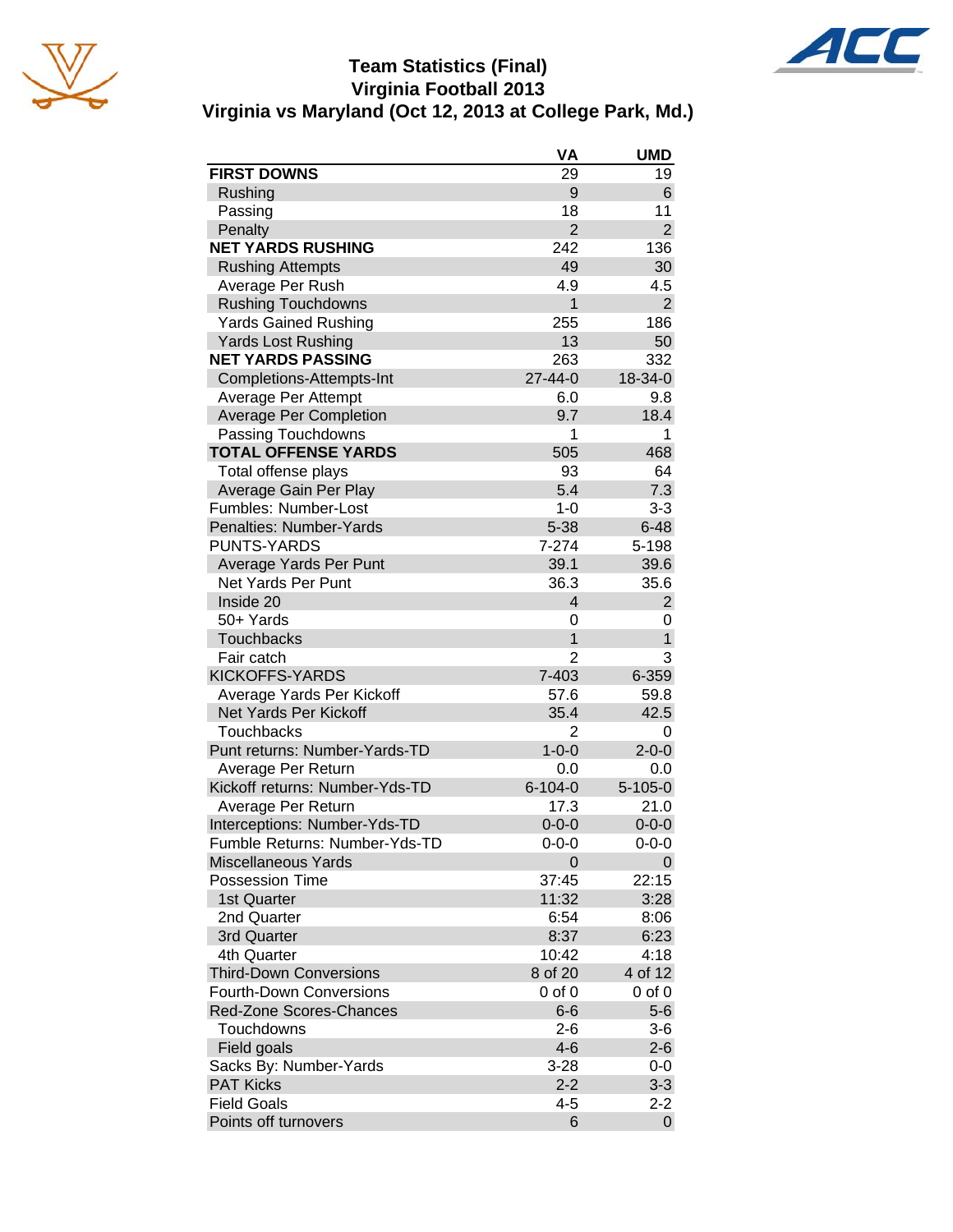# Team Statistics (Final)
## Virginia Football 2013
## Virginia vs Maryland (Oct 12, 2013 at College Park, Md.)

| | VA | UMD |
|---|---|---|
| **FIRST DOWNS** | 29 | 19 |
| Rushing | 9 | 6 |
| Passing | 18 | 11 |
| Penalty | 2 | 2 |
| **NET YARDS RUSHING** | 242 | 136 |
| Rushing Attempts | 49 | 30 |
| Average Per Rush | 4.9 | 4.5 |
| Rushing Touchdowns | 1 | 2 |
| Yards Gained Rushing | 255 | 186 |
| Yards Lost Rushing | 13 | 50 |
| **NET YARDS PASSING** | 263 | 332 |
| Completions-Attempts-Int | 27-44-0 | 18-34-0 |
| Average Per Attempt | 6.0 | 9.8 |
| Average Per Completion | 9.7 | 18.4 |
| Passing Touchdowns | 1 | 1 |
| **TOTAL OFFENSE YARDS** | 505 | 468 |
| Total offense plays | 93 | 64 |
| Average Gain Per Play | 5.4 | 7.3 |
| Fumbles: Number-Lost | 1-0 | 3-3 |
| Penalties: Number-Yards | 5-38 | 6-48 |
| PUNTS-YARDS | 7-274 | 5-198 |
| Average Yards Per Punt | 39.1 | 39.6 |
| Net Yards Per Punt | 36.3 | 35.6 |
| Inside 20 | 4 | 2 |
| 50+ Yards | 0 | 0 |
| Touchbacks | 1 | 1 |
| Fair catch | 2 | 3 |
| KICKOFFS-YARDS | 7-403 | 6-359 |
| Average Yards Per Kickoff | 57.6 | 59.8 |
| Net Yards Per Kickoff | 35.4 | 42.5 |
| Touchbacks | 2 | 0 |
| Punt returns: Number-Yards-TD | 1-0-0 | 2-0-0 |
| Average Per Return | 0.0 | 0.0 |
| Kickoff returns: Number-Yds-TD | 6-104-0 | 5-105-0 |
| Average Per Return | 17.3 | 21.0 |
| Interceptions: Number-Yds-TD | 0-0-0 | 0-0-0 |
| Fumble Returns: Number-Yds-TD | 0-0-0 | 0-0-0 |
| Miscellaneous Yards | 0 | 0 |
| Possession Time | 37:45 | 22:15 |
| 1st Quarter | 11:32 | 3:28 |
| 2nd Quarter | 6:54 | 8:06 |
| 3rd Quarter | 8:37 | 6:23 |
| 4th Quarter | 10:42 | 4:18 |
| Third-Down Conversions | 8 of 20 | 4 of 12 |
| Fourth-Down Conversions | 0 of 0 | 0 of 0 |
| Red-Zone Scores-Chances | 6-6 | 5-6 |
| Touchdowns | 2-6 | 3-6 |
| Field goals | 4-6 | 2-6 |
| Sacks By: Number-Yards | 3-28 | 0-0 |
| PAT Kicks | 2-2 | 3-3 |
| Field Goals | 4-5 | 2-2 |
| Points off turnovers | 6 | 0 |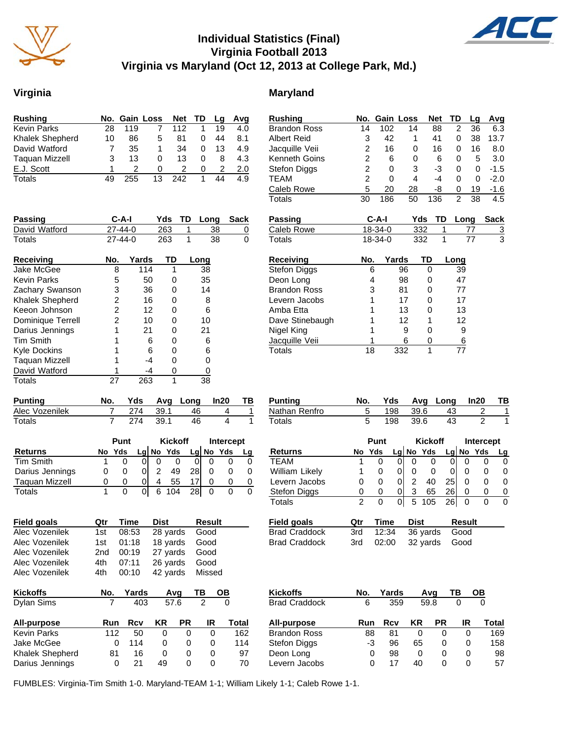# Individual Statistics (Final)
# Virginia Football 2013
# Virginia vs Maryland (Oct 12, 2013 at College Park, Md.)

## Virginia

| Rushing | No. | Gain | Loss | Net | TD | Lg | Avg |
|---|---|---|---|---|---|---|---|
| Kevin Parks | 28 | 119 | 7 | 112 | 1 | 19 | 4.0 |
| Khalek Shepherd | 10 | 86 | 5 | 81 | 0 | 44 | 8.1 |
| David Watford | 7 | 35 | 1 | 34 | 0 | 13 | 4.9 |
| Taquan Mizzell | 3 | 13 | 0 | 13 | 0 | 8 | 4.3 |
| E.J. Scott | 1 | 2 | 0 | 2 | 0 | 2 | 2.0 |
| Totals | 49 | 255 | 13 | 242 | 1 | 44 | 4.9 |

| Passing | C-A-I | Yds | TD | Long | Sack |
|---|---|---|---|---|---|
| David Watford | 27-44-0 | 263 | 1 | 38 | 0 |
| Totals | 27-44-0 | 263 | 1 | 38 | 0 |

| Receiving | No. | Yards | TD | Long |
|---|---|---|---|---|
| Jake McGee | 8 | 114 | 1 | 38 |
| Kevin Parks | 5 | 50 | 0 | 35 |
| Zachary Swanson | 3 | 36 | 0 | 14 |
| Khalek Shepherd | 2 | 16 | 0 | 8 |
| Keeon Johnson | 2 | 12 | 0 | 6 |
| Dominique Terrell | 2 | 10 | 0 | 10 |
| Darius Jennings | 1 | 21 | 0 | 21 |
| Tim Smith | 1 | 6 | 0 | 6 |
| Kyle Dockins | 1 | 6 | 0 | 6 |
| Taquan Mizzell | 1 | -4 | 0 | 0 |
| David Watford | 1 | -4 | 0 | 0 |
| Totals | 27 | 263 | 1 | 38 |

| Punting | No. | Yds | Avg | Long | In20 | TB |
|---|---|---|---|---|---|---|
| Alec Vozenilek | 7 | 274 | 39.1 | 46 | 4 | 1 |
| Totals | 7 | 274 | 39.1 | 46 | 4 | 1 |

| | Punt | | | Kickoff | | | Intercept | | |
|---|---|---|---|---|---|---|---|---|---|
| Returns | No | Yds | Lg | No | Yds | Lg | No | Yds | Lg |
| Tim Smith | 1 | 0 | 0 | 0 | 0 | 0 | 0 | 0 | 0 |
| Darius Jennings | 0 | 0 | 0 | 2 | 49 | 28 | 0 | 0 | 0 |
| Taquan Mizzell | 0 | 0 | 0 | 4 | 55 | 17 | 0 | 0 | 0 |
| Totals | 1 | 0 | 0 | 6 | 104 | 28 | 0 | 0 | 0 |

| Field goals | Qtr | Time | Dist | Result |
|---|---|---|---|---|
| Alec Vozenilek | 1st | 08:53 | 28 yards | Good |
| Alec Vozenilek | 1st | 01:18 | 18 yards | Good |
| Alec Vozenilek | 2nd | 00:19 | 27 yards | Good |
| Alec Vozenilek | 4th | 07:11 | 26 yards | Good |
| Alec Vozenilek | 4th | 00:10 | 42 yards | Missed |

| Kickoffs | No. | Yards | Avg | TB | OB |
|---|---|---|---|---|---|
| Dylan Sims | 7 | 403 | 57.6 | 2 | 0 |

| All-purpose | Run | Rcv | KR | PR | IR | Total |
|---|---|---|---|---|---|---|
| Kevin Parks | 112 | 50 | 0 | 0 | 0 | 162 |
| Jake McGee | 0 | 114 | 0 | 0 | 0 | 114 |
| Khalek Shepherd | 81 | 16 | 0 | 0 | 0 | 97 |
| Darius Jennings | 0 | 21 | 49 | 0 | 0 | 70 |

## Maryland

| Rushing | No. | Gain | Loss | Net | TD | Lg | Avg |
|---|---|---|---|---|---|---|---|
| Brandon Ross | 14 | 102 | 14 | 88 | 2 | 36 | 6.3 |
| Albert Reid | 3 | 42 | 1 | 41 | 0 | 38 | 13.7 |
| Jacquille Veii | 2 | 16 | 0 | 16 | 0 | 16 | 8.0 |
| Kenneth Goins | 2 | 6 | 0 | 6 | 0 | 5 | 3.0 |
| Stefon Diggs | 2 | 0 | 3 | -3 | 0 | 0 | -1.5 |
| TEAM | 2 | 0 | 4 | -4 | 0 | 0 | -2.0 |
| Caleb Rowe | 5 | 20 | 28 | -8 | 0 | 19 | -1.6 |
| Totals | 30 | 186 | 50 | 136 | 2 | 38 | 4.5 |

| Passing | C-A-I | Yds | TD | Long | Sack |
|---|---|---|---|---|---|
| Caleb Rowe | 18-34-0 | 332 | 1 | 77 | 3 |
| Totals | 18-34-0 | 332 | 1 | 77 | 3 |

| Receiving | No. | Yards | TD | Long |
|---|---|---|---|---|
| Stefon Diggs | 6 | 96 | 0 | 39 |
| Deon Long | 4 | 98 | 0 | 47 |
| Brandon Ross | 3 | 81 | 0 | 77 |
| Levern Jacobs | 1 | 17 | 0 | 17 |
| Amba Etta | 1 | 13 | 0 | 13 |
| Dave Stinebaugh | 1 | 12 | 1 | 12 |
| Nigel King | 1 | 9 | 0 | 9 |
| Jacquille Veii | 1 | 6 | 0 | 6 |
| Totals | 18 | 332 | 1 | 77 |

| Punting | No. | Yds | Avg | Long | In20 | TB |
|---|---|---|---|---|---|---|
| Nathan Renfro | 5 | 198 | 39.6 | 43 | 2 | 1 |
| Totals | 5 | 198 | 39.6 | 43 | 2 | 1 |

| | Punt | | | Kickoff | | | Intercept | | |
|---|---|---|---|---|---|---|---|---|---|
| Returns | No | Yds | Lg | No | Yds | Lg | No | Yds | Lg |
| TEAM | 1 | 0 | 0 | 0 | 0 | 0 | 0 | 0 | 0 |
| William Likely | 1 | 0 | 0 | 0 | 0 | 0 | 0 | 0 | 0 |
| Levern Jacobs | 0 | 0 | 0 | 2 | 40 | 25 | 0 | 0 | 0 |
| Stefon Diggs | 0 | 0 | 0 | 3 | 65 | 26 | 0 | 0 | 0 |
| Totals | 2 | 0 | 0 | 5 | 105 | 26 | 0 | 0 | 0 |

| Field goals | Qtr | Time | Dist | Result |
|---|---|---|---|---|
| Brad Craddock | 3rd | 12:34 | 36 yards | Good |
| Brad Craddock | 3rd | 02:00 | 32 yards | Good |

| Kickoffs | No. | Yards | Avg | TB | OB |
|---|---|---|---|---|---|
| Brad Craddock | 6 | 359 | 59.8 | 0 | 0 |

| All-purpose | Run | Rcv | KR | PR | IR | Total |
|---|---|---|---|---|---|---|
| Brandon Ross | 88 | 81 | 0 | 0 | 0 | 169 |
| Stefon Diggs | -3 | 96 | 65 | 0 | 0 | 158 |
| Deon Long | 0 | 98 | 0 | 0 | 0 | 98 |
| Levern Jacobs | 0 | 17 | 40 | 0 | 0 | 57 |

FUMBLES: Virginia-Tim Smith 1-0. Maryland-TEAM 1-1; William Likely 1-1; Caleb Rowe 1-1.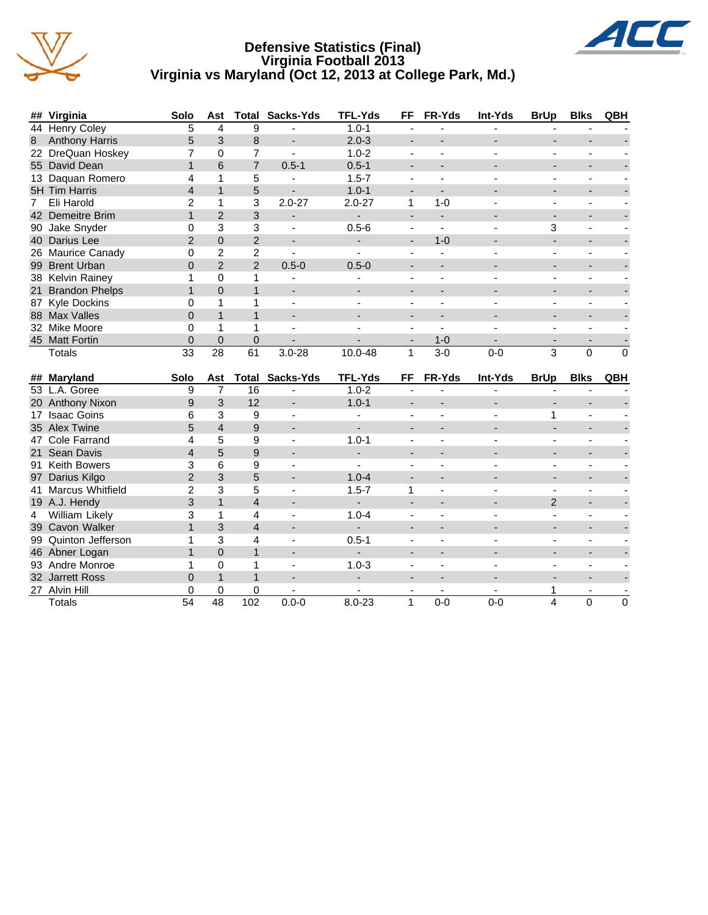# Defensive Statistics (Final)
## Virginia Football 2013
## Virginia vs Maryland (Oct 12, 2013 at College Park, Md.)

| ## | Virginia | Solo | Ast | Total | Sacks-Yds | TFL-Yds | FF | FR-Yds | Int-Yds | BrUp | Blks | QBH |
|---|---|---|---|---|---|---|---|---|---|---|---|---|
| 44 | Henry Coley | 5 | 4 | 9 | - | 1.0-1 | - | - | - | - | - | - |
| 8 | Anthony Harris | 5 | 3 | 8 | - | 2.0-3 | - | - | - | - | - | - |
| 22 | DreQuan Hoskey | 7 | 0 | 7 | - | 1.0-2 | - | - | - | - | - | - |
| 55 | David Dean | 1 | 6 | 7 | 0.5-1 | 0.5-1 | - | - | - | - | - | - |
| 13 | Daquan Romero | 4 | 1 | 5 | - | 1.5-7 | - | - | - | - | - | - |
| 5H | Tim Harris | 4 | 1 | 5 | - | 1.0-1 | - | - | - | - | - | - |
| 7 | Eli Harold | 2 | 1 | 3 | 2.0-27 | 2.0-27 | 1 | 1-0 | - | - | - | - |
| 42 | Demeitre Brim | 1 | 2 | 3 | - | - | - | - | - | - | - | - |
| 90 | Jake Snyder | 0 | 3 | 3 | - | 0.5-6 | - | - | - | 3 | - | - |
| 40 | Darius Lee | 2 | 0 | 2 | - | - | - | 1-0 | - | - | - | - |
| 26 | Maurice Canady | 0 | 2 | 2 | - | - | - | - | - | - | - | - |
| 99 | Brent Urban | 0 | 2 | 2 | 0.5-0 | 0.5-0 | - | - | - | - | - | - |
| 38 | Kelvin Rainey | 1 | 0 | 1 | - | - | - | - | - | - | - | - |
| 21 | Brandon Phelps | 1 | 0 | 1 | - | - | - | - | - | - | - | - |
| 87 | Kyle Dockins | 0 | 1 | 1 | - | - | - | - | - | - | - | - |
| 88 | Max Valles | 0 | 1 | 1 | - | - | - | - | - | - | - | - |
| 32 | Mike Moore | 0 | 1 | 1 | - | - | - | - | - | - | - | - |
| 45 | Matt Fortin | 0 | 0 | 0 | - | - | - | 1-0 | - | - | - | - |
| | Totals | 33 | 28 | 61 | 3.0-28 | 10.0-48 | 1 | 3-0 | 0-0 | 3 | 0 | 0 |

| ## | Maryland | Solo | Ast | Total | Sacks-Yds | TFL-Yds | FF | FR-Yds | Int-Yds | BrUp | Blks | QBH |
|---|---|---|---|---|---|---|---|---|---|---|---|---|
| 53 | L.A. Goree | 9 | 7 | 16 | - | 1.0-2 | - | - | - | - | - | - |
| 20 | Anthony Nixon | 9 | 3 | 12 | - | 1.0-1 | - | - | - | - | - | - |
| 17 | Isaac Goins | 6 | 3 | 9 | - | - | - | - | - | 1 | - | - |
| 35 | Alex Twine | 5 | 4 | 9 | - | - | - | - | - | - | - | - |
| 47 | Cole Farrand | 4 | 5 | 9 | - | 1.0-1 | - | - | - | - | - | - |
| 21 | Sean Davis | 4 | 5 | 9 | - | - | - | - | - | - | - | - |
| 91 | Keith Bowers | 3 | 6 | 9 | - | - | - | - | - | - | - | - |
| 97 | Darius Kilgo | 2 | 3 | 5 | - | 1.0-4 | - | - | - | - | - | - |
| 41 | Marcus Whitfield | 2 | 3 | 5 | - | 1.5-7 | 1 | - | - | - | - | - |
| 19 | A.J. Hendy | 3 | 1 | 4 | - | - | - | - | - | 2 | - | - |
| 4 | William Likely | 3 | 1 | 4 | - | 1.0-4 | - | - | - | - | - | - |
| 39 | Cavon Walker | 1 | 3 | 4 | - | - | - | - | - | - | - | - |
| 99 | Quinton Jefferson | 1 | 3 | 4 | - | 0.5-1 | - | - | - | - | - | - |
| 46 | Abner Logan | 1 | 0 | 1 | - | - | - | - | - | - | - | - |
| 93 | Andre Monroe | 1 | 0 | 1 | - | 1.0-3 | - | - | - | - | - | - |
| 32 | Jarrett Ross | 0 | 1 | 1 | - | - | - | - | - | - | - | - |
| 27 | Alvin Hill | 0 | 0 | 0 | - | - | - | - | - | 1 | - | - |
| | Totals | 54 | 48 | 102 | 0.0-0 | 8.0-23 | 1 | 0-0 | 0-0 | 4 | 0 | 0 |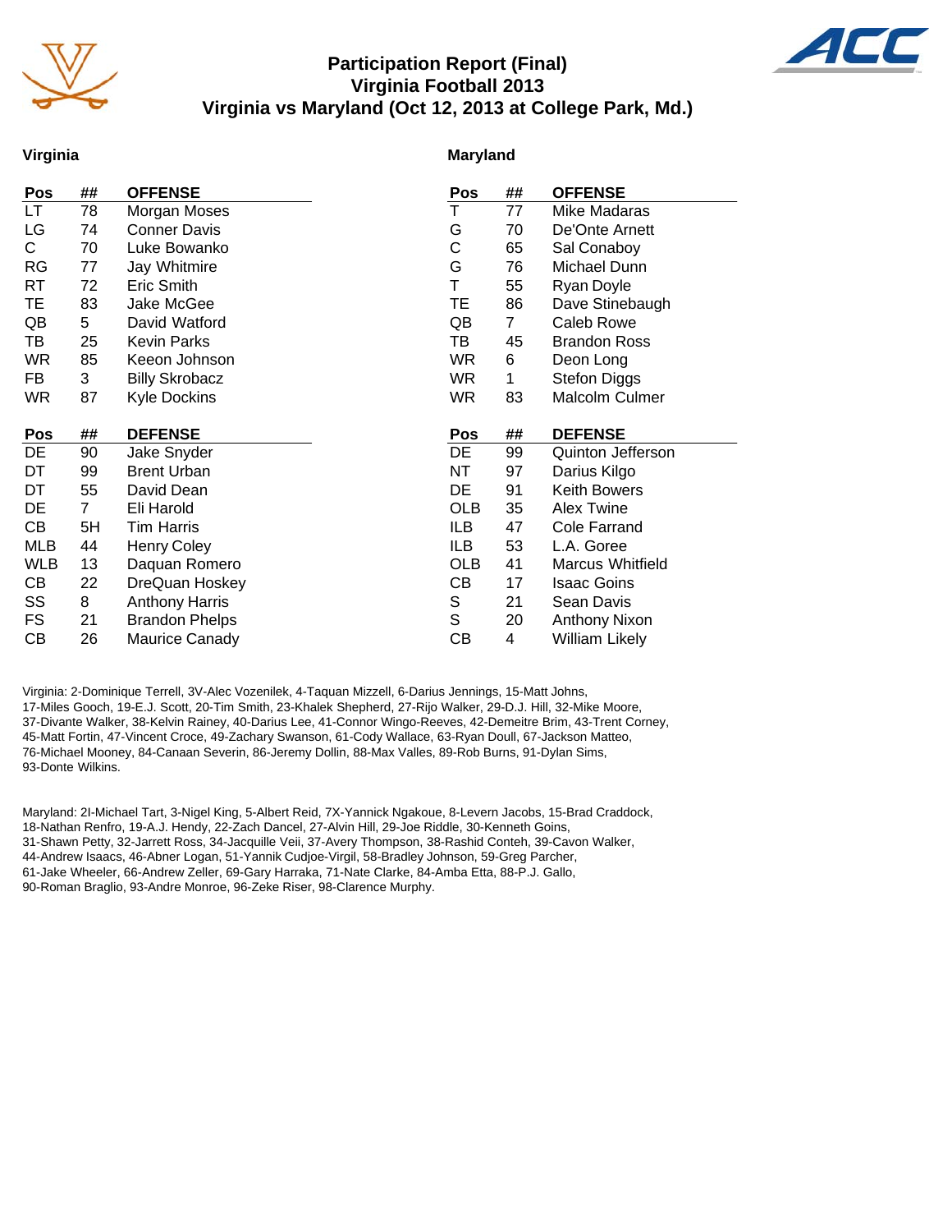# Participation Report (Final)
## Virginia Football 2013
## Virginia vs Maryland (Oct 12, 2013 at College Park, Md.)

### Virginia

| Pos | ## | OFFENSE |
|---|---|---|
| LT | 78 | Morgan Moses |
| LG | 74 | Conner Davis |
| C | 70 | Luke Bowanko |
| RG | 77 | Jay Whitmire |
| RT | 72 | Eric Smith |
| TE | 83 | Jake McGee |
| QB | 5 | David Watford |
| TB | 25 | Kevin Parks |
| WR | 85 | Keeon Johnson |
| FB | 3 | Billy Skrobacz |
| WR | 87 | Kyle Dockins |

| Pos | ## | DEFENSE |
|---|---|---|
| DE | 90 | Jake Snyder |
| DT | 99 | Brent Urban |
| DT | 55 | David Dean |
| DE | 7 | Eli Harold |
| CB | 5H | Tim Harris |
| MLB | 44 | Henry Coley |
| WLB | 13 | Daquan Romero |
| CB | 22 | DreQuan Hoskey |
| SS | 8 | Anthony Harris |
| FS | 21 | Brandon Phelps |
| CB | 26 | Maurice Canady |

### Maryland

| Pos | ## | OFFENSE |
|---|---|---|
| T | 77 | Mike Madaras |
| G | 70 | De'Onte Arnett |
| C | 65 | Sal Conaboy |
| G | 76 | Michael Dunn |
| T | 55 | Ryan Doyle |
| TE | 86 | Dave Stinebaugh |
| QB | 7 | Caleb Rowe |
| TB | 45 | Brandon Ross |
| WR | 6 | Deon Long |
| WR | 1 | Stefon Diggs |
| WR | 83 | Malcolm Culmer |

| Pos | ## | DEFENSE |
|---|---|---|
| DE | 99 | Quinton Jefferson |
| NT | 97 | Darius Kilgo |
| DE | 91 | Keith Bowers |
| OLB | 35 | Alex Twine |
| ILB | 47 | Cole Farrand |
| ILB | 53 | L.A. Goree |
| OLB | 41 | Marcus Whitfield |
| CB | 17 | Isaac Goins |
| S | 21 | Sean Davis |
| S | 20 | Anthony Nixon |
| CB | 4 | William Likely |

Virginia: 2-Dominique Terrell, 3V-Alec Vozenilek, 4-Taquan Mizzell, 6-Darius Jennings, 15-Matt Johns, 17-Miles Gooch, 19-E.J. Scott, 20-Tim Smith, 23-Khalek Shepherd, 27-Rijo Walker, 29-D.J. Hill, 32-Mike Moore, 37-Divante Walker, 38-Kelvin Rainey, 40-Darius Lee, 41-Connor Wingo-Reeves, 42-Demeitre Brim, 43-Trent Corney, 45-Matt Fortin, 47-Vincent Croce, 49-Zachary Swanson, 61-Cody Wallace, 63-Ryan Doull, 67-Jackson Matteo, 76-Michael Mooney, 84-Canaan Severin, 86-Jeremy Dollin, 88-Max Valles, 89-Rob Burns, 91-Dylan Sims, 93-Donte Wilkins.

Maryland: 2I-Michael Tart, 3-Nigel King, 5-Albert Reid, 7X-Yannick Ngakoue, 8-Levern Jacobs, 15-Brad Craddock, 18-Nathan Renfro, 19-A.J. Hendy, 22-Zach Dancel, 27-Alvin Hill, 29-Joe Riddle, 30-Kenneth Goins, 31-Shawn Petty, 32-Jarrett Ross, 34-Jacquille Veii, 37-Avery Thompson, 38-Rashid Conteh, 39-Cavon Walker, 44-Andrew Isaacs, 46-Abner Logan, 51-Yannik Cudjoe-Virgil, 58-Bradley Johnson, 59-Greg Parcher, 61-Jake Wheeler, 66-Andrew Zeller, 69-Gary Harraka, 71-Nate Clarke, 84-Amba Etta, 88-P.J. Gallo, 90-Roman Braglio, 93-Andre Monroe, 96-Zeke Riser, 98-Clarence Murphy.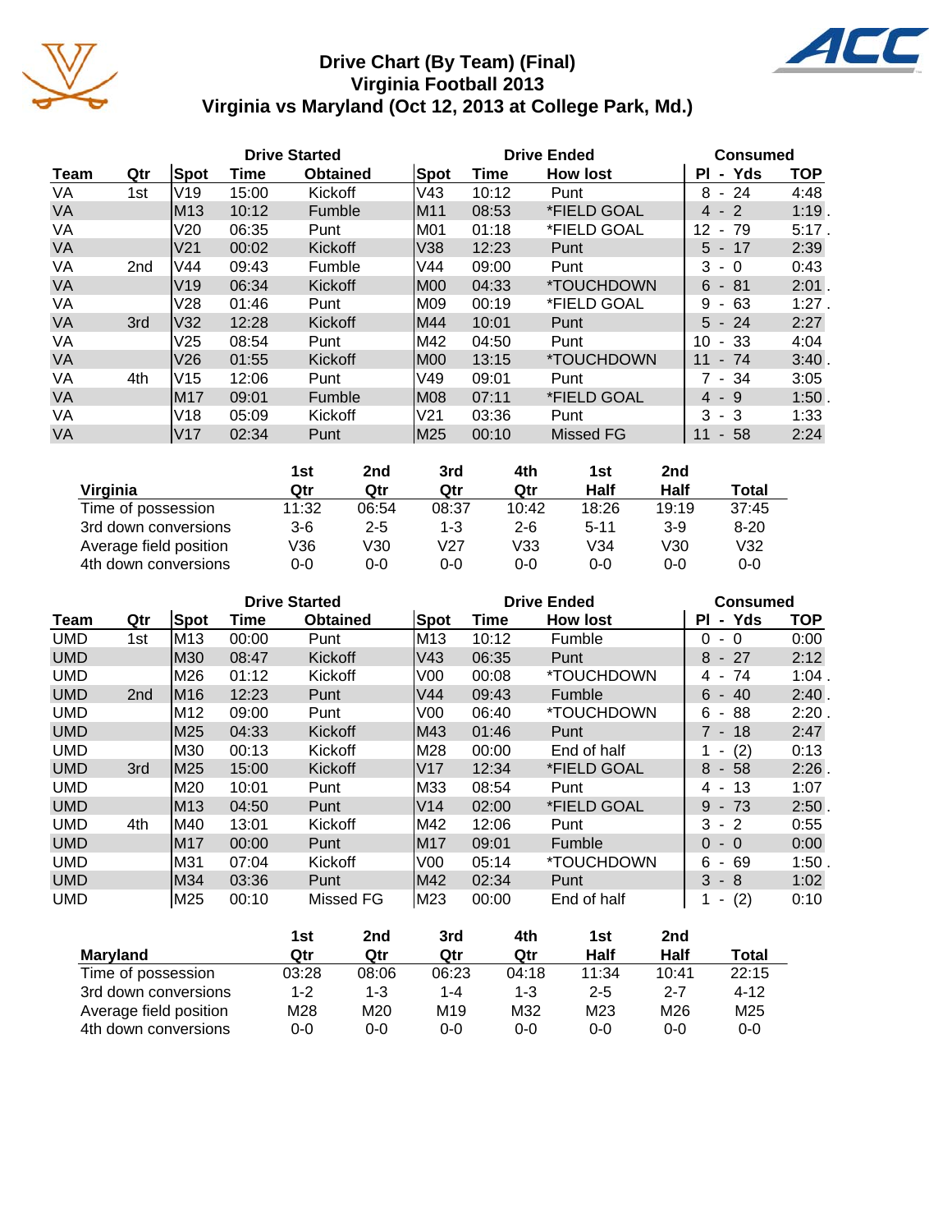# Drive Chart (By Team) (Final)
## Virginia Football 2013
## Virginia vs Maryland (Oct 12, 2013 at College Park, Md.)

| | | Drive Started | | | Drive Ended | | | Consumed | |
|---|---|---|---|---|---|---|---|---|---|
| Team | Qtr | Spot | Time | Obtained | Spot | Time | How lost | Pl - Yds | TOP |
| VA | 1st | V19 | 15:00 | Kickoff | V43 | 10:12 | Punt | 8 - 24 | 4:48 |
| VA | | M13 | 10:12 | Fumble | M11 | 08:53 | *FIELD GOAL | 4 - 2 | 1:19 . |
| VA | | V20 | 06:35 | Punt | M01 | 01:18 | *FIELD GOAL | 12 - 79 | 5:17 . |
| VA | | V21 | 00:02 | Kickoff | V38 | 12:23 | Punt | 5 - 17 | 2:39 |
| VA | 2nd | V44 | 09:43 | Fumble | V44 | 09:00 | Punt | 3 - 0 | 0:43 |
| VA | | V19 | 06:34 | Kickoff | M00 | 04:33 | *TOUCHDOWN | 6 - 81 | 2:01 . |
| VA | | V28 | 01:46 | Punt | M09 | 00:19 | *FIELD GOAL | 9 - 63 | 1:27 . |
| VA | 3rd | V32 | 12:28 | Kickoff | M44 | 10:01 | Punt | 5 - 24 | 2:27 |
| VA | | V25 | 08:54 | Punt | M42 | 04:50 | Punt | 10 - 33 | 4:04 |
| VA | | V26 | 01:55 | Kickoff | M00 | 13:15 | *TOUCHDOWN | 11 - 74 | 3:40 . |
| VA | 4th | V15 | 12:06 | Punt | V49 | 09:01 | Punt | 7 - 34 | 3:05 |
| VA | | M17 | 09:01 | Fumble | M08 | 07:11 | *FIELD GOAL | 4 - 9 | 1:50 . |
| VA | | V18 | 05:09 | Kickoff | V21 | 03:36 | Punt | 3 - 3 | 1:33 |
| VA | | V17 | 02:34 | Punt | M25 | 00:10 | Missed FG | 11 - 58 | 2:24 |

| Virginia | 1st Qtr | 2nd Qtr | 3rd Qtr | 4th Qtr | 1st Half | 2nd Half | Total |
|---|---|---|---|---|---|---|---|
| Time of possession | 11:32 | 06:54 | 08:37 | 10:42 | 18:26 | 19:19 | 37:45 |
| 3rd down conversions | 3-6 | 2-5 | 1-3 | 2-6 | 5-11 | 3-9 | 8-20 |
| Average field position | V36 | V30 | V27 | V33 | V34 | V30 | V32 |
| 4th down conversions | 0-0 | 0-0 | 0-0 | 0-0 | 0-0 | 0-0 | 0-0 |

| | | Drive Started | | | Drive Ended | | | Consumed | |
|---|---|---|---|---|---|---|---|---|---|
| Team | Qtr | Spot | Time | Obtained | Spot | Time | How lost | Pl - Yds | TOP |
| UMD | 1st | M13 | 00:00 | Punt | M13 | 10:12 | Fumble | 0 - 0 | 0:00 |
| UMD | | M30 | 08:47 | Kickoff | V43 | 06:35 | Punt | 8 - 27 | 2:12 |
| UMD | | M26 | 01:12 | Kickoff | V00 | 00:08 | *TOUCHDOWN | 4 - 74 | 1:04 . |
| UMD | 2nd | M16 | 12:23 | Punt | V44 | 09:43 | Fumble | 6 - 40 | 2:40 . |
| UMD | | M12 | 09:00 | Punt | V00 | 06:40 | *TOUCHDOWN | 6 - 88 | 2:20 . |
| UMD | | M25 | 04:33 | Kickoff | M43 | 01:46 | Punt | 7 - 18 | 2:47 |
| UMD | | M30 | 00:13 | Kickoff | M28 | 00:00 | End of half | 1 - (2) | 0:13 |
| UMD | 3rd | M25 | 15:00 | Kickoff | V17 | 12:34 | *FIELD GOAL | 8 - 58 | 2:26 . |
| UMD | | M20 | 10:01 | Punt | M33 | 08:54 | Punt | 4 - 13 | 1:07 |
| UMD | | M13 | 04:50 | Punt | V14 | 02:00 | *FIELD GOAL | 9 - 73 | 2:50 . |
| UMD | 4th | M40 | 13:01 | Kickoff | M42 | 12:06 | Punt | 3 - 2 | 0:55 |
| UMD | | M17 | 00:00 | Punt | M17 | 09:01 | Fumble | 0 - 0 | 0:00 |
| UMD | | M31 | 07:04 | Kickoff | V00 | 05:14 | *TOUCHDOWN | 6 - 69 | 1:50 . |
| UMD | | M34 | 03:36 | Punt | M42 | 02:34 | Punt | 3 - 8 | 1:02 |
| UMD | | M25 | 00:10 | Missed FG | M23 | 00:00 | End of half | 1 - (2) | 0:10 |

| Maryland | 1st Qtr | 2nd Qtr | 3rd Qtr | 4th Qtr | 1st Half | 2nd Half | Total |
|---|---|---|---|---|---|---|---|
| Time of possession | 03:28 | 08:06 | 06:23 | 04:18 | 11:34 | 10:41 | 22:15 |
| 3rd down conversions | 1-2 | 1-3 | 1-4 | 1-3 | 2-5 | 2-7 | 4-12 |
| Average field position | M28 | M20 | M19 | M32 | M23 | M26 | M25 |
| 4th down conversions | 0-0 | 0-0 | 0-0 | 0-0 | 0-0 | 0-0 | 0-0 |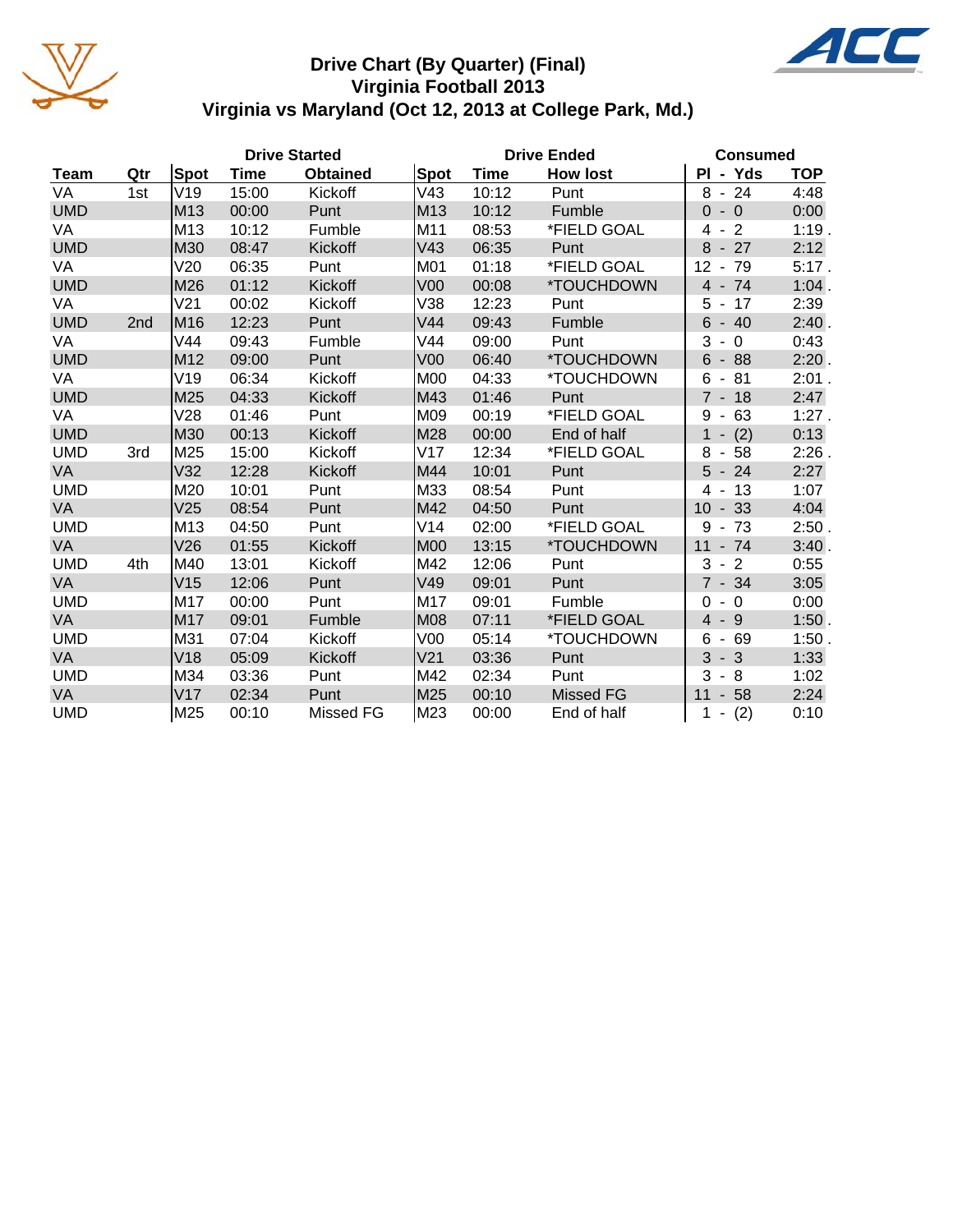# Drive Chart (By Quarter) (Final)
## Virginia Football 2013
## Virginia vs Maryland (Oct 12, 2013 at College Park, Md.)

| | | Drive Started | | | Drive Ended | | | Consumed | |
|---|---|---|---|---|---|---|---|---|---|
| **Team** | **Qtr** | **Spot** | **Time** | **Obtained** | **Spot** | **Time** | **How lost** | **Pl - Yds** | **TOP** |
| VA | 1st | V19 | 15:00 | Kickoff | V43 | 10:12 | Punt | 8 - 24 | 4:48 |
| UMD | | M13 | 00:00 | Punt | M13 | 10:12 | Fumble | 0 - 0 | 0:00 |
| VA | | M13 | 10:12 | Fumble | M11 | 08:53 | *FIELD GOAL | 4 - 2 | 1:19 . |
| UMD | | M30 | 08:47 | Kickoff | V43 | 06:35 | Punt | 8 - 27 | 2:12 |
| VA | | V20 | 06:35 | Punt | M01 | 01:18 | *FIELD GOAL | 12 - 79 | 5:17 . |
| UMD | | M26 | 01:12 | Kickoff | V00 | 00:08 | *TOUCHDOWN | 4 - 74 | 1:04 . |
| VA | | V21 | 00:02 | Kickoff | V38 | 12:23 | Punt | 5 - 17 | 2:39 |
| UMD | 2nd | M16 | 12:23 | Punt | V44 | 09:43 | Fumble | 6 - 40 | 2:40 . |
| VA | | V44 | 09:43 | Fumble | V44 | 09:00 | Punt | 3 - 0 | 0:43 |
| UMD | | M12 | 09:00 | Punt | V00 | 06:40 | *TOUCHDOWN | 6 - 88 | 2:20 . |
| VA | | V19 | 06:34 | Kickoff | M00 | 04:33 | *TOUCHDOWN | 6 - 81 | 2:01 . |
| UMD | | M25 | 04:33 | Kickoff | M43 | 01:46 | Punt | 7 - 18 | 2:47 |
| VA | | V28 | 01:46 | Punt | M09 | 00:19 | *FIELD GOAL | 9 - 63 | 1:27 . |
| UMD | | M30 | 00:13 | Kickoff | M28 | 00:00 | End of half | 1 - (2) | 0:13 |
| UMD | 3rd | M25 | 15:00 | Kickoff | V17 | 12:34 | *FIELD GOAL | 8 - 58 | 2:26 . |
| VA | | V32 | 12:28 | Kickoff | M44 | 10:01 | Punt | 5 - 24 | 2:27 |
| UMD | | M20 | 10:01 | Punt | M33 | 08:54 | Punt | 4 - 13 | 1:07 |
| VA | | V25 | 08:54 | Punt | M42 | 04:50 | Punt | 10 - 33 | 4:04 |
| UMD | | M13 | 04:50 | Punt | V14 | 02:00 | *FIELD GOAL | 9 - 73 | 2:50 . |
| VA | | V26 | 01:55 | Kickoff | M00 | 13:15 | *TOUCHDOWN | 11 - 74 | 3:40 . |
| UMD | 4th | M40 | 13:01 | Kickoff | M42 | 12:06 | Punt | 3 - 2 | 0:55 |
| VA | | V15 | 12:06 | Punt | V49 | 09:01 | Punt | 7 - 34 | 3:05 |
| UMD | | M17 | 00:00 | Punt | M17 | 09:01 | Fumble | 0 - 0 | 0:00 |
| VA | | M17 | 09:01 | Fumble | M08 | 07:11 | *FIELD GOAL | 4 - 9 | 1:50 . |
| UMD | | M31 | 07:04 | Kickoff | V00 | 05:14 | *TOUCHDOWN | 6 - 69 | 1:50 . |
| VA | | V18 | 05:09 | Kickoff | V21 | 03:36 | Punt | 3 - 3 | 1:33 |
| UMD | | M34 | 03:36 | Punt | M42 | 02:34 | Punt | 3 - 8 | 1:02 |
| VA | | V17 | 02:34 | Punt | M25 | 00:10 | Missed FG | 11 - 58 | 2:24 |
| UMD | | M25 | 00:10 | Missed FG | M23 | 00:00 | End of half | 1 - (2) | 0:10 |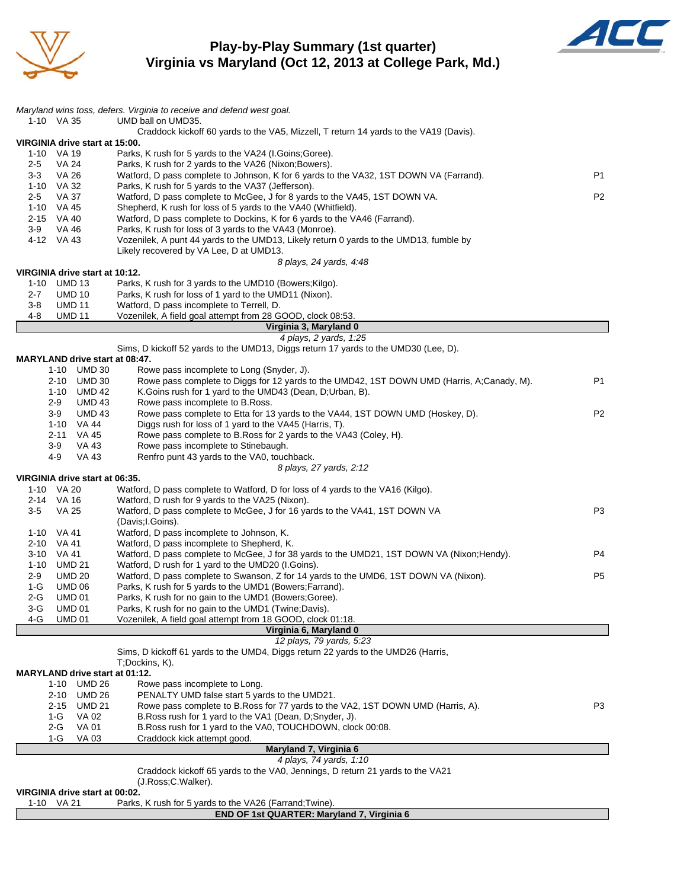# Play-by-Play Summary (1st quarter)
## Virginia vs Maryland (Oct 12, 2013 at College Park, Md.)

*Maryland wins toss, defers. Virginia to receive and defend west goal.*

| | | | |
|---|---|---|---|
| 1-10 | VA 35 | UMD ball on UMD35. | |
| | | Craddock kickoff 60 yards to the VA5, Mizzell, T return 14 yards to the VA19 (Davis). | |

**VIRGINIA drive start at 15:00.**

| | | | |
|---|---|---|---|
| 1-10 | VA 19 | Parks, K rush for 5 yards to the VA24 (I.Goins;Goree). | |
| 2-5 | VA 24 | Parks, K rush for 2 yards to the VA26 (Nixon;Bowers). | |
| 3-3 | VA 26 | Watford, D pass complete to Johnson, K for 6 yards to the VA32, 1ST DOWN VA (Farrand). | P1 |
| 1-10 | VA 32 | Parks, K rush for 5 yards to the VA37 (Jefferson). | |
| 2-5 | VA 37 | Watford, D pass complete to McGee, J for 8 yards to the VA45, 1ST DOWN VA. | P2 |
| 1-10 | VA 45 | Shepherd, K rush for loss of 5 yards to the VA40 (Whitfield). | |
| 2-15 | VA 40 | Watford, D pass complete to Dockins, K for 6 yards to the VA46 (Farrand). | |
| 3-9 | VA 46 | Parks, K rush for loss of 3 yards to the VA43 (Monroe). | |
| 4-12 | VA 43 | Vozenilek, A punt 44 yards to the UMD13, Likely return 0 yards to the UMD13, fumble by Likely recovered by VA Lee, D at UMD13. | |

*8 plays, 24 yards, 4:48*

**VIRGINIA drive start at 10:12.**

| | | | |
|---|---|---|---|
| 1-10 | UMD 13 | Parks, K rush for 3 yards to the UMD10 (Bowers;Kilgo). | |
| 2-7 | UMD 10 | Parks, K rush for loss of 1 yard to the UMD11 (Nixon). | |
| 3-8 | UMD 11 | Watford, D pass incomplete to Terrell, D. | |
| 4-8 | UMD 11 | Vozenilek, A field goal attempt from 28 GOOD, clock 08:53. | |

**Virginia 3, Maryland 0**

*4 plays, 2 yards, 1:25*

Sims, D kickoff 52 yards to the UMD13, Diggs return 17 yards to the UMD30 (Lee, D).

**MARYLAND drive start at 08:47.**

| | | | |
|---|---|---|---|
| 1-10 | UMD 30 | Rowe pass incomplete to Long (Snyder, J). | |
| 2-10 | UMD 30 | Rowe pass complete to Diggs for 12 yards to the UMD42, 1ST DOWN UMD (Harris, A;Canady, M). | P1 |
| 1-10 | UMD 42 | K.Goins rush for 1 yard to the UMD43 (Dean, D;Urban, B). | |
| 2-9 | UMD 43 | Rowe pass incomplete to B.Ross. | |
| 3-9 | UMD 43 | Rowe pass complete to Etta for 13 yards to the VA44, 1ST DOWN UMD (Hoskey, D). | P2 |
| 1-10 | VA 44 | Diggs rush for loss of 1 yard to the VA45 (Harris, T). | |
| 2-11 | VA 45 | Rowe pass complete to B.Ross for 2 yards to the VA43 (Coley, H). | |
| 3-9 | VA 43 | Rowe pass incomplete to Stinebaugh. | |
| 4-9 | VA 43 | Renfro punt 43 yards to the VA0, touchback. | |

*8 plays, 27 yards, 2:12*

**VIRGINIA drive start at 06:35.**

| | | | |
|---|---|---|---|
| 1-10 | VA 20 | Watford, D pass complete to Watford, D for loss of 4 yards to the VA16 (Kilgo). | |
| 2-14 | VA 16 | Watford, D rush for 9 yards to the VA25 (Nixon). | |
| 3-5 | VA 25 | Watford, D pass complete to McGee, J for 16 yards to the VA41, 1ST DOWN VA (Davis;I.Goins). | P3 |
| 1-10 | VA 41 | Watford, D pass incomplete to Johnson, K. | |
| 2-10 | VA 41 | Watford, D pass incomplete to Shepherd, K. | |
| 3-10 | VA 41 | Watford, D pass complete to McGee, J for 38 yards to the UMD21, 1ST DOWN VA (Nixon;Hendy). | P4 |
| 1-10 | UMD 21 | Watford, D rush for 1 yard to the UMD20 (I.Goins). | |
| 2-9 | UMD 20 | Watford, D pass complete to Swanson, Z for 14 yards to the UMD6, 1ST DOWN VA (Nixon). | P5 |
| 1-G | UMD 06 | Parks, K rush for 5 yards to the UMD1 (Bowers;Farrand). | |
| 2-G | UMD 01 | Parks, K rush for no gain to the UMD1 (Bowers;Goree). | |
| 3-G | UMD 01 | Parks, K rush for no gain to the UMD1 (Twine;Davis). | |
| 4-G | UMD 01 | Vozenilek, A field goal attempt from 18 GOOD, clock 01:18. | |

**Virginia 6, Maryland 0**

*12 plays, 79 yards, 5:23*

Sims, D kickoff 61 yards to the UMD4, Diggs return 22 yards to the UMD26 (Harris, T;Dockins, K).

**MARYLAND drive start at 01:12.**

| | | | |
|---|---|---|---|
| 1-10 | UMD 26 | Rowe pass incomplete to Long. | |
| 2-10 | UMD 26 | PENALTY UMD false start 5 yards to the UMD21. | |
| 2-15 | UMD 21 | Rowe pass complete to B.Ross for 77 yards to the VA2, 1ST DOWN UMD (Harris, A). | P3 |
| 1-G | VA 02 | B.Ross rush for 1 yard to the VA1 (Dean, D;Snyder, J). | |
| 2-G | VA 01 | B.Ross rush for 1 yard to the VA0, TOUCHDOWN, clock 00:08. | |
| 1-G | VA 03 | Craddock kick attempt good. | |

**Maryland 7, Virginia 6**

*4 plays, 74 yards, 1:10*

Craddock kickoff 65 yards to the VA0, Jennings, D return 21 yards to the VA21 (J.Ross;C.Walker).

**VIRGINIA drive start at 00:02.**

| | | | |
|---|---|---|---|
| 1-10 | VA 21 | Parks, K rush for 5 yards to the VA26 (Farrand;Twine). | |

**END OF 1st QUARTER: Maryland 7, Virginia 6**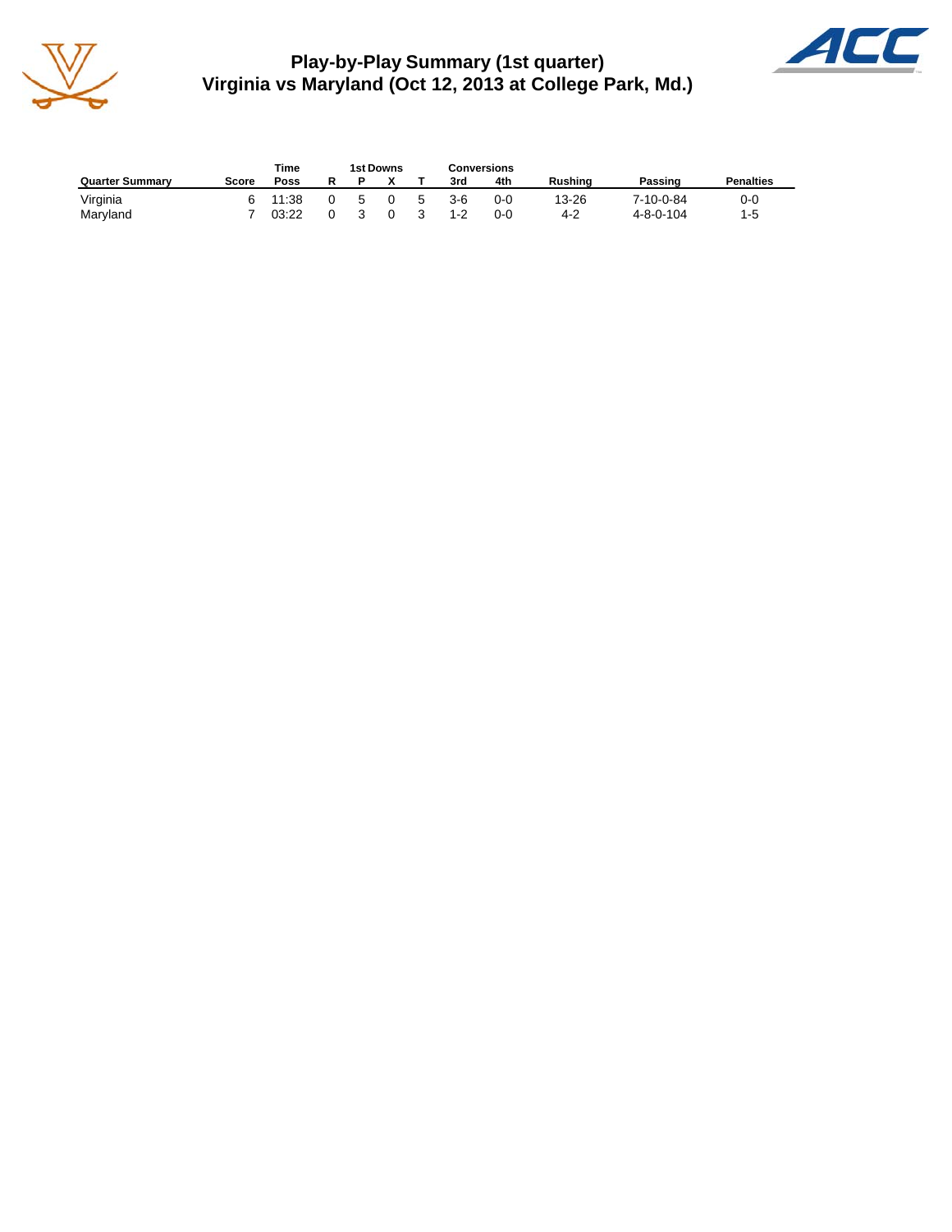# Play-by-Play Summary (1st quarter)
## Virginia vs Maryland (Oct 12, 2013 at College Park, Md.)

| | | Time | 1st Downs | | | | Conversions | | | | |
|---|---|---|---|---|---|---|---|---|---|---|---|
| Quarter Summary | Score | Poss | R | P | X | T | 3rd | 4th | Rushing | Passing | Penalties |
| Virginia | 6 | 11:38 | 0 | 5 | 0 | 5 | 3-6 | 0-0 | 13-26 | 7-10-0-84 | 0-0 |
| Maryland | 7 | 03:22 | 0 | 3 | 0 | 3 | 1-2 | 0-0 | 4-2 | 4-8-0-104 | 1-5 |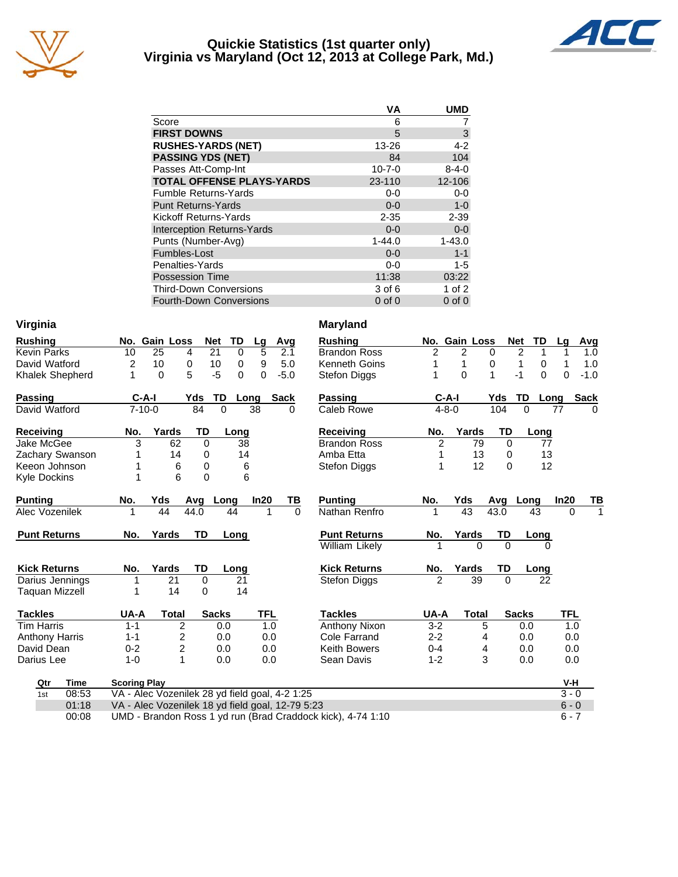# Quickie Statistics (1st quarter only)
## Virginia vs Maryland (Oct 12, 2013 at College Park, Md.)

| | VA | UMD |
|---|---|---|
| Score | 6 | 7 |
| **FIRST DOWNS** | 5 | 3 |
| **RUSHES-YARDS (NET)** | 13-26 | 4-2 |
| **PASSING YDS (NET)** | 84 | 104 |
| Passes Att-Comp-Int | 10-7-0 | 8-4-0 |
| **TOTAL OFFENSE PLAYS-YARDS** | 23-110 | 12-106 |
| Fumble Returns-Yards | 0-0 | 0-0 |
| Punt Returns-Yards | 0-0 | 1-0 |
| Kickoff Returns-Yards | 2-35 | 2-39 |
| Interception Returns-Yards | 0-0 | 0-0 |
| Punts (Number-Avg) | 1-44.0 | 1-43.0 |
| Fumbles-Lost | 0-0 | 1-1 |
| Penalties-Yards | 0-0 | 1-5 |
| Possession Time | 11:38 | 03:22 |
| Third-Down Conversions | 3 of 6 | 1 of 2 |
| Fourth-Down Conversions | 0 of 0 | 0 of 0 |

### Virginia

| Rushing | No. | Gain | Loss | Net | TD | Lg | Avg |
|---|---|---|---|---|---|---|---|
| Kevin Parks | 10 | 25 | 4 | 21 | 0 | 5 | 2.1 |
| David Watford | 2 | 10 | 0 | 10 | 0 | 9 | 5.0 |
| Khalek Shepherd | 1 | 0 | 5 | -5 | 0 | 0 | -5.0 |

| Passing | C-A-I | Yds | TD | Long | Sack |
|---|---|---|---|---|---|
| David Watford | 7-10-0 | 84 | 0 | 38 | 0 |

| Receiving | No. | Yards | TD | Long |
|---|---|---|---|---|
| Jake McGee | 3 | 62 | 0 | 38 |
| Zachary Swanson | 1 | 14 | 0 | 14 |
| Keeon Johnson | 1 | 6 | 0 | 6 |
| Kyle Dockins | 1 | 6 | 0 | 6 |

| Punting | No. | Yds | Avg | Long | In20 | TB |
|---|---|---|---|---|---|---|
| Alec Vozenilek | 1 | 44 | 44.0 | 44 | 1 | 0 |

| Punt Returns | No. | Yards | TD | Long |
|---|---|---|---|---|

| Kick Returns | No. | Yards | TD | Long |
|---|---|---|---|---|
| Darius Jennings | 1 | 21 | 0 | 21 |
| Taquan Mizzell | 1 | 14 | 0 | 14 |

| Tackles | UA-A | Total | Sacks | TFL |
|---|---|---|---|---|
| Tim Harris | 1-1 | 2 | 0.0 | 1.0 |
| Anthony Harris | 1-1 | 2 | 0.0 | 0.0 |
| David Dean | 0-2 | 2 | 0.0 | 0.0 |
| Darius Lee | 1-0 | 1 | 0.0 | 0.0 |

### Maryland

| Rushing | No. | Gain | Loss | Net | TD | Lg | Avg |
|---|---|---|---|---|---|---|---|
| Brandon Ross | 2 | 2 | 0 | 2 | 1 | 1 | 1.0 |
| Kenneth Goins | 1 | 1 | 0 | 1 | 0 | 1 | 1.0 |
| Stefon Diggs | 1 | 0 | 1 | -1 | 0 | 0 | -1.0 |

| Passing | C-A-I | Yds | TD | Long | Sack |
|---|---|---|---|---|---|
| Caleb Rowe | 4-8-0 | 104 | 0 | 77 | 0 |

| Receiving | No. | Yards | TD | Long |
|---|---|---|---|---|
| Brandon Ross | 2 | 79 | 0 | 77 |
| Amba Etta | 1 | 13 | 0 | 13 |
| Stefon Diggs | 1 | 12 | 0 | 12 |

| Punting | No. | Yds | Avg | Long | In20 | TB |
|---|---|---|---|---|---|---|
| Nathan Renfro | 1 | 43 | 43.0 | 43 | 0 | 1 |

| Punt Returns | No. | Yards | TD | Long |
|---|---|---|---|---|
| William Likely | 1 | 0 | 0 | 0 |

| Kick Returns | No. | Yards | TD | Long |
|---|---|---|---|---|
| Stefon Diggs | 2 | 39 | 0 | 22 |

| Tackles | UA-A | Total | Sacks | TFL |
|---|---|---|---|---|
| Anthony Nixon | 3-2 | 5 | 0.0 | 1.0 |
| Cole Farrand | 2-2 | 4 | 0.0 | 0.0 |
| Keith Bowers | 0-4 | 4 | 0.0 | 0.0 |
| Sean Davis | 1-2 | 3 | 0.0 | 0.0 |

### Scoring

| Qtr | Time | Scoring Play | V-H |
|---|---|---|---|
| 1st | 08:53 | VA - Alec Vozenilek 28 yd field goal, 4-2 1:25 | 3 - 0 |
| | 01:18 | VA - Alec Vozenilek 18 yd field goal, 12-79 5:23 | 6 - 0 |
| | 00:08 | UMD - Brandon Ross 1 yd run (Brad Craddock kick), 4-74 1:10 | 6 - 7 |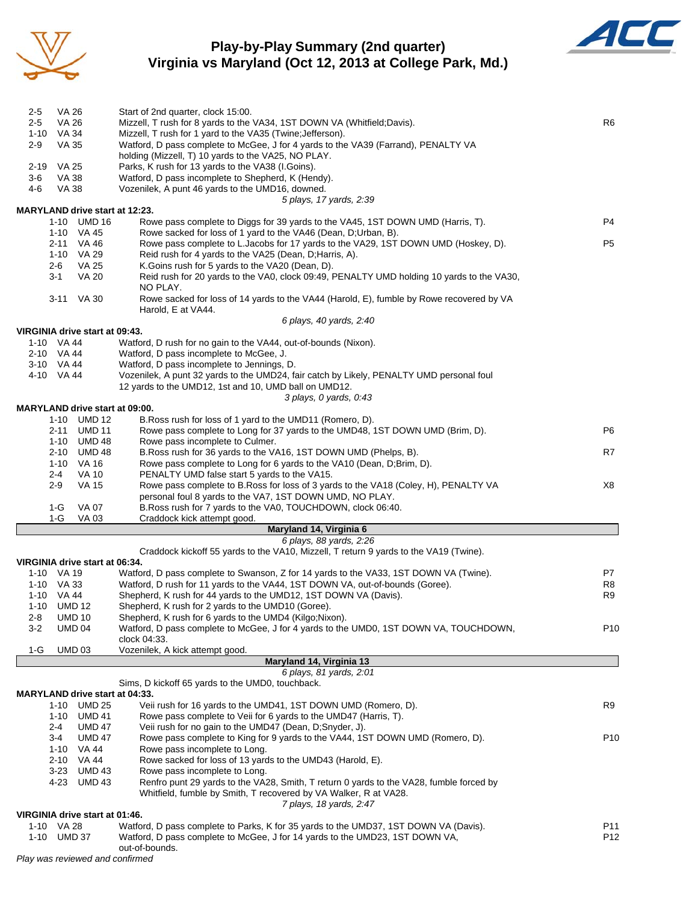# Play-by-Play Summary (2nd quarter)
## Virginia vs Maryland (Oct 12, 2013 at College Park, Md.)

| Down | Spot | Play | |
|---|---|---|---|
| 2-5 | VA 26 | Start of 2nd quarter, clock 15:00. | |
| 2-5 | VA 26 | Mizzell, T rush for 8 yards to the VA34, 1ST DOWN VA (Whitfield;Davis). | R6 |
| 1-10 | VA 34 | Mizzell, T rush for 1 yard to the VA35 (Twine;Jefferson). | |
| 2-9 | VA 35 | Watford, D pass complete to McGee, J for 4 yards to the VA39 (Farrand), PENALTY VA holding (Mizzell, T) 10 yards to the VA25, NO PLAY. | |
| 2-19 | VA 25 | Parks, K rush for 13 yards to the VA38 (I.Goins). | |
| 3-6 | VA 38 | Watford, D pass incomplete to Shepherd, K (Hendy). | |
| 4-6 | VA 38 | Vozenilek, A punt 46 yards to the UMD16, downed. | |
| | | *5 plays, 17 yards, 2:39* | |

**MARYLAND drive start at 12:23.**

| Down | Spot | Play | |
|---|---|---|---|
| 1-10 | UMD 16 | Rowe pass complete to Diggs for 39 yards to the VA45, 1ST DOWN UMD (Harris, T). | P4 |
| 1-10 | VA 45 | Rowe sacked for loss of 1 yard to the VA46 (Dean, D;Urban, B). | |
| 2-11 | VA 46 | Rowe pass complete to L.Jacobs for 17 yards to the VA29, 1ST DOWN UMD (Hoskey, D). | P5 |
| 1-10 | VA 29 | Reid rush for 4 yards to the VA25 (Dean, D;Harris, A). | |
| 2-6 | VA 25 | K.Goins rush for 5 yards to the VA20 (Dean, D). | |
| 3-1 | VA 20 | Reid rush for 20 yards to the VA0, clock 09:49, PENALTY UMD holding 10 yards to the VA30, NO PLAY. | |
| 3-11 | VA 30 | Rowe sacked for loss of 14 yards to the VA44 (Harold, E), fumble by Rowe recovered by VA Harold, E at VA44. | |
| | | *6 plays, 40 yards, 2:40* | |

**VIRGINIA drive start at 09:43.**

| Down | Spot | Play | |
|---|---|---|---|
| 1-10 | VA 44 | Watford, D rush for no gain to the VA44, out-of-bounds (Nixon). | |
| 2-10 | VA 44 | Watford, D pass incomplete to McGee, J. | |
| 3-10 | VA 44 | Watford, D pass incomplete to Jennings, D. | |
| 4-10 | VA 44 | Vozenilek, A punt 32 yards to the UMD24, fair catch by Likely, PENALTY UMD personal foul 12 yards to the UMD12, 1st and 10, UMD ball on UMD12. | |
| | | *3 plays, 0 yards, 0:43* | |

**MARYLAND drive start at 09:00.**

| Down | Spot | Play | |
|---|---|---|---|
| 1-10 | UMD 12 | B.Ross rush for loss of 1 yard to the UMD11 (Romero, D). | |
| 2-11 | UMD 11 | Rowe pass complete to Long for 37 yards to the UMD48, 1ST DOWN UMD (Brim, D). | P6 |
| 1-10 | UMD 48 | Rowe pass incomplete to Culmer. | |
| 2-10 | UMD 48 | B.Ross rush for 36 yards to the VA16, 1ST DOWN UMD (Phelps, B). | R7 |
| 1-10 | VA 16 | Rowe pass complete to Long for 6 yards to the VA10 (Dean, D;Brim, D). | |
| 2-4 | VA 10 | PENALTY UMD false start 5 yards to the VA15. | |
| 2-9 | VA 15 | Rowe pass complete to B.Ross for loss of 3 yards to the VA18 (Coley, H), PENALTY VA personal foul 8 yards to the VA7, 1ST DOWN UMD, NO PLAY. | X8 |
| 1-G | VA 07 | B.Ross rush for 7 yards to the VA0, TOUCHDOWN, clock 06:40. | |
| 1-G | VA 03 | Craddock kick attempt good. | |
| | | **Maryland 14, Virginia 6** | |
| | | *6 plays, 88 yards, 2:26* | |
| | | Craddock kickoff 55 yards to the VA10, Mizzell, T return 9 yards to the VA19 (Twine). | |

**VIRGINIA drive start at 06:34.**

| Down | Spot | Play | |
|---|---|---|---|
| 1-10 | VA 19 | Watford, D pass complete to Swanson, Z for 14 yards to the VA33, 1ST DOWN VA (Twine). | P7 |
| 1-10 | VA 33 | Watford, D rush for 11 yards to the VA44, 1ST DOWN VA, out-of-bounds (Goree). | R8 |
| 1-10 | VA 44 | Shepherd, K rush for 44 yards to the UMD12, 1ST DOWN VA (Davis). | R9 |
| 1-10 | UMD 12 | Shepherd, K rush for 2 yards to the UMD10 (Goree). | |
| 2-8 | UMD 10 | Shepherd, K rush for 6 yards to the UMD4 (Kilgo;Nixon). | |
| 3-2 | UMD 04 | Watford, D pass complete to McGee, J for 4 yards to the UMD0, 1ST DOWN VA, TOUCHDOWN, clock 04:33. | P10 |
| 1-G | UMD 03 | Vozenilek, A kick attempt good. | |
| | | **Maryland 14, Virginia 13** | |
| | | *6 plays, 81 yards, 2:01* | |
| | | Sims, D kickoff 65 yards to the UMD0, touchback. | |

**MARYLAND drive start at 04:33.**

| Down | Spot | Play | |
|---|---|---|---|
| 1-10 | UMD 25 | Veii rush for 16 yards to the UMD41, 1ST DOWN UMD (Romero, D). | R9 |
| 1-10 | UMD 41 | Rowe pass complete to Veii for 6 yards to the UMD47 (Harris, T). | |
| 2-4 | UMD 47 | Veii rush for no gain to the UMD47 (Dean, D;Snyder, J). | |
| 3-4 | UMD 47 | Rowe pass complete to King for 9 yards to the VA44, 1ST DOWN UMD (Romero, D). | P10 |
| 1-10 | VA 44 | Rowe pass incomplete to Long. | |
| 2-10 | VA 44 | Rowe sacked for loss of 13 yards to the UMD43 (Harold, E). | |
| 3-23 | UMD 43 | Rowe pass incomplete to Long. | |
| 4-23 | UMD 43 | Renfro punt 29 yards to the VA28, Smith, T return 0 yards to the VA28, fumble forced by Whitfield, fumble by Smith, T recovered by VA Walker, R at VA28. | |
| | | *7 plays, 18 yards, 2:47* | |

**VIRGINIA drive start at 01:46.**

| Down | Spot | Play | |
|---|---|---|---|
| 1-10 | VA 28 | Watford, D pass complete to Parks, K for 35 yards to the UMD37, 1ST DOWN VA (Davis). | P11 |
| 1-10 | UMD 37 | Watford, D pass complete to McGee, J for 14 yards to the UMD23, 1ST DOWN VA, out-of-bounds. | P12 |

*Play was reviewed and confirmed*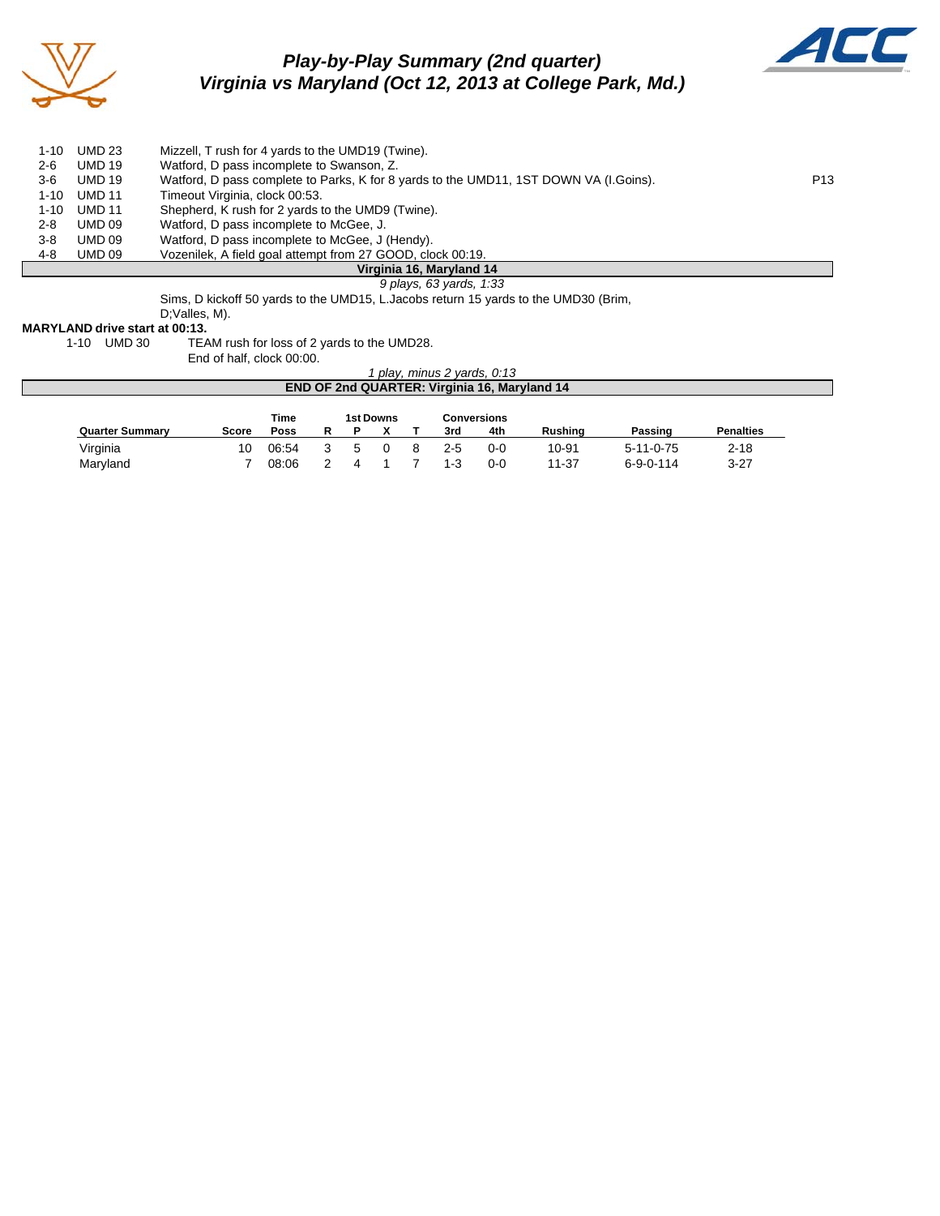# Play-by-Play Summary (2nd quarter)
## Virginia vs Maryland (Oct 12, 2013 at College Park, Md.)

| | | | |
|---|---|---|---|
| 1-10 | UMD 23 | Mizzell, T rush for 4 yards to the UMD19 (Twine). | |
| 2-6 | UMD 19 | Watford, D pass incomplete to Swanson, Z. | |
| 3-6 | UMD 19 | Watford, D pass complete to Parks, K for 8 yards to the UMD11, 1ST DOWN VA (I.Goins). | P13 |
| 1-10 | UMD 11 | Timeout Virginia, clock 00:53. | |
| 1-10 | UMD 11 | Shepherd, K rush for 2 yards to the UMD9 (Twine). | |
| 2-8 | UMD 09 | Watford, D pass incomplete to McGee, J. | |
| 3-8 | UMD 09 | Watford, D pass incomplete to McGee, J (Hendy). | |
| 4-8 | UMD 09 | Vozenilek, A field goal attempt from 27 GOOD, clock 00:19. | |

**Virginia 16, Maryland 14**

*9 plays, 63 yards, 1:33*

Sims, D kickoff 50 yards to the UMD15, L.Jacobs return 15 yards to the UMD30 (Brim, D;Valles, M).

**MARYLAND drive start at 00:13.**

| | | |
|---|---|---|
| 1-10 | UMD 30 | TEAM rush for loss of 2 yards to the UMD28. |
| | | End of half, clock 00:00. |

*1 play, minus 2 yards, 0:13*

**END OF 2nd QUARTER: Virginia 16, Maryland 14**

| Quarter Summary | Score | Time Poss | 1st Downs R | P | X | T | Conversions 3rd | 4th | Rushing | Passing | Penalties |
|---|---|---|---|---|---|---|---|---|---|---|---|
| Virginia | 10 | 06:54 | 3 | 5 | 0 | 8 | 2-5 | 0-0 | 10-91 | 5-11-0-75 | 2-18 |
| Maryland | 7 | 08:06 | 2 | 4 | 1 | 7 | 1-3 | 0-0 | 11-37 | 6-9-0-114 | 3-27 |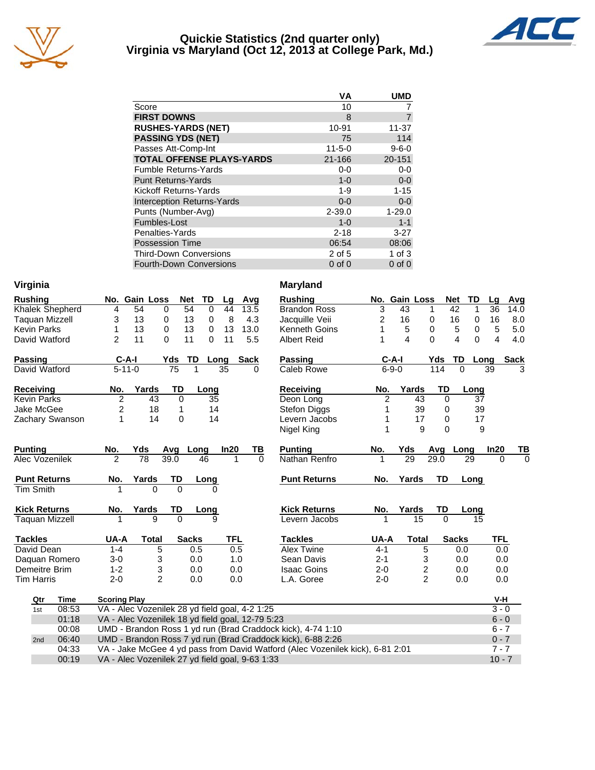# Quickie Statistics (2nd quarter only)
## Virginia vs Maryland (Oct 12, 2013 at College Park, Md.)

| | VA | UMD |
|---|---|---|
| Score | 10 | 7 |
| **FIRST DOWNS** | 8 | 7 |
| **RUSHES-YARDS (NET)** | 10-91 | 11-37 |
| **PASSING YDS (NET)** | 75 | 114 |
| Passes Att-Comp-Int | 11-5-0 | 9-6-0 |
| **TOTAL OFFENSE PLAYS-YARDS** | 21-166 | 20-151 |
| Fumble Returns-Yards | 0-0 | 0-0 |
| Punt Returns-Yards | 1-0 | 0-0 |
| Kickoff Returns-Yards | 1-9 | 1-15 |
| Interception Returns-Yards | 0-0 | 0-0 |
| Punts (Number-Avg) | 2-39.0 | 1-29.0 |
| Fumbles-Lost | 1-0 | 1-1 |
| Penalties-Yards | 2-18 | 3-27 |
| Possession Time | 06:54 | 08:06 |
| Third-Down Conversions | 2 of 5 | 1 of 3 |
| Fourth-Down Conversions | 0 of 0 | 0 of 0 |

## Virginia

| Rushing | No. | Gain | Loss | Net | TD | Lg | Avg |
|---|---|---|---|---|---|---|---|
| Khalek Shepherd | 4 | 54 | 0 | 54 | 0 | 44 | 13.5 |
| Taquan Mizzell | 3 | 13 | 0 | 13 | 0 | 8 | 4.3 |
| Kevin Parks | 1 | 13 | 0 | 13 | 0 | 13 | 13.0 |
| David Watford | 2 | 11 | 0 | 11 | 0 | 11 | 5.5 |

| Passing | C-A-I | Yds | TD | Long | Sack |
|---|---|---|---|---|---|
| David Watford | 5-11-0 | 75 | 1 | 35 | 0 |

| Receiving | No. | Yards | TD | Long |
|---|---|---|---|---|
| Kevin Parks | 2 | 43 | 0 | 35 |
| Jake McGee | 2 | 18 | 1 | 14 |
| Zachary Swanson | 1 | 14 | 0 | 14 |

| Punting | No. | Yds | Avg | Long | In20 | TB |
|---|---|---|---|---|---|---|
| Alec Vozenilek | 2 | 78 | 39.0 | 46 | 1 | 0 |

| Punt Returns | No. | Yards | TD | Long |
|---|---|---|---|---|
| Tim Smith | 1 | 0 | 0 | 0 |

| Kick Returns | No. | Yards | TD | Long |
|---|---|---|---|---|
| Taquan Mizzell | 1 | 9 | 0 | 9 |

| Tackles | UA-A | Total | Sacks | TFL |
|---|---|---|---|---|
| David Dean | 1-4 | 5 | 0.5 | 0.5 |
| Daquan Romero | 3-0 | 3 | 0.0 | 1.0 |
| Demeitre Brim | 1-2 | 3 | 0.0 | 0.0 |
| Tim Harris | 2-0 | 2 | 0.0 | 0.0 |

## Maryland

| Rushing | No. | Gain | Loss | Net | TD | Lg | Avg |
|---|---|---|---|---|---|---|---|
| Brandon Ross | 3 | 43 | 1 | 42 | 1 | 36 | 14.0 |
| Jacquille Veii | 2 | 16 | 0 | 16 | 0 | 16 | 8.0 |
| Kenneth Goins | 1 | 5 | 0 | 5 | 0 | 5 | 5.0 |
| Albert Reid | 1 | 4 | 0 | 4 | 0 | 4 | 4.0 |

| Passing | C-A-I | Yds | TD | Long | Sack |
|---|---|---|---|---|---|
| Caleb Rowe | 6-9-0 | 114 | 0 | 39 | 3 |

| Receiving | No. | Yards | TD | Long |
|---|---|---|---|---|
| Deon Long | 2 | 43 | 0 | 37 |
| Stefon Diggs | 1 | 39 | 0 | 39 |
| Levern Jacobs | 1 | 17 | 0 | 17 |
| Nigel King | 1 | 9 | 0 | 9 |

| Punting | No. | Yds | Avg | Long | In20 | TB |
|---|---|---|---|---|---|---|
| Nathan Renfro | 1 | 29 | 29.0 | 29 | 0 | 0 |

| Punt Returns | No. | Yards | TD | Long |
|---|---|---|---|---|

| Kick Returns | No. | Yards | TD | Long |
|---|---|---|---|---|
| Levern Jacobs | 1 | 15 | 0 | 15 |

| Tackles | UA-A | Total | Sacks | TFL |
|---|---|---|---|---|
| Alex Twine | 4-1 | 5 | 0.0 | 0.0 |
| Sean Davis | 2-1 | 3 | 0.0 | 0.0 |
| Isaac Goins | 2-0 | 2 | 0.0 | 0.0 |
| L.A. Goree | 2-0 | 2 | 0.0 | 0.0 |

| Qtr | Time | Scoring Play | V-H |
|---|---|---|---|
| 1st | 08:53 | VA - Alec Vozenilek 28 yd field goal, 4-2 1:25 | 3 - 0 |
| | 01:18 | VA - Alec Vozenilek 18 yd field goal, 12-79 5:23 | 6 - 0 |
| | 00:08 | UMD - Brandon Ross 1 yd run (Brad Craddock kick), 4-74 1:10 | 6 - 7 |
| 2nd | 06:40 | UMD - Brandon Ross 7 yd run (Brad Craddock kick), 6-88 2:26 | 0 - 7 |
| | 04:33 | VA - Jake McGee 4 yd pass from David Watford (Alec Vozenilek kick), 6-81 2:01 | 7 - 7 |
| | 00:19 | VA - Alec Vozenilek 27 yd field goal, 9-63 1:33 | 10 - 7 |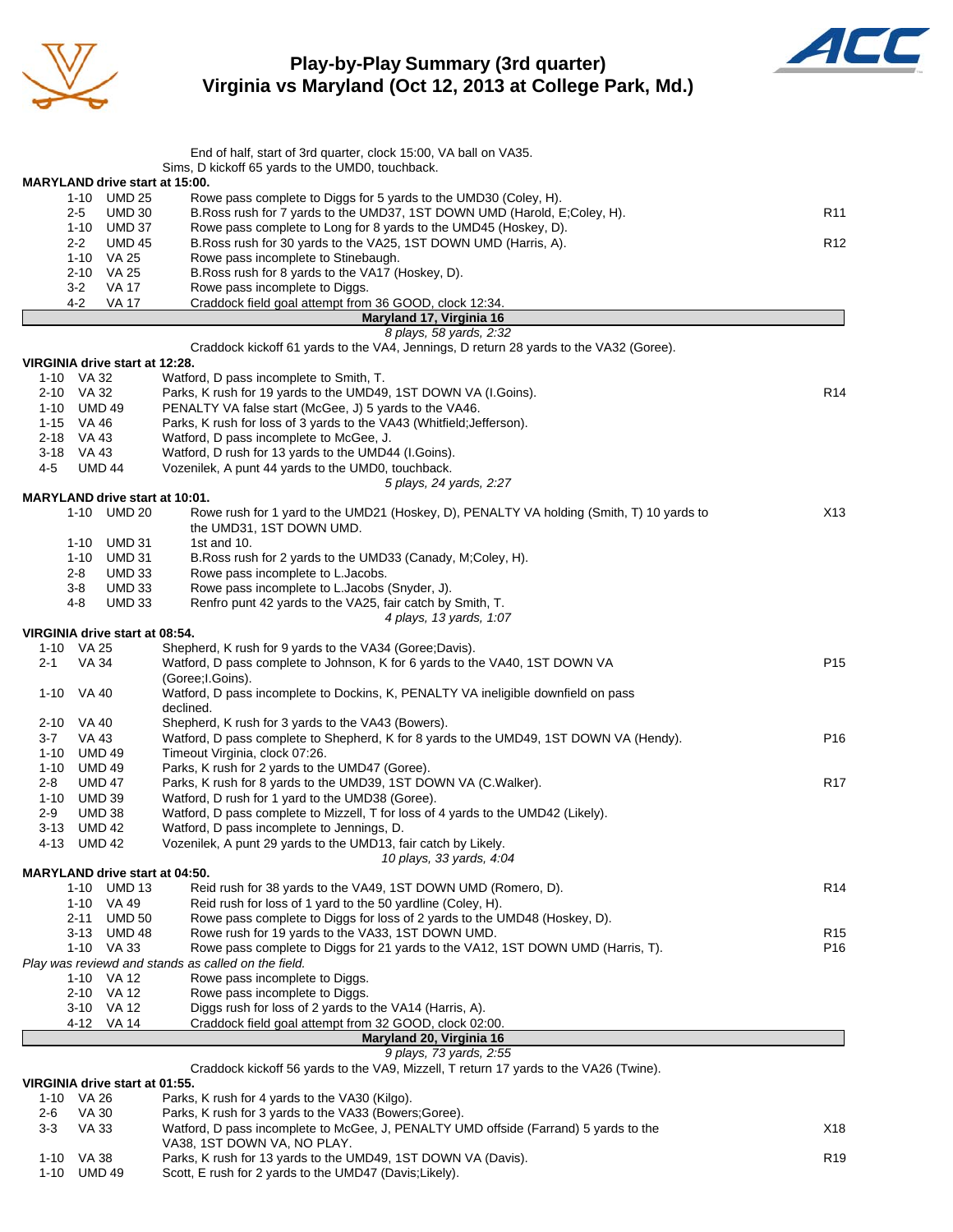# Play-by-Play Summary (3rd quarter)
## Virginia vs Maryland (Oct 12, 2013 at College Park, Md.)

End of half, start of 3rd quarter, clock 15:00, VA ball on VA35.
Sims, D kickoff 65 yards to the UMD0, touchback.

**MARYLAND drive start at 15:00.**

| Down | Spot | Play | |
|---|---|---|---|
| 1-10 | UMD 25 | Rowe pass complete to Diggs for 5 yards to the UMD30 (Coley, H). | |
| 2-5 | UMD 30 | B.Ross rush for 7 yards to the UMD37, 1ST DOWN UMD (Harold, E;Coley, H). | R11 |
| 1-10 | UMD 37 | Rowe pass complete to Long for 8 yards to the UMD45 (Hoskey, D). | |
| 2-2 | UMD 45 | B.Ross rush for 30 yards to the VA25, 1ST DOWN UMD (Harris, A). | R12 |
| 1-10 | VA 25 | Rowe pass incomplete to Stinebaugh. | |
| 2-10 | VA 25 | B.Ross rush for 8 yards to the VA17 (Hoskey, D). | |
| 3-2 | VA 17 | Rowe pass incomplete to Diggs. | |
| 4-2 | VA 17 | Craddock field goal attempt from 36 GOOD, clock 12:34. | |

**Maryland 17, Virginia 16**

*8 plays, 58 yards, 2:32*

Craddock kickoff 61 yards to the VA4, Jennings, D return 28 yards to the VA32 (Goree).

**VIRGINIA drive start at 12:28.**

| Down | Spot | Play | |
|---|---|---|---|
| 1-10 | VA 32 | Watford, D pass incomplete to Smith, T. | |
| 2-10 | VA 32 | Parks, K rush for 19 yards to the UMD49, 1ST DOWN VA (I.Goins). | R14 |
| 1-10 | UMD 49 | PENALTY VA false start (McGee, J) 5 yards to the VA46. | |
| 1-15 | VA 46 | Parks, K rush for loss of 3 yards to the VA43 (Whitfield;Jefferson). | |
| 2-18 | VA 43 | Watford, D pass incomplete to McGee, J. | |
| 3-18 | VA 43 | Watford, D rush for 13 yards to the UMD44 (I.Goins). | |
| 4-5 | UMD 44 | Vozenilek, A punt 44 yards to the UMD0, touchback. | |

*5 plays, 24 yards, 2:27*

**MARYLAND drive start at 10:01.**

| Down | Spot | Play | |
|---|---|---|---|
| 1-10 | UMD 20 | Rowe rush for 1 yard to the UMD21 (Hoskey, D), PENALTY VA holding (Smith, T) 10 yards to the UMD31, 1ST DOWN UMD. | X13 |
| 1-10 | UMD 31 | 1st and 10. | |
| 1-10 | UMD 31 | B.Ross rush for 2 yards to the UMD33 (Canady, M;Coley, H). | |
| 2-8 | UMD 33 | Rowe pass incomplete to L.Jacobs. | |
| 3-8 | UMD 33 | Rowe pass incomplete to L.Jacobs (Snyder, J). | |
| 4-8 | UMD 33 | Renfro punt 42 yards to the VA25, fair catch by Smith, T. | |

*4 plays, 13 yards, 1:07*

**VIRGINIA drive start at 08:54.**

| Down | Spot | Play | |
|---|---|---|---|
| 1-10 | VA 25 | Shepherd, K rush for 9 yards to the VA34 (Goree;Davis). | |
| 2-1 | VA 34 | Watford, D pass complete to Johnson, K for 6 yards to the VA40, 1ST DOWN VA (Goree;I.Goins). | P15 |
| 1-10 | VA 40 | Watford, D pass incomplete to Dockins, K, PENALTY VA ineligible downfield on pass declined. | |
| 2-10 | VA 40 | Shepherd, K rush for 3 yards to the VA43 (Bowers). | |
| 3-7 | VA 43 | Watford, D pass complete to Shepherd, K for 8 yards to the UMD49, 1ST DOWN VA (Hendy). | P16 |
| 1-10 | UMD 49 | Timeout Virginia, clock 07:26. | |
| 1-10 | UMD 49 | Parks, K rush for 2 yards to the UMD47 (Goree). | |
| 2-8 | UMD 47 | Parks, K rush for 8 yards to the UMD39, 1ST DOWN VA (C.Walker). | R17 |
| 1-10 | UMD 39 | Watford, D rush for 1 yard to the UMD38 (Goree). | |
| 2-9 | UMD 38 | Watford, D pass complete to Mizzell, T for loss of 4 yards to the UMD42 (Likely). | |
| 3-13 | UMD 42 | Watford, D pass incomplete to Jennings, D. | |
| 4-13 | UMD 42 | Vozenilek, A punt 29 yards to the UMD13, fair catch by Likely. | |

*10 plays, 33 yards, 4:04*

**MARYLAND drive start at 04:50.**

| Down | Spot | Play | |
|---|---|---|---|
| 1-10 | UMD 13 | Reid rush for 38 yards to the VA49, 1ST DOWN UMD (Romero, D). | R14 |
| 1-10 | VA 49 | Reid rush for loss of 1 yard to the 50 yardline (Coley, H). | |
| 2-11 | UMD 50 | Rowe pass complete to Diggs for loss of 2 yards to the UMD48 (Hoskey, D). | |
| 3-13 | UMD 48 | Rowe rush for 19 yards to the VA33, 1ST DOWN UMD. | R15 |
| 1-10 | VA 33 | Rowe pass complete to Diggs for 21 yards to the VA12, 1ST DOWN UMD (Harris, T). | P16 |

*Play was reviewd and stands as called on the field.*

| Down | Spot | Play | |
|---|---|---|---|
| 1-10 | VA 12 | Rowe pass incomplete to Diggs. | |
| 2-10 | VA 12 | Rowe pass incomplete to Diggs. | |
| 3-10 | VA 12 | Diggs rush for loss of 2 yards to the VA14 (Harris, A). | |
| 4-12 | VA 14 | Craddock field goal attempt from 32 GOOD, clock 02:00. | |

**Maryland 20, Virginia 16**

*9 plays, 73 yards, 2:55*

Craddock kickoff 56 yards to the VA9, Mizzell, T return 17 yards to the VA26 (Twine).

**VIRGINIA drive start at 01:55.**

| Down | Spot | Play | |
|---|---|---|---|
| 1-10 | VA 26 | Parks, K rush for 4 yards to the VA30 (Kilgo). | |
| 2-6 | VA 30 | Parks, K rush for 3 yards to the VA33 (Bowers;Goree). | |
| 3-3 | VA 33 | Watford, D pass incomplete to McGee, J, PENALTY UMD offside (Farrand) 5 yards to the VA38, 1ST DOWN VA, NO PLAY. | X18 |
| 1-10 | VA 38 | Parks, K rush for 13 yards to the UMD49, 1ST DOWN VA (Davis). | R19 |
| 1-10 | UMD 49 | Scott, E rush for 2 yards to the UMD47 (Davis;Likely). | |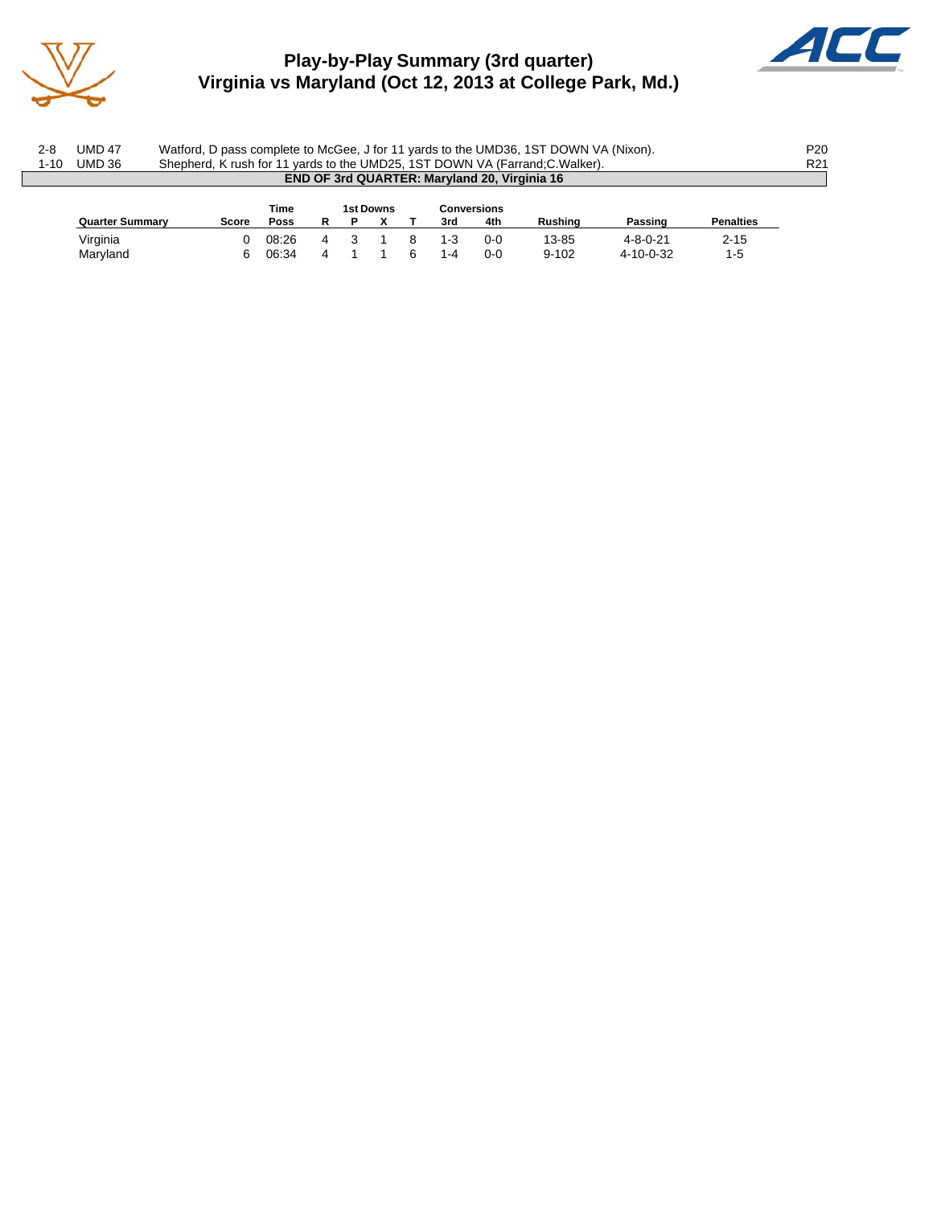# Play-by-Play Summary (3rd quarter)
## Virginia vs Maryland (Oct 12, 2013 at College Park, Md.)

| | | | |
|---|---|---|---|
| 2-8 | UMD 47 | Watford, D pass complete to McGee, J for 11 yards to the UMD36, 1ST DOWN VA (Nixon). | P20 |
| 1-10 | UMD 36 | Shepherd, K rush for 11 yards to the UMD25, 1ST DOWN VA (Farrand;C.Walker). | R21 |

**END OF 3rd QUARTER: Maryland 20, Virginia 16**

| Quarter Summary | Score | Time Poss | 1st Downs R | P | X | T | Conversions 3rd | 4th | Rushing | Passing | Penalties |
|---|---|---|---|---|---|---|---|---|---|---|---|
| Virginia | 0 | 08:26 | 4 | 3 | 1 | 8 | 1-3 | 0-0 | 13-85 | 4-8-0-21 | 2-15 |
| Maryland | 6 | 06:34 | 4 | 1 | 1 | 6 | 1-4 | 0-0 | 9-102 | 4-10-0-32 | 1-5 |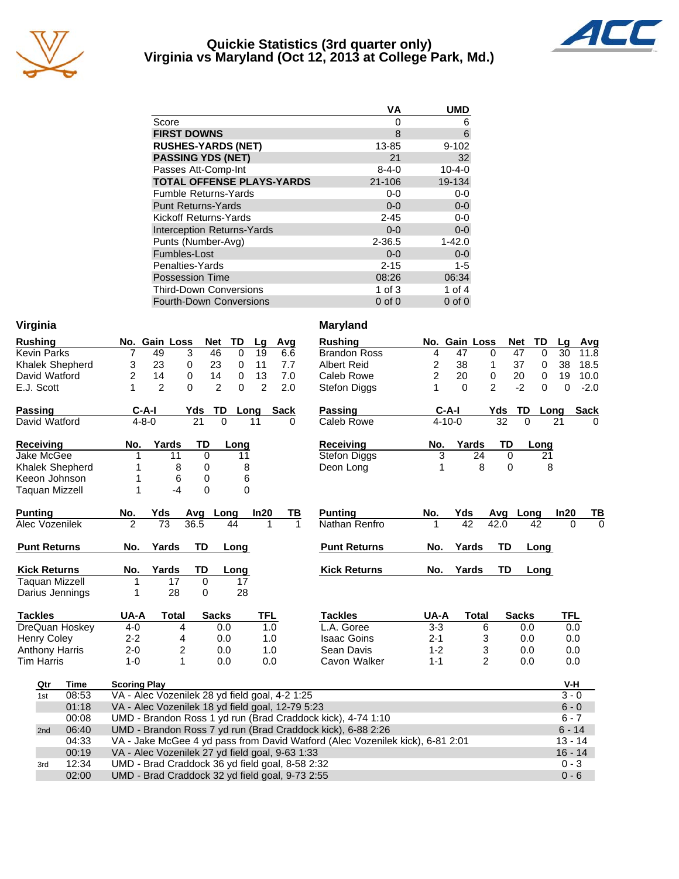# Quickie Statistics (3rd quarter only)
## Virginia vs Maryland (Oct 12, 2013 at College Park, Md.)

| | VA | UMD |
|---|---|---|
| Score | 0 | 6 |
| **FIRST DOWNS** | 8 | 6 |
| **RUSHES-YARDS (NET)** | 13-85 | 9-102 |
| **PASSING YDS (NET)** | 21 | 32 |
| Passes Att-Comp-Int | 8-4-0 | 10-4-0 |
| **TOTAL OFFENSE PLAYS-YARDS** | 21-106 | 19-134 |
| Fumble Returns-Yards | 0-0 | 0-0 |
| Punt Returns-Yards | 0-0 | 0-0 |
| Kickoff Returns-Yards | 2-45 | 0-0 |
| Interception Returns-Yards | 0-0 | 0-0 |
| Punts (Number-Avg) | 2-36.5 | 1-42.0 |
| Fumbles-Lost | 0-0 | 0-0 |
| Penalties-Yards | 2-15 | 1-5 |
| Possession Time | 08:26 | 06:34 |
| Third-Down Conversions | 1 of 3 | 1 of 4 |
| Fourth-Down Conversions | 0 of 0 | 0 of 0 |

### Virginia

| Rushing | No. | Gain | Loss | Net | TD | Lg | Avg |
|---|---|---|---|---|---|---|---|
| Kevin Parks | 7 | 49 | 3 | 46 | 0 | 19 | 6.6 |
| Khalek Shepherd | 3 | 23 | 0 | 23 | 0 | 11 | 7.7 |
| David Watford | 2 | 14 | 0 | 14 | 0 | 13 | 7.0 |
| E.J. Scott | 1 | 2 | 0 | 2 | 0 | 2 | 2.0 |

| Passing | C-A-I | Yds | TD | Long | Sack |
|---|---|---|---|---|---|
| David Watford | 4-8-0 | 21 | 0 | 11 | 0 |

| Receiving | No. | Yards | TD | Long |
|---|---|---|---|---|
| Jake McGee | 1 | 11 | 0 | 11 |
| Khalek Shepherd | 1 | 8 | 0 | 8 |
| Keeon Johnson | 1 | 6 | 0 | 6 |
| Taquan Mizzell | 1 | -4 | 0 | 0 |

| Punting | No. | Yds | Avg | Long | In20 | TB |
|---|---|---|---|---|---|---|
| Alec Vozenilek | 2 | 73 | 36.5 | 44 | 1 | 1 |

| Punt Returns | No. | Yards | TD | Long |
|---|---|---|---|---|

| Kick Returns | No. | Yards | TD | Long |
|---|---|---|---|---|
| Taquan Mizzell | 1 | 17 | 0 | 17 |
| Darius Jennings | 1 | 28 | 0 | 28 |

| Tackles | UA-A | Total | Sacks | TFL |
|---|---|---|---|---|
| DreQuan Hoskey | 4-0 | 4 | 0.0 | 1.0 |
| Henry Coley | 2-2 | 4 | 0.0 | 1.0 |
| Anthony Harris | 2-0 | 2 | 0.0 | 1.0 |
| Tim Harris | 1-0 | 1 | 0.0 | 0.0 |

### Maryland

| Rushing | No. | Gain | Loss | Net | TD | Lg | Avg |
|---|---|---|---|---|---|---|---|
| Brandon Ross | 4 | 47 | 0 | 47 | 0 | 30 | 11.8 |
| Albert Reid | 2 | 38 | 1 | 37 | 0 | 38 | 18.5 |
| Caleb Rowe | 2 | 20 | 0 | 20 | 0 | 19 | 10.0 |
| Stefon Diggs | 1 | 0 | 2 | -2 | 0 | 0 | -2.0 |

| Passing | C-A-I | Yds | TD | Long | Sack |
|---|---|---|---|---|---|
| Caleb Rowe | 4-10-0 | 32 | 0 | 21 | 0 |

| Receiving | No. | Yards | TD | Long |
|---|---|---|---|---|
| Stefon Diggs | 3 | 24 | 0 | 21 |
| Deon Long | 1 | 8 | 0 | 8 |

| Punting | No. | Yds | Avg | Long | In20 | TB |
|---|---|---|---|---|---|---|
| Nathan Renfro | 1 | 42 | 42.0 | 42 | 0 | 0 |

| Punt Returns | No. | Yards | TD | Long |
|---|---|---|---|---|

| Kick Returns | No. | Yards | TD | Long |
|---|---|---|---|---|

| Tackles | UA-A | Total | Sacks | TFL |
|---|---|---|---|---|
| L.A. Goree | 3-3 | 6 | 0.0 | 0.0 |
| Isaac Goins | 2-1 | 3 | 0.0 | 0.0 |
| Sean Davis | 1-2 | 3 | 0.0 | 0.0 |
| Cavon Walker | 1-1 | 2 | 0.0 | 0.0 |

| Qtr | Time | Scoring Play | V-H |
|---|---|---|---|
| 1st | 08:53 | VA - Alec Vozenilek 28 yd field goal, 4-2 1:25 | 3 - 0 |
| | 01:18 | VA - Alec Vozenilek 18 yd field goal, 12-79 5:23 | 6 - 0 |
| | 00:08 | UMD - Brandon Ross 1 yd run (Brad Craddock kick), 4-74 1:10 | 6 - 7 |
| 2nd | 06:40 | UMD - Brandon Ross 7 yd run (Brad Craddock kick), 6-88 2:26 | 6 - 14 |
| | 04:33 | VA - Jake McGee 4 yd pass from David Watford (Alec Vozenilek kick), 6-81 2:01 | 13 - 14 |
| | 00:19 | VA - Alec Vozenilek 27 yd field goal, 9-63 1:33 | 16 - 14 |
| 3rd | 12:34 | UMD - Brad Craddock 36 yd field goal, 8-58 2:32 | 0 - 3 |
| | 02:00 | UMD - Brad Craddock 32 yd field goal, 9-73 2:55 | 0 - 6 |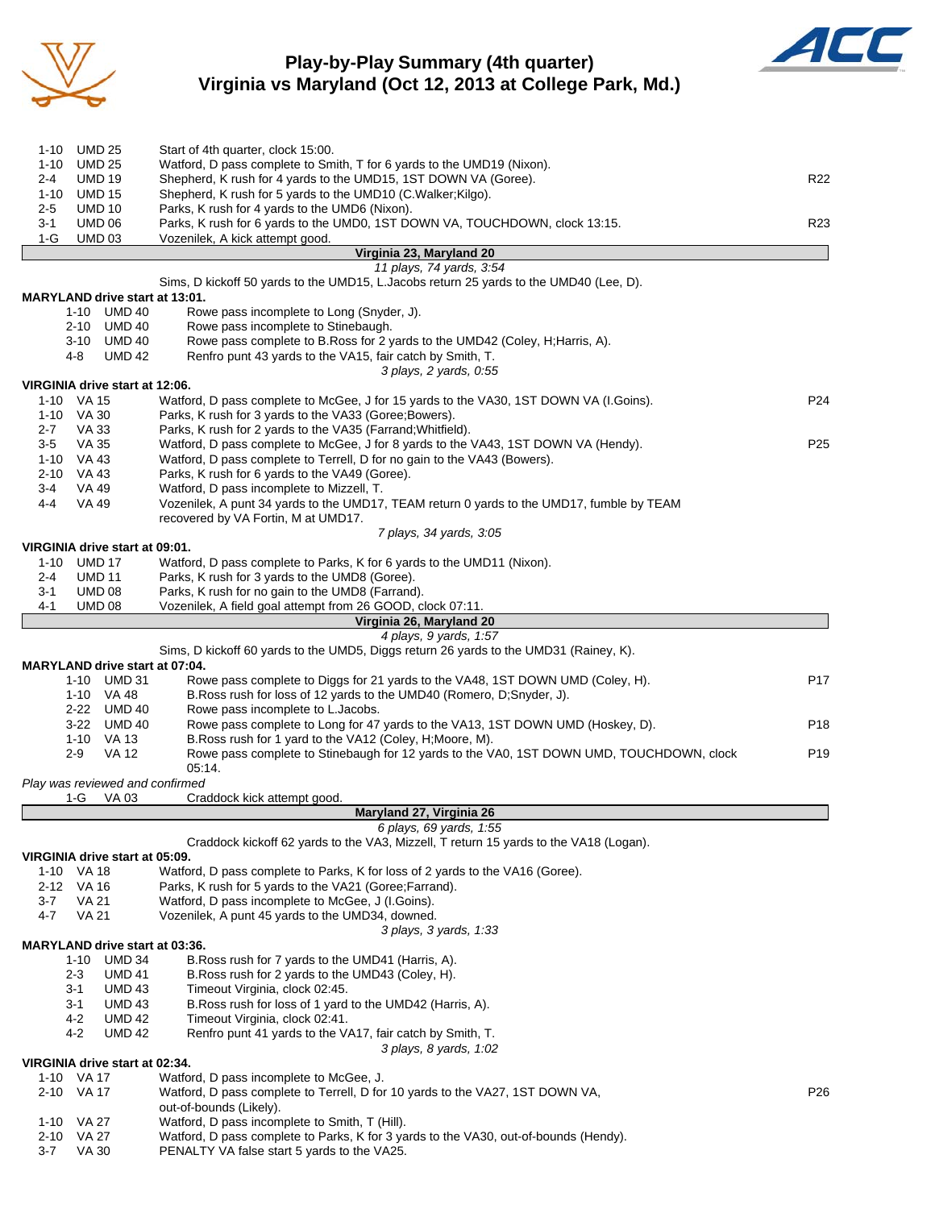# Play-by-Play Summary (4th quarter)
## Virginia vs Maryland (Oct 12, 2013 at College Park, Md.)

| | | | |
|---|---|---|---|
| 1-10 | UMD 25 | Start of 4th quarter, clock 15:00. | |
| 1-10 | UMD 25 | Watford, D pass complete to Smith, T for 6 yards to the UMD19 (Nixon). | |
| 2-4 | UMD 19 | Shepherd, K rush for 4 yards to the UMD15, 1ST DOWN VA (Goree). | R22 |
| 1-10 | UMD 15 | Shepherd, K rush for 5 yards to the UMD10 (C.Walker;Kilgo). | |
| 2-5 | UMD 10 | Parks, K rush for 4 yards to the UMD6 (Nixon). | |
| 3-1 | UMD 06 | Parks, K rush for 6 yards to the UMD0, 1ST DOWN VA, TOUCHDOWN, clock 13:15. | R23 |
| 1-G | UMD 03 | Vozenilek, A kick attempt good. | |

**Virginia 23, Maryland 20**

*11 plays, 74 yards, 3:54*

Sims, D kickoff 50 yards to the UMD15, L.Jacobs return 25 yards to the UMD40 (Lee, D).

**MARYLAND drive start at 13:01.**

| | | | |
|---|---|---|---|
| 1-10 | UMD 40 | Rowe pass incomplete to Long (Snyder, J). | |
| 2-10 | UMD 40 | Rowe pass incomplete to Stinebaugh. | |
| 3-10 | UMD 40 | Rowe pass complete to B.Ross for 2 yards to the UMD42 (Coley, H;Harris, A). | |
| 4-8 | UMD 42 | Renfro punt 43 yards to the VA15, fair catch by Smith, T. | |

*3 plays, 2 yards, 0:55*

**VIRGINIA drive start at 12:06.**

| | | | |
|---|---|---|---|
| 1-10 | VA 15 | Watford, D pass complete to McGee, J for 15 yards to the VA30, 1ST DOWN VA (I.Goins). | P24 |
| 1-10 | VA 30 | Parks, K rush for 3 yards to the VA33 (Goree;Bowers). | |
| 2-7 | VA 33 | Parks, K rush for 2 yards to the VA35 (Farrand;Whitfield). | |
| 3-5 | VA 35 | Watford, D pass complete to McGee, J for 8 yards to the VA43, 1ST DOWN VA (Hendy). | P25 |
| 1-10 | VA 43 | Watford, D pass complete to Terrell, D for no gain to the VA43 (Bowers). | |
| 2-10 | VA 43 | Parks, K rush for 6 yards to the VA49 (Goree). | |
| 3-4 | VA 49 | Watford, D pass incomplete to Mizzell, T. | |
| 4-4 | VA 49 | Vozenilek, A punt 34 yards to the UMD17, TEAM return 0 yards to the UMD17, fumble by TEAM recovered by VA Fortin, M at UMD17. | |

*7 plays, 34 yards, 3:05*

**VIRGINIA drive start at 09:01.**

| | | | |
|---|---|---|---|
| 1-10 | UMD 17 | Watford, D pass complete to Parks, K for 6 yards to the UMD11 (Nixon). | |
| 2-4 | UMD 11 | Parks, K rush for 3 yards to the UMD8 (Goree). | |
| 3-1 | UMD 08 | Parks, K rush for no gain to the UMD8 (Farrand). | |
| 4-1 | UMD 08 | Vozenilek, A field goal attempt from 26 GOOD, clock 07:11. | |

**Virginia 26, Maryland 20**

*4 plays, 9 yards, 1:57*

Sims, D kickoff 60 yards to the UMD5, Diggs return 26 yards to the UMD31 (Rainey, K).

**MARYLAND drive start at 07:04.**

| | | | |
|---|---|---|---|
| 1-10 | UMD 31 | Rowe pass complete to Diggs for 21 yards to the VA48, 1ST DOWN UMD (Coley, H). | P17 |
| 1-10 | VA 48 | B.Ross rush for loss of 12 yards to the UMD40 (Romero, D;Snyder, J). | |
| 2-22 | UMD 40 | Rowe pass incomplete to L.Jacobs. | |
| 3-22 | UMD 40 | Rowe pass complete to Long for 47 yards to the VA13, 1ST DOWN UMD (Hoskey, D). | P18 |
| 1-10 | VA 13 | B.Ross rush for 1 yard to the VA12 (Coley, H;Moore, M). | |
| 2-9 | VA 12 | Rowe pass complete to Stinebaugh for 12 yards to the VA0, 1ST DOWN UMD, TOUCHDOWN, clock 05:14. | P19 |

*Play was reviewed and confirmed*

| | | | |
|---|---|---|---|
| 1-G | VA 03 | Craddock kick attempt good. | |

**Maryland 27, Virginia 26**

*6 plays, 69 yards, 1:55*

Craddock kickoff 62 yards to the VA3, Mizzell, T return 15 yards to the VA18 (Logan).

**VIRGINIA drive start at 05:09.**

| | | | |
|---|---|---|---|
| 1-10 | VA 18 | Watford, D pass complete to Parks, K for loss of 2 yards to the VA16 (Goree). | |
| 2-12 | VA 16 | Parks, K rush for 5 yards to the VA21 (Goree;Farrand). | |
| 3-7 | VA 21 | Watford, D pass incomplete to McGee, J (I.Goins). | |
| 4-7 | VA 21 | Vozenilek, A punt 45 yards to the UMD34, downed. | |

*3 plays, 3 yards, 1:33*

**MARYLAND drive start at 03:36.**

| | | | |
|---|---|---|---|
| 1-10 | UMD 34 | B.Ross rush for 7 yards to the UMD41 (Harris, A). | |
| 2-3 | UMD 41 | B.Ross rush for 2 yards to the UMD43 (Coley, H). | |
| 3-1 | UMD 43 | Timeout Virginia, clock 02:45. | |
| 3-1 | UMD 43 | B.Ross rush for loss of 1 yard to the UMD42 (Harris, A). | |
| 4-2 | UMD 42 | Timeout Virginia, clock 02:41. | |
| 4-2 | UMD 42 | Renfro punt 41 yards to the VA17, fair catch by Smith, T. | |

*3 plays, 8 yards, 1:02*

**VIRGINIA drive start at 02:34.**

| | | | |
|---|---|---|---|
| 1-10 | VA 17 | Watford, D pass incomplete to McGee, J. | |
| 2-10 | VA 17 | Watford, D pass complete to Terrell, D for 10 yards to the VA27, 1ST DOWN VA, out-of-bounds (Likely). | P26 |
| 1-10 | VA 27 | Watford, D pass incomplete to Smith, T (Hill). | |
| 2-10 | VA 27 | Watford, D pass complete to Parks, K for 3 yards to the VA30, out-of-bounds (Hendy). | |
| 3-7 | VA 30 | PENALTY VA false start 5 yards to the VA25. | |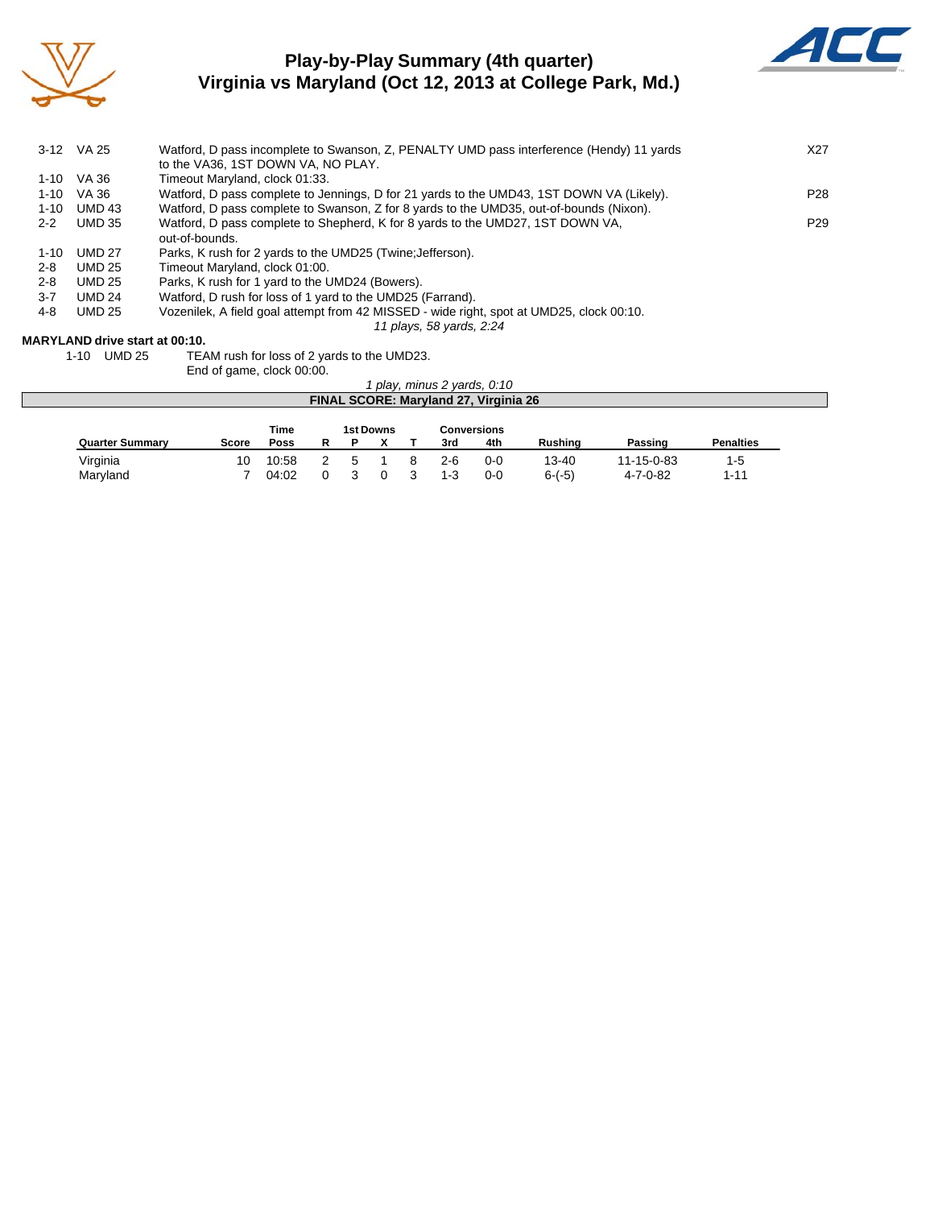# Play-by-Play Summary (4th quarter)
## Virginia vs Maryland (Oct 12, 2013 at College Park, Md.)

| | | | |
|---|---|---|---|
| 3-12 | VA 25 | Watford, D pass incomplete to Swanson, Z, PENALTY UMD pass interference (Hendy) 11 yards to the VA36, 1ST DOWN VA, NO PLAY. | X27 |
| 1-10 | VA 36 | Timeout Maryland, clock 01:33. | |
| 1-10 | VA 36 | Watford, D pass complete to Jennings, D for 21 yards to the UMD43, 1ST DOWN VA (Likely). | P28 |
| 1-10 | UMD 43 | Watford, D pass complete to Swanson, Z for 8 yards to the UMD35, out-of-bounds (Nixon). | |
| 2-2 | UMD 35 | Watford, D pass complete to Shepherd, K for 8 yards to the UMD27, 1ST DOWN VA, out-of-bounds. | P29 |
| 1-10 | UMD 27 | Parks, K rush for 2 yards to the UMD25 (Twine;Jefferson). | |
| 2-8 | UMD 25 | Timeout Maryland, clock 01:00. | |
| 2-8 | UMD 25 | Parks, K rush for 1 yard to the UMD24 (Bowers). | |
| 3-7 | UMD 24 | Watford, D rush for loss of 1 yard to the UMD25 (Farrand). | |
| 4-8 | UMD 25 | Vozenilek, A field goal attempt from 42 MISSED - wide right, spot at UMD25, clock 00:10. | |

*11 plays, 58 yards, 2:24*

**MARYLAND drive start at 00:10.**

| | | |
|---|---|---|
| 1-10 | UMD 25 | TEAM rush for loss of 2 yards to the UMD23. |
| | | End of game, clock 00:00. |

*1 play, minus 2 yards, 0:10*

**FINAL SCORE: Maryland 27, Virginia 26**

| Quarter Summary | Score | Time Poss | 1st Downs R | 1st Downs P | 1st Downs X | 1st Downs T | Conversions 3rd | Conversions 4th | Rushing | Passing | Penalties |
|---|---|---|---|---|---|---|---|---|---|---|---|
| Virginia | 10 | 10:58 | 2 | 5 | 1 | 8 | 2-6 | 0-0 | 13-40 | 11-15-0-83 | 1-5 |
| Maryland | 7 | 04:02 | 0 | 3 | 0 | 3 | 1-3 | 0-0 | 6-(-5) | 4-7-0-82 | 1-11 |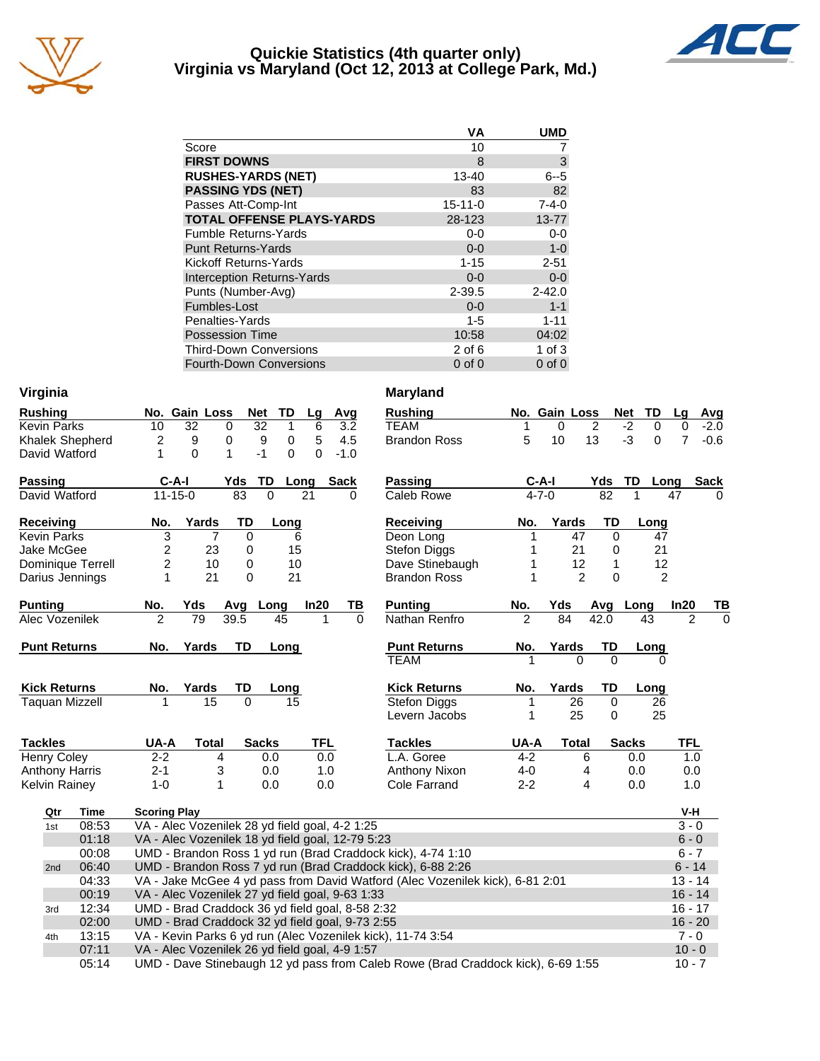# Quickie Statistics (4th quarter only)
## Virginia vs Maryland (Oct 12, 2013 at College Park, Md.)

| | VA | UMD |
|---|---|---|
| Score | 10 | 7 |
| **FIRST DOWNS** | 8 | 3 |
| **RUSHES-YARDS (NET)** | 13-40 | 6--5 |
| **PASSING YDS (NET)** | 83 | 82 |
| Passes Att-Comp-Int | 15-11-0 | 7-4-0 |
| **TOTAL OFFENSE PLAYS-YARDS** | 28-123 | 13-77 |
| Fumble Returns-Yards | 0-0 | 0-0 |
| Punt Returns-Yards | 0-0 | 1-0 |
| Kickoff Returns-Yards | 1-15 | 2-51 |
| Interception Returns-Yards | 0-0 | 0-0 |
| Punts (Number-Avg) | 2-39.5 | 2-42.0 |
| Fumbles-Lost | 0-0 | 1-1 |
| Penalties-Yards | 1-5 | 1-11 |
| Possession Time | 10:58 | 04:02 |
| Third-Down Conversions | 2 of 6 | 1 of 3 |
| Fourth-Down Conversions | 0 of 0 | 0 of 0 |

## Virginia

| Rushing | No. | Gain | Loss | Net | TD | Lg | Avg |
|---|---|---|---|---|---|---|---|
| Kevin Parks | 10 | 32 | 0 | 32 | 1 | 6 | 3.2 |
| Khalek Shepherd | 2 | 9 | 0 | 9 | 0 | 5 | 4.5 |
| David Watford | 1 | 0 | 1 | -1 | 0 | 0 | -1.0 |

| Passing | C-A-I | Yds | TD | Long | Sack |
|---|---|---|---|---|---|
| David Watford | 11-15-0 | 83 | 0 | 21 | 0 |

| Receiving | No. | Yards | TD | Long |
|---|---|---|---|---|
| Kevin Parks | 3 | 7 | 0 | 6 |
| Jake McGee | 2 | 23 | 0 | 15 |
| Dominique Terrell | 2 | 10 | 0 | 10 |
| Darius Jennings | 1 | 21 | 0 | 21 |

| Punting | No. | Yds | Avg | Long | In20 | TB |
|---|---|---|---|---|---|---|
| Alec Vozenilek | 2 | 79 | 39.5 | 45 | 1 | 0 |

| Punt Returns | No. | Yards | TD | Long |
|---|---|---|---|---|

| Kick Returns | No. | Yards | TD | Long |
|---|---|---|---|---|
| Taquan Mizzell | 1 | 15 | 0 | 15 |

| Tackles | UA-A | Total | Sacks | TFL |
|---|---|---|---|---|
| Henry Coley | 2-2 | 4 | 0.0 | 0.0 |
| Anthony Harris | 2-1 | 3 | 0.0 | 1.0 |
| Kelvin Rainey | 1-0 | 1 | 0.0 | 0.0 |

## Maryland

| Rushing | No. | Gain | Loss | Net | TD | Lg | Avg |
|---|---|---|---|---|---|---|---|
| TEAM | 1 | 0 | 2 | -2 | 0 | 0 | -2.0 |
| Brandon Ross | 5 | 10 | 13 | -3 | 0 | 7 | -0.6 |

| Passing | C-A-I | Yds | TD | Long | Sack |
|---|---|---|---|---|---|
| Caleb Rowe | 4-7-0 | 82 | 1 | 47 | 0 |

| Receiving | No. | Yards | TD | Long |
|---|---|---|---|---|
| Deon Long | 1 | 47 | 0 | 47 |
| Stefon Diggs | 1 | 21 | 0 | 21 |
| Dave Stinebaugh | 1 | 12 | 1 | 12 |
| Brandon Ross | 1 | 2 | 0 | 2 |

| Punting | No. | Yds | Avg | Long | In20 | TB |
|---|---|---|---|---|---|---|
| Nathan Renfro | 2 | 84 | 42.0 | 43 | 2 | 0 |

| Punt Returns | No. | Yards | TD | Long |
|---|---|---|---|---|
| TEAM | 1 | 0 | 0 | 0 |

| Kick Returns | No. | Yards | TD | Long |
|---|---|---|---|---|
| Stefon Diggs | 1 | 26 | 0 | 26 |
| Levern Jacobs | 1 | 25 | 0 | 25 |

| Tackles | UA-A | Total | Sacks | TFL |
|---|---|---|---|---|
| L.A. Goree | 4-2 | 6 | 0.0 | 1.0 |
| Anthony Nixon | 4-0 | 4 | 0.0 | 0.0 |
| Cole Farrand | 2-2 | 4 | 0.0 | 1.0 |

## Scoring Plays

| Qtr | Time | Scoring Play | V-H |
|---|---|---|---|
| 1st | 08:53 | VA - Alec Vozenilek 28 yd field goal, 4-2 1:25 | 3 - 0 |
| | 01:18 | VA - Alec Vozenilek 18 yd field goal, 12-79 5:23 | 6 - 0 |
| | 00:08 | UMD - Brandon Ross 1 yd run (Brad Craddock kick), 4-74 1:10 | 6 - 7 |
| 2nd | 06:40 | UMD - Brandon Ross 7 yd run (Brad Craddock kick), 6-88 2:26 | 6 - 14 |
| | 04:33 | VA - Jake McGee 4 yd pass from David Watford (Alec Vozenilek kick), 6-81 2:01 | 13 - 14 |
| | 00:19 | VA - Alec Vozenilek 27 yd field goal, 9-63 1:33 | 16 - 14 |
| 3rd | 12:34 | UMD - Brad Craddock 36 yd field goal, 8-58 2:32 | 16 - 17 |
| | 02:00 | UMD - Brad Craddock 32 yd field goal, 9-73 2:55 | 16 - 20 |
| 4th | 13:15 | VA - Kevin Parks 6 yd run (Alec Vozenilek kick), 11-74 3:54 | 7 - 0 |
| | 07:11 | VA - Alec Vozenilek 26 yd field goal, 4-9 1:57 | 10 - 0 |
| | 05:14 | UMD - Dave Stinebaugh 12 yd pass from Caleb Rowe (Brad Craddock kick), 6-69 1:55 | 10 - 7 |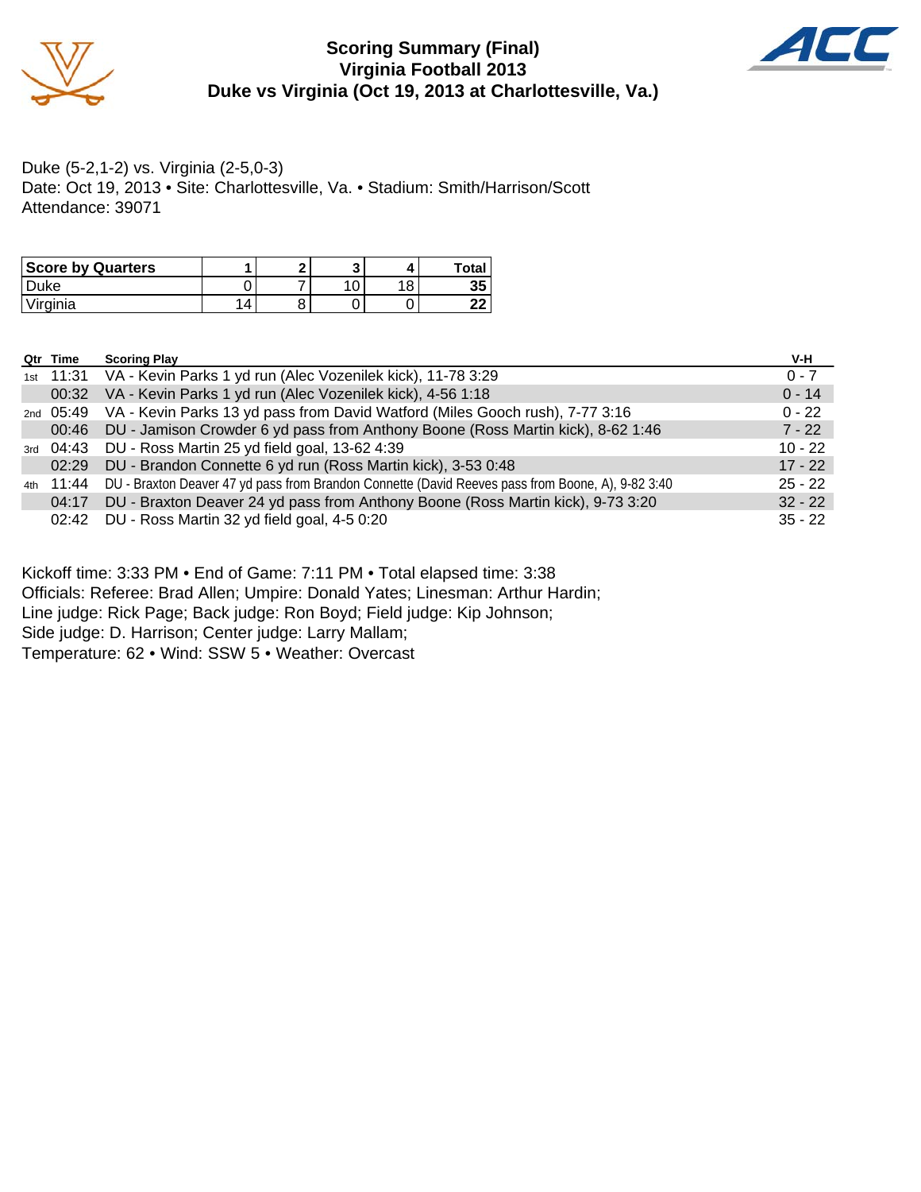# Scoring Summary (Final)
## Virginia Football 2013
## Duke vs Virginia (Oct 19, 2013 at Charlottesville, Va.)

Duke (5-2,1-2) vs. Virginia (2-5,0-3)
Date: Oct 19, 2013 • Site: Charlottesville, Va. • Stadium: Smith/Harrison/Scott
Attendance: 39071

| Score by Quarters | 1 | 2 | 3 | 4 | Total |
|---|---|---|---|---|---|
| Duke | 0 | 7 | 10 | 18 | **35** |
| Virginia | 14 | 8 | 0 | 0 | **22** |

| Qtr | Time | Scoring Play | V-H |
|---|---|---|---|
| 1st | 11:31 | VA - Kevin Parks 1 yd run (Alec Vozenilek kick), 11-78 3:29 | 0 - 7 |
| | 00:32 | VA - Kevin Parks 1 yd run (Alec Vozenilek kick), 4-56 1:18 | 0 - 14 |
| 2nd | 05:49 | VA - Kevin Parks 13 yd pass from David Watford (Miles Gooch rush), 7-77 3:16 | 0 - 22 |
| | 00:46 | DU - Jamison Crowder 6 yd pass from Anthony Boone (Ross Martin kick), 8-62 1:46 | 7 - 22 |
| 3rd | 04:43 | DU - Ross Martin 25 yd field goal, 13-62 4:39 | 10 - 22 |
| | 02:29 | DU - Brandon Connette 6 yd run (Ross Martin kick), 3-53 0:48 | 17 - 22 |
| 4th | 11:44 | DU - Braxton Deaver 47 yd pass from Brandon Connette (David Reeves pass from Boone, A), 9-82 3:40 | 25 - 22 |
| | 04:17 | DU - Braxton Deaver 24 yd pass from Anthony Boone (Ross Martin kick), 9-73 3:20 | 32 - 22 |
| | 02:42 | DU - Ross Martin 32 yd field goal, 4-5 0:20 | 35 - 22 |

Kickoff time: 3:33 PM • End of Game: 7:11 PM • Total elapsed time: 3:38
Officials: Referee: Brad Allen; Umpire: Donald Yates; Linesman: Arthur Hardin;
Line judge: Rick Page; Back judge: Ron Boyd; Field judge: Kip Johnson;
Side judge: D. Harrison; Center judge: Larry Mallam;
Temperature: 62 • Wind: SSW 5 • Weather: Overcast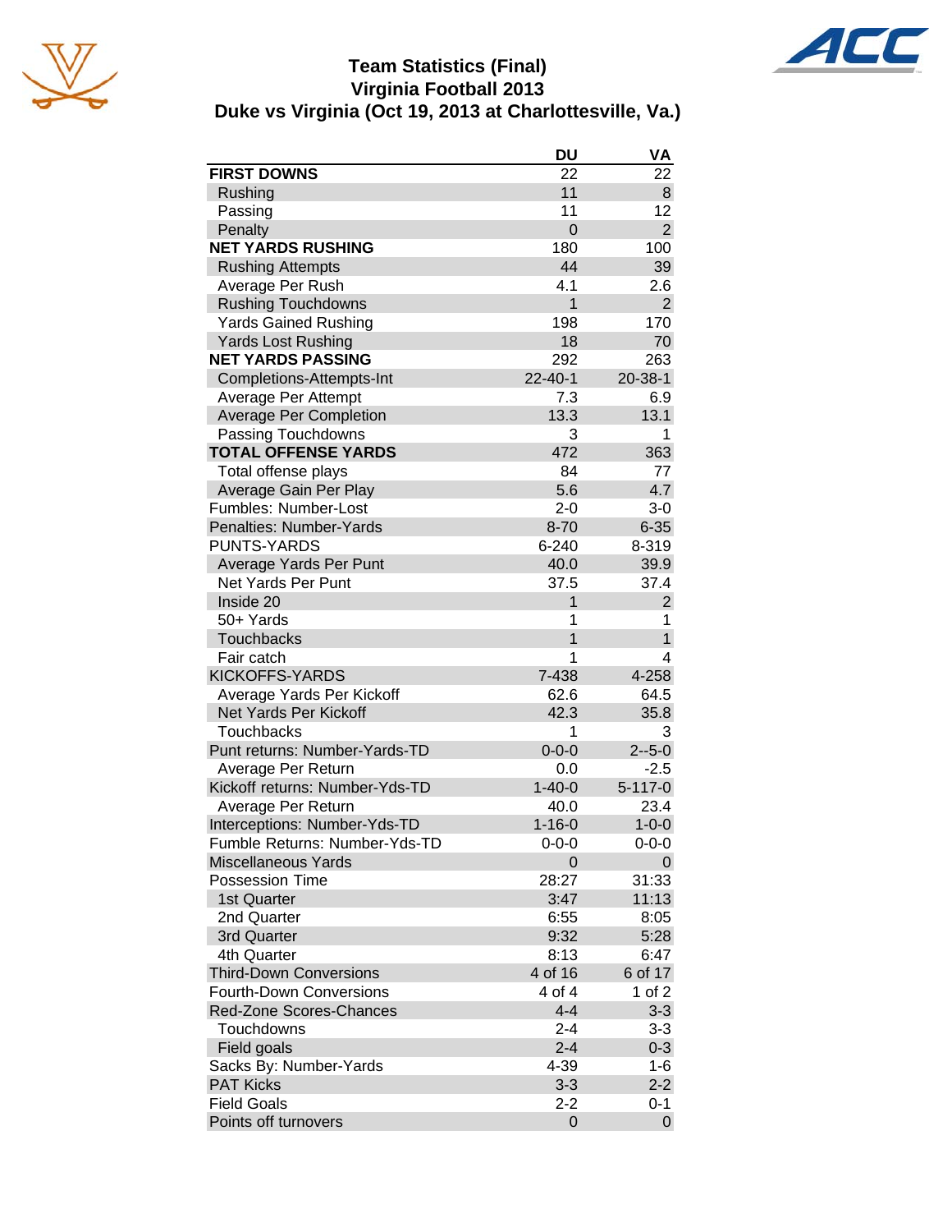# Team Statistics (Final)
## Virginia Football 2013
## Duke vs Virginia (Oct 19, 2013 at Charlottesville, Va.)

| | DU | VA |
|---|---|---|
| **FIRST DOWNS** | 22 | 22 |
| Rushing | 11 | 8 |
| Passing | 11 | 12 |
| Penalty | 0 | 2 |
| **NET YARDS RUSHING** | 180 | 100 |
| Rushing Attempts | 44 | 39 |
| Average Per Rush | 4.1 | 2.6 |
| Rushing Touchdowns | 1 | 2 |
| Yards Gained Rushing | 198 | 170 |
| Yards Lost Rushing | 18 | 70 |
| **NET YARDS PASSING** | 292 | 263 |
| Completions-Attempts-Int | 22-40-1 | 20-38-1 |
| Average Per Attempt | 7.3 | 6.9 |
| Average Per Completion | 13.3 | 13.1 |
| Passing Touchdowns | 3 | 1 |
| **TOTAL OFFENSE YARDS** | 472 | 363 |
| Total offense plays | 84 | 77 |
| Average Gain Per Play | 5.6 | 4.7 |
| Fumbles: Number-Lost | 2-0 | 3-0 |
| Penalties: Number-Yards | 8-70 | 6-35 |
| PUNTS-YARDS | 6-240 | 8-319 |
| Average Yards Per Punt | 40.0 | 39.9 |
| Net Yards Per Punt | 37.5 | 37.4 |
| Inside 20 | 1 | 2 |
| 50+ Yards | 1 | 1 |
| Touchbacks | 1 | 1 |
| Fair catch | 1 | 4 |
| KICKOFFS-YARDS | 7-438 | 4-258 |
| Average Yards Per Kickoff | 62.6 | 64.5 |
| Net Yards Per Kickoff | 42.3 | 35.8 |
| Touchbacks | 1 | 3 |
| Punt returns: Number-Yards-TD | 0-0-0 | 2--5-0 |
| Average Per Return | 0.0 | -2.5 |
| Kickoff returns: Number-Yds-TD | 1-40-0 | 5-117-0 |
| Average Per Return | 40.0 | 23.4 |
| Interceptions: Number-Yds-TD | 1-16-0 | 1-0-0 |
| Fumble Returns: Number-Yds-TD | 0-0-0 | 0-0-0 |
| Miscellaneous Yards | 0 | 0 |
| Possession Time | 28:27 | 31:33 |
| 1st Quarter | 3:47 | 11:13 |
| 2nd Quarter | 6:55 | 8:05 |
| 3rd Quarter | 9:32 | 5:28 |
| 4th Quarter | 8:13 | 6:47 |
| Third-Down Conversions | 4 of 16 | 6 of 17 |
| Fourth-Down Conversions | 4 of 4 | 1 of 2 |
| Red-Zone Scores-Chances | 4-4 | 3-3 |
| Touchdowns | 2-4 | 3-3 |
| Field goals | 2-4 | 0-3 |
| Sacks By: Number-Yards | 4-39 | 1-6 |
| PAT Kicks | 3-3 | 2-2 |
| Field Goals | 2-2 | 0-1 |
| Points off turnovers | 0 | 0 |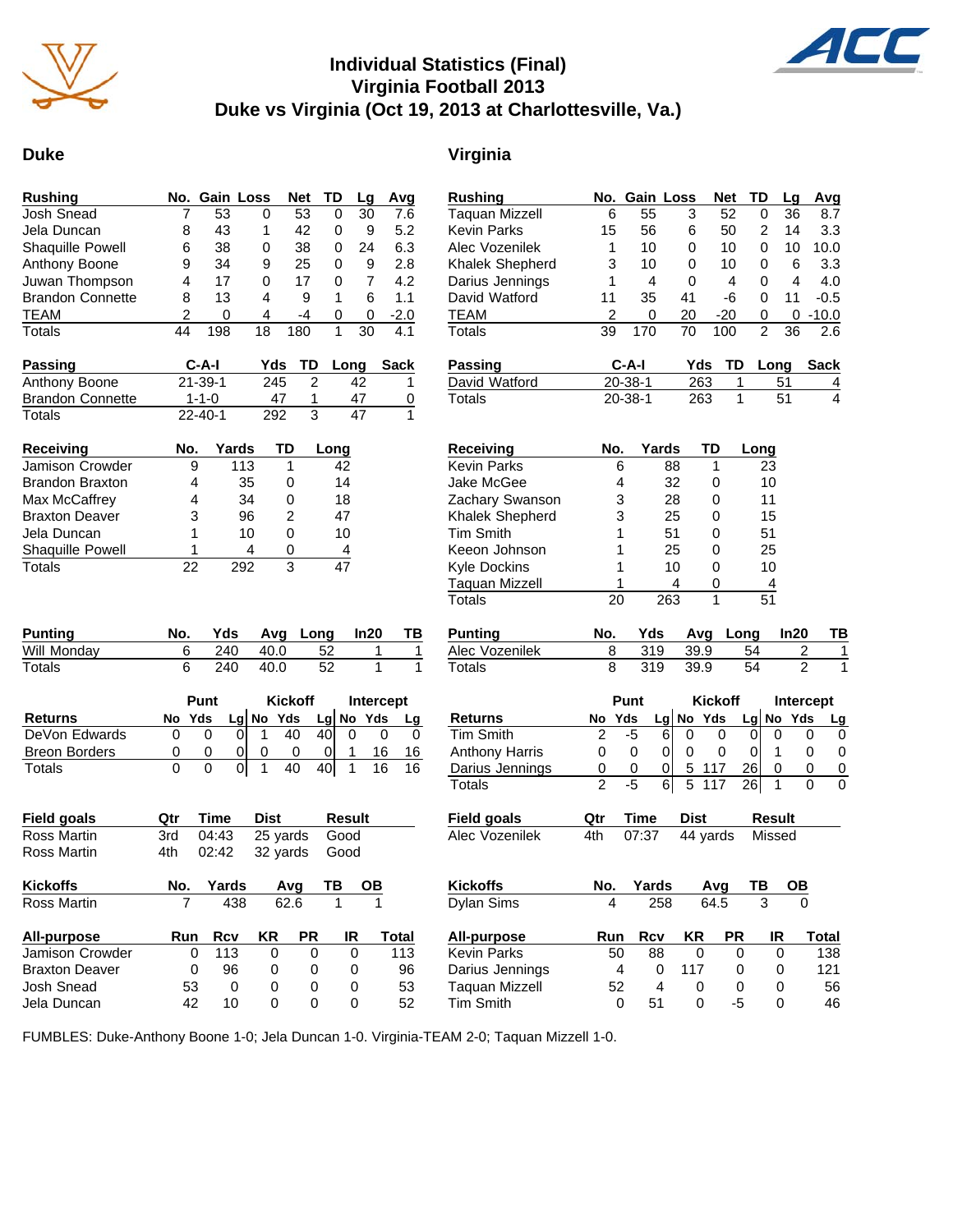# Individual Statistics (Final)
# Virginia Football 2013
# Duke vs Virginia (Oct 19, 2013 at Charlottesville, Va.)

## Duke

| Rushing | No. | Gain | Loss | Net | TD | Lg | Avg |
|---|---|---|---|---|---|---|---|
| Josh Snead | 7 | 53 | 0 | 53 | 0 | 30 | 7.6 |
| Jela Duncan | 8 | 43 | 1 | 42 | 0 | 9 | 5.2 |
| Shaquille Powell | 6 | 38 | 0 | 38 | 0 | 24 | 6.3 |
| Anthony Boone | 9 | 34 | 9 | 25 | 0 | 9 | 2.8 |
| Juwan Thompson | 4 | 17 | 0 | 17 | 0 | 7 | 4.2 |
| Brandon Connette | 8 | 13 | 4 | 9 | 1 | 6 | 1.1 |
| TEAM | 2 | 0 | 4 | -4 | 0 | 0 | -2.0 |
| Totals | 44 | 198 | 18 | 180 | 1 | 30 | 4.1 |

| Passing | C-A-I | Yds | TD | Long | Sack |
|---|---|---|---|---|---|
| Anthony Boone | 21-39-1 | 245 | 2 | 42 | 1 |
| Brandon Connette | 1-1-0 | 47 | 1 | 47 | 0 |
| Totals | 22-40-1 | 292 | 3 | 47 | 1 |

| Receiving | No. | Yards | TD | Long |
|---|---|---|---|---|
| Jamison Crowder | 9 | 113 | 1 | 42 |
| Brandon Braxton | 4 | 35 | 0 | 14 |
| Max McCaffrey | 4 | 34 | 0 | 18 |
| Braxton Deaver | 3 | 96 | 2 | 47 |
| Jela Duncan | 1 | 10 | 0 | 10 |
| Shaquille Powell | 1 | 4 | 0 | 4 |
| Totals | 22 | 292 | 3 | 47 |

| Punting | No. | Yds | Avg | Long | In20 | TB |
|---|---|---|---|---|---|---|
| Will Monday | 6 | 240 | 40.0 | 52 | 1 | 1 |
| Totals | 6 | 240 | 40.0 | 52 | 1 | 1 |

| | Punt | | | Kickoff | | | Intercept | | |
|---|---|---|---|---|---|---|---|---|---|
| Returns | No | Yds | Lg | No | Yds | Lg | No | Yds | Lg |
| DeVon Edwards | 0 | 0 | 0 | 1 | 40 | 40 | 0 | 0 | 0 |
| Breon Borders | 0 | 0 | 0 | 0 | 0 | 0 | 1 | 16 | 16 |
| Totals | 0 | 0 | 0 | 1 | 40 | 40 | 1 | 16 | 16 |

| Field goals | Qtr | Time | Dist | Result |
|---|---|---|---|---|
| Ross Martin | 3rd | 04:43 | 25 yards | Good |
| Ross Martin | 4th | 02:42 | 32 yards | Good |

| Kickoffs | No. | Yards | Avg | TB | OB |
|---|---|---|---|---|---|
| Ross Martin | 7 | 438 | 62.6 | 1 | 1 |

| All-purpose | Run | Rcv | KR | PR | IR | Total |
|---|---|---|---|---|---|---|
| Jamison Crowder | 0 | 113 | 0 | 0 | 0 | 113 |
| Braxton Deaver | 0 | 96 | 0 | 0 | 0 | 96 |
| Josh Snead | 53 | 0 | 0 | 0 | 0 | 53 |
| Jela Duncan | 42 | 10 | 0 | 0 | 0 | 52 |

## Virginia

| Rushing | No. | Gain | Loss | Net | TD | Lg | Avg |
|---|---|---|---|---|---|---|---|
| Taquan Mizzell | 6 | 55 | 3 | 52 | 0 | 36 | 8.7 |
| Kevin Parks | 15 | 56 | 6 | 50 | 2 | 14 | 3.3 |
| Alec Vozenilek | 1 | 10 | 0 | 10 | 0 | 10 | 10.0 |
| Khalek Shepherd | 3 | 10 | 0 | 10 | 0 | 6 | 3.3 |
| Darius Jennings | 1 | 4 | 0 | 4 | 0 | 4 | 4.0 |
| David Watford | 11 | 35 | 41 | -6 | 0 | 11 | -0.5 |
| TEAM | 2 | 0 | 20 | -20 | 0 | 0 | -10.0 |
| Totals | 39 | 170 | 70 | 100 | 2 | 36 | 2.6 |

| Passing | C-A-I | Yds | TD | Long | Sack |
|---|---|---|---|---|---|
| David Watford | 20-38-1 | 263 | 1 | 51 | 4 |
| Totals | 20-38-1 | 263 | 1 | 51 | 4 |

| Receiving | No. | Yards | TD | Long |
|---|---|---|---|---|
| Kevin Parks | 6 | 88 | 1 | 23 |
| Jake McGee | 4 | 32 | 0 | 10 |
| Zachary Swanson | 3 | 28 | 0 | 11 |
| Khalek Shepherd | 3 | 25 | 0 | 15 |
| Tim Smith | 1 | 51 | 0 | 51 |
| Keeon Johnson | 1 | 25 | 0 | 25 |
| Kyle Dockins | 1 | 10 | 0 | 10 |
| Taquan Mizzell | 1 | 4 | 0 | 4 |
| Totals | 20 | 263 | 1 | 51 |

| Punting | No. | Yds | Avg | Long | In20 | TB |
|---|---|---|---|---|---|---|
| Alec Vozenilek | 8 | 319 | 39.9 | 54 | 2 | 1 |
| Totals | 8 | 319 | 39.9 | 54 | 2 | 1 |

| | Punt | | | Kickoff | | | Intercept | | |
|---|---|---|---|---|---|---|---|---|---|
| Returns | No | Yds | Lg | No | Yds | Lg | No | Yds | Lg |
| Tim Smith | 2 | -5 | 6 | 0 | 0 | 0 | 0 | 0 | 0 |
| Anthony Harris | 0 | 0 | 0 | 0 | 0 | 0 | 1 | 0 | 0 |
| Darius Jennings | 0 | 0 | 0 | 5 | 117 | 26 | 0 | 0 | 0 |
| Totals | 2 | -5 | 6 | 5 | 117 | 26 | 1 | 0 | 0 |

| Field goals | Qtr | Time | Dist | Result |
|---|---|---|---|---|
| Alec Vozenilek | 4th | 07:37 | 44 yards | Missed |

| Kickoffs | No. | Yards | Avg | TB | OB |
|---|---|---|---|---|---|
| Dylan Sims | 4 | 258 | 64.5 | 3 | 0 |

| All-purpose | Run | Rcv | KR | PR | IR | Total |
|---|---|---|---|---|---|---|
| Kevin Parks | 50 | 88 | 0 | 0 | 0 | 138 |
| Darius Jennings | 4 | 0 | 117 | 0 | 0 | 121 |
| Taquan Mizzell | 52 | 4 | 0 | 0 | 0 | 56 |
| Tim Smith | 0 | 51 | 0 | -5 | 0 | 46 |

FUMBLES: Duke-Anthony Boone 1-0; Jela Duncan 1-0. Virginia-TEAM 2-0; Taquan Mizzell 1-0.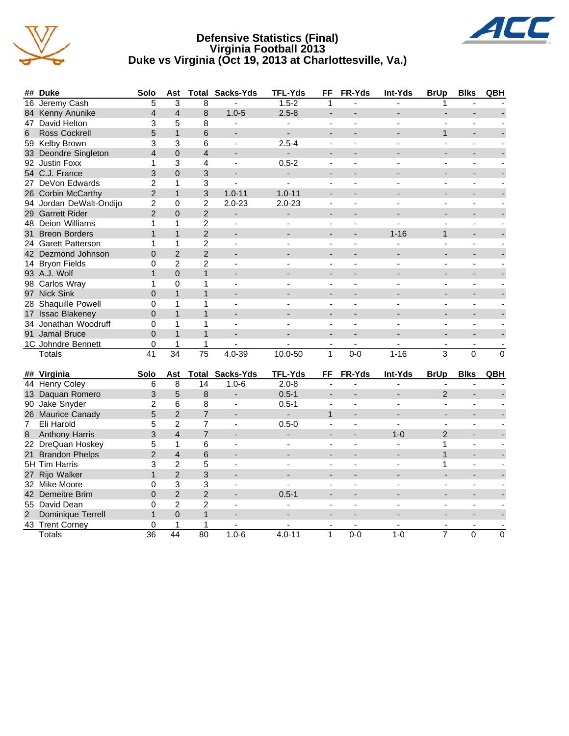# Defensive Statistics (Final)
## Virginia Football 2013
## Duke vs Virginia (Oct 19, 2013 at Charlottesville, Va.)

| ## | Duke | Solo | Ast | Total | Sacks-Yds | TFL-Yds | FF | FR-Yds | Int-Yds | BrUp | Blks | QBH |
|---|---|---|---|---|---|---|---|---|---|---|---|---|
| 16 | Jeremy Cash | 5 | 3 | 8 | - | 1.5-2 | 1 | - | - | 1 | - | - |
| 84 | Kenny Anunike | 4 | 4 | 8 | 1.0-5 | 2.5-8 | - | - | - | - | - | - |
| 47 | David Helton | 3 | 5 | 8 | - | - | - | - | - | - | - | - |
| 6 | Ross Cockrell | 5 | 1 | 6 | - | - | - | - | - | 1 | - | - |
| 59 | Kelby Brown | 3 | 3 | 6 | - | 2.5-4 | - | - | - | - | - | - |
| 33 | Deondre Singleton | 4 | 0 | 4 | - | - | - | - | - | - | - | - |
| 92 | Justin Foxx | 1 | 3 | 4 | - | 0.5-2 | - | - | - | - | - | - |
| 54 | C.J. France | 3 | 0 | 3 | - | - | - | - | - | - | - | - |
| 27 | DeVon Edwards | 2 | 1 | 3 | - | - | - | - | - | - | - | - |
| 26 | Corbin McCarthy | 2 | 1 | 3 | 1.0-11 | 1.0-11 | - | - | - | - | - | - |
| 94 | Jordan DeWalt-Ondijo | 2 | 0 | 2 | 2.0-23 | 2.0-23 | - | - | - | - | - | - |
| 29 | Garrett Rider | 2 | 0 | 2 | - | - | - | - | - | - | - | - |
| 48 | Deion Williams | 1 | 1 | 2 | - | - | - | - | - | - | - | - |
| 31 | Breon Borders | 1 | 1 | 2 | - | - | - | - | 1-16 | 1 | - | - |
| 24 | Garett Patterson | 1 | 1 | 2 | - | - | - | - | - | - | - | - |
| 42 | Dezmond Johnson | 0 | 2 | 2 | - | - | - | - | - | - | - | - |
| 14 | Bryon Fields | 0 | 2 | 2 | - | - | - | - | - | - | - | - |
| 93 | A.J. Wolf | 1 | 0 | 1 | - | - | - | - | - | - | - | - |
| 98 | Carlos Wray | 1 | 0 | 1 | - | - | - | - | - | - | - | - |
| 97 | Nick Sink | 0 | 1 | 1 | - | - | - | - | - | - | - | - |
| 28 | Shaquille Powell | 0 | 1 | 1 | - | - | - | - | - | - | - | - |
| 17 | Issac Blakeney | 0 | 1 | 1 | - | - | - | - | - | - | - | - |
| 34 | Jonathan Woodruff | 0 | 1 | 1 | - | - | - | - | - | - | - | - |
| 91 | Jamal Bruce | 0 | 1 | 1 | - | - | - | - | - | - | - | - |
| 1C | Johndre Bennett | 0 | 1 | 1 | - | - | - | - | - | - | - | - |
| | Totals | 41 | 34 | 75 | 4.0-39 | 10.0-50 | 1 | 0-0 | 1-16 | 3 | 0 | 0 |

| ## | Virginia | Solo | Ast | Total | Sacks-Yds | TFL-Yds | FF | FR-Yds | Int-Yds | BrUp | Blks | QBH |
|---|---|---|---|---|---|---|---|---|---|---|---|---|
| 44 | Henry Coley | 6 | 8 | 14 | 1.0-6 | 2.0-8 | - | - | - | - | - | - |
| 13 | Daquan Romero | 3 | 5 | 8 | - | 0.5-1 | - | - | - | 2 | - | - |
| 90 | Jake Snyder | 2 | 6 | 8 | - | 0.5-1 | - | - | - | - | - | - |
| 26 | Maurice Canady | 5 | 2 | 7 | - | - | 1 | - | - | - | - | - |
| 7 | Eli Harold | 5 | 2 | 7 | - | 0.5-0 | - | - | - | - | - | - |
| 8 | Anthony Harris | 3 | 4 | 7 | - | - | - | - | 1-0 | 2 | - | - |
| 22 | DreQuan Hoskey | 5 | 1 | 6 | - | - | - | - | - | 1 | - | - |
| 21 | Brandon Phelps | 2 | 4 | 6 | - | - | - | - | - | 1 | - | - |
| 5H | Tim Harris | 3 | 2 | 5 | - | - | - | - | - | 1 | - | - |
| 27 | Rijo Walker | 1 | 2 | 3 | - | - | - | - | - | - | - | - |
| 32 | Mike Moore | 0 | 3 | 3 | - | - | - | - | - | - | - | - |
| 42 | Demeitre Brim | 0 | 2 | 2 | - | 0.5-1 | - | - | - | - | - | - |
| 55 | David Dean | 0 | 2 | 2 | - | - | - | - | - | - | - | - |
| 2 | Dominique Terrell | 1 | 0 | 1 | - | - | - | - | - | - | - | - |
| 43 | Trent Corney | 0 | 1 | 1 | - | - | - | - | - | - | - | - |
| | Totals | 36 | 44 | 80 | 1.0-6 | 4.0-11 | 1 | 0-0 | 1-0 | 7 | 0 | 0 |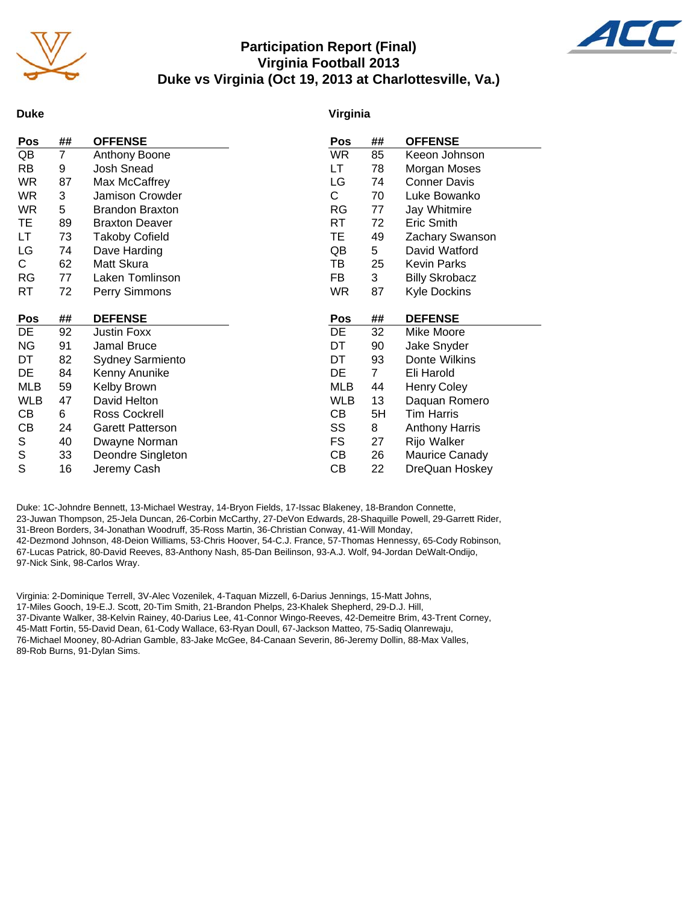# Participation Report (Final)
## Virginia Football 2013
## Duke vs Virginia (Oct 19, 2013 at Charlottesville, Va.)

### Duke

| Pos | ## | OFFENSE |
|---|---|---|
| QB | 7 | Anthony Boone |
| RB | 9 | Josh Snead |
| WR | 87 | Max McCaffrey |
| WR | 3 | Jamison Crowder |
| WR | 5 | Brandon Braxton |
| TE | 89 | Braxton Deaver |
| LT | 73 | Takoby Cofield |
| LG | 74 | Dave Harding |
| C | 62 | Matt Skura |
| RG | 77 | Laken Tomlinson |
| RT | 72 | Perry Simmons |

| Pos | ## | DEFENSE |
|---|---|---|
| DE | 92 | Justin Foxx |
| NG | 91 | Jamal Bruce |
| DT | 82 | Sydney Sarmiento |
| DE | 84 | Kenny Anunike |
| MLB | 59 | Kelby Brown |
| WLB | 47 | David Helton |
| CB | 6 | Ross Cockrell |
| CB | 24 | Garett Patterson |
| S | 40 | Dwayne Norman |
| S | 33 | Deondre Singleton |
| S | 16 | Jeremy Cash |

### Virginia

| Pos | ## | OFFENSE |
|---|---|---|
| WR | 85 | Keeon Johnson |
| LT | 78 | Morgan Moses |
| LG | 74 | Conner Davis |
| C | 70 | Luke Bowanko |
| RG | 77 | Jay Whitmire |
| RT | 72 | Eric Smith |
| TE | 49 | Zachary Swanson |
| QB | 5 | David Watford |
| TB | 25 | Kevin Parks |
| FB | 3 | Billy Skrobacz |
| WR | 87 | Kyle Dockins |

| Pos | ## | DEFENSE |
|---|---|---|
| DE | 32 | Mike Moore |
| DT | 90 | Jake Snyder |
| DT | 93 | Donte Wilkins |
| DE | 7 | Eli Harold |
| MLB | 44 | Henry Coley |
| WLB | 13 | Daquan Romero |
| CB | 5H | Tim Harris |
| SS | 8 | Anthony Harris |
| FS | 27 | Rijo Walker |
| CB | 26 | Maurice Canady |
| CB | 22 | DreQuan Hoskey |

Duke: 1C-Johndre Bennett, 13-Michael Westray, 14-Bryon Fields, 17-Issac Blakeney, 18-Brandon Connette, 23-Juwan Thompson, 25-Jela Duncan, 26-Corbin McCarthy, 27-DeVon Edwards, 28-Shaquille Powell, 29-Garrett Rider, 31-Breon Borders, 34-Jonathan Woodruff, 35-Ross Martin, 36-Christian Conway, 41-Will Monday, 42-Dezmond Johnson, 48-Deion Williams, 53-Chris Hoover, 54-C.J. France, 57-Thomas Hennessy, 65-Cody Robinson, 67-Lucas Patrick, 80-David Reeves, 83-Anthony Nash, 85-Dan Beilinson, 93-A.J. Wolf, 94-Jordan DeWalt-Ondijo, 97-Nick Sink, 98-Carlos Wray.

Virginia: 2-Dominique Terrell, 3V-Alec Vozenilek, 4-Taquan Mizzell, 6-Darius Jennings, 15-Matt Johns, 17-Miles Gooch, 19-E.J. Scott, 20-Tim Smith, 21-Brandon Phelps, 23-Khalek Shepherd, 29-D.J. Hill, 37-Divante Walker, 38-Kelvin Rainey, 40-Darius Lee, 41-Connor Wingo-Reeves, 42-Demeitre Brim, 43-Trent Corney, 45-Matt Fortin, 55-David Dean, 61-Cody Wallace, 63-Ryan Doull, 67-Jackson Matteo, 75-Sadiq Olanrewaju, 76-Michael Mooney, 80-Adrian Gamble, 83-Jake McGee, 84-Canaan Severin, 86-Jeremy Dollin, 88-Max Valles, 89-Rob Burns, 91-Dylan Sims.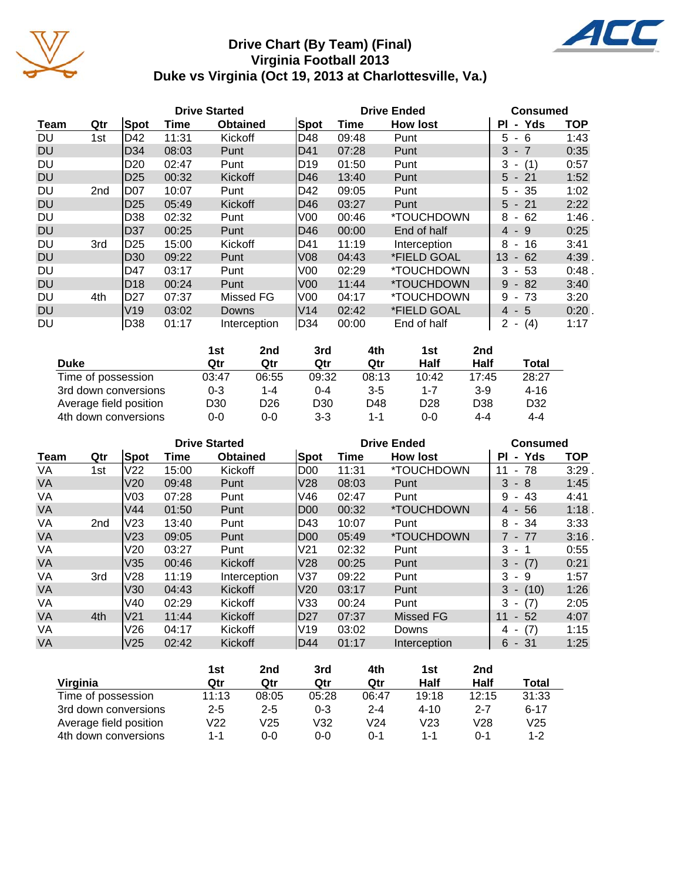# Drive Chart (By Team) (Final)
## Virginia Football 2013
## Duke vs Virginia (Oct 19, 2013 at Charlottesville, Va.)

| | | Drive Started | | | Drive Ended | | | Consumed | |
|---|---|---|---|---|---|---|---|---|---|
| Team | Qtr | Spot | Time | Obtained | Spot | Time | How lost | Pl - Yds | TOP |
| DU | 1st | D42 | 11:31 | Kickoff | D48 | 09:48 | Punt | 5 - 6 | 1:43 |
| DU | | D34 | 08:03 | Punt | D41 | 07:28 | Punt | 3 - 7 | 0:35 |
| DU | | D20 | 02:47 | Punt | D19 | 01:50 | Punt | 3 - (1) | 0:57 |
| DU | | D25 | 00:32 | Kickoff | D46 | 13:40 | Punt | 5 - 21 | 1:52 |
| DU | 2nd | D07 | 10:07 | Punt | D42 | 09:05 | Punt | 5 - 35 | 1:02 |
| DU | | D25 | 05:49 | Kickoff | D46 | 03:27 | Punt | 5 - 21 | 2:22 |
| DU | | D38 | 02:32 | Punt | V00 | 00:46 | *TOUCHDOWN | 8 - 62 | 1:46 . |
| DU | | D37 | 00:25 | Punt | D46 | 00:00 | End of half | 4 - 9 | 0:25 |
| DU | 3rd | D25 | 15:00 | Kickoff | D41 | 11:19 | Interception | 8 - 16 | 3:41 |
| DU | | D30 | 09:22 | Punt | V08 | 04:43 | *FIELD GOAL | 13 - 62 | 4:39 . |
| DU | | D47 | 03:17 | Punt | V00 | 02:29 | *TOUCHDOWN | 3 - 53 | 0:48 . |
| DU | | D18 | 00:24 | Punt | V00 | 11:44 | *TOUCHDOWN | 9 - 82 | 3:40 |
| DU | 4th | D27 | 07:37 | Missed FG | V00 | 04:17 | *TOUCHDOWN | 9 - 73 | 3:20 |
| DU | | V19 | 03:02 | Downs | V14 | 02:42 | *FIELD GOAL | 4 - 5 | 0:20 . |
| DU | | D38 | 01:17 | Interception | D34 | 00:00 | End of half | 2 - (4) | 1:17 |

| Duke | 1st Qtr | 2nd Qtr | 3rd Qtr | 4th Qtr | 1st Half | 2nd Half | Total |
|---|---|---|---|---|---|---|---|
| Time of possession | 03:47 | 06:55 | 09:32 | 08:13 | 10:42 | 17:45 | 28:27 |
| 3rd down conversions | 0-3 | 1-4 | 0-4 | 3-5 | 1-7 | 3-9 | 4-16 |
| Average field position | D30 | D26 | D30 | D48 | D28 | D38 | D32 |
| 4th down conversions | 0-0 | 0-0 | 3-3 | 1-1 | 0-0 | 4-4 | 4-4 |

| | | Drive Started | | | Drive Ended | | | Consumed | |
|---|---|---|---|---|---|---|---|---|---|
| Team | Qtr | Spot | Time | Obtained | Spot | Time | How lost | Pl - Yds | TOP |
| VA | 1st | V22 | 15:00 | Kickoff | D00 | 11:31 | *TOUCHDOWN | 11 - 78 | 3:29 . |
| VA | | V20 | 09:48 | Punt | V28 | 08:03 | Punt | 3 - 8 | 1:45 |
| VA | | V03 | 07:28 | Punt | V46 | 02:47 | Punt | 9 - 43 | 4:41 |
| VA | | V44 | 01:50 | Punt | D00 | 00:32 | *TOUCHDOWN | 4 - 56 | 1:18 . |
| VA | 2nd | V23 | 13:40 | Punt | D43 | 10:07 | Punt | 8 - 34 | 3:33 |
| VA | | V23 | 09:05 | Punt | D00 | 05:49 | *TOUCHDOWN | 7 - 77 | 3:16 . |
| VA | | V20 | 03:27 | Punt | V21 | 02:32 | Punt | 3 - 1 | 0:55 |
| VA | | V35 | 00:46 | Kickoff | V28 | 00:25 | Punt | 3 - (7) | 0:21 |
| VA | 3rd | V28 | 11:19 | Interception | V37 | 09:22 | Punt | 3 - 9 | 1:57 |
| VA | | V30 | 04:43 | Kickoff | V20 | 03:17 | Punt | 3 - (10) | 1:26 |
| VA | | V40 | 02:29 | Kickoff | V33 | 00:24 | Punt | 3 - (7) | 2:05 |
| VA | 4th | V21 | 11:44 | Kickoff | D27 | 07:37 | Missed FG | 11 - 52 | 4:07 |
| VA | | V26 | 04:17 | Kickoff | V19 | 03:02 | Downs | 4 - (7) | 1:15 |
| VA | | V25 | 02:42 | Kickoff | D44 | 01:17 | Interception | 6 - 31 | 1:25 |

| Virginia | 1st Qtr | 2nd Qtr | 3rd Qtr | 4th Qtr | 1st Half | 2nd Half | Total |
|---|---|---|---|---|---|---|---|
| Time of possession | 11:13 | 08:05 | 05:28 | 06:47 | 19:18 | 12:15 | 31:33 |
| 3rd down conversions | 2-5 | 2-5 | 0-3 | 2-4 | 4-10 | 2-7 | 6-17 |
| Average field position | V22 | V25 | V32 | V24 | V23 | V28 | V25 |
| 4th down conversions | 1-1 | 0-0 | 0-0 | 0-1 | 1-1 | 0-1 | 1-2 |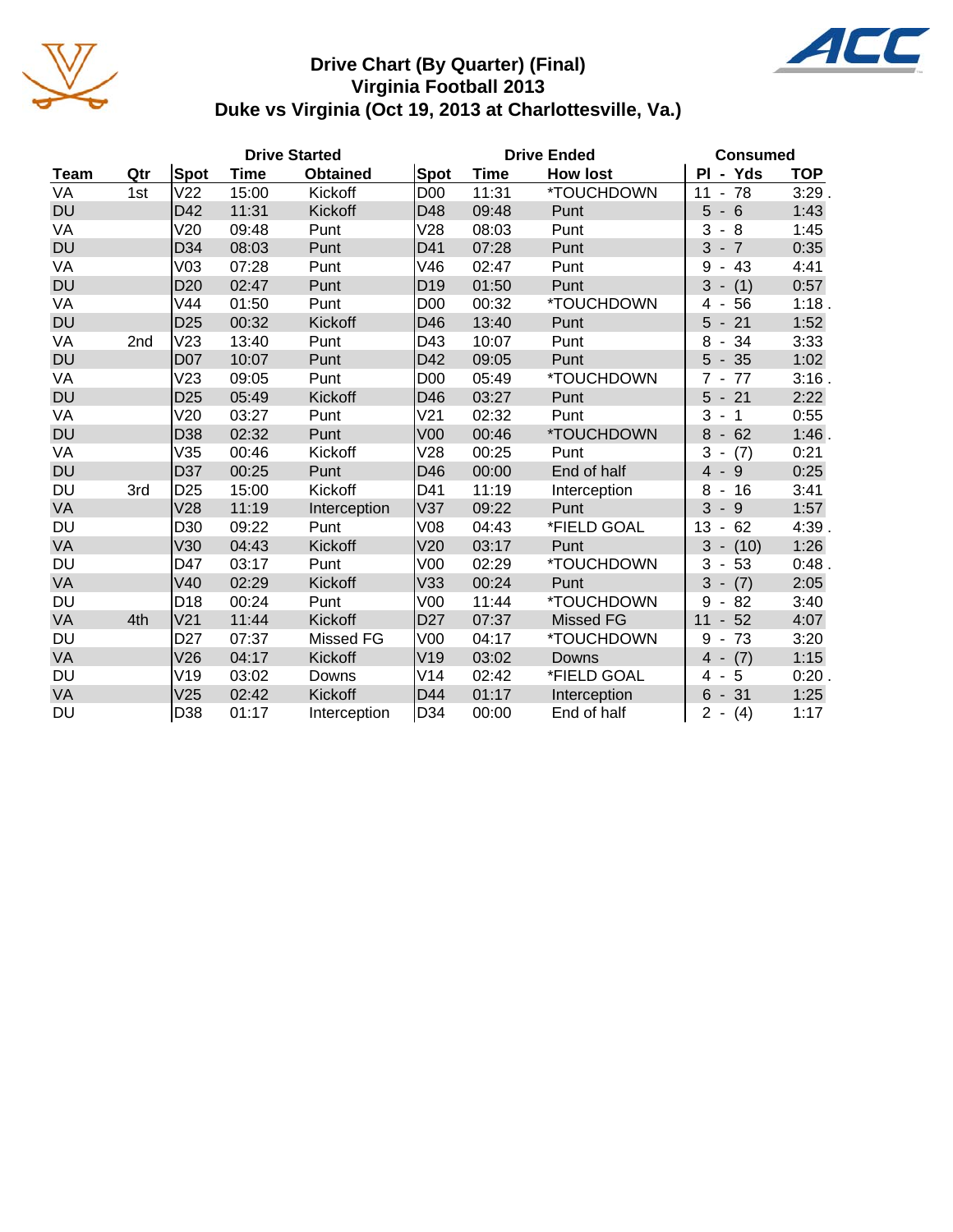# Drive Chart (By Quarter) (Final)
## Virginia Football 2013
## Duke vs Virginia (Oct 19, 2013 at Charlottesville, Va.)

| | | Drive Started | | | Drive Ended | | | Consumed | |
|---|---|---|---|---|---|---|---|---|---|
| Team | Qtr | Spot | Time | Obtained | Spot | Time | How lost | Pl - Yds | TOP |
| VA | 1st | V22 | 15:00 | Kickoff | D00 | 11:31 | *TOUCHDOWN | 11 - 78 | 3:29 . |
| DU | | D42 | 11:31 | Kickoff | D48 | 09:48 | Punt | 5 - 6 | 1:43 |
| VA | | V20 | 09:48 | Punt | V28 | 08:03 | Punt | 3 - 8 | 1:45 |
| DU | | D34 | 08:03 | Punt | D41 | 07:28 | Punt | 3 - 7 | 0:35 |
| VA | | V03 | 07:28 | Punt | V46 | 02:47 | Punt | 9 - 43 | 4:41 |
| DU | | D20 | 02:47 | Punt | D19 | 01:50 | Punt | 3 - (1) | 0:57 |
| VA | | V44 | 01:50 | Punt | D00 | 00:32 | *TOUCHDOWN | 4 - 56 | 1:18 . |
| DU | | D25 | 00:32 | Kickoff | D46 | 13:40 | Punt | 5 - 21 | 1:52 |
| VA | 2nd | V23 | 13:40 | Punt | D43 | 10:07 | Punt | 8 - 34 | 3:33 |
| DU | | D07 | 10:07 | Punt | D42 | 09:05 | Punt | 5 - 35 | 1:02 |
| VA | | V23 | 09:05 | Punt | D00 | 05:49 | *TOUCHDOWN | 7 - 77 | 3:16 . |
| DU | | D25 | 05:49 | Kickoff | D46 | 03:27 | Punt | 5 - 21 | 2:22 |
| VA | | V20 | 03:27 | Punt | V21 | 02:32 | Punt | 3 - 1 | 0:55 |
| DU | | D38 | 02:32 | Punt | V00 | 00:46 | *TOUCHDOWN | 8 - 62 | 1:46 . |
| VA | | V35 | 00:46 | Kickoff | V28 | 00:25 | Punt | 3 - (7) | 0:21 |
| DU | | D37 | 00:25 | Punt | D46 | 00:00 | End of half | 4 - 9 | 0:25 |
| DU | 3rd | D25 | 15:00 | Kickoff | D41 | 11:19 | Interception | 8 - 16 | 3:41 |
| VA | | V28 | 11:19 | Interception | V37 | 09:22 | Punt | 3 - 9 | 1:57 |
| DU | | D30 | 09:22 | Punt | V08 | 04:43 | *FIELD GOAL | 13 - 62 | 4:39 . |
| VA | | V30 | 04:43 | Kickoff | V20 | 03:17 | Punt | 3 - (10) | 1:26 |
| DU | | D47 | 03:17 | Punt | V00 | 02:29 | *TOUCHDOWN | 3 - 53 | 0:48 . |
| VA | | V40 | 02:29 | Kickoff | V33 | 00:24 | Punt | 3 - (7) | 2:05 |
| DU | | D18 | 00:24 | Punt | V00 | 11:44 | *TOUCHDOWN | 9 - 82 | 3:40 |
| VA | 4th | V21 | 11:44 | Kickoff | D27 | 07:37 | Missed FG | 11 - 52 | 4:07 |
| DU | | D27 | 07:37 | Missed FG | V00 | 04:17 | *TOUCHDOWN | 9 - 73 | 3:20 |
| VA | | V26 | 04:17 | Kickoff | V19 | 03:02 | Downs | 4 - (7) | 1:15 |
| DU | | V19 | 03:02 | Downs | V14 | 02:42 | *FIELD GOAL | 4 - 5 | 0:20 . |
| VA | | V25 | 02:42 | Kickoff | D44 | 01:17 | Interception | 6 - 31 | 1:25 |
| DU | | D38 | 01:17 | Interception | D34 | 00:00 | End of half | 2 - (4) | 1:17 |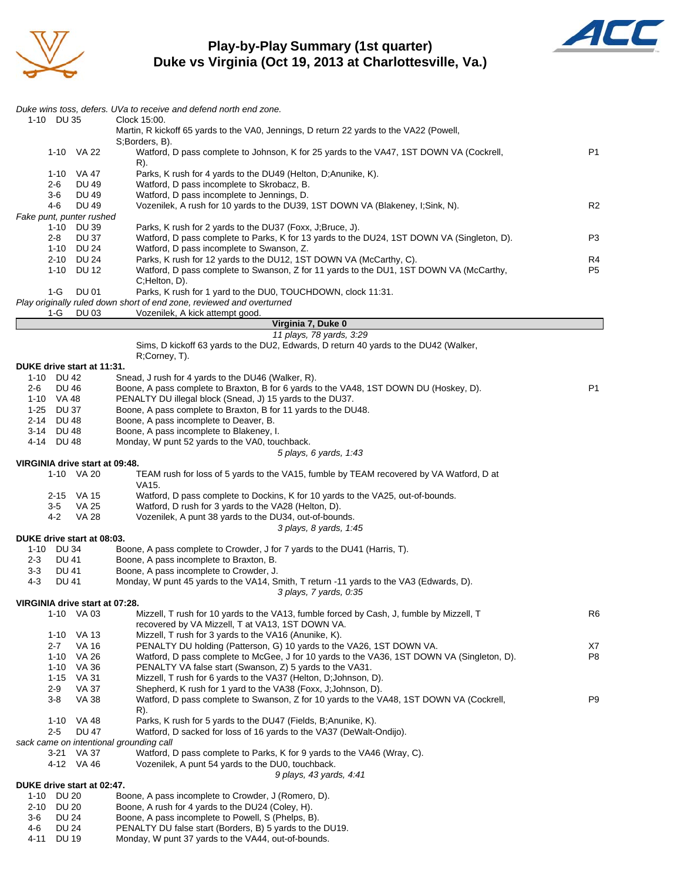# Play-by-Play Summary (1st quarter)
## Duke vs Virginia (Oct 19, 2013 at Charlottesville, Va.)

*Duke wins toss, defers. UVa to receive and defend north end zone.*

| Down | Spot | Play | |
|---|---|---|---|
| 1-10 | DU 35 | Clock 15:00. Martin, R kickoff 65 yards to the VA0, Jennings, D return 22 yards to the VA22 (Powell, S;Borders, B). | |
| 1-10 | VA 22 | Watford, D pass complete to Johnson, K for 25 yards to the VA47, 1ST DOWN VA (Cockrell, R). | P1 |
| 1-10 | VA 47 | Parks, K rush for 4 yards to the DU49 (Helton, D;Anunike, K). | |
| 2-6 | DU 49 | Watford, D pass incomplete to Skrobacz, B. | |
| 3-6 | DU 49 | Watford, D pass incomplete to Jennings, D. | |
| 4-6 | DU 49 | Vozenilek, A rush for 10 yards to the DU39, 1ST DOWN VA (Blakeney, I;Sink, N). | R2 |

*Fake punt, punter rushed*

| Down | Spot | Play | |
|---|---|---|---|
| 1-10 | DU 39 | Parks, K rush for 2 yards to the DU37 (Foxx, J;Bruce, J). | |
| 2-8 | DU 37 | Watford, D pass complete to Parks, K for 13 yards to the DU24, 1ST DOWN VA (Singleton, D). | P3 |
| 1-10 | DU 24 | Watford, D pass incomplete to Swanson, Z. | |
| 2-10 | DU 24 | Parks, K rush for 12 yards to the DU12, 1ST DOWN VA (McCarthy, C). | R4 |
| 1-10 | DU 12 | Watford, D pass complete to Swanson, Z for 11 yards to the DU1, 1ST DOWN VA (McCarthy, C;Helton, D). | P5 |
| 1-G | DU 01 | Parks, K rush for 1 yard to the DU0, TOUCHDOWN, clock 11:31. | |

*Play originally ruled down short of end zone, reviewed and overturned*

| Down | Spot | Play |
|---|---|---|
| 1-G | DU 03 | Vozenilek, A kick attempt good. |

**Virginia 7, Duke 0**

*11 plays, 78 yards, 3:29*

Sims, D kickoff 63 yards to the DU2, Edwards, D return 40 yards to the DU42 (Walker, R;Corney, T).

**DUKE drive start at 11:31.**

| Down | Spot | Play | |
|---|---|---|---|
| 1-10 | DU 42 | Snead, J rush for 4 yards to the DU46 (Walker, R). | |
| 2-6 | DU 46 | Boone, A pass complete to Braxton, B for 6 yards to the VA48, 1ST DOWN DU (Hoskey, D). | P1 |
| 1-10 | VA 48 | PENALTY DU illegal block (Snead, J) 15 yards to the DU37. | |
| 1-25 | DU 37 | Boone, A pass complete to Braxton, B for 11 yards to the DU48. | |
| 2-14 | DU 48 | Boone, A pass incomplete to Deaver, B. | |
| 3-14 | DU 48 | Boone, A pass incomplete to Blakeney, I. | |
| 4-14 | DU 48 | Monday, W punt 52 yards to the VA0, touchback. | |

*5 plays, 6 yards, 1:43*

**VIRGINIA drive start at 09:48.**

| Down | Spot | Play |
|---|---|---|
| 1-10 | VA 20 | TEAM rush for loss of 5 yards to the VA15, fumble by TEAM recovered by VA Watford, D at VA15. |
| 2-15 | VA 15 | Watford, D pass complete to Dockins, K for 10 yards to the VA25, out-of-bounds. |
| 3-5 | VA 25 | Watford, D rush for 3 yards to the VA28 (Helton, D). |
| 4-2 | VA 28 | Vozenilek, A punt 38 yards to the DU34, out-of-bounds. |

*3 plays, 8 yards, 1:45*

**DUKE drive start at 08:03.**

| Down | Spot | Play |
|---|---|---|
| 1-10 | DU 34 | Boone, A pass complete to Crowder, J for 7 yards to the DU41 (Harris, T). |
| 2-3 | DU 41 | Boone, A pass incomplete to Braxton, B. |
| 3-3 | DU 41 | Boone, A pass incomplete to Crowder, J. |
| 4-3 | DU 41 | Monday, W punt 45 yards to the VA14, Smith, T return -11 yards to the VA3 (Edwards, D). |

*3 plays, 7 yards, 0:35*

**VIRGINIA drive start at 07:28.**

| Down | Spot | Play | |
|---|---|---|---|
| 1-10 | VA 03 | Mizzell, T rush for 10 yards to the VA13, fumble forced by Cash, J, fumble by Mizzell, T recovered by VA Mizzell, T at VA13, 1ST DOWN VA. | R6 |
| 1-10 | VA 13 | Mizzell, T rush for 3 yards to the VA16 (Anunike, K). | |
| 2-7 | VA 16 | PENALTY DU holding (Patterson, G) 10 yards to the VA26, 1ST DOWN VA. | X7 |
| 1-10 | VA 26 | Watford, D pass complete to McGee, J for 10 yards to the VA36, 1ST DOWN VA (Singleton, D). | P8 |
| 1-10 | VA 36 | PENALTY VA false start (Swanson, Z) 5 yards to the VA31. | |
| 1-15 | VA 31 | Mizzell, T rush for 6 yards to the VA37 (Helton, D;Johnson, D). | |
| 2-9 | VA 37 | Shepherd, K rush for 1 yard to the VA38 (Foxx, J;Johnson, D). | |
| 3-8 | VA 38 | Watford, D pass complete to Swanson, Z for 10 yards to the VA48, 1ST DOWN VA (Cockrell, R). | P9 |
| 1-10 | VA 48 | Parks, K rush for 5 yards to the DU47 (Fields, B;Anunike, K). | |
| 2-5 | DU 47 | Watford, D sacked for loss of 16 yards to the VA37 (DeWalt-Ondijo). | |

*sack came on intentional grounding call*

| Down | Spot | Play |
|---|---|---|
| 3-21 | VA 37 | Watford, D pass complete to Parks, K for 9 yards to the VA46 (Wray, C). |
| 4-12 | VA 46 | Vozenilek, A punt 54 yards to the DU0, touchback. |

*9 plays, 43 yards, 4:41*

**DUKE drive start at 02:47.**

| Down | Spot | Play |
|---|---|---|
| 1-10 | DU 20 | Boone, A pass incomplete to Crowder, J (Romero, D). |
| 2-10 | DU 20 | Boone, A rush for 4 yards to the DU24 (Coley, H). |
| 3-6 | DU 24 | Boone, A pass incomplete to Powell, S (Phelps, B). |
| 4-6 | DU 24 | PENALTY DU false start (Borders, B) 5 yards to the DU19. |
| 4-11 | DU 19 | Monday, W punt 37 yards to the VA44, out-of-bounds. |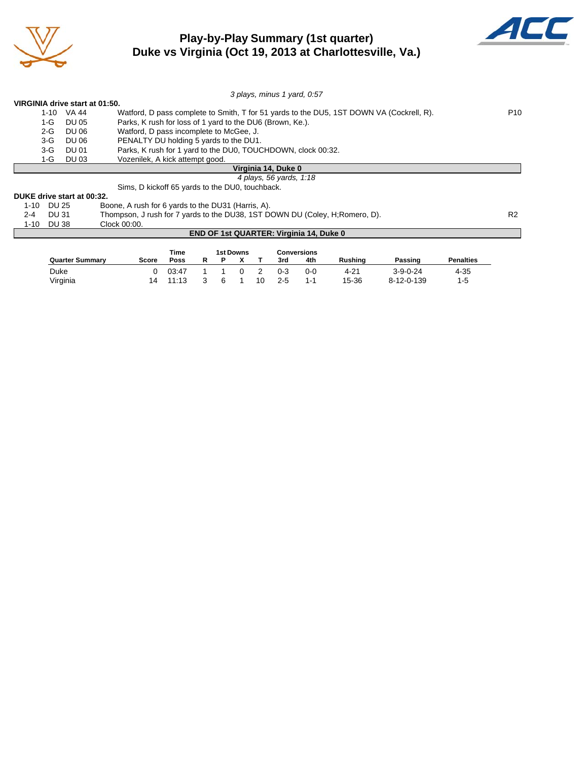# Play-by-Play Summary (1st quarter)
## Duke vs Virginia (Oct 19, 2013 at Charlottesville, Va.)

*3 plays, minus 1 yard, 0:57*

**VIRGINIA drive start at 01:50.**

| Down | Spot | Play | |
|---|---|---|---|
| 1-10 | VA 44 | Watford, D pass complete to Smith, T for 51 yards to the DU5, 1ST DOWN VA (Cockrell, R). | P10 |
| 1-G | DU 05 | Parks, K rush for loss of 1 yard to the DU6 (Brown, Ke.). | |
| 2-G | DU 06 | Watford, D pass incomplete to McGee, J. | |
| 3-G | DU 06 | PENALTY DU holding 5 yards to the DU1. | |
| 3-G | DU 01 | Parks, K rush for 1 yard to the DU0, TOUCHDOWN, clock 00:32. | |
| 1-G | DU 03 | Vozenilek, A kick attempt good. | |

**Virginia 14, Duke 0**

*4 plays, 56 yards, 1:18*

Sims, D kickoff 65 yards to the DU0, touchback.

**DUKE drive start at 00:32.**

| Down | Spot | Play | |
|---|---|---|---|
| 1-10 | DU 25 | Boone, A rush for 6 yards to the DU31 (Harris, A). | |
| 2-4 | DU 31 | Thompson, J rush for 7 yards to the DU38, 1ST DOWN DU (Coley, H;Romero, D). | R2 |
| 1-10 | DU 38 | Clock 00:00. | |

**END OF 1st QUARTER: Virginia 14, Duke 0**

| Quarter Summary | Score | Time Poss | 1st Downs R | 1st Downs P | 1st Downs X | 1st Downs T | Conversions 3rd | Conversions 4th | Rushing | Passing | Penalties |
|---|---|---|---|---|---|---|---|---|---|---|---|
| Duke | 0 | 03:47 | 1 | 1 | 0 | 2 | 0-3 | 0-0 | 4-21 | 3-9-0-24 | 4-35 |
| Virginia | 14 | 11:13 | 3 | 6 | 1 | 10 | 2-5 | 1-1 | 15-36 | 8-12-0-139 | 1-5 |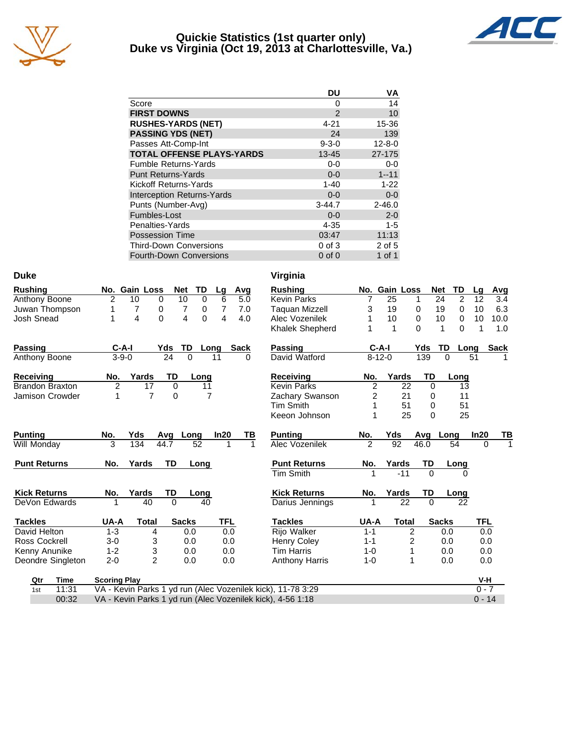# Quickie Statistics (1st quarter only)
## Duke vs Virginia (Oct 19, 2013 at Charlottesville, Va.)

| | DU | VA |
|---|---|---|
| Score | 0 | 14 |
| **FIRST DOWNS** | 2 | 10 |
| **RUSHES-YARDS (NET)** | 4-21 | 15-36 |
| **PASSING YDS (NET)** | 24 | 139 |
| Passes Att-Comp-Int | 9-3-0 | 12-8-0 |
| **TOTAL OFFENSE PLAYS-YARDS** | 13-45 | 27-175 |
| Fumble Returns-Yards | 0-0 | 0-0 |
| Punt Returns-Yards | 0-0 | 1--11 |
| Kickoff Returns-Yards | 1-40 | 1-22 |
| Interception Returns-Yards | 0-0 | 0-0 |
| Punts (Number-Avg) | 3-44.7 | 2-46.0 |
| Fumbles-Lost | 0-0 | 2-0 |
| Penalties-Yards | 4-35 | 1-5 |
| Possession Time | 03:47 | 11:13 |
| Third-Down Conversions | 0 of 3 | 2 of 5 |
| Fourth-Down Conversions | 0 of 0 | 1 of 1 |

## Duke

| Rushing | No. | Gain | Loss | Net | TD | Lg | Avg |
|---|---|---|---|---|---|---|---|
| Anthony Boone | 2 | 10 | 0 | 10 | 0 | 6 | 5.0 |
| Juwan Thompson | 1 | 7 | 0 | 7 | 0 | 7 | 7.0 |
| Josh Snead | 1 | 4 | 0 | 4 | 0 | 4 | 4.0 |

| Passing | C-A-I | Yds | TD | Long | Sack |
|---|---|---|---|---|---|
| Anthony Boone | 3-9-0 | 24 | 0 | 11 | 0 |

| Receiving | No. | Yards | TD | Long |
|---|---|---|---|---|
| Brandon Braxton | 2 | 17 | 0 | 11 |
| Jamison Crowder | 1 | 7 | 0 | 7 |

| Punting | No. | Yds | Avg | Long | In20 | TB |
|---|---|---|---|---|---|---|
| Will Monday | 3 | 134 | 44.7 | 52 | 1 | 1 |

| Punt Returns | No. | Yards | TD | Long |
|---|---|---|---|---|

| Kick Returns | No. | Yards | TD | Long |
|---|---|---|---|---|
| DeVon Edwards | 1 | 40 | 0 | 40 |

| Tackles | UA-A | Total | Sacks | TFL |
|---|---|---|---|---|
| David Helton | 1-3 | 4 | 0.0 | 0.0 |
| Ross Cockrell | 3-0 | 3 | 0.0 | 0.0 |
| Kenny Anunike | 1-2 | 3 | 0.0 | 0.0 |
| Deondre Singleton | 2-0 | 2 | 0.0 | 0.0 |

## Virginia

| Rushing | No. | Gain | Loss | Net | TD | Lg | Avg |
|---|---|---|---|---|---|---|---|
| Kevin Parks | 7 | 25 | 1 | 24 | 2 | 12 | 3.4 |
| Taquan Mizzell | 3 | 19 | 0 | 19 | 0 | 10 | 6.3 |
| Alec Vozenilek | 1 | 10 | 0 | 10 | 0 | 10 | 10.0 |
| Khalek Shepherd | 1 | 1 | 0 | 1 | 0 | 1 | 1.0 |

| Passing | C-A-I | Yds | TD | Long | Sack |
|---|---|---|---|---|---|
| David Watford | 8-12-0 | 139 | 0 | 51 | 1 |

| Receiving | No. | Yards | TD | Long |
|---|---|---|---|---|
| Kevin Parks | 2 | 22 | 0 | 13 |
| Zachary Swanson | 2 | 21 | 0 | 11 |
| Tim Smith | 1 | 51 | 0 | 51 |
| Keeon Johnson | 1 | 25 | 0 | 25 |

| Punting | No. | Yds | Avg | Long | In20 | TB |
|---|---|---|---|---|---|---|
| Alec Vozenilek | 2 | 92 | 46.0 | 54 | 0 | 1 |

| Punt Returns | No. | Yards | TD | Long |
|---|---|---|---|---|
| Tim Smith | 1 | -11 | 0 | 0 |

| Kick Returns | No. | Yards | TD | Long |
|---|---|---|---|---|
| Darius Jennings | 1 | 22 | 0 | 22 |

| Tackles | UA-A | Total | Sacks | TFL |
|---|---|---|---|---|
| Rijo Walker | 1-1 | 2 | 0.0 | 0.0 |
| Henry Coley | 1-1 | 2 | 0.0 | 0.0 |
| Tim Harris | 1-0 | 1 | 0.0 | 0.0 |
| Anthony Harris | 1-0 | 1 | 0.0 | 0.0 |

| Qtr | Time | Scoring Play | V-H |
|---|---|---|---|
| 1st | 11:31 | VA - Kevin Parks 1 yd run (Alec Vozenilek kick), 11-78 3:29 | 0 - 7 |
| | 00:32 | VA - Kevin Parks 1 yd run (Alec Vozenilek kick), 4-56 1:18 | 0 - 14 |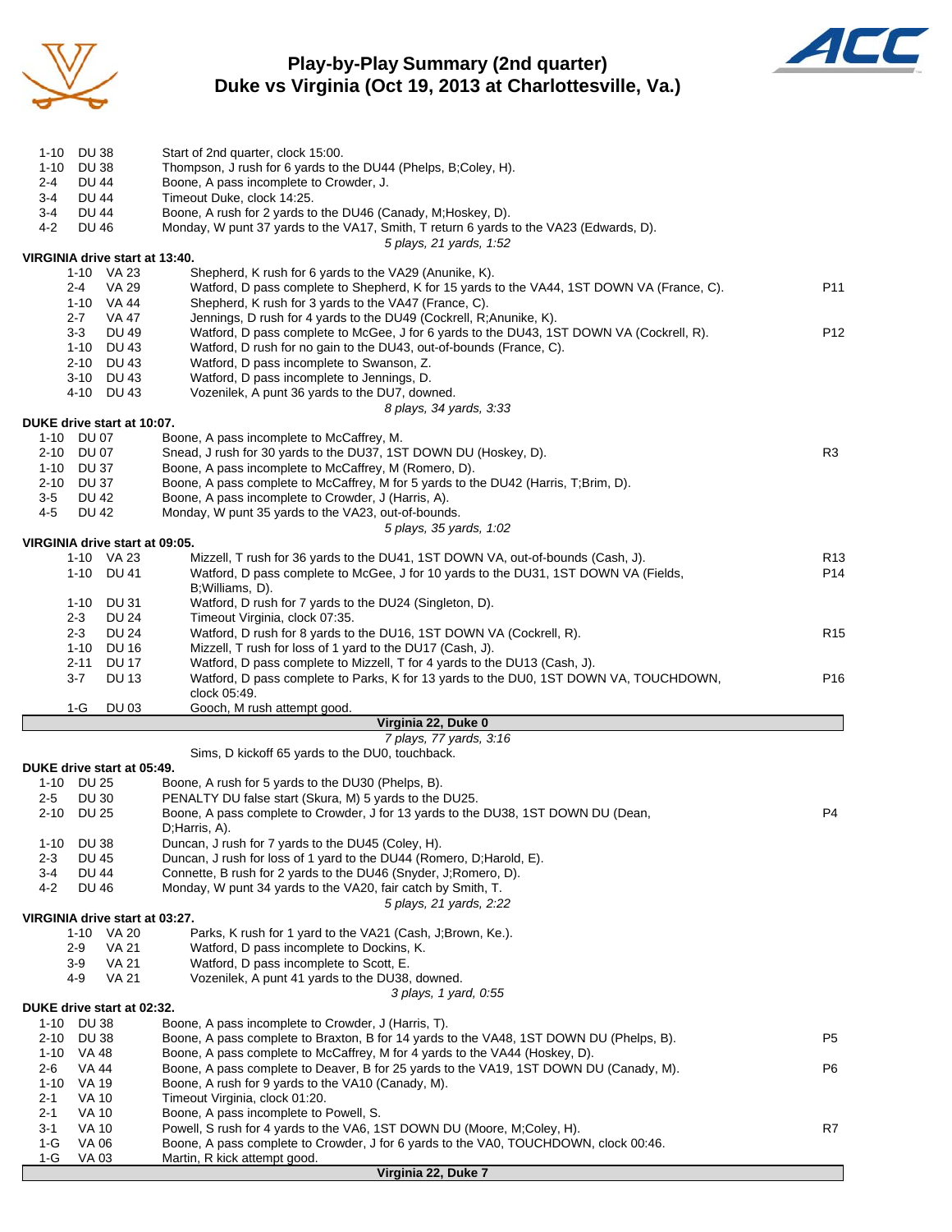# Play-by-Play Summary (2nd quarter)
## Duke vs Virginia (Oct 19, 2013 at Charlottesville, Va.)

| Down | Spot | Play | |
|---|---|---|---|
| 1-10 | DU 38 | Start of 2nd quarter, clock 15:00. | |
| 1-10 | DU 38 | Thompson, J rush for 6 yards to the DU44 (Phelps, B;Coley, H). | |
| 2-4 | DU 44 | Boone, A pass incomplete to Crowder, J. | |
| 3-4 | DU 44 | Timeout Duke, clock 14:25. | |
| 3-4 | DU 44 | Boone, A rush for 2 yards to the DU46 (Canady, M;Hoskey, D). | |
| 4-2 | DU 46 | Monday, W punt 37 yards to the VA17, Smith, T return 6 yards to the VA23 (Edwards, D). | |
| | | *5 plays, 21 yards, 1:52* | |

**VIRGINIA drive start at 13:40.**

| Down | Spot | Play | |
|---|---|---|---|
| 1-10 | VA 23 | Shepherd, K rush for 6 yards to the VA29 (Anunike, K). | |
| 2-4 | VA 29 | Watford, D pass complete to Shepherd, K for 15 yards to the VA44, 1ST DOWN VA (France, C). | P11 |
| 1-10 | VA 44 | Shepherd, K rush for 3 yards to the VA47 (France, C). | |
| 2-7 | VA 47 | Jennings, D rush for 4 yards to the DU49 (Cockrell, R;Anunike, K). | |
| 3-3 | DU 49 | Watford, D pass complete to McGee, J for 6 yards to the DU43, 1ST DOWN VA (Cockrell, R). | P12 |
| 1-10 | DU 43 | Watford, D rush for no gain to the DU43, out-of-bounds (France, C). | |
| 2-10 | DU 43 | Watford, D pass incomplete to Swanson, Z. | |
| 3-10 | DU 43 | Watford, D pass incomplete to Jennings, D. | |
| 4-10 | DU 43 | Vozenilek, A punt 36 yards to the DU7, downed. | |
| | | *8 plays, 34 yards, 3:33* | |

**DUKE drive start at 10:07.**

| Down | Spot | Play | |
|---|---|---|---|
| 1-10 | DU 07 | Boone, A pass incomplete to McCaffrey, M. | |
| 2-10 | DU 07 | Snead, J rush for 30 yards to the DU37, 1ST DOWN DU (Hoskey, D). | R3 |
| 1-10 | DU 37 | Boone, A pass incomplete to McCaffrey, M (Romero, D). | |
| 2-10 | DU 37 | Boone, A pass complete to McCaffrey, M for 5 yards to the DU42 (Harris, T;Brim, D). | |
| 3-5 | DU 42 | Boone, A pass incomplete to Crowder, J (Harris, A). | |
| 4-5 | DU 42 | Monday, W punt 35 yards to the VA23, out-of-bounds. | |
| | | *5 plays, 35 yards, 1:02* | |

**VIRGINIA drive start at 09:05.**

| Down | Spot | Play | |
|---|---|---|---|
| 1-10 | VA 23 | Mizzell, T rush for 36 yards to the DU41, 1ST DOWN VA, out-of-bounds (Cash, J). | R13 |
| 1-10 | DU 41 | Watford, D pass complete to McGee, J for 10 yards to the DU31, 1ST DOWN VA (Fields, B;Williams, D). | P14 |
| 1-10 | DU 31 | Watford, D rush for 7 yards to the DU24 (Singleton, D). | |
| 2-3 | DU 24 | Timeout Virginia, clock 07:35. | |
| 2-3 | DU 24 | Watford, D rush for 8 yards to the DU16, 1ST DOWN VA (Cockrell, R). | R15 |
| 1-10 | DU 16 | Mizzell, T rush for loss of 1 yard to the DU17 (Cash, J). | |
| 2-11 | DU 17 | Watford, D pass complete to Mizzell, T for 4 yards to the DU13 (Cash, J). | |
| 3-7 | DU 13 | Watford, D pass complete to Parks, K for 13 yards to the DU0, 1ST DOWN VA, TOUCHDOWN, clock 05:49. | P16 |
| 1-G | DU 03 | Gooch, M rush attempt good. | |
| | | **Virginia 22, Duke 0** | |
| | | *7 plays, 77 yards, 3:16* | |
| | | Sims, D kickoff 65 yards to the DU0, touchback. | |

**DUKE drive start at 05:49.**

| Down | Spot | Play | |
|---|---|---|---|
| 1-10 | DU 25 | Boone, A rush for 5 yards to the DU30 (Phelps, B). | |
| 2-5 | DU 30 | PENALTY DU false start (Skura, M) 5 yards to the DU25. | |
| 2-10 | DU 25 | Boone, A pass complete to Crowder, J for 13 yards to the DU38, 1ST DOWN DU (Dean, D;Harris, A). | P4 |
| 1-10 | DU 38 | Duncan, J rush for 7 yards to the DU45 (Coley, H). | |
| 2-3 | DU 45 | Duncan, J rush for loss of 1 yard to the DU44 (Romero, D;Harold, E). | |
| 3-4 | DU 44 | Connette, B rush for 2 yards to the DU46 (Snyder, J;Romero, D). | |
| 4-2 | DU 46 | Monday, W punt 34 yards to the VA20, fair catch by Smith, T. | |
| | | *5 plays, 21 yards, 2:22* | |

**VIRGINIA drive start at 03:27.**

| Down | Spot | Play | |
|---|---|---|---|
| 1-10 | VA 20 | Parks, K rush for 1 yard to the VA21 (Cash, J;Brown, Ke.). | |
| 2-9 | VA 21 | Watford, D pass incomplete to Dockins, K. | |
| 3-9 | VA 21 | Watford, D pass incomplete to Scott, E. | |
| 4-9 | VA 21 | Vozenilek, A punt 41 yards to the DU38, downed. | |
| | | *3 plays, 1 yard, 0:55* | |

**DUKE drive start at 02:32.**

| Down | Spot | Play | |
|---|---|---|---|
| 1-10 | DU 38 | Boone, A pass incomplete to Crowder, J (Harris, T). | |
| 2-10 | DU 38 | Boone, A pass complete to Braxton, B for 14 yards to the VA48, 1ST DOWN DU (Phelps, B). | P5 |
| 1-10 | VA 48 | Boone, A pass complete to McCaffrey, M for 4 yards to the VA44 (Hoskey, D). | |
| 2-6 | VA 44 | Boone, A pass complete to Deaver, B for 25 yards to the VA19, 1ST DOWN DU (Canady, M). | P6 |
| 1-10 | VA 19 | Boone, A rush for 9 yards to the VA10 (Canady, M). | |
| 2-1 | VA 10 | Timeout Virginia, clock 01:20. | |
| 2-1 | VA 10 | Boone, A pass incomplete to Powell, S. | |
| 3-1 | VA 10 | Powell, S rush for 4 yards to the VA6, 1ST DOWN DU (Moore, M;Coley, H). | R7 |
| 1-G | VA 06 | Boone, A pass complete to Crowder, J for 6 yards to the VA0, TOUCHDOWN, clock 00:46. | |
| 1-G | VA 03 | Martin, R kick attempt good. | |
| | | **Virginia 22, Duke 7** | |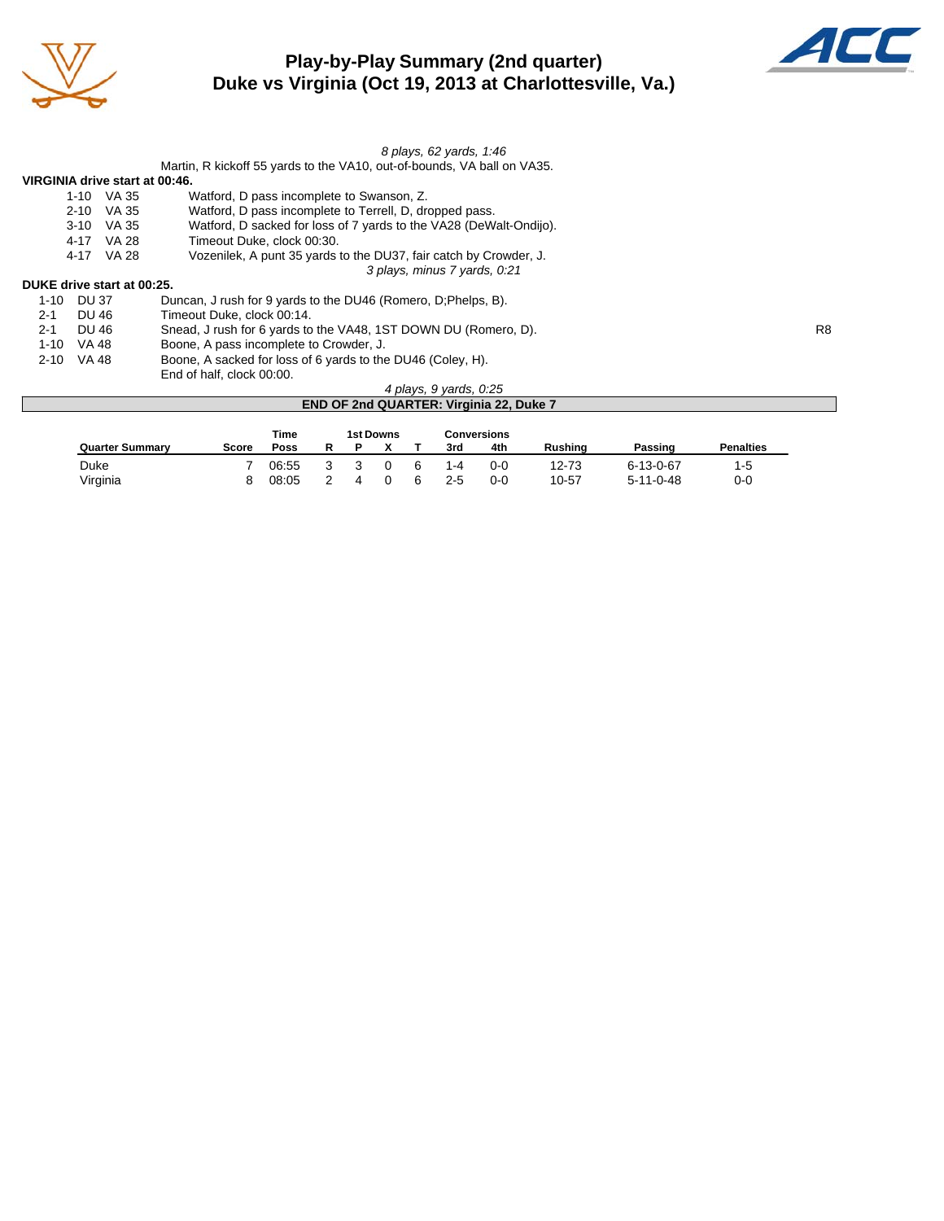# Play-by-Play Summary (2nd quarter)
## Duke vs Virginia (Oct 19, 2013 at Charlottesville, Va.)

*8 plays, 62 yards, 1:46*

Martin, R kickoff 55 yards to the VA10, out-of-bounds, VA ball on VA35.

**VIRGINIA drive start at 00:46.**

| Down | Spot | Play |
|---|---|---|
| 1-10 | VA 35 | Watford, D pass incomplete to Swanson, Z. |
| 2-10 | VA 35 | Watford, D pass incomplete to Terrell, D, dropped pass. |
| 3-10 | VA 35 | Watford, D sacked for loss of 7 yards to the VA28 (DeWalt-Ondijo). |
| 4-17 | VA 28 | Timeout Duke, clock 00:30. |
| 4-17 | VA 28 | Vozenilek, A punt 35 yards to the DU37, fair catch by Crowder, J. |

*3 plays, minus 7 yards, 0:21*

**DUKE drive start at 00:25.**

| Down | Spot | Play | |
|---|---|---|---|
| 1-10 | DU 37 | Duncan, J rush for 9 yards to the DU46 (Romero, D;Phelps, B). | |
| 2-1 | DU 46 | Timeout Duke, clock 00:14. | |
| 2-1 | DU 46 | Snead, J rush for 6 yards to the VA48, 1ST DOWN DU (Romero, D). | R8 |
| 1-10 | VA 48 | Boone, A pass incomplete to Crowder, J. | |
| 2-10 | VA 48 | Boone, A sacked for loss of 6 yards to the DU46 (Coley, H). | |
| | | End of half, clock 00:00. | |

*4 plays, 9 yards, 0:25*

**END OF 2nd QUARTER: Virginia 22, Duke 7**

| Quarter Summary | Score | Time Poss | 1st Downs R | P | X | T | Conversions 3rd | 4th | Rushing | Passing | Penalties |
|---|---|---|---|---|---|---|---|---|---|---|---|
| Duke | 7 | 06:55 | 3 | 3 | 0 | 6 | 1-4 | 0-0 | 12-73 | 6-13-0-67 | 1-5 |
| Virginia | 8 | 08:05 | 2 | 4 | 0 | 6 | 2-5 | 0-0 | 10-57 | 5-11-0-48 | 0-0 |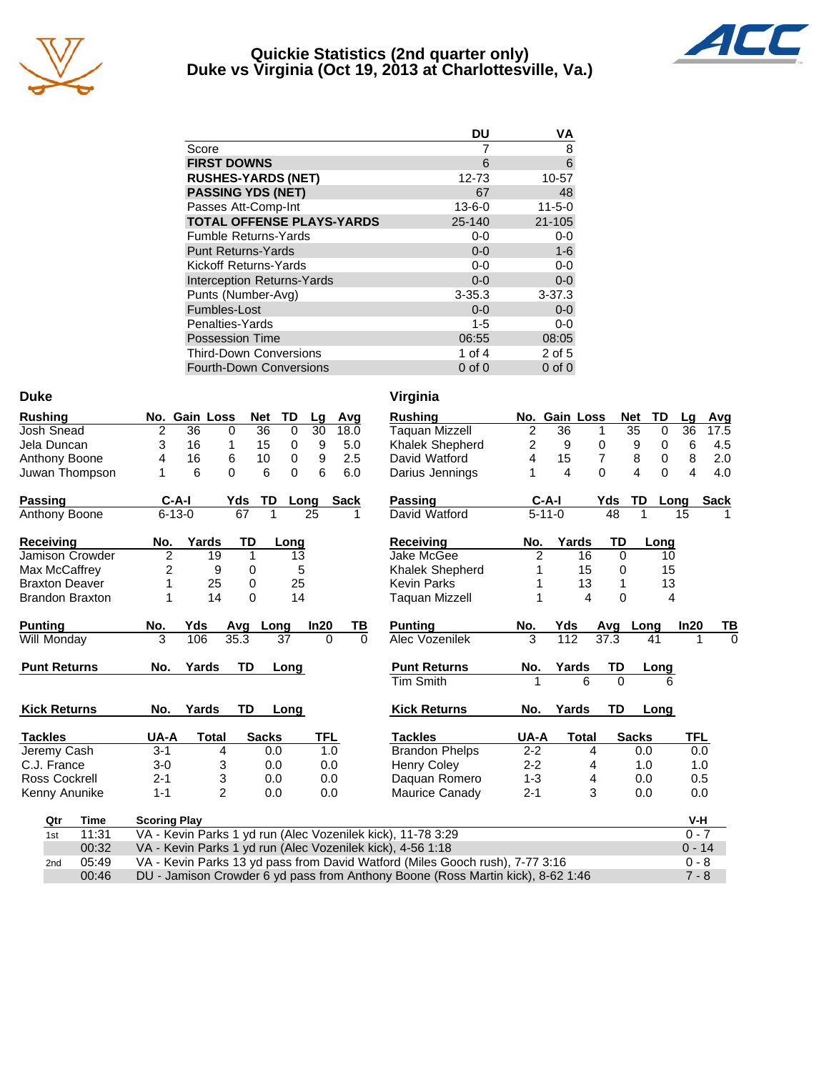# Quickie Statistics (2nd quarter only)
## Duke vs Virginia (Oct 19, 2013 at Charlottesville, Va.)

| | DU | VA |
|---|---|---|
| Score | 7 | 8 |
| **FIRST DOWNS** | 6 | 6 |
| **RUSHES-YARDS (NET)** | 12-73 | 10-57 |
| **PASSING YDS (NET)** | 67 | 48 |
| Passes Att-Comp-Int | 13-6-0 | 11-5-0 |
| **TOTAL OFFENSE PLAYS-YARDS** | 25-140 | 21-105 |
| Fumble Returns-Yards | 0-0 | 0-0 |
| Punt Returns-Yards | 0-0 | 1-6 |
| Kickoff Returns-Yards | 0-0 | 0-0 |
| Interception Returns-Yards | 0-0 | 0-0 |
| Punts (Number-Avg) | 3-35.3 | 3-37.3 |
| Fumbles-Lost | 0-0 | 0-0 |
| Penalties-Yards | 1-5 | 0-0 |
| Possession Time | 06:55 | 08:05 |
| Third-Down Conversions | 1 of 4 | 2 of 5 |
| Fourth-Down Conversions | 0 of 0 | 0 of 0 |

### Duke

| Rushing | No. | Gain | Loss | Net | TD | Lg | Avg |
|---|---|---|---|---|---|---|---|
| Josh Snead | 2 | 36 | 0 | 36 | 0 | 30 | 18.0 |
| Jela Duncan | 3 | 16 | 1 | 15 | 0 | 9 | 5.0 |
| Anthony Boone | 4 | 16 | 6 | 10 | 0 | 9 | 2.5 |
| Juwan Thompson | 1 | 6 | 0 | 6 | 0 | 6 | 6.0 |

| Passing | C-A-I | Yds | TD | Long | Sack |
|---|---|---|---|---|---|
| Anthony Boone | 6-13-0 | 67 | 1 | 25 | 1 |

| Receiving | No. | Yards | TD | Long |
|---|---|---|---|---|
| Jamison Crowder | 2 | 19 | 1 | 13 |
| Max McCaffrey | 2 | 9 | 0 | 5 |
| Braxton Deaver | 1 | 25 | 0 | 25 |
| Brandon Braxton | 1 | 14 | 0 | 14 |

| Punting | No. | Yds | Avg | Long | In20 | TB |
|---|---|---|---|---|---|---|
| Will Monday | 3 | 106 | 35.3 | 37 | 0 | 0 |

| Punt Returns | No. | Yards | TD | Long |
|---|---|---|---|---|

| Kick Returns | No. | Yards | TD | Long |
|---|---|---|---|---|

| Tackles | UA-A | Total | Sacks | TFL |
|---|---|---|---|---|
| Jeremy Cash | 3-1 | 4 | 0.0 | 1.0 |
| C.J. France | 3-0 | 3 | 0.0 | 0.0 |
| Ross Cockrell | 2-1 | 3 | 0.0 | 0.0 |
| Kenny Anunike | 1-1 | 2 | 0.0 | 0.0 |

### Virginia

| Rushing | No. | Gain | Loss | Net | TD | Lg | Avg |
|---|---|---|---|---|---|---|---|
| Taquan Mizzell | 2 | 36 | 1 | 35 | 0 | 36 | 17.5 |
| Khalek Shepherd | 2 | 9 | 0 | 9 | 0 | 6 | 4.5 |
| David Watford | 4 | 15 | 7 | 8 | 0 | 8 | 2.0 |
| Darius Jennings | 1 | 4 | 0 | 4 | 0 | 4 | 4.0 |

| Passing | C-A-I | Yds | TD | Long | Sack |
|---|---|---|---|---|---|
| David Watford | 5-11-0 | 48 | 1 | 15 | 1 |

| Receiving | No. | Yards | TD | Long |
|---|---|---|---|---|
| Jake McGee | 2 | 16 | 0 | 10 |
| Khalek Shepherd | 1 | 15 | 0 | 15 |
| Kevin Parks | 1 | 13 | 1 | 13 |
| Taquan Mizzell | 1 | 4 | 0 | 4 |

| Punting | No. | Yds | Avg | Long | In20 | TB |
|---|---|---|---|---|---|---|
| Alec Vozenilek | 3 | 112 | 37.3 | 41 | 1 | 0 |

| Punt Returns | No. | Yards | TD | Long |
|---|---|---|---|---|
| Tim Smith | 1 | 6 | 0 | 6 |

| Kick Returns | No. | Yards | TD | Long |
|---|---|---|---|---|

| Tackles | UA-A | Total | Sacks | TFL |
|---|---|---|---|---|
| Brandon Phelps | 2-2 | 4 | 0.0 | 0.0 |
| Henry Coley | 2-2 | 4 | 1.0 | 1.0 |
| Daquan Romero | 1-3 | 4 | 0.0 | 0.5 |
| Maurice Canady | 2-1 | 3 | 0.0 | 0.0 |

| Qtr | Time | Scoring Play | V-H |
|---|---|---|---|
| 1st | 11:31 | VA - Kevin Parks 1 yd run (Alec Vozenilek kick), 11-78 3:29 | 0 - 7 |
| | 00:32 | VA - Kevin Parks 1 yd run (Alec Vozenilek kick), 4-56 1:18 | 0 - 14 |
| 2nd | 05:49 | VA - Kevin Parks 13 yd pass from David Watford (Miles Gooch rush), 7-77 3:16 | 0 - 8 |
| | 00:46 | DU - Jamison Crowder 6 yd pass from Anthony Boone (Ross Martin kick), 8-62 1:46 | 7 - 8 |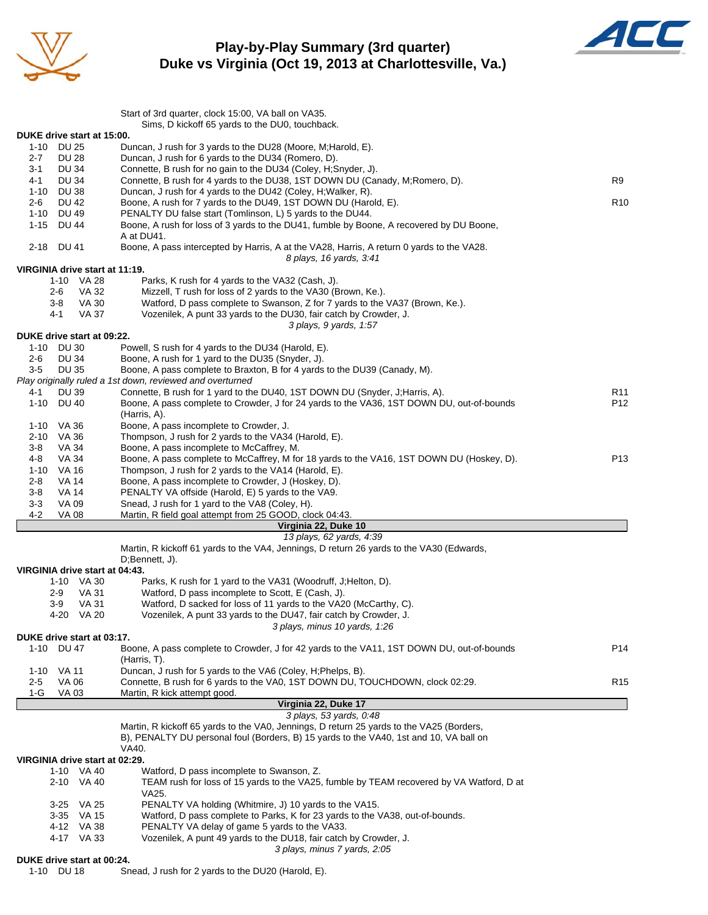# Play-by-Play Summary (3rd quarter)
## Duke vs Virginia (Oct 19, 2013 at Charlottesville, Va.)

Start of 3rd quarter, clock 15:00, VA ball on VA35.
Sims, D kickoff 65 yards to the DU0, touchback.

**DUKE drive start at 15:00.**

| Down | Spot | Play | |
|---|---|---|---|
| 1-10 | DU 25 | Duncan, J rush for 3 yards to the DU28 (Moore, M;Harold, E). | |
| 2-7 | DU 28 | Duncan, J rush for 6 yards to the DU34 (Romero, D). | |
| 3-1 | DU 34 | Connette, B rush for no gain to the DU34 (Coley, H;Snyder, J). | |
| 4-1 | DU 34 | Connette, B rush for 4 yards to the DU38, 1ST DOWN DU (Canady, M;Romero, D). | R9 |
| 1-10 | DU 38 | Duncan, J rush for 4 yards to the DU42 (Coley, H;Walker, R). | |
| 2-6 | DU 42 | Boone, A rush for 7 yards to the DU49, 1ST DOWN DU (Harold, E). | R10 |
| 1-10 | DU 49 | PENALTY DU false start (Tomlinson, L) 5 yards to the DU44. | |
| 1-15 | DU 44 | Boone, A rush for loss of 3 yards to the DU41, fumble by Boone, A recovered by DU Boone, A at DU41. | |
| 2-18 | DU 41 | Boone, A pass intercepted by Harris, A at the VA28, Harris, A return 0 yards to the VA28. | |

*8 plays, 16 yards, 3:41*

**VIRGINIA drive start at 11:19.**

| Down | Spot | Play | |
|---|---|---|---|
| 1-10 | VA 28 | Parks, K rush for 4 yards to the VA32 (Cash, J). | |
| 2-6 | VA 32 | Mizzell, T rush for loss of 2 yards to the VA30 (Brown, Ke.). | |
| 3-8 | VA 30 | Watford, D pass complete to Swanson, Z for 7 yards to the VA37 (Brown, Ke.). | |
| 4-1 | VA 37 | Vozenilek, A punt 33 yards to the DU30, fair catch by Crowder, J. | |

*3 plays, 9 yards, 1:57*

**DUKE drive start at 09:22.**

| Down | Spot | Play | |
|---|---|---|---|
| 1-10 | DU 30 | Powell, S rush for 4 yards to the DU34 (Harold, E). | |
| 2-6 | DU 34 | Boone, A rush for 1 yard to the DU35 (Snyder, J). | |
| 3-5 | DU 35 | Boone, A pass complete to Braxton, B for 4 yards to the DU39 (Canady, M). | |
| | | *Play originally ruled a 1st down, reviewed and overturned* | |
| 4-1 | DU 39 | Connette, B rush for 1 yard to the DU40, 1ST DOWN DU (Snyder, J;Harris, A). | R11 |
| 1-10 | DU 40 | Boone, A pass complete to Crowder, J for 24 yards to the VA36, 1ST DOWN DU, out-of-bounds (Harris, A). | P12 |
| 1-10 | VA 36 | Boone, A pass incomplete to Crowder, J. | |
| 2-10 | VA 36 | Thompson, J rush for 2 yards to the VA34 (Harold, E). | |
| 3-8 | VA 34 | Boone, A pass incomplete to McCaffrey, M. | |
| 4-8 | VA 34 | Boone, A pass complete to McCaffrey, M for 18 yards to the VA16, 1ST DOWN DU (Hoskey, D). | P13 |
| 1-10 | VA 16 | Thompson, J rush for 2 yards to the VA14 (Harold, E). | |
| 2-8 | VA 14 | Boone, A pass incomplete to Crowder, J (Hoskey, D). | |
| 3-8 | VA 14 | PENALTY VA offside (Harold, E) 5 yards to the VA9. | |
| 3-3 | VA 09 | Snead, J rush for 1 yard to the VA8 (Coley, H). | |
| 4-2 | VA 08 | Martin, R field goal attempt from 25 GOOD, clock 04:43. | |

**Virginia 22, Duke 10**

*13 plays, 62 yards, 4:39*

Martin, R kickoff 61 yards to the VA4, Jennings, D return 26 yards to the VA30 (Edwards, D;Bennett, J).

**VIRGINIA drive start at 04:43.**

| Down | Spot | Play | |
|---|---|---|---|
| 1-10 | VA 30 | Parks, K rush for 1 yard to the VA31 (Woodruff, J;Helton, D). | |
| 2-9 | VA 31 | Watford, D pass incomplete to Scott, E (Cash, J). | |
| 3-9 | VA 31 | Watford, D sacked for loss of 11 yards to the VA20 (McCarthy, C). | |
| 4-20 | VA 20 | Vozenilek, A punt 33 yards to the DU47, fair catch by Crowder, J. | |

*3 plays, minus 10 yards, 1:26*

**DUKE drive start at 03:17.**

| Down | Spot | Play | |
|---|---|---|---|
| 1-10 | DU 47 | Boone, A pass complete to Crowder, J for 42 yards to the VA11, 1ST DOWN DU, out-of-bounds (Harris, T). | P14 |
| 1-10 | VA 11 | Duncan, J rush for 5 yards to the VA6 (Coley, H;Phelps, B). | |
| 2-5 | VA 06 | Connette, B rush for 6 yards to the VA0, 1ST DOWN DU, TOUCHDOWN, clock 02:29. | R15 |
| 1-G | VA 03 | Martin, R kick attempt good. | |

**Virginia 22, Duke 17**

*3 plays, 53 yards, 0:48*

Martin, R kickoff 65 yards to the VA0, Jennings, D return 25 yards to the VA25 (Borders, B), PENALTY DU personal foul (Borders, B) 15 yards to the VA40, 1st and 10, VA ball on VA40.

**VIRGINIA drive start at 02:29.**

| Down | Spot | Play | |
|---|---|---|---|
| 1-10 | VA 40 | Watford, D pass incomplete to Swanson, Z. | |
| 2-10 | VA 40 | TEAM rush for loss of 15 yards to the VA25, fumble by TEAM recovered by VA Watford, D at VA25. | |
| 3-25 | VA 25 | PENALTY VA holding (Whitmire, J) 10 yards to the VA15. | |
| 3-35 | VA 15 | Watford, D pass complete to Parks, K for 23 yards to the VA38, out-of-bounds. | |
| 4-12 | VA 38 | PENALTY VA delay of game 5 yards to the VA33. | |
| 4-17 | VA 33 | Vozenilek, A punt 49 yards to the DU18, fair catch by Crowder, J. | |

*3 plays, minus 7 yards, 2:05*

**DUKE drive start at 00:24.**

| Down | Spot | Play | |
|---|---|---|---|
| 1-10 | DU 18 | Snead, J rush for 2 yards to the DU20 (Harold, E). | |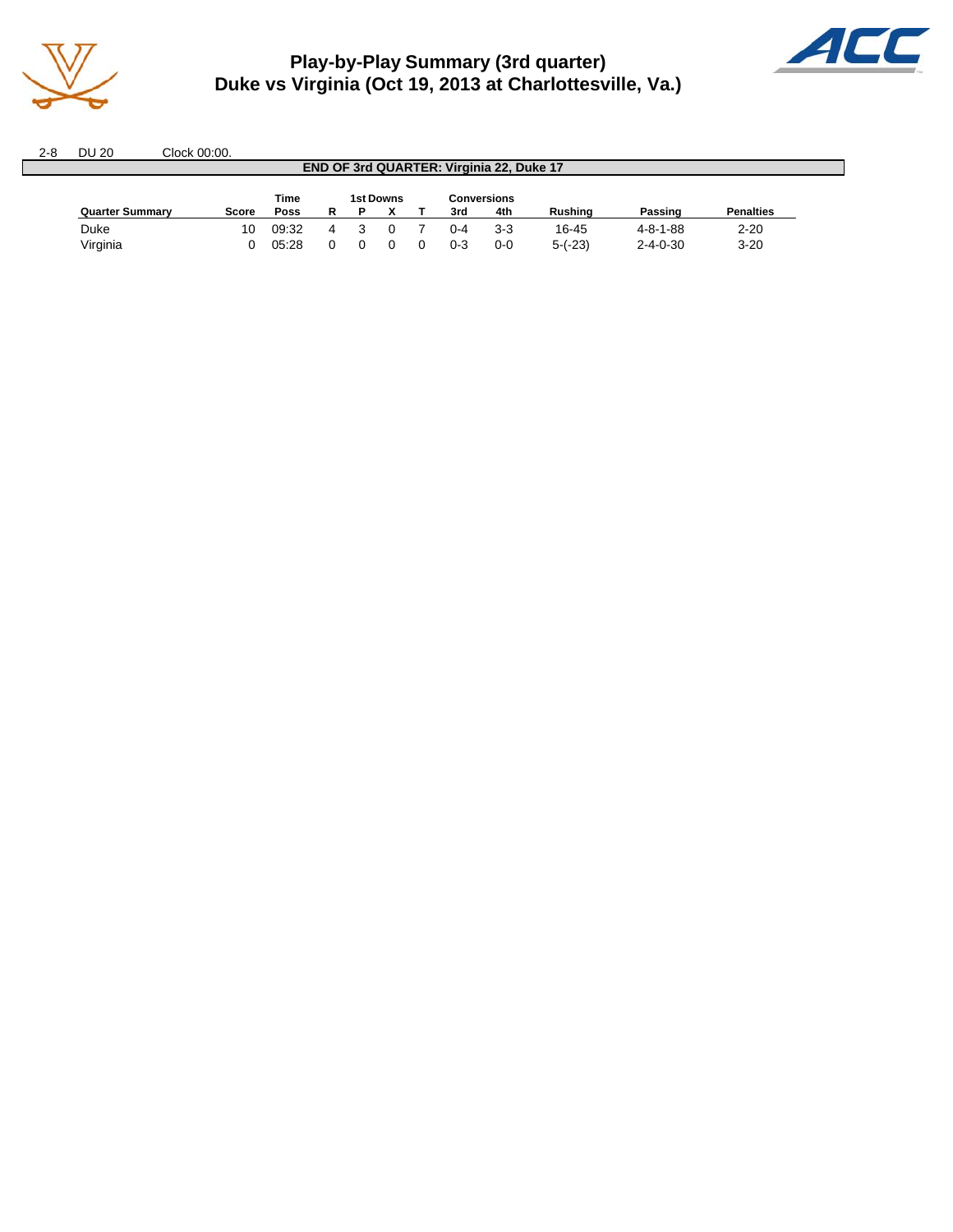# Play-by-Play Summary (3rd quarter)
## Duke vs Virginia (Oct 19, 2013 at Charlottesville, Va.)

2-8 DU 20 Clock 00:00.

**END OF 3rd QUARTER: Virginia 22, Duke 17**

| Quarter Summary | Score | Time Poss | 1st Downs R | P | X | T | Conversions 3rd | 4th | Rushing | Passing | Penalties |
|---|---|---|---|---|---|---|---|---|---|---|---|
| Duke | 10 | 09:32 | 4 | 3 | 0 | 7 | 0-4 | 3-3 | 16-45 | 4-8-1-88 | 2-20 |
| Virginia | 0 | 05:28 | 0 | 0 | 0 | 0 | 0-3 | 0-0 | 5-(-23) | 2-4-0-30 | 3-20 |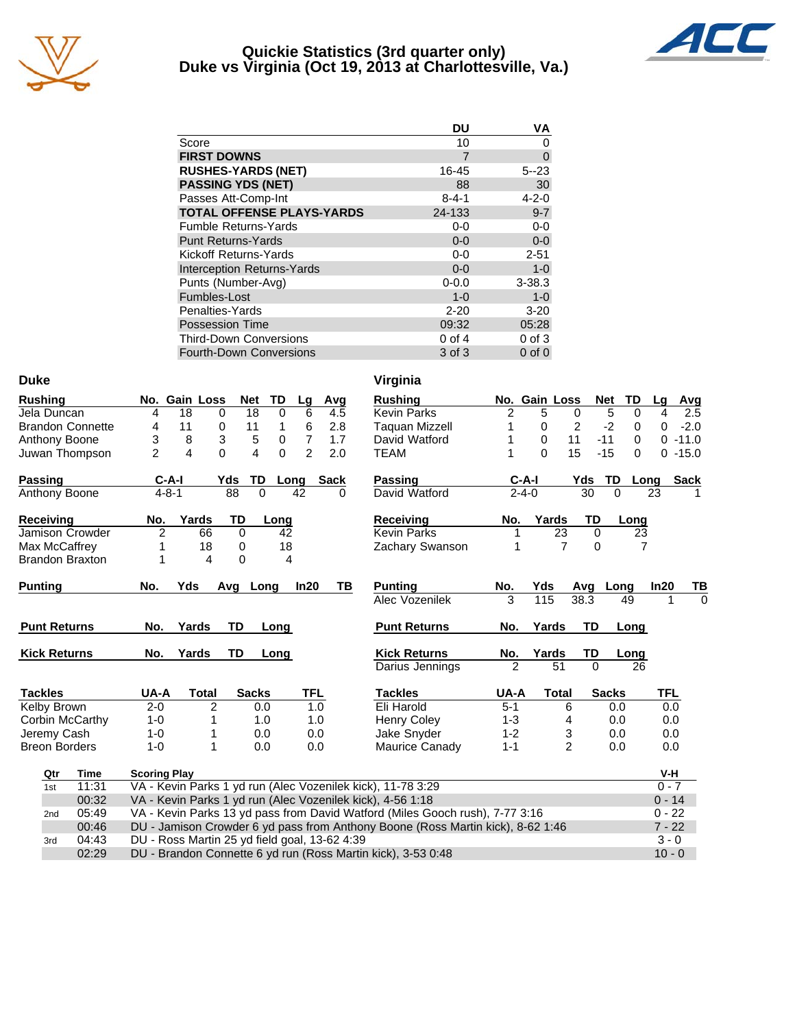# Quickie Statistics (3rd quarter only)
## Duke vs Virginia (Oct 19, 2013 at Charlottesville, Va.)

| | DU | VA |
|---|---|---|
| Score | 10 | 0 |
| **FIRST DOWNS** | 7 | 0 |
| **RUSHES-YARDS (NET)** | 16-45 | 5--23 |
| **PASSING YDS (NET)** | 88 | 30 |
| Passes Att-Comp-Int | 8-4-1 | 4-2-0 |
| **TOTAL OFFENSE PLAYS-YARDS** | 24-133 | 9-7 |
| Fumble Returns-Yards | 0-0 | 0-0 |
| Punt Returns-Yards | 0-0 | 0-0 |
| Kickoff Returns-Yards | 0-0 | 2-51 |
| Interception Returns-Yards | 0-0 | 1-0 |
| Punts (Number-Avg) | 0-0.0 | 3-38.3 |
| Fumbles-Lost | 1-0 | 1-0 |
| Penalties-Yards | 2-20 | 3-20 |
| Possession Time | 09:32 | 05:28 |
| Third-Down Conversions | 0 of 4 | 0 of 3 |
| Fourth-Down Conversions | 3 of 3 | 0 of 0 |

## Duke

| Rushing | No. | Gain | Loss | Net | TD | Lg | Avg |
|---|---|---|---|---|---|---|---|
| Jela Duncan | 4 | 18 | 0 | 18 | 0 | 6 | 4.5 |
| Brandon Connette | 4 | 11 | 0 | 11 | 1 | 6 | 2.8 |
| Anthony Boone | 3 | 8 | 3 | 5 | 0 | 7 | 1.7 |
| Juwan Thompson | 2 | 4 | 0 | 4 | 0 | 2 | 2.0 |

| Passing | C-A-I | Yds | TD | Long | Sack |
|---|---|---|---|---|---|
| Anthony Boone | 4-8-1 | 88 | 0 | 42 | 0 |

| Receiving | No. | Yards | TD | Long |
|---|---|---|---|---|
| Jamison Crowder | 2 | 66 | 0 | 42 |
| Max McCaffrey | 1 | 18 | 0 | 18 |
| Brandon Braxton | 1 | 4 | 0 | 4 |

| Punting | No. | Yds | Avg | Long | In20 | TB |
|---|---|---|---|---|---|---|

| Punt Returns | No. | Yards | TD | Long |
|---|---|---|---|---|

| Kick Returns | No. | Yards | TD | Long |
|---|---|---|---|---|

| Tackles | UA-A | Total | Sacks | TFL |
|---|---|---|---|---|
| Kelby Brown | 2-0 | 2 | 0.0 | 1.0 |
| Corbin McCarthy | 1-0 | 1 | 1.0 | 1.0 |
| Jeremy Cash | 1-0 | 1 | 0.0 | 0.0 |
| Breon Borders | 1-0 | 1 | 0.0 | 0.0 |

## Virginia

| Rushing | No. | Gain | Loss | Net | TD | Lg | Avg |
|---|---|---|---|---|---|---|---|
| Kevin Parks | 2 | 5 | 0 | 5 | 0 | 4 | 2.5 |
| Taquan Mizzell | 1 | 0 | 2 | -2 | 0 | 0 | -2.0 |
| David Watford | 1 | 0 | 11 | -11 | 0 | 0 | -11.0 |
| TEAM | 1 | 0 | 15 | -15 | 0 | 0 | -15.0 |

| Passing | C-A-I | Yds | TD | Long | Sack |
|---|---|---|---|---|---|
| David Watford | 2-4-0 | 30 | 0 | 23 | 1 |

| Receiving | No. | Yards | TD | Long |
|---|---|---|---|---|
| Kevin Parks | 1 | 23 | 0 | 23 |
| Zachary Swanson | 1 | 7 | 0 | 7 |

| Punting | No. | Yds | Avg | Long | In20 | TB |
|---|---|---|---|---|---|---|
| Alec Vozenilek | 3 | 115 | 38.3 | 49 | 1 | 0 |

| Punt Returns | No. | Yards | TD | Long |
|---|---|---|---|---|

| Kick Returns | No. | Yards | TD | Long |
|---|---|---|---|---|
| Darius Jennings | 2 | 51 | 0 | 26 |

| Tackles | UA-A | Total | Sacks | TFL |
|---|---|---|---|---|
| Eli Harold | 5-1 | 6 | 0.0 | 0.0 |
| Henry Coley | 1-3 | 4 | 0.0 | 0.0 |
| Jake Snyder | 1-2 | 3 | 0.0 | 0.0 |
| Maurice Canady | 1-1 | 2 | 0.0 | 0.0 |

| Qtr | Time | Scoring Play | V-H |
|---|---|---|---|
| 1st | 11:31 | VA - Kevin Parks 1 yd run (Alec Vozenilek kick), 11-78 3:29 | 0 - 7 |
| | 00:32 | VA - Kevin Parks 1 yd run (Alec Vozenilek kick), 4-56 1:18 | 0 - 14 |
| 2nd | 05:49 | VA - Kevin Parks 13 yd pass from David Watford (Miles Gooch rush), 7-77 3:16 | 0 - 22 |
| | 00:46 | DU - Jamison Crowder 6 yd pass from Anthony Boone (Ross Martin kick), 8-62 1:46 | 7 - 22 |
| 3rd | 04:43 | DU - Ross Martin 25 yd field goal, 13-62 4:39 | 3 - 0 |
| | 02:29 | DU - Brandon Connette 6 yd run (Ross Martin kick), 3-53 0:48 | 10 - 0 |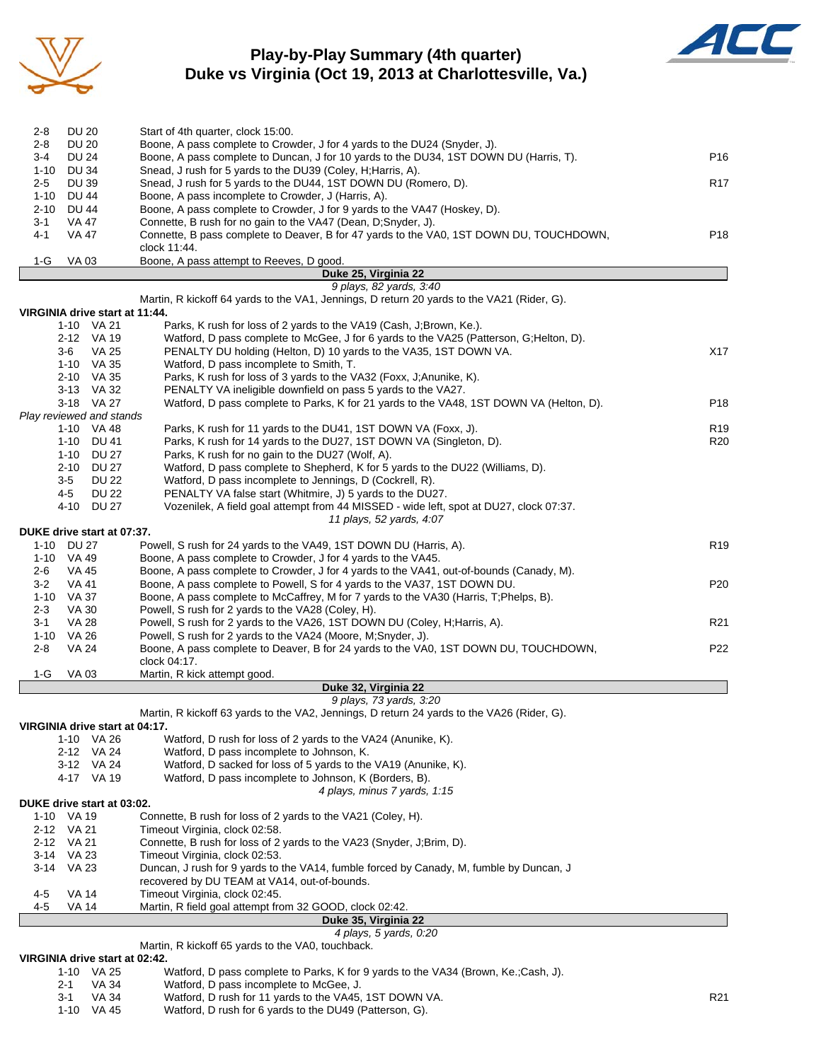# Play-by-Play Summary (4th quarter)
## Duke vs Virginia (Oct 19, 2013 at Charlottesville, Va.)

| Down | Spot | Play | |
|---|---|---|---|
| 2-8 | DU 20 | Start of 4th quarter, clock 15:00. | |
| 2-8 | DU 20 | Boone, A pass complete to Crowder, J for 4 yards to the DU24 (Snyder, J). | |
| 3-4 | DU 24 | Boone, A pass complete to Duncan, J for 10 yards to the DU34, 1ST DOWN DU (Harris, T). | P16 |
| 1-10 | DU 34 | Snead, J rush for 5 yards to the DU39 (Coley, H;Harris, A). | |
| 2-5 | DU 39 | Snead, J rush for 5 yards to the DU44, 1ST DOWN DU (Romero, D). | R17 |
| 1-10 | DU 44 | Boone, A pass incomplete to Crowder, J (Harris, A). | |
| 2-10 | DU 44 | Boone, A pass complete to Crowder, J for 9 yards to the VA47 (Hoskey, D). | |
| 3-1 | VA 47 | Connette, B rush for no gain to the VA47 (Dean, D;Snyder, J). | |
| 4-1 | VA 47 | Connette, B pass complete to Deaver, B for 47 yards to the VA0, 1ST DOWN DU, TOUCHDOWN, clock 11:44. | P18 |
| 1-G | VA 03 | Boone, A pass attempt to Reeves, D good. | |

**Duke 25, Virginia 22**

*9 plays, 82 yards, 3:40*

Martin, R kickoff 64 yards to the VA1, Jennings, D return 20 yards to the VA21 (Rider, G).

**VIRGINIA drive start at 11:44.**

| Down | Spot | Play | |
|---|---|---|---|
| 1-10 | VA 21 | Parks, K rush for loss of 2 yards to the VA19 (Cash, J;Brown, Ke.). | |
| 2-12 | VA 19 | Watford, D pass complete to McGee, J for 6 yards to the VA25 (Patterson, G;Helton, D). | |
| 3-6 | VA 25 | PENALTY DU holding (Helton, D) 10 yards to the VA35, 1ST DOWN VA. | X17 |
| 1-10 | VA 35 | Watford, D pass incomplete to Smith, T. | |
| 2-10 | VA 35 | Parks, K rush for loss of 3 yards to the VA32 (Foxx, J;Anunike, K). | |
| 3-13 | VA 32 | PENALTY VA ineligible downfield on pass 5 yards to the VA27. | |
| 3-18 | VA 27 | Watford, D pass complete to Parks, K for 21 yards to the VA48, 1ST DOWN VA (Helton, D). | P18 |
| *Play reviewed and stands* | | | |
| 1-10 | VA 48 | Parks, K rush for 11 yards to the DU41, 1ST DOWN VA (Foxx, J). | R19 |
| 1-10 | DU 41 | Parks, K rush for 14 yards to the DU27, 1ST DOWN VA (Singleton, D). | R20 |
| 1-10 | DU 27 | Parks, K rush for no gain to the DU27 (Wolf, A). | |
| 2-10 | DU 27 | Watford, D pass complete to Shepherd, K for 5 yards to the DU22 (Williams, D). | |
| 3-5 | DU 22 | Watford, D pass incomplete to Jennings, D (Cockrell, R). | |
| 4-5 | DU 22 | PENALTY VA false start (Whitmire, J) 5 yards to the DU27. | |
| 4-10 | DU 27 | Vozenilek, A field goal attempt from 44 MISSED - wide left, spot at DU27, clock 07:37. | |

*11 plays, 52 yards, 4:07*

**DUKE drive start at 07:37.**

| Down | Spot | Play | |
|---|---|---|---|
| 1-10 | DU 27 | Powell, S rush for 24 yards to the VA49, 1ST DOWN DU (Harris, A). | R19 |
| 1-10 | VA 49 | Boone, A pass complete to Crowder, J for 4 yards to the VA45. | |
| 2-6 | VA 45 | Boone, A pass complete to Crowder, J for 4 yards to the VA41, out-of-bounds (Canady, M). | |
| 3-2 | VA 41 | Boone, A pass complete to Powell, S for 4 yards to the VA37, 1ST DOWN DU. | P20 |
| 1-10 | VA 37 | Boone, A pass complete to McCaffrey, M for 7 yards to the VA30 (Harris, T;Phelps, B). | |
| 2-3 | VA 30 | Powell, S rush for 2 yards to the VA28 (Coley, H). | |
| 3-1 | VA 28 | Powell, S rush for 2 yards to the VA26, 1ST DOWN DU (Coley, H;Harris, A). | R21 |
| 1-10 | VA 26 | Powell, S rush for 2 yards to the VA24 (Moore, M;Snyder, J). | |
| 2-8 | VA 24 | Boone, A pass complete to Deaver, B for 24 yards to the VA0, 1ST DOWN DU, TOUCHDOWN, clock 04:17. | P22 |
| 1-G | VA 03 | Martin, R kick attempt good. | |

**Duke 32, Virginia 22**

*9 plays, 73 yards, 3:20*

Martin, R kickoff 63 yards to the VA2, Jennings, D return 24 yards to the VA26 (Rider, G).

**VIRGINIA drive start at 04:17.**

| Down | Spot | Play | |
|---|---|---|---|
| 1-10 | VA 26 | Watford, D rush for loss of 2 yards to the VA24 (Anunike, K). | |
| 2-12 | VA 24 | Watford, D pass incomplete to Johnson, K. | |
| 3-12 | VA 24 | Watford, D sacked for loss of 5 yards to the VA19 (Anunike, K). | |
| 4-17 | VA 19 | Watford, D pass incomplete to Johnson, K (Borders, B). | |

*4 plays, minus 7 yards, 1:15*

**DUKE drive start at 03:02.**

| Down | Spot | Play | |
|---|---|---|---|
| 1-10 | VA 19 | Connette, B rush for loss of 2 yards to the VA21 (Coley, H). | |
| 2-12 | VA 21 | Timeout Virginia, clock 02:58. | |
| 2-12 | VA 21 | Connette, B rush for loss of 2 yards to the VA23 (Snyder, J;Brim, D). | |
| 3-14 | VA 23 | Timeout Virginia, clock 02:53. | |
| 3-14 | VA 23 | Duncan, J rush for 9 yards to the VA14, fumble forced by Canady, M, fumble by Duncan, J recovered by DU TEAM at VA14, out-of-bounds. | |
| 4-5 | VA 14 | Timeout Virginia, clock 02:45. | |
| 4-5 | VA 14 | Martin, R field goal attempt from 32 GOOD, clock 02:42. | |

**Duke 35, Virginia 22**

*4 plays, 5 yards, 0:20*

Martin, R kickoff 65 yards to the VA0, touchback.

**VIRGINIA drive start at 02:42.**

| Down | Spot | Play | |
|---|---|---|---|
| 1-10 | VA 25 | Watford, D pass complete to Parks, K for 9 yards to the VA34 (Brown, Ke.;Cash, J). | |
| 2-1 | VA 34 | Watford, D pass incomplete to McGee, J. | |
| 3-1 | VA 34 | Watford, D rush for 11 yards to the VA45, 1ST DOWN VA. | R21 |
| 1-10 | VA 45 | Watford, D rush for 6 yards to the DU49 (Patterson, G). | |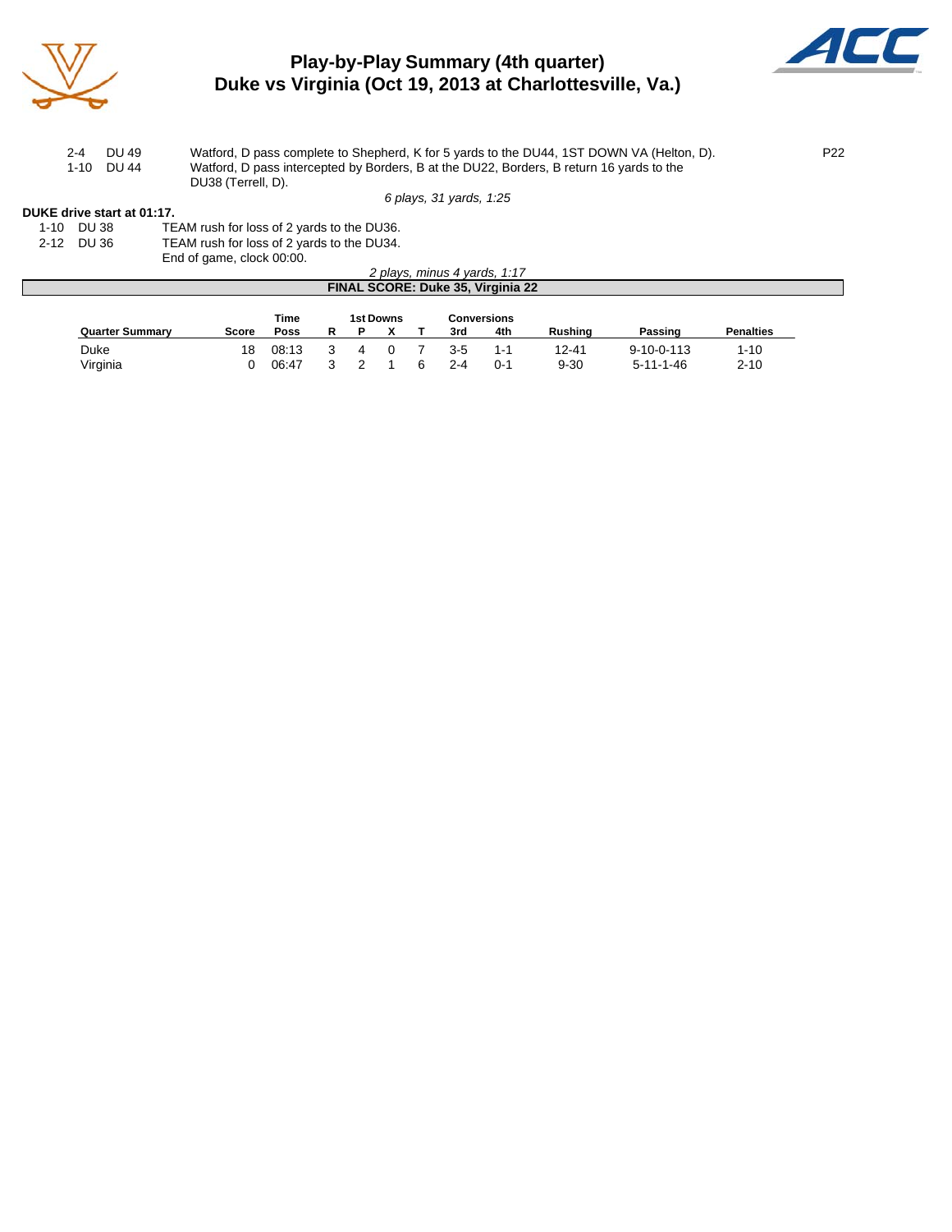# Play-by-Play Summary (4th quarter)

## Duke vs Virginia (Oct 19, 2013 at Charlottesville, Va.)

| | | | |
|---|---|---|---|
| 2-4 | DU 49 | Watford, D pass complete to Shepherd, K for 5 yards to the DU44, 1ST DOWN VA (Helton, D). | P22 |
| 1-10 | DU 44 | Watford, D pass intercepted by Borders, B at the DU22, Borders, B return 16 yards to the DU38 (Terrell, D). | |

*6 plays, 31 yards, 1:25*

**DUKE drive start at 01:17.**

| | | |
|---|---|---|
| 1-10 | DU 38 | TEAM rush for loss of 2 yards to the DU36. |
| 2-12 | DU 36 | TEAM rush for loss of 2 yards to the DU34. |
| | | End of game, clock 00:00. |

*2 plays, minus 4 yards, 1:17*

**FINAL SCORE: Duke 35, Virginia 22**

| Quarter Summary | Score | Time Poss | 1st Downs R | P | X | T | Conversions 3rd | 4th | Rushing | Passing | Penalties |
|---|---|---|---|---|---|---|---|---|---|---|---|
| Duke | 18 | 08:13 | 3 | 4 | 0 | 7 | 3-5 | 1-1 | 12-41 | 9-10-0-113 | 1-10 |
| Virginia | 0 | 06:47 | 3 | 2 | 1 | 6 | 2-4 | 0-1 | 9-30 | 5-11-1-46 | 2-10 |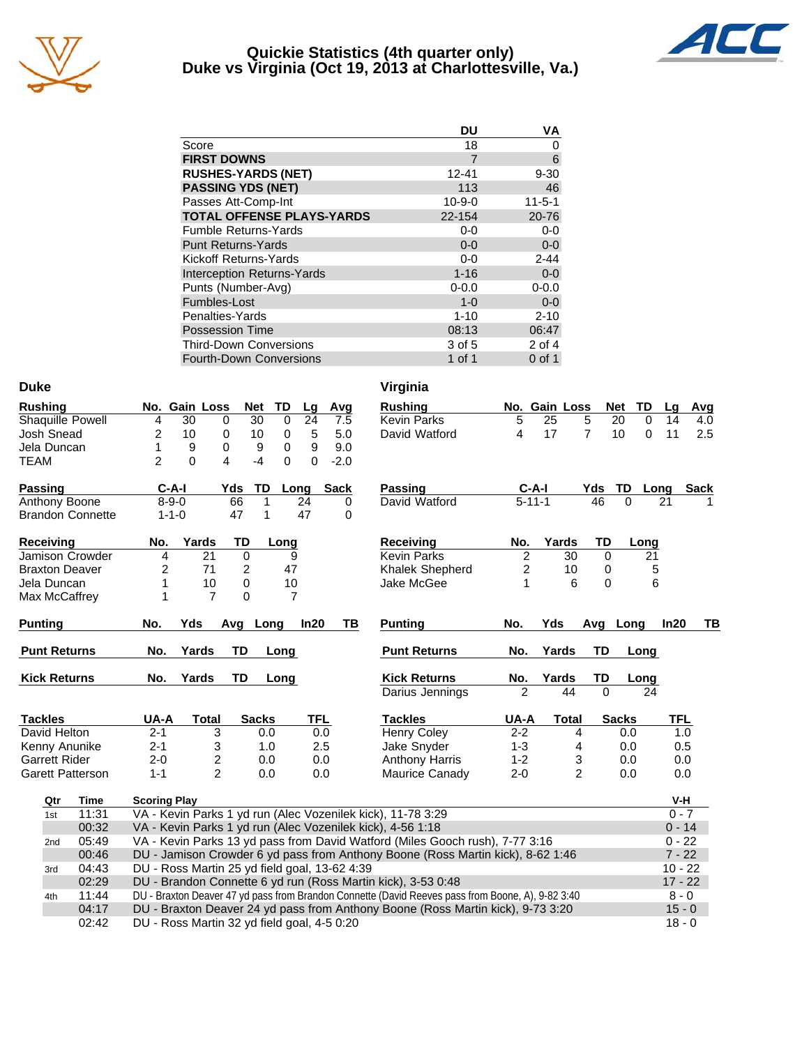# Quickie Statistics (4th quarter only)
## Duke vs Virginia (Oct 19, 2013 at Charlottesville, Va.)

| | DU | VA |
|---|---|---|
| Score | 18 | 0 |
| **FIRST DOWNS** | 7 | 6 |
| **RUSHES-YARDS (NET)** | 12-41 | 9-30 |
| **PASSING YDS (NET)** | 113 | 46 |
| Passes Att-Comp-Int | 10-9-0 | 11-5-1 |
| **TOTAL OFFENSE PLAYS-YARDS** | 22-154 | 20-76 |
| Fumble Returns-Yards | 0-0 | 0-0 |
| Punt Returns-Yards | 0-0 | 0-0 |
| Kickoff Returns-Yards | 0-0 | 2-44 |
| Interception Returns-Yards | 1-16 | 0-0 |
| Punts (Number-Avg) | 0-0.0 | 0-0.0 |
| Fumbles-Lost | 1-0 | 0-0 |
| Penalties-Yards | 1-10 | 2-10 |
| Possession Time | 08:13 | 06:47 |
| Third-Down Conversions | 3 of 5 | 2 of 4 |
| Fourth-Down Conversions | 1 of 1 | 0 of 1 |

## Duke

| Rushing | No. | Gain | Loss | Net | TD | Lg | Avg |
|---|---|---|---|---|---|---|---|
| Shaquille Powell | 4 | 30 | 0 | 30 | 0 | 24 | 7.5 |
| Josh Snead | 2 | 10 | 0 | 10 | 0 | 5 | 5.0 |
| Jela Duncan | 1 | 9 | 0 | 9 | 0 | 9 | 9.0 |
| TEAM | 2 | 0 | 4 | -4 | 0 | 0 | -2.0 |

| Passing | C-A-I | Yds | TD | Long | Sack |
|---|---|---|---|---|---|
| Anthony Boone | 8-9-0 | 66 | 1 | 24 | 0 |
| Brandon Connette | 1-1-0 | 47 | 1 | 47 | 0 |

| Receiving | No. | Yards | TD | Long |
|---|---|---|---|---|
| Jamison Crowder | 4 | 21 | 0 | 9 |
| Braxton Deaver | 2 | 71 | 2 | 47 |
| Jela Duncan | 1 | 10 | 0 | 10 |
| Max McCaffrey | 1 | 7 | 0 | 7 |

| Punting | No. | Yds | Avg | Long | In20 | TB |
|---|---|---|---|---|---|---|

| Punt Returns | No. | Yards | TD | Long |
|---|---|---|---|---|

| Kick Returns | No. | Yards | TD | Long |
|---|---|---|---|---|

| Tackles | UA-A | Total | Sacks | TFL |
|---|---|---|---|---|
| David Helton | 2-1 | 3 | 0.0 | 0.0 |
| Kenny Anunike | 2-1 | 3 | 1.0 | 2.5 |
| Garrett Rider | 2-0 | 2 | 0.0 | 0.0 |
| Garett Patterson | 1-1 | 2 | 0.0 | 0.0 |

## Virginia

| Rushing | No. | Gain | Loss | Net | TD | Lg | Avg |
|---|---|---|---|---|---|---|---|
| Kevin Parks | 5 | 25 | 5 | 20 | 0 | 14 | 4.0 |
| David Watford | 4 | 17 | 7 | 10 | 0 | 11 | 2.5 |

| Passing | C-A-I | Yds | TD | Long | Sack |
|---|---|---|---|---|---|
| David Watford | 5-11-1 | 46 | 0 | 21 | 1 |

| Receiving | No. | Yards | TD | Long |
|---|---|---|---|---|
| Kevin Parks | 2 | 30 | 0 | 21 |
| Khalek Shepherd | 2 | 10 | 0 | 5 |
| Jake McGee | 1 | 6 | 0 | 6 |

| Punting | No. | Yds | Avg | Long | In20 | TB |
|---|---|---|---|---|---|---|

| Punt Returns | No. | Yards | TD | Long |
|---|---|---|---|---|

| Kick Returns | No. | Yards | TD | Long |
|---|---|---|---|---|
| Darius Jennings | 2 | 44 | 0 | 24 |

| Tackles | UA-A | Total | Sacks | TFL |
|---|---|---|---|---|
| Henry Coley | 2-2 | 4 | 0.0 | 1.0 |
| Jake Snyder | 1-3 | 4 | 0.0 | 0.5 |
| Anthony Harris | 1-2 | 3 | 0.0 | 0.0 |
| Maurice Canady | 2-0 | 2 | 0.0 | 0.0 |

## Scoring

| Qtr | Time | Scoring Play | V-H |
|---|---|---|---|
| 1st | 11:31 | VA - Kevin Parks 1 yd run (Alec Vozenilek kick), 11-78 3:29 | 0 - 7 |
| | 00:32 | VA - Kevin Parks 1 yd run (Alec Vozenilek kick), 4-56 1:18 | 0 - 14 |
| 2nd | 05:49 | VA - Kevin Parks 13 yd pass from David Watford (Miles Gooch rush), 7-77 3:16 | 0 - 22 |
| | 00:46 | DU - Jamison Crowder 6 yd pass from Anthony Boone (Ross Martin kick), 8-62 1:46 | 7 - 22 |
| 3rd | 04:43 | DU - Ross Martin 25 yd field goal, 13-62 4:39 | 10 - 22 |
| | 02:29 | DU - Brandon Connette 6 yd run (Ross Martin kick), 3-53 0:48 | 17 - 22 |
| 4th | 11:44 | DU - Braxton Deaver 47 yd pass from Brandon Connette (David Reeves pass from Boone, A), 9-82 3:40 | 8 - 0 |
| | 04:17 | DU - Braxton Deaver 24 yd pass from Anthony Boone (Ross Martin kick), 9-73 3:20 | 15 - 0 |
| | 02:42 | DU - Ross Martin 32 yd field goal, 4-5 0:20 | 18 - 0 |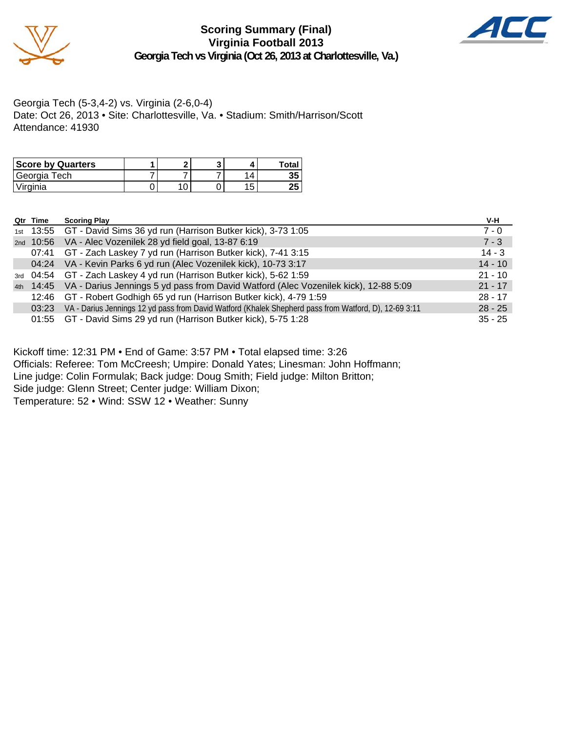# Scoring Summary (Final)
## Virginia Football 2013
### Georgia Tech vs Virginia (Oct 26, 2013 at Charlottesville, Va.)

Georgia Tech (5-3,4-2) vs. Virginia (2-6,0-4)
Date: Oct 26, 2013 • Site: Charlottesville, Va. • Stadium: Smith/Harrison/Scott
Attendance: 41930

| Score by Quarters | 1 | 2 | 3 | 4 | Total |
|---|---|---|---|---|---|
| Georgia Tech | 7 | 7 | 7 | 14 | 35 |
| Virginia | 0 | 10 | 0 | 15 | 25 |

| Qtr | Time | Scoring Play | V-H |
|---|---|---|---|
| 1st | 13:55 | GT - David Sims 36 yd run (Harrison Butker kick), 3-73 1:05 | 7 - 0 |
| 2nd | 10:56 | VA - Alec Vozenilek 28 yd field goal, 13-87 6:19 | 7 - 3 |
| | 07:41 | GT - Zach Laskey 7 yd run (Harrison Butker kick), 7-41 3:15 | 14 - 3 |
| | 04:24 | VA - Kevin Parks 6 yd run (Alec Vozenilek kick), 10-73 3:17 | 14 - 10 |
| 3rd | 04:54 | GT - Zach Laskey 4 yd run (Harrison Butker kick), 5-62 1:59 | 21 - 10 |
| 4th | 14:45 | VA - Darius Jennings 5 yd pass from David Watford (Alec Vozenilek kick), 12-88 5:09 | 21 - 17 |
| | 12:46 | GT - Robert Godhigh 65 yd run (Harrison Butker kick), 4-79 1:59 | 28 - 17 |
| | 03:23 | VA - Darius Jennings 12 yd pass from David Watford (Khalek Shepherd pass from Watford, D), 12-69 3:11 | 28 - 25 |
| | 01:55 | GT - David Sims 29 yd run (Harrison Butker kick), 5-75 1:28 | 35 - 25 |

Kickoff time: 12:31 PM • End of Game: 3:57 PM • Total elapsed time: 3:26
Officials: Referee: Tom McCreesh; Umpire: Donald Yates; Linesman: John Hoffmann;
Line judge: Colin Formulak; Back judge: Doug Smith; Field judge: Milton Britton;
Side judge: Glenn Street; Center judge: William Dixon;
Temperature: 52 • Wind: SSW 12 • Weather: Sunny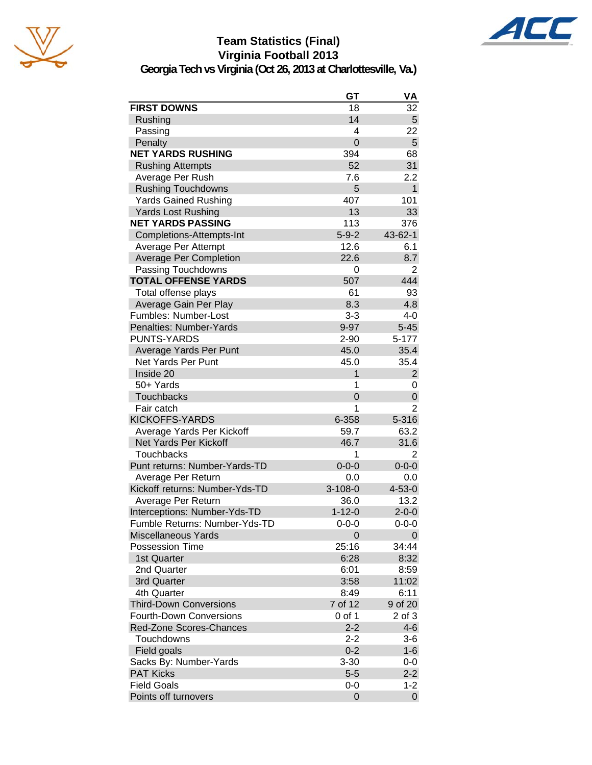# Team Statistics (Final)
## Virginia Football 2013
### Georgia Tech vs Virginia (Oct 26, 2013 at Charlottesville, Va.)

| | GT | VA |
|---|---|---|
| **FIRST DOWNS** | 18 | 32 |
| Rushing | 14 | 5 |
| Passing | 4 | 22 |
| Penalty | 0 | 5 |
| **NET YARDS RUSHING** | 394 | 68 |
| Rushing Attempts | 52 | 31 |
| Average Per Rush | 7.6 | 2.2 |
| Rushing Touchdowns | 5 | 1 |
| Yards Gained Rushing | 407 | 101 |
| Yards Lost Rushing | 13 | 33 |
| **NET YARDS PASSING** | 113 | 376 |
| Completions-Attempts-Int | 5-9-2 | 43-62-1 |
| Average Per Attempt | 12.6 | 6.1 |
| Average Per Completion | 22.6 | 8.7 |
| Passing Touchdowns | 0 | 2 |
| **TOTAL OFFENSE YARDS** | 507 | 444 |
| Total offense plays | 61 | 93 |
| Average Gain Per Play | 8.3 | 4.8 |
| Fumbles: Number-Lost | 3-3 | 4-0 |
| Penalties: Number-Yards | 9-97 | 5-45 |
| PUNTS-YARDS | 2-90 | 5-177 |
| Average Yards Per Punt | 45.0 | 35.4 |
| Net Yards Per Punt | 45.0 | 35.4 |
| Inside 20 | 1 | 2 |
| 50+ Yards | 1 | 0 |
| Touchbacks | 0 | 0 |
| Fair catch | 1 | 2 |
| KICKOFFS-YARDS | 6-358 | 5-316 |
| Average Yards Per Kickoff | 59.7 | 63.2 |
| Net Yards Per Kickoff | 46.7 | 31.6 |
| Touchbacks | 1 | 2 |
| Punt returns: Number-Yards-TD | 0-0-0 | 0-0-0 |
| Average Per Return | 0.0 | 0.0 |
| Kickoff returns: Number-Yds-TD | 3-108-0 | 4-53-0 |
| Average Per Return | 36.0 | 13.2 |
| Interceptions: Number-Yds-TD | 1-12-0 | 2-0-0 |
| Fumble Returns: Number-Yds-TD | 0-0-0 | 0-0-0 |
| Miscellaneous Yards | 0 | 0 |
| Possession Time | 25:16 | 34:44 |
| 1st Quarter | 6:28 | 8:32 |
| 2nd Quarter | 6:01 | 8:59 |
| 3rd Quarter | 3:58 | 11:02 |
| 4th Quarter | 8:49 | 6:11 |
| Third-Down Conversions | 7 of 12 | 9 of 20 |
| Fourth-Down Conversions | 0 of 1 | 2 of 3 |
| Red-Zone Scores-Chances | 2-2 | 4-6 |
| Touchdowns | 2-2 | 3-6 |
| Field goals | 0-2 | 1-6 |
| Sacks By: Number-Yards | 3-30 | 0-0 |
| PAT Kicks | 5-5 | 2-2 |
| Field Goals | 0-0 | 1-2 |
| Points off turnovers | 0 | 0 |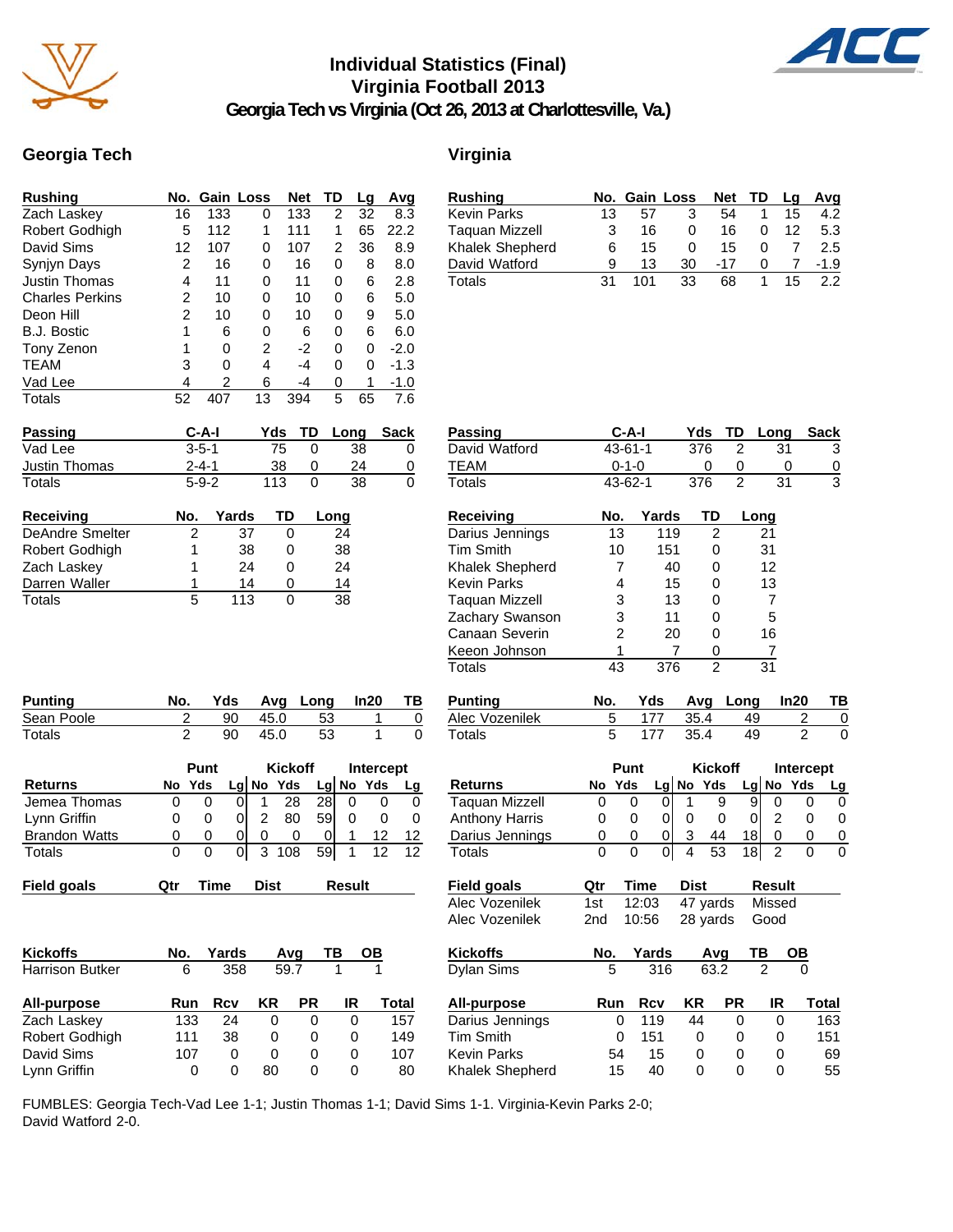# Individual Statistics (Final)
## Virginia Football 2013
### Georgia Tech vs Virginia (Oct 26, 2013 at Charlottesville, Va.)

## Georgia Tech

| Rushing | No. | Gain | Loss | Net | TD | Lg | Avg |
|---|---|---|---|---|---|---|---|
| Zach Laskey | 16 | 133 | 0 | 133 | 2 | 32 | 8.3 |
| Robert Godhigh | 5 | 112 | 1 | 111 | 1 | 65 | 22.2 |
| David Sims | 12 | 107 | 0 | 107 | 2 | 36 | 8.9 |
| Synjyn Days | 2 | 16 | 0 | 16 | 0 | 8 | 8.0 |
| Justin Thomas | 4 | 11 | 0 | 11 | 0 | 6 | 2.8 |
| Charles Perkins | 2 | 10 | 0 | 10 | 0 | 6 | 5.0 |
| Deon Hill | 2 | 10 | 0 | 10 | 0 | 9 | 5.0 |
| B.J. Bostic | 1 | 6 | 0 | 6 | 0 | 6 | 6.0 |
| Tony Zenon | 1 | 0 | 2 | -2 | 0 | 0 | -2.0 |
| TEAM | 3 | 0 | 4 | -4 | 0 | 0 | -1.3 |
| Vad Lee | 4 | 2 | 6 | -4 | 0 | 1 | -1.0 |
| Totals | 52 | 407 | 13 | 394 | 5 | 65 | 7.6 |

| Passing | C-A-I | Yds | TD | Long | Sack |
|---|---|---|---|---|---|
| Vad Lee | 3-5-1 | 75 | 0 | 38 | 0 |
| Justin Thomas | 2-4-1 | 38 | 0 | 24 | 0 |
| Totals | 5-9-2 | 113 | 0 | 38 | 0 |

| Receiving | No. | Yards | TD | Long |
|---|---|---|---|---|
| DeAndre Smelter | 2 | 37 | 0 | 24 |
| Robert Godhigh | 1 | 38 | 0 | 38 |
| Zach Laskey | 1 | 24 | 0 | 24 |
| Darren Waller | 1 | 14 | 0 | 14 |
| Totals | 5 | 113 | 0 | 38 |

| Punting | No. | Yds | Avg | Long | In20 | TB |
|---|---|---|---|---|---|---|
| Sean Poole | 2 | 90 | 45.0 | 53 | 1 | 0 |
| Totals | 2 | 90 | 45.0 | 53 | 1 | 0 |

| | Punt | | | Kickoff | | | Intercept | | |
|---|---|---|---|---|---|---|---|---|---|
| Returns | No | Yds | Lg | No | Yds | Lg | No | Yds | Lg |
| Jemea Thomas | 0 | 0 | 0 | 1 | 28 | 28 | 0 | 0 | 0 |
| Lynn Griffin | 0 | 0 | 0 | 2 | 80 | 59 | 0 | 0 | 0 |
| Brandon Watts | 0 | 0 | 0 | 0 | 0 | 0 | 1 | 12 | 12 |
| Totals | 0 | 0 | 0 | 3 | 108 | 59 | 1 | 12 | 12 |

| Field goals | Qtr | Time | Dist | Result |
|---|---|---|---|---|

| Kickoffs | No. | Yards | Avg | TB | OB |
|---|---|---|---|---|---|
| Harrison Butker | 6 | 358 | 59.7 | 1 | 1 |

| All-purpose | Run | Rcv | KR | PR | IR | Total |
|---|---|---|---|---|---|---|
| Zach Laskey | 133 | 24 | 0 | 0 | 0 | 157 |
| Robert Godhigh | 111 | 38 | 0 | 0 | 0 | 149 |
| David Sims | 107 | 0 | 0 | 0 | 0 | 107 |
| Lynn Griffin | 0 | 0 | 80 | 0 | 0 | 80 |

## Virginia

| Rushing | No. | Gain | Loss | Net | TD | Lg | Avg |
|---|---|---|---|---|---|---|---|
| Kevin Parks | 13 | 57 | 3 | 54 | 1 | 15 | 4.2 |
| Taquan Mizzell | 3 | 16 | 0 | 16 | 0 | 12 | 5.3 |
| Khalek Shepherd | 6 | 15 | 0 | 15 | 0 | 7 | 2.5 |
| David Watford | 9 | 13 | 30 | -17 | 0 | 7 | -1.9 |
| Totals | 31 | 101 | 33 | 68 | 1 | 15 | 2.2 |

| Passing | C-A-I | Yds | TD | Long | Sack |
|---|---|---|---|---|---|
| David Watford | 43-61-1 | 376 | 2 | 31 | 3 |
| TEAM | 0-1-0 | 0 | 0 | 0 | 0 |
| Totals | 43-62-1 | 376 | 2 | 31 | 3 |

| Receiving | No. | Yards | TD | Long |
|---|---|---|---|---|
| Darius Jennings | 13 | 119 | 2 | 21 |
| Tim Smith | 10 | 151 | 0 | 31 |
| Khalek Shepherd | 7 | 40 | 0 | 12 |
| Kevin Parks | 4 | 15 | 0 | 13 |
| Taquan Mizzell | 3 | 13 | 0 | 7 |
| Zachary Swanson | 3 | 11 | 0 | 5 |
| Canaan Severin | 2 | 20 | 0 | 16 |
| Keeon Johnson | 1 | 7 | 0 | 7 |
| Totals | 43 | 376 | 2 | 31 |

| Punting | No. | Yds | Avg | Long | In20 | TB |
|---|---|---|---|---|---|---|
| Alec Vozenilek | 5 | 177 | 35.4 | 49 | 2 | 0 |
| Totals | 5 | 177 | 35.4 | 49 | 2 | 0 |

| | Punt | | | Kickoff | | | Intercept | | |
|---|---|---|---|---|---|---|---|---|---|
| Returns | No | Yds | Lg | No | Yds | Lg | No | Yds | Lg |
| Taquan Mizzell | 0 | 0 | 0 | 1 | 9 | 9 | 0 | 0 | 0 |
| Anthony Harris | 0 | 0 | 0 | 0 | 0 | 0 | 2 | 0 | 0 |
| Darius Jennings | 0 | 0 | 0 | 3 | 44 | 18 | 0 | 0 | 0 |
| Totals | 0 | 0 | 0 | 4 | 53 | 18 | 2 | 0 | 0 |

| Field goals | Qtr | Time | Dist | Result |
|---|---|---|---|---|
| Alec Vozenilek | 1st | 12:03 | 47 yards | Missed |
| Alec Vozenilek | 2nd | 10:56 | 28 yards | Good |

| Kickoffs | No. | Yards | Avg | TB | OB |
|---|---|---|---|---|---|
| Dylan Sims | 5 | 316 | 63.2 | 2 | 0 |

| All-purpose | Run | Rcv | KR | PR | IR | Total |
|---|---|---|---|---|---|---|
| Darius Jennings | 0 | 119 | 44 | 0 | 0 | 163 |
| Tim Smith | 0 | 151 | 0 | 0 | 0 | 151 |
| Kevin Parks | 54 | 15 | 0 | 0 | 0 | 69 |
| Khalek Shepherd | 15 | 40 | 0 | 0 | 0 | 55 |

FUMBLES: Georgia Tech-Vad Lee 1-1; Justin Thomas 1-1; David Sims 1-1. Virginia-Kevin Parks 2-0; David Watford 2-0.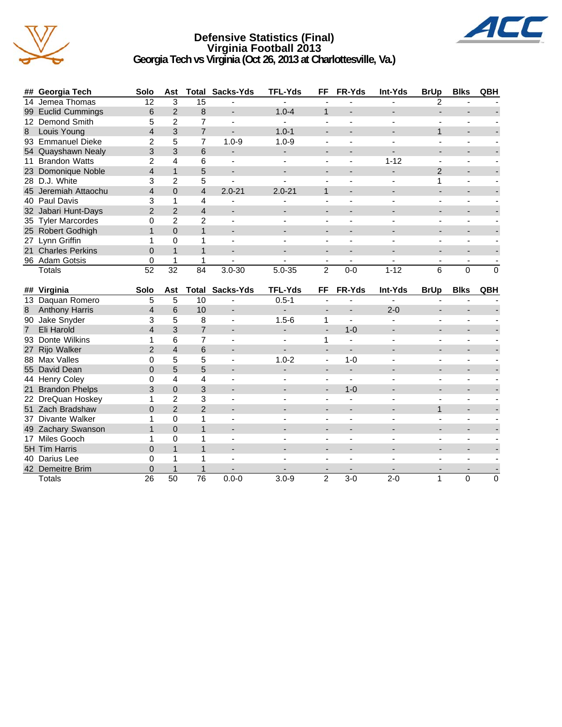# Defensive Statistics (Final)
## Virginia Football 2013
### Georgia Tech vs Virginia (Oct 26, 2013 at Charlottesville, Va.)

| ## | Georgia Tech | Solo | Ast | Total | Sacks-Yds | TFL-Yds | FF | FR-Yds | Int-Yds | BrUp | Blks | QBH |
|---|---|---|---|---|---|---|---|---|---|---|---|---|
| 14 | Jemea Thomas | 12 | 3 | 15 | - | - | - | - | - | 2 | - | - |
| 99 | Euclid Cummings | 6 | 2 | 8 | - | 1.0-4 | 1 | - | - | - | - | - |
| 12 | Demond Smith | 5 | 2 | 7 | - | - | - | - | - | - | - | - |
| 8 | Louis Young | 4 | 3 | 7 | - | 1.0-1 | - | - | - | 1 | - | - |
| 93 | Emmanuel Dieke | 2 | 5 | 7 | 1.0-9 | 1.0-9 | - | - | - | - | - | - |
| 54 | Quayshawn Nealy | 3 | 3 | 6 | - | - | - | - | - | - | - | - |
| 11 | Brandon Watts | 2 | 4 | 6 | - | - | - | - | 1-12 | - | - | - |
| 23 | Domonique Noble | 4 | 1 | 5 | - | - | - | - | - | 2 | - | - |
| 28 | D.J. White | 3 | 2 | 5 | - | - | - | - | - | 1 | - | - |
| 45 | Jeremiah Attaochu | 4 | 0 | 4 | 2.0-21 | 2.0-21 | 1 | - | - | - | - | - |
| 40 | Paul Davis | 3 | 1 | 4 | - | - | - | - | - | - | - | - |
| 32 | Jabari Hunt-Days | 2 | 2 | 4 | - | - | - | - | - | - | - | - |
| 35 | Tyler Marcordes | 0 | 2 | 2 | - | - | - | - | - | - | - | - |
| 25 | Robert Godhigh | 1 | 0 | 1 | - | - | - | - | - | - | - | - |
| 27 | Lynn Griffin | 1 | 0 | 1 | - | - | - | - | - | - | - | - |
| 21 | Charles Perkins | 0 | 1 | 1 | - | - | - | - | - | - | - | - |
| 96 | Adam Gotsis | 0 | 1 | 1 | - | - | - | - | - | - | - | - |
| | Totals | 52 | 32 | 84 | 3.0-30 | 5.0-35 | 2 | 0-0 | 1-12 | 6 | 0 | 0 |

| ## | Virginia | Solo | Ast | Total | Sacks-Yds | TFL-Yds | FF | FR-Yds | Int-Yds | BrUp | Blks | QBH |
|---|---|---|---|---|---|---|---|---|---|---|---|---|
| 13 | Daquan Romero | 5 | 5 | 10 | - | 0.5-1 | - | - | - | - | - | - |
| 8 | Anthony Harris | 4 | 6 | 10 | - | - | - | - | 2-0 | - | - | - |
| 90 | Jake Snyder | 3 | 5 | 8 | - | 1.5-6 | 1 | - | - | - | - | - |
| 7 | Eli Harold | 4 | 3 | 7 | - | - | - | 1-0 | - | - | - | - |
| 93 | Donte Wilkins | 1 | 6 | 7 | - | - | 1 | - | - | - | - | - |
| 27 | Rijo Walker | 2 | 4 | 6 | - | - | - | - | - | - | - | - |
| 88 | Max Valles | 0 | 5 | 5 | - | 1.0-2 | - | 1-0 | - | - | - | - |
| 55 | David Dean | 0 | 5 | 5 | - | - | - | - | - | - | - | - |
| 44 | Henry Coley | 0 | 4 | 4 | - | - | - | - | - | - | - | - |
| 21 | Brandon Phelps | 3 | 0 | 3 | - | - | - | 1-0 | - | - | - | - |
| 22 | DreQuan Hoskey | 1 | 2 | 3 | - | - | - | - | - | - | - | - |
| 51 | Zach Bradshaw | 0 | 2 | 2 | - | - | - | - | - | 1 | - | - |
| 37 | Divante Walker | 1 | 0 | 1 | - | - | - | - | - | - | - | - |
| 49 | Zachary Swanson | 1 | 0 | 1 | - | - | - | - | - | - | - | - |
| 17 | Miles Gooch | 1 | 0 | 1 | - | - | - | - | - | - | - | - |
| 5H | Tim Harris | 0 | 1 | 1 | - | - | - | - | - | - | - | - |
| 40 | Darius Lee | 0 | 1 | 1 | - | - | - | - | - | - | - | - |
| 42 | Demeitre Brim | 0 | 1 | 1 | - | - | - | - | - | - | - | - |
| | Totals | 26 | 50 | 76 | 0.0-0 | 3.0-9 | 2 | 3-0 | 2-0 | 1 | 0 | 0 |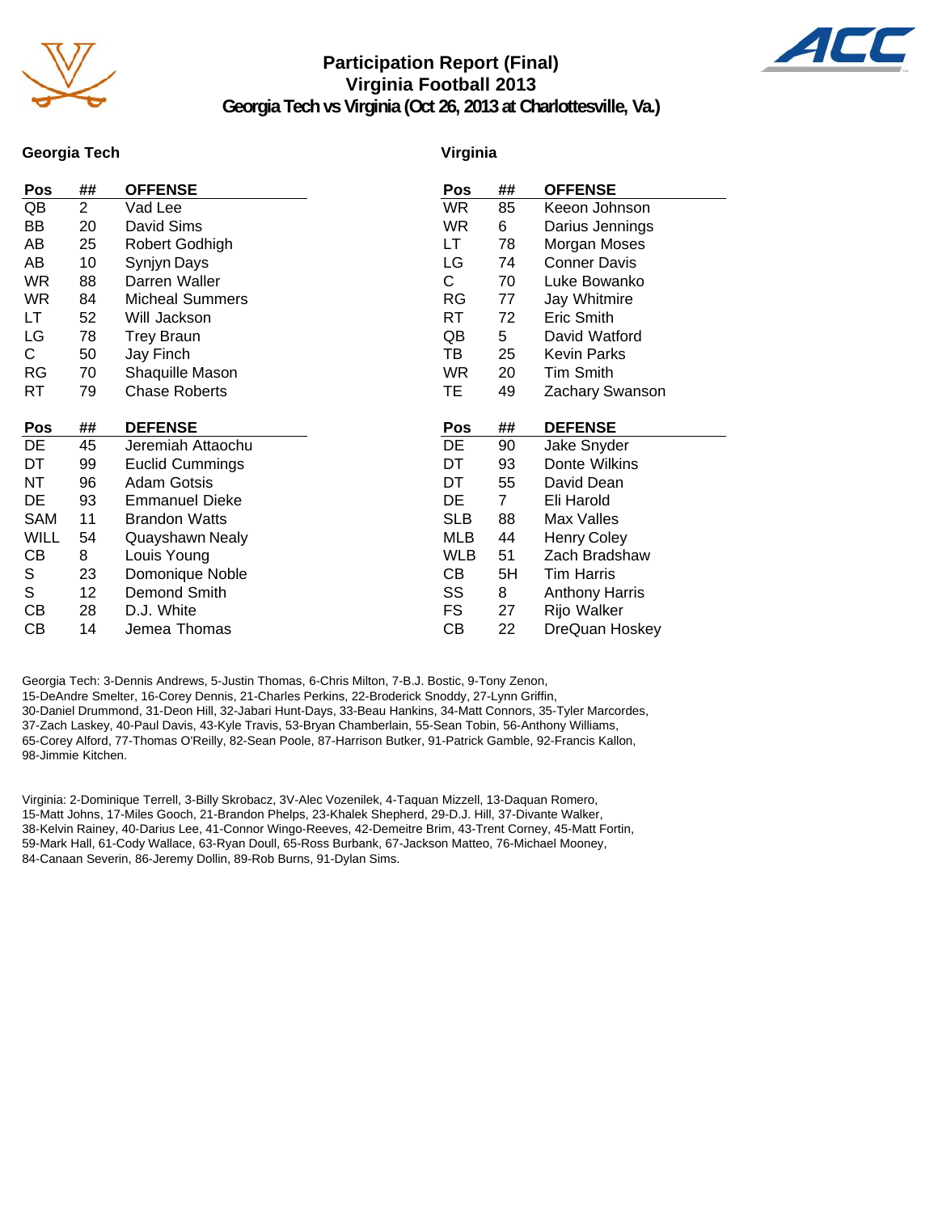# Participation Report (Final)
## Virginia Football 2013
### Georgia Tech vs Virginia (Oct 26, 2013 at Charlottesville, Va.)

**Georgia Tech**

| Pos | ## | OFFENSE |
|---|---|---|
| QB | 2 | Vad Lee |
| BB | 20 | David Sims |
| AB | 25 | Robert Godhigh |
| AB | 10 | Synjyn Days |
| WR | 88 | Darren Waller |
| WR | 84 | Micheal Summers |
| LT | 52 | Will Jackson |
| LG | 78 | Trey Braun |
| C | 50 | Jay Finch |
| RG | 70 | Shaquille Mason |
| RT | 79 | Chase Roberts |

| Pos | ## | DEFENSE |
|---|---|---|
| DE | 45 | Jeremiah Attaochu |
| DT | 99 | Euclid Cummings |
| NT | 96 | Adam Gotsis |
| DE | 93 | Emmanuel Dieke |
| SAM | 11 | Brandon Watts |
| WILL | 54 | Quayshawn Nealy |
| CB | 8 | Louis Young |
| S | 23 | Domonique Noble |
| S | 12 | Demond Smith |
| CB | 28 | D.J. White |
| CB | 14 | Jemea Thomas |

**Virginia**

| Pos | ## | OFFENSE |
|---|---|---|
| WR | 85 | Keeon Johnson |
| WR | 6 | Darius Jennings |
| LT | 78 | Morgan Moses |
| LG | 74 | Conner Davis |
| C | 70 | Luke Bowanko |
| RG | 77 | Jay Whitmire |
| RT | 72 | Eric Smith |
| QB | 5 | David Watford |
| TB | 25 | Kevin Parks |
| WR | 20 | Tim Smith |
| TE | 49 | Zachary Swanson |

| Pos | ## | DEFENSE |
|---|---|---|
| DE | 90 | Jake Snyder |
| DT | 93 | Donte Wilkins |
| DT | 55 | David Dean |
| DE | 7 | Eli Harold |
| SLB | 88 | Max Valles |
| MLB | 44 | Henry Coley |
| WLB | 51 | Zach Bradshaw |
| CB | 5H | Tim Harris |
| SS | 8 | Anthony Harris |
| FS | 27 | Rijo Walker |
| CB | 22 | DreQuan Hoskey |

Georgia Tech: 3-Dennis Andrews, 5-Justin Thomas, 6-Chris Milton, 7-B.J. Bostic, 9-Tony Zenon, 15-DeAndre Smelter, 16-Corey Dennis, 21-Charles Perkins, 22-Broderick Snoddy, 27-Lynn Griffin, 30-Daniel Drummond, 31-Deon Hill, 32-Jabari Hunt-Days, 33-Beau Hankins, 34-Matt Connors, 35-Tyler Marcordes, 37-Zach Laskey, 40-Paul Davis, 43-Kyle Travis, 53-Bryan Chamberlain, 55-Sean Tobin, 56-Anthony Williams, 65-Corey Alford, 77-Thomas O'Reilly, 82-Sean Poole, 87-Harrison Butker, 91-Patrick Gamble, 92-Francis Kallon, 98-Jimmie Kitchen.

Virginia: 2-Dominique Terrell, 3-Billy Skrobacz, 3V-Alec Vozenilek, 4-Taquan Mizzell, 13-Daquan Romero, 15-Matt Johns, 17-Miles Gooch, 21-Brandon Phelps, 23-Khalek Shepherd, 29-D.J. Hill, 37-Divante Walker, 38-Kelvin Rainey, 40-Darius Lee, 41-Connor Wingo-Reeves, 42-Demeitre Brim, 43-Trent Corney, 45-Matt Fortin, 59-Mark Hall, 61-Cody Wallace, 63-Ryan Doull, 65-Ross Burbank, 67-Jackson Matteo, 76-Michael Mooney, 84-Canaan Severin, 86-Jeremy Dollin, 89-Rob Burns, 91-Dylan Sims.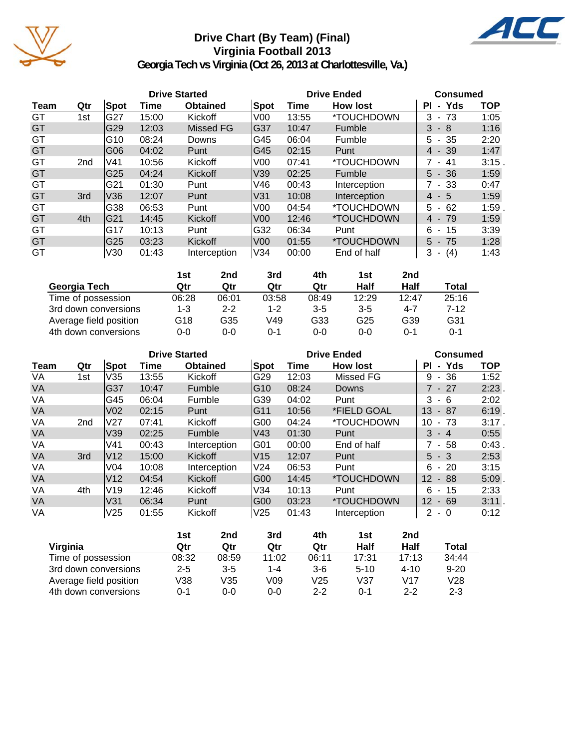# Drive Chart (By Team) (Final)
## Virginia Football 2013
### Georgia Tech vs Virginia (Oct 26, 2013 at Charlottesville, Va.)

| | | Drive Started | | | Drive Ended | | | Consumed | |
|---|---|---|---|---|---|---|---|---|---|
| **Team** | **Qtr** | **Spot** | **Time** | **Obtained** | **Spot** | **Time** | **How lost** | **Pl - Yds** | **TOP** |
| GT | 1st | G27 | 15:00 | Kickoff | V00 | 13:55 | *TOUCHDOWN | 3 - 73 | 1:05 |
| GT | | G29 | 12:03 | Missed FG | G37 | 10:47 | Fumble | 3 - 8 | 1:16 |
| GT | | G10 | 08:24 | Downs | G45 | 06:04 | Fumble | 5 - 35 | 2:20 |
| GT | | G06 | 04:02 | Punt | G45 | 02:15 | Punt | 4 - 39 | 1:47 |
| GT | 2nd | V41 | 10:56 | Kickoff | V00 | 07:41 | *TOUCHDOWN | 7 - 41 | 3:15 . |
| GT | | G25 | 04:24 | Kickoff | V39 | 02:25 | Fumble | 5 - 36 | 1:59 |
| GT | | G21 | 01:30 | Punt | V46 | 00:43 | Interception | 7 - 33 | 0:47 |
| GT | 3rd | V36 | 12:07 | Punt | V31 | 10:08 | Interception | 4 - 5 | 1:59 |
| GT | | G38 | 06:53 | Punt | V00 | 04:54 | *TOUCHDOWN | 5 - 62 | 1:59 . |
| GT | 4th | G21 | 14:45 | Kickoff | V00 | 12:46 | *TOUCHDOWN | 4 - 79 | 1:59 |
| GT | | G17 | 10:13 | Punt | G32 | 06:34 | Punt | 6 - 15 | 3:39 |
| GT | | G25 | 03:23 | Kickoff | V00 | 01:55 | *TOUCHDOWN | 5 - 75 | 1:28 |
| GT | | V30 | 01:43 | Interception | V34 | 00:00 | End of half | 3 - (4) | 1:43 |

| Georgia Tech | 1st Qtr | 2nd Qtr | 3rd Qtr | 4th Qtr | 1st Half | 2nd Half | Total |
|---|---|---|---|---|---|---|---|
| Time of possession | 06:28 | 06:01 | 03:58 | 08:49 | 12:29 | 12:47 | 25:16 |
| 3rd down conversions | 1-3 | 2-2 | 1-2 | 3-5 | 3-5 | 4-7 | 7-12 |
| Average field position | G18 | G35 | V49 | G33 | G25 | G39 | G31 |
| 4th down conversions | 0-0 | 0-0 | 0-1 | 0-0 | 0-0 | 0-1 | 0-1 |

| | | Drive Started | | | Drive Ended | | | Consumed | |
|---|---|---|---|---|---|---|---|---|---|
| **Team** | **Qtr** | **Spot** | **Time** | **Obtained** | **Spot** | **Time** | **How lost** | **Pl - Yds** | **TOP** |
| VA | 1st | V35 | 13:55 | Kickoff | G29 | 12:03 | Missed FG | 9 - 36 | 1:52 |
| VA | | G37 | 10:47 | Fumble | G10 | 08:24 | Downs | 7 - 27 | 2:23 . |
| VA | | G45 | 06:04 | Fumble | G39 | 04:02 | Punt | 3 - 6 | 2:02 |
| VA | | V02 | 02:15 | Punt | G11 | 10:56 | *FIELD GOAL | 13 - 87 | 6:19 . |
| VA | 2nd | V27 | 07:41 | Kickoff | G00 | 04:24 | *TOUCHDOWN | 10 - 73 | 3:17 . |
| VA | | V39 | 02:25 | Fumble | V43 | 01:30 | Punt | 3 - 4 | 0:55 |
| VA | | V41 | 00:43 | Interception | G01 | 00:00 | End of half | 7 - 58 | 0:43 . |
| VA | 3rd | V12 | 15:00 | Kickoff | V15 | 12:07 | Punt | 5 - 3 | 2:53 |
| VA | | V04 | 10:08 | Interception | V24 | 06:53 | Punt | 6 - 20 | 3:15 |
| VA | | V12 | 04:54 | Kickoff | G00 | 14:45 | *TOUCHDOWN | 12 - 88 | 5:09 . |
| VA | 4th | V19 | 12:46 | Kickoff | V34 | 10:13 | Punt | 6 - 15 | 2:33 |
| VA | | V31 | 06:34 | Punt | G00 | 03:23 | *TOUCHDOWN | 12 - 69 | 3:11 . |
| VA | | V25 | 01:55 | Kickoff | V25 | 01:43 | Interception | 2 - 0 | 0:12 |

| Virginia | 1st Qtr | 2nd Qtr | 3rd Qtr | 4th Qtr | 1st Half | 2nd Half | Total |
|---|---|---|---|---|---|---|---|
| Time of possession | 08:32 | 08:59 | 11:02 | 06:11 | 17:31 | 17:13 | 34:44 |
| 3rd down conversions | 2-5 | 3-5 | 1-4 | 3-6 | 5-10 | 4-10 | 9-20 |
| Average field position | V38 | V35 | V09 | V25 | V37 | V17 | V28 |
| 4th down conversions | 0-1 | 0-0 | 0-0 | 2-2 | 0-1 | 2-2 | 2-3 |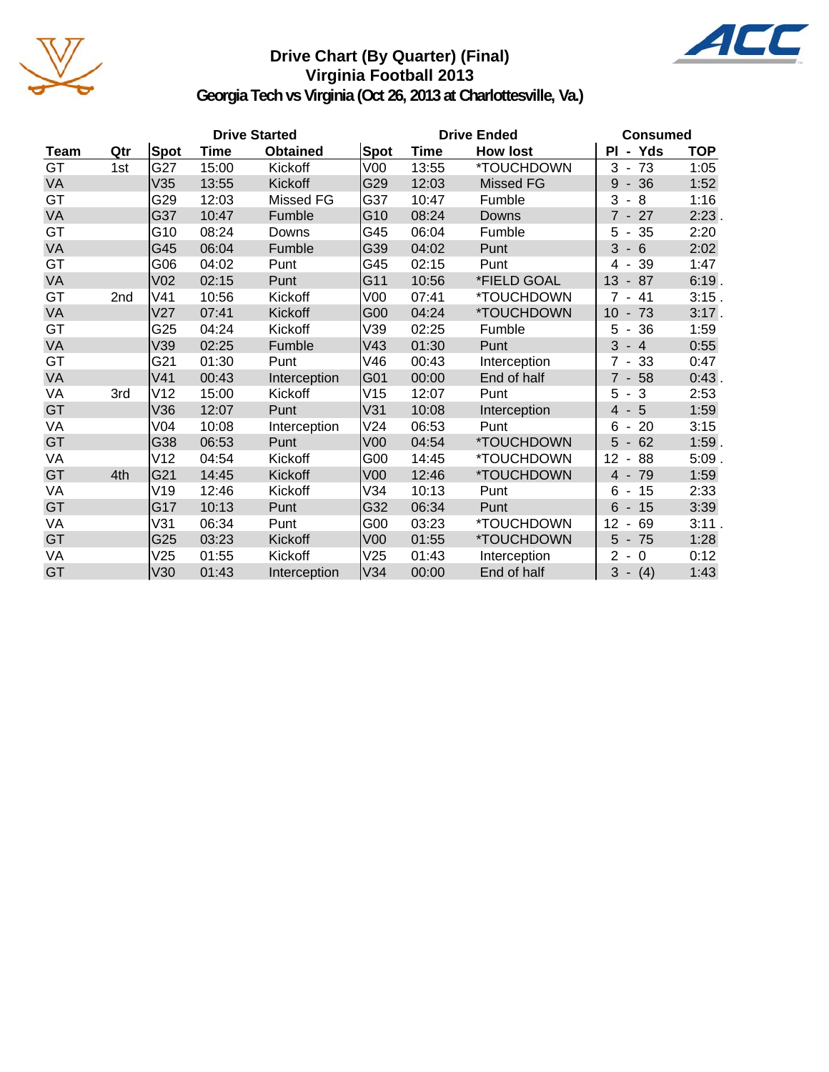# Drive Chart (By Quarter) (Final)
## Virginia Football 2013
### Georgia Tech vs Virginia (Oct 26, 2013 at Charlottesville, Va.)

| | | Drive Started | | | Drive Ended | | | Consumed | |
|---|---|---|---|---|---|---|---|---|---|
| Team | Qtr | Spot | Time | Obtained | Spot | Time | How lost | Pl - Yds | TOP |
| GT | 1st | G27 | 15:00 | Kickoff | V00 | 13:55 | *TOUCHDOWN | 3 - 73 | 1:05 |
| VA | | V35 | 13:55 | Kickoff | G29 | 12:03 | Missed FG | 9 - 36 | 1:52 |
| GT | | G29 | 12:03 | Missed FG | G37 | 10:47 | Fumble | 3 - 8 | 1:16 |
| VA | | G37 | 10:47 | Fumble | G10 | 08:24 | Downs | 7 - 27 | 2:23 . |
| GT | | G10 | 08:24 | Downs | G45 | 06:04 | Fumble | 5 - 35 | 2:20 |
| VA | | G45 | 06:04 | Fumble | G39 | 04:02 | Punt | 3 - 6 | 2:02 |
| GT | | G06 | 04:02 | Punt | G45 | 02:15 | Punt | 4 - 39 | 1:47 |
| VA | | V02 | 02:15 | Punt | G11 | 10:56 | *FIELD GOAL | 13 - 87 | 6:19 . |
| GT | 2nd | V41 | 10:56 | Kickoff | V00 | 07:41 | *TOUCHDOWN | 7 - 41 | 3:15 . |
| VA | | V27 | 07:41 | Kickoff | G00 | 04:24 | *TOUCHDOWN | 10 - 73 | 3:17 . |
| GT | | G25 | 04:24 | Kickoff | V39 | 02:25 | Fumble | 5 - 36 | 1:59 |
| VA | | V39 | 02:25 | Fumble | V43 | 01:30 | Punt | 3 - 4 | 0:55 |
| GT | | G21 | 01:30 | Punt | V46 | 00:43 | Interception | 7 - 33 | 0:47 |
| VA | | V41 | 00:43 | Interception | G01 | 00:00 | End of half | 7 - 58 | 0:43 . |
| VA | 3rd | V12 | 15:00 | Kickoff | V15 | 12:07 | Punt | 5 - 3 | 2:53 |
| GT | | V36 | 12:07 | Punt | V31 | 10:08 | Interception | 4 - 5 | 1:59 |
| VA | | V04 | 10:08 | Interception | V24 | 06:53 | Punt | 6 - 20 | 3:15 |
| GT | | G38 | 06:53 | Punt | V00 | 04:54 | *TOUCHDOWN | 5 - 62 | 1:59 . |
| VA | | V12 | 04:54 | Kickoff | G00 | 14:45 | *TOUCHDOWN | 12 - 88 | 5:09 . |
| GT | 4th | G21 | 14:45 | Kickoff | V00 | 12:46 | *TOUCHDOWN | 4 - 79 | 1:59 |
| VA | | V19 | 12:46 | Kickoff | V34 | 10:13 | Punt | 6 - 15 | 2:33 |
| GT | | G17 | 10:13 | Punt | G32 | 06:34 | Punt | 6 - 15 | 3:39 |
| VA | | V31 | 06:34 | Punt | G00 | 03:23 | *TOUCHDOWN | 12 - 69 | 3:11 . |
| GT | | G25 | 03:23 | Kickoff | V00 | 01:55 | *TOUCHDOWN | 5 - 75 | 1:28 |
| VA | | V25 | 01:55 | Kickoff | V25 | 01:43 | Interception | 2 - 0 | 0:12 |
| GT | | V30 | 01:43 | Interception | V34 | 00:00 | End of half | 3 - (4) | 1:43 |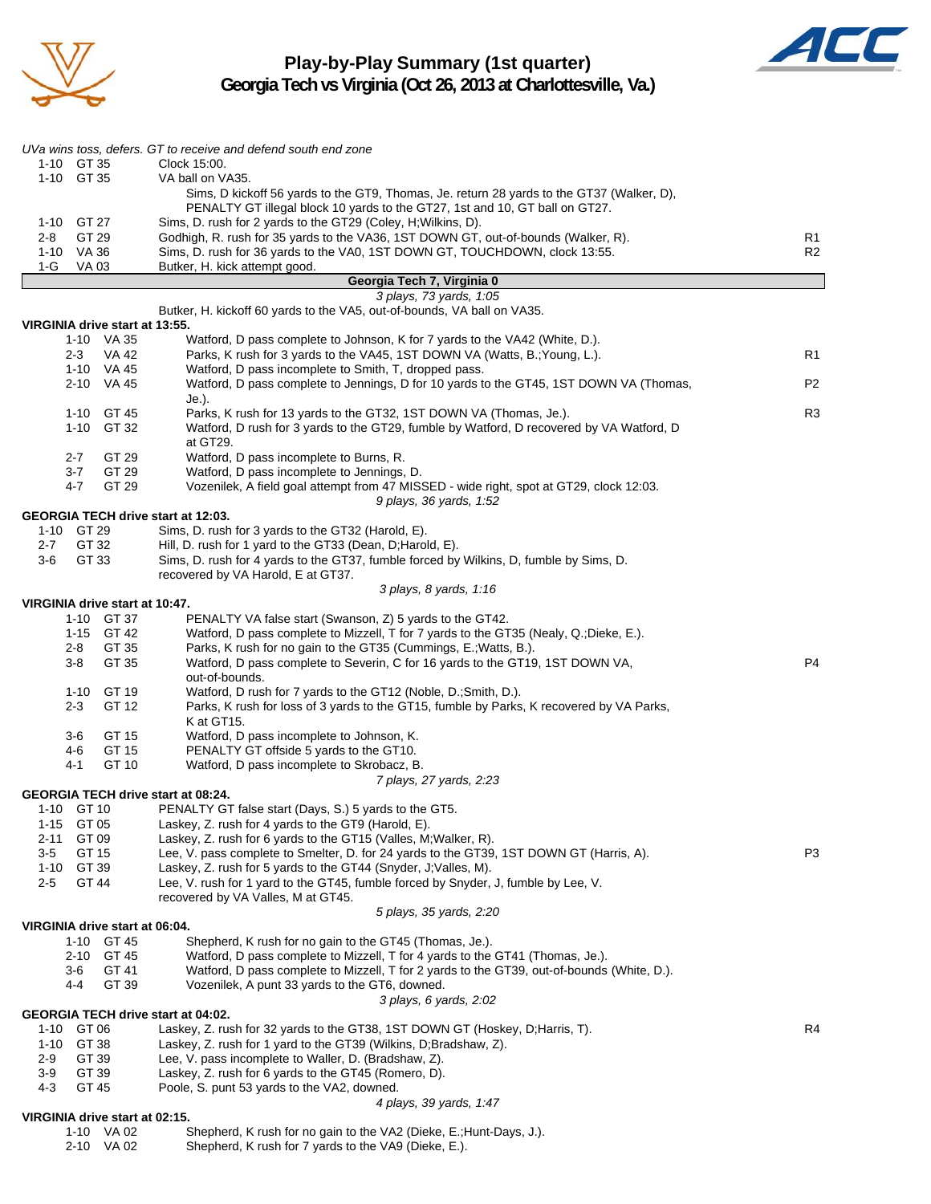# Play-by-Play Summary (1st quarter)
## Georgia Tech vs Virginia (Oct 26, 2013 at Charlottesville, Va.)

*UVa wins toss, defers. GT to receive and defend south end zone*

| Down | Spot | Play | |
|---|---|---|---|
| 1-10 | GT 35 | Clock 15:00. | |
| 1-10 | GT 35 | VA ball on VA35. | |
| | | Sims, D kickoff 56 yards to the GT9, Thomas, Je. return 28 yards to the GT37 (Walker, D), PENALTY GT illegal block 10 yards to the GT27, 1st and 10, GT ball on GT27. | |
| 1-10 | GT 27 | Sims, D. rush for 2 yards to the GT29 (Coley, H;Wilkins, D). | |
| 2-8 | GT 29 | Godhigh, R. rush for 35 yards to the VA36, 1ST DOWN GT, out-of-bounds (Walker, R). | R1 |
| 1-10 | VA 36 | Sims, D. rush for 36 yards to the VA0, 1ST DOWN GT, TOUCHDOWN, clock 13:55. | R2 |
| 1-G | VA 03 | Butker, H. kick attempt good. | |

**Georgia Tech 7, Virginia 0**

*3 plays, 73 yards, 1:05*

Butker, H. kickoff 60 yards to the VA5, out-of-bounds, VA ball on VA35.

**VIRGINIA drive start at 13:55.**

| Down | Spot | Play | |
|---|---|---|---|
| 1-10 | VA 35 | Watford, D pass complete to Johnson, K for 7 yards to the VA42 (White, D.). | |
| 2-3 | VA 42 | Parks, K rush for 3 yards to the VA45, 1ST DOWN VA (Watts, B.;Young, L.). | R1 |
| 1-10 | VA 45 | Watford, D pass incomplete to Smith, T, dropped pass. | |
| 2-10 | VA 45 | Watford, D pass complete to Jennings, D for 10 yards to the GT45, 1ST DOWN VA (Thomas, Je.). | P2 |
| 1-10 | GT 45 | Parks, K rush for 13 yards to the GT32, 1ST DOWN VA (Thomas, Je.). | R3 |
| 1-10 | GT 32 | Watford, D rush for 3 yards to the GT29, fumble by Watford, D recovered by VA Watford, D at GT29. | |
| 2-7 | GT 29 | Watford, D pass incomplete to Burns, R. | |
| 3-7 | GT 29 | Watford, D pass incomplete to Jennings, D. | |
| 4-7 | GT 29 | Vozenilek, A field goal attempt from 47 MISSED - wide right, spot at GT29, clock 12:03. | |

*9 plays, 36 yards, 1:52*

**GEORGIA TECH drive start at 12:03.**

| Down | Spot | Play | |
|---|---|---|---|
| 1-10 | GT 29 | Sims, D. rush for 3 yards to the GT32 (Harold, E). | |
| 2-7 | GT 32 | Hill, D. rush for 1 yard to the GT33 (Dean, D;Harold, E). | |
| 3-6 | GT 33 | Sims, D. rush for 4 yards to the GT37, fumble forced by Wilkins, D, fumble by Sims, D. recovered by VA Harold, E at GT37. | |

*3 plays, 8 yards, 1:16*

**VIRGINIA drive start at 10:47.**

| Down | Spot | Play | |
|---|---|---|---|
| 1-10 | GT 37 | PENALTY VA false start (Swanson, Z) 5 yards to the GT42. | |
| 1-15 | GT 42 | Watford, D pass complete to Mizzell, T for 7 yards to the GT35 (Nealy, Q.;Dieke, E.). | |
| 2-8 | GT 35 | Parks, K rush for no gain to the GT35 (Cummings, E.;Watts, B.). | |
| 3-8 | GT 35 | Watford, D pass complete to Severin, C for 16 yards to the GT19, 1ST DOWN VA, out-of-bounds. | P4 |
| 1-10 | GT 19 | Watford, D rush for 7 yards to the GT12 (Noble, D.;Smith, D.). | |
| 2-3 | GT 12 | Parks, K rush for loss of 3 yards to the GT15, fumble by Parks, K recovered by VA Parks, K at GT15. | |
| 3-6 | GT 15 | Watford, D pass incomplete to Johnson, K. | |
| 4-6 | GT 15 | PENALTY GT offside 5 yards to the GT10. | |
| 4-1 | GT 10 | Watford, D pass incomplete to Skrobacz, B. | |

*7 plays, 27 yards, 2:23*

**GEORGIA TECH drive start at 08:24.**

| Down | Spot | Play | |
|---|---|---|---|
| 1-10 | GT 10 | PENALTY GT false start (Days, S.) 5 yards to the GT5. | |
| 1-15 | GT 05 | Laskey, Z. rush for 4 yards to the GT9 (Harold, E). | |
| 2-11 | GT 09 | Laskey, Z. rush for 6 yards to the GT15 (Valles, M;Walker, R). | |
| 3-5 | GT 15 | Lee, V. pass complete to Smelter, D. for 24 yards to the GT39, 1ST DOWN GT (Harris, A). | P3 |
| 1-10 | GT 39 | Laskey, Z. rush for 5 yards to the GT44 (Snyder, J;Valles, M). | |
| 2-5 | GT 44 | Lee, V. rush for 1 yard to the GT45, fumble forced by Snyder, J, fumble by Lee, V. recovered by VA Valles, M at GT45. | |

*5 plays, 35 yards, 2:20*

**VIRGINIA drive start at 06:04.**

| Down | Spot | Play | |
|---|---|---|---|
| 1-10 | GT 45 | Shepherd, K rush for no gain to the GT45 (Thomas, Je.). | |
| 2-10 | GT 45 | Watford, D pass complete to Mizzell, T for 4 yards to the GT41 (Thomas, Je.). | |
| 3-6 | GT 41 | Watford, D pass complete to Mizzell, T for 2 yards to the GT39, out-of-bounds (White, D.). | |
| 4-4 | GT 39 | Vozenilek, A punt 33 yards to the GT6, downed. | |

*3 plays, 6 yards, 2:02*

**GEORGIA TECH drive start at 04:02.**

| Down | Spot | Play | |
|---|---|---|---|
| 1-10 | GT 06 | Laskey, Z. rush for 32 yards to the GT38, 1ST DOWN GT (Hoskey, D;Harris, T). | R4 |
| 1-10 | GT 38 | Laskey, Z. rush for 1 yard to the GT39 (Wilkins, D;Bradshaw, Z). | |
| 2-9 | GT 39 | Lee, V. pass incomplete to Waller, D. (Bradshaw, Z). | |
| 3-9 | GT 39 | Laskey, Z. rush for 6 yards to the GT45 (Romero, D). | |
| 4-3 | GT 45 | Poole, S. punt 53 yards to the VA2, downed. | |

*4 plays, 39 yards, 1:47*

**VIRGINIA drive start at 02:15.**

| Down | Spot | Play | |
|---|---|---|---|
| 1-10 | VA 02 | Shepherd, K rush for no gain to the VA2 (Dieke, E.;Hunt-Days, J.). | |
| 2-10 | VA 02 | Shepherd, K rush for 7 yards to the VA9 (Dieke, E.). | |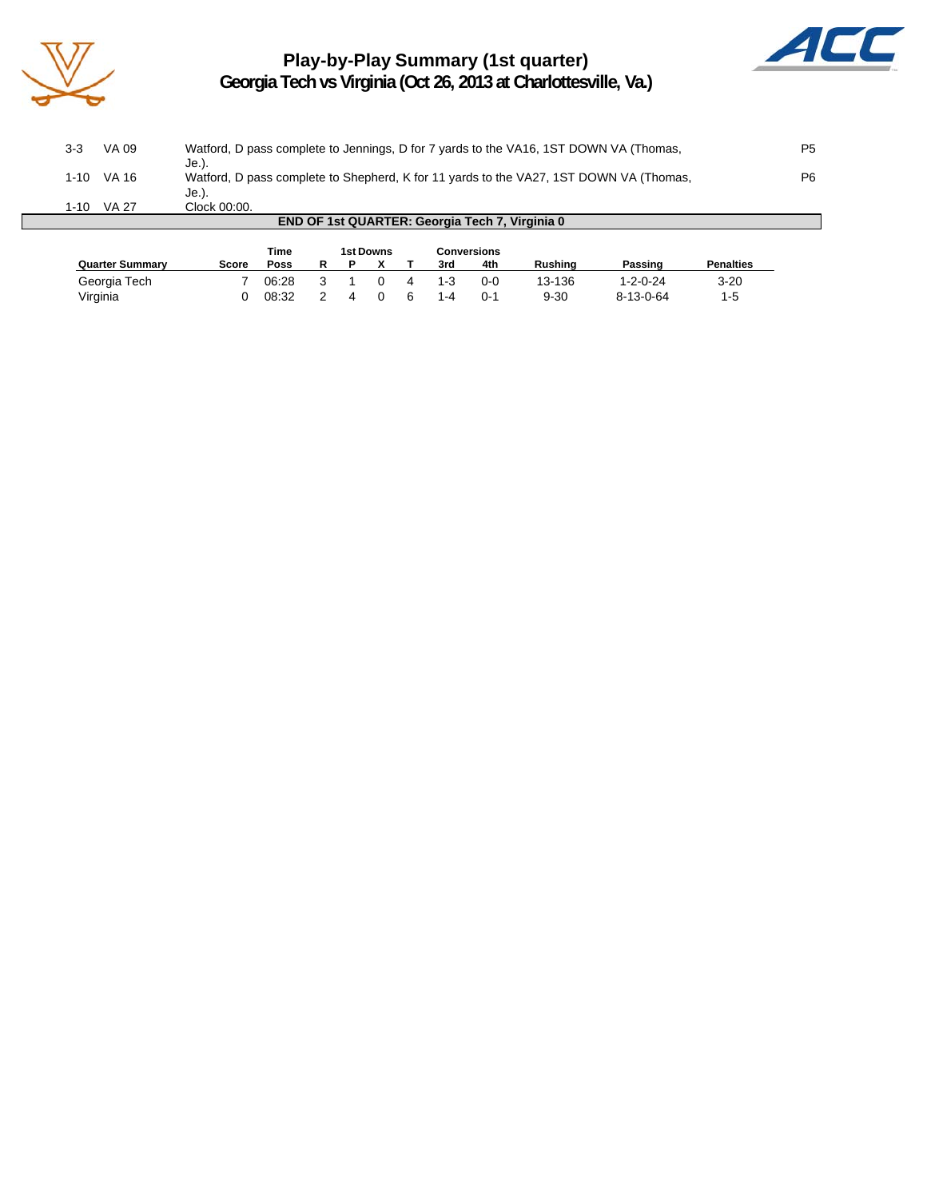# Play-by-Play Summary (1st quarter)

## Georgia Tech vs Virginia (Oct 26, 2013 at Charlottesville, Va.)

| | | | |
|---|---|---|---|
| 3-3 | VA 09 | Watford, D pass complete to Jennings, D for 7 yards to the VA16, 1ST DOWN VA (Thomas, Je.). | P5 |
| 1-10 | VA 16 | Watford, D pass complete to Shepherd, K for 11 yards to the VA27, 1ST DOWN VA (Thomas, Je.). | P6 |
| 1-10 | VA 27 | Clock 00:00. | |

**END OF 1st QUARTER: Georgia Tech 7, Virginia 0**

| Quarter Summary | Score | Time Poss | 1st Downs R | P | X | T | Conversions 3rd | 4th | Rushing | Passing | Penalties |
|---|---|---|---|---|---|---|---|---|---|---|---|
| Georgia Tech | 7 | 06:28 | 3 | 1 | 0 | 4 | 1-3 | 0-0 | 13-136 | 1-2-0-24 | 3-20 |
| Virginia | 0 | 08:32 | 2 | 4 | 0 | 6 | 1-4 | 0-1 | 9-30 | 8-13-0-64 | 1-5 |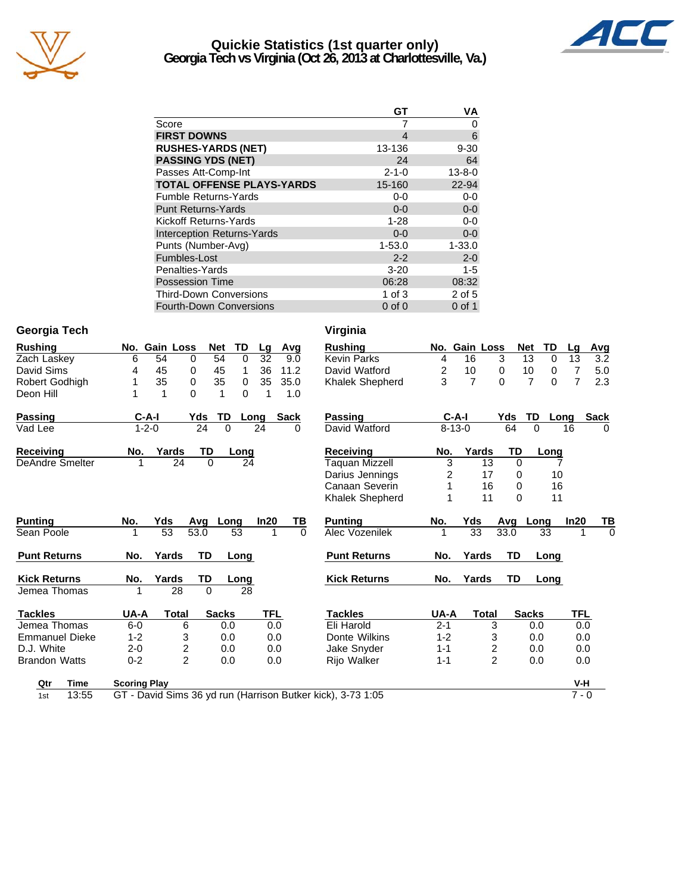# Quickie Statistics (1st quarter only)
## Georgia Tech vs Virginia (Oct 26, 2013 at Charlottesville, Va.)

| | GT | VA |
|---|---|---|
| Score | 7 | 0 |
| **FIRST DOWNS** | 4 | 6 |
| **RUSHES-YARDS (NET)** | 13-136 | 9-30 |
| **PASSING YDS (NET)** | 24 | 64 |
| Passes Att-Comp-Int | 2-1-0 | 13-8-0 |
| **TOTAL OFFENSE PLAYS-YARDS** | 15-160 | 22-94 |
| Fumble Returns-Yards | 0-0 | 0-0 |
| Punt Returns-Yards | 0-0 | 0-0 |
| Kickoff Returns-Yards | 1-28 | 0-0 |
| Interception Returns-Yards | 0-0 | 0-0 |
| Punts (Number-Avg) | 1-53.0 | 1-33.0 |
| Fumbles-Lost | 2-2 | 2-0 |
| Penalties-Yards | 3-20 | 1-5 |
| Possession Time | 06:28 | 08:32 |
| Third-Down Conversions | 1 of 3 | 2 of 5 |
| Fourth-Down Conversions | 0 of 0 | 0 of 1 |

## Georgia Tech

| Rushing | No. | Gain | Loss | Net | TD | Lg | Avg |
|---|---|---|---|---|---|---|---|
| Zach Laskey | 6 | 54 | 0 | 54 | 0 | 32 | 9.0 |
| David Sims | 4 | 45 | 0 | 45 | 1 | 36 | 11.2 |
| Robert Godhigh | 1 | 35 | 0 | 35 | 0 | 35 | 35.0 |
| Deon Hill | 1 | 1 | 0 | 1 | 0 | 1 | 1.0 |

| Passing | C-A-I | Yds | TD | Long | Sack |
|---|---|---|---|---|---|
| Vad Lee | 1-2-0 | 24 | 0 | 24 | 0 |

| Receiving | No. | Yards | TD | Long |
|---|---|---|---|---|
| DeAndre Smelter | 1 | 24 | 0 | 24 |

| Punting | No. | Yds | Avg | Long | In20 | TB |
|---|---|---|---|---|---|---|
| Sean Poole | 1 | 53 | 53.0 | 53 | 1 | 0 |

| Punt Returns | No. | Yards | TD | Long |
|---|---|---|---|---|

| Kick Returns | No. | Yards | TD | Long |
|---|---|---|---|---|
| Jemea Thomas | 1 | 28 | 0 | 28 |

| Tackles | UA-A | Total | Sacks | TFL |
|---|---|---|---|---|
| Jemea Thomas | 6-0 | 6 | 0.0 | 0.0 |
| Emmanuel Dieke | 1-2 | 3 | 0.0 | 0.0 |
| D.J. White | 2-0 | 2 | 0.0 | 0.0 |
| Brandon Watts | 0-2 | 2 | 0.0 | 0.0 |

## Virginia

| Rushing | No. | Gain | Loss | Net | TD | Lg | Avg |
|---|---|---|---|---|---|---|---|
| Kevin Parks | 4 | 16 | 3 | 13 | 0 | 13 | 3.2 |
| David Watford | 2 | 10 | 0 | 10 | 0 | 7 | 5.0 |
| Khalek Shepherd | 3 | 7 | 0 | 7 | 0 | 7 | 2.3 |

| Passing | C-A-I | Yds | TD | Long | Sack |
|---|---|---|---|---|---|
| David Watford | 8-13-0 | 64 | 0 | 16 | 0 |

| Receiving | No. | Yards | TD | Long |
|---|---|---|---|---|
| Taquan Mizzell | 3 | 13 | 0 | 7 |
| Darius Jennings | 2 | 17 | 0 | 10 |
| Canaan Severin | 1 | 16 | 0 | 16 |
| Khalek Shepherd | 1 | 11 | 0 | 11 |

| Punting | No. | Yds | Avg | Long | In20 | TB |
|---|---|---|---|---|---|---|
| Alec Vozenilek | 1 | 33 | 33.0 | 33 | 1 | 0 |

| Punt Returns | No. | Yards | TD | Long |
|---|---|---|---|---|

| Kick Returns | No. | Yards | TD | Long |
|---|---|---|---|---|

| Tackles | UA-A | Total | Sacks | TFL |
|---|---|---|---|---|
| Eli Harold | 2-1 | 3 | 0.0 | 0.0 |
| Donte Wilkins | 1-2 | 3 | 0.0 | 0.0 |
| Jake Snyder | 1-1 | 2 | 0.0 | 0.0 |
| Rijo Walker | 1-1 | 2 | 0.0 | 0.0 |

## Scoring

| Qtr | Time | Scoring Play | V-H |
|---|---|---|---|
| 1st | 13:55 | GT - David Sims 36 yd run (Harrison Butker kick), 3-73 1:05 | 7 - 0 |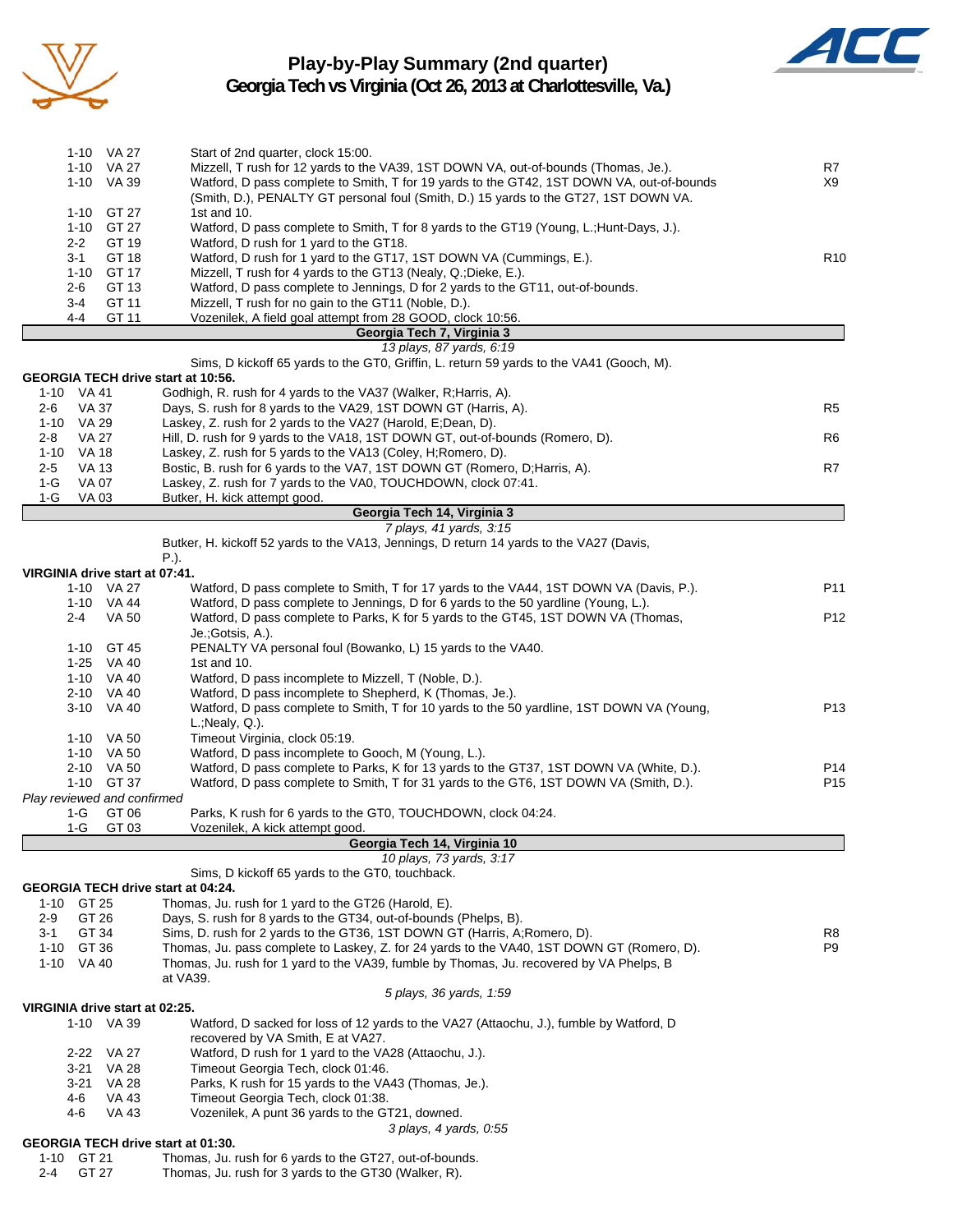# Play-by-Play Summary (2nd quarter)
## Georgia Tech vs Virginia (Oct 26, 2013 at Charlottesville, Va.)

| Down | Spot | Play | |
|---|---|---|---|
| 1-10 | VA 27 | Start of 2nd quarter, clock 15:00. | |
| 1-10 | VA 27 | Mizzell, T rush for 12 yards to the VA39, 1ST DOWN VA, out-of-bounds (Thomas, Je.). | R7 |
| 1-10 | VA 39 | Watford, D pass complete to Smith, T for 19 yards to the GT42, 1ST DOWN VA, out-of-bounds (Smith, D.), PENALTY GT personal foul (Smith, D.) 15 yards to the GT27, 1ST DOWN VA. | X9 |
| 1-10 | GT 27 | 1st and 10. | |
| 1-10 | GT 27 | Watford, D pass complete to Smith, T for 8 yards to the GT19 (Young, L.;Hunt-Days, J.). | |
| 2-2 | GT 19 | Watford, D rush for 1 yard to the GT18. | |
| 3-1 | GT 18 | Watford, D rush for 1 yard to the GT17, 1ST DOWN VA (Cummings, E.). | R10 |
| 1-10 | GT 17 | Mizzell, T rush for 4 yards to the GT13 (Nealy, Q.;Dieke, E.). | |
| 2-6 | GT 13 | Watford, D pass complete to Jennings, D for 2 yards to the GT11, out-of-bounds. | |
| 3-4 | GT 11 | Mizzell, T rush for no gain to the GT11 (Noble, D.). | |
| 4-4 | GT 11 | Vozenilek, A field goal attempt from 28 GOOD, clock 10:56. | |

**Georgia Tech 7, Virginia 3**

*13 plays, 87 yards, 6:19*

Sims, D kickoff 65 yards to the GT0, Griffin, L. return 59 yards to the VA41 (Gooch, M).

**GEORGIA TECH drive start at 10:56.**

| Down | Spot | Play | |
|---|---|---|---|
| 1-10 | VA 41 | Godhigh, R. rush for 4 yards to the VA37 (Walker, R;Harris, A). | |
| 2-6 | VA 37 | Days, S. rush for 8 yards to the VA29, 1ST DOWN GT (Harris, A). | R5 |
| 1-10 | VA 29 | Laskey, Z. rush for 2 yards to the VA27 (Harold, E;Dean, D). | |
| 2-8 | VA 27 | Hill, D. rush for 9 yards to the VA18, 1ST DOWN GT, out-of-bounds (Romero, D). | R6 |
| 1-10 | VA 18 | Laskey, Z. rush for 5 yards to the VA13 (Coley, H;Romero, D). | |
| 2-5 | VA 13 | Bostic, B. rush for 6 yards to the VA7, 1ST DOWN GT (Romero, D;Harris, A). | R7 |
| 1-G | VA 07 | Laskey, Z. rush for 7 yards to the VA0, TOUCHDOWN, clock 07:41. | |
| 1-G | VA 03 | Butker, H. kick attempt good. | |

**Georgia Tech 14, Virginia 3**

*7 plays, 41 yards, 3:15*

Butker, H. kickoff 52 yards to the VA13, Jennings, D return 14 yards to the VA27 (Davis, P.).

**VIRGINIA drive start at 07:41.**

| Down | Spot | Play | |
|---|---|---|---|
| 1-10 | VA 27 | Watford, D pass complete to Smith, T for 17 yards to the VA44, 1ST DOWN VA (Davis, P.). | P11 |
| 1-10 | VA 44 | Watford, D pass complete to Jennings, D for 6 yards to the 50 yardline (Young, L.). | |
| 2-4 | VA 50 | Watford, D pass complete to Parks, K for 5 yards to the GT45, 1ST DOWN VA (Thomas, Je.;Gotsis, A.). | P12 |
| 1-10 | GT 45 | PENALTY VA personal foul (Bowanko, L) 15 yards to the VA40. | |
| 1-25 | VA 40 | 1st and 10. | |
| 1-10 | VA 40 | Watford, D pass incomplete to Mizzell, T (Noble, D.). | |
| 2-10 | VA 40 | Watford, D pass incomplete to Shepherd, K (Thomas, Je.). | |
| 3-10 | VA 40 | Watford, D pass complete to Smith, T for 10 yards to the 50 yardline, 1ST DOWN VA (Young, L.;Nealy, Q.). | P13 |
| 1-10 | VA 50 | Timeout Virginia, clock 05:19. | |
| 1-10 | VA 50 | Watford, D pass incomplete to Gooch, M (Young, L.). | |
| 2-10 | VA 50 | Watford, D pass complete to Parks, K for 13 yards to the GT37, 1ST DOWN VA (White, D.). | P14 |
| 1-10 | GT 37 | Watford, D pass complete to Smith, T for 31 yards to the GT6, 1ST DOWN VA (Smith, D.). | P15 |

*Play reviewed and confirmed*

| Down | Spot | Play | |
|---|---|---|---|
| 1-G | GT 06 | Parks, K rush for 6 yards to the GT0, TOUCHDOWN, clock 04:24. | |
| 1-G | GT 03 | Vozenilek, A kick attempt good. | |

**Georgia Tech 14, Virginia 10**

*10 plays, 73 yards, 3:17*

Sims, D kickoff 65 yards to the GT0, touchback.

**GEORGIA TECH drive start at 04:24.**

| Down | Spot | Play | |
|---|---|---|---|
| 1-10 | GT 25 | Thomas, Ju. rush for 1 yard to the GT26 (Harold, E). | |
| 2-9 | GT 26 | Days, S. rush for 8 yards to the GT34, out-of-bounds (Phelps, B). | |
| 3-1 | GT 34 | Sims, D. rush for 2 yards to the GT36, 1ST DOWN GT (Harris, A;Romero, D). | R8 |
| 1-10 | GT 36 | Thomas, Ju. pass complete to Laskey, Z. for 24 yards to the VA40, 1ST DOWN GT (Romero, D). | P9 |
| 1-10 | VA 40 | Thomas, Ju. rush for 1 yard to the VA39, fumble by Thomas, Ju. recovered by VA Phelps, B at VA39. | |

*5 plays, 36 yards, 1:59*

**VIRGINIA drive start at 02:25.**

| Down | Spot | Play | |
|---|---|---|---|
| 1-10 | VA 39 | Watford, D sacked for loss of 12 yards to the VA27 (Attaochu, J.), fumble by Watford, D recovered by VA Smith, E at VA27. | |
| 2-22 | VA 27 | Watford, D rush for 1 yard to the VA28 (Attaochu, J.). | |
| 3-21 | VA 28 | Timeout Georgia Tech, clock 01:46. | |
| 3-21 | VA 28 | Parks, K rush for 15 yards to the VA43 (Thomas, Je.). | |
| 4-6 | VA 43 | Timeout Georgia Tech, clock 01:38. | |
| 4-6 | VA 43 | Vozenilek, A punt 36 yards to the GT21, downed. | |

*3 plays, 4 yards, 0:55*

**GEORGIA TECH drive start at 01:30.**

| Down | Spot | Play | |
|---|---|---|---|
| 1-10 | GT 21 | Thomas, Ju. rush for 6 yards to the GT27, out-of-bounds. | |
| 2-4 | GT 27 | Thomas, Ju. rush for 3 yards to the GT30 (Walker, R). | |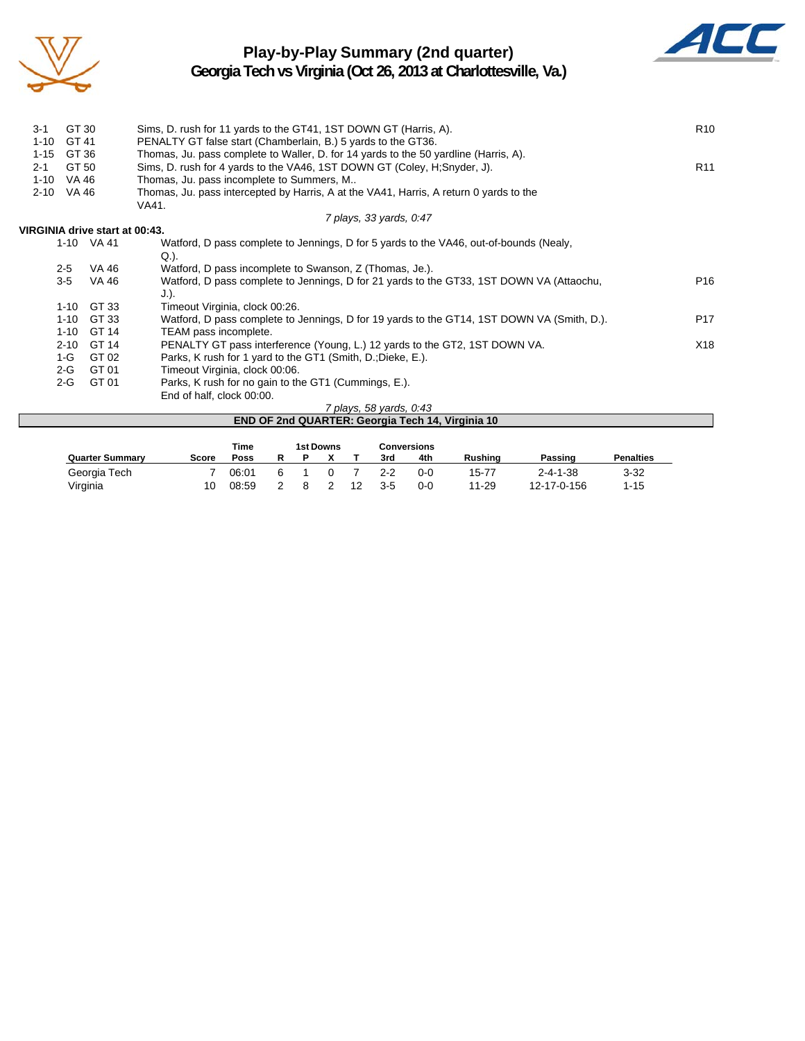# Play-by-Play Summary (2nd quarter)
## Georgia Tech vs Virginia (Oct 26, 2013 at Charlottesville, Va.)

| Down | Spot | Play | |
|---|---|---|---|
| 3-1 | GT 30 | Sims, D. rush for 11 yards to the GT41, 1ST DOWN GT (Harris, A). | R10 |
| 1-10 | GT 41 | PENALTY GT false start (Chamberlain, B.) 5 yards to the GT36. | |
| 1-15 | GT 36 | Thomas, Ju. pass complete to Waller, D. for 14 yards to the 50 yardline (Harris, A). | |
| 2-1 | GT 50 | Sims, D. rush for 4 yards to the VA46, 1ST DOWN GT (Coley, H;Snyder, J). | R11 |
| 1-10 | VA 46 | Thomas, Ju. pass incomplete to Summers, M.. | |
| 2-10 | VA 46 | Thomas, Ju. pass intercepted by Harris, A at the VA41, Harris, A return 0 yards to the VA41. | |

*7 plays, 33 yards, 0:47*

**VIRGINIA drive start at 00:43.**

| Down | Spot | Play | |
|---|---|---|---|
| 1-10 | VA 41 | Watford, D pass complete to Jennings, D for 5 yards to the VA46, out-of-bounds (Nealy, Q.). | |
| 2-5 | VA 46 | Watford, D pass incomplete to Swanson, Z (Thomas, Je.). | |
| 3-5 | VA 46 | Watford, D pass complete to Jennings, D for 21 yards to the GT33, 1ST DOWN VA (Attaochu, J.). | P16 |
| 1-10 | GT 33 | Timeout Virginia, clock 00:26. | |
| 1-10 | GT 33 | Watford, D pass complete to Jennings, D for 19 yards to the GT14, 1ST DOWN VA (Smith, D.). | P17 |
| 1-10 | GT 14 | TEAM pass incomplete. | |
| 2-10 | GT 14 | PENALTY GT pass interference (Young, L.) 12 yards to the GT2, 1ST DOWN VA. | X18 |
| 1-G | GT 02 | Parks, K rush for 1 yard to the GT1 (Smith, D.;Dieke, E.). | |
| 2-G | GT 01 | Timeout Virginia, clock 00:06. | |
| 2-G | GT 01 | Parks, K rush for no gain to the GT1 (Cummings, E.). | |
| | | End of half, clock 00:00. | |

*7 plays, 58 yards, 0:43*

**END OF 2nd QUARTER: Georgia Tech 14, Virginia 10**

| Quarter Summary | Score | Time Poss | 1st Downs R | P | X | T | Conversions 3rd | 4th | Rushing | Passing | Penalties |
|---|---|---|---|---|---|---|---|---|---|---|---|
| Georgia Tech | 7 | 06:01 | 6 | 1 | 0 | 7 | 2-2 | 0-0 | 15-77 | 2-4-1-38 | 3-32 |
| Virginia | 10 | 08:59 | 2 | 8 | 2 | 12 | 3-5 | 0-0 | 11-29 | 12-17-0-156 | 1-15 |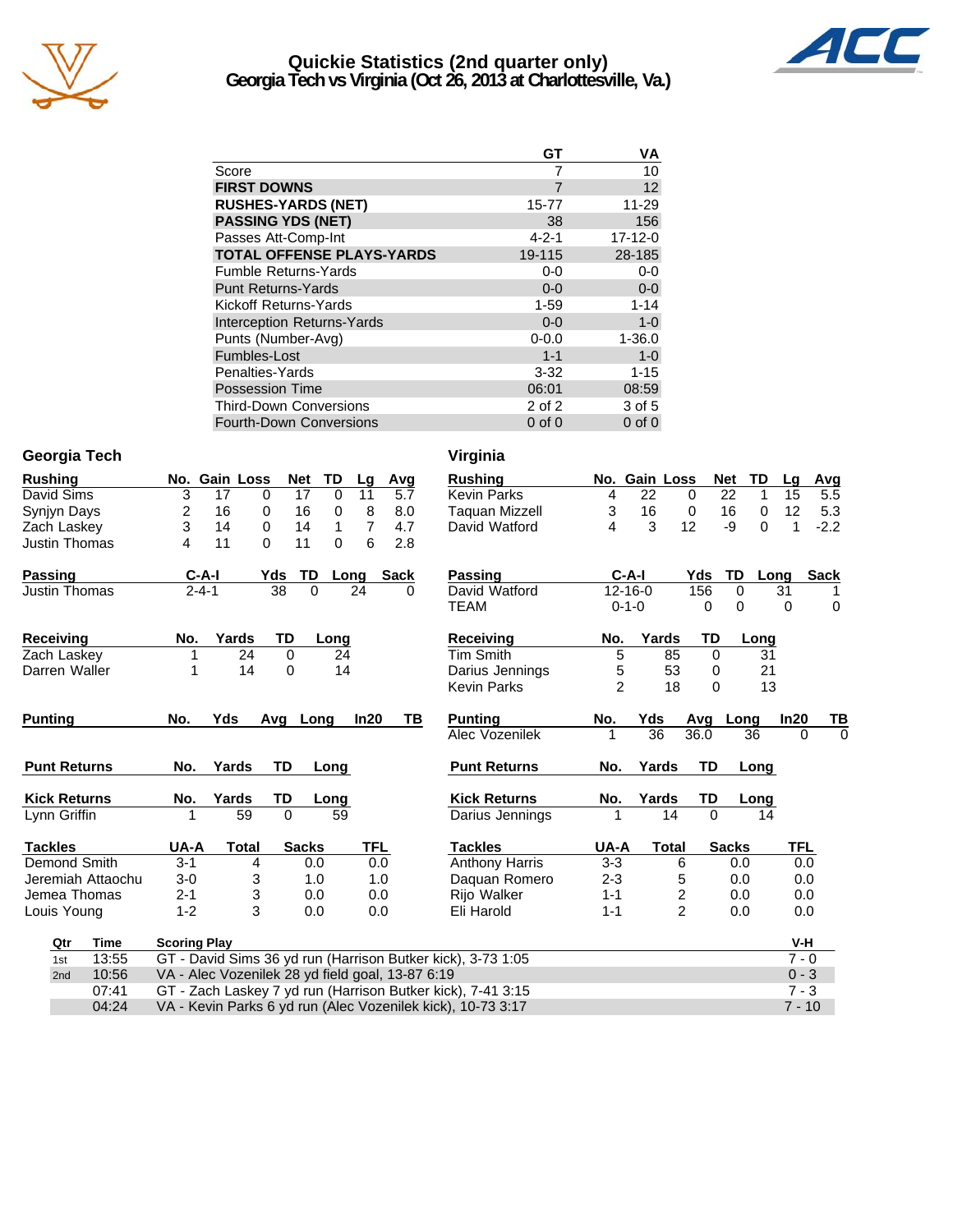# Quickie Statistics (2nd quarter only)
## Georgia Tech vs Virginia (Oct 26, 2013 at Charlottesville, Va.)

| | GT | VA |
|---|---|---|
| Score | 7 | 10 |
| **FIRST DOWNS** | 7 | 12 |
| **RUSHES-YARDS (NET)** | 15-77 | 11-29 |
| **PASSING YDS (NET)** | 38 | 156 |
| Passes Att-Comp-Int | 4-2-1 | 17-12-0 |
| **TOTAL OFFENSE PLAYS-YARDS** | 19-115 | 28-185 |
| Fumble Returns-Yards | 0-0 | 0-0 |
| Punt Returns-Yards | 0-0 | 0-0 |
| Kickoff Returns-Yards | 1-59 | 1-14 |
| Interception Returns-Yards | 0-0 | 1-0 |
| Punts (Number-Avg) | 0-0.0 | 1-36.0 |
| Fumbles-Lost | 1-1 | 1-0 |
| Penalties-Yards | 3-32 | 1-15 |
| Possession Time | 06:01 | 08:59 |
| Third-Down Conversions | 2 of 2 | 3 of 5 |
| Fourth-Down Conversions | 0 of 0 | 0 of 0 |

### Georgia Tech

| Rushing | No. | Gain | Loss | Net | TD | Lg | Avg |
|---|---|---|---|---|---|---|---|
| David Sims | 3 | 17 | 0 | 17 | 0 | 11 | 5.7 |
| Synjyn Days | 2 | 16 | 0 | 16 | 0 | 8 | 8.0 |
| Zach Laskey | 3 | 14 | 0 | 14 | 1 | 7 | 4.7 |
| Justin Thomas | 4 | 11 | 0 | 11 | 0 | 6 | 2.8 |

| Passing | C-A-I | Yds | TD | Long | Sack |
|---|---|---|---|---|---|
| Justin Thomas | 2-4-1 | 38 | 0 | 24 | 0 |

| Receiving | No. | Yards | TD | Long |
|---|---|---|---|---|
| Zach Laskey | 1 | 24 | 0 | 24 |
| Darren Waller | 1 | 14 | 0 | 14 |

| Punting | No. | Yds | Avg | Long | In20 | TB |
|---|---|---|---|---|---|---|

| Punt Returns | No. | Yards | TD | Long |
|---|---|---|---|---|

| Kick Returns | No. | Yards | TD | Long |
|---|---|---|---|---|
| Lynn Griffin | 1 | 59 | 0 | 59 |

| Tackles | UA-A | Total | Sacks | TFL |
|---|---|---|---|---|
| Demond Smith | 3-1 | 4 | 0.0 | 0.0 |
| Jeremiah Attaochu | 3-0 | 3 | 1.0 | 1.0 |
| Jemea Thomas | 2-1 | 3 | 0.0 | 0.0 |
| Louis Young | 1-2 | 3 | 0.0 | 0.0 |

### Virginia

| Rushing | No. | Gain | Loss | Net | TD | Lg | Avg |
|---|---|---|---|---|---|---|---|
| Kevin Parks | 4 | 22 | 0 | 22 | 1 | 15 | 5.5 |
| Taquan Mizzell | 3 | 16 | 0 | 16 | 0 | 12 | 5.3 |
| David Watford | 4 | 3 | 12 | -9 | 0 | 1 | -2.2 |

| Passing | C-A-I | Yds | TD | Long | Sack |
|---|---|---|---|---|---|
| David Watford | 12-16-0 | 156 | 0 | 31 | 1 |
| TEAM | 0-1-0 | 0 | 0 | 0 | 0 |

| Receiving | No. | Yards | TD | Long |
|---|---|---|---|---|
| Tim Smith | 5 | 85 | 0 | 31 |
| Darius Jennings | 5 | 53 | 0 | 21 |
| Kevin Parks | 2 | 18 | 0 | 13 |

| Punting | No. | Yds | Avg | Long | In20 | TB |
|---|---|---|---|---|---|---|
| Alec Vozenilek | 1 | 36 | 36.0 | 36 | 0 | 0 |

| Punt Returns | No. | Yards | TD | Long |
|---|---|---|---|---|

| Kick Returns | No. | Yards | TD | Long |
|---|---|---|---|---|
| Darius Jennings | 1 | 14 | 0 | 14 |

| Tackles | UA-A | Total | Sacks | TFL |
|---|---|---|---|---|
| Anthony Harris | 3-3 | 6 | 0.0 | 0.0 |
| Daquan Romero | 2-3 | 5 | 0.0 | 0.0 |
| Rijo Walker | 1-1 | 2 | 0.0 | 0.0 |
| Eli Harold | 1-1 | 2 | 0.0 | 0.0 |

| Qtr | Time | Scoring Play | V-H |
|---|---|---|---|
| 1st | 13:55 | GT - David Sims 36 yd run (Harrison Butker kick), 3-73 1:05 | 7 - 0 |
| 2nd | 10:56 | VA - Alec Vozenilek 28 yd field goal, 13-87 6:19 | 0 - 3 |
| | 07:41 | GT - Zach Laskey 7 yd run (Harrison Butker kick), 7-41 3:15 | 7 - 3 |
| | 04:24 | VA - Kevin Parks 6 yd run (Alec Vozenilek kick), 10-73 3:17 | 7 - 10 |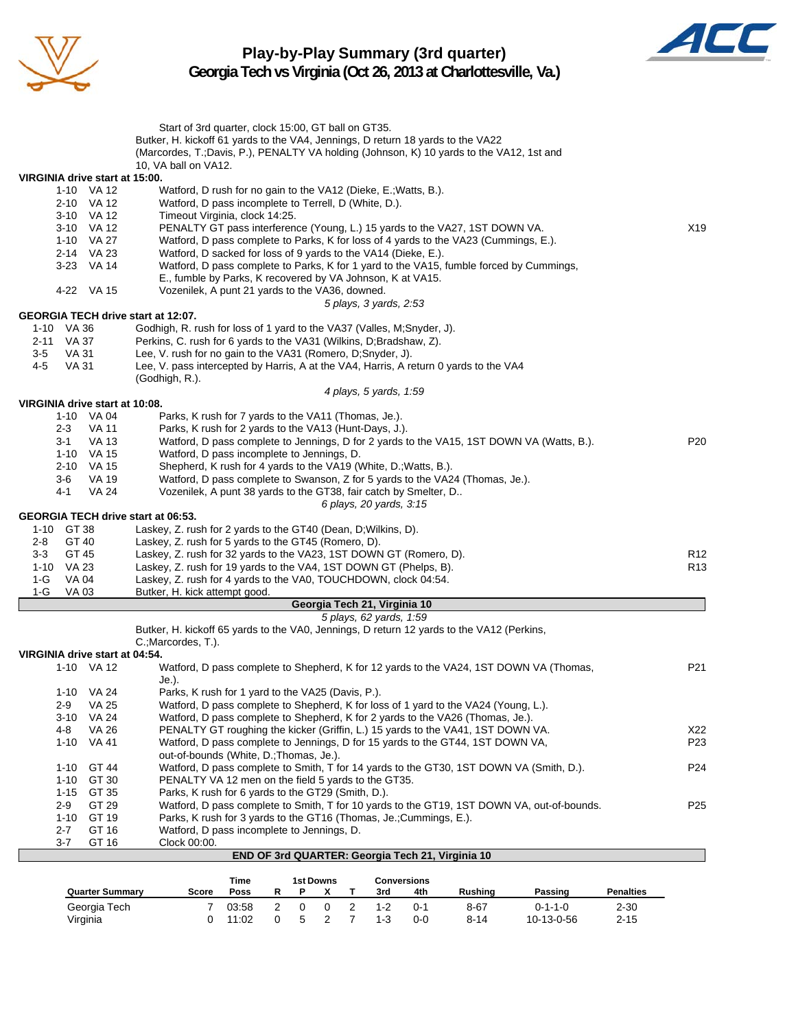# Play-by-Play Summary (3rd quarter)
## Georgia Tech vs Virginia (Oct 26, 2013 at Charlottesville, Va.)

Start of 3rd quarter, clock 15:00, GT ball on GT35.
Butker, H. kickoff 61 yards to the VA4, Jennings, D return 18 yards to the VA22 (Marcordes, T.;Davis, P.), PENALTY VA holding (Johnson, K) 10 yards to the VA12, 1st and 10, VA ball on VA12.

**VIRGINIA drive start at 15:00.**

| Down | Spot | Play | |
|---|---|---|---|
| 1-10 | VA 12 | Watford, D rush for no gain to the VA12 (Dieke, E.;Watts, B.). | |
| 2-10 | VA 12 | Watford, D pass incomplete to Terrell, D (White, D.). | |
| 3-10 | VA 12 | Timeout Virginia, clock 14:25. | |
| 3-10 | VA 12 | PENALTY GT pass interference (Young, L.) 15 yards to the VA27, 1ST DOWN VA. | X19 |
| 1-10 | VA 27 | Watford, D pass complete to Parks, K for loss of 4 yards to the VA23 (Cummings, E.). | |
| 2-14 | VA 23 | Watford, D sacked for loss of 9 yards to the VA14 (Dieke, E.). | |
| 3-23 | VA 14 | Watford, D pass complete to Parks, K for 1 yard to the VA15, fumble forced by Cummings, E., fumble by Parks, K recovered by VA Johnson, K at VA15. | |
| 4-22 | VA 15 | Vozenilek, A punt 21 yards to the VA36, downed. | |

*5 plays, 3 yards, 2:53*

**GEORGIA TECH drive start at 12:07.**

| Down | Spot | Play | |
|---|---|---|---|
| 1-10 | VA 36 | Godhigh, R. rush for loss of 1 yard to the VA37 (Valles, M;Snyder, J). | |
| 2-11 | VA 37 | Perkins, C. rush for 6 yards to the VA31 (Wilkins, D;Bradshaw, Z). | |
| 3-5 | VA 31 | Lee, V. rush for no gain to the VA31 (Romero, D;Snyder, J). | |
| 4-5 | VA 31 | Lee, V. pass intercepted by Harris, A at the VA4, Harris, A return 0 yards to the VA4 (Godhigh, R.). | |

*4 plays, 5 yards, 1:59*

**VIRGINIA drive start at 10:08.**

| Down | Spot | Play | |
|---|---|---|---|
| 1-10 | VA 04 | Parks, K rush for 7 yards to the VA11 (Thomas, Je.). | |
| 2-3 | VA 11 | Parks, K rush for 2 yards to the VA13 (Hunt-Days, J.). | |
| 3-1 | VA 13 | Watford, D pass complete to Jennings, D for 2 yards to the VA15, 1ST DOWN VA (Watts, B.). | P20 |
| 1-10 | VA 15 | Watford, D pass incomplete to Jennings, D. | |
| 2-10 | VA 15 | Shepherd, K rush for 4 yards to the VA19 (White, D.;Watts, B.). | |
| 3-6 | VA 19 | Watford, D pass complete to Swanson, Z for 5 yards to the VA24 (Thomas, Je.). | |
| 4-1 | VA 24 | Vozenilek, A punt 38 yards to the GT38, fair catch by Smelter, D.. | |

*6 plays, 20 yards, 3:15*

**GEORGIA TECH drive start at 06:53.**

| Down | Spot | Play | |
|---|---|---|---|
| 1-10 | GT 38 | Laskey, Z. rush for 2 yards to the GT40 (Dean, D;Wilkins, D). | |
| 2-8 | GT 40 | Laskey, Z. rush for 5 yards to the GT45 (Romero, D). | |
| 3-3 | GT 45 | Laskey, Z. rush for 32 yards to the VA23, 1ST DOWN GT (Romero, D). | R12 |
| 1-10 | VA 23 | Laskey, Z. rush for 19 yards to the VA4, 1ST DOWN GT (Phelps, B). | R13 |
| 1-G | VA 04 | Laskey, Z. rush for 4 yards to the VA0, TOUCHDOWN, clock 04:54. | |
| 1-G | VA 03 | Butker, H. kick attempt good. | |

**Georgia Tech 21, Virginia 10**

*5 plays, 62 yards, 1:59*

Butker, H. kickoff 65 yards to the VA0, Jennings, D return 12 yards to the VA12 (Perkins, C.;Marcordes, T.).

**VIRGINIA drive start at 04:54.**

| Down | Spot | Play | |
|---|---|---|---|
| 1-10 | VA 12 | Watford, D pass complete to Shepherd, K for 12 yards to the VA24, 1ST DOWN VA (Thomas, Je.). | P21 |
| 1-10 | VA 24 | Parks, K rush for 1 yard to the VA25 (Davis, P.). | |
| 2-9 | VA 25 | Watford, D pass complete to Shepherd, K for loss of 1 yard to the VA24 (Young, L.). | |
| 3-10 | VA 24 | Watford, D pass complete to Shepherd, K for 2 yards to the VA26 (Thomas, Je.). | |
| 4-8 | VA 26 | PENALTY GT roughing the kicker (Griffin, L.) 15 yards to the VA41, 1ST DOWN VA. | X22 |
| 1-10 | VA 41 | Watford, D pass complete to Jennings, D for 15 yards to the GT44, 1ST DOWN VA, out-of-bounds (White, D.;Thomas, Je.). | P23 |
| 1-10 | GT 44 | Watford, D pass complete to Smith, T for 14 yards to the GT30, 1ST DOWN VA (Smith, D.). | P24 |
| 1-10 | GT 30 | PENALTY VA 12 men on the field 5 yards to the GT35. | |
| 1-15 | GT 35 | Parks, K rush for 6 yards to the GT29 (Smith, D.). | |
| 2-9 | GT 29 | Watford, D pass complete to Smith, T for 10 yards to the GT19, 1ST DOWN VA, out-of-bounds. | P25 |
| 1-10 | GT 19 | Parks, K rush for 3 yards to the GT16 (Thomas, Je.;Cummings, E.). | |
| 2-7 | GT 16 | Watford, D pass incomplete to Jennings, D. | |
| 3-7 | GT 16 | Clock 00:00. | |

**END OF 3rd QUARTER: Georgia Tech 21, Virginia 10**

| Quarter Summary | Score | Time Poss | 1st Downs R | P | X | T | Conversions 3rd | 4th | Rushing | Passing | Penalties |
|---|---|---|---|---|---|---|---|---|---|---|---|
| Georgia Tech | 7 | 03:58 | 2 | 0 | 0 | 2 | 1-2 | 0-1 | 8-67 | 0-1-1-0 | 2-30 |
| Virginia | 0 | 11:02 | 0 | 5 | 2 | 7 | 1-3 | 0-0 | 8-14 | 10-13-0-56 | 2-15 |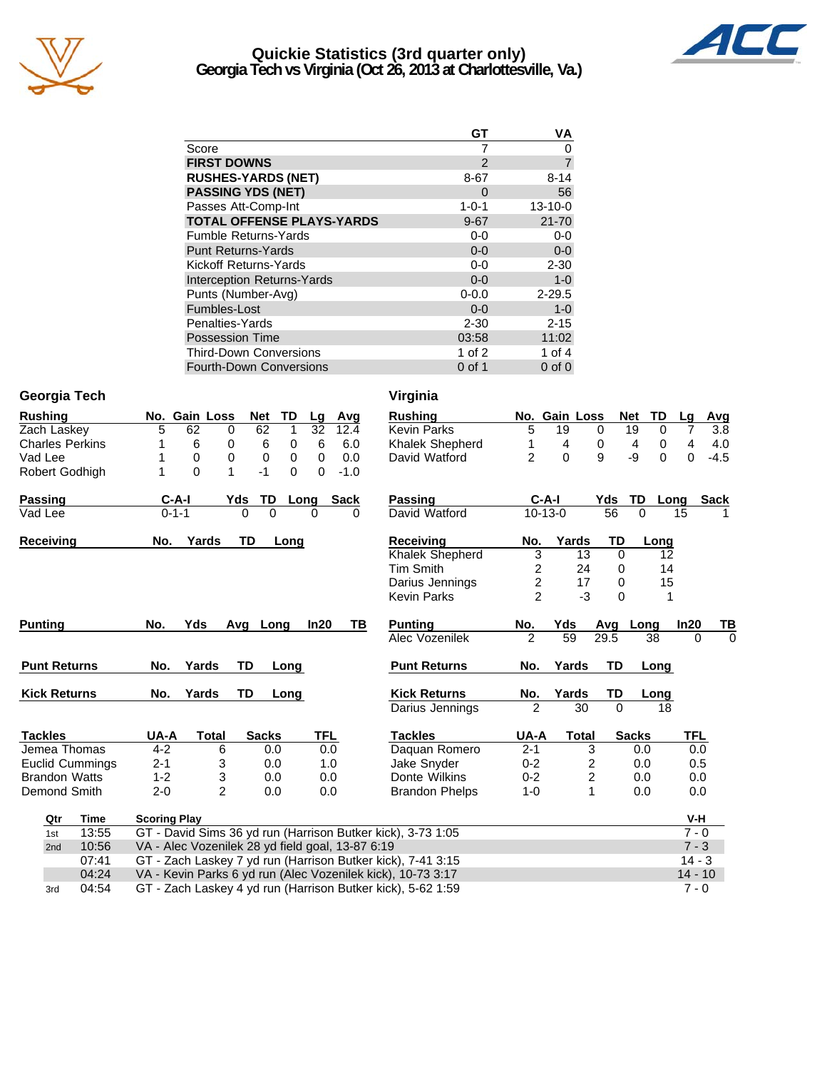# Quickie Statistics (3rd quarter only)
## Georgia Tech vs Virginia (Oct 26, 2013 at Charlottesville, Va.)

| | GT | VA |
|---|---|---|
| Score | 7 | 0 |
| **FIRST DOWNS** | 2 | 7 |
| **RUSHES-YARDS (NET)** | 8-67 | 8-14 |
| **PASSING YDS (NET)** | 0 | 56 |
| Passes Att-Comp-Int | 1-0-1 | 13-10-0 |
| **TOTAL OFFENSE PLAYS-YARDS** | 9-67 | 21-70 |
| Fumble Returns-Yards | 0-0 | 0-0 |
| Punt Returns-Yards | 0-0 | 0-0 |
| Kickoff Returns-Yards | 0-0 | 2-30 |
| Interception Returns-Yards | 0-0 | 1-0 |
| Punts (Number-Avg) | 0-0.0 | 2-29.5 |
| Fumbles-Lost | 0-0 | 1-0 |
| Penalties-Yards | 2-30 | 2-15 |
| Possession Time | 03:58 | 11:02 |
| Third-Down Conversions | 1 of 2 | 1 of 4 |
| Fourth-Down Conversions | 0 of 1 | 0 of 0 |

### Georgia Tech

| Rushing | No. | Gain | Loss | Net | TD | Lg | Avg |
|---|---|---|---|---|---|---|---|
| Zach Laskey | 5 | 62 | 0 | 62 | 1 | 32 | 12.4 |
| Charles Perkins | 1 | 6 | 0 | 6 | 0 | 6 | 6.0 |
| Vad Lee | 1 | 0 | 0 | 0 | 0 | 0 | 0.0 |
| Robert Godhigh | 1 | 0 | 1 | -1 | 0 | 0 | -1.0 |

| Passing | C-A-I | Yds | TD | Long | Sack |
|---|---|---|---|---|---|
| Vad Lee | 0-1-1 | 0 | 0 | 0 | 0 |

| Receiving | No. | Yards | TD | Long |
|---|---|---|---|---|

| Punting | No. | Yds | Avg | Long | In20 | TB |
|---|---|---|---|---|---|---|

| Punt Returns | No. | Yards | TD | Long |
|---|---|---|---|---|

| Kick Returns | No. | Yards | TD | Long |
|---|---|---|---|---|

| Tackles | UA-A | Total | Sacks | TFL |
|---|---|---|---|---|
| Jemea Thomas | 4-2 | 6 | 0.0 | 0.0 |
| Euclid Cummings | 2-1 | 3 | 0.0 | 1.0 |
| Brandon Watts | 1-2 | 3 | 0.0 | 0.0 |
| Demond Smith | 2-0 | 2 | 0.0 | 0.0 |

### Virginia

| Rushing | No. | Gain | Loss | Net | TD | Lg | Avg |
|---|---|---|---|---|---|---|---|
| Kevin Parks | 5 | 19 | 0 | 19 | 0 | 7 | 3.8 |
| Khalek Shepherd | 1 | 4 | 0 | 4 | 0 | 4 | 4.0 |
| David Watford | 2 | 0 | 9 | -9 | 0 | 0 | -4.5 |

| Passing | C-A-I | Yds | TD | Long | Sack |
|---|---|---|---|---|---|
| David Watford | 10-13-0 | 56 | 0 | 15 | 1 |

| Receiving | No. | Yards | TD | Long |
|---|---|---|---|---|
| Khalek Shepherd | 3 | 13 | 0 | 12 |
| Tim Smith | 2 | 24 | 0 | 14 |
| Darius Jennings | 2 | 17 | 0 | 15 |
| Kevin Parks | 2 | -3 | 0 | 1 |

| Punting | No. | Yds | Avg | Long | In20 | TB |
|---|---|---|---|---|---|---|
| Alec Vozenilek | 2 | 59 | 29.5 | 38 | 0 | 0 |

| Punt Returns | No. | Yards | TD | Long |
|---|---|---|---|---|

| Kick Returns | No. | Yards | TD | Long |
|---|---|---|---|---|
| Darius Jennings | 2 | 30 | 0 | 18 |

| Tackles | UA-A | Total | Sacks | TFL |
|---|---|---|---|---|
| Daquan Romero | 2-1 | 3 | 0.0 | 0.0 |
| Jake Snyder | 0-2 | 2 | 0.0 | 0.5 |
| Donte Wilkins | 0-2 | 2 | 0.0 | 0.0 |
| Brandon Phelps | 1-0 | 1 | 0.0 | 0.0 |

| Qtr | Time | Scoring Play | V-H |
|---|---|---|---|
| 1st | 13:55 | GT - David Sims 36 yd run (Harrison Butker kick), 3-73 1:05 | 7 - 0 |
| 2nd | 10:56 | VA - Alec Vozenilek 28 yd field goal, 13-87 6:19 | 7 - 3 |
| | 07:41 | GT - Zach Laskey 7 yd run (Harrison Butker kick), 7-41 3:15 | 14 - 3 |
| | 04:24 | VA - Kevin Parks 6 yd run (Alec Vozenilek kick), 10-73 3:17 | 14 - 10 |
| 3rd | 04:54 | GT - Zach Laskey 4 yd run (Harrison Butker kick), 5-62 1:59 | 7 - 0 |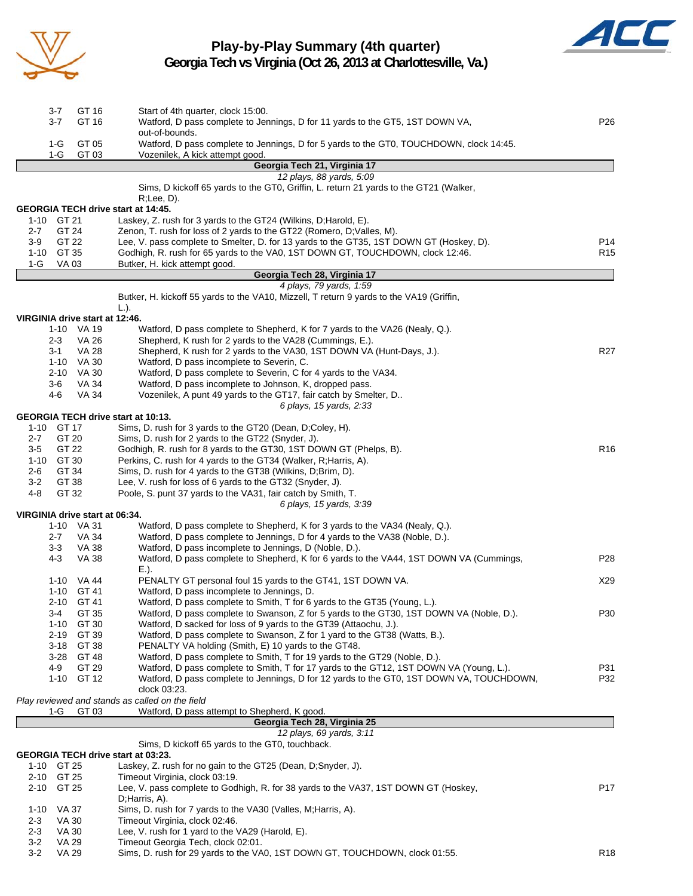# Play-by-Play Summary (4th quarter)

## Georgia Tech vs Virginia (Oct 26, 2013 at Charlottesville, Va.)

| Down | Spot | Play | |
|---|---|---|---|
| 3-7 | GT 16 | Start of 4th quarter, clock 15:00. | |
| 3-7 | GT 16 | Watford, D pass complete to Jennings, D for 11 yards to the GT5, 1ST DOWN VA, out-of-bounds. | P26 |
| 1-G | GT 05 | Watford, D pass complete to Jennings, D for 5 yards to the GT0, TOUCHDOWN, clock 14:45. | |
| 1-G | GT 03 | Vozenilek, A kick attempt good. | |

**Georgia Tech 21, Virginia 17**

*12 plays, 88 yards, 5:09*

Sims, D kickoff 65 yards to the GT0, Griffin, L. return 21 yards to the GT21 (Walker, R;Lee, D).

**GEORGIA TECH drive start at 14:45.**

| Down | Spot | Play | |
|---|---|---|---|
| 1-10 | GT 21 | Laskey, Z. rush for 3 yards to the GT24 (Wilkins, D;Harold, E). | |
| 2-7 | GT 24 | Zenon, T. rush for loss of 2 yards to the GT22 (Romero, D;Valles, M). | |
| 3-9 | GT 22 | Lee, V. pass complete to Smelter, D. for 13 yards to the GT35, 1ST DOWN GT (Hoskey, D). | P14 |
| 1-10 | GT 35 | Godhigh, R. rush for 65 yards to the VA0, 1ST DOWN GT, TOUCHDOWN, clock 12:46. | R15 |
| 1-G | VA 03 | Butker, H. kick attempt good. | |

**Georgia Tech 28, Virginia 17**

*4 plays, 79 yards, 1:59*

Butker, H. kickoff 55 yards to the VA10, Mizzell, T return 9 yards to the VA19 (Griffin, L.).

**VIRGINIA drive start at 12:46.**

| Down | Spot | Play | |
|---|---|---|---|
| 1-10 | VA 19 | Watford, D pass complete to Shepherd, K for 7 yards to the VA26 (Nealy, Q.). | |
| 2-3 | VA 26 | Shepherd, K rush for 2 yards to the VA28 (Cummings, E.). | |
| 3-1 | VA 28 | Shepherd, K rush for 2 yards to the VA30, 1ST DOWN VA (Hunt-Days, J.). | R27 |
| 1-10 | VA 30 | Watford, D pass incomplete to Severin, C. | |
| 2-10 | VA 30 | Watford, D pass complete to Severin, C for 4 yards to the VA34. | |
| 3-6 | VA 34 | Watford, D pass incomplete to Johnson, K, dropped pass. | |
| 4-6 | VA 34 | Vozenilek, A punt 49 yards to the GT17, fair catch by Smelter, D.. | |

*6 plays, 15 yards, 2:33*

**GEORGIA TECH drive start at 10:13.**

| Down | Spot | Play | |
|---|---|---|---|
| 1-10 | GT 17 | Sims, D. rush for 3 yards to the GT20 (Dean, D;Coley, H). | |
| 2-7 | GT 20 | Sims, D. rush for 2 yards to the GT22 (Snyder, J). | |
| 3-5 | GT 22 | Godhigh, R. rush for 8 yards to the GT30, 1ST DOWN GT (Phelps, B). | R16 |
| 1-10 | GT 30 | Perkins, C. rush for 4 yards to the GT34 (Walker, R;Harris, A). | |
| 2-6 | GT 34 | Sims, D. rush for 4 yards to the GT38 (Wilkins, D;Brim, D). | |
| 3-2 | GT 38 | Lee, V. rush for loss of 6 yards to the GT32 (Snyder, J). | |
| 4-8 | GT 32 | Poole, S. punt 37 yards to the VA31, fair catch by Smith, T. | |

*6 plays, 15 yards, 3:39*

**VIRGINIA drive start at 06:34.**

| Down | Spot | Play | |
|---|---|---|---|
| 1-10 | VA 31 | Watford, D pass complete to Shepherd, K for 3 yards to the VA34 (Nealy, Q.). | |
| 2-7 | VA 34 | Watford, D pass complete to Jennings, D for 4 yards to the VA38 (Noble, D.). | |
| 3-3 | VA 38 | Watford, D pass incomplete to Jennings, D (Noble, D.). | |
| 4-3 | VA 38 | Watford, D pass complete to Shepherd, K for 6 yards to the VA44, 1ST DOWN VA (Cummings, E.). | P28 |
| 1-10 | VA 44 | PENALTY GT personal foul 15 yards to the GT41, 1ST DOWN VA. | X29 |
| 1-10 | GT 41 | Watford, D pass incomplete to Jennings, D. | |
| 2-10 | GT 41 | Watford, D pass complete to Smith, T for 6 yards to the GT35 (Young, L.). | |
| 3-4 | GT 35 | Watford, D pass complete to Swanson, Z for 5 yards to the GT30, 1ST DOWN VA (Noble, D.). | P30 |
| 1-10 | GT 30 | Watford, D sacked for loss of 9 yards to the GT39 (Attaochu, J.). | |
| 2-19 | GT 39 | Watford, D pass complete to Swanson, Z for 1 yard to the GT38 (Watts, B.). | |
| 3-18 | GT 38 | PENALTY VA holding (Smith, E) 10 yards to the GT48. | |
| 3-28 | GT 48 | Watford, D pass complete to Smith, T for 19 yards to the GT29 (Noble, D.). | |
| 4-9 | GT 29 | Watford, D pass complete to Smith, T for 17 yards to the GT12, 1ST DOWN VA (Young, L.). | P31 |
| 1-10 | GT 12 | Watford, D pass complete to Jennings, D for 12 yards to the GT0, 1ST DOWN VA, TOUCHDOWN, clock 03:23. | P32 |

*Play reviewed and stands as called on the field*

| Down | Spot | Play | |
|---|---|---|---|
| 1-G | GT 03 | Watford, D pass attempt to Shepherd, K good. | |

**Georgia Tech 28, Virginia 25**

*12 plays, 69 yards, 3:11*

Sims, D kickoff 65 yards to the GT0, touchback.

**GEORGIA TECH drive start at 03:23.**

| Down | Spot | Play | |
|---|---|---|---|
| 1-10 | GT 25 | Laskey, Z. rush for no gain to the GT25 (Dean, D;Snyder, J). | |
| 2-10 | GT 25 | Timeout Virginia, clock 03:19. | |
| 2-10 | GT 25 | Lee, V. pass complete to Godhigh, R. for 38 yards to the VA37, 1ST DOWN GT (Hoskey, D;Harris, A). | P17 |
| 1-10 | VA 37 | Sims, D. rush for 7 yards to the VA30 (Valles, M;Harris, A). | |
| 2-3 | VA 30 | Timeout Virginia, clock 02:46. | |
| 2-3 | VA 30 | Lee, V. rush for 1 yard to the VA29 (Harold, E). | |
| 3-2 | VA 29 | Timeout Georgia Tech, clock 02:01. | |
| 3-2 | VA 29 | Sims, D. rush for 29 yards to the VA0, 1ST DOWN GT, TOUCHDOWN, clock 01:55. | R18 |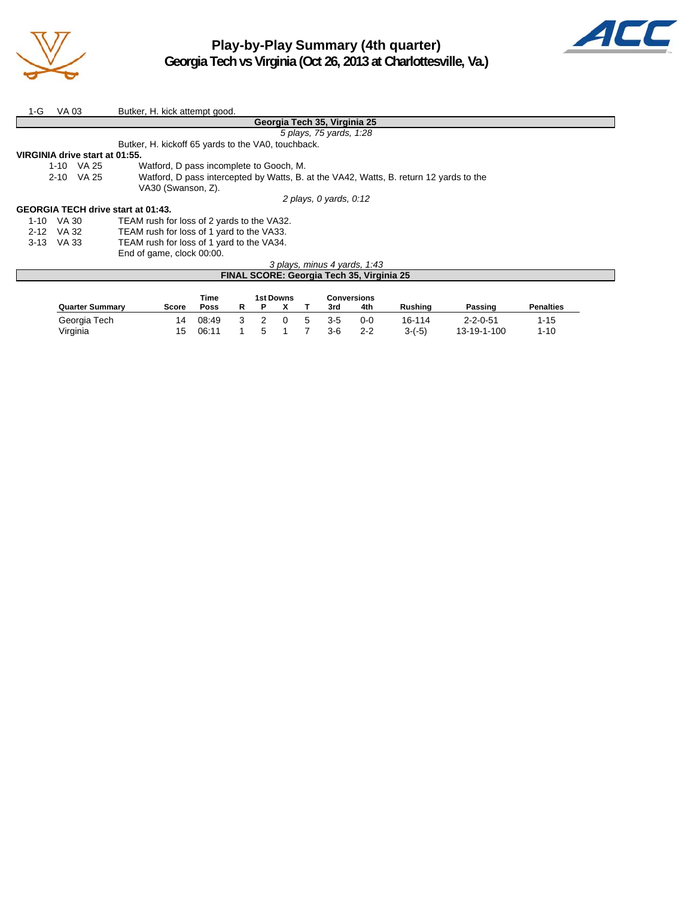# Play-by-Play Summary (4th quarter)
## Georgia Tech vs Virginia (Oct 26, 2013 at Charlottesville, Va.)

1-G VA 03 Butker, H. kick attempt good.

**Georgia Tech 35, Virginia 25**

*5 plays, 75 yards, 1:28*

Butker, H. kickoff 65 yards to the VA0, touchback.

**VIRGINIA drive start at 01:55.**

| | | |
|---|---|---|
| 1-10 | VA 25 | Watford, D pass incomplete to Gooch, M. |
| 2-10 | VA 25 | Watford, D pass intercepted by Watts, B. at the VA42, Watts, B. return 12 yards to the VA30 (Swanson, Z). |

*2 plays, 0 yards, 0:12*

**GEORGIA TECH drive start at 01:43.**

| | | |
|---|---|---|
| 1-10 | VA 30 | TEAM rush for loss of 2 yards to the VA32. |
| 2-12 | VA 32 | TEAM rush for loss of 1 yard to the VA33. |
| 3-13 | VA 33 | TEAM rush for loss of 1 yard to the VA34. |
| | | End of game, clock 00:00. |

*3 plays, minus 4 yards, 1:43*

**FINAL SCORE: Georgia Tech 35, Virginia 25**

| Quarter Summary | Score | Time Poss | 1st Downs R | P | X | T | Conversions 3rd | 4th | Rushing | Passing | Penalties |
|---|---|---|---|---|---|---|---|---|---|---|---|
| Georgia Tech | 14 | 08:49 | 3 | 2 | 0 | 5 | 3-5 | 0-0 | 16-114 | 2-2-0-51 | 1-15 |
| Virginia | 15 | 06:11 | 1 | 5 | 1 | 7 | 3-6 | 2-2 | 3-(-5) | 13-19-1-100 | 1-10 |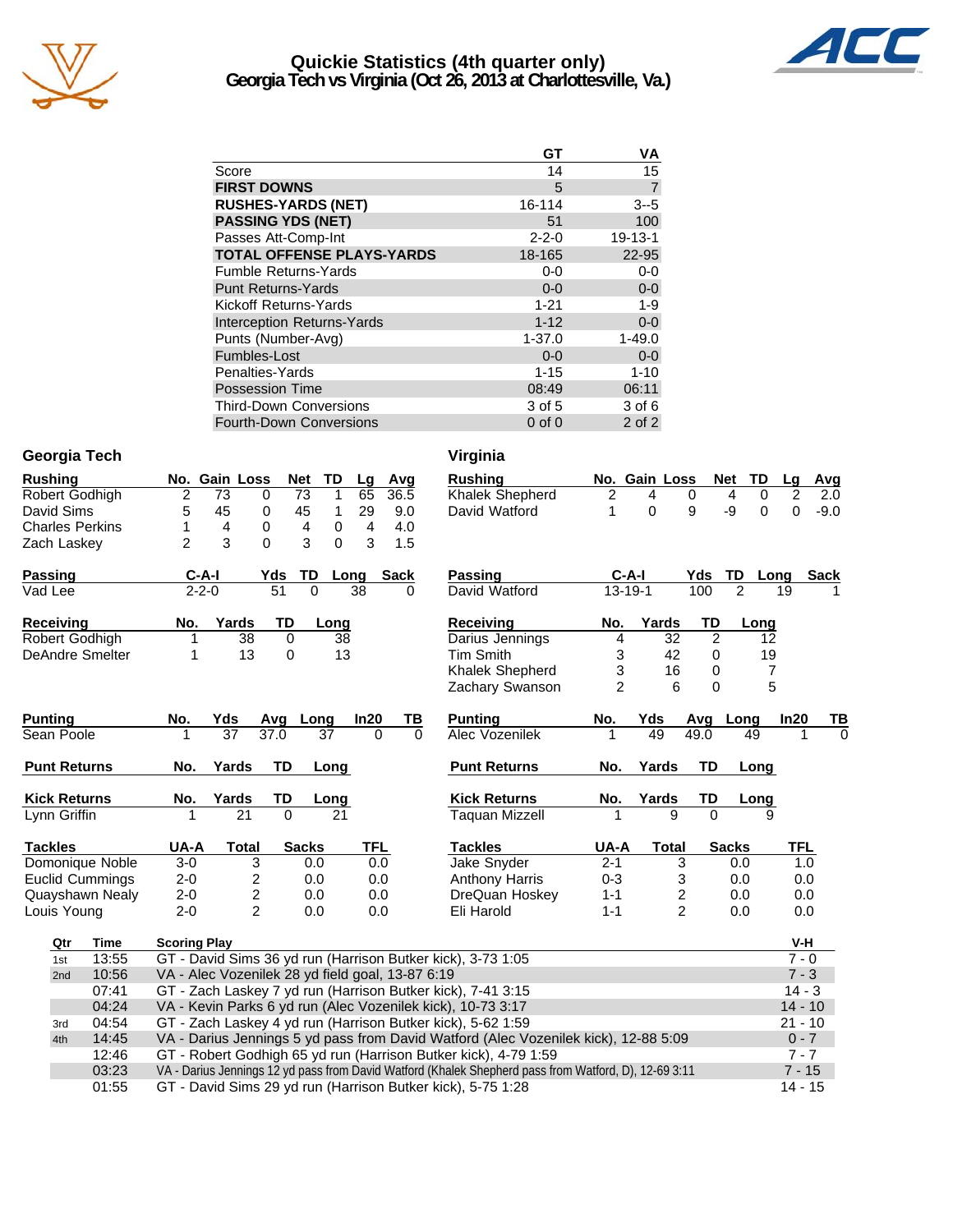# Quickie Statistics (4th quarter only)
## Georgia Tech vs Virginia (Oct 26, 2013 at Charlottesville, Va.)

| | GT | VA |
|---|---|---|
| Score | 14 | 15 |
| **FIRST DOWNS** | 5 | 7 |
| **RUSHES-YARDS (NET)** | 16-114 | 3--5 |
| **PASSING YDS (NET)** | 51 | 100 |
| Passes Att-Comp-Int | 2-2-0 | 19-13-1 |
| **TOTAL OFFENSE PLAYS-YARDS** | 18-165 | 22-95 |
| Fumble Returns-Yards | 0-0 | 0-0 |
| Punt Returns-Yards | 0-0 | 0-0 |
| Kickoff Returns-Yards | 1-21 | 1-9 |
| Interception Returns-Yards | 1-12 | 0-0 |
| Punts (Number-Avg) | 1-37.0 | 1-49.0 |
| Fumbles-Lost | 0-0 | 0-0 |
| Penalties-Yards | 1-15 | 1-10 |
| Possession Time | 08:49 | 06:11 |
| Third-Down Conversions | 3 of 5 | 3 of 6 |
| Fourth-Down Conversions | 0 of 0 | 2 of 2 |

### Georgia Tech

| Rushing | No. | Gain | Loss | Net | TD | Lg | Avg |
|---|---|---|---|---|---|---|---|
| Robert Godhigh | 2 | 73 | 0 | 73 | 1 | 65 | 36.5 |
| David Sims | 5 | 45 | 0 | 45 | 1 | 29 | 9.0 |
| Charles Perkins | 1 | 4 | 0 | 4 | 0 | 4 | 4.0 |
| Zach Laskey | 2 | 3 | 0 | 3 | 0 | 3 | 1.5 |

| Passing | C-A-I | Yds | TD | Long | Sack |
|---|---|---|---|---|---|
| Vad Lee | 2-2-0 | 51 | 0 | 38 | 0 |

| Receiving | No. | Yards | TD | Long |
|---|---|---|---|---|
| Robert Godhigh | 1 | 38 | 0 | 38 |
| DeAndre Smelter | 1 | 13 | 0 | 13 |

| Punting | No. | Yds | Avg | Long | In20 | TB |
|---|---|---|---|---|---|---|
| Sean Poole | 1 | 37 | 37.0 | 37 | 0 | 0 |

| Punt Returns | No. | Yards | TD | Long |
|---|---|---|---|---|

| Kick Returns | No. | Yards | TD | Long |
|---|---|---|---|---|
| Lynn Griffin | 1 | 21 | 0 | 21 |

| Tackles | UA-A | Total | Sacks | TFL |
|---|---|---|---|---|
| Domonique Noble | 3-0 | 3 | 0.0 | 0.0 |
| Euclid Cummings | 2-0 | 2 | 0.0 | 0.0 |
| Quayshawn Nealy | 2-0 | 2 | 0.0 | 0.0 |
| Louis Young | 2-0 | 2 | 0.0 | 0.0 |

### Virginia

| Rushing | No. | Gain | Loss | Net | TD | Lg | Avg |
|---|---|---|---|---|---|---|---|
| Khalek Shepherd | 2 | 4 | 0 | 4 | 0 | 2 | 2.0 |
| David Watford | 1 | 0 | 9 | -9 | 0 | 0 | -9.0 |

| Passing | C-A-I | Yds | TD | Long | Sack |
|---|---|---|---|---|---|
| David Watford | 13-19-1 | 100 | 2 | 19 | 1 |

| Receiving | No. | Yards | TD | Long |
|---|---|---|---|---|
| Darius Jennings | 4 | 32 | 2 | 12 |
| Tim Smith | 3 | 42 | 0 | 19 |
| Khalek Shepherd | 3 | 16 | 0 | 7 |
| Zachary Swanson | 2 | 6 | 0 | 5 |

| Punting | No. | Yds | Avg | Long | In20 | TB |
|---|---|---|---|---|---|---|
| Alec Vozenilek | 1 | 49 | 49.0 | 49 | 1 | 0 |

| Punt Returns | No. | Yards | TD | Long |
|---|---|---|---|---|

| Kick Returns | No. | Yards | TD | Long |
|---|---|---|---|---|
| Taquan Mizzell | 1 | 9 | 0 | 9 |

| Tackles | UA-A | Total | Sacks | TFL |
|---|---|---|---|---|
| Jake Snyder | 2-1 | 3 | 0.0 | 1.0 |
| Anthony Harris | 0-3 | 3 | 0.0 | 0.0 |
| DreQuan Hoskey | 1-1 | 2 | 0.0 | 0.0 |
| Eli Harold | 1-1 | 2 | 0.0 | 0.0 |

### Scoring Plays

| Qtr | Time | Scoring Play | V-H |
|---|---|---|---|
| 1st | 13:55 | GT - David Sims 36 yd run (Harrison Butker kick), 3-73 1:05 | 7 - 0 |
| 2nd | 10:56 | VA - Alec Vozenilek 28 yd field goal, 13-87 6:19 | 7 - 3 |
| | 07:41 | GT - Zach Laskey 7 yd run (Harrison Butker kick), 7-41 3:15 | 14 - 3 |
| | 04:24 | VA - Kevin Parks 6 yd run (Alec Vozenilek kick), 10-73 3:17 | 14 - 10 |
| 3rd | 04:54 | GT - Zach Laskey 4 yd run (Harrison Butker kick), 5-62 1:59 | 21 - 10 |
| 4th | 14:45 | VA - Darius Jennings 5 yd pass from David Watford (Alec Vozenilek kick), 12-88 5:09 | 0 - 7 |
| | 12:46 | GT - Robert Godhigh 65 yd run (Harrison Butker kick), 4-79 1:59 | 7 - 7 |
| | 03:23 | VA - Darius Jennings 12 yd pass from David Watford (Khalek Shepherd pass from Watford, D), 12-69 3:11 | 7 - 15 |
| | 01:55 | GT - David Sims 29 yd run (Harrison Butker kick), 5-75 1:28 | 14 - 15 |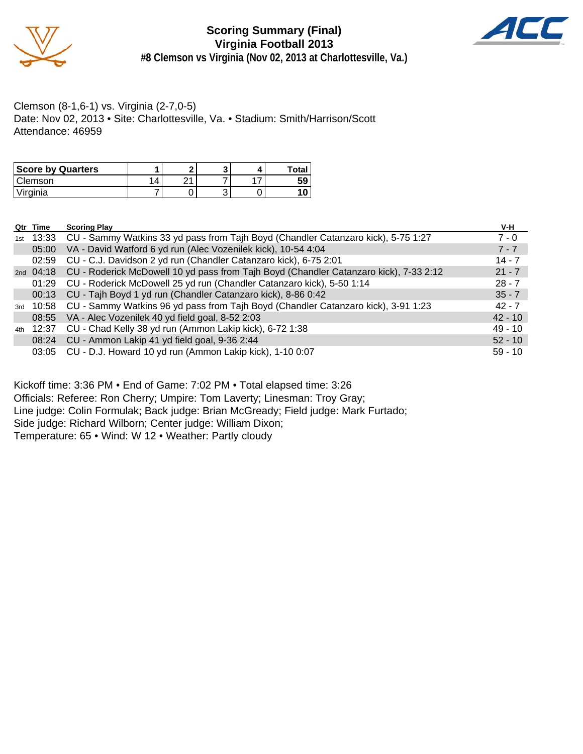# Scoring Summary (Final)
## Virginia Football 2013
### #8 Clemson vs Virginia (Nov 02, 2013 at Charlottesville, Va.)

Clemson (8-1,6-1) vs. Virginia (2-7,0-5)
Date: Nov 02, 2013 • Site: Charlottesville, Va. • Stadium: Smith/Harrison/Scott
Attendance: 46959

| Score by Quarters | 1 | 2 | 3 | 4 | Total |
|---|---|---|---|---|---|
| Clemson | 14 | 21 | 7 | 17 | 59 |
| Virginia | 7 | 0 | 3 | 0 | 10 |

| Qtr | Time | Scoring Play | V-H |
|---|---|---|---|
| 1st | 13:33 | CU - Sammy Watkins 33 yd pass from Tajh Boyd (Chandler Catanzaro kick), 5-75 1:27 | 7 - 0 |
| | 05:00 | VA - David Watford 6 yd run (Alec Vozenilek kick), 10-54 4:04 | 7 - 7 |
| | 02:59 | CU - C.J. Davidson 2 yd run (Chandler Catanzaro kick), 6-75 2:01 | 14 - 7 |
| 2nd | 04:18 | CU - Roderick McDowell 10 yd pass from Tajh Boyd (Chandler Catanzaro kick), 7-33 2:12 | 21 - 7 |
| | 01:29 | CU - Roderick McDowell 25 yd run (Chandler Catanzaro kick), 5-50 1:14 | 28 - 7 |
| | 00:13 | CU - Tajh Boyd 1 yd run (Chandler Catanzaro kick), 8-86 0:42 | 35 - 7 |
| 3rd | 10:58 | CU - Sammy Watkins 96 yd pass from Tajh Boyd (Chandler Catanzaro kick), 3-91 1:23 | 42 - 7 |
| | 08:55 | VA - Alec Vozenilek 40 yd field goal, 8-52 2:03 | 42 - 10 |
| 4th | 12:37 | CU - Chad Kelly 38 yd run (Ammon Lakip kick), 6-72 1:38 | 49 - 10 |
| | 08:24 | CU - Ammon Lakip 41 yd field goal, 9-36 2:44 | 52 - 10 |
| | 03:05 | CU - D.J. Howard 10 yd run (Ammon Lakip kick), 1-10 0:07 | 59 - 10 |

Kickoff time: 3:36 PM • End of Game: 7:02 PM • Total elapsed time: 3:26
Officials: Referee: Ron Cherry; Umpire: Tom Laverty; Linesman: Troy Gray;
Line judge: Colin Formulak; Back judge: Brian McGready; Field judge: Mark Furtado;
Side judge: Richard Wilborn; Center judge: William Dixon;
Temperature: 65 • Wind: W 12 • Weather: Partly cloudy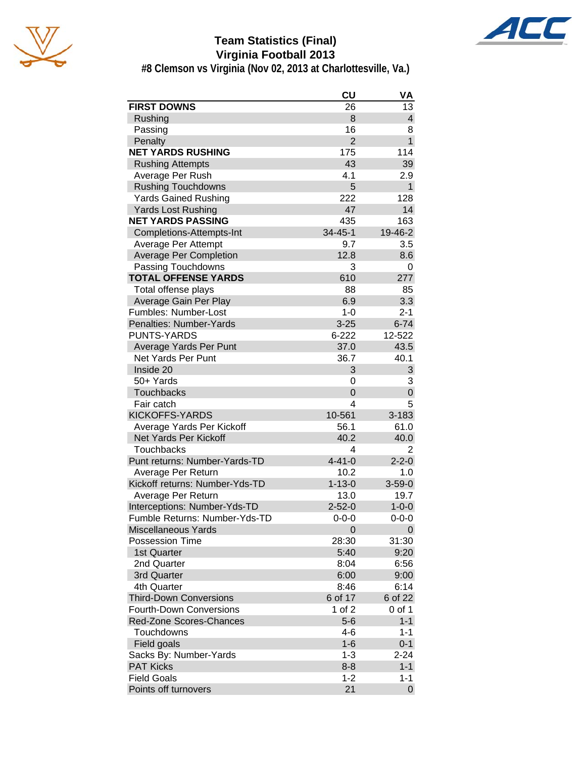# Team Statistics (Final)
## Virginia Football 2013
### #8 Clemson vs Virginia (Nov 02, 2013 at Charlottesville, Va.)

| | CU | VA |
|---|---|---|
| **FIRST DOWNS** | 26 | 13 |
| Rushing | 8 | 4 |
| Passing | 16 | 8 |
| Penalty | 2 | 1 |
| **NET YARDS RUSHING** | 175 | 114 |
| Rushing Attempts | 43 | 39 |
| Average Per Rush | 4.1 | 2.9 |
| Rushing Touchdowns | 5 | 1 |
| Yards Gained Rushing | 222 | 128 |
| Yards Lost Rushing | 47 | 14 |
| **NET YARDS PASSING** | 435 | 163 |
| Completions-Attempts-Int | 34-45-1 | 19-46-2 |
| Average Per Attempt | 9.7 | 3.5 |
| Average Per Completion | 12.8 | 8.6 |
| Passing Touchdowns | 3 | 0 |
| **TOTAL OFFENSE YARDS** | 610 | 277 |
| Total offense plays | 88 | 85 |
| Average Gain Per Play | 6.9 | 3.3 |
| Fumbles: Number-Lost | 1-0 | 2-1 |
| Penalties: Number-Yards | 3-25 | 6-74 |
| PUNTS-YARDS | 6-222 | 12-522 |
| Average Yards Per Punt | 37.0 | 43.5 |
| Net Yards Per Punt | 36.7 | 40.1 |
| Inside 20 | 3 | 3 |
| 50+ Yards | 0 | 3 |
| Touchbacks | 0 | 0 |
| Fair catch | 4 | 5 |
| KICKOFFS-YARDS | 10-561 | 3-183 |
| Average Yards Per Kickoff | 56.1 | 61.0 |
| Net Yards Per Kickoff | 40.2 | 40.0 |
| Touchbacks | 4 | 2 |
| Punt returns: Number-Yards-TD | 4-41-0 | 2-2-0 |
| Average Per Return | 10.2 | 1.0 |
| Kickoff returns: Number-Yds-TD | 1-13-0 | 3-59-0 |
| Average Per Return | 13.0 | 19.7 |
| Interceptions: Number-Yds-TD | 2-52-0 | 1-0-0 |
| Fumble Returns: Number-Yds-TD | 0-0-0 | 0-0-0 |
| Miscellaneous Yards | 0 | 0 |
| Possession Time | 28:30 | 31:30 |
| 1st Quarter | 5:40 | 9:20 |
| 2nd Quarter | 8:04 | 6:56 |
| 3rd Quarter | 6:00 | 9:00 |
| 4th Quarter | 8:46 | 6:14 |
| Third-Down Conversions | 6 of 17 | 6 of 22 |
| Fourth-Down Conversions | 1 of 2 | 0 of 1 |
| Red-Zone Scores-Chances | 5-6 | 1-1 |
| Touchdowns | 4-6 | 1-1 |
| Field goals | 1-6 | 0-1 |
| Sacks By: Number-Yards | 1-3 | 2-24 |
| PAT Kicks | 8-8 | 1-1 |
| Field Goals | 1-2 | 1-1 |
| Points off turnovers | 21 | 0 |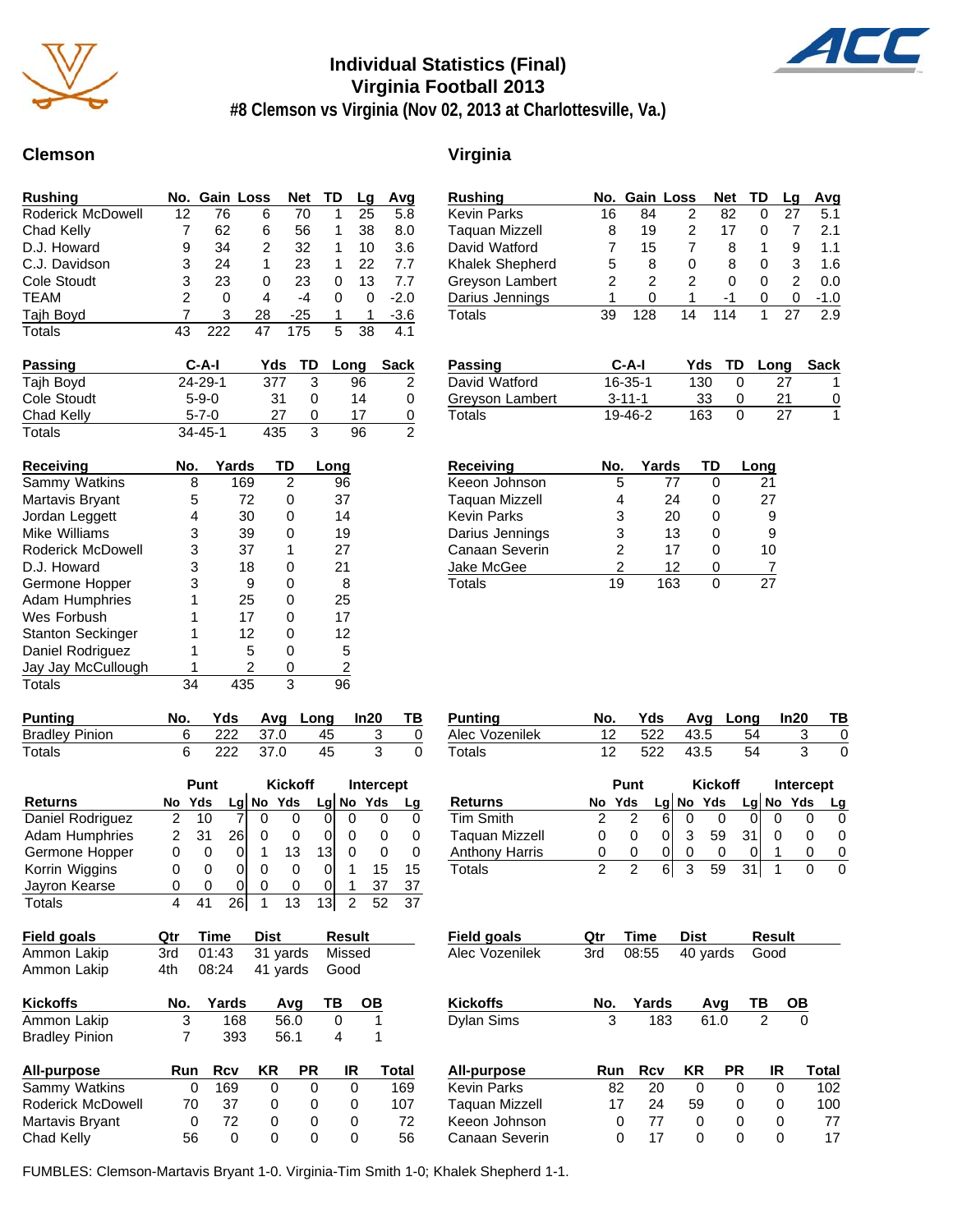# Individual Statistics (Final)
# Virginia Football 2013
## #8 Clemson vs Virginia (Nov 02, 2013 at Charlottesville, Va.)

## Clemson

| Rushing | No. | Gain | Loss | Net | TD | Lg | Avg |
|---|---|---|---|---|---|---|---|
| Roderick McDowell | 12 | 76 | 6 | 70 | 1 | 25 | 5.8 |
| Chad Kelly | 7 | 62 | 6 | 56 | 1 | 38 | 8.0 |
| D.J. Howard | 9 | 34 | 2 | 32 | 1 | 10 | 3.6 |
| C.J. Davidson | 3 | 24 | 1 | 23 | 1 | 22 | 7.7 |
| Cole Stoudt | 3 | 23 | 0 | 23 | 0 | 13 | 7.7 |
| TEAM | 2 | 0 | 4 | -4 | 0 | 0 | -2.0 |
| Tajh Boyd | 7 | 3 | 28 | -25 | 1 | 1 | -3.6 |
| Totals | 43 | 222 | 47 | 175 | 5 | 38 | 4.1 |

| Passing | C-A-I | Yds | TD | Long | Sack |
|---|---|---|---|---|---|
| Tajh Boyd | 24-29-1 | 377 | 3 | 96 | 2 |
| Cole Stoudt | 5-9-0 | 31 | 0 | 14 | 0 |
| Chad Kelly | 5-7-0 | 27 | 0 | 17 | 0 |
| Totals | 34-45-1 | 435 | 3 | 96 | 2 |

| Receiving | No. | Yards | TD | Long |
|---|---|---|---|---|
| Sammy Watkins | 8 | 169 | 2 | 96 |
| Martavis Bryant | 5 | 72 | 0 | 37 |
| Jordan Leggett | 4 | 30 | 0 | 14 |
| Mike Williams | 3 | 39 | 0 | 19 |
| Roderick McDowell | 3 | 37 | 1 | 27 |
| D.J. Howard | 3 | 18 | 0 | 21 |
| Germone Hopper | 3 | 9 | 0 | 8 |
| Adam Humphries | 1 | 25 | 0 | 25 |
| Wes Forbush | 1 | 17 | 0 | 17 |
| Stanton Seckinger | 1 | 12 | 0 | 12 |
| Daniel Rodriguez | 1 | 5 | 0 | 5 |
| Jay Jay McCullough | 1 | 2 | 0 | 2 |
| Totals | 34 | 435 | 3 | 96 |

| Punting | No. | Yds | Avg | Long | In20 | TB |
|---|---|---|---|---|---|---|
| Bradley Pinion | 6 | 222 | 37.0 | 45 | 3 | 0 |
| Totals | 6 | 222 | 37.0 | 45 | 3 | 0 |

| | Punt | | | Kickoff | | | Intercept | | |
|---|---|---|---|---|---|---|---|---|---|
| Returns | No | Yds | Lg | No | Yds | Lg | No | Yds | Lg |
| Daniel Rodriguez | 2 | 10 | 7 | 0 | 0 | 0 | 0 | 0 | 0 |
| Adam Humphries | 2 | 31 | 26 | 0 | 0 | 0 | 0 | 0 | 0 |
| Germone Hopper | 0 | 0 | 0 | 1 | 13 | 13 | 0 | 0 | 0 |
| Korrin Wiggins | 0 | 0 | 0 | 0 | 0 | 0 | 1 | 15 | 15 |
| Jayron Kearse | 0 | 0 | 0 | 0 | 0 | 0 | 1 | 37 | 37 |
| Totals | 4 | 41 | 26 | 1 | 13 | 13 | 2 | 52 | 37 |

| Field goals | Qtr | Time | Dist | Result |
|---|---|---|---|---|
| Ammon Lakip | 3rd | 01:43 | 31 yards | Missed |
| Ammon Lakip | 4th | 08:24 | 41 yards | Good |

| Kickoffs | No. | Yards | Avg | TB | OB |
|---|---|---|---|---|---|
| Ammon Lakip | 3 | 168 | 56.0 | 0 | 1 |
| Bradley Pinion | 7 | 393 | 56.1 | 4 | 1 |

| All-purpose | Run | Rcv | KR | PR | IR | Total |
|---|---|---|---|---|---|---|
| Sammy Watkins | 0 | 169 | 0 | 0 | 0 | 169 |
| Roderick McDowell | 70 | 37 | 0 | 0 | 0 | 107 |
| Martavis Bryant | 0 | 72 | 0 | 0 | 0 | 72 |
| Chad Kelly | 56 | 0 | 0 | 0 | 0 | 56 |

## Virginia

| Rushing | No. | Gain | Loss | Net | TD | Lg | Avg |
|---|---|---|---|---|---|---|---|
| Kevin Parks | 16 | 84 | 2 | 82 | 0 | 27 | 5.1 |
| Taquan Mizzell | 8 | 19 | 2 | 17 | 0 | 7 | 2.1 |
| David Watford | 7 | 15 | 7 | 8 | 1 | 9 | 1.1 |
| Khalek Shepherd | 5 | 8 | 0 | 8 | 0 | 3 | 1.6 |
| Greyson Lambert | 2 | 2 | 2 | 0 | 0 | 2 | 0.0 |
| Darius Jennings | 1 | 0 | 1 | -1 | 0 | 0 | -1.0 |
| Totals | 39 | 128 | 14 | 114 | 1 | 27 | 2.9 |

| Passing | C-A-I | Yds | TD | Long | Sack |
|---|---|---|---|---|---|
| David Watford | 16-35-1 | 130 | 0 | 27 | 1 |
| Greyson Lambert | 3-11-1 | 33 | 0 | 21 | 0 |
| Totals | 19-46-2 | 163 | 0 | 27 | 1 |

| Receiving | No. | Yards | TD | Long |
|---|---|---|---|---|
| Keeon Johnson | 5 | 77 | 0 | 21 |
| Taquan Mizzell | 4 | 24 | 0 | 27 |
| Kevin Parks | 3 | 20 | 0 | 9 |
| Darius Jennings | 3 | 13 | 0 | 9 |
| Canaan Severin | 2 | 17 | 0 | 10 |
| Jake McGee | 2 | 12 | 0 | 7 |
| Totals | 19 | 163 | 0 | 27 |

| Punting | No. | Yds | Avg | Long | In20 | TB |
|---|---|---|---|---|---|---|
| Alec Vozenilek | 12 | 522 | 43.5 | 54 | 3 | 0 |
| Totals | 12 | 522 | 43.5 | 54 | 3 | 0 |

| | Punt | | | Kickoff | | | Intercept | | |
|---|---|---|---|---|---|---|---|---|---|
| Returns | No | Yds | Lg | No | Yds | Lg | No | Yds | Lg |
| Tim Smith | 2 | 2 | 6 | 0 | 0 | 0 | 0 | 0 | 0 |
| Taquan Mizzell | 0 | 0 | 0 | 3 | 59 | 31 | 0 | 0 | 0 |
| Anthony Harris | 0 | 0 | 0 | 0 | 0 | 0 | 1 | 0 | 0 |
| Totals | 2 | 2 | 6 | 3 | 59 | 31 | 1 | 0 | 0 |

| Field goals | Qtr | Time | Dist | Result |
|---|---|---|---|---|
| Alec Vozenilek | 3rd | 08:55 | 40 yards | Good |

| Kickoffs | No. | Yards | Avg | TB | OB |
|---|---|---|---|---|---|
| Dylan Sims | 3 | 183 | 61.0 | 2 | 0 |

| All-purpose | Run | Rcv | KR | PR | IR | Total |
|---|---|---|---|---|---|---|
| Kevin Parks | 82 | 20 | 0 | 0 | 0 | 102 |
| Taquan Mizzell | 17 | 24 | 59 | 0 | 0 | 100 |
| Keeon Johnson | 0 | 77 | 0 | 0 | 0 | 77 |
| Canaan Severin | 0 | 17 | 0 | 0 | 0 | 17 |

FUMBLES: Clemson-Martavis Bryant 1-0. Virginia-Tim Smith 1-0; Khalek Shepherd 1-1.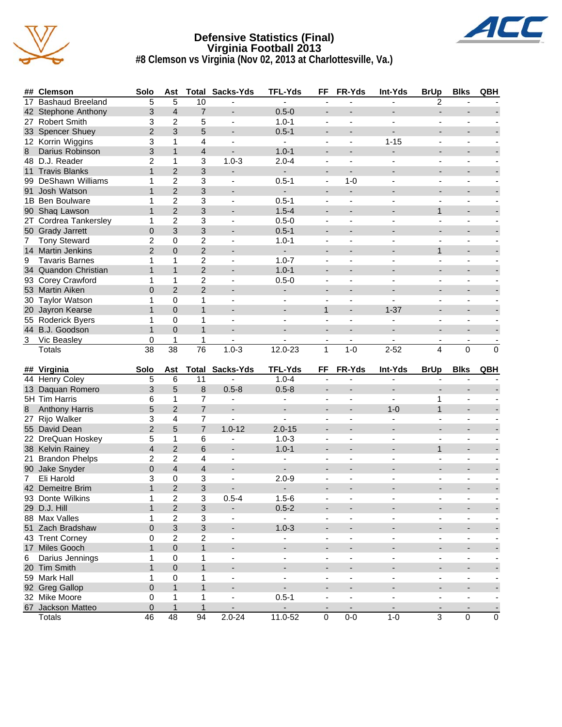# Defensive Statistics (Final)
# Virginia Football 2013
## #8 Clemson vs Virginia (Nov 02, 2013 at Charlottesville, Va.)

| ## | Clemson | Solo | Ast | Total | Sacks-Yds | TFL-Yds | FF | FR-Yds | Int-Yds | BrUp | Blks | QBH |
|---|---|---|---|---|---|---|---|---|---|---|---|---|
| 17 | Bashaud Breeland | 5 | 5 | 10 | - | - | - | - | - | 2 | - | - |
| 42 | Stephone Anthony | 3 | 4 | 7 | - | 0.5-0 | - | - | - | - | - | - |
| 27 | Robert Smith | 3 | 2 | 5 | - | 1.0-1 | - | - | - | - | - | - |
| 33 | Spencer Shuey | 2 | 3 | 5 | - | 0.5-1 | - | - | - | - | - | - |
| 12 | Korrin Wiggins | 3 | 1 | 4 | - | - | - | - | 1-15 | - | - | - |
| 8 | Darius Robinson | 3 | 1 | 4 | - | 1.0-1 | - | - | - | - | - | - |
| 48 | D.J. Reader | 2 | 1 | 3 | 1.0-3 | 2.0-4 | - | - | - | - | - | - |
| 11 | Travis Blanks | 1 | 2 | 3 | - | - | - | - | - | - | - | - |
| 99 | DeShawn Williams | 1 | 2 | 3 | - | 0.5-1 | - | 1-0 | - | - | - | - |
| 91 | Josh Watson | 1 | 2 | 3 | - | - | - | - | - | - | - | - |
| 1B | Ben Boulware | 1 | 2 | 3 | - | 0.5-1 | - | - | - | - | - | - |
| 90 | Shaq Lawson | 1 | 2 | 3 | - | 1.5-4 | - | - | - | 1 | - | - |
| 2T | Cordrea Tankersley | 1 | 2 | 3 | - | 0.5-0 | - | - | - | - | - | - |
| 50 | Grady Jarrett | 0 | 3 | 3 | - | 0.5-1 | - | - | - | - | - | - |
| 7 | Tony Steward | 2 | 0 | 2 | - | 1.0-1 | - | - | - | - | - | - |
| 14 | Martin Jenkins | 2 | 0 | 2 | - | - | - | - | - | 1 | - | - |
| 9 | Tavaris Barnes | 1 | 1 | 2 | - | 1.0-7 | - | - | - | - | - | - |
| 34 | Quandon Christian | 1 | 1 | 2 | - | 1.0-1 | - | - | - | - | - | - |
| 93 | Corey Crawford | 1 | 1 | 2 | - | 0.5-0 | - | - | - | - | - | - |
| 53 | Martin Aiken | 0 | 2 | 2 | - | - | - | - | - | - | - | - |
| 30 | Taylor Watson | 1 | 0 | 1 | - | - | - | - | - | - | - | - |
| 20 | Jayron Kearse | 1 | 0 | 1 | - | - | 1 | - | 1-37 | - | - | - |
| 55 | Roderick Byers | 1 | 0 | 1 | - | - | - | - | - | - | - | - |
| 44 | B.J. Goodson | 1 | 0 | 1 | - | - | - | - | - | - | - | - |
| 3 | Vic Beasley | 0 | 1 | 1 | - | - | - | - | - | - | - | - |
| | Totals | 38 | 38 | 76 | 1.0-3 | 12.0-23 | 1 | 1-0 | 2-52 | 4 | 0 | 0 |

| ## | Virginia | Solo | Ast | Total | Sacks-Yds | TFL-Yds | FF | FR-Yds | Int-Yds | BrUp | Blks | QBH |
|---|---|---|---|---|---|---|---|---|---|---|---|---|
| 44 | Henry Coley | 5 | 6 | 11 | - | 1.0-4 | - | - | - | - | - | - |
| 13 | Daquan Romero | 3 | 5 | 8 | 0.5-8 | 0.5-8 | - | - | - | - | - | - |
| 5H | Tim Harris | 6 | 1 | 7 | - | - | - | - | - | 1 | - | - |
| 8 | Anthony Harris | 5 | 2 | 7 | - | - | - | - | 1-0 | 1 | - | - |
| 27 | Rijo Walker | 3 | 4 | 7 | - | - | - | - | - | - | - | - |
| 55 | David Dean | 2 | 5 | 7 | 1.0-12 | 2.0-15 | - | - | - | - | - | - |
| 22 | DreQuan Hoskey | 5 | 1 | 6 | - | 1.0-3 | - | - | - | - | - | - |
| 38 | Kelvin Rainey | 4 | 2 | 6 | - | 1.0-1 | - | - | - | 1 | - | - |
| 21 | Brandon Phelps | 2 | 2 | 4 | - | - | - | - | - | - | - | - |
| 90 | Jake Snyder | 0 | 4 | 4 | - | - | - | - | - | - | - | - |
| 7 | Eli Harold | 3 | 0 | 3 | - | 2.0-9 | - | - | - | - | - | - |
| 42 | Demeitre Brim | 1 | 2 | 3 | - | - | - | - | - | - | - | - |
| 93 | Donte Wilkins | 1 | 2 | 3 | 0.5-4 | 1.5-6 | - | - | - | - | - | - |
| 29 | D.J. Hill | 1 | 2 | 3 | - | 0.5-2 | - | - | - | - | - | - |
| 88 | Max Valles | 1 | 2 | 3 | - | - | - | - | - | - | - | - |
| 51 | Zach Bradshaw | 0 | 3 | 3 | - | 1.0-3 | - | - | - | - | - | - |
| 43 | Trent Corney | 0 | 2 | 2 | - | - | - | - | - | - | - | - |
| 17 | Miles Gooch | 1 | 0 | 1 | - | - | - | - | - | - | - | - |
| 6 | Darius Jennings | 1 | 0 | 1 | - | - | - | - | - | - | - | - |
| 20 | Tim Smith | 1 | 0 | 1 | - | - | - | - | - | - | - | - |
| 59 | Mark Hall | 1 | 0 | 1 | - | - | - | - | - | - | - | - |
| 92 | Greg Gallop | 0 | 1 | 1 | - | - | - | - | - | - | - | - |
| 32 | Mike Moore | 0 | 1 | 1 | - | 0.5-1 | - | - | - | - | - | - |
| 67 | Jackson Matteo | 0 | 1 | 1 | - | - | - | - | - | - | - | - |
| | Totals | 46 | 48 | 94 | 2.0-24 | 11.0-52 | 0 | 0-0 | 1-0 | 3 | 0 | 0 |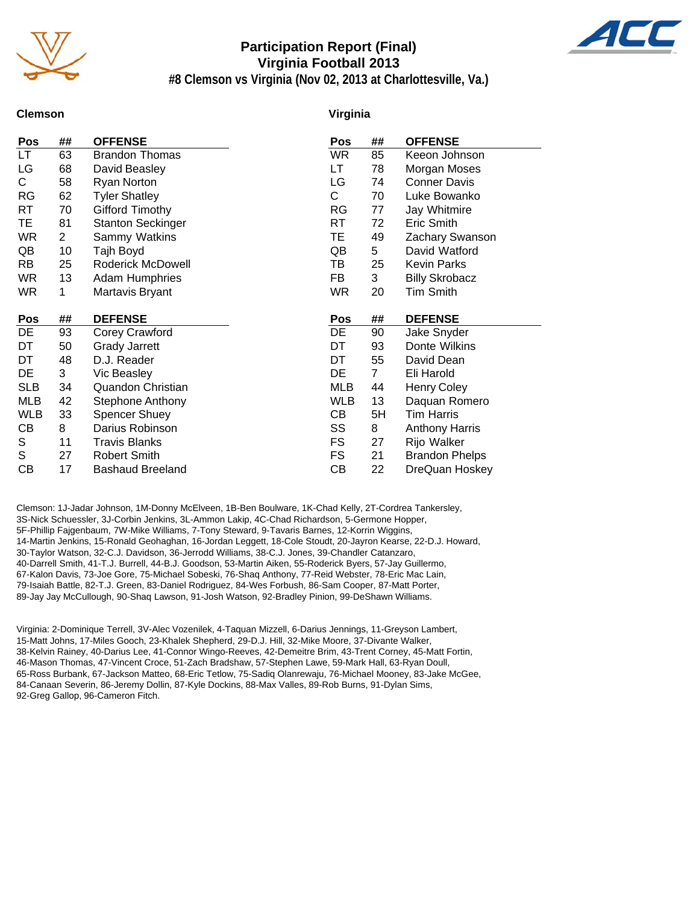# Participation Report (Final)
## Virginia Football 2013
### #8 Clemson vs Virginia (Nov 02, 2013 at Charlottesville, Va.)

**Clemson**

| Pos | ## | OFFENSE |
|---|---|---|
| LT | 63 | Brandon Thomas |
| LG | 68 | David Beasley |
| C | 58 | Ryan Norton |
| RG | 62 | Tyler Shatley |
| RT | 70 | Gifford Timothy |
| TE | 81 | Stanton Seckinger |
| WR | 2 | Sammy Watkins |
| QB | 10 | Tajh Boyd |
| RB | 25 | Roderick McDowell |
| WR | 13 | Adam Humphries |
| WR | 1 | Martavis Bryant |

| Pos | ## | DEFENSE |
|---|---|---|
| DE | 93 | Corey Crawford |
| DT | 50 | Grady Jarrett |
| DT | 48 | D.J. Reader |
| DE | 3 | Vic Beasley |
| SLB | 34 | Quandon Christian |
| MLB | 42 | Stephone Anthony |
| WLB | 33 | Spencer Shuey |
| CB | 8 | Darius Robinson |
| S | 11 | Travis Blanks |
| S | 27 | Robert Smith |
| CB | 17 | Bashaud Breeland |

**Virginia**

| Pos | ## | OFFENSE |
|---|---|---|
| WR | 85 | Keeon Johnson |
| LT | 78 | Morgan Moses |
| LG | 74 | Conner Davis |
| C | 70 | Luke Bowanko |
| RG | 77 | Jay Whitmire |
| RT | 72 | Eric Smith |
| TE | 49 | Zachary Swanson |
| QB | 5 | David Watford |
| TB | 25 | Kevin Parks |
| FB | 3 | Billy Skrobacz |
| WR | 20 | Tim Smith |

| Pos | ## | DEFENSE |
|---|---|---|
| DE | 90 | Jake Snyder |
| DT | 93 | Donte Wilkins |
| DT | 55 | David Dean |
| DE | 7 | Eli Harold |
| MLB | 44 | Henry Coley |
| WLB | 13 | Daquan Romero |
| CB | 5H | Tim Harris |
| SS | 8 | Anthony Harris |
| FS | 27 | Rijo Walker |
| FS | 21 | Brandon Phelps |
| CB | 22 | DreQuan Hoskey |

Clemson: 1J-Jadar Johnson, 1M-Donny McElveen, 1B-Ben Boulware, 1K-Chad Kelly, 2T-Cordrea Tankersley, 3S-Nick Schuessler, 3J-Corbin Jenkins, 3L-Ammon Lakip, 4C-Chad Richardson, 5-Germone Hopper, 5F-Phillip Fajgenbaum, 7W-Mike Williams, 7-Tony Steward, 9-Tavaris Barnes, 12-Korrin Wiggins, 14-Martin Jenkins, 15-Ronald Geohaghan, 16-Jordan Leggett, 18-Cole Stoudt, 20-Jayron Kearse, 22-D.J. Howard, 30-Taylor Watson, 32-C.J. Davidson, 36-Jerrodd Williams, 38-C.J. Jones, 39-Chandler Catanzaro, 40-Darrell Smith, 41-T.J. Burrell, 44-B.J. Goodson, 53-Martin Aiken, 55-Roderick Byers, 57-Jay Guillermo, 67-Kalon Davis, 73-Joe Gore, 75-Michael Sobeski, 76-Shaq Anthony, 77-Reid Webster, 78-Eric Mac Lain, 79-Isaiah Battle, 82-T.J. Green, 83-Daniel Rodriguez, 84-Wes Forbush, 86-Sam Cooper, 87-Matt Porter, 89-Jay Jay McCullough, 90-Shaq Lawson, 91-Josh Watson, 92-Bradley Pinion, 99-DeShawn Williams.

Virginia: 2-Dominique Terrell, 3V-Alec Vozenilek, 4-Taquan Mizzell, 6-Darius Jennings, 11-Greyson Lambert, 15-Matt Johns, 17-Miles Gooch, 23-Khalek Shepherd, 29-D.J. Hill, 32-Mike Moore, 37-Divante Walker, 38-Kelvin Rainey, 40-Darius Lee, 41-Connor Wingo-Reeves, 42-Demeitre Brim, 43-Trent Corney, 45-Matt Fortin, 46-Mason Thomas, 47-Vincent Croce, 51-Zach Bradshaw, 57-Stephen Lawe, 59-Mark Hall, 63-Ryan Doull, 65-Ross Burbank, 67-Jackson Matteo, 68-Eric Tetlow, 75-Sadiq Olanrewaju, 76-Michael Mooney, 83-Jake McGee, 84-Canaan Severin, 86-Jeremy Dollin, 87-Kyle Dockins, 88-Max Valles, 89-Rob Burns, 91-Dylan Sims, 92-Greg Gallop, 96-Cameron Fitch.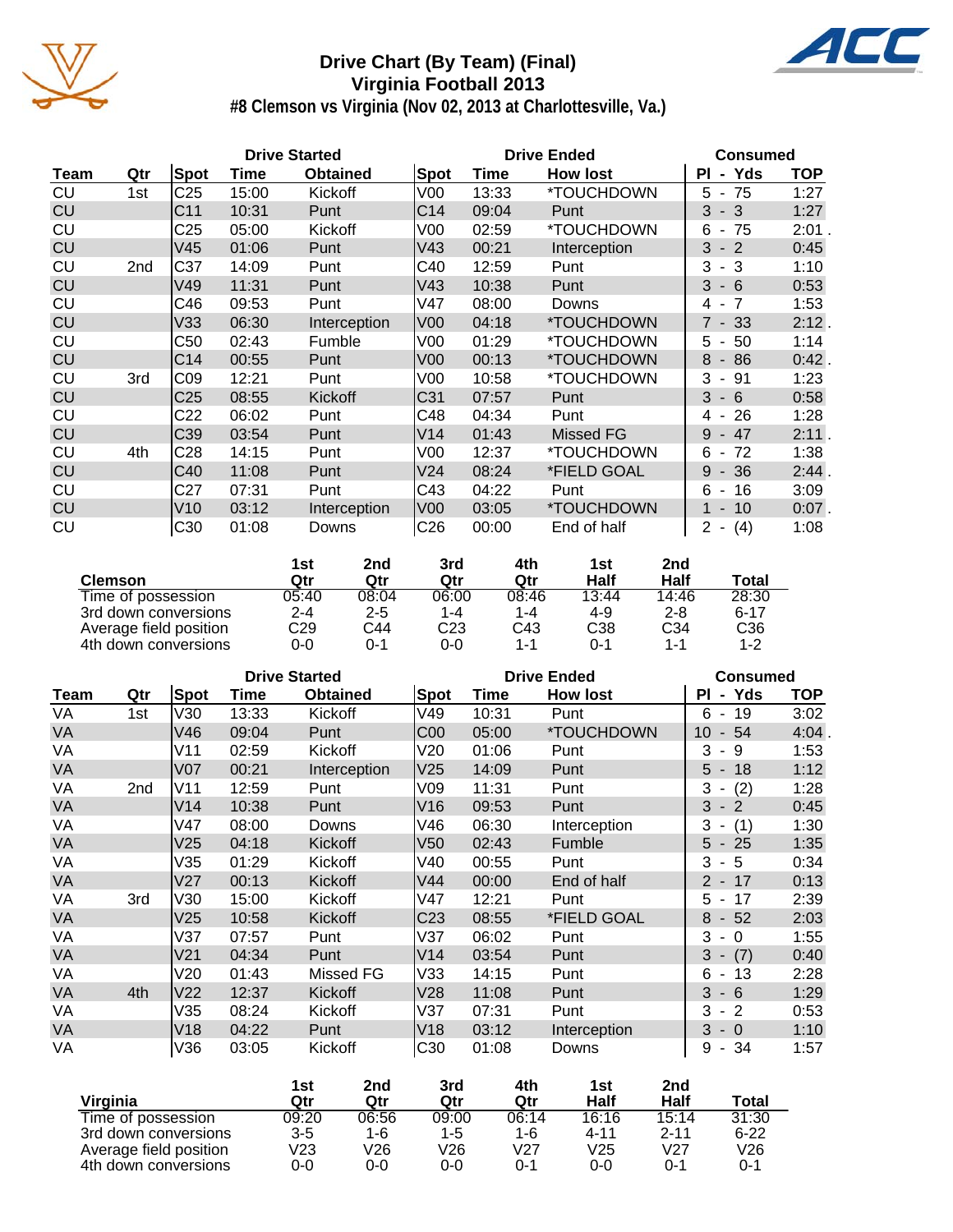# Drive Chart (By Team) (Final)
## Virginia Football 2013
### #8 Clemson vs Virginia (Nov 02, 2013 at Charlottesville, Va.)

| | | Drive Started | | | Drive Ended | | | Consumed | |
|---|---|---|---|---|---|---|---|---|---|
| Team | Qtr | Spot | Time | Obtained | Spot | Time | How lost | Pl - Yds | TOP |
| CU | 1st | C25 | 15:00 | Kickoff | V00 | 13:33 | *TOUCHDOWN | 5 - 75 | 1:27 |
| CU | | C11 | 10:31 | Punt | C14 | 09:04 | Punt | 3 - 3 | 1:27 |
| CU | | C25 | 05:00 | Kickoff | V00 | 02:59 | *TOUCHDOWN | 6 - 75 | 2:01 . |
| CU | | V45 | 01:06 | Punt | V43 | 00:21 | Interception | 3 - 2 | 0:45 |
| CU | 2nd | C37 | 14:09 | Punt | C40 | 12:59 | Punt | 3 - 3 | 1:10 |
| CU | | V49 | 11:31 | Punt | V43 | 10:38 | Punt | 3 - 6 | 0:53 |
| CU | | C46 | 09:53 | Punt | V47 | 08:00 | Downs | 4 - 7 | 1:53 |
| CU | | V33 | 06:30 | Interception | V00 | 04:18 | *TOUCHDOWN | 7 - 33 | 2:12 . |
| CU | | C50 | 02:43 | Fumble | V00 | 01:29 | *TOUCHDOWN | 5 - 50 | 1:14 |
| CU | | C14 | 00:55 | Punt | V00 | 00:13 | *TOUCHDOWN | 8 - 86 | 0:42 . |
| CU | 3rd | C09 | 12:21 | Punt | V00 | 10:58 | *TOUCHDOWN | 3 - 91 | 1:23 |
| CU | | C25 | 08:55 | Kickoff | C31 | 07:57 | Punt | 3 - 6 | 0:58 |
| CU | | C22 | 06:02 | Punt | C48 | 04:34 | Punt | 4 - 26 | 1:28 |
| CU | | C39 | 03:54 | Punt | V14 | 01:43 | Missed FG | 9 - 47 | 2:11 . |
| CU | 4th | C28 | 14:15 | Punt | V00 | 12:37 | *TOUCHDOWN | 6 - 72 | 1:38 |
| CU | | C40 | 11:08 | Punt | V24 | 08:24 | *FIELD GOAL | 9 - 36 | 2:44 . |
| CU | | C27 | 07:31 | Punt | C43 | 04:22 | Punt | 6 - 16 | 3:09 |
| CU | | V10 | 03:12 | Interception | V00 | 03:05 | *TOUCHDOWN | 1 - 10 | 0:07 . |
| CU | | C30 | 01:08 | Downs | C26 | 00:00 | End of half | 2 - (4) | 1:08 |

| Clemson | 1st Qtr | 2nd Qtr | 3rd Qtr | 4th Qtr | 1st Half | 2nd Half | Total |
|---|---|---|---|---|---|---|---|
| Time of possession | 05:40 | 08:04 | 06:00 | 08:46 | 13:44 | 14:46 | 28:30 |
| 3rd down conversions | 2-4 | 2-5 | 1-4 | 1-4 | 4-9 | 2-8 | 6-17 |
| Average field position | C29 | C44 | C23 | C43 | C38 | C34 | C36 |
| 4th down conversions | 0-0 | 0-1 | 0-0 | 1-1 | 0-1 | 1-1 | 1-2 |

| | | Drive Started | | | Drive Ended | | | Consumed | |
|---|---|---|---|---|---|---|---|---|---|
| Team | Qtr | Spot | Time | Obtained | Spot | Time | How lost | Pl - Yds | TOP |
| VA | 1st | V30 | 13:33 | Kickoff | V49 | 10:31 | Punt | 6 - 19 | 3:02 |
| VA | | V46 | 09:04 | Punt | C00 | 05:00 | *TOUCHDOWN | 10 - 54 | 4:04 . |
| VA | | V11 | 02:59 | Kickoff | V20 | 01:06 | Punt | 3 - 9 | 1:53 |
| VA | | V07 | 00:21 | Interception | V25 | 14:09 | Punt | 5 - 18 | 1:12 |
| VA | 2nd | V11 | 12:59 | Punt | V09 | 11:31 | Punt | 3 - (2) | 1:28 |
| VA | | V14 | 10:38 | Punt | V16 | 09:53 | Punt | 3 - 2 | 0:45 |
| VA | | V47 | 08:00 | Downs | V46 | 06:30 | Interception | 3 - (1) | 1:30 |
| VA | | V25 | 04:18 | Kickoff | V50 | 02:43 | Fumble | 5 - 25 | 1:35 |
| VA | | V35 | 01:29 | Kickoff | V40 | 00:55 | Punt | 3 - 5 | 0:34 |
| VA | | V27 | 00:13 | Kickoff | V44 | 00:00 | End of half | 2 - 17 | 0:13 |
| VA | 3rd | V30 | 15:00 | Kickoff | V47 | 12:21 | Punt | 5 - 17 | 2:39 |
| VA | | V25 | 10:58 | Kickoff | C23 | 08:55 | *FIELD GOAL | 8 - 52 | 2:03 |
| VA | | V37 | 07:57 | Punt | V37 | 06:02 | Punt | 3 - 0 | 1:55 |
| VA | | V21 | 04:34 | Punt | V14 | 03:54 | Punt | 3 - (7) | 0:40 |
| VA | | V20 | 01:43 | Missed FG | V33 | 14:15 | Punt | 6 - 13 | 2:28 |
| VA | 4th | V22 | 12:37 | Kickoff | V28 | 11:08 | Punt | 3 - 6 | 1:29 |
| VA | | V35 | 08:24 | Kickoff | V37 | 07:31 | Punt | 3 - 2 | 0:53 |
| VA | | V18 | 04:22 | Punt | V18 | 03:12 | Interception | 3 - 0 | 1:10 |
| VA | | V36 | 03:05 | Kickoff | C30 | 01:08 | Downs | 9 - 34 | 1:57 |

| Virginia | 1st Qtr | 2nd Qtr | 3rd Qtr | 4th Qtr | 1st Half | 2nd Half | Total |
|---|---|---|---|---|---|---|---|
| Time of possession | 09:20 | 06:56 | 09:00 | 06:14 | 16:16 | 15:14 | 31:30 |
| 3rd down conversions | 3-5 | 1-6 | 1-5 | 1-6 | 4-11 | 2-11 | 6-22 |
| Average field position | V23 | V26 | V26 | V27 | V25 | V27 | V26 |
| 4th down conversions | 0-0 | 0-0 | 0-0 | 0-1 | 0-0 | 0-1 | 0-1 |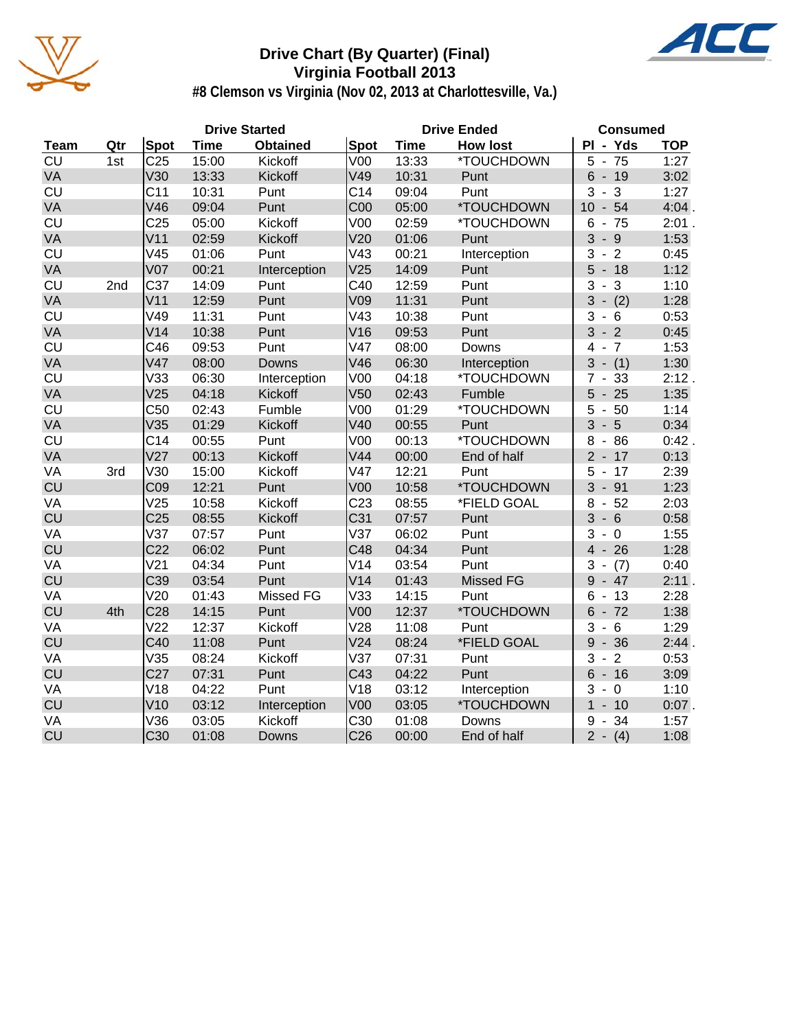# Drive Chart (By Quarter) (Final)
## Virginia Football 2013
### #8 Clemson vs Virginia (Nov 02, 2013 at Charlottesville, Va.)

| Team | Qtr | Drive Started Spot | Time | Obtained | Drive Ended Spot | Time | How lost | Consumed Pl - Yds | TOP |
|---|---|---|---|---|---|---|---|---|---|
| CU | 1st | C25 | 15:00 | Kickoff | V00 | 13:33 | *TOUCHDOWN | 5 - 75 | 1:27 |
| VA | | V30 | 13:33 | Kickoff | V49 | 10:31 | Punt | 6 - 19 | 3:02 |
| CU | | C11 | 10:31 | Punt | C14 | 09:04 | Punt | 3 - 3 | 1:27 |
| VA | | V46 | 09:04 | Punt | C00 | 05:00 | *TOUCHDOWN | 10 - 54 | 4:04 . |
| CU | | C25 | 05:00 | Kickoff | V00 | 02:59 | *TOUCHDOWN | 6 - 75 | 2:01 . |
| VA | | V11 | 02:59 | Kickoff | V20 | 01:06 | Punt | 3 - 9 | 1:53 |
| CU | | V45 | 01:06 | Punt | V43 | 00:21 | Interception | 3 - 2 | 0:45 |
| VA | | V07 | 00:21 | Interception | V25 | 14:09 | Punt | 5 - 18 | 1:12 |
| CU | 2nd | C37 | 14:09 | Punt | C40 | 12:59 | Punt | 3 - 3 | 1:10 |
| VA | | V11 | 12:59 | Punt | V09 | 11:31 | Punt | 3 - (2) | 1:28 |
| CU | | V49 | 11:31 | Punt | V43 | 10:38 | Punt | 3 - 6 | 0:53 |
| VA | | V14 | 10:38 | Punt | V16 | 09:53 | Punt | 3 - 2 | 0:45 |
| CU | | C46 | 09:53 | Punt | V47 | 08:00 | Downs | 4 - 7 | 1:53 |
| VA | | V47 | 08:00 | Downs | V46 | 06:30 | Interception | 3 - (1) | 1:30 |
| CU | | V33 | 06:30 | Interception | V00 | 04:18 | *TOUCHDOWN | 7 - 33 | 2:12 . |
| VA | | V25 | 04:18 | Kickoff | V50 | 02:43 | Fumble | 5 - 25 | 1:35 |
| CU | | C50 | 02:43 | Fumble | V00 | 01:29 | *TOUCHDOWN | 5 - 50 | 1:14 |
| VA | | V35 | 01:29 | Kickoff | V40 | 00:55 | Punt | 3 - 5 | 0:34 |
| CU | | C14 | 00:55 | Punt | V00 | 00:13 | *TOUCHDOWN | 8 - 86 | 0:42 . |
| VA | | V27 | 00:13 | Kickoff | V44 | 00:00 | End of half | 2 - 17 | 0:13 |
| VA | 3rd | V30 | 15:00 | Kickoff | V47 | 12:21 | Punt | 5 - 17 | 2:39 |
| CU | | C09 | 12:21 | Punt | V00 | 10:58 | *TOUCHDOWN | 3 - 91 | 1:23 |
| VA | | V25 | 10:58 | Kickoff | C23 | 08:55 | *FIELD GOAL | 8 - 52 | 2:03 |
| CU | | C25 | 08:55 | Kickoff | C31 | 07:57 | Punt | 3 - 6 | 0:58 |
| VA | | V37 | 07:57 | Punt | V37 | 06:02 | Punt | 3 - 0 | 1:55 |
| CU | | C22 | 06:02 | Punt | C48 | 04:34 | Punt | 4 - 26 | 1:28 |
| VA | | V21 | 04:34 | Punt | V14 | 03:54 | Punt | 3 - (7) | 0:40 |
| CU | | C39 | 03:54 | Punt | V14 | 01:43 | Missed FG | 9 - 47 | 2:11 . |
| VA | | V20 | 01:43 | Missed FG | V33 | 14:15 | Punt | 6 - 13 | 2:28 |
| CU | 4th | C28 | 14:15 | Punt | V00 | 12:37 | *TOUCHDOWN | 6 - 72 | 1:38 |
| VA | | V22 | 12:37 | Kickoff | V28 | 11:08 | Punt | 3 - 6 | 1:29 |
| CU | | C40 | 11:08 | Punt | V24 | 08:24 | *FIELD GOAL | 9 - 36 | 2:44 . |
| VA | | V35 | 08:24 | Kickoff | V37 | 07:31 | Punt | 3 - 2 | 0:53 |
| CU | | C27 | 07:31 | Punt | C43 | 04:22 | Punt | 6 - 16 | 3:09 |
| VA | | V18 | 04:22 | Punt | V18 | 03:12 | Interception | 3 - 0 | 1:10 |
| CU | | V10 | 03:12 | Interception | V00 | 03:05 | *TOUCHDOWN | 1 - 10 | 0:07 . |
| VA | | V36 | 03:05 | Kickoff | C30 | 01:08 | Downs | 9 - 34 | 1:57 |
| CU | | C30 | 01:08 | Downs | C26 | 00:00 | End of half | 2 - (4) | 1:08 |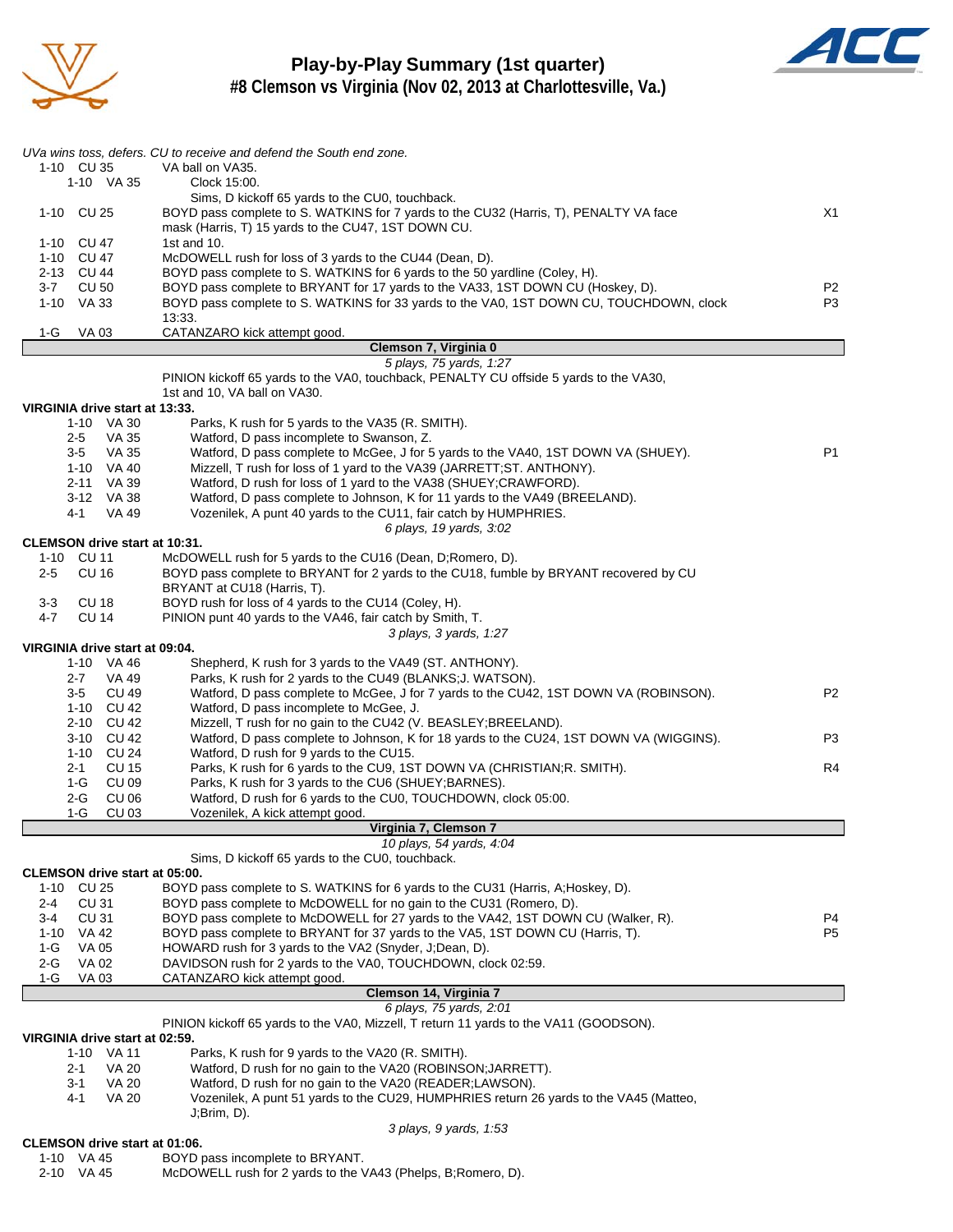# Play-by-Play Summary (1st quarter)

## #8 Clemson vs Virginia (Nov 02, 2013 at Charlottesville, Va.)

*UVa wins toss, defers. CU to receive and defend the South end zone.*

| Down | Spot | Play | |
|---|---|---|---|
| 1-10 | CU 35 | VA ball on VA35. | |
| 1-10 | VA 35 | Clock 15:00. | |
| | | Sims, D kickoff 65 yards to the CU0, touchback. | |
| 1-10 | CU 25 | BOYD pass complete to S. WATKINS for 7 yards to the CU32 (Harris, T), PENALTY VA face mask (Harris, T) 15 yards to the CU47, 1ST DOWN CU. | X1 |
| 1-10 | CU 47 | 1st and 10. | |
| 1-10 | CU 47 | McDOWELL rush for loss of 3 yards to the CU44 (Dean, D). | |
| 2-13 | CU 44 | BOYD pass complete to S. WATKINS for 6 yards to the 50 yardline (Coley, H). | |
| 3-7 | CU 50 | BOYD pass complete to BRYANT for 17 yards to the VA33, 1ST DOWN CU (Hoskey, D). | P2 |
| 1-10 | VA 33 | BOYD pass complete to S. WATKINS for 33 yards to the VA0, 1ST DOWN CU, TOUCHDOWN, clock 13:33. | P3 |
| 1-G | VA 03 | CATANZARO kick attempt good. | |

**Clemson 7, Virginia 0**

*5 plays, 75 yards, 1:27*

PINION kickoff 65 yards to the VA0, touchback, PENALTY CU offside 5 yards to the VA30, 1st and 10, VA ball on VA30.

**VIRGINIA drive start at 13:33.**

| Down | Spot | Play | |
|---|---|---|---|
| 1-10 | VA 30 | Parks, K rush for 5 yards to the VA35 (R. SMITH). | |
| 2-5 | VA 35 | Watford, D pass incomplete to Swanson, Z. | |
| 3-5 | VA 35 | Watford, D pass complete to McGee, J for 5 yards to the VA40, 1ST DOWN VA (SHUEY). | P1 |
| 1-10 | VA 40 | Mizzell, T rush for loss of 1 yard to the VA39 (JARRETT;ST. ANTHONY). | |
| 2-11 | VA 39 | Watford, D rush for loss of 1 yard to the VA38 (SHUEY;CRAWFORD). | |
| 3-12 | VA 38 | Watford, D pass complete to Johnson, K for 11 yards to the VA49 (BREELAND). | |
| 4-1 | VA 49 | Vozenilek, A punt 40 yards to the CU11, fair catch by HUMPHRIES. | |

*6 plays, 19 yards, 3:02*

**CLEMSON drive start at 10:31.**

| Down | Spot | Play | |
|---|---|---|---|
| 1-10 | CU 11 | McDOWELL rush for 5 yards to the CU16 (Dean, D;Romero, D). | |
| 2-5 | CU 16 | BOYD pass complete to BRYANT for 2 yards to the CU18, fumble by BRYANT recovered by CU BRYANT at CU18 (Harris, T). | |
| 3-3 | CU 18 | BOYD rush for loss of 4 yards to the CU14 (Coley, H). | |
| 4-7 | CU 14 | PINION punt 40 yards to the VA46, fair catch by Smith, T. | |

*3 plays, 3 yards, 1:27*

**VIRGINIA drive start at 09:04.**

| Down | Spot | Play | |
|---|---|---|---|
| 1-10 | VA 46 | Shepherd, K rush for 3 yards to the VA49 (ST. ANTHONY). | |
| 2-7 | VA 49 | Parks, K rush for 2 yards to the CU49 (BLANKS;J. WATSON). | |
| 3-5 | CU 49 | Watford, D pass complete to McGee, J for 7 yards to the CU42, 1ST DOWN VA (ROBINSON). | P2 |
| 1-10 | CU 42 | Watford, D pass incomplete to McGee, J. | |
| 2-10 | CU 42 | Mizzell, T rush for no gain to the CU42 (V. BEASLEY;BREELAND). | |
| 3-10 | CU 42 | Watford, D pass complete to Johnson, K for 18 yards to the CU24, 1ST DOWN VA (WIGGINS). | P3 |
| 1-10 | CU 24 | Watford, D rush for 9 yards to the CU15. | |
| 2-1 | CU 15 | Parks, K rush for 6 yards to the CU9, 1ST DOWN VA (CHRISTIAN;R. SMITH). | R4 |
| 1-G | CU 09 | Parks, K rush for 3 yards to the CU6 (SHUEY;BARNES). | |
| 2-G | CU 06 | Watford, D rush for 6 yards to the CU0, TOUCHDOWN, clock 05:00. | |
| 1-G | CU 03 | Vozenilek, A kick attempt good. | |

**Virginia 7, Clemson 7**

*10 plays, 54 yards, 4:04*

Sims, D kickoff 65 yards to the CU0, touchback.

**CLEMSON drive start at 05:00.**

| Down | Spot | Play | |
|---|---|---|---|
| 1-10 | CU 25 | BOYD pass complete to S. WATKINS for 6 yards to the CU31 (Harris, A;Hoskey, D). | |
| 2-4 | CU 31 | BOYD pass complete to McDOWELL for no gain to the CU31 (Romero, D). | |
| 3-4 | CU 31 | BOYD pass complete to McDOWELL for 27 yards to the VA42, 1ST DOWN CU (Walker, R). | P4 |
| 1-10 | VA 42 | BOYD pass complete to BRYANT for 37 yards to the VA5, 1ST DOWN CU (Harris, T). | P5 |
| 1-G | VA 05 | HOWARD rush for 3 yards to the VA2 (Snyder, J;Dean, D). | |
| 2-G | VA 02 | DAVIDSON rush for 2 yards to the VA0, TOUCHDOWN, clock 02:59. | |
| 1-G | VA 03 | CATANZARO kick attempt good. | |

**Clemson 14, Virginia 7**

*6 plays, 75 yards, 2:01*

PINION kickoff 65 yards to the VA0, Mizzell, T return 11 yards to the VA11 (GOODSON).

**VIRGINIA drive start at 02:59.**

| Down | Spot | Play | |
|---|---|---|---|
| 1-10 | VA 11 | Parks, K rush for 9 yards to the VA20 (R. SMITH). | |
| 2-1 | VA 20 | Watford, D rush for no gain to the VA20 (ROBINSON;JARRETT). | |
| 3-1 | VA 20 | Watford, D rush for no gain to the VA20 (READER;LAWSON). | |
| 4-1 | VA 20 | Vozenilek, A punt 51 yards to the CU29, HUMPHRIES return 26 yards to the VA45 (Matteo, J;Brim, D). | |

*3 plays, 9 yards, 1:53*

**CLEMSON drive start at 01:06.**

| Down | Spot | Play | |
|---|---|---|---|
| 1-10 | VA 45 | BOYD pass incomplete to BRYANT. | |
| 2-10 | VA 45 | McDOWELL rush for 2 yards to the VA43 (Phelps, B;Romero, D). | |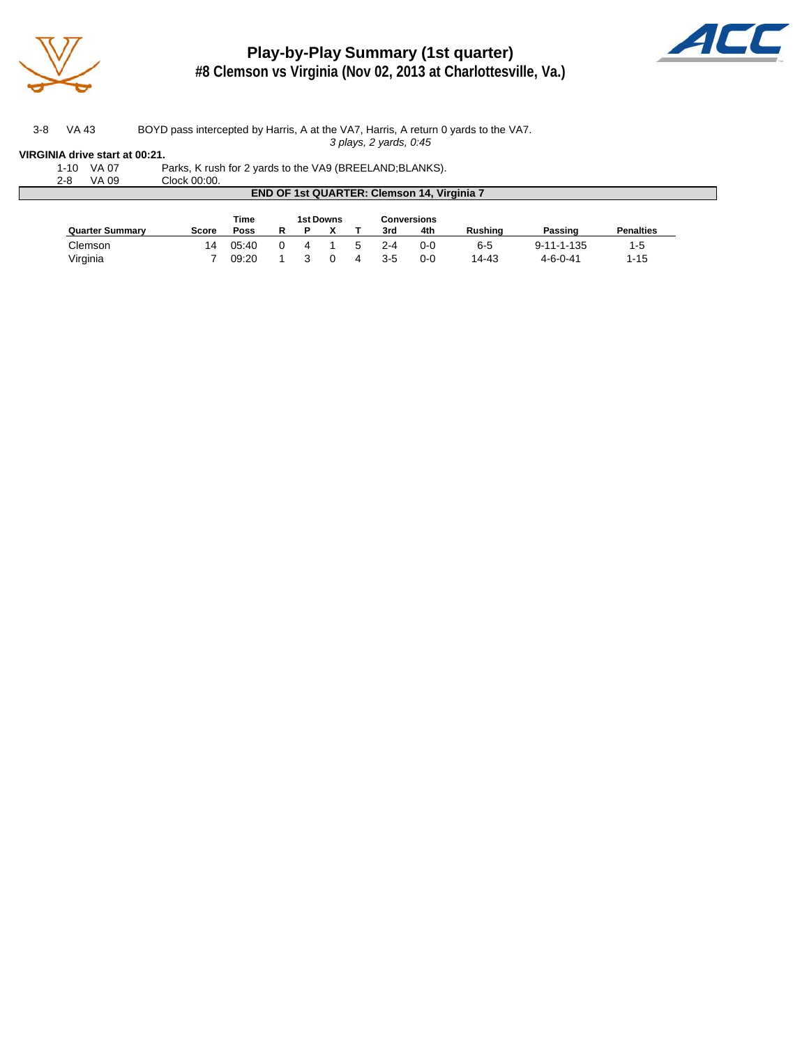# Play-by-Play Summary (1st quarter)
## #8 Clemson vs Virginia (Nov 02, 2013 at Charlottesville, Va.)

| | | |
|---|---|---|
| 3-8 | VA 43 | BOYD pass intercepted by Harris, A at the VA7, Harris, A return 0 yards to the VA7. |

*3 plays, 2 yards, 0:45*

**VIRGINIA drive start at 00:21.**

| | | |
|---|---|---|
| 1-10 | VA 07 | Parks, K rush for 2 yards to the VA9 (BREELAND;BLANKS). |
| 2-8 | VA 09 | Clock 00:00. |

**END OF 1st QUARTER: Clemson 14, Virginia 7**

| Quarter Summary | Score | Time Poss | 1st Downs R | P | X | T | Conversions 3rd | 4th | Rushing | Passing | Penalties |
|---|---|---|---|---|---|---|---|---|---|---|---|
| Clemson | 14 | 05:40 | 0 | 4 | 1 | 5 | 2-4 | 0-0 | 6-5 | 9-11-1-135 | 1-5 |
| Virginia | 7 | 09:20 | 1 | 3 | 0 | 4 | 3-5 | 0-0 | 14-43 | 4-6-0-41 | 1-15 |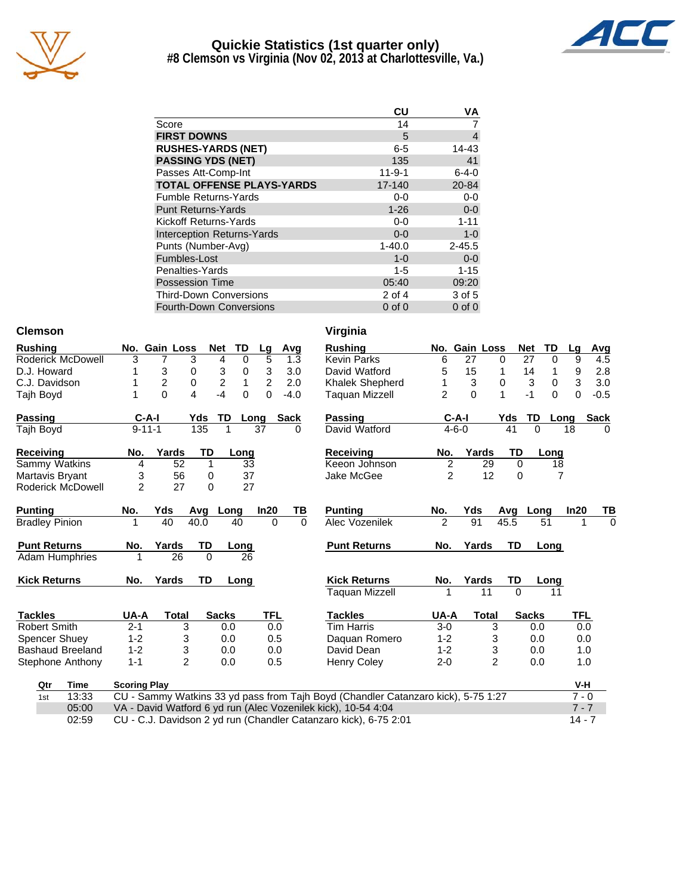# Quickie Statistics (1st quarter only)
## #8 Clemson vs Virginia (Nov 02, 2013 at Charlottesville, Va.)

| | CU | VA |
|---|---|---|
| Score | 14 | 7 |
| **FIRST DOWNS** | 5 | 4 |
| **RUSHES-YARDS (NET)** | 6-5 | 14-43 |
| **PASSING YDS (NET)** | 135 | 41 |
| Passes Att-Comp-Int | 11-9-1 | 6-4-0 |
| **TOTAL OFFENSE PLAYS-YARDS** | 17-140 | 20-84 |
| Fumble Returns-Yards | 0-0 | 0-0 |
| Punt Returns-Yards | 1-26 | 0-0 |
| Kickoff Returns-Yards | 0-0 | 1-11 |
| Interception Returns-Yards | 0-0 | 1-0 |
| Punts (Number-Avg) | 1-40.0 | 2-45.5 |
| Fumbles-Lost | 1-0 | 0-0 |
| Penalties-Yards | 1-5 | 1-15 |
| Possession Time | 05:40 | 09:20 |
| Third-Down Conversions | 2 of 4 | 3 of 5 |
| Fourth-Down Conversions | 0 of 0 | 0 of 0 |

### Clemson

| Rushing | No. | Gain | Loss | Net | TD | Lg | Avg |
|---|---|---|---|---|---|---|---|
| Roderick McDowell | 3 | 7 | 3 | 4 | 0 | 5 | 1.3 |
| D.J. Howard | 1 | 3 | 0 | 3 | 0 | 3 | 3.0 |
| C.J. Davidson | 1 | 2 | 0 | 2 | 1 | 2 | 2.0 |
| Tajh Boyd | 1 | 0 | 4 | -4 | 0 | 0 | -4.0 |

| Passing | C-A-I | Yds | TD | Long | Sack |
|---|---|---|---|---|---|
| Tajh Boyd | 9-11-1 | 135 | 1 | 37 | 0 |

| Receiving | No. | Yards | TD | Long |
|---|---|---|---|---|
| Sammy Watkins | 4 | 52 | 1 | 33 |
| Martavis Bryant | 3 | 56 | 0 | 37 |
| Roderick McDowell | 2 | 27 | 0 | 27 |

| Punting | No. | Yds | Avg | Long | In20 | TB |
|---|---|---|---|---|---|---|
| Bradley Pinion | 1 | 40 | 40.0 | 40 | 0 | 0 |

| Punt Returns | No. | Yards | TD | Long |
|---|---|---|---|---|
| Adam Humphries | 1 | 26 | 0 | 26 |

| Kick Returns | No. | Yards | TD | Long |
|---|---|---|---|---|

| Tackles | UA-A | Total | Sacks | TFL |
|---|---|---|---|---|
| Robert Smith | 2-1 | 3 | 0.0 | 0.0 |
| Spencer Shuey | 1-2 | 3 | 0.0 | 0.5 |
| Bashaud Breeland | 1-2 | 3 | 0.0 | 0.0 |
| Stephone Anthony | 1-1 | 2 | 0.0 | 0.5 |

### Virginia

| Rushing | No. | Gain | Loss | Net | TD | Lg | Avg |
|---|---|---|---|---|---|---|---|
| Kevin Parks | 6 | 27 | 0 | 27 | 0 | 9 | 4.5 |
| David Watford | 5 | 15 | 1 | 14 | 1 | 9 | 2.8 |
| Khalek Shepherd | 1 | 3 | 0 | 3 | 0 | 3 | 3.0 |
| Taquan Mizzell | 2 | 0 | 1 | -1 | 0 | 0 | -0.5 |

| Passing | C-A-I | Yds | TD | Long | Sack |
|---|---|---|---|---|---|
| David Watford | 4-6-0 | 41 | 0 | 18 | 0 |

| Receiving | No. | Yards | TD | Long |
|---|---|---|---|---|
| Keeon Johnson | 2 | 29 | 0 | 18 |
| Jake McGee | 2 | 12 | 0 | 7 |

| Punting | No. | Yds | Avg | Long | In20 | TB |
|---|---|---|---|---|---|---|
| Alec Vozenilek | 2 | 91 | 45.5 | 51 | 1 | 0 |

| Punt Returns | No. | Yards | TD | Long |
|---|---|---|---|---|

| Kick Returns | No. | Yards | TD | Long |
|---|---|---|---|---|
| Taquan Mizzell | 1 | 11 | 0 | 11 |

| Tackles | UA-A | Total | Sacks | TFL |
|---|---|---|---|---|
| Tim Harris | 3-0 | 3 | 0.0 | 0.0 |
| Daquan Romero | 1-2 | 3 | 0.0 | 0.0 |
| David Dean | 1-2 | 3 | 0.0 | 1.0 |
| Henry Coley | 2-0 | 2 | 0.0 | 1.0 |

| Qtr | Time | Scoring Play | V-H |
|---|---|---|---|
| 1st | 13:33 | CU - Sammy Watkins 33 yd pass from Tajh Boyd (Chandler Catanzaro kick), 5-75 1:27 | 7 - 0 |
| | 05:00 | VA - David Watford 6 yd run (Alec Vozenilek kick), 10-54 4:04 | 7 - 7 |
| | 02:59 | CU - C.J. Davidson 2 yd run (Chandler Catanzaro kick), 6-75 2:01 | 14 - 7 |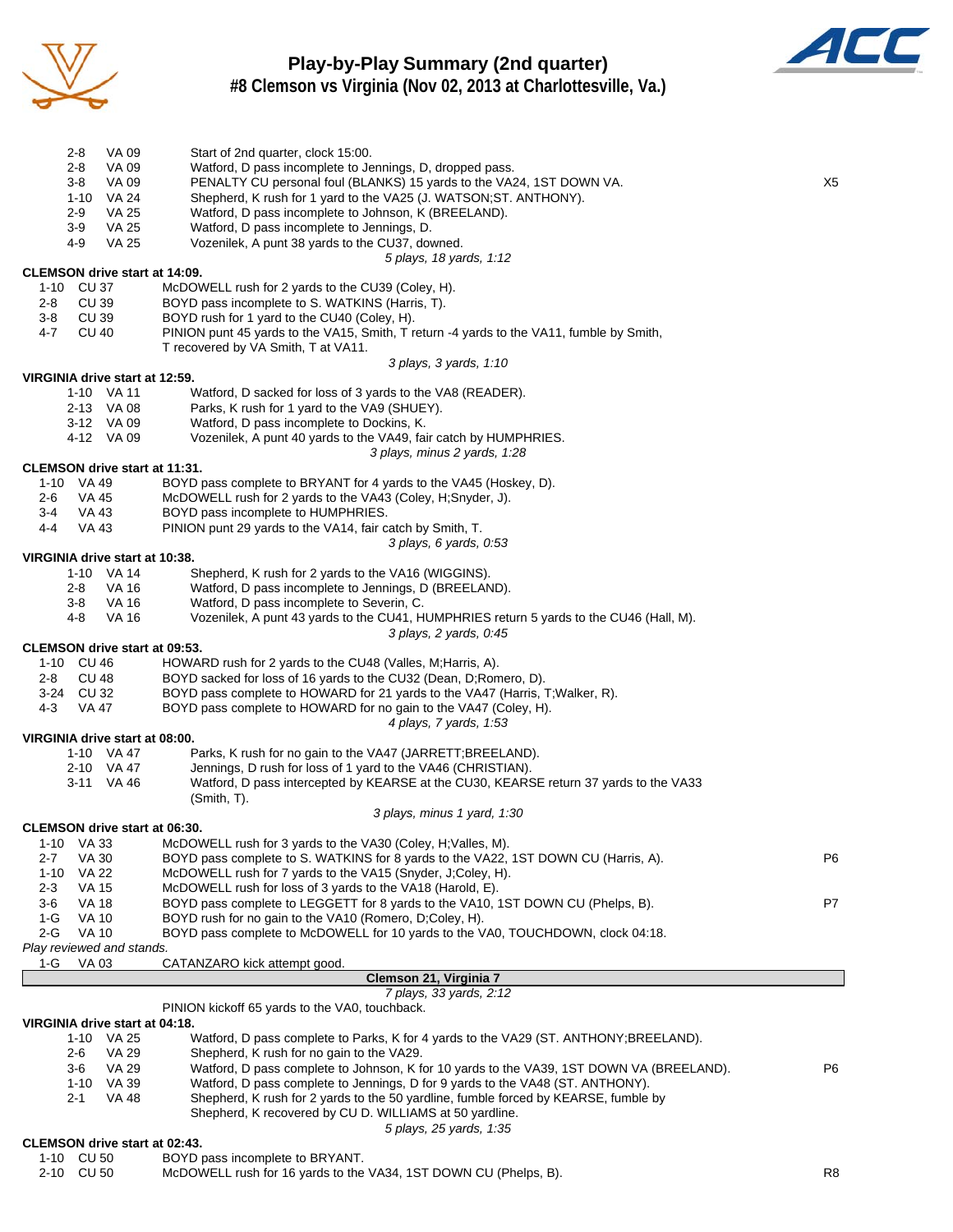# Play-by-Play Summary (2nd quarter)

## #8 Clemson vs Virginia (Nov 02, 2013 at Charlottesville, Va.)

| Down | Spot | Play | |
|---|---|---|---|
| 2-8 | VA 09 | Start of 2nd quarter, clock 15:00. | |
| 2-8 | VA 09 | Watford, D pass incomplete to Jennings, D, dropped pass. | |
| 3-8 | VA 09 | PENALTY CU personal foul (BLANKS) 15 yards to the VA24, 1ST DOWN VA. | X5 |
| 1-10 | VA 24 | Shepherd, K rush for 1 yard to the VA25 (J. WATSON;ST. ANTHONY). | |
| 2-9 | VA 25 | Watford, D pass incomplete to Johnson, K (BREELAND). | |
| 3-9 | VA 25 | Watford, D pass incomplete to Jennings, D. | |
| 4-9 | VA 25 | Vozenilek, A punt 38 yards to the CU37, downed. | |
| | | *5 plays, 18 yards, 1:12* | |

**CLEMSON drive start at 14:09.**

| Down | Spot | Play | |
|---|---|---|---|
| 1-10 | CU 37 | McDOWELL rush for 2 yards to the CU39 (Coley, H). | |
| 2-8 | CU 39 | BOYD pass incomplete to S. WATKINS (Harris, T). | |
| 3-8 | CU 39 | BOYD rush for 1 yard to the CU40 (Coley, H). | |
| 4-7 | CU 40 | PINION punt 45 yards to the VA15, Smith, T return -4 yards to the VA11, fumble by Smith, T recovered by VA Smith, T at VA11. | |
| | | *3 plays, 3 yards, 1:10* | |

**VIRGINIA drive start at 12:59.**

| Down | Spot | Play | |
|---|---|---|---|
| 1-10 | VA 11 | Watford, D sacked for loss of 3 yards to the VA8 (READER). | |
| 2-13 | VA 08 | Parks, K rush for 1 yard to the VA9 (SHUEY). | |
| 3-12 | VA 09 | Watford, D pass incomplete to Dockins, K. | |
| 4-12 | VA 09 | Vozenilek, A punt 40 yards to the VA49, fair catch by HUMPHRIES. | |
| | | *3 plays, minus 2 yards, 1:28* | |

**CLEMSON drive start at 11:31.**

| Down | Spot | Play | |
|---|---|---|---|
| 1-10 | VA 49 | BOYD pass complete to BRYANT for 4 yards to the VA45 (Hoskey, D). | |
| 2-6 | VA 45 | McDOWELL rush for 2 yards to the VA43 (Coley, H;Snyder, J). | |
| 3-4 | VA 43 | BOYD pass incomplete to HUMPHRIES. | |
| 4-4 | VA 43 | PINION punt 29 yards to the VA14, fair catch by Smith, T. | |
| | | *3 plays, 6 yards, 0:53* | |

**VIRGINIA drive start at 10:38.**

| Down | Spot | Play | |
|---|---|---|---|
| 1-10 | VA 14 | Shepherd, K rush for 2 yards to the VA16 (WIGGINS). | |
| 2-8 | VA 16 | Watford, D pass incomplete to Jennings, D (BREELAND). | |
| 3-8 | VA 16 | Watford, D pass incomplete to Severin, C. | |
| 4-8 | VA 16 | Vozenilek, A punt 43 yards to the CU41, HUMPHRIES return 5 yards to the CU46 (Hall, M). | |
| | | *3 plays, 2 yards, 0:45* | |

**CLEMSON drive start at 09:53.**

| Down | Spot | Play | |
|---|---|---|---|
| 1-10 | CU 46 | HOWARD rush for 2 yards to the CU48 (Valles, M;Harris, A). | |
| 2-8 | CU 48 | BOYD sacked for loss of 16 yards to the CU32 (Dean, D;Romero, D). | |
| 3-24 | CU 32 | BOYD pass complete to HOWARD for 21 yards to the VA47 (Harris, T;Walker, R). | |
| 4-3 | VA 47 | BOYD pass complete to HOWARD for no gain to the VA47 (Coley, H). | |
| | | *4 plays, 7 yards, 1:53* | |

**VIRGINIA drive start at 08:00.**

| Down | Spot | Play | |
|---|---|---|---|
| 1-10 | VA 47 | Parks, K rush for no gain to the VA47 (JARRETT;BREELAND). | |
| 2-10 | VA 47 | Jennings, D rush for loss of 1 yard to the VA46 (CHRISTIAN). | |
| 3-11 | VA 46 | Watford, D pass intercepted by KEARSE at the CU30, KEARSE return 37 yards to the VA33 (Smith, T). | |
| | | *3 plays, minus 1 yard, 1:30* | |

**CLEMSON drive start at 06:30.**

| Down | Spot | Play | |
|---|---|---|---|
| 1-10 | VA 33 | McDOWELL rush for 3 yards to the VA30 (Coley, H;Valles, M). | |
| 2-7 | VA 30 | BOYD pass complete to S. WATKINS for 8 yards to the VA22, 1ST DOWN CU (Harris, A). | P6 |
| 1-10 | VA 22 | McDOWELL rush for 7 yards to the VA15 (Snyder, J;Coley, H). | |
| 2-3 | VA 15 | McDOWELL rush for loss of 3 yards to the VA18 (Harold, E). | |
| 3-6 | VA 18 | BOYD pass complete to LEGGETT for 8 yards to the VA10, 1ST DOWN CU (Phelps, B). | P7 |
| 1-G | VA 10 | BOYD rush for no gain to the VA10 (Romero, D;Coley, H). | |
| 2-G | VA 10 | BOYD pass complete to McDOWELL for 10 yards to the VA0, TOUCHDOWN, clock 04:18. | |
| | | *Play reviewed and stands.* | |
| 1-G | VA 03 | CATANZARO kick attempt good. | |
| | | **Clemson 21, Virginia 7** | |
| | | *7 plays, 33 yards, 2:12* | |
| | | PINION kickoff 65 yards to the VA0, touchback. | |

**VIRGINIA drive start at 04:18.**

| Down | Spot | Play | |
|---|---|---|---|
| 1-10 | VA 25 | Watford, D pass complete to Parks, K for 4 yards to the VA29 (ST. ANTHONY;BREELAND). | |
| 2-6 | VA 29 | Shepherd, K rush for no gain to the VA29. | |
| 3-6 | VA 29 | Watford, D pass complete to Johnson, K for 10 yards to the VA39, 1ST DOWN VA (BREELAND). | P6 |
| 1-10 | VA 39 | Watford, D pass complete to Jennings, D for 9 yards to the VA48 (ST. ANTHONY). | |
| 2-1 | VA 48 | Shepherd, K rush for 2 yards to the 50 yardline, fumble forced by KEARSE, fumble by Shepherd, K recovered by CU D. WILLIAMS at 50 yardline. | |
| | | *5 plays, 25 yards, 1:35* | |

**CLEMSON drive start at 02:43.**

| Down | Spot | Play | |
|---|---|---|---|
| 1-10 | CU 50 | BOYD pass incomplete to BRYANT. | |
| 2-10 | CU 50 | McDOWELL rush for 16 yards to the VA34, 1ST DOWN CU (Phelps, B). | R8 |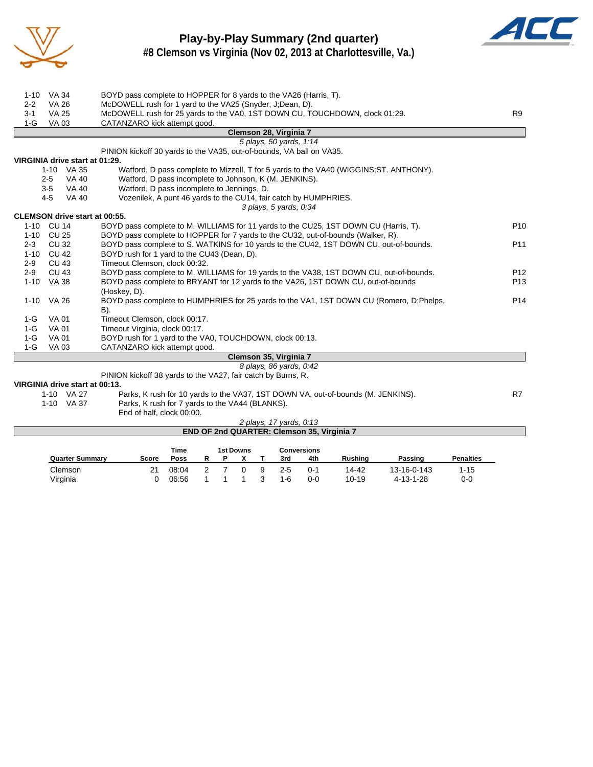# Play-by-Play Summary (2nd quarter)

## #8 Clemson vs Virginia (Nov 02, 2013 at Charlottesville, Va.)

| | | | |
|---|---|---|---|
| 1-10 | VA 34 | BOYD pass complete to HOPPER for 8 yards to the VA26 (Harris, T). | |
| 2-2 | VA 26 | McDOWELL rush for 1 yard to the VA25 (Snyder, J;Dean, D). | |
| 3-1 | VA 25 | McDOWELL rush for 25 yards to the VA0, 1ST DOWN CU, TOUCHDOWN, clock 01:29. | R9 |
| 1-G | VA 03 | CATANZARO kick attempt good. | |

**Clemson 28, Virginia 7**

*5 plays, 50 yards, 1:14*

PINION kickoff 30 yards to the VA35, out-of-bounds, VA ball on VA35.

**VIRGINIA drive start at 01:29.**

| | | | |
|---|---|---|---|
| 1-10 | VA 35 | Watford, D pass complete to Mizzell, T for 5 yards to the VA40 (WIGGINS;ST. ANTHONY). | |
| 2-5 | VA 40 | Watford, D pass incomplete to Johnson, K (M. JENKINS). | |
| 3-5 | VA 40 | Watford, D pass incomplete to Jennings, D. | |
| 4-5 | VA 40 | Vozenilek, A punt 46 yards to the CU14, fair catch by HUMPHRIES. | |

*3 plays, 5 yards, 0:34*

**CLEMSON drive start at 00:55.**

| | | | |
|---|---|---|---|
| 1-10 | CU 14 | BOYD pass complete to M. WILLIAMS for 11 yards to the CU25, 1ST DOWN CU (Harris, T). | P10 |
| 1-10 | CU 25 | BOYD pass complete to HOPPER for 7 yards to the CU32, out-of-bounds (Walker, R). | |
| 2-3 | CU 32 | BOYD pass complete to S. WATKINS for 10 yards to the CU42, 1ST DOWN CU, out-of-bounds. | P11 |
| 1-10 | CU 42 | BOYD rush for 1 yard to the CU43 (Dean, D). | |
| 2-9 | CU 43 | Timeout Clemson, clock 00:32. | |
| 2-9 | CU 43 | BOYD pass complete to M. WILLIAMS for 19 yards to the VA38, 1ST DOWN CU, out-of-bounds. | P12 |
| 1-10 | VA 38 | BOYD pass complete to BRYANT for 12 yards to the VA26, 1ST DOWN CU, out-of-bounds (Hoskey, D). | P13 |
| 1-10 | VA 26 | BOYD pass complete to HUMPHRIES for 25 yards to the VA1, 1ST DOWN CU (Romero, D;Phelps, B). | P14 |
| 1-G | VA 01 | Timeout Clemson, clock 00:17. | |
| 1-G | VA 01 | Timeout Virginia, clock 00:17. | |
| 1-G | VA 01 | BOYD rush for 1 yard to the VA0, TOUCHDOWN, clock 00:13. | |
| 1-G | VA 03 | CATANZARO kick attempt good. | |

**Clemson 35, Virginia 7**

*8 plays, 86 yards, 0:42*

PINION kickoff 38 yards to the VA27, fair catch by Burns, R.

**VIRGINIA drive start at 00:13.**

| | | | |
|---|---|---|---|
| 1-10 | VA 27 | Parks, K rush for 10 yards to the VA37, 1ST DOWN VA, out-of-bounds (M. JENKINS). | R7 |
| 1-10 | VA 37 | Parks, K rush for 7 yards to the VA44 (BLANKS). | |
| | | End of half, clock 00:00. | |

*2 plays, 17 yards, 0:13*

**END OF 2nd QUARTER: Clemson 35, Virginia 7**

| Quarter Summary | Score | Time Poss | 1st Downs R | P | X | T | Conversions 3rd | 4th | Rushing | Passing | Penalties |
|---|---|---|---|---|---|---|---|---|---|---|---|
| Clemson | 21 | 08:04 | 2 | 7 | 0 | 9 | 2-5 | 0-1 | 14-42 | 13-16-0-143 | 1-15 |
| Virginia | 0 | 06:56 | 1 | 1 | 1 | 3 | 1-6 | 0-0 | 10-19 | 4-13-1-28 | 0-0 |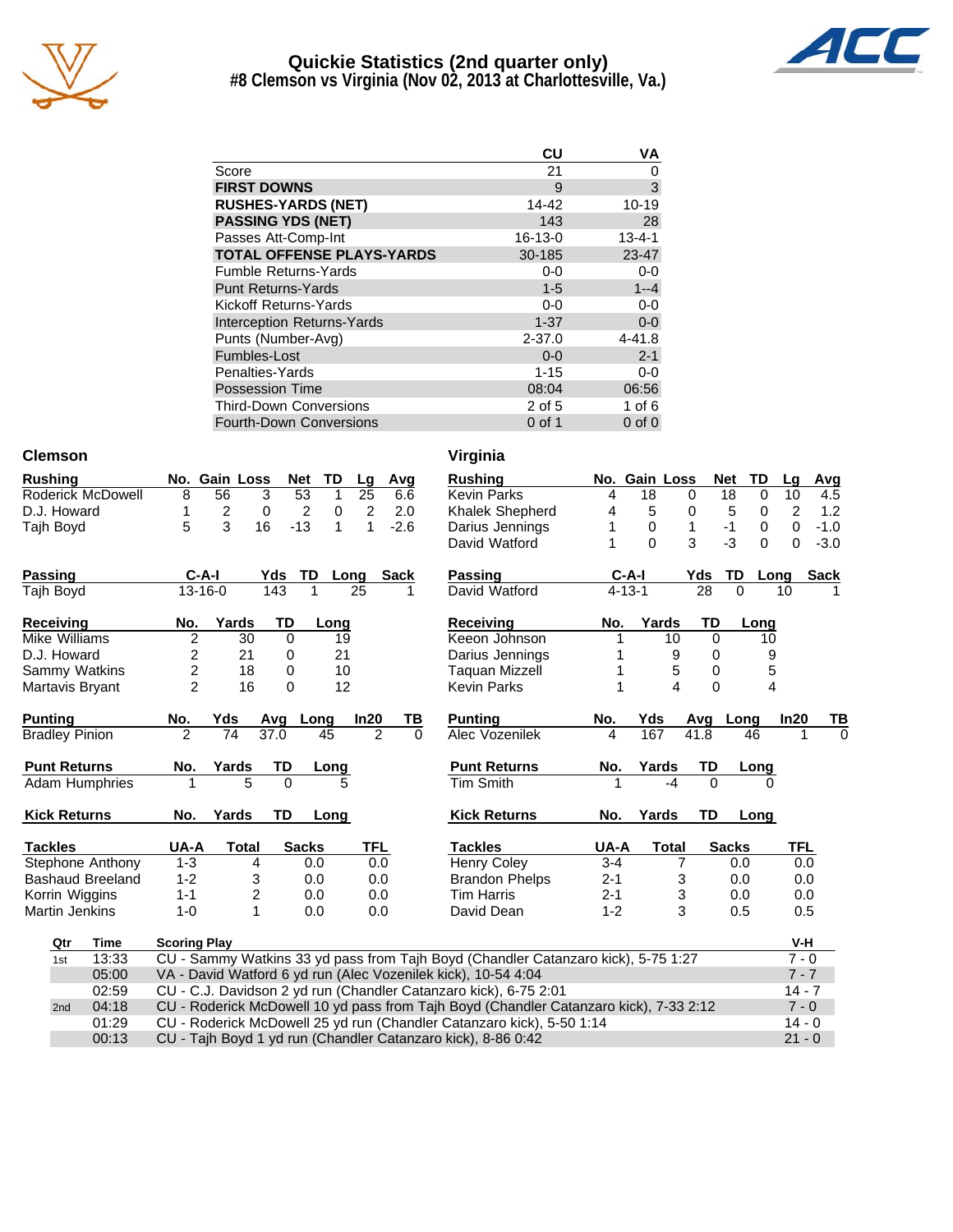# Quickie Statistics (2nd quarter only)
## #8 Clemson vs Virginia (Nov 02, 2013 at Charlottesville, Va.)

| | CU | VA |
|---|---|---|
| Score | 21 | 0 |
| **FIRST DOWNS** | 9 | 3 |
| **RUSHES-YARDS (NET)** | 14-42 | 10-19 |
| **PASSING YDS (NET)** | 143 | 28 |
| Passes Att-Comp-Int | 16-13-0 | 13-4-1 |
| **TOTAL OFFENSE PLAYS-YARDS** | 30-185 | 23-47 |
| Fumble Returns-Yards | 0-0 | 0-0 |
| Punt Returns-Yards | 1-5 | 1--4 |
| Kickoff Returns-Yards | 0-0 | 0-0 |
| Interception Returns-Yards | 1-37 | 0-0 |
| Punts (Number-Avg) | 2-37.0 | 4-41.8 |
| Fumbles-Lost | 0-0 | 2-1 |
| Penalties-Yards | 1-15 | 0-0 |
| Possession Time | 08:04 | 06:56 |
| Third-Down Conversions | 2 of 5 | 1 of 6 |
| Fourth-Down Conversions | 0 of 1 | 0 of 0 |

## Clemson

| Rushing | No. | Gain | Loss | Net | TD | Lg | Avg |
|---|---|---|---|---|---|---|---|
| Roderick McDowell | 8 | 56 | 3 | 53 | 1 | 25 | 6.6 |
| D.J. Howard | 1 | 2 | 0 | 2 | 0 | 2 | 2.0 |
| Tajh Boyd | 5 | 3 | 16 | -13 | 1 | 1 | -2.6 |

| Passing | C-A-I | Yds | TD | Long | Sack |
|---|---|---|---|---|---|
| Tajh Boyd | 13-16-0 | 143 | 1 | 25 | 1 |

| Receiving | No. | Yards | TD | Long |
|---|---|---|---|---|
| Mike Williams | 2 | 30 | 0 | 19 |
| D.J. Howard | 2 | 21 | 0 | 21 |
| Sammy Watkins | 2 | 18 | 0 | 10 |
| Martavis Bryant | 2 | 16 | 0 | 12 |

| Punting | No. | Yds | Avg | Long | In20 | TB |
|---|---|---|---|---|---|---|
| Bradley Pinion | 2 | 74 | 37.0 | 45 | 2 | 0 |

| Punt Returns | No. | Yards | TD | Long |
|---|---|---|---|---|
| Adam Humphries | 1 | 5 | 0 | 5 |

| Kick Returns | No. | Yards | TD | Long |
|---|---|---|---|---|

| Tackles | UA-A | Total | Sacks | TFL |
|---|---|---|---|---|
| Stephone Anthony | 1-3 | 4 | 0.0 | 0.0 |
| Bashaud Breeland | 1-2 | 3 | 0.0 | 0.0 |
| Korrin Wiggins | 1-1 | 2 | 0.0 | 0.0 |
| Martin Jenkins | 1-0 | 1 | 0.0 | 0.0 |

## Virginia

| Rushing | No. | Gain | Loss | Net | TD | Lg | Avg |
|---|---|---|---|---|---|---|---|
| Kevin Parks | 4 | 18 | 0 | 18 | 0 | 10 | 4.5 |
| Khalek Shepherd | 4 | 5 | 0 | 5 | 0 | 2 | 1.2 |
| Darius Jennings | 1 | 0 | 1 | -1 | 0 | 0 | -1.0 |
| David Watford | 1 | 0 | 3 | -3 | 0 | 0 | -3.0 |

| Passing | C-A-I | Yds | TD | Long | Sack |
|---|---|---|---|---|---|
| David Watford | 4-13-1 | 28 | 0 | 10 | 1 |

| Receiving | No. | Yards | TD | Long |
|---|---|---|---|---|
| Keeon Johnson | 1 | 10 | 0 | 10 |
| Darius Jennings | 1 | 9 | 0 | 9 |
| Taquan Mizzell | 1 | 5 | 0 | 5 |
| Kevin Parks | 1 | 4 | 0 | 4 |

| Punting | No. | Yds | Avg | Long | In20 | TB |
|---|---|---|---|---|---|---|
| Alec Vozenilek | 4 | 167 | 41.8 | 46 | 1 | 0 |

| Punt Returns | No. | Yards | TD | Long |
|---|---|---|---|---|
| Tim Smith | 1 | -4 | 0 | 0 |

| Kick Returns | No. | Yards | TD | Long |
|---|---|---|---|---|

| Tackles | UA-A | Total | Sacks | TFL |
|---|---|---|---|---|
| Henry Coley | 3-4 | 7 | 0.0 | 0.0 |
| Brandon Phelps | 2-1 | 3 | 0.0 | 0.0 |
| Tim Harris | 2-1 | 3 | 0.0 | 0.0 |
| David Dean | 1-2 | 3 | 0.5 | 0.5 |

## Scoring Summary

| Qtr | Time | Scoring Play | V-H |
|---|---|---|---|
| 1st | 13:33 | CU - Sammy Watkins 33 yd pass from Tajh Boyd (Chandler Catanzaro kick), 5-75 1:27 | 7 - 0 |
| | 05:00 | VA - David Watford 6 yd run (Alec Vozenilek kick), 10-54 4:04 | 7 - 7 |
| | 02:59 | CU - C.J. Davidson 2 yd run (Chandler Catanzaro kick), 6-75 2:01 | 14 - 7 |
| 2nd | 04:18 | CU - Roderick McDowell 10 yd pass from Tajh Boyd (Chandler Catanzaro kick), 7-33 2:12 | 7 - 0 |
| | 01:29 | CU - Roderick McDowell 25 yd run (Chandler Catanzaro kick), 5-50 1:14 | 14 - 0 |
| | 00:13 | CU - Tajh Boyd 1 yd run (Chandler Catanzaro kick), 8-86 0:42 | 21 - 0 |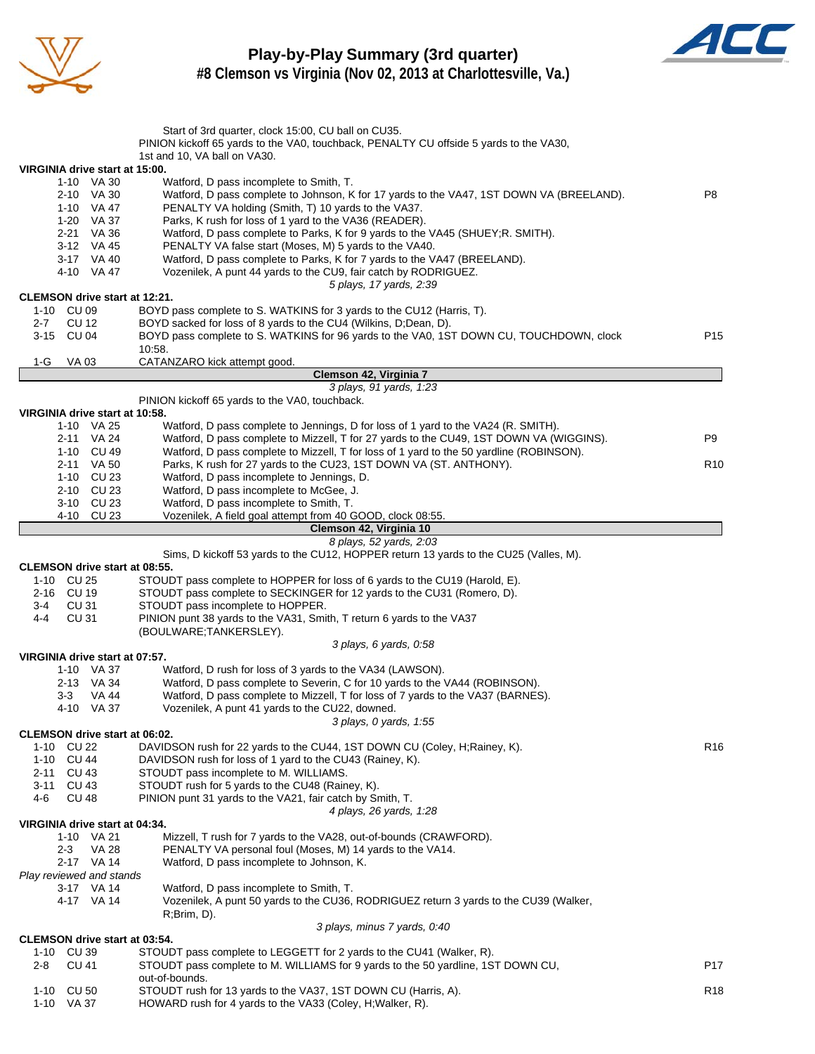# Play-by-Play Summary (3rd quarter)

## #8 Clemson vs Virginia (Nov 02, 2013 at Charlottesville, Va.)

Start of 3rd quarter, clock 15:00, CU ball on CU35.
PINION kickoff 65 yards to the VA0, touchback, PENALTY CU offside 5 yards to the VA30, 1st and 10, VA ball on VA30.

**VIRGINIA drive start at 15:00.**

| Down | Spot | Play | |
|---|---|---|---|
| 1-10 | VA 30 | Watford, D pass incomplete to Smith, T. | |
| 2-10 | VA 30 | Watford, D pass complete to Johnson, K for 17 yards to the VA47, 1ST DOWN VA (BREELAND). | P8 |
| 1-10 | VA 47 | PENALTY VA holding (Smith, T) 10 yards to the VA37. | |
| 1-20 | VA 37 | Parks, K rush for loss of 1 yard to the VA36 (READER). | |
| 2-21 | VA 36 | Watford, D pass complete to Parks, K for 9 yards to the VA45 (SHUEY;R. SMITH). | |
| 3-12 | VA 45 | PENALTY VA false start (Moses, M) 5 yards to the VA40. | |
| 3-17 | VA 40 | Watford, D pass complete to Parks, K for 7 yards to the VA47 (BREELAND). | |
| 4-10 | VA 47 | Vozenilek, A punt 44 yards to the CU9, fair catch by RODRIGUEZ. | |

*5 plays, 17 yards, 2:39*

**CLEMSON drive start at 12:21.**

| Down | Spot | Play | |
|---|---|---|---|
| 1-10 | CU 09 | BOYD pass complete to S. WATKINS for 3 yards to the CU12 (Harris, T). | |
| 2-7 | CU 12 | BOYD sacked for loss of 8 yards to the CU4 (Wilkins, D;Dean, D). | |
| 3-15 | CU 04 | BOYD pass complete to S. WATKINS for 96 yards to the VA0, 1ST DOWN CU, TOUCHDOWN, clock 10:58. | P15 |
| 1-G | VA 03 | CATANZARO kick attempt good. | |

**Clemson 42, Virginia 7**

*3 plays, 91 yards, 1:23*

PINION kickoff 65 yards to the VA0, touchback.

**VIRGINIA drive start at 10:58.**

| Down | Spot | Play | |
|---|---|---|---|
| 1-10 | VA 25 | Watford, D pass complete to Jennings, D for loss of 1 yard to the VA24 (R. SMITH). | |
| 2-11 | VA 24 | Watford, D pass complete to Mizzell, T for 27 yards to the CU49, 1ST DOWN VA (WIGGINS). | P9 |
| 1-10 | CU 49 | Watford, D pass complete to Mizzell, T for loss of 1 yard to the 50 yardline (ROBINSON). | |
| 2-11 | VA 50 | Parks, K rush for 27 yards to the CU23, 1ST DOWN VA (ST. ANTHONY). | R10 |
| 1-10 | CU 23 | Watford, D pass incomplete to Jennings, D. | |
| 2-10 | CU 23 | Watford, D pass incomplete to McGee, J. | |
| 3-10 | CU 23 | Watford, D pass incomplete to Smith, T. | |
| 4-10 | CU 23 | Vozenilek, A field goal attempt from 40 GOOD, clock 08:55. | |

**Clemson 42, Virginia 10**

*8 plays, 52 yards, 2:03*

Sims, D kickoff 53 yards to the CU12, HOPPER return 13 yards to the CU25 (Valles, M).

**CLEMSON drive start at 08:55.**

| Down | Spot | Play | |
|---|---|---|---|
| 1-10 | CU 25 | STOUDT pass complete to HOPPER for loss of 6 yards to the CU19 (Harold, E). | |
| 2-16 | CU 19 | STOUDT pass complete to SECKINGER for 12 yards to the CU31 (Romero, D). | |
| 3-4 | CU 31 | STOUDT pass incomplete to HOPPER. | |
| 4-4 | CU 31 | PINION punt 38 yards to the VA31, Smith, T return 6 yards to the VA37 (BOULWARE;TANKERSLEY). | |

*3 plays, 6 yards, 0:58*

**VIRGINIA drive start at 07:57.**

| Down | Spot | Play | |
|---|---|---|---|
| 1-10 | VA 37 | Watford, D rush for loss of 3 yards to the VA34 (LAWSON). | |
| 2-13 | VA 34 | Watford, D pass complete to Severin, C for 10 yards to the VA44 (ROBINSON). | |
| 3-3 | VA 44 | Watford, D pass complete to Mizzell, T for loss of 7 yards to the VA37 (BARNES). | |
| 4-10 | VA 37 | Vozenilek, A punt 41 yards to the CU22, downed. | |

*3 plays, 0 yards, 1:55*

**CLEMSON drive start at 06:02.**

| Down | Spot | Play | |
|---|---|---|---|
| 1-10 | CU 22 | DAVIDSON rush for 22 yards to the CU44, 1ST DOWN CU (Coley, H;Rainey, K). | R16 |
| 1-10 | CU 44 | DAVIDSON rush for loss of 1 yard to the CU43 (Rainey, K). | |
| 2-11 | CU 43 | STOUDT pass incomplete to M. WILLIAMS. | |
| 3-11 | CU 43 | STOUDT rush for 5 yards to the CU48 (Rainey, K). | |
| 4-6 | CU 48 | PINION punt 31 yards to the VA21, fair catch by Smith, T. | |

*4 plays, 26 yards, 1:28*

**VIRGINIA drive start at 04:34.**

| Down | Spot | Play | |
|---|---|---|---|
| 1-10 | VA 21 | Mizzell, T rush for 7 yards to the VA28, out-of-bounds (CRAWFORD). | |
| 2-3 | VA 28 | PENALTY VA personal foul (Moses, M) 14 yards to the VA14. | |
| 2-17 | VA 14 | Watford, D pass incomplete to Johnson, K. | |
| *Play reviewed and stands* | | | |
| 3-17 | VA 14 | Watford, D pass incomplete to Smith, T. | |
| 4-17 | VA 14 | Vozenilek, A punt 50 yards to the CU36, RODRIGUEZ return 3 yards to the CU39 (Walker, R;Brim, D). | |

*3 plays, minus 7 yards, 0:40*

**CLEMSON drive start at 03:54.**

| Down | Spot | Play | |
|---|---|---|---|
| 1-10 | CU 39 | STOUDT pass complete to LEGGETT for 2 yards to the CU41 (Walker, R). | |
| 2-8 | CU 41 | STOUDT pass complete to M. WILLIAMS for 9 yards to the 50 yardline, 1ST DOWN CU, out-of-bounds. | P17 |
| 1-10 | CU 50 | STOUDT rush for 13 yards to the VA37, 1ST DOWN CU (Harris, A). | R18 |
| 1-10 | VA 37 | HOWARD rush for 4 yards to the VA33 (Coley, H;Walker, R). | |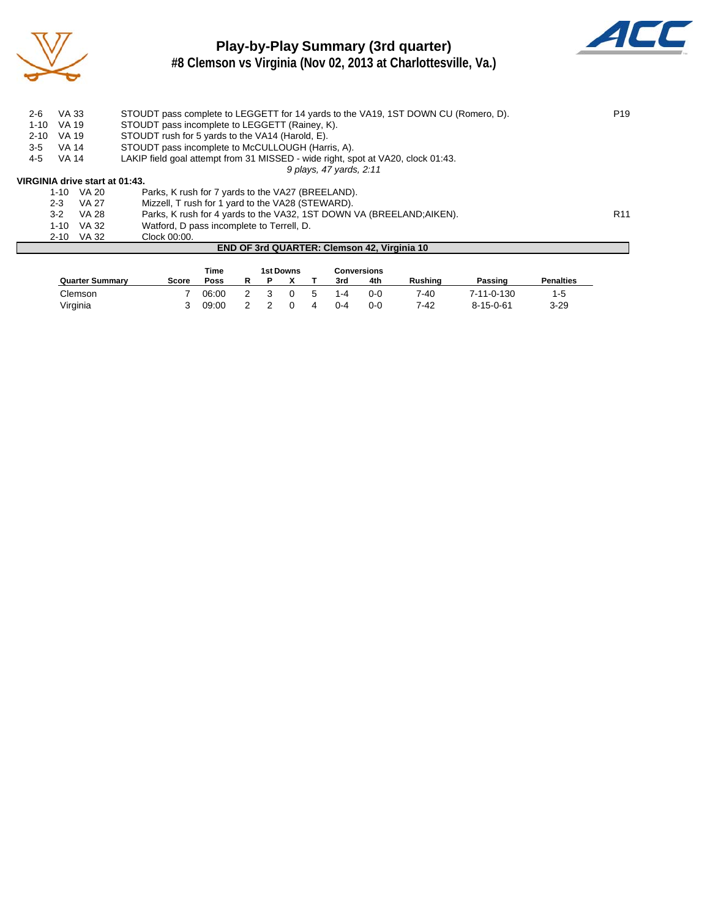# Play-by-Play Summary (3rd quarter)

## #8 Clemson vs Virginia (Nov 02, 2013 at Charlottesville, Va.)

| | | | |
|---|---|---|---|
| 2-6 | VA 33 | STOUDT pass complete to LEGGETT for 14 yards to the VA19, 1ST DOWN CU (Romero, D). | P19 |
| 1-10 | VA 19 | STOUDT pass incomplete to LEGGETT (Rainey, K). | |
| 2-10 | VA 19 | STOUDT rush for 5 yards to the VA14 (Harold, E). | |
| 3-5 | VA 14 | STOUDT pass incomplete to McCULLOUGH (Harris, A). | |
| 4-5 | VA 14 | LAKIP field goal attempt from 31 MISSED - wide right, spot at VA20, clock 01:43. | |

*9 plays, 47 yards, 2:11*

**VIRGINIA drive start at 01:43.**

| | | | |
|---|---|---|---|
| 1-10 | VA 20 | Parks, K rush for 7 yards to the VA27 (BREELAND). | |
| 2-3 | VA 27 | Mizzell, T rush for 1 yard to the VA28 (STEWARD). | |
| 3-2 | VA 28 | Parks, K rush for 4 yards to the VA32, 1ST DOWN VA (BREELAND;AIKEN). | R11 |
| 1-10 | VA 32 | Watford, D pass incomplete to Terrell, D. | |
| 2-10 | VA 32 | Clock 00:00. | |

**END OF 3rd QUARTER: Clemson 42, Virginia 10**

| Quarter Summary | Score | Time Poss | 1st Downs R | P | X | T | Conversions 3rd | 4th | Rushing | Passing | Penalties |
|---|---|---|---|---|---|---|---|---|---|---|---|
| Clemson | 7 | 06:00 | 2 | 3 | 0 | 5 | 1-4 | 0-0 | 7-40 | 7-11-0-130 | 1-5 |
| Virginia | 3 | 09:00 | 2 | 2 | 0 | 4 | 0-4 | 0-0 | 7-42 | 8-15-0-61 | 3-29 |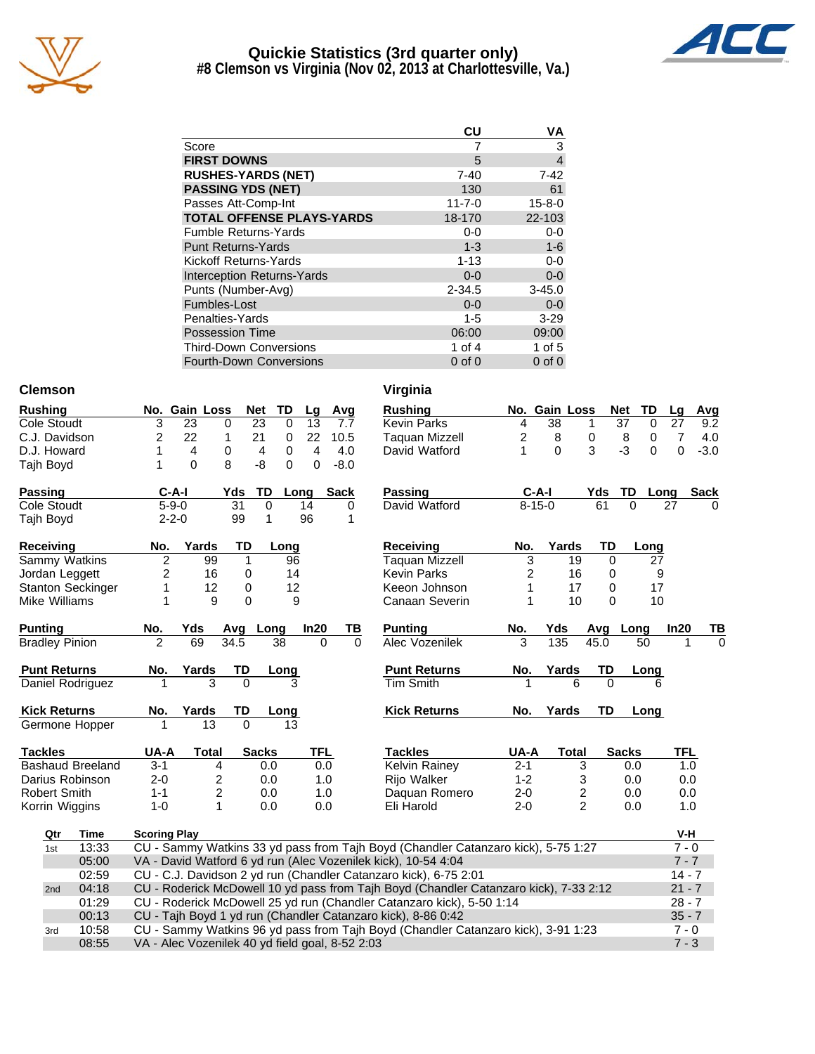# Quickie Statistics (3rd quarter only)
## #8 Clemson vs Virginia (Nov 02, 2013 at Charlottesville, Va.)

| | CU | VA |
|---|---|---|
| Score | 7 | 3 |
| **FIRST DOWNS** | 5 | 4 |
| **RUSHES-YARDS (NET)** | 7-40 | 7-42 |
| **PASSING YDS (NET)** | 130 | 61 |
| Passes Att-Comp-Int | 11-7-0 | 15-8-0 |
| **TOTAL OFFENSE PLAYS-YARDS** | 18-170 | 22-103 |
| Fumble Returns-Yards | 0-0 | 0-0 |
| Punt Returns-Yards | 1-3 | 1-6 |
| Kickoff Returns-Yards | 1-13 | 0-0 |
| Interception Returns-Yards | 0-0 | 0-0 |
| Punts (Number-Avg) | 2-34.5 | 3-45.0 |
| Fumbles-Lost | 0-0 | 0-0 |
| Penalties-Yards | 1-5 | 3-29 |
| Possession Time | 06:00 | 09:00 |
| Third-Down Conversions | 1 of 4 | 1 of 5 |
| Fourth-Down Conversions | 0 of 0 | 0 of 0 |

## Clemson

| Rushing | No. | Gain | Loss | Net | TD | Lg | Avg |
|---|---|---|---|---|---|---|---|
| Cole Stoudt | 3 | 23 | 0 | 23 | 0 | 13 | 7.7 |
| C.J. Davidson | 2 | 22 | 1 | 21 | 0 | 22 | 10.5 |
| D.J. Howard | 1 | 4 | 0 | 4 | 0 | 4 | 4.0 |
| Tajh Boyd | 1 | 0 | 8 | -8 | 0 | 0 | -8.0 |

| Passing | C-A-I | Yds | TD | Long | Sack |
|---|---|---|---|---|---|
| Cole Stoudt | 5-9-0 | 31 | 0 | 14 | 0 |
| Tajh Boyd | 2-2-0 | 99 | 1 | 96 | 1 |

| Receiving | No. | Yards | TD | Long |
|---|---|---|---|---|
| Sammy Watkins | 2 | 99 | 1 | 96 |
| Jordan Leggett | 2 | 16 | 0 | 14 |
| Stanton Seckinger | 1 | 12 | 0 | 12 |
| Mike Williams | 1 | 9 | 0 | 9 |

| Punting | No. | Yds | Avg | Long | In20 | TB |
|---|---|---|---|---|---|---|
| Bradley Pinion | 2 | 69 | 34.5 | 38 | 0 | 0 |

| Punt Returns | No. | Yards | TD | Long |
|---|---|---|---|---|
| Daniel Rodriguez | 1 | 3 | 0 | 3 |

| Kick Returns | No. | Yards | TD | Long |
|---|---|---|---|---|
| Germone Hopper | 1 | 13 | 0 | 13 |

| Tackles | UA-A | Total | Sacks | TFL |
|---|---|---|---|---|
| Bashaud Breeland | 3-1 | 4 | 0.0 | 0.0 |
| Darius Robinson | 2-0 | 2 | 0.0 | 1.0 |
| Robert Smith | 1-1 | 2 | 0.0 | 1.0 |
| Korrin Wiggins | 1-0 | 1 | 0.0 | 0.0 |

## Virginia

| Rushing | No. | Gain | Loss | Net | TD | Lg | Avg |
|---|---|---|---|---|---|---|---|
| Kevin Parks | 4 | 38 | 1 | 37 | 0 | 27 | 9.2 |
| Taquan Mizzell | 2 | 8 | 0 | 8 | 0 | 7 | 4.0 |
| David Watford | 1 | 0 | 3 | -3 | 0 | 0 | -3.0 |

| Passing | C-A-I | Yds | TD | Long | Sack |
|---|---|---|---|---|---|
| David Watford | 8-15-0 | 61 | 0 | 27 | 0 |

| Receiving | No. | Yards | TD | Long |
|---|---|---|---|---|
| Taquan Mizzell | 3 | 19 | 0 | 27 |
| Kevin Parks | 2 | 16 | 0 | 9 |
| Keeon Johnson | 1 | 17 | 0 | 17 |
| Canaan Severin | 1 | 10 | 0 | 10 |

| Punting | No. | Yds | Avg | Long | In20 | TB |
|---|---|---|---|---|---|---|
| Alec Vozenilek | 3 | 135 | 45.0 | 50 | 1 | 0 |

| Punt Returns | No. | Yards | TD | Long |
|---|---|---|---|---|
| Tim Smith | 1 | 6 | 0 | 6 |

| Kick Returns | No. | Yards | TD | Long |
|---|---|---|---|---|

| Tackles | UA-A | Total | Sacks | TFL |
|---|---|---|---|---|
| Kelvin Rainey | 2-1 | 3 | 0.0 | 1.0 |
| Rijo Walker | 1-2 | 3 | 0.0 | 0.0 |
| Daquan Romero | 2-0 | 2 | 0.0 | 0.0 |
| Eli Harold | 2-0 | 2 | 0.0 | 1.0 |

## Scoring Summary

| Qtr | Time | Scoring Play | V-H |
|---|---|---|---|
| 1st | 13:33 | CU - Sammy Watkins 33 yd pass from Tajh Boyd (Chandler Catanzaro kick), 5-75 1:27 | 7 - 0 |
| | 05:00 | VA - David Watford 6 yd run (Alec Vozenilek kick), 10-54 4:04 | 7 - 7 |
| | 02:59 | CU - C.J. Davidson 2 yd run (Chandler Catanzaro kick), 6-75 2:01 | 14 - 7 |
| 2nd | 04:18 | CU - Roderick McDowell 10 yd pass from Tajh Boyd (Chandler Catanzaro kick), 7-33 2:12 | 21 - 7 |
| | 01:29 | CU - Roderick McDowell 25 yd run (Chandler Catanzaro kick), 5-50 1:14 | 28 - 7 |
| | 00:13 | CU - Tajh Boyd 1 yd run (Chandler Catanzaro kick), 8-86 0:42 | 35 - 7 |
| 3rd | 10:58 | CU - Sammy Watkins 96 yd pass from Tajh Boyd (Chandler Catanzaro kick), 3-91 1:23 | 7 - 0 |
| | 08:55 | VA - Alec Vozenilek 40 yd field goal, 8-52 2:03 | 7 - 3 |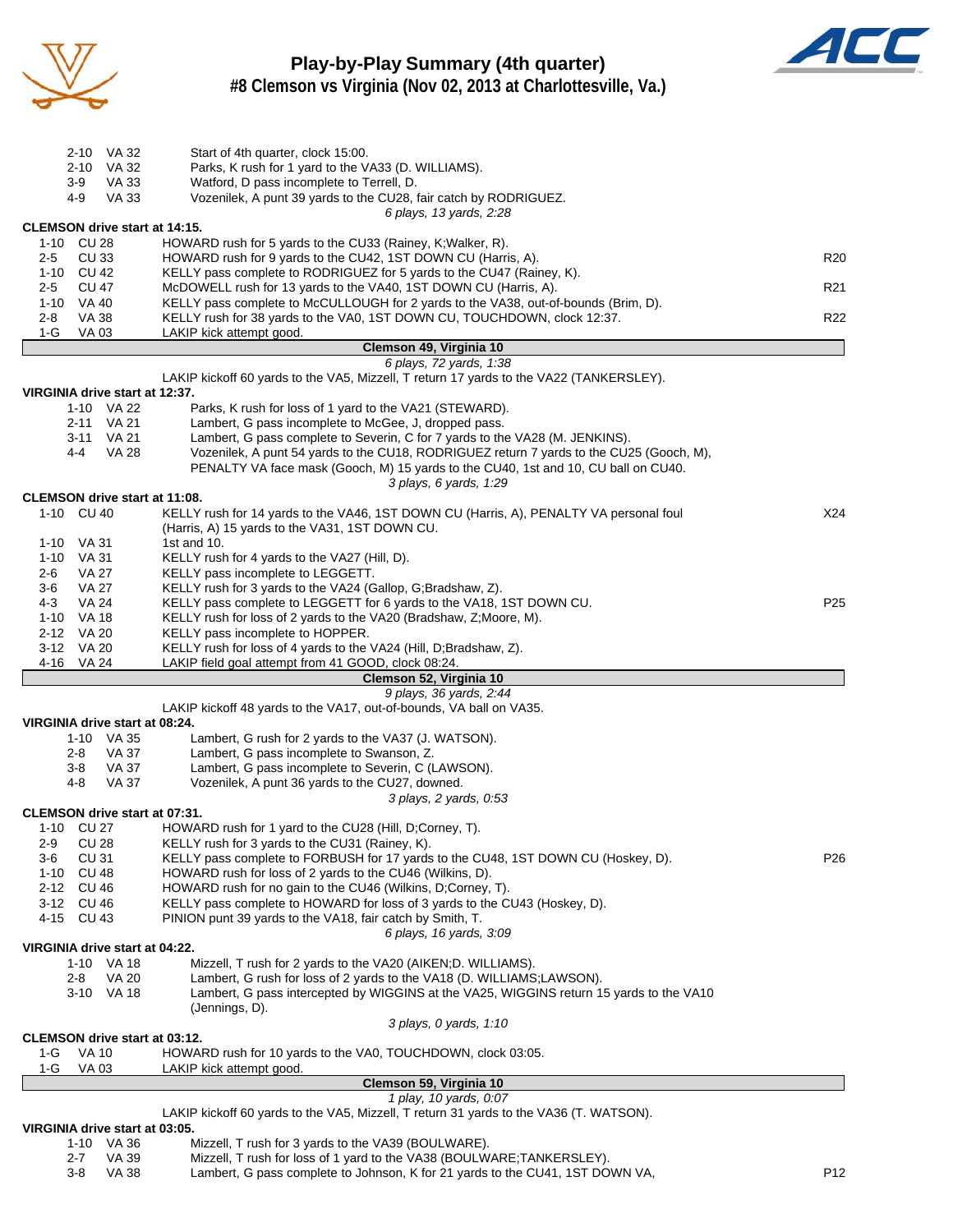# Play-by-Play Summary (4th quarter)
## #8 Clemson vs Virginia (Nov 02, 2013 at Charlottesville, Va.)

| Down | Spot | Play | |
|---|---|---|---|
| 2-10 | VA 32 | Start of 4th quarter, clock 15:00. | |
| 2-10 | VA 32 | Parks, K rush for 1 yard to the VA33 (D. WILLIAMS). | |
| 3-9 | VA 33 | Watford, D pass incomplete to Terrell, D. | |
| 4-9 | VA 33 | Vozenilek, A punt 39 yards to the CU28, fair catch by RODRIGUEZ. | |
| | | *6 plays, 13 yards, 2:28* | |

**CLEMSON drive start at 14:15.**

| Down | Spot | Play | |
|---|---|---|---|
| 1-10 | CU 28 | HOWARD rush for 5 yards to the CU33 (Rainey, K;Walker, R). | |
| 2-5 | CU 33 | HOWARD rush for 9 yards to the CU42, 1ST DOWN CU (Harris, A). | R20 |
| 1-10 | CU 42 | KELLY pass complete to RODRIGUEZ for 5 yards to the CU47 (Rainey, K). | |
| 2-5 | CU 47 | McDOWELL rush for 13 yards to the VA40, 1ST DOWN CU (Harris, A). | R21 |
| 1-10 | VA 40 | KELLY pass complete to McCULLOUGH for 2 yards to the VA38, out-of-bounds (Brim, D). | |
| 2-8 | VA 38 | KELLY rush for 38 yards to the VA0, 1ST DOWN CU, TOUCHDOWN, clock 12:37. | R22 |
| 1-G | VA 03 | LAKIP kick attempt good. | |
| | | **Clemson 49, Virginia 10** | |
| | | *6 plays, 72 yards, 1:38* | |
| | | LAKIP kickoff 60 yards to the VA5, Mizzell, T return 17 yards to the VA22 (TANKERSLEY). | |

**VIRGINIA drive start at 12:37.**

| Down | Spot | Play | |
|---|---|---|---|
| 1-10 | VA 22 | Parks, K rush for loss of 1 yard to the VA21 (STEWARD). | |
| 2-11 | VA 21 | Lambert, G pass incomplete to McGee, J, dropped pass. | |
| 3-11 | VA 21 | Lambert, G pass complete to Severin, C for 7 yards to the VA28 (M. JENKINS). | |
| 4-4 | VA 28 | Vozenilek, A punt 54 yards to the CU18, RODRIGUEZ return 7 yards to the CU25 (Gooch, M), PENALTY VA face mask (Gooch, M) 15 yards to the CU40, 1st and 10, CU ball on CU40. | |
| | | *3 plays, 6 yards, 1:29* | |

**CLEMSON drive start at 11:08.**

| Down | Spot | Play | |
|---|---|---|---|
| 1-10 | CU 40 | KELLY rush for 14 yards to the VA46, 1ST DOWN CU (Harris, A), PENALTY VA personal foul (Harris, A) 15 yards to the VA31, 1ST DOWN CU. | X24 |
| 1-10 | VA 31 | 1st and 10. | |
| 1-10 | VA 31 | KELLY rush for 4 yards to the VA27 (Hill, D). | |
| 2-6 | VA 27 | KELLY pass incomplete to LEGGETT. | |
| 3-6 | VA 27 | KELLY rush for 3 yards to the VA24 (Gallop, G;Bradshaw, Z). | |
| 4-3 | VA 24 | KELLY pass complete to LEGGETT for 6 yards to the VA18, 1ST DOWN CU. | P25 |
| 1-10 | VA 18 | KELLY rush for loss of 2 yards to the VA20 (Bradshaw, Z;Moore, M). | |
| 2-12 | VA 20 | KELLY pass incomplete to HOPPER. | |
| 3-12 | VA 20 | KELLY rush for loss of 4 yards to the VA24 (Hill, D;Bradshaw, Z). | |
| 4-16 | VA 24 | LAKIP field goal attempt from 41 GOOD, clock 08:24. | |
| | | **Clemson 52, Virginia 10** | |
| | | *9 plays, 36 yards, 2:44* | |
| | | LAKIP kickoff 48 yards to the VA17, out-of-bounds, VA ball on VA35. | |

**VIRGINIA drive start at 08:24.**

| Down | Spot | Play | |
|---|---|---|---|
| 1-10 | VA 35 | Lambert, G rush for 2 yards to the VA37 (J. WATSON). | |
| 2-8 | VA 37 | Lambert, G pass incomplete to Swanson, Z. | |
| 3-8 | VA 37 | Lambert, G pass incomplete to Severin, C (LAWSON). | |
| 4-8 | VA 37 | Vozenilek, A punt 36 yards to the CU27, downed. | |
| | | *3 plays, 2 yards, 0:53* | |

**CLEMSON drive start at 07:31.**

| Down | Spot | Play | |
|---|---|---|---|
| 1-10 | CU 27 | HOWARD rush for 1 yard to the CU28 (Hill, D;Corney, T). | |
| 2-9 | CU 28 | KELLY rush for 3 yards to the CU31 (Rainey, K). | |
| 3-6 | CU 31 | KELLY pass complete to FORBUSH for 17 yards to the CU48, 1ST DOWN CU (Hoskey, D). | P26 |
| 1-10 | CU 48 | HOWARD rush for loss of 2 yards to the CU46 (Wilkins, D). | |
| 2-12 | CU 46 | HOWARD rush for no gain to the CU46 (Wilkins, D;Corney, T). | |
| 3-12 | CU 46 | KELLY pass complete to HOWARD for loss of 3 yards to the CU43 (Hoskey, D). | |
| 4-15 | CU 43 | PINION punt 39 yards to the VA18, fair catch by Smith, T. | |
| | | *6 plays, 16 yards, 3:09* | |

**VIRGINIA drive start at 04:22.**

| Down | Spot | Play | |
|---|---|---|---|
| 1-10 | VA 18 | Mizzell, T rush for 2 yards to the VA20 (AIKEN;D. WILLIAMS). | |
| 2-8 | VA 20 | Lambert, G rush for loss of 2 yards to the VA18 (D. WILLIAMS;LAWSON). | |
| 3-10 | VA 18 | Lambert, G pass intercepted by WIGGINS at the VA25, WIGGINS return 15 yards to the VA10 (Jennings, D). | |
| | | *3 plays, 0 yards, 1:10* | |

**CLEMSON drive start at 03:12.**

| Down | Spot | Play | |
|---|---|---|---|
| 1-G | VA 10 | HOWARD rush for 10 yards to the VA0, TOUCHDOWN, clock 03:05. | |
| 1-G | VA 03 | LAKIP kick attempt good. | |
| | | **Clemson 59, Virginia 10** | |
| | | *1 play, 10 yards, 0:07* | |
| | | LAKIP kickoff 60 yards to the VA5, Mizzell, T return 31 yards to the VA36 (T. WATSON). | |

**VIRGINIA drive start at 03:05.**

| Down | Spot | Play | |
|---|---|---|---|
| 1-10 | VA 36 | Mizzell, T rush for 3 yards to the VA39 (BOULWARE). | |
| 2-7 | VA 39 | Mizzell, T rush for loss of 1 yard to the VA38 (BOULWARE;TANKERSLEY). | |
| 3-8 | VA 38 | Lambert, G pass complete to Johnson, K for 21 yards to the CU41, 1ST DOWN VA, | P12 |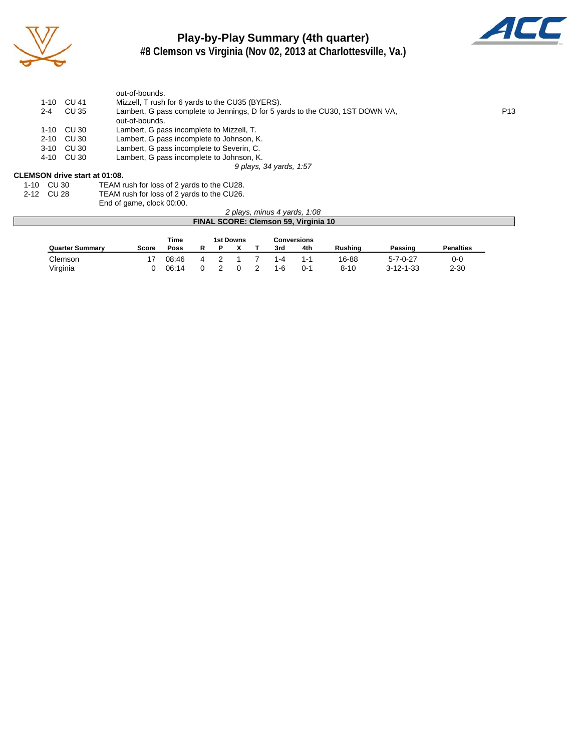# Play-by-Play Summary (4th quarter)

## #8 Clemson vs Virginia (Nov 02, 2013 at Charlottesville, Va.)

| | | | |
|---|---|---|---|
| | | out-of-bounds. | |
| 1-10 | CU 41 | Mizzell, T rush for 6 yards to the CU35 (BYERS). | |
| 2-4 | CU 35 | Lambert, G pass complete to Jennings, D for 5 yards to the CU30, 1ST DOWN VA, out-of-bounds. | P13 |
| 1-10 | CU 30 | Lambert, G pass incomplete to Mizzell, T. | |
| 2-10 | CU 30 | Lambert, G pass incomplete to Johnson, K. | |
| 3-10 | CU 30 | Lambert, G pass incomplete to Severin, C. | |
| 4-10 | CU 30 | Lambert, G pass incomplete to Johnson, K. | |

*9 plays, 34 yards, 1:57*

**CLEMSON drive start at 01:08.**

| | | |
|---|---|---|
| 1-10 | CU 30 | TEAM rush for loss of 2 yards to the CU28. |
| 2-12 | CU 28 | TEAM rush for loss of 2 yards to the CU26. |
| | | End of game, clock 00:00. |

*2 plays, minus 4 yards, 1:08*

**FINAL SCORE: Clemson 59, Virginia 10**

| Quarter Summary | Score | Time Poss | 1st Downs R | 1st Downs P | 1st Downs X | 1st Downs T | Conversions 3rd | Conversions 4th | Rushing | Passing | Penalties |
|---|---|---|---|---|---|---|---|---|---|---|---|
| Clemson | 17 | 08:46 | 4 | 2 | 1 | 7 | 1-4 | 1-1 | 16-88 | 5-7-0-27 | 0-0 |
| Virginia | 0 | 06:14 | 0 | 2 | 0 | 2 | 1-6 | 0-1 | 8-10 | 3-12-1-33 | 2-30 |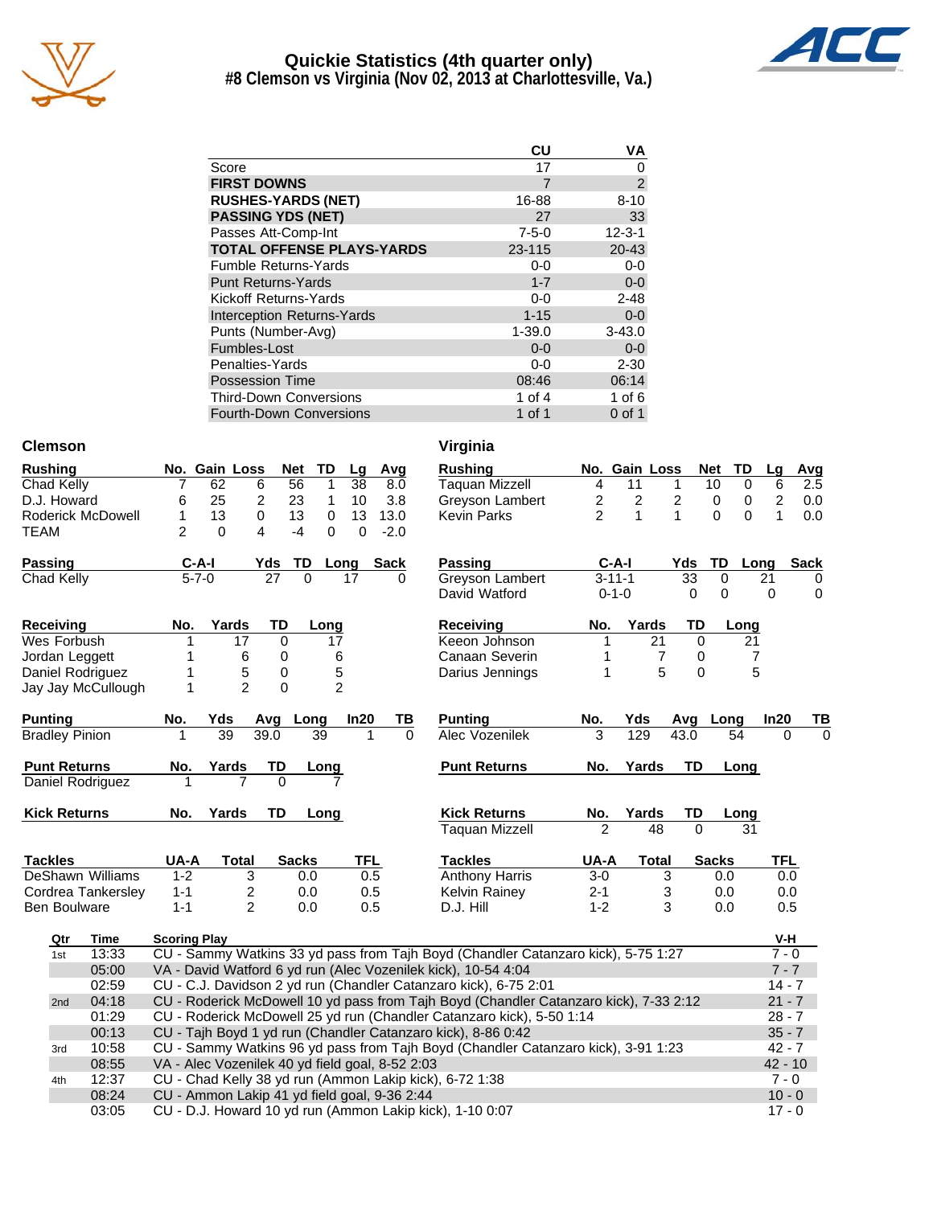# Quickie Statistics (4th quarter only)
## #8 Clemson vs Virginia (Nov 02, 2013 at Charlottesville, Va.)

| | CU | VA |
|---|---|---|
| Score | 17 | 0 |
| **FIRST DOWNS** | 7 | 2 |
| **RUSHES-YARDS (NET)** | 16-88 | 8-10 |
| **PASSING YDS (NET)** | 27 | 33 |
| Passes Att-Comp-Int | 7-5-0 | 12-3-1 |
| **TOTAL OFFENSE PLAYS-YARDS** | 23-115 | 20-43 |
| Fumble Returns-Yards | 0-0 | 0-0 |
| Punt Returns-Yards | 1-7 | 0-0 |
| Kickoff Returns-Yards | 0-0 | 2-48 |
| Interception Returns-Yards | 1-15 | 0-0 |
| Punts (Number-Avg) | 1-39.0 | 3-43.0 |
| Fumbles-Lost | 0-0 | 0-0 |
| Penalties-Yards | 0-0 | 2-30 |
| Possession Time | 08:46 | 06:14 |
| Third-Down Conversions | 1 of 4 | 1 of 6 |
| Fourth-Down Conversions | 1 of 1 | 0 of 1 |

## Clemson

| Rushing | No. | Gain | Loss | Net | TD | Lg | Avg |
|---|---|---|---|---|---|---|---|
| Chad Kelly | 7 | 62 | 6 | 56 | 1 | 38 | 8.0 |
| D.J. Howard | 6 | 25 | 2 | 23 | 1 | 10 | 3.8 |
| Roderick McDowell | 1 | 13 | 0 | 13 | 0 | 13 | 13.0 |
| TEAM | 2 | 0 | 4 | -4 | 0 | 0 | -2.0 |

| Passing | C-A-I | Yds | TD | Long | Sack |
|---|---|---|---|---|---|
| Chad Kelly | 5-7-0 | 27 | 0 | 17 | 0 |

| Receiving | No. | Yards | TD | Long |
|---|---|---|---|---|
| Wes Forbush | 1 | 17 | 0 | 17 |
| Jordan Leggett | 1 | 6 | 0 | 6 |
| Daniel Rodriguez | 1 | 5 | 0 | 5 |
| Jay Jay McCullough | 1 | 2 | 0 | 2 |

| Punting | No. | Yds | Avg | Long | In20 | TB |
|---|---|---|---|---|---|---|
| Bradley Pinion | 1 | 39 | 39.0 | 39 | 1 | 0 |

| Punt Returns | No. | Yards | TD | Long |
|---|---|---|---|---|
| Daniel Rodriguez | 1 | 7 | 0 | 7 |

| Kick Returns | No. | Yards | TD | Long |
|---|---|---|---|---|

| Tackles | UA-A | Total | Sacks | TFL |
|---|---|---|---|---|
| DeShawn Williams | 1-2 | 3 | 0.0 | 0.5 |
| Cordrea Tankersley | 1-1 | 2 | 0.0 | 0.5 |
| Ben Boulware | 1-1 | 2 | 0.0 | 0.5 |

## Virginia

| Rushing | No. | Gain | Loss | Net | TD | Lg | Avg |
|---|---|---|---|---|---|---|---|
| Taquan Mizzell | 4 | 11 | 1 | 10 | 0 | 6 | 2.5 |
| Greyson Lambert | 2 | 2 | 2 | 0 | 0 | 2 | 0.0 |
| Kevin Parks | 2 | 1 | 1 | 0 | 0 | 1 | 0.0 |

| Passing | C-A-I | Yds | TD | Long | Sack |
|---|---|---|---|---|---|
| Greyson Lambert | 3-11-1 | 33 | 0 | 21 | 0 |
| David Watford | 0-1-0 | 0 | 0 | 0 | 0 |

| Receiving | No. | Yards | TD | Long |
|---|---|---|---|---|
| Keeon Johnson | 1 | 21 | 0 | 21 |
| Canaan Severin | 1 | 7 | 0 | 7 |
| Darius Jennings | 1 | 5 | 0 | 5 |

| Punting | No. | Yds | Avg | Long | In20 | TB |
|---|---|---|---|---|---|---|
| Alec Vozenilek | 3 | 129 | 43.0 | 54 | 0 | 0 |

| Punt Returns | No. | Yards | TD | Long |
|---|---|---|---|---|

| Kick Returns | No. | Yards | TD | Long |
|---|---|---|---|---|
| Taquan Mizzell | 2 | 48 | 0 | 31 |

| Tackles | UA-A | Total | Sacks | TFL |
|---|---|---|---|---|
| Anthony Harris | 3-0 | 3 | 0.0 | 0.0 |
| Kelvin Rainey | 2-1 | 3 | 0.0 | 0.0 |
| D.J. Hill | 1-2 | 3 | 0.0 | 0.5 |

## Scoring Plays

| Qtr | Time | Scoring Play | V-H |
|---|---|---|---|
| 1st | 13:33 | CU - Sammy Watkins 33 yd pass from Tajh Boyd (Chandler Catanzaro kick), 5-75 1:27 | 7 - 0 |
| | 05:00 | VA - David Watford 6 yd run (Alec Vozenilek kick), 10-54 4:04 | 7 - 7 |
| | 02:59 | CU - C.J. Davidson 2 yd run (Chandler Catanzaro kick), 6-75 2:01 | 14 - 7 |
| 2nd | 04:18 | CU - Roderick McDowell 10 yd pass from Tajh Boyd (Chandler Catanzaro kick), 7-33 2:12 | 21 - 7 |
| | 01:29 | CU - Roderick McDowell 25 yd run (Chandler Catanzaro kick), 5-50 1:14 | 28 - 7 |
| | 00:13 | CU - Tajh Boyd 1 yd run (Chandler Catanzaro kick), 8-86 0:42 | 35 - 7 |
| 3rd | 10:58 | CU - Sammy Watkins 96 yd pass from Tajh Boyd (Chandler Catanzaro kick), 3-91 1:23 | 42 - 7 |
| | 08:55 | VA - Alec Vozenilek 40 yd field goal, 8-52 2:03 | 42 - 10 |
| 4th | 12:37 | CU - Chad Kelly 38 yd run (Ammon Lakip kick), 6-72 1:38 | 7 - 0 |
| | 08:24 | CU - Ammon Lakip 41 yd field goal, 9-36 2:44 | 10 - 0 |
| | 03:05 | CU - D.J. Howard 10 yd run (Ammon Lakip kick), 1-10 0:07 | 17 - 0 |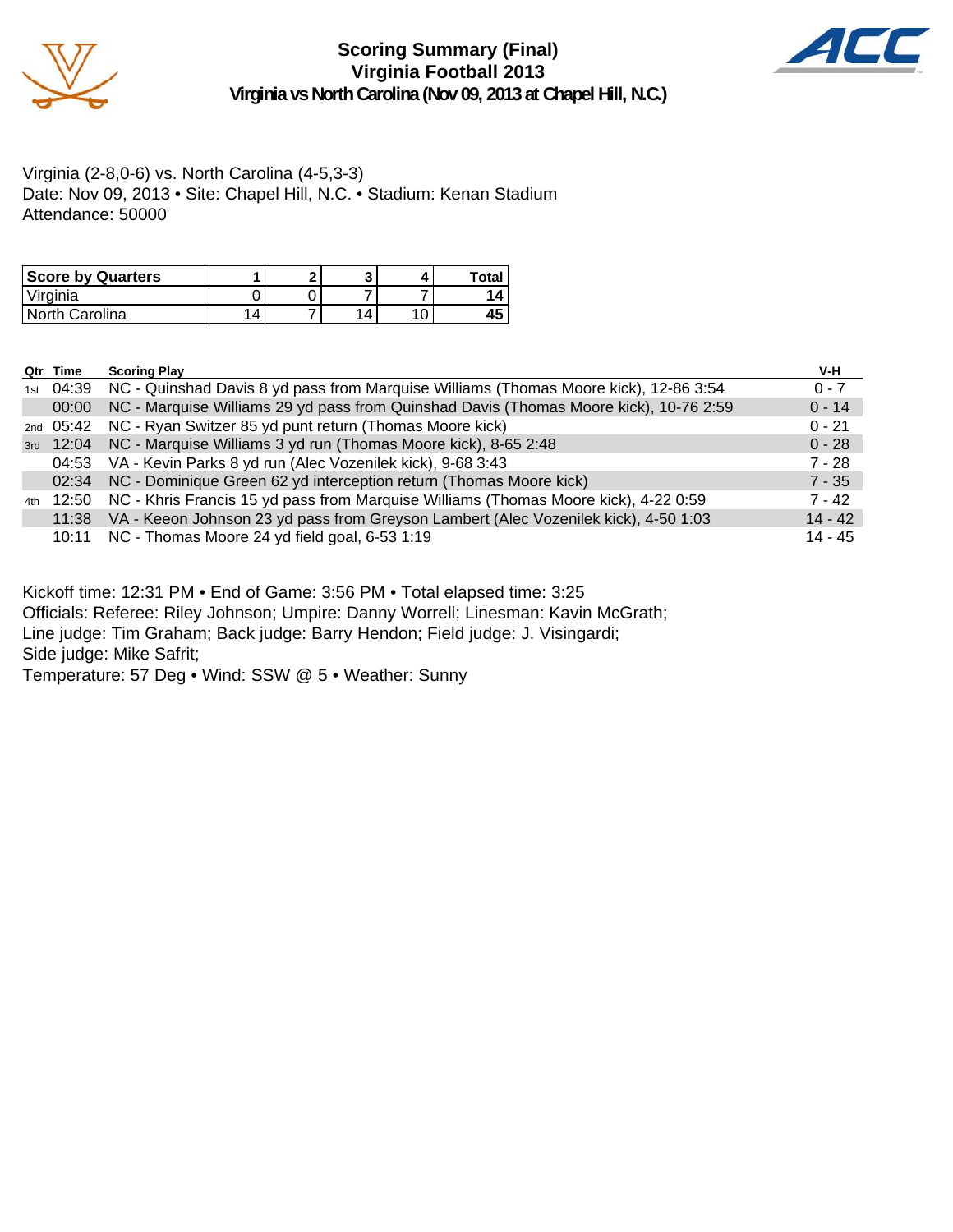# Scoring Summary (Final)
## Virginia Football 2013
### Virginia vs North Carolina (Nov 09, 2013 at Chapel Hill, N.C.)

Virginia (2-8,0-6) vs. North Carolina (4-5,3-3)
Date: Nov 09, 2013 • Site: Chapel Hill, N.C. • Stadium: Kenan Stadium
Attendance: 50000

| Score by Quarters | 1 | 2 | 3 | 4 | Total |
|---|---|---|---|---|---|
| Virginia | 0 | 0 | 7 | 7 | **14** |
| North Carolina | 14 | 7 | 14 | 10 | **45** |

| Qtr | Time | Scoring Play | V-H |
|---|---|---|---|
| 1st | 04:39 | NC - Quinshad Davis 8 yd pass from Marquise Williams (Thomas Moore kick), 12-86 3:54 | 0 - 7 |
| | 00:00 | NC - Marquise Williams 29 yd pass from Quinshad Davis (Thomas Moore kick), 10-76 2:59 | 0 - 14 |
| 2nd | 05:42 | NC - Ryan Switzer 85 yd punt return (Thomas Moore kick) | 0 - 21 |
| 3rd | 12:04 | NC - Marquise Williams 3 yd run (Thomas Moore kick), 8-65 2:48 | 0 - 28 |
| | 04:53 | VA - Kevin Parks 8 yd run (Alec Vozenilek kick), 9-68 3:43 | 7 - 28 |
| | 02:34 | NC - Dominique Green 62 yd interception return (Thomas Moore kick) | 7 - 35 |
| 4th | 12:50 | NC - Khris Francis 15 yd pass from Marquise Williams (Thomas Moore kick), 4-22 0:59 | 7 - 42 |
| | 11:38 | VA - Keeon Johnson 23 yd pass from Greyson Lambert (Alec Vozenilek kick), 4-50 1:03 | 14 - 42 |
| | 10:11 | NC - Thomas Moore 24 yd field goal, 6-53 1:19 | 14 - 45 |

Kickoff time: 12:31 PM • End of Game: 3:56 PM • Total elapsed time: 3:25
Officials: Referee: Riley Johnson; Umpire: Danny Worrell; Linesman: Kavin McGrath;
Line judge: Tim Graham; Back judge: Barry Hendon; Field judge: J. Visingardi;
Side judge: Mike Safrit;
Temperature: 57 Deg • Wind: SSW @ 5 • Weather: Sunny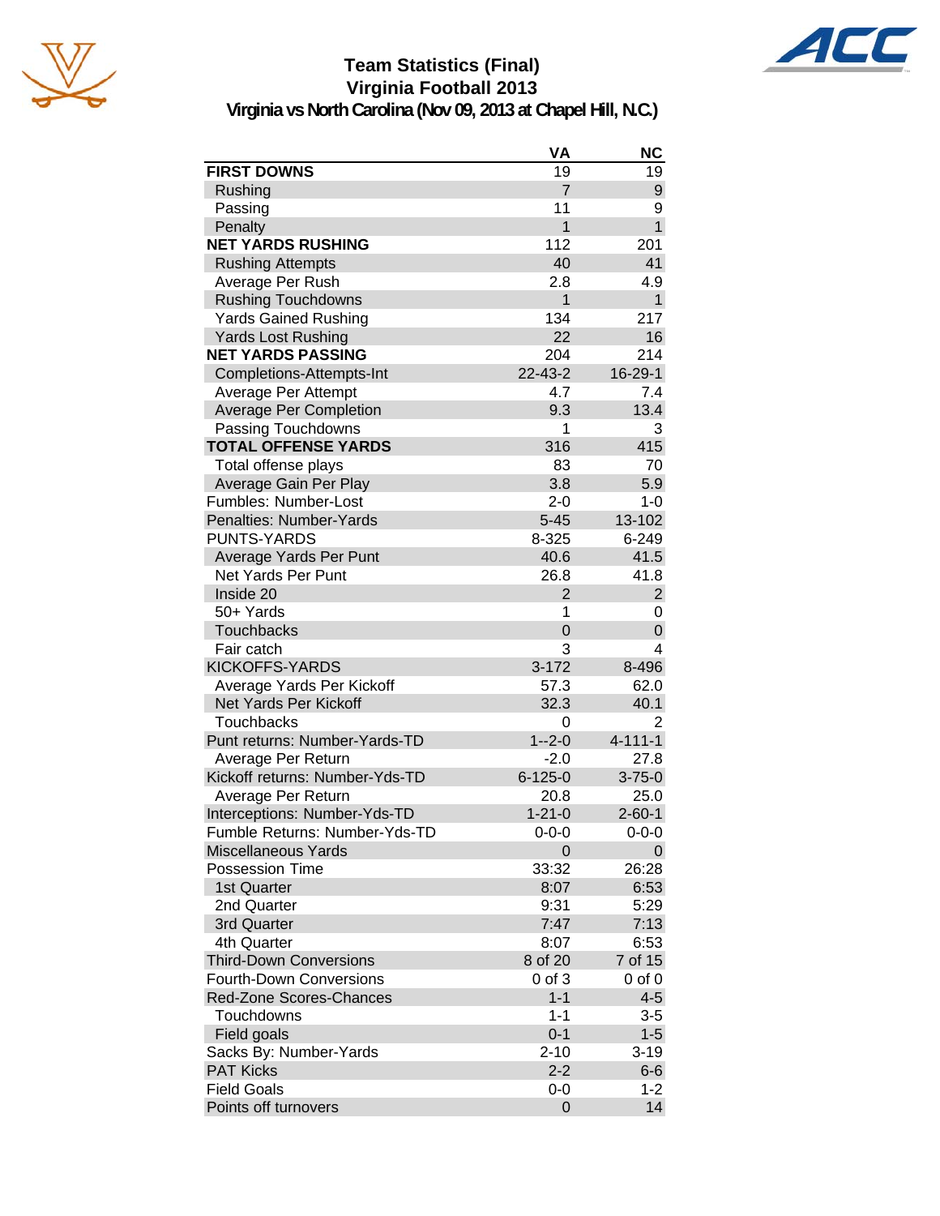# Team Statistics (Final)
## Virginia Football 2013
### Virginia vs North Carolina (Nov 09, 2013 at Chapel Hill, N.C.)

| | VA | NC |
|---|---|---|
| **FIRST DOWNS** | 19 | 19 |
| Rushing | 7 | 9 |
| Passing | 11 | 9 |
| Penalty | 1 | 1 |
| **NET YARDS RUSHING** | 112 | 201 |
| Rushing Attempts | 40 | 41 |
| Average Per Rush | 2.8 | 4.9 |
| Rushing Touchdowns | 1 | 1 |
| Yards Gained Rushing | 134 | 217 |
| Yards Lost Rushing | 22 | 16 |
| **NET YARDS PASSING** | 204 | 214 |
| Completions-Attempts-Int | 22-43-2 | 16-29-1 |
| Average Per Attempt | 4.7 | 7.4 |
| Average Per Completion | 9.3 | 13.4 |
| Passing Touchdowns | 1 | 3 |
| **TOTAL OFFENSE YARDS** | 316 | 415 |
| Total offense plays | 83 | 70 |
| Average Gain Per Play | 3.8 | 5.9 |
| Fumbles: Number-Lost | 2-0 | 1-0 |
| Penalties: Number-Yards | 5-45 | 13-102 |
| PUNTS-YARDS | 8-325 | 6-249 |
| Average Yards Per Punt | 40.6 | 41.5 |
| Net Yards Per Punt | 26.8 | 41.8 |
| Inside 20 | 2 | 2 |
| 50+ Yards | 1 | 0 |
| Touchbacks | 0 | 0 |
| Fair catch | 3 | 4 |
| KICKOFFS-YARDS | 3-172 | 8-496 |
| Average Yards Per Kickoff | 57.3 | 62.0 |
| Net Yards Per Kickoff | 32.3 | 40.1 |
| Touchbacks | 0 | 2 |
| Punt returns: Number-Yards-TD | 1--2-0 | 4-111-1 |
| Average Per Return | -2.0 | 27.8 |
| Kickoff returns: Number-Yds-TD | 6-125-0 | 3-75-0 |
| Average Per Return | 20.8 | 25.0 |
| Interceptions: Number-Yds-TD | 1-21-0 | 2-60-1 |
| Fumble Returns: Number-Yds-TD | 0-0-0 | 0-0-0 |
| Miscellaneous Yards | 0 | 0 |
| Possession Time | 33:32 | 26:28 |
| 1st Quarter | 8:07 | 6:53 |
| 2nd Quarter | 9:31 | 5:29 |
| 3rd Quarter | 7:47 | 7:13 |
| 4th Quarter | 8:07 | 6:53 |
| Third-Down Conversions | 8 of 20 | 7 of 15 |
| Fourth-Down Conversions | 0 of 3 | 0 of 0 |
| Red-Zone Scores-Chances | 1-1 | 4-5 |
| Touchdowns | 1-1 | 3-5 |
| Field goals | 0-1 | 1-5 |
| Sacks By: Number-Yards | 2-10 | 3-19 |
| PAT Kicks | 2-2 | 6-6 |
| Field Goals | 0-0 | 1-2 |
| Points off turnovers | 0 | 14 |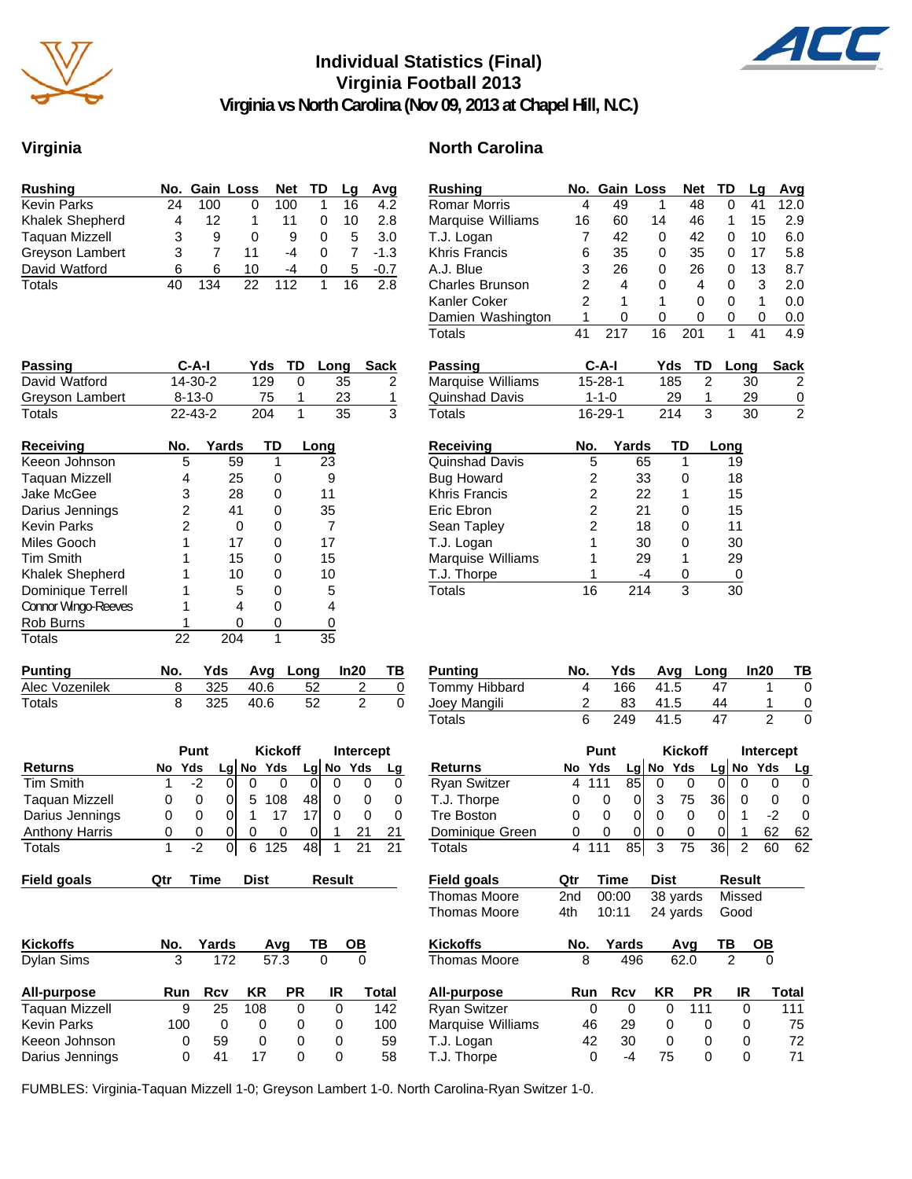# Individual Statistics (Final)
## Virginia Football 2013
## Virginia vs North Carolina (Nov 09, 2013 at Chapel Hill, N.C.)

## Virginia

| Rushing | No. | Gain | Loss | Net | TD | Lg | Avg |
|---|---|---|---|---|---|---|---|
| Kevin Parks | 24 | 100 | 0 | 100 | 1 | 16 | 4.2 |
| Khalek Shepherd | 4 | 12 | 1 | 11 | 0 | 10 | 2.8 |
| Taquan Mizzell | 3 | 9 | 0 | 9 | 0 | 5 | 3.0 |
| Greyson Lambert | 3 | 7 | 11 | -4 | 0 | 7 | -1.3 |
| David Watford | 6 | 6 | 10 | -4 | 0 | 5 | -0.7 |
| Totals | 40 | 134 | 22 | 112 | 1 | 16 | 2.8 |

| Passing | C-A-I | Yds | TD | Long | Sack |
|---|---|---|---|---|---|
| David Watford | 14-30-2 | 129 | 0 | 35 | 2 |
| Greyson Lambert | 8-13-0 | 75 | 1 | 23 | 1 |
| Totals | 22-43-2 | 204 | 1 | 35 | 3 |

| Receiving | No. | Yards | TD | Long |
|---|---|---|---|---|
| Keeon Johnson | 5 | 59 | 1 | 23 |
| Taquan Mizzell | 4 | 25 | 0 | 9 |
| Jake McGee | 3 | 28 | 0 | 11 |
| Darius Jennings | 2 | 41 | 0 | 35 |
| Kevin Parks | 2 | 0 | 0 | 7 |
| Miles Gooch | 1 | 17 | 0 | 17 |
| Tim Smith | 1 | 15 | 0 | 15 |
| Khalek Shepherd | 1 | 10 | 0 | 10 |
| Dominique Terrell | 1 | 5 | 0 | 5 |
| Connor Wingo-Reeves | 1 | 4 | 0 | 4 |
| Rob Burns | 1 | 0 | 0 | 0 |
| Totals | 22 | 204 | 1 | 35 |

| Punting | No. | Yds | Avg | Long | In20 | TB |
|---|---|---|---|---|---|---|
| Alec Vozenilek | 8 | 325 | 40.6 | 52 | 2 | 0 |
| Totals | 8 | 325 | 40.6 | 52 | 2 | 0 |

| | Punt | | | Kickoff | | | Intercept | | |
|---|---|---|---|---|---|---|---|---|---|
| Returns | No | Yds | Lg | No | Yds | Lg | No | Yds | Lg |
| Tim Smith | 1 | -2 | 0 | 0 | 0 | 0 | 0 | 0 | 0 |
| Taquan Mizzell | 0 | 0 | 0 | 5 | 108 | 48 | 0 | 0 | 0 |
| Darius Jennings | 0 | 0 | 0 | 1 | 17 | 17 | 0 | 0 | 0 |
| Anthony Harris | 0 | 0 | 0 | 0 | 0 | 0 | 1 | 21 | 21 |
| Totals | 1 | -2 | 0 | 6 | 125 | 48 | 1 | 21 | 21 |

| Field goals | Qtr | Time | Dist | Result |
|---|---|---|---|---|

| Kickoffs | No. | Yards | Avg | TB | OB |
|---|---|---|---|---|---|
| Dylan Sims | 3 | 172 | 57.3 | 0 | 0 |

| All-purpose | Run | Rcv | KR | PR | IR | Total |
|---|---|---|---|---|---|---|
| Taquan Mizzell | 9 | 25 | 108 | 0 | 0 | 142 |
| Kevin Parks | 100 | 0 | 0 | 0 | 0 | 100 |
| Keeon Johnson | 0 | 59 | 0 | 0 | 0 | 59 |
| Darius Jennings | 0 | 41 | 17 | 0 | 0 | 58 |

## North Carolina

| Rushing | No. | Gain | Loss | Net | TD | Lg | Avg |
|---|---|---|---|---|---|---|---|
| Romar Morris | 4 | 49 | 1 | 48 | 0 | 41 | 12.0 |
| Marquise Williams | 16 | 60 | 14 | 46 | 1 | 15 | 2.9 |
| T.J. Logan | 7 | 42 | 0 | 42 | 0 | 10 | 6.0 |
| Khris Francis | 6 | 35 | 0 | 35 | 0 | 17 | 5.8 |
| A.J. Blue | 3 | 26 | 0 | 26 | 0 | 13 | 8.7 |
| Charles Brunson | 2 | 4 | 0 | 4 | 0 | 3 | 2.0 |
| Kanler Coker | 2 | 1 | 1 | 0 | 0 | 1 | 0.0 |
| Damien Washington | 1 | 0 | 0 | 0 | 0 | 0 | 0.0 |
| Totals | 41 | 217 | 16 | 201 | 1 | 41 | 4.9 |

| Passing | C-A-I | Yds | TD | Long | Sack |
|---|---|---|---|---|---|
| Marquise Williams | 15-28-1 | 185 | 2 | 30 | 2 |
| Quinshad Davis | 1-1-0 | 29 | 1 | 29 | 0 |
| Totals | 16-29-1 | 214 | 3 | 30 | 2 |

| Receiving | No. | Yards | TD | Long |
|---|---|---|---|---|
| Quinshad Davis | 5 | 65 | 1 | 19 |
| Bug Howard | 2 | 33 | 0 | 18 |
| Khris Francis | 2 | 22 | 1 | 15 |
| Eric Ebron | 2 | 21 | 0 | 15 |
| Sean Tapley | 2 | 18 | 0 | 11 |
| T.J. Logan | 1 | 30 | 0 | 30 |
| Marquise Williams | 1 | 29 | 1 | 29 |
| T.J. Thorpe | 1 | -4 | 0 | 0 |
| Totals | 16 | 214 | 3 | 30 |

| Punting | No. | Yds | Avg | Long | In20 | TB |
|---|---|---|---|---|---|---|
| Tommy Hibbard | 4 | 166 | 41.5 | 47 | 1 | 0 |
| Joey Mangili | 2 | 83 | 41.5 | 44 | 1 | 0 |
| Totals | 6 | 249 | 41.5 | 47 | 2 | 0 |

| | Punt | | | Kickoff | | | Intercept | | |
|---|---|---|---|---|---|---|---|---|---|
| Returns | No | Yds | Lg | No | Yds | Lg | No | Yds | Lg |
| Ryan Switzer | 4 | 111 | 85 | 0 | 0 | 0 | 0 | 0 | 0 |
| T.J. Thorpe | 0 | 0 | 0 | 3 | 75 | 36 | 0 | 0 | 0 |
| Tre Boston | 0 | 0 | 0 | 0 | 0 | 0 | 1 | -2 | 0 |
| Dominique Green | 0 | 0 | 0 | 0 | 0 | 0 | 1 | 62 | 62 |
| Totals | 4 | 111 | 85 | 3 | 75 | 36 | 2 | 60 | 62 |

| Field goals | Qtr | Time | Dist | Result |
|---|---|---|---|---|
| Thomas Moore | 2nd | 00:00 | 38 yards | Missed |
| Thomas Moore | 4th | 10:11 | 24 yards | Good |

| Kickoffs | No. | Yards | Avg | TB | OB |
|---|---|---|---|---|---|
| Thomas Moore | 8 | 496 | 62.0 | 2 | 0 |

| All-purpose | Run | Rcv | KR | PR | IR | Total |
|---|---|---|---|---|---|---|
| Ryan Switzer | 0 | 0 | 0 | 111 | 0 | 111 |
| Marquise Williams | 46 | 29 | 0 | 0 | 0 | 75 |
| T.J. Logan | 42 | 30 | 0 | 0 | 0 | 72 |
| T.J. Thorpe | 0 | -4 | 75 | 0 | 0 | 71 |

FUMBLES: Virginia-Taquan Mizzell 1-0; Greyson Lambert 1-0. North Carolina-Ryan Switzer 1-0.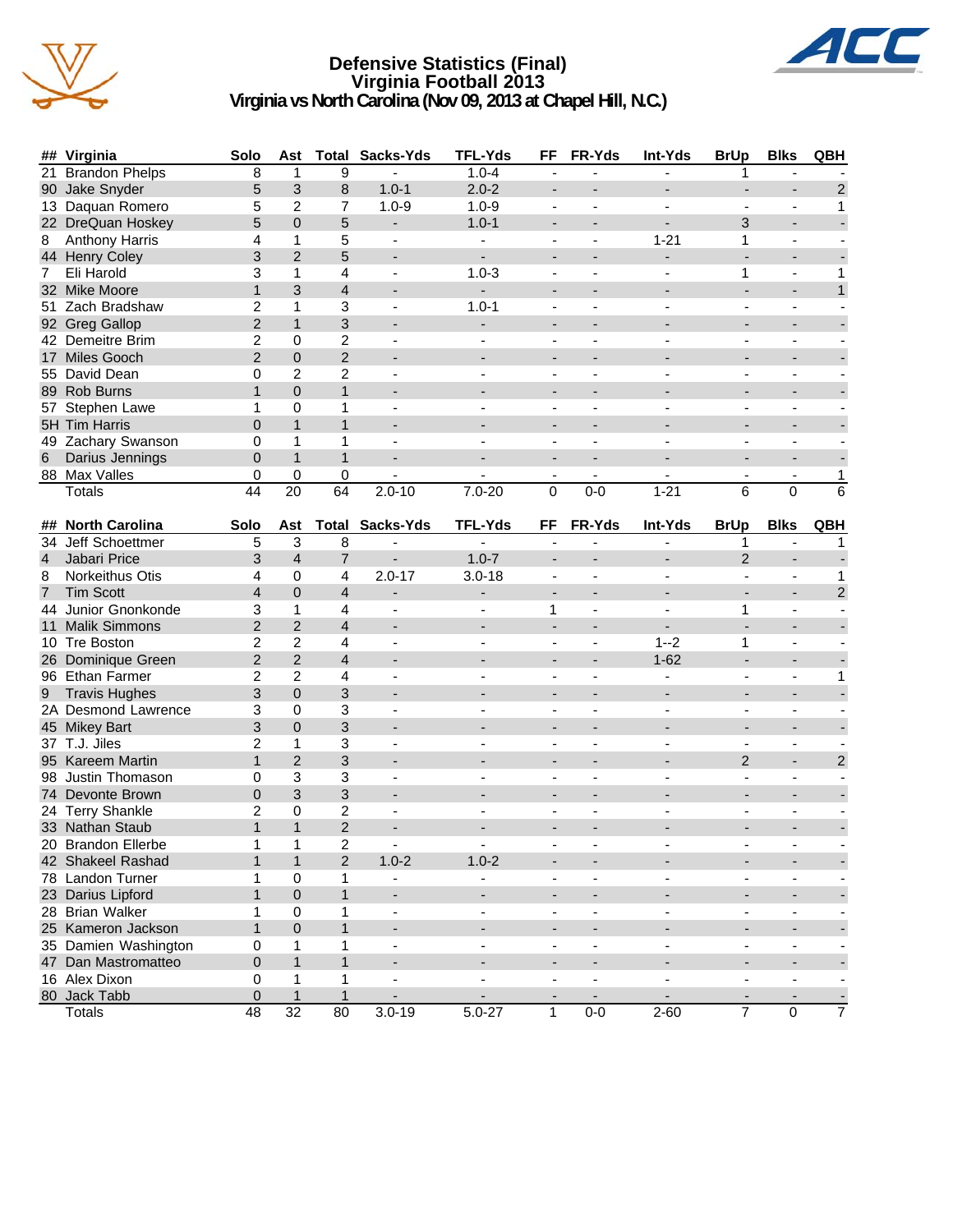# Defensive Statistics (Final)
## Virginia Football 2013
### Virginia vs North Carolina (Nov 09, 2013 at Chapel Hill, N.C.)

| ## | Virginia | Solo | Ast | Total | Sacks-Yds | TFL-Yds | FF | FR-Yds | Int-Yds | BrUp | Blks | QBH |
|---|---|---|---|---|---|---|---|---|---|---|---|---|
| 21 | Brandon Phelps | 8 | 1 | 9 | - | 1.0-4 | - | - | - | 1 | - | - |
| 90 | Jake Snyder | 5 | 3 | 8 | 1.0-1 | 2.0-2 | - | - | - | - | - | 2 |
| 13 | Daquan Romero | 5 | 2 | 7 | 1.0-9 | 1.0-9 | - | - | - | - | - | 1 |
| 22 | DreQuan Hoskey | 5 | 0 | 5 | - | 1.0-1 | - | - | - | 3 | - | - |
| 8 | Anthony Harris | 4 | 1 | 5 | - | - | - | - | 1-21 | 1 | - | - |
| 44 | Henry Coley | 3 | 2 | 5 | - | - | - | - | - | - | - | - |
| 7 | Eli Harold | 3 | 1 | 4 | - | 1.0-3 | - | - | - | 1 | - | 1 |
| 32 | Mike Moore | 1 | 3 | 4 | - | - | - | - | - | - | - | 1 |
| 51 | Zach Bradshaw | 2 | 1 | 3 | - | 1.0-1 | - | - | - | - | - | - |
| 92 | Greg Gallop | 2 | 1 | 3 | - | - | - | - | - | - | - | - |
| 42 | Demeitre Brim | 2 | 0 | 2 | - | - | - | - | - | - | - | - |
| 17 | Miles Gooch | 2 | 0 | 2 | - | - | - | - | - | - | - | - |
| 55 | David Dean | 0 | 2 | 2 | - | - | - | - | - | - | - | - |
| 89 | Rob Burns | 1 | 0 | 1 | - | - | - | - | - | - | - | - |
| 57 | Stephen Lawe | 1 | 0 | 1 | - | - | - | - | - | - | - | - |
| 5H | Tim Harris | 0 | 1 | 1 | - | - | - | - | - | - | - | - |
| 49 | Zachary Swanson | 0 | 1 | 1 | - | - | - | - | - | - | - | - |
| 6 | Darius Jennings | 0 | 1 | 1 | - | - | - | - | - | - | - | - |
| 88 | Max Valles | 0 | 0 | 0 | - | - | - | - | - | - | - | 1 |
| | Totals | 44 | 20 | 64 | 2.0-10 | 7.0-20 | 0 | 0-0 | 1-21 | 6 | 0 | 6 |

| ## | North Carolina | Solo | Ast | Total | Sacks-Yds | TFL-Yds | FF | FR-Yds | Int-Yds | BrUp | Blks | QBH |
|---|---|---|---|---|---|---|---|---|---|---|---|---|
| 34 | Jeff Schoettmer | 5 | 3 | 8 | - | - | - | - | - | 1 | - | 1 |
| 4 | Jabari Price | 3 | 4 | 7 | - | 1.0-7 | - | - | - | 2 | - | - |
| 8 | Norkeithus Otis | 4 | 0 | 4 | 2.0-17 | 3.0-18 | - | - | - | - | - | 1 |
| 7 | Tim Scott | 4 | 0 | 4 | - | - | - | - | - | - | - | 2 |
| 44 | Junior Gnonkonde | 3 | 1 | 4 | - | - | 1 | - | - | 1 | - | - |
| 11 | Malik Simmons | 2 | 2 | 4 | - | - | - | - | - | - | - | - |
| 10 | Tre Boston | 2 | 2 | 4 | - | - | - | - | 1--2 | 1 | - | - |
| 26 | Dominique Green | 2 | 2 | 4 | - | - | - | - | 1-62 | - | - | - |
| 96 | Ethan Farmer | 2 | 2 | 4 | - | - | - | - | - | - | - | 1 |
| 9 | Travis Hughes | 3 | 0 | 3 | - | - | - | - | - | - | - | - |
| 2A | Desmond Lawrence | 3 | 0 | 3 | - | - | - | - | - | - | - | - |
| 45 | Mikey Bart | 3 | 0 | 3 | - | - | - | - | - | - | - | - |
| 37 | T.J. Jiles | 2 | 1 | 3 | - | - | - | - | - | - | - | - |
| 95 | Kareem Martin | 1 | 2 | 3 | - | - | - | - | - | 2 | - | 2 |
| 98 | Justin Thomason | 0 | 3 | 3 | - | - | - | - | - | - | - | - |
| 74 | Devonte Brown | 0 | 3 | 3 | - | - | - | - | - | - | - | - |
| 24 | Terry Shankle | 2 | 0 | 2 | - | - | - | - | - | - | - | - |
| 33 | Nathan Staub | 1 | 1 | 2 | - | - | - | - | - | - | - | - |
| 20 | Brandon Ellerbe | 1 | 1 | 2 | - | - | - | - | - | - | - | - |
| 42 | Shakeel Rashad | 1 | 1 | 2 | 1.0-2 | 1.0-2 | - | - | - | - | - | - |
| 78 | Landon Turner | 1 | 0 | 1 | - | - | - | - | - | - | - | - |
| 23 | Darius Lipford | 1 | 0 | 1 | - | - | - | - | - | - | - | - |
| 28 | Brian Walker | 1 | 0 | 1 | - | - | - | - | - | - | - | - |
| 25 | Kameron Jackson | 1 | 0 | 1 | - | - | - | - | - | - | - | - |
| 35 | Damien Washington | 0 | 1 | 1 | - | - | - | - | - | - | - | - |
| 47 | Dan Mastromatteo | 0 | 1 | 1 | - | - | - | - | - | - | - | - |
| 16 | Alex Dixon | 0 | 1 | 1 | - | - | - | - | - | - | - | - |
| 80 | Jack Tabb | 0 | 1 | 1 | - | - | - | - | - | - | - | - |
| | Totals | 48 | 32 | 80 | 3.0-19 | 5.0-27 | 1 | 0-0 | 2-60 | 7 | 0 | 7 |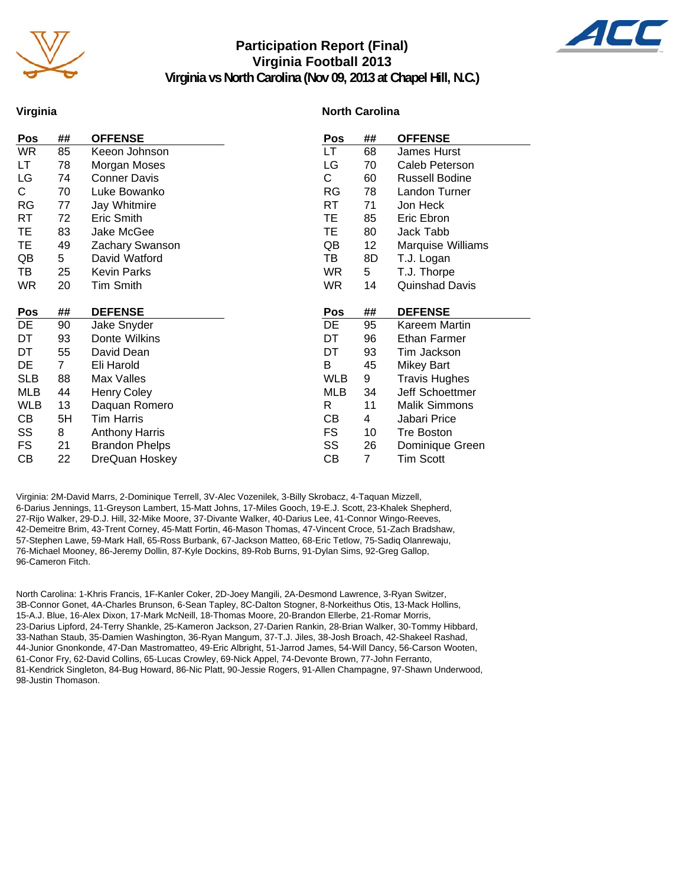# Participation Report (Final)
## Virginia Football 2013
### Virginia vs North Carolina (Nov 09, 2013 at Chapel Hill, N.C.)

## Virginia

| Pos | ## | OFFENSE |
|---|---|---|
| WR | 85 | Keeon Johnson |
| LT | 78 | Morgan Moses |
| LG | 74 | Conner Davis |
| C | 70 | Luke Bowanko |
| RG | 77 | Jay Whitmire |
| RT | 72 | Eric Smith |
| TE | 83 | Jake McGee |
| TE | 49 | Zachary Swanson |
| QB | 5 | David Watford |
| TB | 25 | Kevin Parks |
| WR | 20 | Tim Smith |

| Pos | ## | DEFENSE |
|---|---|---|
| DE | 90 | Jake Snyder |
| DT | 93 | Donte Wilkins |
| DT | 55 | David Dean |
| DE | 7 | Eli Harold |
| SLB | 88 | Max Valles |
| MLB | 44 | Henry Coley |
| WLB | 13 | Daquan Romero |
| CB | 5H | Tim Harris |
| SS | 8 | Anthony Harris |
| FS | 21 | Brandon Phelps |
| CB | 22 | DreQuan Hoskey |

## North Carolina

| Pos | ## | OFFENSE |
|---|---|---|
| LT | 68 | James Hurst |
| LG | 70 | Caleb Peterson |
| C | 60 | Russell Bodine |
| RG | 78 | Landon Turner |
| RT | 71 | Jon Heck |
| TE | 85 | Eric Ebron |
| TE | 80 | Jack Tabb |
| QB | 12 | Marquise Williams |
| TB | 8D | T.J. Logan |
| WR | 5 | T.J. Thorpe |
| WR | 14 | Quinshad Davis |

| Pos | ## | DEFENSE |
|---|---|---|
| DE | 95 | Kareem Martin |
| DT | 96 | Ethan Farmer |
| DT | 93 | Tim Jackson |
| B | 45 | Mikey Bart |
| WLB | 9 | Travis Hughes |
| MLB | 34 | Jeff Schoettmer |
| R | 11 | Malik Simmons |
| CB | 4 | Jabari Price |
| FS | 10 | Tre Boston |
| SS | 26 | Dominique Green |
| CB | 7 | Tim Scott |

Virginia: 2M-David Marrs, 2-Dominique Terrell, 3V-Alec Vozenilek, 3-Billy Skrobacz, 4-Taquan Mizzell, 6-Darius Jennings, 11-Greyson Lambert, 15-Matt Johns, 17-Miles Gooch, 19-E.J. Scott, 23-Khalek Shepherd, 27-Rijo Walker, 29-D.J. Hill, 32-Mike Moore, 37-Divante Walker, 40-Darius Lee, 41-Connor Wingo-Reeves, 42-Demeitre Brim, 43-Trent Corney, 45-Matt Fortin, 46-Mason Thomas, 47-Vincent Croce, 51-Zach Bradshaw, 57-Stephen Lawe, 59-Mark Hall, 65-Ross Burbank, 67-Jackson Matteo, 68-Eric Tetlow, 75-Sadiq Olanrewaju, 76-Michael Mooney, 86-Jeremy Dollin, 87-Kyle Dockins, 89-Rob Burns, 91-Dylan Sims, 92-Greg Gallop, 96-Cameron Fitch.

North Carolina: 1-Khris Francis, 1F-Kanler Coker, 2D-Joey Mangili, 2A-Desmond Lawrence, 3-Ryan Switzer, 3B-Connor Gonet, 4A-Charles Brunson, 6-Sean Tapley, 8C-Dalton Stogner, 8-Norkeithus Otis, 13-Mack Hollins, 15-A.J. Blue, 16-Alex Dixon, 17-Mark McNeill, 18-Thomas Moore, 20-Brandon Ellerbe, 21-Romar Morris, 23-Darius Lipford, 24-Terry Shankle, 25-Kameron Jackson, 27-Darien Rankin, 28-Brian Walker, 30-Tommy Hibbard, 33-Nathan Staub, 35-Damien Washington, 36-Ryan Mangum, 37-T.J. Jiles, 38-Josh Broach, 42-Shakeel Rashad, 44-Junior Gnonkonde, 47-Dan Mastromatteo, 49-Eric Albright, 51-Jarrod James, 54-Will Dancy, 56-Carson Wooten, 61-Conor Fry, 62-David Collins, 65-Lucas Crowley, 69-Nick Appel, 74-Devonte Brown, 77-John Ferranto, 81-Kendrick Singleton, 84-Bug Howard, 86-Nic Platt, 90-Jessie Rogers, 91-Allen Champagne, 97-Shawn Underwood, 98-Justin Thomason.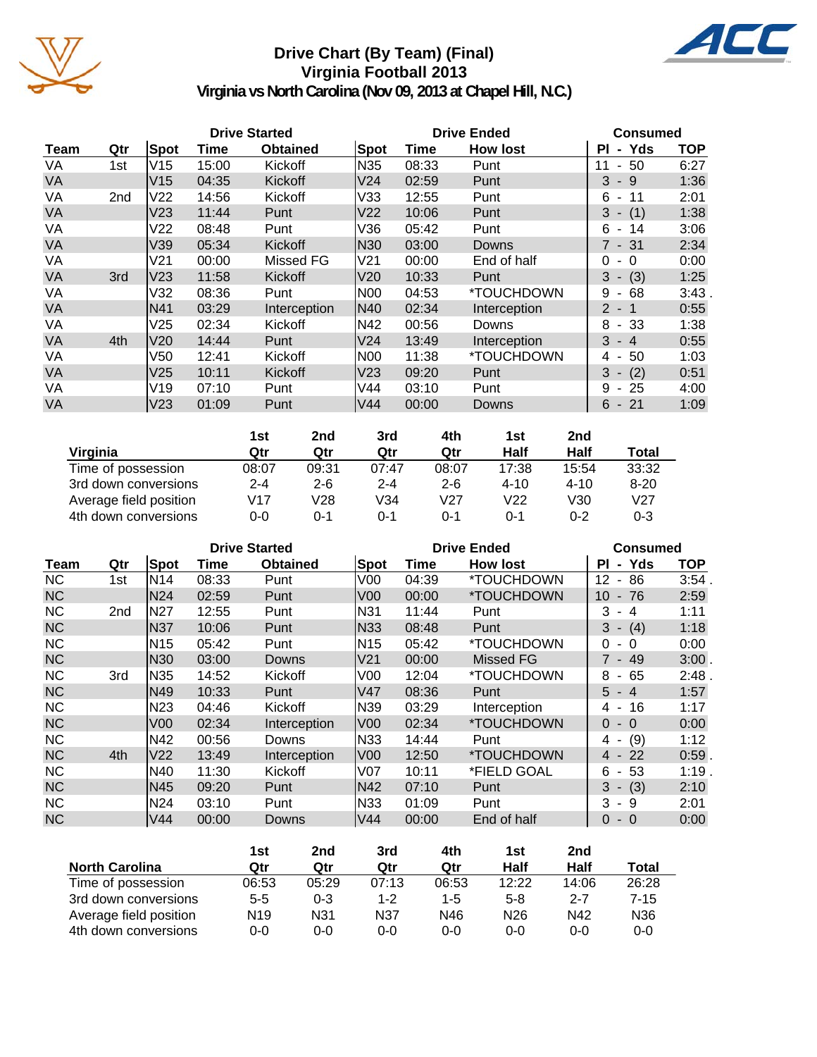# Drive Chart (By Team) (Final)
## Virginia Football 2013
### Virginia vs North Carolina (Nov 09, 2013 at Chapel Hill, N.C.)

| | | Drive Started | | | Drive Ended | | | Consumed | |
|---|---|---|---|---|---|---|---|---|---|
| Team | Qtr | Spot | Time | Obtained | Spot | Time | How lost | Pl - Yds | TOP |
| VA | 1st | V15 | 15:00 | Kickoff | N35 | 08:33 | Punt | 11 - 50 | 6:27 |
| VA | | V15 | 04:35 | Kickoff | V24 | 02:59 | Punt | 3 - 9 | 1:36 |
| VA | 2nd | V22 | 14:56 | Kickoff | V33 | 12:55 | Punt | 6 - 11 | 2:01 |
| VA | | V23 | 11:44 | Punt | V22 | 10:06 | Punt | 3 - (1) | 1:38 |
| VA | | V22 | 08:48 | Punt | V36 | 05:42 | Punt | 6 - 14 | 3:06 |
| VA | | V39 | 05:34 | Kickoff | N30 | 03:00 | Downs | 7 - 31 | 2:34 |
| VA | | V21 | 00:00 | Missed FG | V21 | 00:00 | End of half | 0 - 0 | 0:00 |
| VA | 3rd | V23 | 11:58 | Kickoff | V20 | 10:33 | Punt | 3 - (3) | 1:25 |
| VA | | V32 | 08:36 | Punt | N00 | 04:53 | *TOUCHDOWN | 9 - 68 | 3:43 . |
| VA | | N41 | 03:29 | Interception | N40 | 02:34 | Interception | 2 - 1 | 0:55 |
| VA | | V25 | 02:34 | Kickoff | N42 | 00:56 | Downs | 8 - 33 | 1:38 |
| VA | 4th | V20 | 14:44 | Punt | V24 | 13:49 | Interception | 3 - 4 | 0:55 |
| VA | | V50 | 12:41 | Kickoff | N00 | 11:38 | *TOUCHDOWN | 4 - 50 | 1:03 |
| VA | | V25 | 10:11 | Kickoff | V23 | 09:20 | Punt | 3 - (2) | 0:51 |
| VA | | V19 | 07:10 | Punt | V44 | 03:10 | Punt | 9 - 25 | 4:00 |
| VA | | V23 | 01:09 | Punt | V44 | 00:00 | Downs | 6 - 21 | 1:09 |

| Virginia | 1st Qtr | 2nd Qtr | 3rd Qtr | 4th Qtr | 1st Half | 2nd Half | Total |
|---|---|---|---|---|---|---|---|
| Time of possession | 08:07 | 09:31 | 07:47 | 08:07 | 17:38 | 15:54 | 33:32 |
| 3rd down conversions | 2-4 | 2-6 | 2-4 | 2-6 | 4-10 | 4-10 | 8-20 |
| Average field position | V17 | V28 | V34 | V27 | V22 | V30 | V27 |
| 4th down conversions | 0-0 | 0-1 | 0-1 | 0-1 | 0-1 | 0-2 | 0-3 |

| | | Drive Started | | | Drive Ended | | | Consumed | |
|---|---|---|---|---|---|---|---|---|---|
| Team | Qtr | Spot | Time | Obtained | Spot | Time | How lost | Pl - Yds | TOP |
| NC | 1st | N14 | 08:33 | Punt | V00 | 04:39 | *TOUCHDOWN | 12 - 86 | 3:54 . |
| NC | | N24 | 02:59 | Punt | V00 | 00:00 | *TOUCHDOWN | 10 - 76 | 2:59 |
| NC | 2nd | N27 | 12:55 | Punt | N31 | 11:44 | Punt | 3 - 4 | 1:11 |
| NC | | N37 | 10:06 | Punt | N33 | 08:48 | Punt | 3 - (4) | 1:18 |
| NC | | N15 | 05:42 | Punt | N15 | 05:42 | *TOUCHDOWN | 0 - 0 | 0:00 |
| NC | | N30 | 03:00 | Downs | V21 | 00:00 | Missed FG | 7 - 49 | 3:00 . |
| NC | 3rd | N35 | 14:52 | Kickoff | V00 | 12:04 | *TOUCHDOWN | 8 - 65 | 2:48 . |
| NC | | N49 | 10:33 | Punt | V47 | 08:36 | Punt | 5 - 4 | 1:57 |
| NC | | N23 | 04:46 | Kickoff | N39 | 03:29 | Interception | 4 - 16 | 1:17 |
| NC | | V00 | 02:34 | Interception | V00 | 02:34 | *TOUCHDOWN | 0 - 0 | 0:00 |
| NC | | N42 | 00:56 | Downs | N33 | 14:44 | Punt | 4 - (9) | 1:12 |
| NC | 4th | V22 | 13:49 | Interception | V00 | 12:50 | *TOUCHDOWN | 4 - 22 | 0:59 . |
| NC | | N40 | 11:30 | Kickoff | V07 | 10:11 | *FIELD GOAL | 6 - 53 | 1:19 . |
| NC | | N45 | 09:20 | Punt | N42 | 07:10 | Punt | 3 - (3) | 2:10 |
| NC | | N24 | 03:10 | Punt | N33 | 01:09 | Punt | 3 - 9 | 2:01 |
| NC | | V44 | 00:00 | Downs | V44 | 00:00 | End of half | 0 - 0 | 0:00 |

| North Carolina | 1st Qtr | 2nd Qtr | 3rd Qtr | 4th Qtr | 1st Half | 2nd Half | Total |
|---|---|---|---|---|---|---|---|
| Time of possession | 06:53 | 05:29 | 07:13 | 06:53 | 12:22 | 14:06 | 26:28 |
| 3rd down conversions | 5-5 | 0-3 | 1-2 | 1-5 | 5-8 | 2-7 | 7-15 |
| Average field position | N19 | N31 | N37 | N46 | N26 | N42 | N36 |
| 4th down conversions | 0-0 | 0-0 | 0-0 | 0-0 | 0-0 | 0-0 | 0-0 |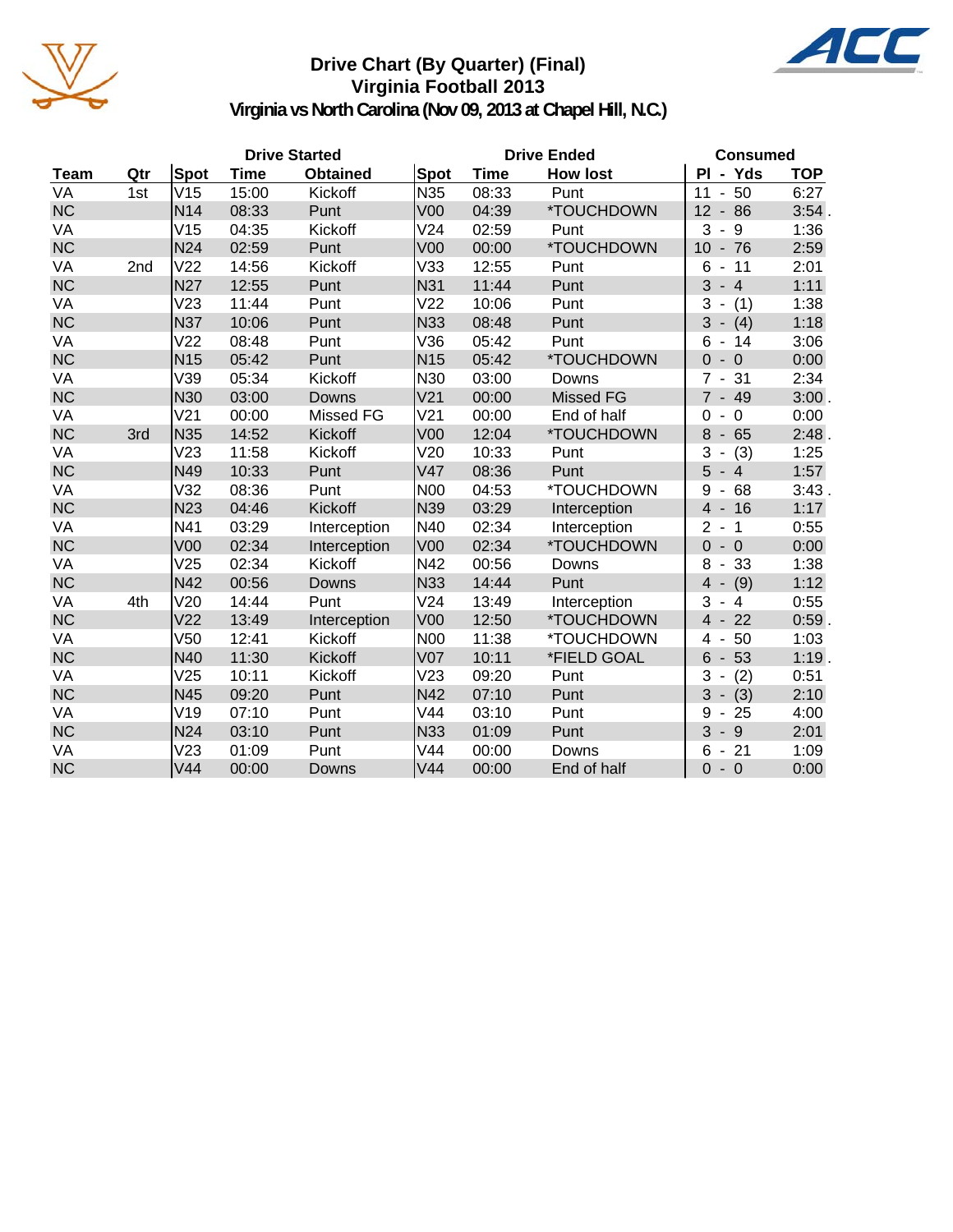# Drive Chart (By Quarter) (Final)
## Virginia Football 2013
### Virginia vs North Carolina (Nov 09, 2013 at Chapel Hill, N.C.)

| | | Drive Started | | | Drive Ended | | | Consumed | |
|---|---|---|---|---|---|---|---|---|---|
| Team | Qtr | Spot | Time | Obtained | Spot | Time | How lost | Pl - Yds | TOP |
| VA | 1st | V15 | 15:00 | Kickoff | N35 | 08:33 | Punt | 11 - 50 | 6:27 |
| NC | | N14 | 08:33 | Punt | V00 | 04:39 | *TOUCHDOWN | 12 - 86 | 3:54 . |
| VA | | V15 | 04:35 | Kickoff | V24 | 02:59 | Punt | 3 - 9 | 1:36 |
| NC | | N24 | 02:59 | Punt | V00 | 00:00 | *TOUCHDOWN | 10 - 76 | 2:59 |
| VA | 2nd | V22 | 14:56 | Kickoff | V33 | 12:55 | Punt | 6 - 11 | 2:01 |
| NC | | N27 | 12:55 | Punt | N31 | 11:44 | Punt | 3 - 4 | 1:11 |
| VA | | V23 | 11:44 | Punt | V22 | 10:06 | Punt | 3 - (1) | 1:38 |
| NC | | N37 | 10:06 | Punt | N33 | 08:48 | Punt | 3 - (4) | 1:18 |
| VA | | V22 | 08:48 | Punt | V36 | 05:42 | Punt | 6 - 14 | 3:06 |
| NC | | N15 | 05:42 | Punt | N15 | 05:42 | *TOUCHDOWN | 0 - 0 | 0:00 |
| VA | | V39 | 05:34 | Kickoff | N30 | 03:00 | Downs | 7 - 31 | 2:34 |
| NC | | N30 | 03:00 | Downs | V21 | 00:00 | Missed FG | 7 - 49 | 3:00 . |
| VA | | V21 | 00:00 | Missed FG | V21 | 00:00 | End of half | 0 - 0 | 0:00 |
| NC | 3rd | N35 | 14:52 | Kickoff | V00 | 12:04 | *TOUCHDOWN | 8 - 65 | 2:48 . |
| VA | | V23 | 11:58 | Kickoff | V20 | 10:33 | Punt | 3 - (3) | 1:25 |
| NC | | N49 | 10:33 | Punt | V47 | 08:36 | Punt | 5 - 4 | 1:57 |
| VA | | V32 | 08:36 | Punt | N00 | 04:53 | *TOUCHDOWN | 9 - 68 | 3:43 . |
| NC | | N23 | 04:46 | Kickoff | N39 | 03:29 | Interception | 4 - 16 | 1:17 |
| VA | | N41 | 03:29 | Interception | N40 | 02:34 | Interception | 2 - 1 | 0:55 |
| NC | | V00 | 02:34 | Interception | V00 | 02:34 | *TOUCHDOWN | 0 - 0 | 0:00 |
| VA | | V25 | 02:34 | Kickoff | N42 | 00:56 | Downs | 8 - 33 | 1:38 |
| NC | | N42 | 00:56 | Downs | N33 | 14:44 | Punt | 4 - (9) | 1:12 |
| VA | 4th | V20 | 14:44 | Punt | V24 | 13:49 | Interception | 3 - 4 | 0:55 |
| NC | | V22 | 13:49 | Interception | V00 | 12:50 | *TOUCHDOWN | 4 - 22 | 0:59 . |
| VA | | V50 | 12:41 | Kickoff | N00 | 11:38 | *TOUCHDOWN | 4 - 50 | 1:03 |
| NC | | N40 | 11:30 | Kickoff | V07 | 10:11 | *FIELD GOAL | 6 - 53 | 1:19 . |
| VA | | V25 | 10:11 | Kickoff | V23 | 09:20 | Punt | 3 - (2) | 0:51 |
| NC | | N45 | 09:20 | Punt | N42 | 07:10 | Punt | 3 - (3) | 2:10 |
| VA | | V19 | 07:10 | Punt | V44 | 03:10 | Punt | 9 - 25 | 4:00 |
| NC | | N24 | 03:10 | Punt | N33 | 01:09 | Punt | 3 - 9 | 2:01 |
| VA | | V23 | 01:09 | Punt | V44 | 00:00 | Downs | 6 - 21 | 1:09 |
| NC | | V44 | 00:00 | Downs | V44 | 00:00 | End of half | 0 - 0 | 0:00 |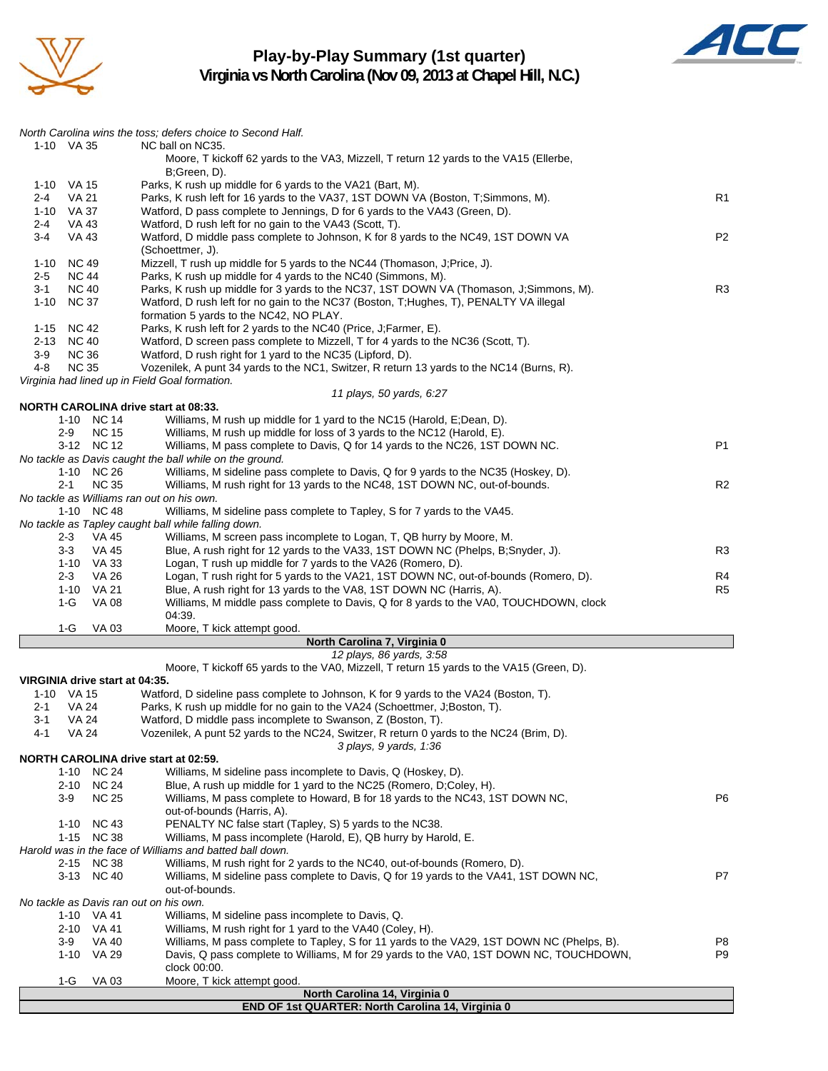# Play-by-Play Summary (1st quarter)

## Virginia vs North Carolina (Nov 09, 2013 at Chapel Hill, N.C.)

*North Carolina wins the toss; defers choice to Second Half.*

| Down | Spot | Play | |
|---|---|---|---|
| 1-10 | VA 35 | NC ball on NC35. | |
| | | Moore, T kickoff 62 yards to the VA3, Mizzell, T return 12 yards to the VA15 (Ellerbe, B;Green, D). | |
| 1-10 | VA 15 | Parks, K rush up middle for 6 yards to the VA21 (Bart, M). | |
| 2-4 | VA 21 | Parks, K rush left for 16 yards to the VA37, 1ST DOWN VA (Boston, T;Simmons, M). | R1 |
| 1-10 | VA 37 | Watford, D pass complete to Jennings, D for 6 yards to the VA43 (Green, D). | |
| 2-4 | VA 43 | Watford, D rush left for no gain to the VA43 (Scott, T). | |
| 3-4 | VA 43 | Watford, D middle pass complete to Johnson, K for 8 yards to the NC49, 1ST DOWN VA (Schoettmer, J). | P2 |
| 1-10 | NC 49 | Mizzell, T rush up middle for 5 yards to the NC44 (Thomason, J;Price, J). | |
| 2-5 | NC 44 | Parks, K rush up middle for 4 yards to the NC40 (Simmons, M). | |
| 3-1 | NC 40 | Parks, K rush up middle for 3 yards to the NC37, 1ST DOWN VA (Thomason, J;Simmons, M). | R3 |
| 1-10 | NC 37 | Watford, D rush left for no gain to the NC37 (Boston, T;Hughes, T), PENALTY VA illegal formation 5 yards to the NC42, NO PLAY. | |
| 1-15 | NC 42 | Parks, K rush left for 2 yards to the NC40 (Price, J;Farmer, E). | |
| 2-13 | NC 40 | Watford, D screen pass complete to Mizzell, T for 4 yards to the NC36 (Scott, T). | |
| 3-9 | NC 36 | Watford, D rush right for 1 yard to the NC35 (Lipford, D). | |
| 4-8 | NC 35 | Vozenilek, A punt 34 yards to the NC1, Switzer, R return 13 yards to the NC14 (Burns, R). | |

*Virginia had lined up in Field Goal formation.*

*11 plays, 50 yards, 6:27*

**NORTH CAROLINA drive start at 08:33.**

| Down | Spot | Play | |
|---|---|---|---|
| 1-10 | NC 14 | Williams, M rush up middle for 1 yard to the NC15 (Harold, E;Dean, D). | |
| 2-9 | NC 15 | Williams, M rush up middle for loss of 3 yards to the NC12 (Harold, E). | |
| 3-12 | NC 12 | Williams, M pass complete to Davis, Q for 14 yards to the NC26, 1ST DOWN NC. | P1 |

*No tackle as Davis caught the ball while on the ground.*

| Down | Spot | Play | |
|---|---|---|---|
| 1-10 | NC 26 | Williams, M sideline pass complete to Davis, Q for 9 yards to the NC35 (Hoskey, D). | |
| 2-1 | NC 35 | Williams, M rush right for 13 yards to the NC48, 1ST DOWN NC, out-of-bounds. | R2 |

*No tackle as Williams ran out on his own.*

| Down | Spot | Play | |
|---|---|---|---|
| 1-10 | NC 48 | Williams, M sideline pass complete to Tapley, S for 7 yards to the VA45. | |

*No tackle as Tapley caught ball while falling down.*

| Down | Spot | Play | |
|---|---|---|---|
| 2-3 | VA 45 | Williams, M screen pass incomplete to Logan, T, QB hurry by Moore, M. | |
| 3-3 | VA 45 | Blue, A rush right for 12 yards to the VA33, 1ST DOWN NC (Phelps, B;Snyder, J). | R3 |
| 1-10 | VA 33 | Logan, T rush up middle for 7 yards to the VA26 (Romero, D). | |
| 2-3 | VA 26 | Logan, T rush right for 5 yards to the VA21, 1ST DOWN NC, out-of-bounds (Romero, D). | R4 |
| 1-10 | VA 21 | Blue, A rush right for 13 yards to the VA8, 1ST DOWN NC (Harris, A). | R5 |
| 1-G | VA 08 | Williams, M middle pass complete to Davis, Q for 8 yards to the VA0, TOUCHDOWN, clock 04:39. | |
| 1-G | VA 03 | Moore, T kick attempt good. | |

**North Carolina 7, Virginia 0**

*12 plays, 86 yards, 3:58*

Moore, T kickoff 65 yards to the VA0, Mizzell, T return 15 yards to the VA15 (Green, D).

**VIRGINIA drive start at 04:35.**

| Down | Spot | Play |
|---|---|---|
| 1-10 | VA 15 | Watford, D sideline pass complete to Johnson, K for 9 yards to the VA24 (Boston, T). |
| 2-1 | VA 24 | Parks, K rush up middle for no gain to the VA24 (Schoettmer, J;Boston, T). |
| 3-1 | VA 24 | Watford, D middle pass incomplete to Swanson, Z (Boston, T). |
| 4-1 | VA 24 | Vozenilek, A punt 52 yards to the NC24, Switzer, R return 0 yards to the NC24 (Brim, D). |

*3 plays, 9 yards, 1:36*

**NORTH CAROLINA drive start at 02:59.**

| Down | Spot | Play | |
|---|---|---|---|
| 1-10 | NC 24 | Williams, M sideline pass incomplete to Davis, Q (Hoskey, D). | |
| 2-10 | NC 24 | Blue, A rush up middle for 1 yard to the NC25 (Romero, D;Coley, H). | |
| 3-9 | NC 25 | Williams, M pass complete to Howard, B for 18 yards to the NC43, 1ST DOWN NC, out-of-bounds (Harris, A). | P6 |
| 1-10 | NC 43 | PENALTY NC false start (Tapley, S) 5 yards to the NC38. | |
| 1-15 | NC 38 | Williams, M pass incomplete (Harold, E), QB hurry by Harold, E. | |

*Harold was in the face of Williams and batted ball down.*

| Down | Spot | Play | |
|---|---|---|---|
| 2-15 | NC 38 | Williams, M rush right for 2 yards to the NC40, out-of-bounds (Romero, D). | |
| 3-13 | NC 40 | Williams, M sideline pass complete to Davis, Q for 19 yards to the VA41, 1ST DOWN NC, out-of-bounds. | P7 |

*No tackle as Davis ran out on his own.*

| Down | Spot | Play | |
|---|---|---|---|
| 1-10 | VA 41 | Williams, M sideline pass incomplete to Davis, Q. | |
| 2-10 | VA 41 | Williams, M rush right for 1 yard to the VA40 (Coley, H). | |
| 3-9 | VA 40 | Williams, M pass complete to Tapley, S for 11 yards to the VA29, 1ST DOWN NC (Phelps, B). | P8 |
| 1-10 | VA 29 | Davis, Q pass complete to Williams, M for 29 yards to the VA0, 1ST DOWN NC, TOUCHDOWN, clock 00:00. | P9 |
| 1-G | VA 03 | Moore, T kick attempt good. | |

**North Carolina 14, Virginia 0**

**END OF 1st QUARTER: North Carolina 14, Virginia 0**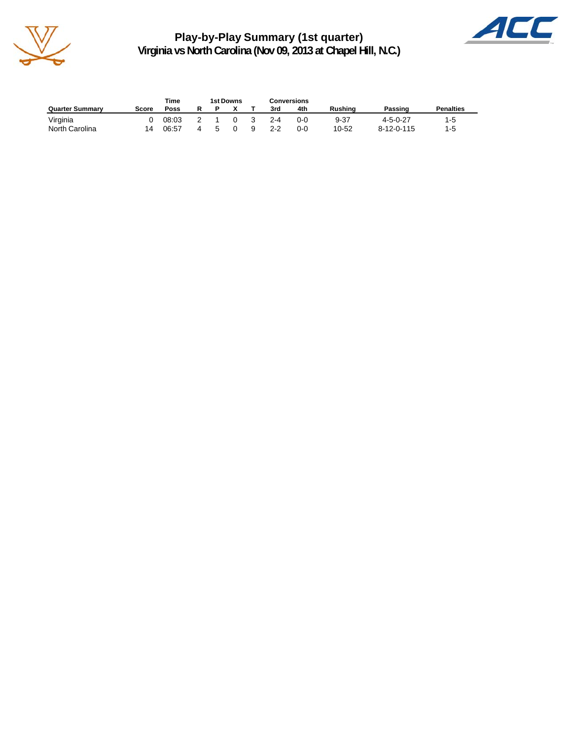# Play-by-Play Summary (1st quarter)

## Virginia vs North Carolina (Nov 09, 2013 at Chapel Hill, N.C.)

| Quarter Summary | Score | Time Poss | 1st Downs R | P | X | T | Conversions 3rd | 4th | Rushing | Passing | Penalties |
|---|---|---|---|---|---|---|---|---|---|---|---|
| Virginia | 0 | 08:03 | 2 | 1 | 0 | 3 | 2-4 | 0-0 | 9-37 | 4-5-0-27 | 1-5 |
| North Carolina | 14 | 06:57 | 4 | 5 | 0 | 9 | 2-2 | 0-0 | 10-52 | 8-12-0-115 | 1-5 |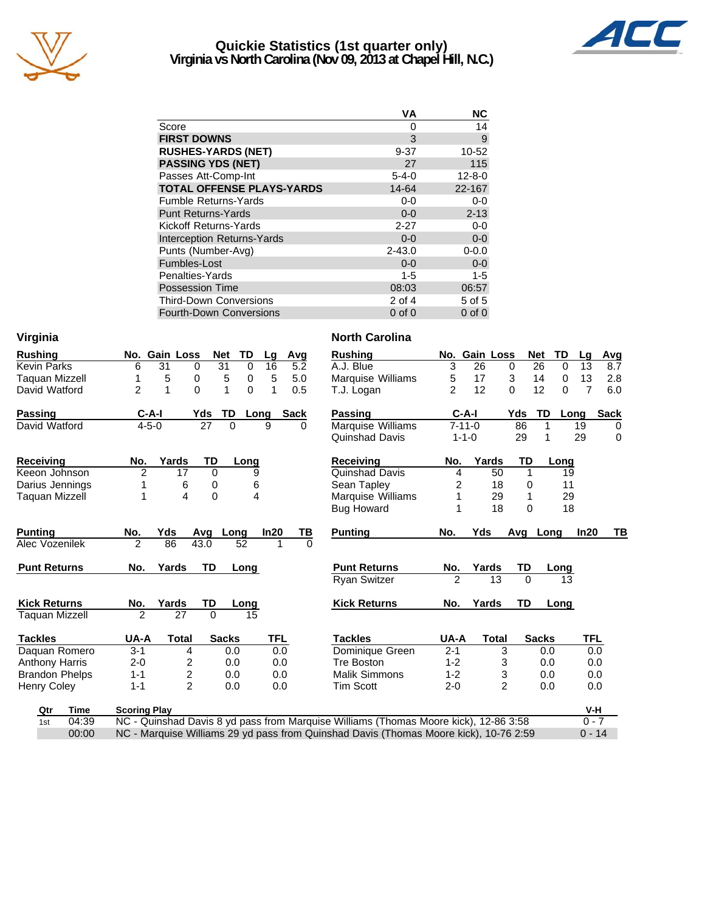# Quickie Statistics (1st quarter only)
## Virginia vs North Carolina (Nov 09, 2013 at Chapel Hill, N.C.)

| | VA | NC |
|---|---|---|
| Score | 0 | 14 |
| **FIRST DOWNS** | 3 | 9 |
| **RUSHES-YARDS (NET)** | 9-37 | 10-52 |
| **PASSING YDS (NET)** | 27 | 115 |
| Passes Att-Comp-Int | 5-4-0 | 12-8-0 |
| **TOTAL OFFENSE PLAYS-YARDS** | 14-64 | 22-167 |
| Fumble Returns-Yards | 0-0 | 0-0 |
| Punt Returns-Yards | 0-0 | 2-13 |
| Kickoff Returns-Yards | 2-27 | 0-0 |
| Interception Returns-Yards | 0-0 | 0-0 |
| Punts (Number-Avg) | 2-43.0 | 0-0.0 |
| Fumbles-Lost | 0-0 | 0-0 |
| Penalties-Yards | 1-5 | 1-5 |
| Possession Time | 08:03 | 06:57 |
| Third-Down Conversions | 2 of 4 | 5 of 5 |
| Fourth-Down Conversions | 0 of 0 | 0 of 0 |

### Virginia

| Rushing | No. | Gain | Loss | Net | TD | Lg | Avg |
|---|---|---|---|---|---|---|---|
| Kevin Parks | 6 | 31 | 0 | 31 | 0 | 16 | 5.2 |
| Taquan Mizzell | 1 | 5 | 0 | 5 | 0 | 5 | 5.0 |
| David Watford | 2 | 1 | 0 | 1 | 0 | 1 | 0.5 |

| Passing | C-A-I | Yds | TD | Long | Sack |
|---|---|---|---|---|---|
| David Watford | 4-5-0 | 27 | 0 | 9 | 0 |

| Receiving | No. | Yards | TD | Long |
|---|---|---|---|---|
| Keeon Johnson | 2 | 17 | 0 | 9 |
| Darius Jennings | 1 | 6 | 0 | 6 |
| Taquan Mizzell | 1 | 4 | 0 | 4 |

| Punting | No. | Yds | Avg | Long | In20 | TB |
|---|---|---|---|---|---|---|
| Alec Vozenilek | 2 | 86 | 43.0 | 52 | 1 | 0 |

| Punt Returns | No. | Yards | TD | Long |
|---|---|---|---|---|

| Kick Returns | No. | Yards | TD | Long |
|---|---|---|---|---|
| Taquan Mizzell | 2 | 27 | 0 | 15 |

| Tackles | UA-A | Total | Sacks | TFL |
|---|---|---|---|---|
| Daquan Romero | 3-1 | 4 | 0.0 | 0.0 |
| Anthony Harris | 2-0 | 2 | 0.0 | 0.0 |
| Brandon Phelps | 1-1 | 2 | 0.0 | 0.0 |
| Henry Coley | 1-1 | 2 | 0.0 | 0.0 |

### North Carolina

| Rushing | No. | Gain | Loss | Net | TD | Lg | Avg |
|---|---|---|---|---|---|---|---|
| A.J. Blue | 3 | 26 | 0 | 26 | 0 | 13 | 8.7 |
| Marquise Williams | 5 | 17 | 3 | 14 | 0 | 13 | 2.8 |
| T.J. Logan | 2 | 12 | 0 | 12 | 0 | 7 | 6.0 |

| Passing | C-A-I | Yds | TD | Long | Sack |
|---|---|---|---|---|---|
| Marquise Williams | 7-11-0 | 86 | 1 | 19 | 0 |
| Quinshad Davis | 1-1-0 | 29 | 1 | 29 | 0 |

| Receiving | No. | Yards | TD | Long |
|---|---|---|---|---|
| Quinshad Davis | 4 | 50 | 1 | 19 |
| Sean Tapley | 2 | 18 | 0 | 11 |
| Marquise Williams | 1 | 29 | 1 | 29 |
| Bug Howard | 1 | 18 | 0 | 18 |

| Punting | No. | Yds | Avg | Long | In20 | TB |
|---|---|---|---|---|---|---|

| Punt Returns | No. | Yards | TD | Long |
|---|---|---|---|---|
| Ryan Switzer | 2 | 13 | 0 | 13 |

| Kick Returns | No. | Yards | TD | Long |
|---|---|---|---|---|

| Tackles | UA-A | Total | Sacks | TFL |
|---|---|---|---|---|
| Dominique Green | 2-1 | 3 | 0.0 | 0.0 |
| Tre Boston | 1-2 | 3 | 0.0 | 0.0 |
| Malik Simmons | 1-2 | 3 | 0.0 | 0.0 |
| Tim Scott | 2-0 | 2 | 0.0 | 0.0 |

| Qtr | Time | Scoring Play | V-H |
|---|---|---|---|
| 1st | 04:39 | NC - Quinshad Davis 8 yd pass from Marquise Williams (Thomas Moore kick), 12-86 3:58 | 0 - 7 |
| | 00:00 | NC - Marquise Williams 29 yd pass from Quinshad Davis (Thomas Moore kick), 10-76 2:59 | 0 - 14 |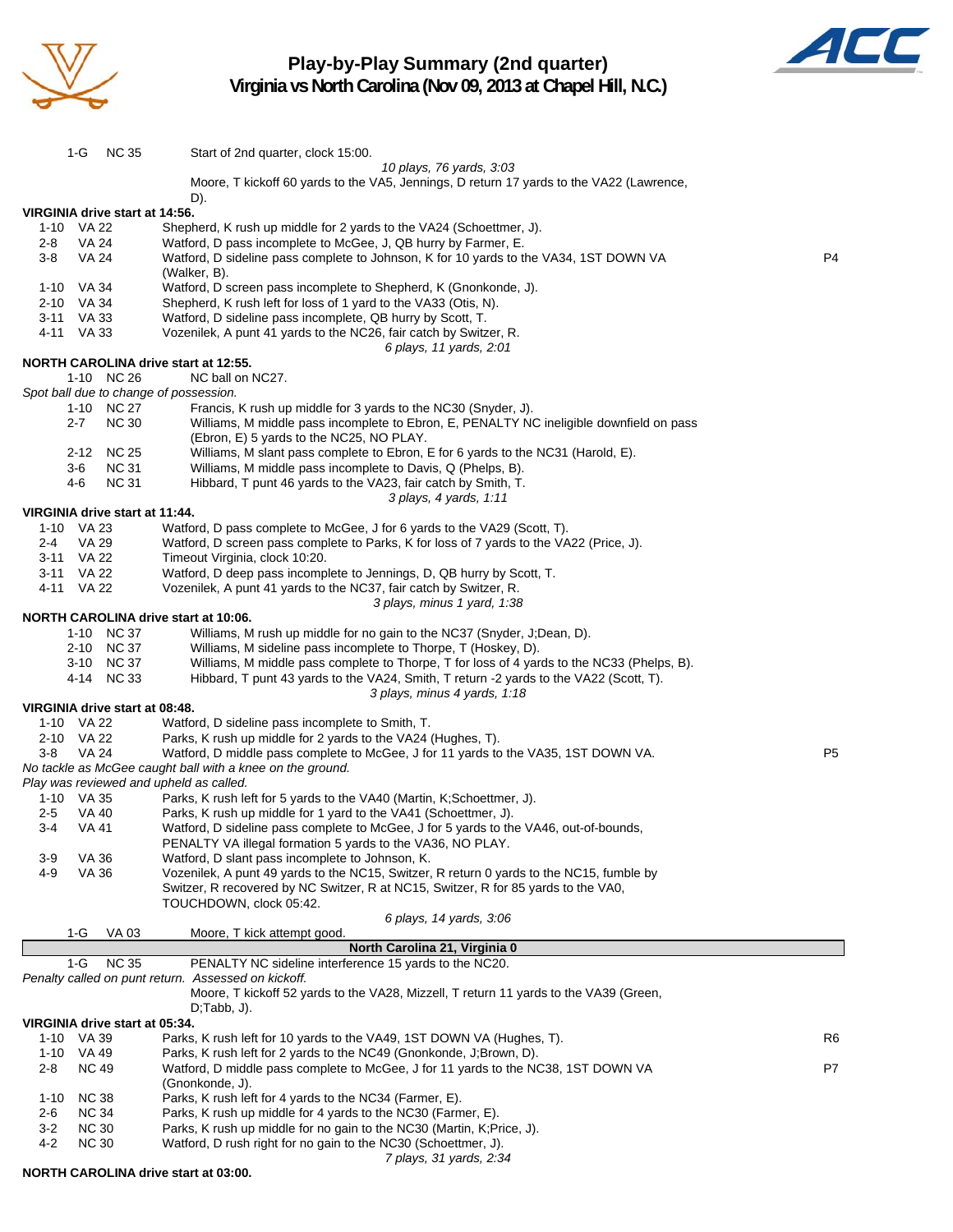# Play-by-Play Summary (2nd quarter)

## Virginia vs North Carolina (Nov 09, 2013 at Chapel Hill, N.C.)

| Down | Spot | Play | |
|---|---|---|---|
| 1-G | NC 35 | Start of 2nd quarter, clock 15:00. | |
| | | *10 plays, 76 yards, 3:03* | |
| | | Moore, T kickoff 60 yards to the VA5, Jennings, D return 17 yards to the VA22 (Lawrence, D). | |

**VIRGINIA drive start at 14:56.**

| Down | Spot | Play | |
|---|---|---|---|
| 1-10 | VA 22 | Shepherd, K rush up middle for 2 yards to the VA24 (Schoettmer, J). | |
| 2-8 | VA 24 | Watford, D pass incomplete to McGee, J, QB hurry by Farmer, E. | |
| 3-8 | VA 24 | Watford, D sideline pass complete to Johnson, K for 10 yards to the VA34, 1ST DOWN VA (Walker, B). | P4 |
| 1-10 | VA 34 | Watford, D screen pass incomplete to Shepherd, K (Gnonkonde, J). | |
| 2-10 | VA 34 | Shepherd, K rush left for loss of 1 yard to the VA33 (Otis, N). | |
| 3-11 | VA 33 | Watford, D sideline pass incomplete, QB hurry by Scott, T. | |
| 4-11 | VA 33 | Vozenilek, A punt 41 yards to the NC26, fair catch by Switzer, R. | |
| | | *6 plays, 11 yards, 2:01* | |

**NORTH CAROLINA drive start at 12:55.**

| Down | Spot | Play | |
|---|---|---|---|
| 1-10 | NC 26 | NC ball on NC27. | |

*Spot ball due to change of possession.*

| Down | Spot | Play | |
|---|---|---|---|
| 1-10 | NC 27 | Francis, K rush up middle for 3 yards to the NC30 (Snyder, J). | |
| 2-7 | NC 30 | Williams, M middle pass incomplete to Ebron, E, PENALTY NC ineligible downfield on pass (Ebron, E) 5 yards to the NC25, NO PLAY. | |
| 2-12 | NC 25 | Williams, M slant pass complete to Ebron, E for 6 yards to the NC31 (Harold, E). | |
| 3-6 | NC 31 | Williams, M middle pass incomplete to Davis, Q (Phelps, B). | |
| 4-6 | NC 31 | Hibbard, T punt 46 yards to the VA23, fair catch by Smith, T. | |
| | | *3 plays, 4 yards, 1:11* | |

**VIRGINIA drive start at 11:44.**

| Down | Spot | Play | |
|---|---|---|---|
| 1-10 | VA 23 | Watford, D pass complete to McGee, J for 6 yards to the VA29 (Scott, T). | |
| 2-4 | VA 29 | Watford, D screen pass complete to Parks, K for loss of 7 yards to the VA22 (Price, J). | |
| 3-11 | VA 22 | Timeout Virginia, clock 10:20. | |
| 3-11 | VA 22 | Watford, D deep pass incomplete to Jennings, D, QB hurry by Scott, T. | |
| 4-11 | VA 22 | Vozenilek, A punt 41 yards to the NC37, fair catch by Switzer, R. | |
| | | *3 plays, minus 1 yard, 1:38* | |

**NORTH CAROLINA drive start at 10:06.**

| Down | Spot | Play | |
|---|---|---|---|
| 1-10 | NC 37 | Williams, M rush up middle for no gain to the NC37 (Snyder, J;Dean, D). | |
| 2-10 | NC 37 | Williams, M sideline pass incomplete to Thorpe, T (Hoskey, D). | |
| 3-10 | NC 37 | Williams, M middle pass complete to Thorpe, T for loss of 4 yards to the NC33 (Phelps, B). | |
| 4-14 | NC 33 | Hibbard, T punt 43 yards to the VA24, Smith, T return -2 yards to the VA22 (Scott, T). | |
| | | *3 plays, minus 4 yards, 1:18* | |

**VIRGINIA drive start at 08:48.**

| Down | Spot | Play | |
|---|---|---|---|
| 1-10 | VA 22 | Watford, D sideline pass incomplete to Smith, T. | |
| 2-10 | VA 22 | Parks, K rush up middle for 2 yards to the VA24 (Hughes, T). | |
| 3-8 | VA 24 | Watford, D middle pass complete to McGee, J for 11 yards to the VA35, 1ST DOWN VA. | P5 |

*No tackle as McGee caught ball with a knee on the ground.*
*Play was reviewed and upheld as called.*

| Down | Spot | Play | |
|---|---|---|---|
| 1-10 | VA 35 | Parks, K rush left for 5 yards to the VA40 (Martin, K;Schoettmer, J). | |
| 2-5 | VA 40 | Parks, K rush up middle for 1 yard to the VA41 (Schoettmer, J). | |
| 3-4 | VA 41 | Watford, D sideline pass complete to McGee, J for 5 yards to the VA46, out-of-bounds, PENALTY VA illegal formation 5 yards to the VA36, NO PLAY. | |
| 3-9 | VA 36 | Watford, D slant pass incomplete to Johnson, K. | |
| 4-9 | VA 36 | Vozenilek, A punt 49 yards to the NC15, Switzer, R return 0 yards to the NC15, fumble by Switzer, R recovered by NC Switzer, R at NC15, Switzer, R for 85 yards to the VA0, TOUCHDOWN, clock 05:42. | |
| | | *6 plays, 14 yards, 3:06* | |
| 1-G | VA 03 | Moore, T kick attempt good. | |

**North Carolina 21, Virginia 0**

| Down | Spot | Play | |
|---|---|---|---|
| 1-G | NC 35 | PENALTY NC sideline interference 15 yards to the NC20. | |

*Penalty called on punt return. Assessed on kickoff.*

| Down | Spot | Play | |
|---|---|---|---|
| | | Moore, T kickoff 52 yards to the VA28, Mizzell, T return 11 yards to the VA39 (Green, D;Tabb, J). | |

**VIRGINIA drive start at 05:34.**

| Down | Spot | Play | |
|---|---|---|---|
| 1-10 | VA 39 | Parks, K rush left for 10 yards to the VA49, 1ST DOWN VA (Hughes, T). | R6 |
| 1-10 | VA 49 | Parks, K rush left for 2 yards to the NC49 (Gnonkonde, J;Brown, D). | |
| 2-8 | NC 49 | Watford, D middle pass complete to McGee, J for 11 yards to the NC38, 1ST DOWN VA (Gnonkonde, J). | P7 |
| 1-10 | NC 38 | Parks, K rush left for 4 yards to the NC34 (Farmer, E). | |
| 2-6 | NC 34 | Parks, K rush up middle for 4 yards to the NC30 (Farmer, E). | |
| 3-2 | NC 30 | Parks, K rush up middle for no gain to the NC30 (Martin, K;Price, J). | |
| 4-2 | NC 30 | Watford, D rush right for no gain to the NC30 (Schoettmer, J). | |
| | | *7 plays, 31 yards, 2:34* | |

**NORTH CAROLINA drive start at 03:00.**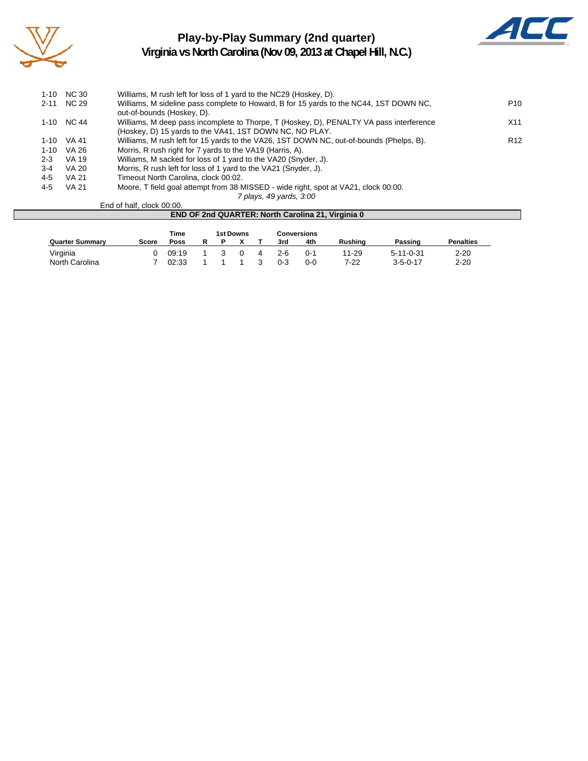# Play-by-Play Summary (2nd quarter)

## Virginia vs North Carolina (Nov 09, 2013 at Chapel Hill, N.C.)

| Down | Spot | Play | |
|---|---|---|---|
| 1-10 | NC 30 | Williams, M rush left for loss of 1 yard to the NC29 (Hoskey, D). | |
| 2-11 | NC 29 | Williams, M sideline pass complete to Howard, B for 15 yards to the NC44, 1ST DOWN NC, out-of-bounds (Hoskey, D). | P10 |
| 1-10 | NC 44 | Williams, M deep pass incomplete to Thorpe, T (Hoskey, D), PENALTY VA pass interference (Hoskey, D) 15 yards to the VA41, 1ST DOWN NC, NO PLAY. | X11 |
| 1-10 | VA 41 | Williams, M rush left for 15 yards to the VA26, 1ST DOWN NC, out-of-bounds (Phelps, B). | R12 |
| 1-10 | VA 26 | Morris, R rush right for 7 yards to the VA19 (Harris, A). | |
| 2-3 | VA 19 | Williams, M sacked for loss of 1 yard to the VA20 (Snyder, J). | |
| 3-4 | VA 20 | Morris, R rush left for loss of 1 yard to the VA21 (Snyder, J). | |
| 4-5 | VA 21 | Timeout North Carolina, clock 00:02. | |
| 4-5 | VA 21 | Moore, T field goal attempt from 38 MISSED - wide right, spot at VA21, clock 00:00. | |

*7 plays, 49 yards, 3:00*

End of half, clock 00:00.

**END OF 2nd QUARTER: North Carolina 21, Virginia 0**

| Quarter Summary | Score | Time Poss | 1st Downs R | P | X | T | Conversions 3rd | 4th | Rushing | Passing | Penalties |
|---|---|---|---|---|---|---|---|---|---|---|---|
| Virginia | 0 | 09:19 | 1 | 3 | 0 | 4 | 2-6 | 0-1 | 11-29 | 5-11-0-31 | 2-20 |
| North Carolina | 7 | 02:33 | 1 | 1 | 1 | 3 | 0-3 | 0-0 | 7-22 | 3-5-0-17 | 2-20 |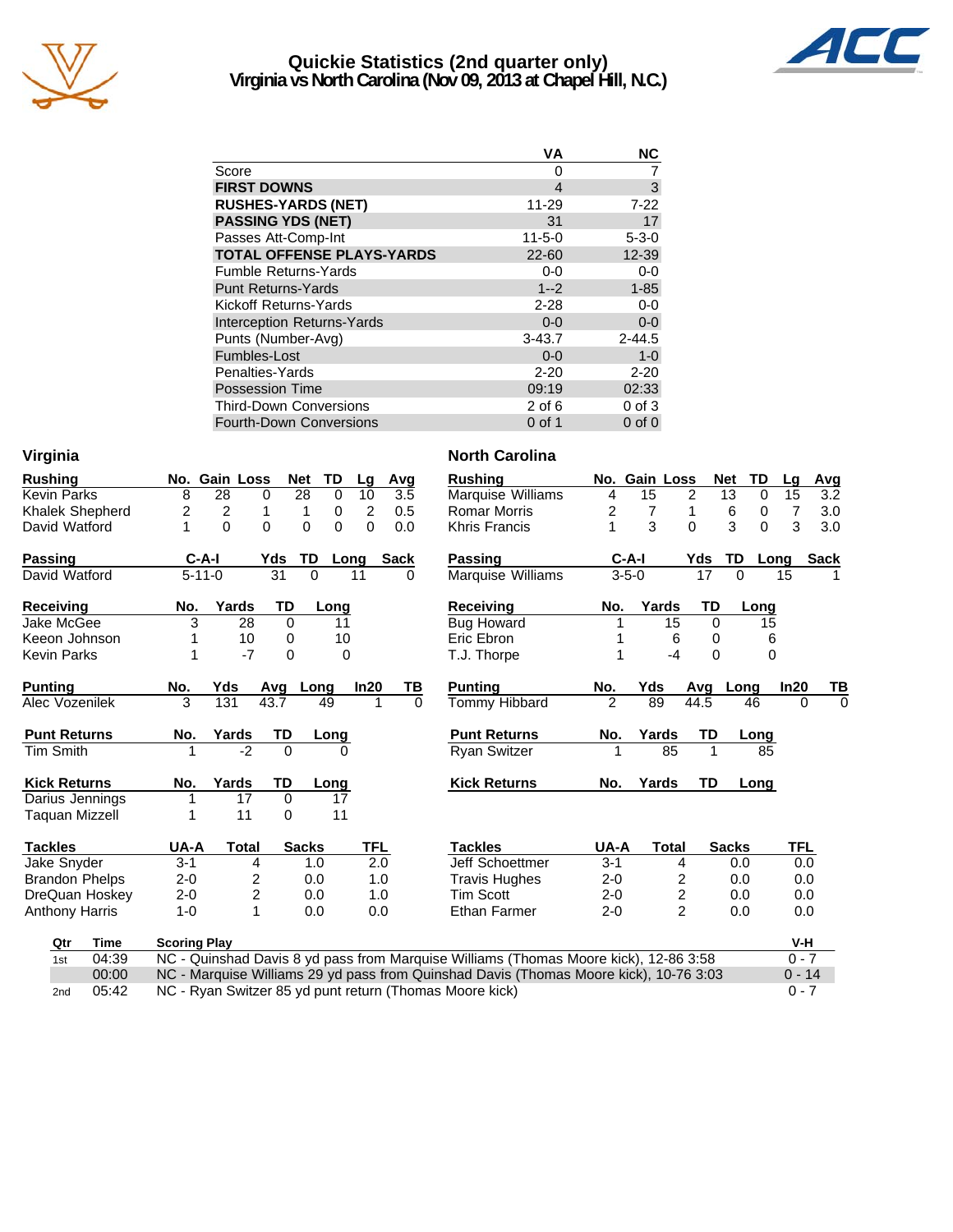# Quickie Statistics (2nd quarter only)
## Virginia vs North Carolina (Nov 09, 2013 at Chapel Hill, N.C.)

| | VA | NC |
|---|---|---|
| Score | 0 | 7 |
| **FIRST DOWNS** | 4 | 3 |
| **RUSHES-YARDS (NET)** | 11-29 | 7-22 |
| **PASSING YDS (NET)** | 31 | 17 |
| Passes Att-Comp-Int | 11-5-0 | 5-3-0 |
| **TOTAL OFFENSE PLAYS-YARDS** | 22-60 | 12-39 |
| Fumble Returns-Yards | 0-0 | 0-0 |
| Punt Returns-Yards | 1--2 | 1-85 |
| Kickoff Returns-Yards | 2-28 | 0-0 |
| Interception Returns-Yards | 0-0 | 0-0 |
| Punts (Number-Avg) | 3-43.7 | 2-44.5 |
| Fumbles-Lost | 0-0 | 1-0 |
| Penalties-Yards | 2-20 | 2-20 |
| Possession Time | 09:19 | 02:33 |
| Third-Down Conversions | 2 of 6 | 0 of 3 |
| Fourth-Down Conversions | 0 of 1 | 0 of 0 |

### Virginia

| Rushing | No. | Gain | Loss | Net | TD | Lg | Avg |
|---|---|---|---|---|---|---|---|
| Kevin Parks | 8 | 28 | 0 | 28 | 0 | 10 | 3.5 |
| Khalek Shepherd | 2 | 2 | 1 | 1 | 0 | 2 | 0.5 |
| David Watford | 1 | 0 | 0 | 0 | 0 | 0 | 0.0 |

| Passing | C-A-I | Yds | TD | Long | Sack |
|---|---|---|---|---|---|
| David Watford | 5-11-0 | 31 | 0 | 11 | 0 |

| Receiving | No. | Yards | TD | Long |
|---|---|---|---|---|
| Jake McGee | 3 | 28 | 0 | 11 |
| Keeon Johnson | 1 | 10 | 0 | 10 |
| Kevin Parks | 1 | -7 | 0 | 0 |

| Punting | No. | Yds | Avg | Long | In20 | TB |
|---|---|---|---|---|---|---|
| Alec Vozenilek | 3 | 131 | 43.7 | 49 | 1 | 0 |

| Punt Returns | No. | Yards | TD | Long |
|---|---|---|---|---|
| Tim Smith | 1 | -2 | 0 | 0 |

| Kick Returns | No. | Yards | TD | Long |
|---|---|---|---|---|
| Darius Jennings | 1 | 17 | 0 | 17 |
| Taquan Mizzell | 1 | 11 | 0 | 11 |

| Tackles | UA-A | Total | Sacks | TFL |
|---|---|---|---|---|
| Jake Snyder | 3-1 | 4 | 1.0 | 2.0 |
| Brandon Phelps | 2-0 | 2 | 0.0 | 1.0 |
| DreQuan Hoskey | 2-0 | 2 | 0.0 | 1.0 |
| Anthony Harris | 1-0 | 1 | 0.0 | 0.0 |

### North Carolina

| Rushing | No. | Gain | Loss | Net | TD | Lg | Avg |
|---|---|---|---|---|---|---|---|
| Marquise Williams | 4 | 15 | 2 | 13 | 0 | 15 | 3.2 |
| Romar Morris | 2 | 7 | 1 | 6 | 0 | 7 | 3.0 |
| Khris Francis | 1 | 3 | 0 | 3 | 0 | 3 | 3.0 |

| Passing | C-A-I | Yds | TD | Long | Sack |
|---|---|---|---|---|---|
| Marquise Williams | 3-5-0 | 17 | 0 | 15 | 1 |

| Receiving | No. | Yards | TD | Long |
|---|---|---|---|---|
| Bug Howard | 1 | 15 | 0 | 15 |
| Eric Ebron | 1 | 6 | 0 | 6 |
| T.J. Thorpe | 1 | -4 | 0 | 0 |

| Punting | No. | Yds | Avg | Long | In20 | TB |
|---|---|---|---|---|---|---|
| Tommy Hibbard | 2 | 89 | 44.5 | 46 | 0 | 0 |

| Punt Returns | No. | Yards | TD | Long |
|---|---|---|---|---|
| Ryan Switzer | 1 | 85 | 1 | 85 |

| Kick Returns | No. | Yards | TD | Long |
|---|---|---|---|---|

| Tackles | UA-A | Total | Sacks | TFL |
|---|---|---|---|---|
| Jeff Schoettmer | 3-1 | 4 | 0.0 | 0.0 |
| Travis Hughes | 2-0 | 2 | 0.0 | 0.0 |
| Tim Scott | 2-0 | 2 | 0.0 | 0.0 |
| Ethan Farmer | 2-0 | 2 | 0.0 | 0.0 |

| Qtr | Time | Scoring Play | V-H |
|---|---|---|---|
| 1st | 04:39 | NC - Quinshad Davis 8 yd pass from Marquise Williams (Thomas Moore kick), 12-86 3:58 | 0 - 7 |
| | 00:00 | NC - Marquise Williams 29 yd pass from Quinshad Davis (Thomas Moore kick), 10-76 3:03 | 0 - 14 |
| 2nd | 05:42 | NC - Ryan Switzer 85 yd punt return (Thomas Moore kick) | 0 - 7 |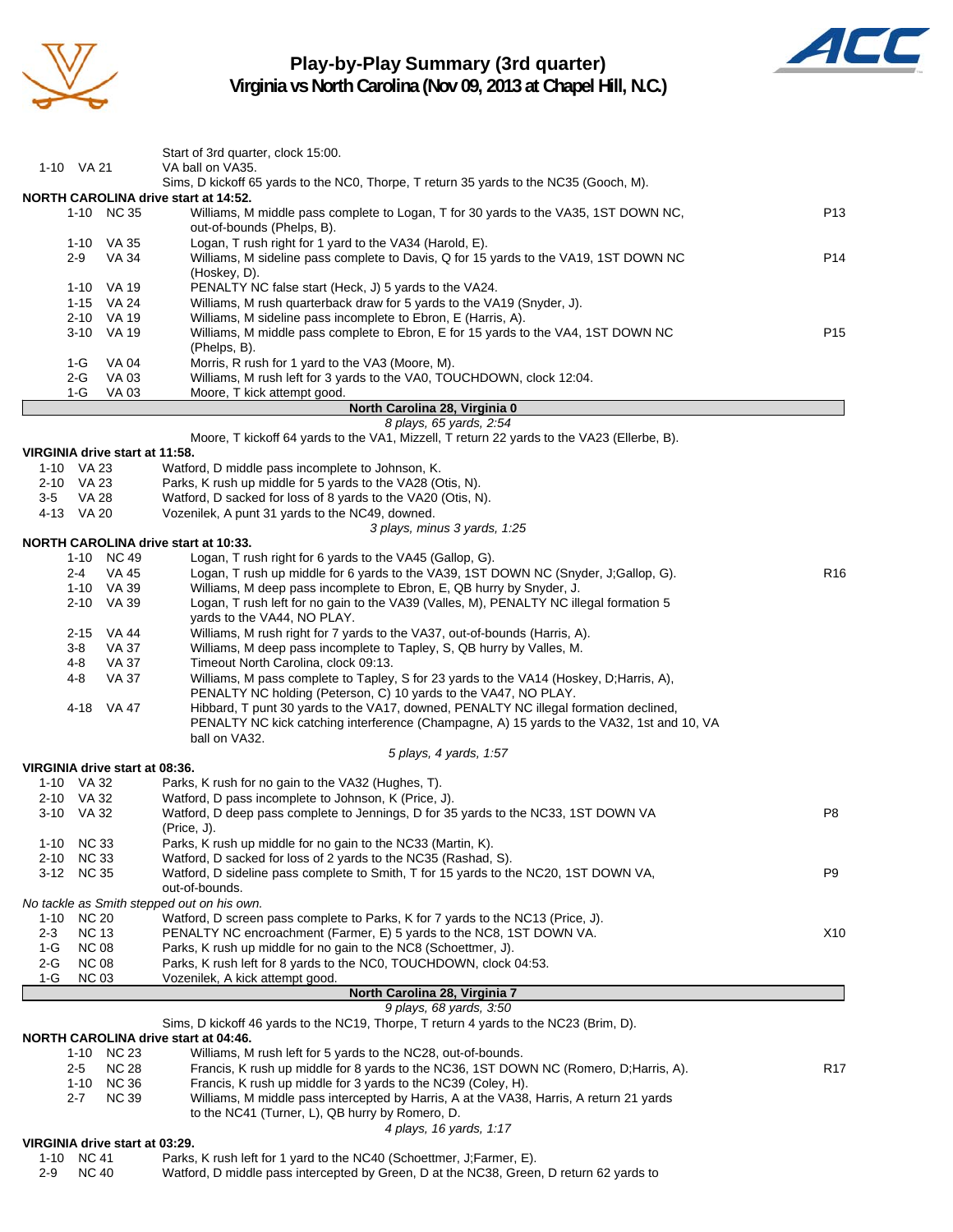# Play-by-Play Summary (3rd quarter)
## Virginia vs North Carolina (Nov 09, 2013 at Chapel Hill, N.C.)

| Down | Spot | Play | |
|---|---|---|---|
| | | Start of 3rd quarter, clock 15:00. | |
| 1-10 | VA 21 | VA ball on VA35. | |
| | | Sims, D kickoff 65 yards to the NC0, Thorpe, T return 35 yards to the NC35 (Gooch, M). | |

**NORTH CAROLINA drive start at 14:52.**

| Down | Spot | Play | |
|---|---|---|---|
| 1-10 | NC 35 | Williams, M middle pass complete to Logan, T for 30 yards to the VA35, 1ST DOWN NC, out-of-bounds (Phelps, B). | P13 |
| 1-10 | VA 35 | Logan, T rush right for 1 yard to the VA34 (Harold, E). | |
| 2-9 | VA 34 | Williams, M sideline pass complete to Davis, Q for 15 yards to the VA19, 1ST DOWN NC (Hoskey, D). | P14 |
| 1-10 | VA 19 | PENALTY NC false start (Heck, J) 5 yards to the VA24. | |
| 1-15 | VA 24 | Williams, M rush quarterback draw for 5 yards to the VA19 (Snyder, J). | |
| 2-10 | VA 19 | Williams, M sideline pass incomplete to Ebron, E (Harris, A). | |
| 3-10 | VA 19 | Williams, M middle pass complete to Ebron, E for 15 yards to the VA4, 1ST DOWN NC (Phelps, B). | P15 |
| 1-G | VA 04 | Morris, R rush for 1 yard to the VA3 (Moore, M). | |
| 2-G | VA 03 | Williams, M rush left for 3 yards to the VA0, TOUCHDOWN, clock 12:04. | |
| 1-G | VA 03 | Moore, T kick attempt good. | |

**North Carolina 28, Virginia 0**

*8 plays, 65 yards, 2:54*

Moore, T kickoff 64 yards to the VA1, Mizzell, T return 22 yards to the VA23 (Ellerbe, B).

**VIRGINIA drive start at 11:58.**

| Down | Spot | Play | |
|---|---|---|---|
| 1-10 | VA 23 | Watford, D middle pass incomplete to Johnson, K. | |
| 2-10 | VA 23 | Parks, K rush up middle for 5 yards to the VA28 (Otis, N). | |
| 3-5 | VA 28 | Watford, D sacked for loss of 8 yards to the VA20 (Otis, N). | |
| 4-13 | VA 20 | Vozenilek, A punt 31 yards to the NC49, downed. | |

*3 plays, minus 3 yards, 1:25*

**NORTH CAROLINA drive start at 10:33.**

| Down | Spot | Play | |
|---|---|---|---|
| 1-10 | NC 49 | Logan, T rush right for 6 yards to the VA45 (Gallop, G). | |
| 2-4 | VA 45 | Logan, T rush up middle for 6 yards to the VA39, 1ST DOWN NC (Snyder, J;Gallop, G). | R16 |
| 1-10 | VA 39 | Williams, M deep pass incomplete to Ebron, E, QB hurry by Snyder, J. | |
| 2-10 | VA 39 | Logan, T rush left for no gain to the VA39 (Valles, M), PENALTY NC illegal formation 5 yards to the VA44, NO PLAY. | |
| 2-15 | VA 44 | Williams, M rush right for 7 yards to the VA37, out-of-bounds (Harris, A). | |
| 3-8 | VA 37 | Williams, M deep pass incomplete to Tapley, S, QB hurry by Valles, M. | |
| 4-8 | VA 37 | Timeout North Carolina, clock 09:13. | |
| 4-8 | VA 37 | Williams, M pass complete to Tapley, S for 23 yards to the VA14 (Hoskey, D;Harris, A), PENALTY NC holding (Peterson, C) 10 yards to the VA47, NO PLAY. | |
| 4-18 | VA 47 | Hibbard, T punt 30 yards to the VA17, downed, PENALTY NC illegal formation declined, PENALTY NC kick catching interference (Champagne, A) 15 yards to the VA32, 1st and 10, VA ball on VA32. | |

*5 plays, 4 yards, 1:57*

**VIRGINIA drive start at 08:36.**

| Down | Spot | Play | |
|---|---|---|---|
| 1-10 | VA 32 | Parks, K rush for no gain to the VA32 (Hughes, T). | |
| 2-10 | VA 32 | Watford, D pass incomplete to Johnson, K (Price, J). | |
| 3-10 | VA 32 | Watford, D deep pass complete to Jennings, D for 35 yards to the NC33, 1ST DOWN VA (Price, J). | P8 |
| 1-10 | NC 33 | Parks, K rush up middle for no gain to the NC33 (Martin, K). | |
| 2-10 | NC 33 | Watford, D sacked for loss of 2 yards to the NC35 (Rashad, S). | |
| 3-12 | NC 35 | Watford, D sideline pass complete to Smith, T for 15 yards to the NC20, 1ST DOWN VA, out-of-bounds. | P9 |

*No tackle as Smith stepped out on his own.*

| Down | Spot | Play | |
|---|---|---|---|
| 1-10 | NC 20 | Watford, D screen pass complete to Parks, K for 7 yards to the NC13 (Price, J). | |
| 2-3 | NC 13 | PENALTY NC encroachment (Farmer, E) 5 yards to the NC8, 1ST DOWN VA. | X10 |
| 1-G | NC 08 | Parks, K rush up middle for no gain to the NC8 (Schoettmer, J). | |
| 2-G | NC 08 | Parks, K rush left for 8 yards to the NC0, TOUCHDOWN, clock 04:53. | |
| 1-G | NC 03 | Vozenilek, A kick attempt good. | |

**North Carolina 28, Virginia 7**

*9 plays, 68 yards, 3:50*

Sims, D kickoff 46 yards to the NC19, Thorpe, T return 4 yards to the NC23 (Brim, D).

**NORTH CAROLINA drive start at 04:46.**

| Down | Spot | Play | |
|---|---|---|---|
| 1-10 | NC 23 | Williams, M rush left for 5 yards to the NC28, out-of-bounds. | |
| 2-5 | NC 28 | Francis, K rush up middle for 8 yards to the NC36, 1ST DOWN NC (Romero, D;Harris, A). | R17 |
| 1-10 | NC 36 | Francis, K rush up middle for 3 yards to the NC39 (Coley, H). | |
| 2-7 | NC 39 | Williams, M middle pass intercepted by Harris, A at the VA38, Harris, A return 21 yards to the NC41 (Turner, L), QB hurry by Romero, D. | |

*4 plays, 16 yards, 1:17*

**VIRGINIA drive start at 03:29.**

| Down | Spot | Play | |
|---|---|---|---|
| 1-10 | NC 41 | Parks, K rush left for 1 yard to the NC40 (Schoettmer, J;Farmer, E). | |
| 2-9 | NC 40 | Watford, D middle pass intercepted by Green, D at the NC38, Green, D return 62 yards to | |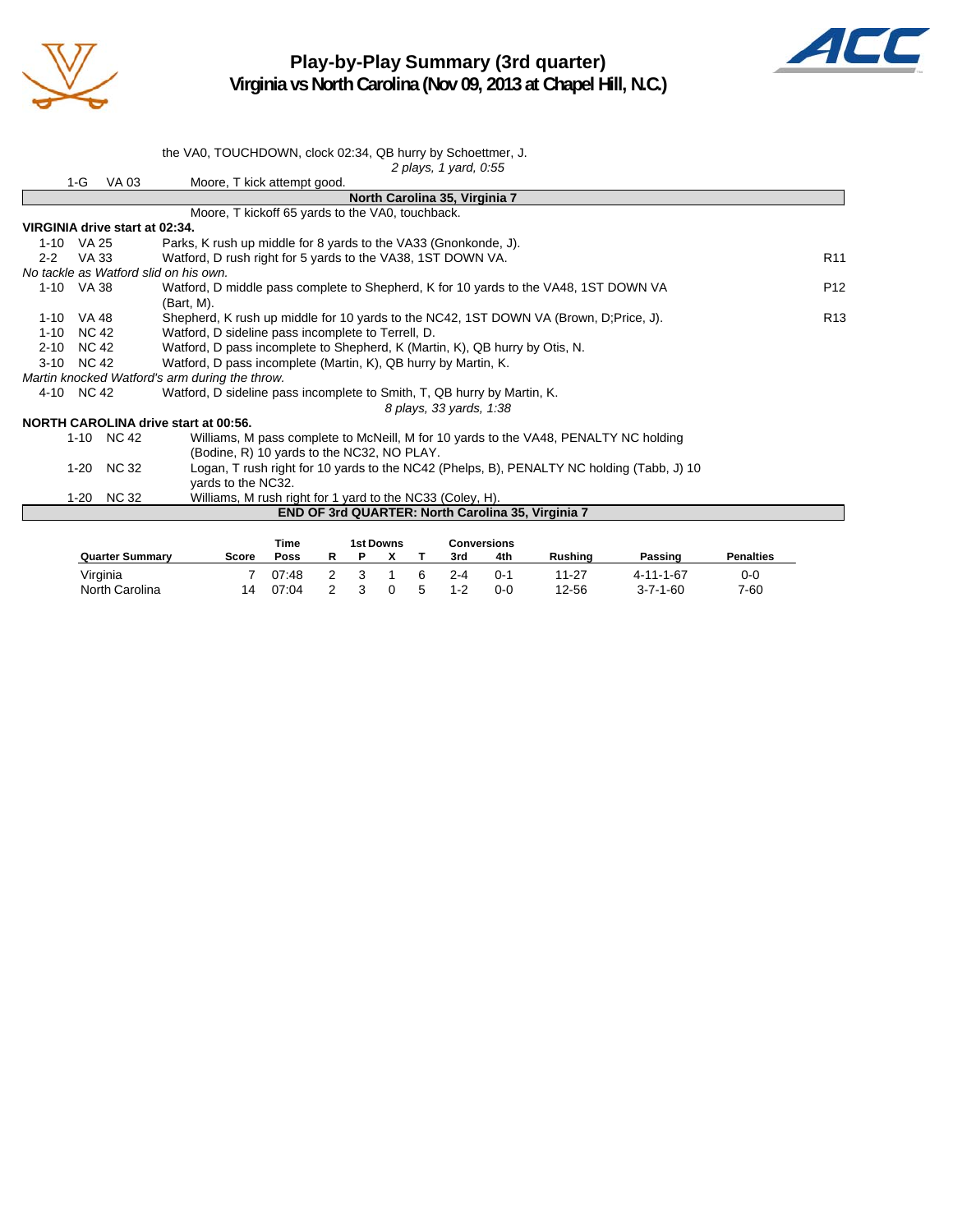# Play-by-Play Summary (3rd quarter)
## Virginia vs North Carolina (Nov 09, 2013 at Chapel Hill, N.C.)

the VA0, TOUCHDOWN, clock 02:34, QB hurry by Schoettmer, J.

*2 plays, 1 yard, 0:55*

| Down | Spot | Play | |
|---|---|---|---|
| 1-G | VA 03 | Moore, T kick attempt good. | |
| | | **North Carolina 35, Virginia 7** | |
| | | Moore, T kickoff 65 yards to the VA0, touchback. | |

**VIRGINIA drive start at 02:34.**

| Down | Spot | Play | |
|---|---|---|---|
| 1-10 | VA 25 | Parks, K rush up middle for 8 yards to the VA33 (Gnonkonde, J). | |
| 2-2 | VA 33 | Watford, D rush right for 5 yards to the VA38, 1ST DOWN VA. | R11 |

*No tackle as Watford slid on his own.*

| Down | Spot | Play | |
|---|---|---|---|
| 1-10 | VA 38 | Watford, D middle pass complete to Shepherd, K for 10 yards to the VA48, 1ST DOWN VA (Bart, M). | P12 |
| 1-10 | VA 48 | Shepherd, K rush up middle for 10 yards to the NC42, 1ST DOWN VA (Brown, D;Price, J). | R13 |
| 1-10 | NC 42 | Watford, D sideline pass incomplete to Terrell, D. | |
| 2-10 | NC 42 | Watford, D pass incomplete to Shepherd, K (Martin, K), QB hurry by Otis, N. | |
| 3-10 | NC 42 | Watford, D pass incomplete (Martin, K), QB hurry by Martin, K. | |

*Martin knocked Watford's arm during the throw.*

| Down | Spot | Play | |
|---|---|---|---|
| 4-10 | NC 42 | Watford, D sideline pass incomplete to Smith, T, QB hurry by Martin, K. | |

*8 plays, 33 yards, 1:38*

**NORTH CAROLINA drive start at 00:56.**

| Down | Spot | Play |
|---|---|---|
| 1-10 | NC 42 | Williams, M pass complete to McNeill, M for 10 yards to the VA48, PENALTY NC holding (Bodine, R) 10 yards to the NC32, NO PLAY. |
| 1-20 | NC 32 | Logan, T rush right for 10 yards to the NC42 (Phelps, B), PENALTY NC holding (Tabb, J) 10 yards to the NC32. |
| 1-20 | NC 32 | Williams, M rush right for 1 yard to the NC33 (Coley, H). |

**END OF 3rd QUARTER: North Carolina 35, Virginia 7**

| Quarter Summary | Score | Time Poss | 1st Downs R | P | X | T | Conversions 3rd | 4th | Rushing | Passing | Penalties |
|---|---|---|---|---|---|---|---|---|---|---|---|
| Virginia | 7 | 07:48 | 2 | 3 | 1 | 6 | 2-4 | 0-1 | 11-27 | 4-11-1-67 | 0-0 |
| North Carolina | 14 | 07:04 | 2 | 3 | 0 | 5 | 1-2 | 0-0 | 12-56 | 3-7-1-60 | 7-60 |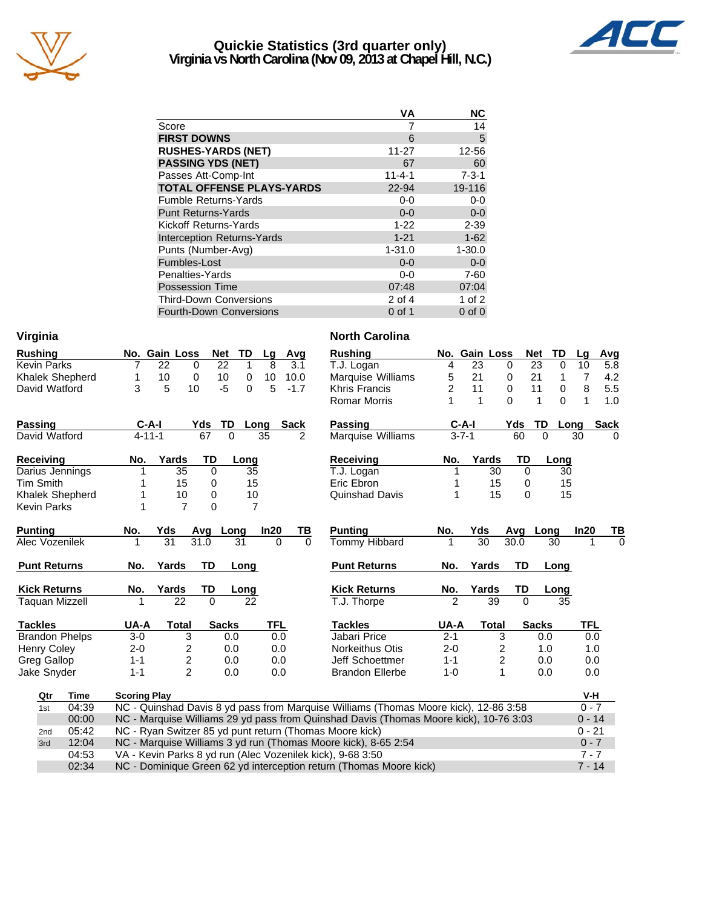# Quickie Statistics (3rd quarter only)
## Virginia vs North Carolina (Nov 09, 2013 at Chapel Hill, N.C.)

| | VA | NC |
|---|---|---|
| Score | 7 | 14 |
| **FIRST DOWNS** | 6 | 5 |
| **RUSHES-YARDS (NET)** | 11-27 | 12-56 |
| **PASSING YDS (NET)** | 67 | 60 |
| Passes Att-Comp-Int | 11-4-1 | 7-3-1 |
| **TOTAL OFFENSE PLAYS-YARDS** | 22-94 | 19-116 |
| Fumble Returns-Yards | 0-0 | 0-0 |
| Punt Returns-Yards | 0-0 | 0-0 |
| Kickoff Returns-Yards | 1-22 | 2-39 |
| Interception Returns-Yards | 1-21 | 1-62 |
| Punts (Number-Avg) | 1-31.0 | 1-30.0 |
| Fumbles-Lost | 0-0 | 0-0 |
| Penalties-Yards | 0-0 | 7-60 |
| Possession Time | 07:48 | 07:04 |
| Third-Down Conversions | 2 of 4 | 1 of 2 |
| Fourth-Down Conversions | 0 of 1 | 0 of 0 |

## Virginia

| Rushing | No. | Gain | Loss | Net | TD | Lg | Avg |
|---|---|---|---|---|---|---|---|
| Kevin Parks | 7 | 22 | 0 | 22 | 1 | 8 | 3.1 |
| Khalek Shepherd | 1 | 10 | 0 | 10 | 0 | 10 | 10.0 |
| David Watford | 3 | 5 | 10 | -5 | 0 | 5 | -1.7 |

| Passing | C-A-I | Yds | TD | Long | Sack |
|---|---|---|---|---|---|
| David Watford | 4-11-1 | 67 | 0 | 35 | 2 |

| Receiving | No. | Yards | TD | Long |
|---|---|---|---|---|
| Darius Jennings | 1 | 35 | 0 | 35 |
| Tim Smith | 1 | 15 | 0 | 15 |
| Khalek Shepherd | 1 | 10 | 0 | 10 |
| Kevin Parks | 1 | 7 | 0 | 7 |

| Punting | No. | Yds | Avg | Long | In20 | TB |
|---|---|---|---|---|---|---|
| Alec Vozenilek | 1 | 31 | 31.0 | 31 | 0 | 0 |

| Punt Returns | No. | Yards | TD | Long |
|---|---|---|---|---|

| Kick Returns | No. | Yards | TD | Long |
|---|---|---|---|---|
| Taquan Mizzell | 1 | 22 | 0 | 22 |

| Tackles | UA-A | Total | Sacks | TFL |
|---|---|---|---|---|
| Brandon Phelps | 3-0 | 3 | 0.0 | 0.0 |
| Henry Coley | 2-0 | 2 | 0.0 | 0.0 |
| Greg Gallop | 1-1 | 2 | 0.0 | 0.0 |
| Jake Snyder | 1-1 | 2 | 0.0 | 0.0 |

## North Carolina

| Rushing | No. | Gain | Loss | Net | TD | Lg | Avg |
|---|---|---|---|---|---|---|---|
| T.J. Logan | 4 | 23 | 0 | 23 | 0 | 10 | 5.8 |
| Marquise Williams | 5 | 21 | 0 | 21 | 1 | 7 | 4.2 |
| Khris Francis | 2 | 11 | 0 | 11 | 0 | 8 | 5.5 |
| Romar Morris | 1 | 1 | 0 | 1 | 0 | 1 | 1.0 |

| Passing | C-A-I | Yds | TD | Long | Sack |
|---|---|---|---|---|---|
| Marquise Williams | 3-7-1 | 60 | 0 | 30 | 0 |

| Receiving | No. | Yards | TD | Long |
|---|---|---|---|---|
| T.J. Logan | 1 | 30 | 0 | 30 |
| Eric Ebron | 1 | 15 | 0 | 15 |
| Quinshad Davis | 1 | 15 | 0 | 15 |

| Punting | No. | Yds | Avg | Long | In20 | TB |
|---|---|---|---|---|---|---|
| Tommy Hibbard | 1 | 30 | 30.0 | 30 | 1 | 0 |

| Punt Returns | No. | Yards | TD | Long |
|---|---|---|---|---|

| Kick Returns | No. | Yards | TD | Long |
|---|---|---|---|---|
| T.J. Thorpe | 2 | 39 | 0 | 35 |

| Tackles | UA-A | Total | Sacks | TFL |
|---|---|---|---|---|
| Jabari Price | 2-1 | 3 | 0.0 | 0.0 |
| Norkeithus Otis | 2-0 | 2 | 1.0 | 1.0 |
| Jeff Schoettmer | 1-1 | 2 | 0.0 | 0.0 |
| Brandon Ellerbe | 1-0 | 1 | 0.0 | 0.0 |

## Scoring Summary

| Qtr | Time | Scoring Play | V-H |
|---|---|---|---|
| 1st | 04:39 | NC - Quinshad Davis 8 yd pass from Marquise Williams (Thomas Moore kick), 12-86 3:58 | 0 - 7 |
| | 00:00 | NC - Marquise Williams 29 yd pass from Quinshad Davis (Thomas Moore kick), 10-76 3:03 | 0 - 14 |
| 2nd | 05:42 | NC - Ryan Switzer 85 yd punt return (Thomas Moore kick) | 0 - 21 |
| 3rd | 12:04 | NC - Marquise Williams 3 yd run (Thomas Moore kick), 8-65 2:54 | 0 - 7 |
| | 04:53 | VA - Kevin Parks 8 yd run (Alec Vozenilek kick), 9-68 3:50 | 7 - 7 |
| | 02:34 | NC - Dominique Green 62 yd interception return (Thomas Moore kick) | 7 - 14 |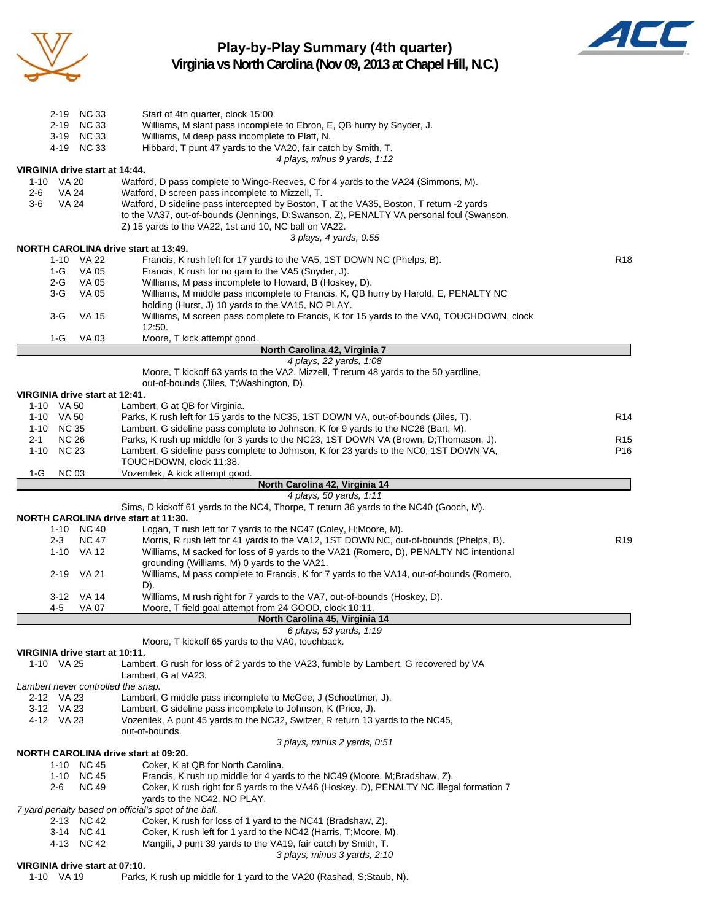# Play-by-Play Summary (4th quarter)
## Virginia vs North Carolina (Nov 09, 2013 at Chapel Hill, N.C.)

| Down | Spot | Play | |
|---|---|---|---|
| 2-19 | NC 33 | Start of 4th quarter, clock 15:00. | |
| 2-19 | NC 33 | Williams, M slant pass incomplete to Ebron, E, QB hurry by Snyder, J. | |
| 3-19 | NC 33 | Williams, M deep pass incomplete to Platt, N. | |
| 4-19 | NC 33 | Hibbard, T punt 47 yards to the VA20, fair catch by Smith, T. | |
| | | *4 plays, minus 9 yards, 1:12* | |

**VIRGINIA drive start at 14:44.**

| Down | Spot | Play | |
|---|---|---|---|
| 1-10 | VA 20 | Watford, D pass complete to Wingo-Reeves, C for 4 yards to the VA24 (Simmons, M). | |
| 2-6 | VA 24 | Watford, D screen pass incomplete to Mizzell, T. | |
| 3-6 | VA 24 | Watford, D sideline pass intercepted by Boston, T at the VA35, Boston, T return -2 yards to the VA37, out-of-bounds (Jennings, D;Swanson, Z), PENALTY VA personal foul (Swanson, Z) 15 yards to the VA22, 1st and 10, NC ball on VA22. | |
| | | *3 plays, 4 yards, 0:55* | |

**NORTH CAROLINA drive start at 13:49.**

| Down | Spot | Play | |
|---|---|---|---|
| 1-10 | VA 22 | Francis, K rush left for 17 yards to the VA5, 1ST DOWN NC (Phelps, B). | R18 |
| 1-G | VA 05 | Francis, K rush for no gain to the VA5 (Snyder, J). | |
| 2-G | VA 05 | Williams, M pass incomplete to Howard, B (Hoskey, D). | |
| 3-G | VA 05 | Williams, M middle pass incomplete to Francis, K, QB hurry by Harold, E, PENALTY NC holding (Hurst, J) 10 yards to the VA15, NO PLAY. | |
| 3-G | VA 15 | Williams, M screen pass complete to Francis, K for 15 yards to the VA0, TOUCHDOWN, clock 12:50. | |
| 1-G | VA 03 | Moore, T kick attempt good. | |
| | | **North Carolina 42, Virginia 7** | |
| | | *4 plays, 22 yards, 1:08* | |
| | | Moore, T kickoff 63 yards to the VA2, Mizzell, T return 48 yards to the 50 yardline, out-of-bounds (Jiles, T;Washington, D). | |

**VIRGINIA drive start at 12:41.**

| Down | Spot | Play | |
|---|---|---|---|
| 1-10 | VA 50 | Lambert, G at QB for Virginia. | |
| 1-10 | VA 50 | Parks, K rush left for 15 yards to the NC35, 1ST DOWN VA, out-of-bounds (Jiles, T). | R14 |
| 1-10 | NC 35 | Lambert, G sideline pass complete to Johnson, K for 9 yards to the NC26 (Bart, M). | |
| 2-1 | NC 26 | Parks, K rush up middle for 3 yards to the NC23, 1ST DOWN VA (Brown, D;Thomason, J). | R15 |
| 1-10 | NC 23 | Lambert, G sideline pass complete to Johnson, K for 23 yards to the NC0, 1ST DOWN VA, TOUCHDOWN, clock 11:38. | P16 |
| 1-G | NC 03 | Vozenilek, A kick attempt good. | |
| | | **North Carolina 42, Virginia 14** | |
| | | *4 plays, 50 yards, 1:11* | |
| | | Sims, D kickoff 61 yards to the NC4, Thorpe, T return 36 yards to the NC40 (Gooch, M). | |

**NORTH CAROLINA drive start at 11:30.**

| Down | Spot | Play | |
|---|---|---|---|
| 1-10 | NC 40 | Logan, T rush left for 7 yards to the NC47 (Coley, H;Moore, M). | |
| 2-3 | NC 47 | Morris, R rush left for 41 yards to the VA12, 1ST DOWN NC, out-of-bounds (Phelps, B). | R19 |
| 1-10 | VA 12 | Williams, M sacked for loss of 9 yards to the VA21 (Romero, D), PENALTY NC intentional grounding (Williams, M) 0 yards to the VA21. | |
| 2-19 | VA 21 | Williams, M pass complete to Francis, K for 7 yards to the VA14, out-of-bounds (Romero, D). | |
| 3-12 | VA 14 | Williams, M rush right for 7 yards to the VA7, out-of-bounds (Hoskey, D). | |
| 4-5 | VA 07 | Moore, T field goal attempt from 24 GOOD, clock 10:11. | |
| | | **North Carolina 45, Virginia 14** | |
| | | *6 plays, 53 yards, 1:19* | |
| | | Moore, T kickoff 65 yards to the VA0, touchback. | |

**VIRGINIA drive start at 10:11.**

| Down | Spot | Play | |
|---|---|---|---|
| 1-10 | VA 25 | Lambert, G rush for loss of 2 yards to the VA23, fumble by Lambert, G recovered by VA Lambert, G at VA23. | |
| | | *Lambert never controlled the snap.* | |
| 2-12 | VA 23 | Lambert, G middle pass incomplete to McGee, J (Schoettmer, J). | |
| 3-12 | VA 23 | Lambert, G sideline pass incomplete to Johnson, K (Price, J). | |
| 4-12 | VA 23 | Vozenilek, A punt 45 yards to the NC32, Switzer, R return 13 yards to the NC45, out-of-bounds. | |
| | | *3 plays, minus 2 yards, 0:51* | |

**NORTH CAROLINA drive start at 09:20.**

| Down | Spot | Play | |
|---|---|---|---|
| 1-10 | NC 45 | Coker, K at QB for North Carolina. | |
| 1-10 | NC 45 | Francis, K rush up middle for 4 yards to the NC49 (Moore, M;Bradshaw, Z). | |
| 2-6 | NC 49 | Coker, K rush right for 5 yards to the VA46 (Hoskey, D), PENALTY NC illegal formation 7 yards to the NC42, NO PLAY. | |
| | | *7 yard penalty based on official's spot of the ball.* | |
| 2-13 | NC 42 | Coker, K rush for loss of 1 yard to the NC41 (Bradshaw, Z). | |
| 3-14 | NC 41 | Coker, K rush left for 1 yard to the NC42 (Harris, T;Moore, M). | |
| 4-13 | NC 42 | Mangili, J punt 39 yards to the VA19, fair catch by Smith, T. | |
| | | *3 plays, minus 3 yards, 2:10* | |

**VIRGINIA drive start at 07:10.**

| Down | Spot | Play | |
|---|---|---|---|
| 1-10 | VA 19 | Parks, K rush up middle for 1 yard to the VA20 (Rashad, S;Staub, N). | |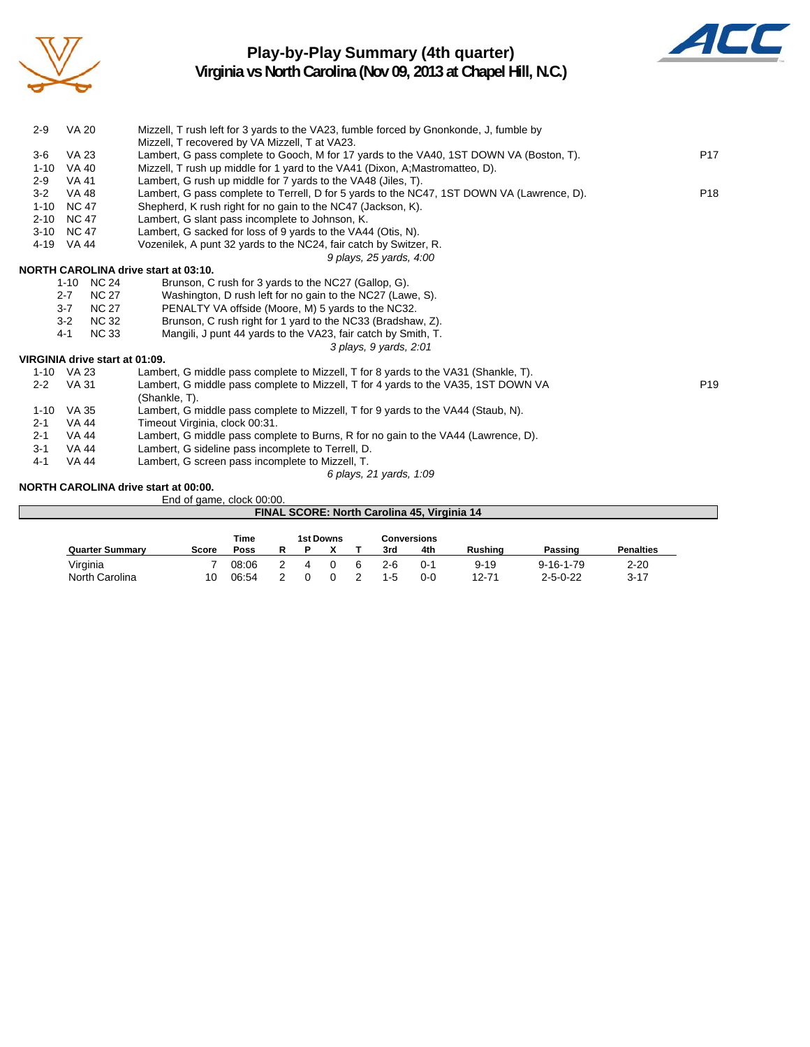# Play-by-Play Summary (4th quarter)

## Virginia vs North Carolina (Nov 09, 2013 at Chapel Hill, N.C.)

| | | | |
|---|---|---|---|
| 2-9 | VA 20 | Mizzell, T rush left for 3 yards to the VA23, fumble forced by Gnonkonde, J, fumble by Mizzell, T recovered by VA Mizzell, T at VA23. | |
| 3-6 | VA 23 | Lambert, G pass complete to Gooch, M for 17 yards to the VA40, 1ST DOWN VA (Boston, T). | P17 |
| 1-10 | VA 40 | Mizzell, T rush up middle for 1 yard to the VA41 (Dixon, A;Mastromatteo, D). | |
| 2-9 | VA 41 | Lambert, G rush up middle for 7 yards to the VA48 (Jiles, T). | |
| 3-2 | VA 48 | Lambert, G pass complete to Terrell, D for 5 yards to the NC47, 1ST DOWN VA (Lawrence, D). | P18 |
| 1-10 | NC 47 | Shepherd, K rush right for no gain to the NC47 (Jackson, K). | |
| 2-10 | NC 47 | Lambert, G slant pass incomplete to Johnson, K. | |
| 3-10 | NC 47 | Lambert, G sacked for loss of 9 yards to the VA44 (Otis, N). | |
| 4-19 | VA 44 | Vozenilek, A punt 32 yards to the NC24, fair catch by Switzer, R. | |

*9 plays, 25 yards, 4:00*

**NORTH CAROLINA drive start at 03:10.**

| | | | |
|---|---|---|---|
| 1-10 | NC 24 | Brunson, C rush for 3 yards to the NC27 (Gallop, G). | |
| 2-7 | NC 27 | Washington, D rush left for no gain to the NC27 (Lawe, S). | |
| 3-7 | NC 27 | PENALTY VA offside (Moore, M) 5 yards to the NC32. | |
| 3-2 | NC 32 | Brunson, C rush right for 1 yard to the NC33 (Bradshaw, Z). | |
| 4-1 | NC 33 | Mangili, J punt 44 yards to the VA23, fair catch by Smith, T. | |

*3 plays, 9 yards, 2:01*

**VIRGINIA drive start at 01:09.**

| | | | |
|---|---|---|---|
| 1-10 | VA 23 | Lambert, G middle pass complete to Mizzell, T for 8 yards to the VA31 (Shankle, T). | |
| 2-2 | VA 31 | Lambert, G middle pass complete to Mizzell, T for 4 yards to the VA35, 1ST DOWN VA (Shankle, T). | P19 |
| 1-10 | VA 35 | Lambert, G middle pass complete to Mizzell, T for 9 yards to the VA44 (Staub, N). | |
| 2-1 | VA 44 | Timeout Virginia, clock 00:31. | |
| 2-1 | VA 44 | Lambert, G middle pass complete to Burns, R for no gain to the VA44 (Lawrence, D). | |
| 3-1 | VA 44 | Lambert, G sideline pass incomplete to Terrell, D. | |
| 4-1 | VA 44 | Lambert, G screen pass incomplete to Mizzell, T. | |

*6 plays, 21 yards, 1:09*

**NORTH CAROLINA drive start at 00:00.**

End of game, clock 00:00.

**FINAL SCORE: North Carolina 45, Virginia 14**

| Quarter Summary | Score | Time Poss | 1st Downs R | P | X | T | Conversions 3rd | 4th | Rushing | Passing | Penalties |
|---|---|---|---|---|---|---|---|---|---|---|---|
| Virginia | 7 | 08:06 | 2 | 4 | 0 | 6 | 2-6 | 0-1 | 9-19 | 9-16-1-79 | 2-20 |
| North Carolina | 10 | 06:54 | 2 | 0 | 0 | 2 | 1-5 | 0-0 | 12-71 | 2-5-0-22 | 3-17 |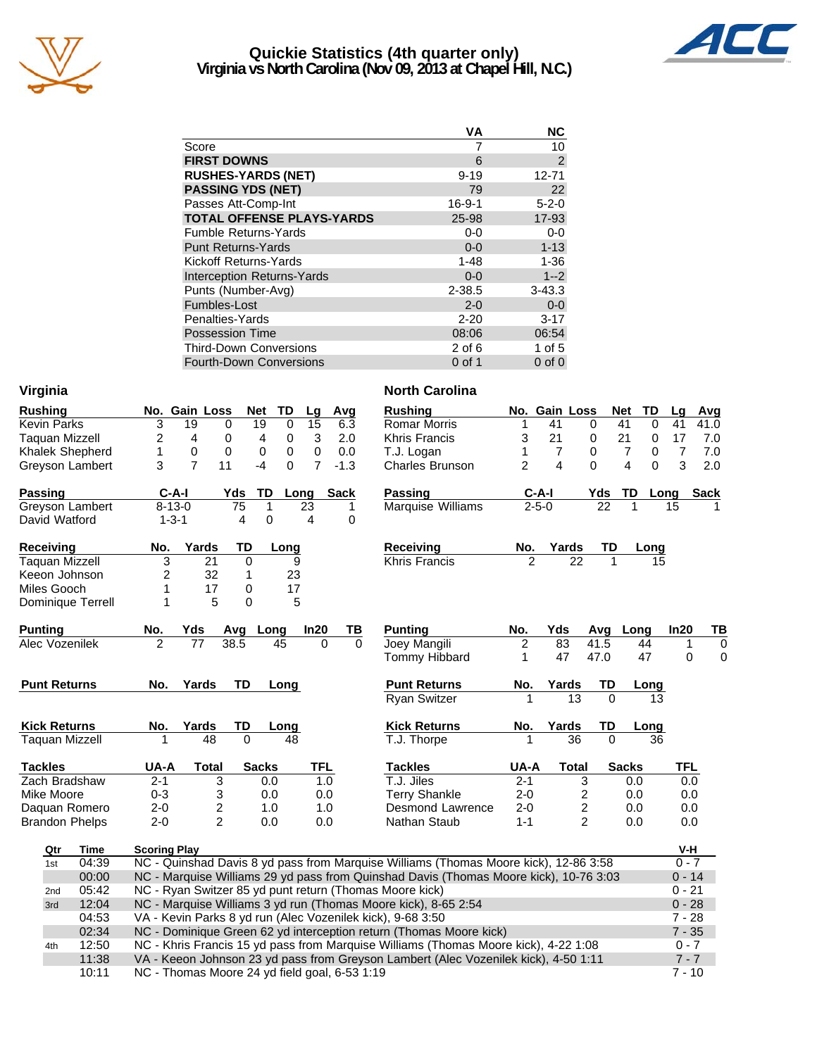# Quickie Statistics (4th quarter only)
## Virginia vs North Carolina (Nov 09, 2013 at Chapel Hill, N.C.)

| | VA | NC |
|---|---|---|
| Score | 7 | 10 |
| **FIRST DOWNS** | 6 | 2 |
| **RUSHES-YARDS (NET)** | 9-19 | 12-71 |
| **PASSING YDS (NET)** | 79 | 22 |
| Passes Att-Comp-Int | 16-9-1 | 5-2-0 |
| **TOTAL OFFENSE PLAYS-YARDS** | 25-98 | 17-93 |
| Fumble Returns-Yards | 0-0 | 0-0 |
| Punt Returns-Yards | 0-0 | 1-13 |
| Kickoff Returns-Yards | 1-48 | 1-36 |
| Interception Returns-Yards | 0-0 | 1--2 |
| Punts (Number-Avg) | 2-38.5 | 3-43.3 |
| Fumbles-Lost | 2-0 | 0-0 |
| Penalties-Yards | 2-20 | 3-17 |
| Possession Time | 08:06 | 06:54 |
| Third-Down Conversions | 2 of 6 | 1 of 5 |
| Fourth-Down Conversions | 0 of 1 | 0 of 0 |

## Virginia

| Rushing | No. | Gain | Loss | Net | TD | Lg | Avg |
|---|---|---|---|---|---|---|---|
| Kevin Parks | 3 | 19 | 0 | 19 | 0 | 15 | 6.3 |
| Taquan Mizzell | 2 | 4 | 0 | 4 | 0 | 3 | 2.0 |
| Khalek Shepherd | 1 | 0 | 0 | 0 | 0 | 0 | 0.0 |
| Greyson Lambert | 3 | 7 | 11 | -4 | 0 | 7 | -1.3 |

| Passing | C-A-I | Yds | TD | Long | Sack |
|---|---|---|---|---|---|
| Greyson Lambert | 8-13-0 | 75 | 1 | 23 | 1 |
| David Watford | 1-3-1 | 4 | 0 | 4 | 0 |

| Receiving | No. | Yards | TD | Long |
|---|---|---|---|---|
| Taquan Mizzell | 3 | 21 | 0 | 9 |
| Keeon Johnson | 2 | 32 | 1 | 23 |
| Miles Gooch | 1 | 17 | 0 | 17 |
| Dominique Terrell | 1 | 5 | 0 | 5 |

| Punting | No. | Yds | Avg | Long | In20 | TB |
|---|---|---|---|---|---|---|
| Alec Vozenilek | 2 | 77 | 38.5 | 45 | 0 | 0 |

| Punt Returns | No. | Yards | TD | Long |
|---|---|---|---|---|

| Kick Returns | No. | Yards | TD | Long |
|---|---|---|---|---|
| Taquan Mizzell | 1 | 48 | 0 | 48 |

| Tackles | UA-A | Total | Sacks | TFL |
|---|---|---|---|---|
| Zach Bradshaw | 2-1 | 3 | 0.0 | 1.0 |
| Mike Moore | 0-3 | 3 | 0.0 | 0.0 |
| Daquan Romero | 2-0 | 2 | 1.0 | 1.0 |
| Brandon Phelps | 2-0 | 2 | 0.0 | 0.0 |

## North Carolina

| Rushing | No. | Gain | Loss | Net | TD | Lg | Avg |
|---|---|---|---|---|---|---|---|
| Romar Morris | 1 | 41 | 0 | 41 | 0 | 41 | 41.0 |
| Khris Francis | 3 | 21 | 0 | 21 | 0 | 17 | 7.0 |
| T.J. Logan | 1 | 7 | 0 | 7 | 0 | 7 | 7.0 |
| Charles Brunson | 2 | 4 | 0 | 4 | 0 | 3 | 2.0 |

| Passing | C-A-I | Yds | TD | Long | Sack |
|---|---|---|---|---|---|
| Marquise Williams | 2-5-0 | 22 | 1 | 15 | 1 |

| Receiving | No. | Yards | TD | Long |
|---|---|---|---|---|
| Khris Francis | 2 | 22 | 1 | 15 |

| Punting | No. | Yds | Avg | Long | In20 | TB |
|---|---|---|---|---|---|---|
| Joey Mangili | 2 | 83 | 41.5 | 44 | 1 | 0 |
| Tommy Hibbard | 1 | 47 | 47.0 | 47 | 0 | 0 |

| Punt Returns | No. | Yards | TD | Long |
|---|---|---|---|---|
| Ryan Switzer | 1 | 13 | 0 | 13 |

| Kick Returns | No. | Yards | TD | Long |
|---|---|---|---|---|
| T.J. Thorpe | 1 | 36 | 0 | 36 |

| Tackles | UA-A | Total | Sacks | TFL |
|---|---|---|---|---|
| T.J. Jiles | 2-1 | 3 | 0.0 | 0.0 |
| Terry Shankle | 2-0 | 2 | 0.0 | 0.0 |
| Desmond Lawrence | 2-0 | 2 | 0.0 | 0.0 |
| Nathan Staub | 1-1 | 2 | 0.0 | 0.0 |

## Scoring Plays

| Qtr | Time | Scoring Play | V-H |
|---|---|---|---|
| 1st | 04:39 | NC - Quinshad Davis 8 yd pass from Marquise Williams (Thomas Moore kick), 12-86 3:58 | 0 - 7 |
| | 00:00 | NC - Marquise Williams 29 yd pass from Quinshad Davis (Thomas Moore kick), 10-76 3:03 | 0 - 14 |
| 2nd | 05:42 | NC - Ryan Switzer 85 yd punt return (Thomas Moore kick) | 0 - 21 |
| 3rd | 12:04 | NC - Marquise Williams 3 yd run (Thomas Moore kick), 8-65 2:54 | 0 - 28 |
| | 04:53 | VA - Kevin Parks 8 yd run (Alec Vozenilek kick), 9-68 3:50 | 7 - 28 |
| | 02:34 | NC - Dominique Green 62 yd interception return (Thomas Moore kick) | 7 - 35 |
| 4th | 12:50 | NC - Khris Francis 15 yd pass from Marquise Williams (Thomas Moore kick), 4-22 1:08 | 0 - 7 |
| | 11:38 | VA - Keeon Johnson 23 yd pass from Greyson Lambert (Alec Vozenilek kick), 4-50 1:11 | 7 - 7 |
| | 10:11 | NC - Thomas Moore 24 yd field goal, 6-53 1:19 | 7 - 10 |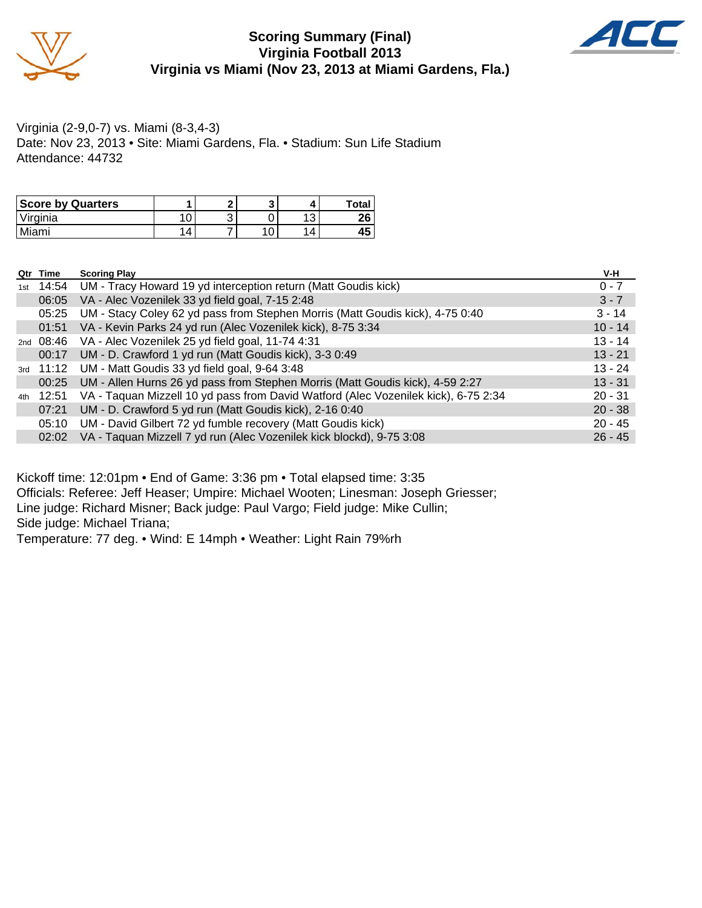# Scoring Summary (Final)
## Virginia Football 2013
## Virginia vs Miami (Nov 23, 2013 at Miami Gardens, Fla.)

Virginia (2-9,0-7) vs. Miami (8-3,4-3)
Date: Nov 23, 2013 • Site: Miami Gardens, Fla. • Stadium: Sun Life Stadium
Attendance: 44732

| Score by Quarters | 1 | 2 | 3 | 4 | Total |
|---|---|---|---|---|---|
| Virginia | 10 | 3 | 0 | 13 | **26** |
| Miami | 14 | 7 | 10 | 14 | **45** |

| Qtr | Time | Scoring Play | V-H |
|---|---|---|---|
| 1st | 14:54 | UM - Tracy Howard 19 yd interception return (Matt Goudis kick) | 0 - 7 |
| | 06:05 | VA - Alec Vozenilek 33 yd field goal, 7-15 2:48 | 3 - 7 |
| | 05:25 | UM - Stacy Coley 62 yd pass from Stephen Morris (Matt Goudis kick), 4-75 0:40 | 3 - 14 |
| | 01:51 | VA - Kevin Parks 24 yd run (Alec Vozenilek kick), 8-75 3:34 | 10 - 14 |
| 2nd | 08:46 | VA - Alec Vozenilek 25 yd field goal, 11-74 4:31 | 13 - 14 |
| | 00:17 | UM - D. Crawford 1 yd run (Matt Goudis kick), 3-3 0:49 | 13 - 21 |
| 3rd | 11:12 | UM - Matt Goudis 33 yd field goal, 9-64 3:48 | 13 - 24 |
| | 00:25 | UM - Allen Hurns 26 yd pass from Stephen Morris (Matt Goudis kick), 4-59 2:27 | 13 - 31 |
| 4th | 12:51 | VA - Taquan Mizzell 10 yd pass from David Watford (Alec Vozenilek kick), 6-75 2:34 | 20 - 31 |
| | 07:21 | UM - D. Crawford 5 yd run (Matt Goudis kick), 2-16 0:40 | 20 - 38 |
| | 05:10 | UM - David Gilbert 72 yd fumble recovery (Matt Goudis kick) | 20 - 45 |
| | 02:02 | VA - Taquan Mizzell 7 yd run (Alec Vozenilek kick blockd), 9-75 3:08 | 26 - 45 |

Kickoff time: 12:01pm • End of Game: 3:36 pm • Total elapsed time: 3:35
Officials: Referee: Jeff Heaser; Umpire: Michael Wooten; Linesman: Joseph Griesser;
Line judge: Richard Misner; Back judge: Paul Vargo; Field judge: Mike Cullin;
Side judge: Michael Triana;
Temperature: 77 deg. • Wind: E 14mph • Weather: Light Rain 79%rh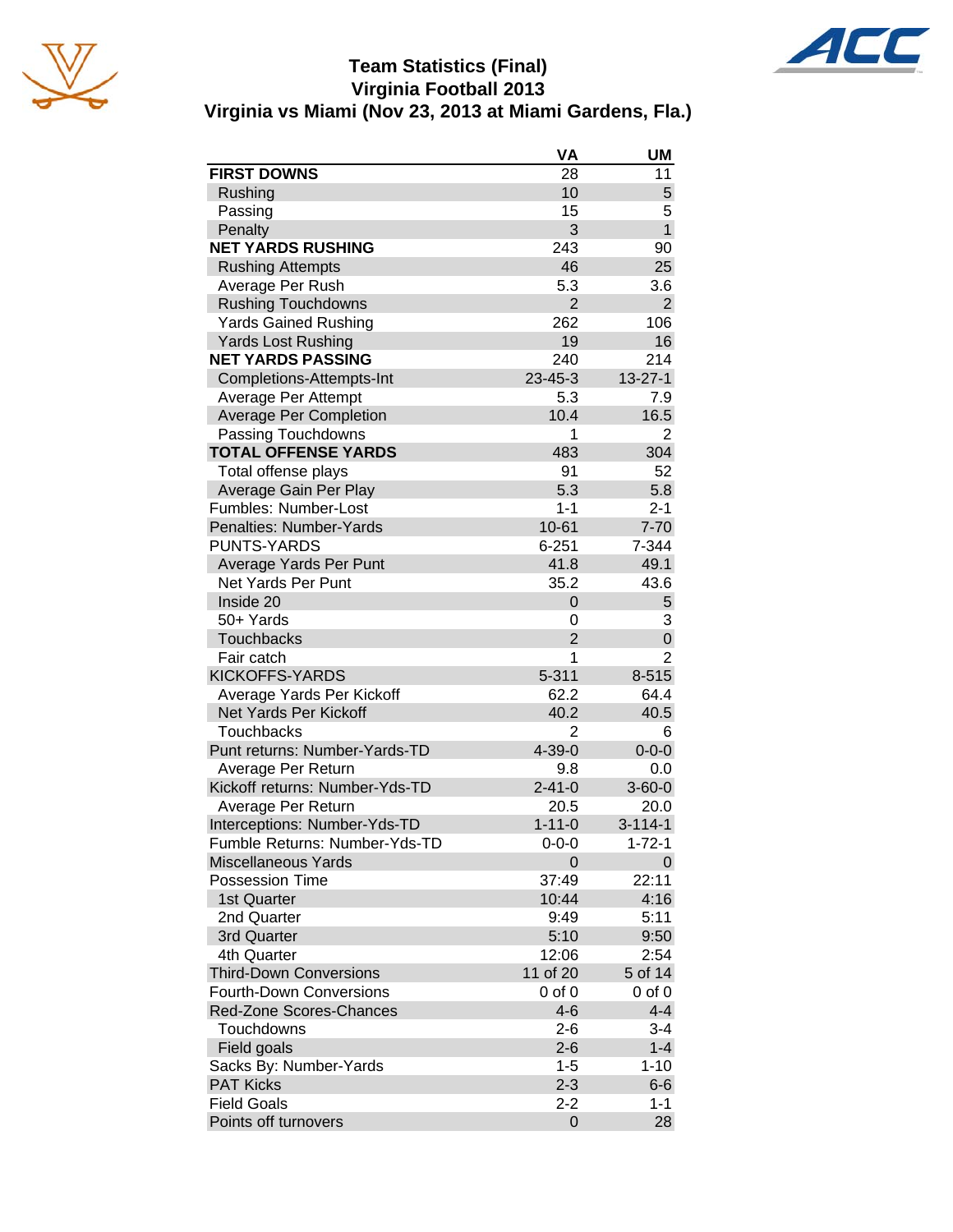# Team Statistics (Final)
## Virginia Football 2013
## Virginia vs Miami (Nov 23, 2013 at Miami Gardens, Fla.)

| | VA | UM |
|---|---|---|
| **FIRST DOWNS** | 28 | 11 |
| Rushing | 10 | 5 |
| Passing | 15 | 5 |
| Penalty | 3 | 1 |
| **NET YARDS RUSHING** | 243 | 90 |
| Rushing Attempts | 46 | 25 |
| Average Per Rush | 5.3 | 3.6 |
| Rushing Touchdowns | 2 | 2 |
| Yards Gained Rushing | 262 | 106 |
| Yards Lost Rushing | 19 | 16 |
| **NET YARDS PASSING** | 240 | 214 |
| Completions-Attempts-Int | 23-45-3 | 13-27-1 |
| Average Per Attempt | 5.3 | 7.9 |
| Average Per Completion | 10.4 | 16.5 |
| Passing Touchdowns | 1 | 2 |
| **TOTAL OFFENSE YARDS** | 483 | 304 |
| Total offense plays | 91 | 52 |
| Average Gain Per Play | 5.3 | 5.8 |
| Fumbles: Number-Lost | 1-1 | 2-1 |
| Penalties: Number-Yards | 10-61 | 7-70 |
| PUNTS-YARDS | 6-251 | 7-344 |
| Average Yards Per Punt | 41.8 | 49.1 |
| Net Yards Per Punt | 35.2 | 43.6 |
| Inside 20 | 0 | 5 |
| 50+ Yards | 0 | 3 |
| Touchbacks | 2 | 0 |
| Fair catch | 1 | 2 |
| KICKOFFS-YARDS | 5-311 | 8-515 |
| Average Yards Per Kickoff | 62.2 | 64.4 |
| Net Yards Per Kickoff | 40.2 | 40.5 |
| Touchbacks | 2 | 6 |
| Punt returns: Number-Yards-TD | 4-39-0 | 0-0-0 |
| Average Per Return | 9.8 | 0.0 |
| Kickoff returns: Number-Yds-TD | 2-41-0 | 3-60-0 |
| Average Per Return | 20.5 | 20.0 |
| Interceptions: Number-Yds-TD | 1-11-0 | 3-114-1 |
| Fumble Returns: Number-Yds-TD | 0-0-0 | 1-72-1 |
| Miscellaneous Yards | 0 | 0 |
| Possession Time | 37:49 | 22:11 |
| 1st Quarter | 10:44 | 4:16 |
| 2nd Quarter | 9:49 | 5:11 |
| 3rd Quarter | 5:10 | 9:50 |
| 4th Quarter | 12:06 | 2:54 |
| Third-Down Conversions | 11 of 20 | 5 of 14 |
| Fourth-Down Conversions | 0 of 0 | 0 of 0 |
| Red-Zone Scores-Chances | 4-6 | 4-4 |
| Touchdowns | 2-6 | 3-4 |
| Field goals | 2-6 | 1-4 |
| Sacks By: Number-Yards | 1-5 | 1-10 |
| PAT Kicks | 2-3 | 6-6 |
| Field Goals | 2-2 | 1-1 |
| Points off turnovers | 0 | 28 |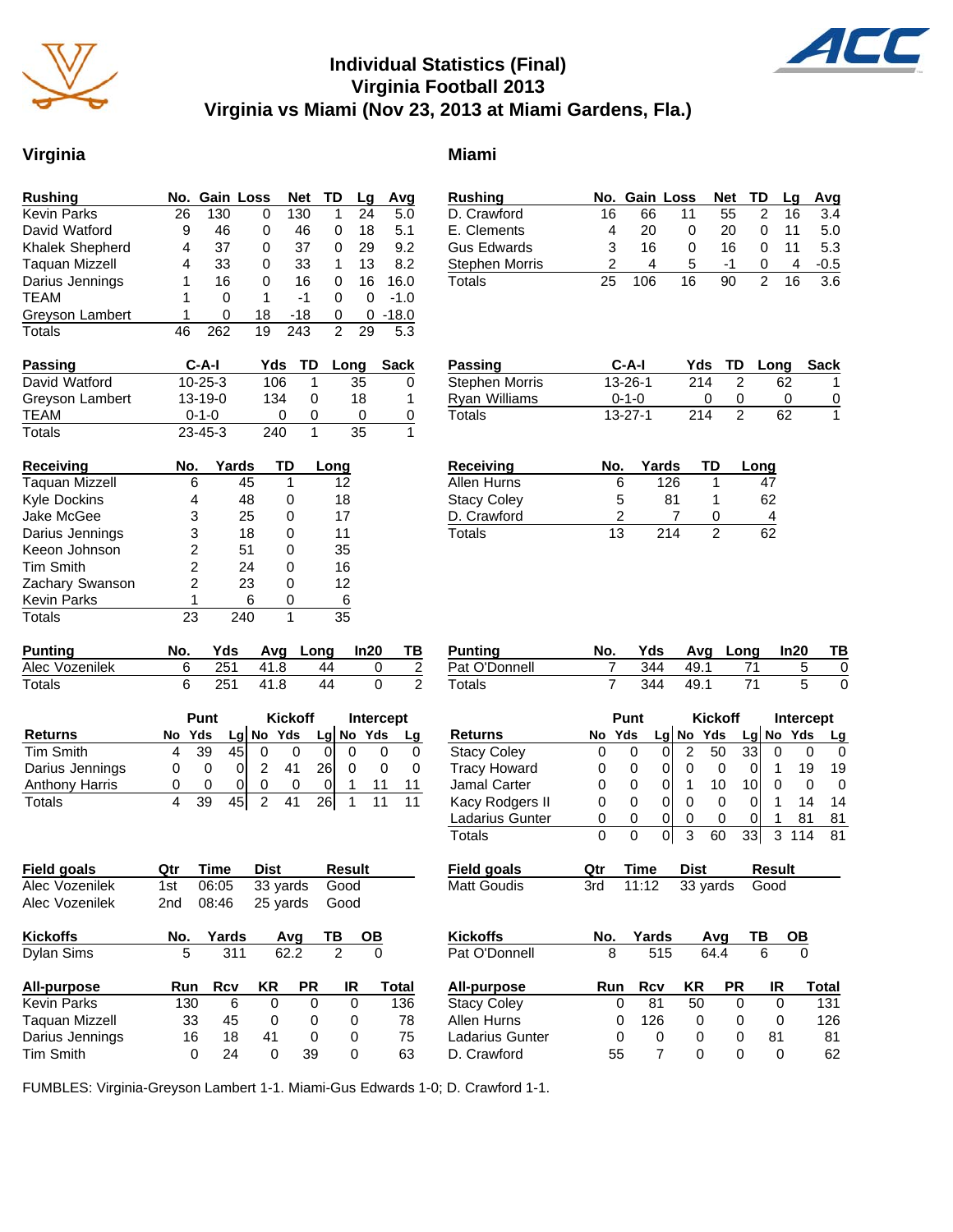# Individual Statistics (Final)
## Virginia Football 2013
## Virginia vs Miami (Nov 23, 2013 at Miami Gardens, Fla.)

## Virginia

| Rushing | No. | Gain | Loss | Net | TD | Lg | Avg |
|---|---|---|---|---|---|---|---|
| Kevin Parks | 26 | 130 | 0 | 130 | 1 | 24 | 5.0 |
| David Watford | 9 | 46 | 0 | 46 | 0 | 18 | 5.1 |
| Khalek Shepherd | 4 | 37 | 0 | 37 | 0 | 29 | 9.2 |
| Taquan Mizzell | 4 | 33 | 0 | 33 | 1 | 13 | 8.2 |
| Darius Jennings | 1 | 16 | 0 | 16 | 0 | 16 | 16.0 |
| TEAM | 1 | 0 | 1 | -1 | 0 | 0 | -1.0 |
| Greyson Lambert | 1 | 0 | 18 | -18 | 0 | 0 | -18.0 |
| Totals | 46 | 262 | 19 | 243 | 2 | 29 | 5.3 |

| Passing | C-A-I | Yds | TD | Long | Sack |
|---|---|---|---|---|---|
| David Watford | 10-25-3 | 106 | 1 | 35 | 0 |
| Greyson Lambert | 13-19-0 | 134 | 0 | 18 | 1 |
| TEAM | 0-1-0 | 0 | 0 | 0 | 0 |
| Totals | 23-45-3 | 240 | 1 | 35 | 1 |

| Receiving | No. | Yards | TD | Long |
|---|---|---|---|---|
| Taquan Mizzell | 6 | 45 | 1 | 12 |
| Kyle Dockins | 4 | 48 | 0 | 18 |
| Jake McGee | 3 | 25 | 0 | 17 |
| Darius Jennings | 3 | 18 | 0 | 11 |
| Keeon Johnson | 2 | 51 | 0 | 35 |
| Tim Smith | 2 | 24 | 0 | 16 |
| Zachary Swanson | 2 | 23 | 0 | 12 |
| Kevin Parks | 1 | 6 | 0 | 6 |
| Totals | 23 | 240 | 1 | 35 |

| Punting | No. | Yds | Avg | Long | In20 | TB |
|---|---|---|---|---|---|---|
| Alec Vozenilek | 6 | 251 | 41.8 | 44 | 0 | 2 |
| Totals | 6 | 251 | 41.8 | 44 | 0 | 2 |

| | Punt | | | Kickoff | | | Intercept | | |
|---|---|---|---|---|---|---|---|---|---|
| Returns | No | Yds | Lg | No | Yds | Lg | No | Yds | Lg |
| Tim Smith | 4 | 39 | 45 | 0 | 0 | 0 | 0 | 0 | 0 |
| Darius Jennings | 0 | 0 | 0 | 2 | 41 | 26 | 0 | 0 | 0 |
| Anthony Harris | 0 | 0 | 0 | 0 | 0 | 0 | 1 | 11 | 11 |
| Totals | 4 | 39 | 45 | 2 | 41 | 26 | 1 | 11 | 11 |

| Field goals | Qtr | Time | Dist | Result |
|---|---|---|---|---|
| Alec Vozenilek | 1st | 06:05 | 33 yards | Good |
| Alec Vozenilek | 2nd | 08:46 | 25 yards | Good |

| Kickoffs | No. | Yards | Avg | TB | OB |
|---|---|---|---|---|---|
| Dylan Sims | 5 | 311 | 62.2 | 2 | 0 |

| All-purpose | Run | Rcv | KR | PR | IR | Total |
|---|---|---|---|---|---|---|
| Kevin Parks | 130 | 6 | 0 | 0 | 0 | 136 |
| Taquan Mizzell | 33 | 45 | 0 | 0 | 0 | 78 |
| Darius Jennings | 16 | 18 | 41 | 0 | 0 | 75 |
| Tim Smith | 0 | 24 | 0 | 39 | 0 | 63 |

## Miami

| Rushing | No. | Gain | Loss | Net | TD | Lg | Avg |
|---|---|---|---|---|---|---|---|
| D. Crawford | 16 | 66 | 11 | 55 | 2 | 16 | 3.4 |
| E. Clements | 4 | 20 | 0 | 20 | 0 | 11 | 5.0 |
| Gus Edwards | 3 | 16 | 0 | 16 | 0 | 11 | 5.3 |
| Stephen Morris | 2 | 4 | 5 | -1 | 0 | 4 | -0.5 |
| Totals | 25 | 106 | 16 | 90 | 2 | 16 | 3.6 |

| Passing | C-A-I | Yds | TD | Long | Sack |
|---|---|---|---|---|---|
| Stephen Morris | 13-26-1 | 214 | 2 | 62 | 1 |
| Ryan Williams | 0-1-0 | 0 | 0 | 0 | 0 |
| Totals | 13-27-1 | 214 | 2 | 62 | 1 |

| Receiving | No. | Yards | TD | Long |
|---|---|---|---|---|
| Allen Hurns | 6 | 126 | 1 | 47 |
| Stacy Coley | 5 | 81 | 1 | 62 |
| D. Crawford | 2 | 7 | 0 | 4 |
| Totals | 13 | 214 | 2 | 62 |

| Punting | No. | Yds | Avg | Long | In20 | TB |
|---|---|---|---|---|---|---|
| Pat O'Donnell | 7 | 344 | 49.1 | 71 | 5 | 0 |
| Totals | 7 | 344 | 49.1 | 71 | 5 | 0 |

| | Punt | | | Kickoff | | | Intercept | | |
|---|---|---|---|---|---|---|---|---|---|
| Returns | No | Yds | Lg | No | Yds | Lg | No | Yds | Lg |
| Stacy Coley | 0 | 0 | 0 | 2 | 50 | 33 | 0 | 0 | 0 |
| Tracy Howard | 0 | 0 | 0 | 0 | 0 | 0 | 1 | 19 | 19 |
| Jamal Carter | 0 | 0 | 0 | 1 | 10 | 10 | 0 | 0 | 0 |
| Kacy Rodgers II | 0 | 0 | 0 | 0 | 0 | 0 | 1 | 14 | 14 |
| Ladarius Gunter | 0 | 0 | 0 | 0 | 0 | 0 | 1 | 81 | 81 |
| Totals | 0 | 0 | 0 | 3 | 60 | 33 | 3 | 114 | 81 |

| Field goals | Qtr | Time | Dist | Result |
|---|---|---|---|---|
| Matt Goudis | 3rd | 11:12 | 33 yards | Good |

| Kickoffs | No. | Yards | Avg | TB | OB |
|---|---|---|---|---|---|
| Pat O'Donnell | 8 | 515 | 64.4 | 6 | 0 |

| All-purpose | Run | Rcv | KR | PR | IR | Total |
|---|---|---|---|---|---|---|
| Stacy Coley | 0 | 81 | 50 | 0 | 0 | 131 |
| Allen Hurns | 0 | 126 | 0 | 0 | 0 | 126 |
| Ladarius Gunter | 0 | 0 | 0 | 0 | 81 | 81 |
| D. Crawford | 55 | 7 | 0 | 0 | 0 | 62 |

FUMBLES: Virginia-Greyson Lambert 1-1. Miami-Gus Edwards 1-0; D. Crawford 1-1.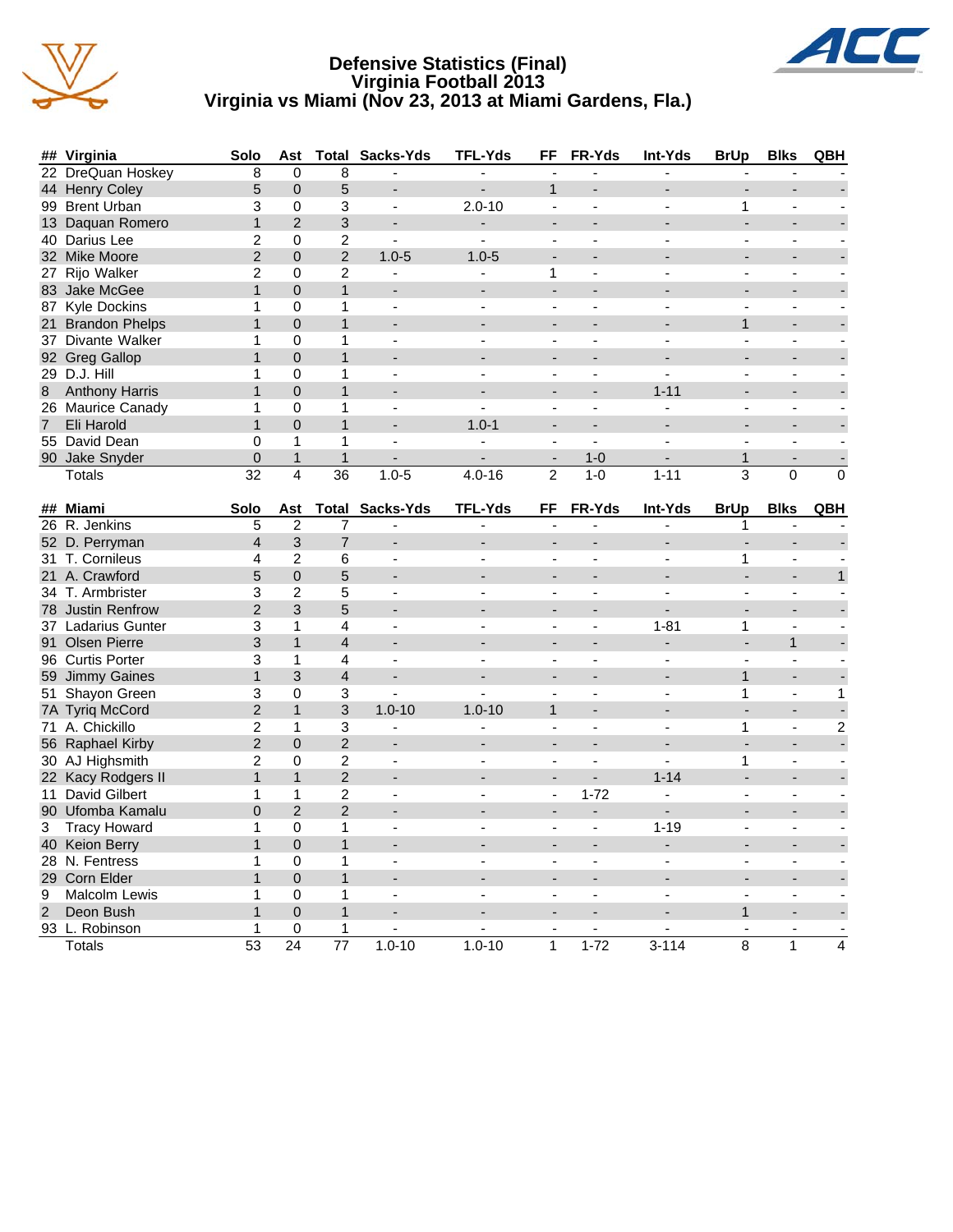# Defensive Statistics (Final)
## Virginia Football 2013
## Virginia vs Miami (Nov 23, 2013 at Miami Gardens, Fla.)

| ## | Virginia | Solo | Ast | Total | Sacks-Yds | TFL-Yds | FF | FR-Yds | Int-Yds | BrUp | Blks | QBH |
|---|---|---|---|---|---|---|---|---|---|---|---|---|
| 22 | DreQuan Hoskey | 8 | 0 | 8 | - | - | - | - | - | - | - | - |
| 44 | Henry Coley | 5 | 0 | 5 | - | - | 1 | - | - | - | - | - |
| 99 | Brent Urban | 3 | 0 | 3 | - | 2.0-10 | - | - | - | 1 | - | - |
| 13 | Daquan Romero | 1 | 2 | 3 | - | - | - | - | - | - | - | - |
| 40 | Darius Lee | 2 | 0 | 2 | - | - | - | - | - | - | - | - |
| 32 | Mike Moore | 2 | 0 | 2 | 1.0-5 | 1.0-5 | - | - | - | - | - | - |
| 27 | Rijo Walker | 2 | 0 | 2 | - | - | 1 | - | - | - | - | - |
| 83 | Jake McGee | 1 | 0 | 1 | - | - | - | - | - | - | - | - |
| 87 | Kyle Dockins | 1 | 0 | 1 | - | - | - | - | - | - | - | - |
| 21 | Brandon Phelps | 1 | 0 | 1 | - | - | - | - | - | 1 | - | - |
| 37 | Divante Walker | 1 | 0 | 1 | - | - | - | - | - | - | - | - |
| 92 | Greg Gallop | 1 | 0 | 1 | - | - | - | - | - | - | - | - |
| 29 | D.J. Hill | 1 | 0 | 1 | - | - | - | - | - | - | - | - |
| 8 | Anthony Harris | 1 | 0 | 1 | - | - | - | - | 1-11 | - | - | - |
| 26 | Maurice Canady | 1 | 0 | 1 | - | - | - | - | - | - | - | - |
| 7 | Eli Harold | 1 | 0 | 1 | - | 1.0-1 | - | - | - | - | - | - |
| 55 | David Dean | 0 | 1 | 1 | - | - | - | - | - | - | - | - |
| 90 | Jake Snyder | 0 | 1 | 1 | - | - | - | 1-0 | - | 1 | - | - |
| | Totals | 32 | 4 | 36 | 1.0-5 | 4.0-16 | 2 | 1-0 | 1-11 | 3 | 0 | 0 |

| ## | Miami | Solo | Ast | Total | Sacks-Yds | TFL-Yds | FF | FR-Yds | Int-Yds | BrUp | Blks | QBH |
|---|---|---|---|---|---|---|---|---|---|---|---|---|
| 26 | R. Jenkins | 5 | 2 | 7 | - | - | - | - | - | 1 | - | - |
| 52 | D. Perryman | 4 | 3 | 7 | - | - | - | - | - | - | - | - |
| 31 | T. Cornileus | 4 | 2 | 6 | - | - | - | - | - | 1 | - | - |
| 21 | A. Crawford | 5 | 0 | 5 | - | - | - | - | - | - | - | 1 |
| 34 | T. Armbrister | 3 | 2 | 5 | - | - | - | - | - | - | - | - |
| 78 | Justin Renfrow | 2 | 3 | 5 | - | - | - | - | - | - | - | - |
| 37 | Ladarius Gunter | 3 | 1 | 4 | - | - | - | - | 1-81 | 1 | - | - |
| 91 | Olsen Pierre | 3 | 1 | 4 | - | - | - | - | - | - | 1 | - |
| 96 | Curtis Porter | 3 | 1 | 4 | - | - | - | - | - | - | - | - |
| 59 | Jimmy Gaines | 1 | 3 | 4 | - | - | - | - | - | 1 | - | - |
| 51 | Shayon Green | 3 | 0 | 3 | - | - | - | - | - | 1 | - | 1 |
| 7A | Tyriq McCord | 2 | 1 | 3 | 1.0-10 | 1.0-10 | 1 | - | - | - | - | - |
| 71 | A. Chickillo | 2 | 1 | 3 | - | - | - | - | - | 1 | - | 2 |
| 56 | Raphael Kirby | 2 | 0 | 2 | - | - | - | - | - | - | - | - |
| 30 | AJ Highsmith | 2 | 0 | 2 | - | - | - | - | - | 1 | - | - |
| 22 | Kacy Rodgers II | 1 | 1 | 2 | - | - | - | - | 1-14 | - | - | - |
| 11 | David Gilbert | 1 | 1 | 2 | - | - | - | 1-72 | - | - | - | - |
| 90 | Ufomba Kamalu | 0 | 2 | 2 | - | - | - | - | - | - | - | - |
| 3 | Tracy Howard | 1 | 0 | 1 | - | - | - | - | 1-19 | - | - | - |
| 40 | Keion Berry | 1 | 0 | 1 | - | - | - | - | - | - | - | - |
| 28 | N. Fentress | 1 | 0 | 1 | - | - | - | - | - | - | - | - |
| 29 | Corn Elder | 1 | 0 | 1 | - | - | - | - | - | - | - | - |
| 9 | Malcolm Lewis | 1 | 0 | 1 | - | - | - | - | - | - | - | - |
| 2 | Deon Bush | 1 | 0 | 1 | - | - | - | - | - | 1 | - | - |
| 93 | L. Robinson | 1 | 0 | 1 | - | - | - | - | - | - | - | - |
| | Totals | 53 | 24 | 77 | 1.0-10 | 1.0-10 | 1 | 1-72 | 3-114 | 8 | 1 | 4 |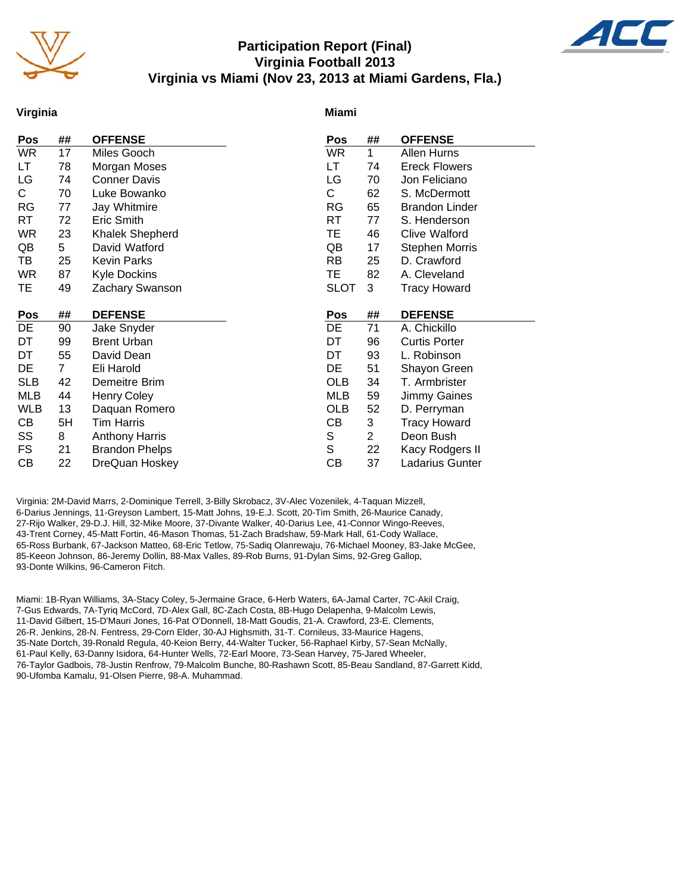# Participation Report (Final)
## Virginia Football 2013
## Virginia vs Miami (Nov 23, 2013 at Miami Gardens, Fla.)

### Virginia

| Pos | ## | OFFENSE |
|---|---|---|
| WR | 17 | Miles Gooch |
| LT | 78 | Morgan Moses |
| LG | 74 | Conner Davis |
| C | 70 | Luke Bowanko |
| RG | 77 | Jay Whitmire |
| RT | 72 | Eric Smith |
| WR | 23 | Khalek Shepherd |
| QB | 5 | David Watford |
| TB | 25 | Kevin Parks |
| WR | 87 | Kyle Dockins |
| TE | 49 | Zachary Swanson |

| Pos | ## | DEFENSE |
|---|---|---|
| DE | 90 | Jake Snyder |
| DT | 99 | Brent Urban |
| DT | 55 | David Dean |
| DE | 7 | Eli Harold |
| SLB | 42 | Demeitre Brim |
| MLB | 44 | Henry Coley |
| WLB | 13 | Daquan Romero |
| CB | 5H | Tim Harris |
| SS | 8 | Anthony Harris |
| FS | 21 | Brandon Phelps |
| CB | 22 | DreQuan Hoskey |

### Miami

| Pos | ## | OFFENSE |
|---|---|---|
| WR | 1 | Allen Hurns |
| LT | 74 | Ereck Flowers |
| LG | 70 | Jon Feliciano |
| C | 62 | S. McDermott |
| RG | 65 | Brandon Linder |
| RT | 77 | S. Henderson |
| TE | 46 | Clive Walford |
| QB | 17 | Stephen Morris |
| RB | 25 | D. Crawford |
| TE | 82 | A. Cleveland |
| SLOT | 3 | Tracy Howard |

| Pos | ## | DEFENSE |
|---|---|---|
| DE | 71 | A. Chickillo |
| DT | 96 | Curtis Porter |
| DT | 93 | L. Robinson |
| DE | 51 | Shayon Green |
| OLB | 34 | T. Armbrister |
| MLB | 59 | Jimmy Gaines |
| OLB | 52 | D. Perryman |
| CB | 3 | Tracy Howard |
| S | 2 | Deon Bush |
| S | 22 | Kacy Rodgers II |
| CB | 37 | Ladarius Gunter |

Virginia: 2M-David Marrs, 2-Dominique Terrell, 3-Billy Skrobacz, 3V-Alec Vozenilek, 4-Taquan Mizzell, 6-Darius Jennings, 11-Greyson Lambert, 15-Matt Johns, 19-E.J. Scott, 20-Tim Smith, 26-Maurice Canady, 27-Rijo Walker, 29-D.J. Hill, 32-Mike Moore, 37-Divante Walker, 40-Darius Lee, 41-Connor Wingo-Reeves, 43-Trent Corney, 45-Matt Fortin, 46-Mason Thomas, 51-Zach Bradshaw, 59-Mark Hall, 61-Cody Wallace, 65-Ross Burbank, 67-Jackson Matteo, 68-Eric Tetlow, 75-Sadiq Olanrewaju, 76-Michael Mooney, 83-Jake McGee, 85-Keeon Johnson, 86-Jeremy Dollin, 88-Max Valles, 89-Rob Burns, 91-Dylan Sims, 92-Greg Gallop, 93-Donte Wilkins, 96-Cameron Fitch.

Miami: 1B-Ryan Williams, 3A-Stacy Coley, 5-Jermaine Grace, 6-Herb Waters, 6A-Jamal Carter, 7C-Akil Craig, 7-Gus Edwards, 7A-Tyriq McCord, 7D-Alex Gall, 8C-Zach Costa, 8B-Hugo Delapenha, 9-Malcolm Lewis, 11-David Gilbert, 15-D'Mauri Jones, 16-Pat O'Donnell, 18-Matt Goudis, 21-A. Crawford, 23-E. Clements, 26-R. Jenkins, 28-N. Fentress, 29-Corn Elder, 30-AJ Highsmith, 31-T. Cornileus, 33-Maurice Hagens, 35-Nate Dortch, 39-Ronald Regula, 40-Keion Berry, 44-Walter Tucker, 56-Raphael Kirby, 57-Sean McNally, 61-Paul Kelly, 63-Danny Isidora, 64-Hunter Wells, 72-Earl Moore, 73-Sean Harvey, 75-Jared Wheeler, 76-Taylor Gadbois, 78-Justin Renfrow, 79-Malcolm Bunche, 80-Rashawn Scott, 85-Beau Sandland, 87-Garrett Kidd, 90-Ufomba Kamalu, 91-Olsen Pierre, 98-A. Muhammad.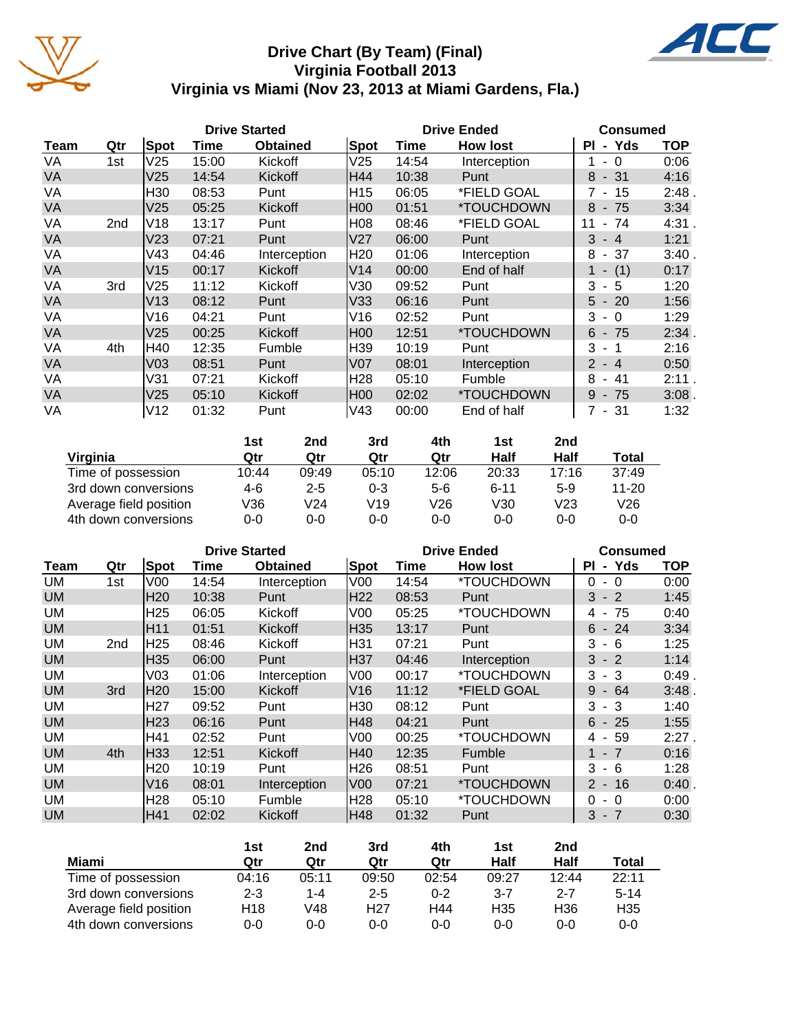# Drive Chart (By Team) (Final)
## Virginia Football 2013
## Virginia vs Miami (Nov 23, 2013 at Miami Gardens, Fla.)

| Team | Qtr | Drive Started Spot | Time | Obtained | Drive Ended Spot | Time | How lost | Consumed Pl - Yds | TOP |
|---|---|---|---|---|---|---|---|---|---|
| VA | 1st | V25 | 15:00 | Kickoff | V25 | 14:54 | Interception | 1 - 0 | 0:06 |
| VA | | V25 | 14:54 | Kickoff | H44 | 10:38 | Punt | 8 - 31 | 4:16 |
| VA | | H30 | 08:53 | Punt | H15 | 06:05 | *FIELD GOAL | 7 - 15 | 2:48 . |
| VA | | V25 | 05:25 | Kickoff | H00 | 01:51 | *TOUCHDOWN | 8 - 75 | 3:34 |
| VA | 2nd | V18 | 13:17 | Punt | H08 | 08:46 | *FIELD GOAL | 11 - 74 | 4:31 . |
| VA | | V23 | 07:21 | Punt | V27 | 06:00 | Punt | 3 - 4 | 1:21 |
| VA | | V43 | 04:46 | Interception | H20 | 01:06 | Interception | 8 - 37 | 3:40 . |
| VA | | V15 | 00:17 | Kickoff | V14 | 00:00 | End of half | 1 - (1) | 0:17 |
| VA | 3rd | V25 | 11:12 | Kickoff | V30 | 09:52 | Punt | 3 - 5 | 1:20 |
| VA | | V13 | 08:12 | Punt | V33 | 06:16 | Punt | 5 - 20 | 1:56 |
| VA | | V16 | 04:21 | Punt | V16 | 02:52 | Punt | 3 - 0 | 1:29 |
| VA | | V25 | 00:25 | Kickoff | H00 | 12:51 | *TOUCHDOWN | 6 - 75 | 2:34 . |
| VA | 4th | H40 | 12:35 | Fumble | H39 | 10:19 | Punt | 3 - 1 | 2:16 |
| VA | | V03 | 08:51 | Punt | V07 | 08:01 | Interception | 2 - 4 | 0:50 |
| VA | | V31 | 07:21 | Kickoff | H28 | 05:10 | Fumble | 8 - 41 | 2:11 . |
| VA | | V25 | 05:10 | Kickoff | H00 | 02:02 | *TOUCHDOWN | 9 - 75 | 3:08 . |
| VA | | V12 | 01:32 | Punt | V43 | 00:00 | End of half | 7 - 31 | 1:32 |

| Virginia | 1st Qtr | 2nd Qtr | 3rd Qtr | 4th Qtr | 1st Half | 2nd Half | Total |
|---|---|---|---|---|---|---|---|
| Time of possession | 10:44 | 09:49 | 05:10 | 12:06 | 20:33 | 17:16 | 37:49 |
| 3rd down conversions | 4-6 | 2-5 | 0-3 | 5-6 | 6-11 | 5-9 | 11-20 |
| Average field position | V36 | V24 | V19 | V26 | V30 | V23 | V26 |
| 4th down conversions | 0-0 | 0-0 | 0-0 | 0-0 | 0-0 | 0-0 | 0-0 |

| Team | Qtr | Drive Started Spot | Time | Obtained | Drive Ended Spot | Time | How lost | Consumed Pl - Yds | TOP |
|---|---|---|---|---|---|---|---|---|---|
| UM | 1st | V00 | 14:54 | Interception | V00 | 14:54 | *TOUCHDOWN | 0 - 0 | 0:00 |
| UM | | H20 | 10:38 | Punt | H22 | 08:53 | Punt | 3 - 2 | 1:45 |
| UM | | H25 | 06:05 | Kickoff | V00 | 05:25 | *TOUCHDOWN | 4 - 75 | 0:40 |
| UM | | H11 | 01:51 | Kickoff | H35 | 13:17 | Punt | 6 - 24 | 3:34 |
| UM | 2nd | H25 | 08:46 | Kickoff | H31 | 07:21 | Punt | 3 - 6 | 1:25 |
| UM | | H35 | 06:00 | Punt | H37 | 04:46 | Interception | 3 - 2 | 1:14 |
| UM | | V03 | 01:06 | Interception | V00 | 00:17 | *TOUCHDOWN | 3 - 3 | 0:49 . |
| UM | 3rd | H20 | 15:00 | Kickoff | V16 | 11:12 | *FIELD GOAL | 9 - 64 | 3:48 . |
| UM | | H27 | 09:52 | Punt | H30 | 08:12 | Punt | 3 - 3 | 1:40 |
| UM | | H23 | 06:16 | Punt | H48 | 04:21 | Punt | 6 - 25 | 1:55 |
| UM | | H41 | 02:52 | Punt | V00 | 00:25 | *TOUCHDOWN | 4 - 59 | 2:27 . |
| UM | 4th | H33 | 12:51 | Kickoff | H40 | 12:35 | Fumble | 1 - 7 | 0:16 |
| UM | | H20 | 10:19 | Punt | H26 | 08:51 | Punt | 3 - 6 | 1:28 |
| UM | | V16 | 08:01 | Interception | V00 | 07:21 | *TOUCHDOWN | 2 - 16 | 0:40 . |
| UM | | H28 | 05:10 | Fumble | H28 | 05:10 | *TOUCHDOWN | 0 - 0 | 0:00 |
| UM | | H41 | 02:02 | Kickoff | H48 | 01:32 | Punt | 3 - 7 | 0:30 |

| Miami | 1st Qtr | 2nd Qtr | 3rd Qtr | 4th Qtr | 1st Half | 2nd Half | Total |
|---|---|---|---|---|---|---|---|
| Time of possession | 04:16 | 05:11 | 09:50 | 02:54 | 09:27 | 12:44 | 22:11 |
| 3rd down conversions | 2-3 | 1-4 | 2-5 | 0-2 | 3-7 | 2-7 | 5-14 |
| Average field position | H18 | V48 | H27 | H44 | H35 | H36 | H35 |
| 4th down conversions | 0-0 | 0-0 | 0-0 | 0-0 | 0-0 | 0-0 | 0-0 |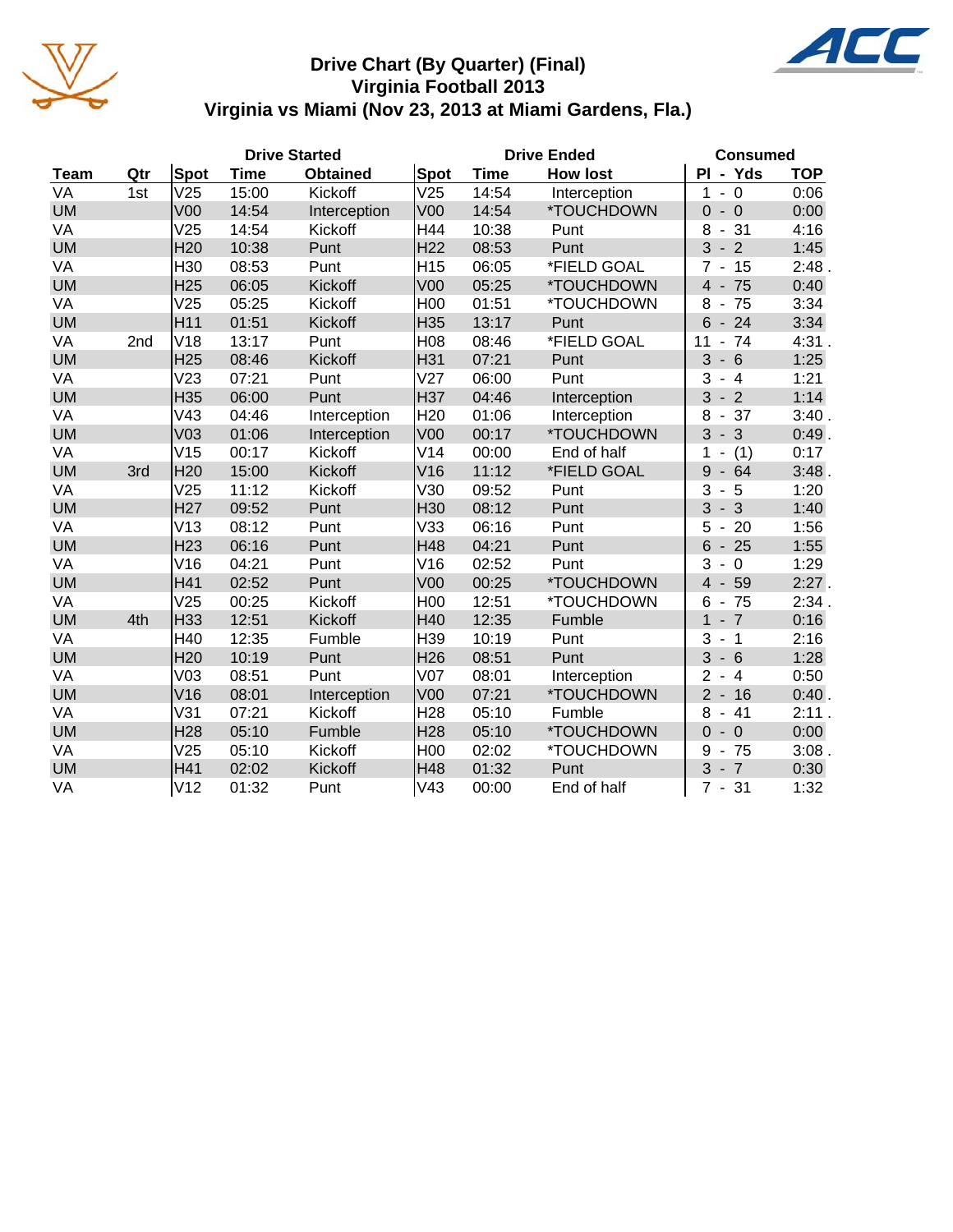# Drive Chart (By Quarter) (Final)
## Virginia Football 2013
## Virginia vs Miami (Nov 23, 2013 at Miami Gardens, Fla.)

| | | Drive Started | | | Drive Ended | | | Consumed | |
|---|---|---|---|---|---|---|---|---|---|
| Team | Qtr | Spot | Time | Obtained | Spot | Time | How lost | Pl - Yds | TOP |
| VA | 1st | V25 | 15:00 | Kickoff | V25 | 14:54 | Interception | 1 - 0 | 0:06 |
| UM | | V00 | 14:54 | Interception | V00 | 14:54 | *TOUCHDOWN | 0 - 0 | 0:00 |
| VA | | V25 | 14:54 | Kickoff | H44 | 10:38 | Punt | 8 - 31 | 4:16 |
| UM | | H20 | 10:38 | Punt | H22 | 08:53 | Punt | 3 - 2 | 1:45 |
| VA | | H30 | 08:53 | Punt | H15 | 06:05 | *FIELD GOAL | 7 - 15 | 2:48 . |
| UM | | H25 | 06:05 | Kickoff | V00 | 05:25 | *TOUCHDOWN | 4 - 75 | 0:40 |
| VA | | V25 | 05:25 | Kickoff | H00 | 01:51 | *TOUCHDOWN | 8 - 75 | 3:34 |
| UM | | H11 | 01:51 | Kickoff | H35 | 13:17 | Punt | 6 - 24 | 3:34 |
| VA | 2nd | V18 | 13:17 | Punt | H08 | 08:46 | *FIELD GOAL | 11 - 74 | 4:31 . |
| UM | | H25 | 08:46 | Kickoff | H31 | 07:21 | Punt | 3 - 6 | 1:25 |
| VA | | V23 | 07:21 | Punt | V27 | 06:00 | Punt | 3 - 4 | 1:21 |
| UM | | H35 | 06:00 | Punt | H37 | 04:46 | Interception | 3 - 2 | 1:14 |
| VA | | V43 | 04:46 | Interception | H20 | 01:06 | Interception | 8 - 37 | 3:40 . |
| UM | | V03 | 01:06 | Interception | V00 | 00:17 | *TOUCHDOWN | 3 - 3 | 0:49 . |
| VA | | V15 | 00:17 | Kickoff | V14 | 00:00 | End of half | 1 - (1) | 0:17 |
| UM | 3rd | H20 | 15:00 | Kickoff | V16 | 11:12 | *FIELD GOAL | 9 - 64 | 3:48 . |
| VA | | V25 | 11:12 | Kickoff | V30 | 09:52 | Punt | 3 - 5 | 1:20 |
| UM | | H27 | 09:52 | Punt | H30 | 08:12 | Punt | 3 - 3 | 1:40 |
| VA | | V13 | 08:12 | Punt | V33 | 06:16 | Punt | 5 - 20 | 1:56 |
| UM | | H23 | 06:16 | Punt | H48 | 04:21 | Punt | 6 - 25 | 1:55 |
| VA | | V16 | 04:21 | Punt | V16 | 02:52 | Punt | 3 - 0 | 1:29 |
| UM | | H41 | 02:52 | Punt | V00 | 00:25 | *TOUCHDOWN | 4 - 59 | 2:27 . |
| VA | | V25 | 00:25 | Kickoff | H00 | 12:51 | *TOUCHDOWN | 6 - 75 | 2:34 . |
| UM | 4th | H33 | 12:51 | Kickoff | H40 | 12:35 | Fumble | 1 - 7 | 0:16 |
| VA | | H40 | 12:35 | Fumble | H39 | 10:19 | Punt | 3 - 1 | 2:16 |
| UM | | H20 | 10:19 | Punt | H26 | 08:51 | Punt | 3 - 6 | 1:28 |
| VA | | V03 | 08:51 | Punt | V07 | 08:01 | Interception | 2 - 4 | 0:50 |
| UM | | V16 | 08:01 | Interception | V00 | 07:21 | *TOUCHDOWN | 2 - 16 | 0:40 . |
| VA | | V31 | 07:21 | Kickoff | H28 | 05:10 | Fumble | 8 - 41 | 2:11 . |
| UM | | H28 | 05:10 | Fumble | H28 | 05:10 | *TOUCHDOWN | 0 - 0 | 0:00 |
| VA | | V25 | 05:10 | Kickoff | H00 | 02:02 | *TOUCHDOWN | 9 - 75 | 3:08 . |
| UM | | H41 | 02:02 | Kickoff | H48 | 01:32 | Punt | 3 - 7 | 0:30 |
| VA | | V12 | 01:32 | Punt | V43 | 00:00 | End of half | 7 - 31 | 1:32 |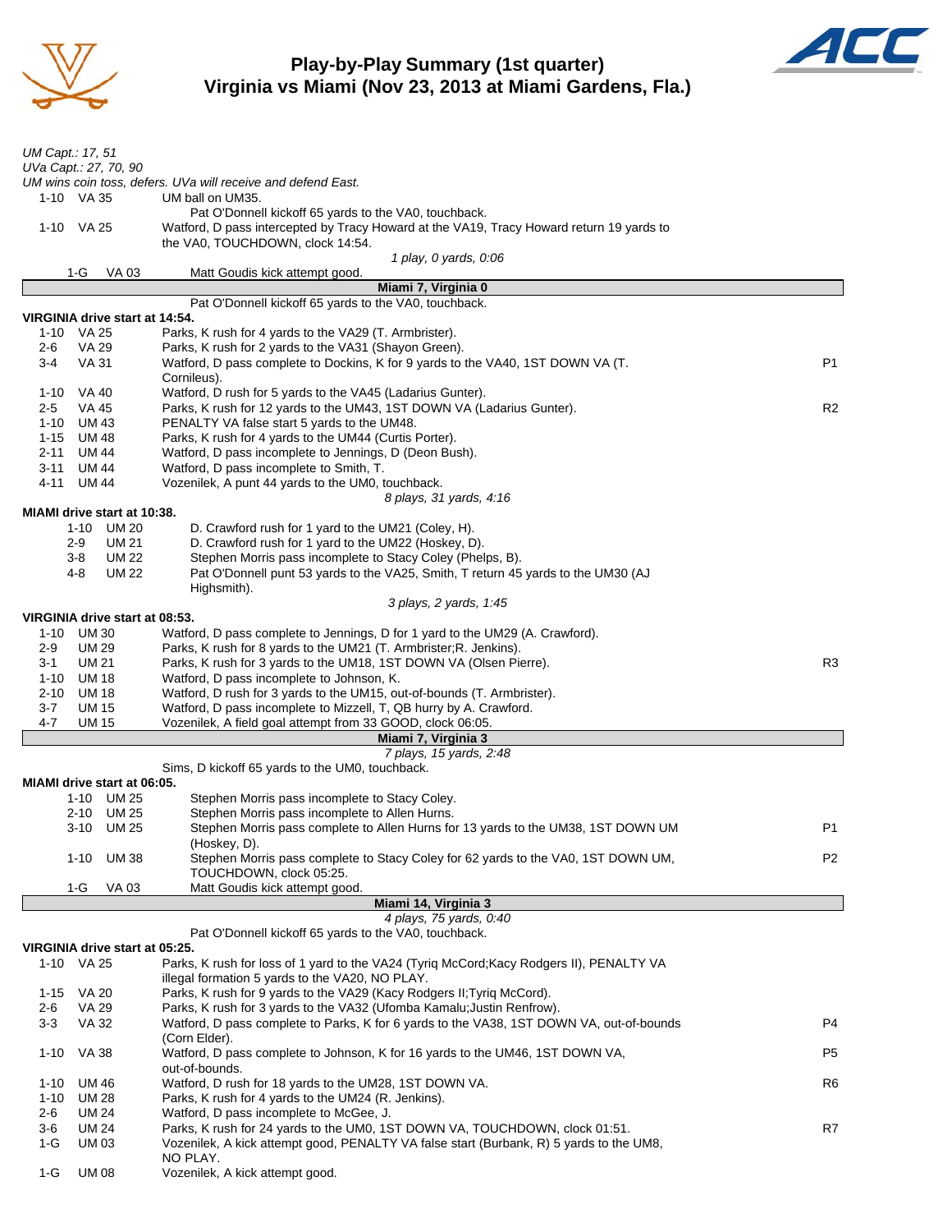# Play-by-Play Summary (1st quarter)
## Virginia vs Miami (Nov 23, 2013 at Miami Gardens, Fla.)

*UM Capt.: 17, 51*
*UVa Capt.: 27, 70, 90*
*UM wins coin toss, defers. UVa will receive and defend East.*

| Down | Spot | Play | |
|---|---|---|---|
| 1-10 | VA 35 | UM ball on UM35. | |
| | | Pat O'Donnell kickoff 65 yards to the VA0, touchback. | |
| 1-10 | VA 25 | Watford, D pass intercepted by Tracy Howard at the VA19, Tracy Howard return 19 yards to the VA0, TOUCHDOWN, clock 14:54. | |
| | | *1 play, 0 yards, 0:06* | |
| 1-G | VA 03 | Matt Goudis kick attempt good. | |
| | | **Miami 7, Virginia 0** | |
| | | Pat O'Donnell kickoff 65 yards to the VA0, touchback. | |

**VIRGINIA drive start at 14:54.**

| Down | Spot | Play | |
|---|---|---|---|
| 1-10 | VA 25 | Parks, K rush for 4 yards to the VA29 (T. Armbrister). | |
| 2-6 | VA 29 | Parks, K rush for 2 yards to the VA31 (Shayon Green). | |
| 3-4 | VA 31 | Watford, D pass complete to Dockins, K for 9 yards to the VA40, 1ST DOWN VA (T. Cornileus). | P1 |
| 1-10 | VA 40 | Watford, D rush for 5 yards to the VA45 (Ladarius Gunter). | |
| 2-5 | VA 45 | Parks, K rush for 12 yards to the UM43, 1ST DOWN VA (Ladarius Gunter). | R2 |
| 1-10 | UM 43 | PENALTY VA false start 5 yards to the UM48. | |
| 1-15 | UM 48 | Parks, K rush for 4 yards to the UM44 (Curtis Porter). | |
| 2-11 | UM 44 | Watford, D pass incomplete to Jennings, D (Deon Bush). | |
| 3-11 | UM 44 | Watford, D pass incomplete to Smith, T. | |
| 4-11 | UM 44 | Vozenilek, A punt 44 yards to the UM0, touchback. | |
| | | *8 plays, 31 yards, 4:16* | |

**MIAMI drive start at 10:38.**

| Down | Spot | Play | |
|---|---|---|---|
| 1-10 | UM 20 | D. Crawford rush for 1 yard to the UM21 (Coley, H). | |
| 2-9 | UM 21 | D. Crawford rush for 1 yard to the UM22 (Hoskey, D). | |
| 3-8 | UM 22 | Stephen Morris pass incomplete to Stacy Coley (Phelps, B). | |
| 4-8 | UM 22 | Pat O'Donnell punt 53 yards to the VA25, Smith, T return 45 yards to the UM30 (AJ Highsmith). | |
| | | *3 plays, 2 yards, 1:45* | |

**VIRGINIA drive start at 08:53.**

| Down | Spot | Play | |
|---|---|---|---|
| 1-10 | UM 30 | Watford, D pass complete to Jennings, D for 1 yard to the UM29 (A. Crawford). | |
| 2-9 | UM 29 | Parks, K rush for 8 yards to the UM21 (T. Armbrister;R. Jenkins). | |
| 3-1 | UM 21 | Parks, K rush for 3 yards to the UM18, 1ST DOWN VA (Olsen Pierre). | R3 |
| 1-10 | UM 18 | Watford, D pass incomplete to Johnson, K. | |
| 2-10 | UM 18 | Watford, D rush for 3 yards to the UM15, out-of-bounds (T. Armbrister). | |
| 3-7 | UM 15 | Watford, D pass incomplete to Mizzell, T, QB hurry by A. Crawford. | |
| 4-7 | UM 15 | Vozenilek, A field goal attempt from 33 GOOD, clock 06:05. | |
| | | **Miami 7, Virginia 3** | |
| | | *7 plays, 15 yards, 2:48* | |
| | | Sims, D kickoff 65 yards to the UM0, touchback. | |

**MIAMI drive start at 06:05.**

| Down | Spot | Play | |
|---|---|---|---|
| 1-10 | UM 25 | Stephen Morris pass incomplete to Stacy Coley. | |
| 2-10 | UM 25 | Stephen Morris pass incomplete to Allen Hurns. | |
| 3-10 | UM 25 | Stephen Morris pass complete to Allen Hurns for 13 yards to the UM38, 1ST DOWN UM (Hoskey, D). | P1 |
| 1-10 | UM 38 | Stephen Morris pass complete to Stacy Coley for 62 yards to the VA0, 1ST DOWN UM, TOUCHDOWN, clock 05:25. | P2 |
| 1-G | VA 03 | Matt Goudis kick attempt good. | |
| | | **Miami 14, Virginia 3** | |
| | | *4 plays, 75 yards, 0:40* | |
| | | Pat O'Donnell kickoff 65 yards to the VA0, touchback. | |

**VIRGINIA drive start at 05:25.**

| Down | Spot | Play | |
|---|---|---|---|
| 1-10 | VA 25 | Parks, K rush for loss of 1 yard to the VA24 (Tyriq McCord;Kacy Rodgers II), PENALTY VA illegal formation 5 yards to the VA20, NO PLAY. | |
| 1-15 | VA 20 | Parks, K rush for 9 yards to the VA29 (Kacy Rodgers II;Tyriq McCord). | |
| 2-6 | VA 29 | Parks, K rush for 3 yards to the VA32 (Ufomba Kamalu;Justin Renfrow). | |
| 3-3 | VA 32 | Watford, D pass complete to Parks, K for 6 yards to the VA38, 1ST DOWN VA, out-of-bounds (Corn Elder). | P4 |
| 1-10 | VA 38 | Watford, D pass complete to Johnson, K for 16 yards to the UM46, 1ST DOWN VA, out-of-bounds. | P5 |
| 1-10 | UM 46 | Watford, D rush for 18 yards to the UM28, 1ST DOWN VA. | R6 |
| 1-10 | UM 28 | Parks, K rush for 4 yards to the UM24 (R. Jenkins). | |
| 2-6 | UM 24 | Watford, D pass incomplete to McGee, J. | |
| 3-6 | UM 24 | Parks, K rush for 24 yards to the UM0, 1ST DOWN VA, TOUCHDOWN, clock 01:51. | R7 |
| 1-G | UM 03 | Vozenilek, A kick attempt good, PENALTY VA false start (Burbank, R) 5 yards to the UM8, NO PLAY. | |
| 1-G | UM 08 | Vozenilek, A kick attempt good. | |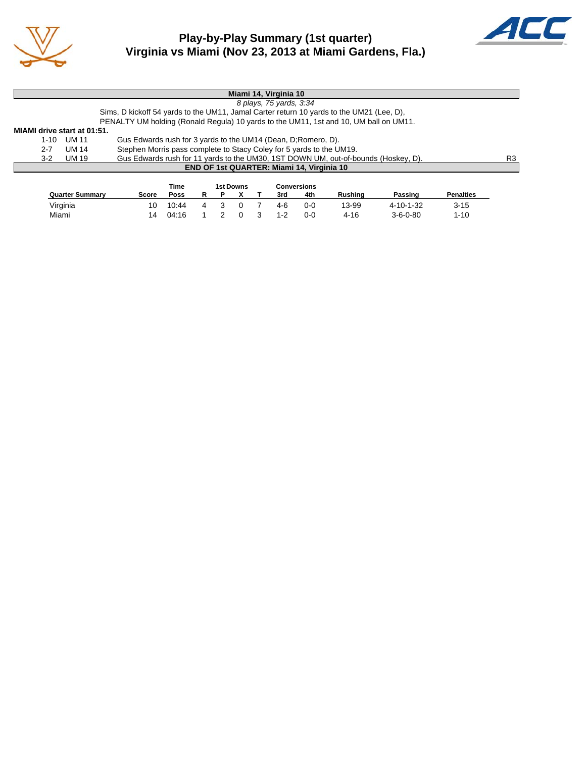# Play-by-Play Summary (1st quarter)
## Virginia vs Miami (Nov 23, 2013 at Miami Gardens, Fla.)

**Miami 14, Virginia 10**

*8 plays, 75 yards, 3:34*

Sims, D kickoff 54 yards to the UM11, Jamal Carter return 10 yards to the UM21 (Lee, D), PENALTY UM holding (Ronald Regula) 10 yards to the UM11, 1st and 10, UM ball on UM11.

**MIAMI drive start at 01:51.**

| | | | |
|---|---|---|---|
| 1-10 | UM 11 | Gus Edwards rush for 3 yards to the UM14 (Dean, D;Romero, D). | |
| 2-7 | UM 14 | Stephen Morris pass complete to Stacy Coley for 5 yards to the UM19. | |
| 3-2 | UM 19 | Gus Edwards rush for 11 yards to the UM30, 1ST DOWN UM, out-of-bounds (Hoskey, D). | R3 |

**END OF 1st QUARTER: Miami 14, Virginia 10**

| Quarter Summary | Score | Time Poss | 1st Downs R | 1st Downs P | 1st Downs X | 1st Downs T | Conversions 3rd | Conversions 4th | Rushing | Passing | Penalties |
|---|---|---|---|---|---|---|---|---|---|---|---|
| Virginia | 10 | 10:44 | 4 | 3 | 0 | 7 | 4-6 | 0-0 | 13-99 | 4-10-1-32 | 3-15 |
| Miami | 14 | 04:16 | 1 | 2 | 0 | 3 | 1-2 | 0-0 | 4-16 | 3-6-0-80 | 1-10 |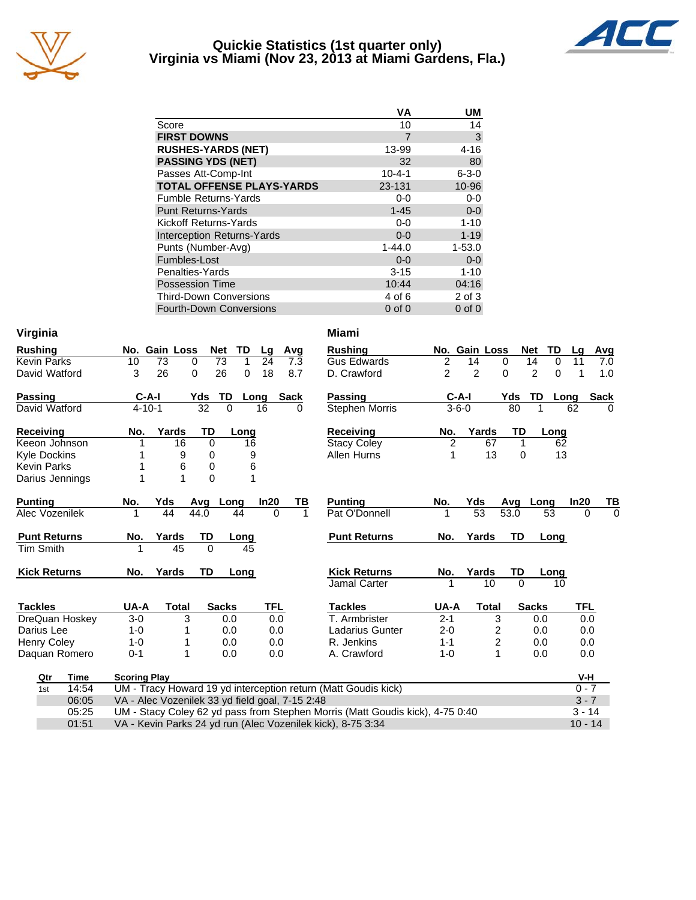# Quickie Statistics (1st quarter only)
## Virginia vs Miami (Nov 23, 2013 at Miami Gardens, Fla.)

| | VA | UM |
|---|---|---|
| Score | 10 | 14 |
| **FIRST DOWNS** | 7 | 3 |
| **RUSHES-YARDS (NET)** | 13-99 | 4-16 |
| **PASSING YDS (NET)** | 32 | 80 |
| Passes Att-Comp-Int | 10-4-1 | 6-3-0 |
| **TOTAL OFFENSE PLAYS-YARDS** | 23-131 | 10-96 |
| Fumble Returns-Yards | 0-0 | 0-0 |
| Punt Returns-Yards | 1-45 | 0-0 |
| Kickoff Returns-Yards | 0-0 | 1-10 |
| Interception Returns-Yards | 0-0 | 1-19 |
| Punts (Number-Avg) | 1-44.0 | 1-53.0 |
| Fumbles-Lost | 0-0 | 0-0 |
| Penalties-Yards | 3-15 | 1-10 |
| Possession Time | 10:44 | 04:16 |
| Third-Down Conversions | 4 of 6 | 2 of 3 |
| Fourth-Down Conversions | 0 of 0 | 0 of 0 |

### Virginia

| Rushing | No. | Gain | Loss | Net | TD | Lg | Avg |
|---|---|---|---|---|---|---|---|
| Kevin Parks | 10 | 73 | 0 | 73 | 1 | 24 | 7.3 |
| David Watford | 3 | 26 | 0 | 26 | 0 | 18 | 8.7 |

| Passing | C-A-I | Yds | TD | Long | Sack |
|---|---|---|---|---|---|
| David Watford | 4-10-1 | 32 | 0 | 16 | 0 |

| Receiving | No. | Yards | TD | Long |
|---|---|---|---|---|
| Keeon Johnson | 1 | 16 | 0 | 16 |
| Kyle Dockins | 1 | 9 | 0 | 9 |
| Kevin Parks | 1 | 6 | 0 | 6 |
| Darius Jennings | 1 | 1 | 0 | 1 |

| Punting | No. | Yds | Avg | Long | In20 | TB |
|---|---|---|---|---|---|---|
| Alec Vozenilek | 1 | 44 | 44.0 | 44 | 0 | 1 |

| Punt Returns | No. | Yards | TD | Long |
|---|---|---|---|---|
| Tim Smith | 1 | 45 | 0 | 45 |

| Kick Returns | No. | Yards | TD | Long |
|---|---|---|---|---|

| Tackles | UA-A | Total | Sacks | TFL |
|---|---|---|---|---|
| DreQuan Hoskey | 3-0 | 3 | 0.0 | 0.0 |
| Darius Lee | 1-0 | 1 | 0.0 | 0.0 |
| Henry Coley | 1-0 | 1 | 0.0 | 0.0 |
| Daquan Romero | 0-1 | 1 | 0.0 | 0.0 |

### Miami

| Rushing | No. | Gain | Loss | Net | TD | Lg | Avg |
|---|---|---|---|---|---|---|---|
| Gus Edwards | 2 | 14 | 0 | 14 | 0 | 11 | 7.0 |
| D. Crawford | 2 | 2 | 0 | 2 | 0 | 1 | 1.0 |

| Passing | C-A-I | Yds | TD | Long | Sack |
|---|---|---|---|---|---|
| Stephen Morris | 3-6-0 | 80 | 1 | 62 | 0 |

| Receiving | No. | Yards | TD | Long |
|---|---|---|---|---|
| Stacy Coley | 2 | 67 | 1 | 62 |
| Allen Hurns | 1 | 13 | 0 | 13 |

| Punting | No. | Yds | Avg | Long | In20 | TB |
|---|---|---|---|---|---|---|
| Pat O'Donnell | 1 | 53 | 53.0 | 53 | 0 | 0 |

| Punt Returns | No. | Yards | TD | Long |
|---|---|---|---|---|

| Kick Returns | No. | Yards | TD | Long |
|---|---|---|---|---|
| Jamal Carter | 1 | 10 | 0 | 10 |

| Tackles | UA-A | Total | Sacks | TFL |
|---|---|---|---|---|
| T. Armbrister | 2-1 | 3 | 0.0 | 0.0 |
| Ladarius Gunter | 2-0 | 2 | 0.0 | 0.0 |
| R. Jenkins | 1-1 | 2 | 0.0 | 0.0 |
| A. Crawford | 1-0 | 1 | 0.0 | 0.0 |

### Scoring

| Qtr | Time | Scoring Play | V-H |
|---|---|---|---|
| 1st | 14:54 | UM - Tracy Howard 19 yd interception return (Matt Goudis kick) | 0 - 7 |
| | 06:05 | VA - Alec Vozenilek 33 yd field goal, 7-15 2:48 | 3 - 7 |
| | 05:25 | UM - Stacy Coley 62 yd pass from Stephen Morris (Matt Goudis kick), 4-75 0:40 | 3 - 14 |
| | 01:51 | VA - Kevin Parks 24 yd run (Alec Vozenilek kick), 8-75 3:34 | 10 - 14 |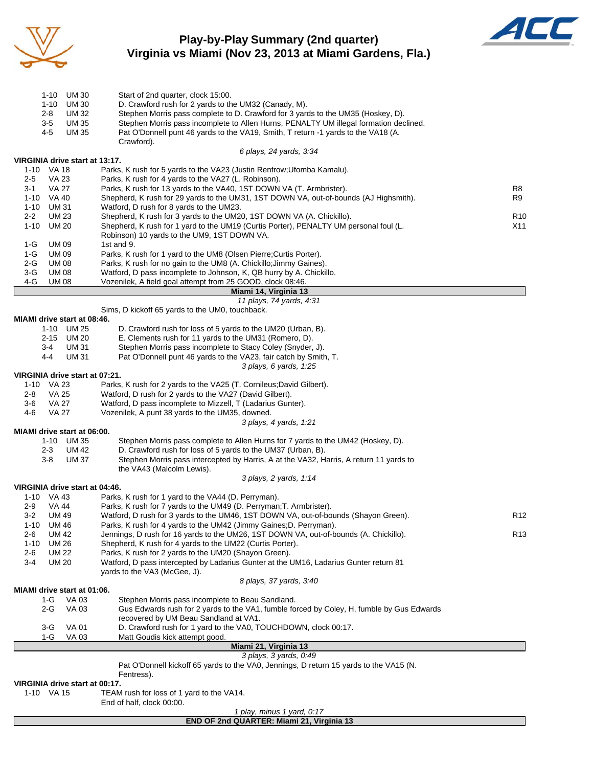# Play-by-Play Summary (2nd quarter)
## Virginia vs Miami (Nov 23, 2013 at Miami Gardens, Fla.)

| Down | Spot | Play | |
|---|---|---|---|
| 1-10 | UM 30 | Start of 2nd quarter, clock 15:00. | |
| 1-10 | UM 30 | D. Crawford rush for 2 yards to the UM32 (Canady, M). | |
| 2-8 | UM 32 | Stephen Morris pass complete to D. Crawford for 3 yards to the UM35 (Hoskey, D). | |
| 3-5 | UM 35 | Stephen Morris pass incomplete to Allen Hurns, PENALTY UM illegal formation declined. | |
| 4-5 | UM 35 | Pat O'Donnell punt 46 yards to the VA19, Smith, T return -1 yards to the VA18 (A. Crawford). | |
| | | *6 plays, 24 yards, 3:34* | |

**VIRGINIA drive start at 13:17.**

| Down | Spot | Play | |
|---|---|---|---|
| 1-10 | VA 18 | Parks, K rush for 5 yards to the VA23 (Justin Renfrow;Ufomba Kamalu). | |
| 2-5 | VA 23 | Parks, K rush for 4 yards to the VA27 (L. Robinson). | |
| 3-1 | VA 27 | Parks, K rush for 13 yards to the VA40, 1ST DOWN VA (T. Armbrister). | R8 |
| 1-10 | VA 40 | Shepherd, K rush for 29 yards to the UM31, 1ST DOWN VA, out-of-bounds (AJ Highsmith). | R9 |
| 1-10 | UM 31 | Watford, D rush for 8 yards to the UM23. | |
| 2-2 | UM 23 | Shepherd, K rush for 3 yards to the UM20, 1ST DOWN VA (A. Chickillo). | R10 |
| 1-10 | UM 20 | Shepherd, K rush for 1 yard to the UM19 (Curtis Porter), PENALTY UM personal foul (L. Robinson) 10 yards to the UM9, 1ST DOWN VA. | X11 |
| 1-G | UM 09 | 1st and 9. | |
| 1-G | UM 09 | Parks, K rush for 1 yard to the UM8 (Olsen Pierre;Curtis Porter). | |
| 2-G | UM 08 | Parks, K rush for no gain to the UM8 (A. Chickillo;Jimmy Gaines). | |
| 3-G | UM 08 | Watford, D pass incomplete to Johnson, K, QB hurry by A. Chickillo. | |
| 4-G | UM 08 | Vozenilek, A field goal attempt from 25 GOOD, clock 08:46. | |
| | | **Miami 14, Virginia 13** | |
| | | *11 plays, 74 yards, 4:31* | |
| | | Sims, D kickoff 65 yards to the UM0, touchback. | |

**MIAMI drive start at 08:46.**

| Down | Spot | Play |
|---|---|---|
| 1-10 | UM 25 | D. Crawford rush for loss of 5 yards to the UM20 (Urban, B). |
| 2-15 | UM 20 | E. Clements rush for 11 yards to the UM31 (Romero, D). |
| 3-4 | UM 31 | Stephen Morris pass incomplete to Stacy Coley (Snyder, J). |
| 4-4 | UM 31 | Pat O'Donnell punt 46 yards to the VA23, fair catch by Smith, T. |
| | | *3 plays, 6 yards, 1:25* |

**VIRGINIA drive start at 07:21.**

| Down | Spot | Play |
|---|---|---|
| 1-10 | VA 23 | Parks, K rush for 2 yards to the VA25 (T. Cornileus;David Gilbert). |
| 2-8 | VA 25 | Watford, D rush for 2 yards to the VA27 (David Gilbert). |
| 3-6 | VA 27 | Watford, D pass incomplete to Mizzell, T (Ladarius Gunter). |
| 4-6 | VA 27 | Vozenilek, A punt 38 yards to the UM35, downed. |
| | | *3 plays, 4 yards, 1:21* |

**MIAMI drive start at 06:00.**

| Down | Spot | Play |
|---|---|---|
| 1-10 | UM 35 | Stephen Morris pass complete to Allen Hurns for 7 yards to the UM42 (Hoskey, D). |
| 2-3 | UM 42 | D. Crawford rush for loss of 5 yards to the UM37 (Urban, B). |
| 3-8 | UM 37 | Stephen Morris pass intercepted by Harris, A at the VA32, Harris, A return 11 yards to the VA43 (Malcolm Lewis). |
| | | *3 plays, 2 yards, 1:14* |

**VIRGINIA drive start at 04:46.**

| Down | Spot | Play | |
|---|---|---|---|
| 1-10 | VA 43 | Parks, K rush for 1 yard to the VA44 (D. Perryman). | |
| 2-9 | VA 44 | Parks, K rush for 7 yards to the UM49 (D. Perryman;T. Armbrister). | |
| 3-2 | UM 49 | Watford, D rush for 3 yards to the UM46, 1ST DOWN VA, out-of-bounds (Shayon Green). | R12 |
| 1-10 | UM 46 | Parks, K rush for 4 yards to the UM42 (Jimmy Gaines;D. Perryman). | |
| 2-6 | UM 42 | Jennings, D rush for 16 yards to the UM26, 1ST DOWN VA, out-of-bounds (A. Chickillo). | R13 |
| 1-10 | UM 26 | Shepherd, K rush for 4 yards to the UM22 (Curtis Porter). | |
| 2-6 | UM 22 | Parks, K rush for 2 yards to the UM20 (Shayon Green). | |
| 3-4 | UM 20 | Watford, D pass intercepted by Ladarius Gunter at the UM16, Ladarius Gunter return 81 yards to the VA3 (McGee, J). | |
| | | *8 plays, 37 yards, 3:40* | |

**MIAMI drive start at 01:06.**

| Down | Spot | Play |
|---|---|---|
| 1-G | VA 03 | Stephen Morris pass incomplete to Beau Sandland. |
| 2-G | VA 03 | Gus Edwards rush for 2 yards to the VA1, fumble forced by Coley, H, fumble by Gus Edwards recovered by UM Beau Sandland at VA1. |
| 3-G | VA 01 | D. Crawford rush for 1 yard to the VA0, TOUCHDOWN, clock 00:17. |
| 1-G | VA 03 | Matt Goudis kick attempt good. |
| | | **Miami 21, Virginia 13** |
| | | *3 plays, 3 yards, 0:49* |
| | | Pat O'Donnell kickoff 65 yards to the VA0, Jennings, D return 15 yards to the VA15 (N. Fentress). |

**VIRGINIA drive start at 00:17.**

| Down | Spot | Play |
|---|---|---|
| 1-10 | VA 15 | TEAM rush for loss of 1 yard to the VA14. |
| | | End of half, clock 00:00. |
| | | *1 play, minus 1 yard, 0:17* |

**END OF 2nd QUARTER: Miami 21, Virginia 13**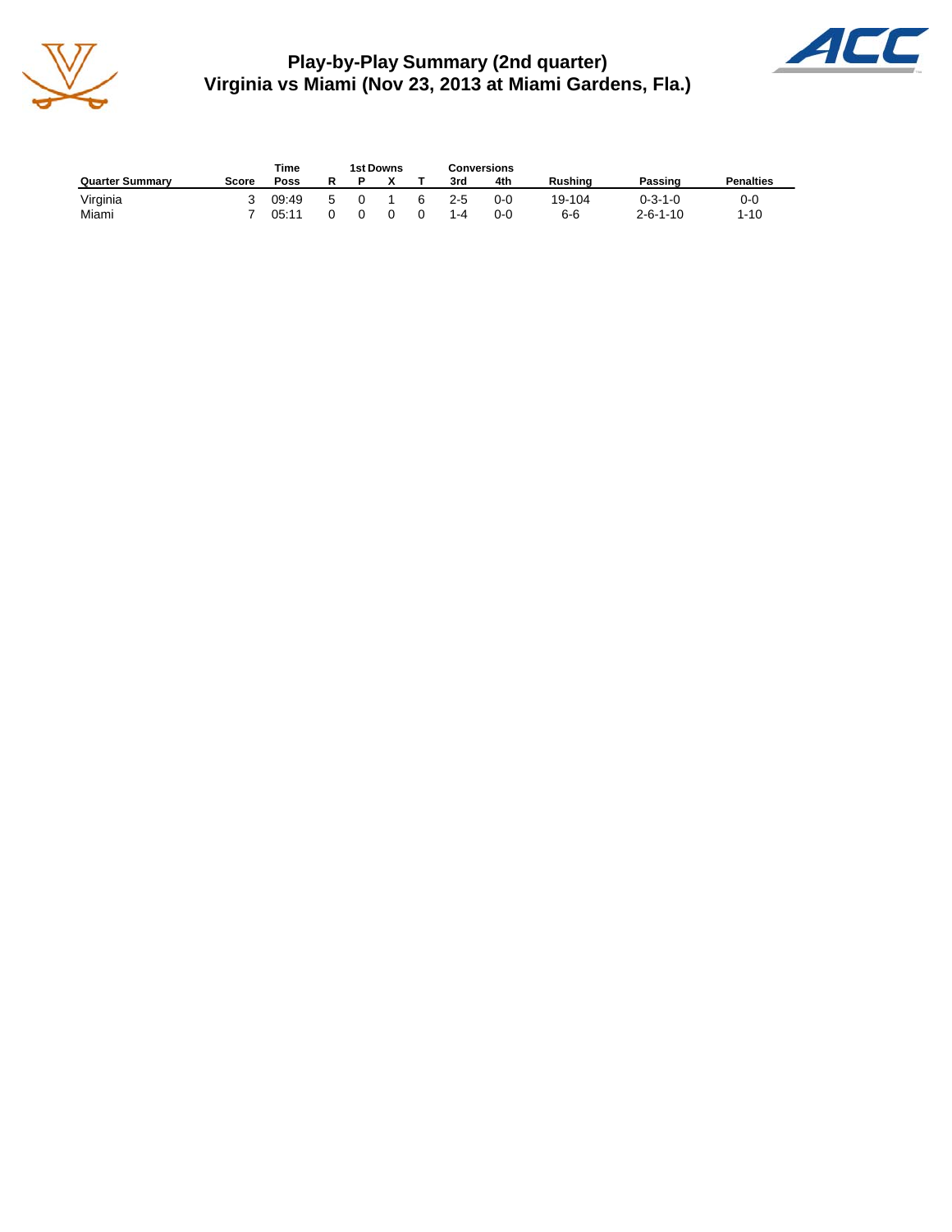# Play-by-Play Summary (2nd quarter)
## Virginia vs Miami (Nov 23, 2013 at Miami Gardens, Fla.)

| Quarter Summary | Score | Time Poss | 1st Downs R | P | X | T | Conversions 3rd | 4th | Rushing | Passing | Penalties |
|---|---|---|---|---|---|---|---|---|---|---|---|
| Virginia | 3 | 09:49 | 5 | 0 | 1 | 6 | 2-5 | 0-0 | 19-104 | 0-3-1-0 | 0-0 |
| Miami | 7 | 05:11 | 0 | 0 | 0 | 0 | 1-4 | 0-0 | 6-6 | 2-6-1-10 | 1-10 |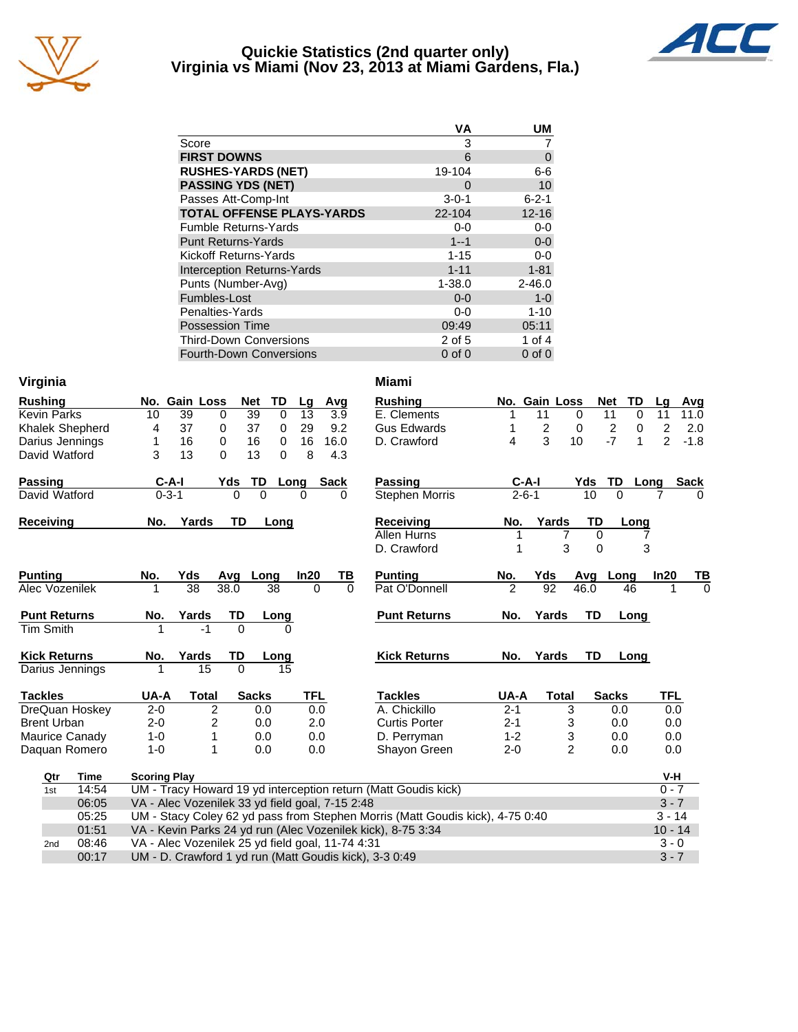# Quickie Statistics (2nd quarter only)
## Virginia vs Miami (Nov 23, 2013 at Miami Gardens, Fla.)

| | VA | UM |
|---|---|---|
| Score | 3 | 7 |
| **FIRST DOWNS** | 6 | 0 |
| **RUSHES-YARDS (NET)** | 19-104 | 6-6 |
| **PASSING YDS (NET)** | 0 | 10 |
| Passes Att-Comp-Int | 3-0-1 | 6-2-1 |
| **TOTAL OFFENSE PLAYS-YARDS** | 22-104 | 12-16 |
| Fumble Returns-Yards | 0-0 | 0-0 |
| Punt Returns-Yards | 1--1 | 0-0 |
| Kickoff Returns-Yards | 1-15 | 0-0 |
| Interception Returns-Yards | 1-11 | 1-81 |
| Punts (Number-Avg) | 1-38.0 | 2-46.0 |
| Fumbles-Lost | 0-0 | 1-0 |
| Penalties-Yards | 0-0 | 1-10 |
| Possession Time | 09:49 | 05:11 |
| Third-Down Conversions | 2 of 5 | 1 of 4 |
| Fourth-Down Conversions | 0 of 0 | 0 of 0 |

## Virginia

| Rushing | No. | Gain | Loss | Net | TD | Lg | Avg |
|---|---|---|---|---|---|---|---|
| Kevin Parks | 10 | 39 | 0 | 39 | 0 | 13 | 3.9 |
| Khalek Shepherd | 4 | 37 | 0 | 37 | 0 | 29 | 9.2 |
| Darius Jennings | 1 | 16 | 0 | 16 | 0 | 16 | 16.0 |
| David Watford | 3 | 13 | 0 | 13 | 0 | 8 | 4.3 |

| Passing | C-A-I | Yds | TD | Long | Sack |
|---|---|---|---|---|---|
| David Watford | 0-3-1 | 0 | 0 | 0 | 0 |

| Receiving | No. | Yards | TD | Long |
|---|---|---|---|---|

| Punting | No. | Yds | Avg | Long | In20 | TB |
|---|---|---|---|---|---|---|
| Alec Vozenilek | 1 | 38 | 38.0 | 38 | 0 | 0 |

| Punt Returns | No. | Yards | TD | Long |
|---|---|---|---|---|
| Tim Smith | 1 | -1 | 0 | 0 |

| Kick Returns | No. | Yards | TD | Long |
|---|---|---|---|---|
| Darius Jennings | 1 | 15 | 0 | 15 |

| Tackles | UA-A | Total | Sacks | TFL |
|---|---|---|---|---|
| DreQuan Hoskey | 2-0 | 2 | 0.0 | 0.0 |
| Brent Urban | 2-0 | 2 | 0.0 | 2.0 |
| Maurice Canady | 1-0 | 1 | 0.0 | 0.0 |
| Daquan Romero | 1-0 | 1 | 0.0 | 0.0 |

## Miami

| Rushing | No. | Gain | Loss | Net | TD | Lg | Avg |
|---|---|---|---|---|---|---|---|
| E. Clements | 1 | 11 | 0 | 11 | 0 | 11 | 11.0 |
| Gus Edwards | 1 | 2 | 0 | 2 | 0 | 2 | 2.0 |
| D. Crawford | 4 | 3 | 10 | -7 | 1 | 2 | -1.8 |

| Passing | C-A-I | Yds | TD | Long | Sack |
|---|---|---|---|---|---|
| Stephen Morris | 2-6-1 | 10 | 0 | 7 | 0 |

| Receiving | No. | Yards | TD | Long |
|---|---|---|---|---|
| Allen Hurns | 1 | 7 | 0 | 7 |
| D. Crawford | 1 | 3 | 0 | 3 |

| Punting | No. | Yds | Avg | Long | In20 | TB |
|---|---|---|---|---|---|---|
| Pat O'Donnell | 2 | 92 | 46.0 | 46 | 1 | 0 |

| Punt Returns | No. | Yards | TD | Long |
|---|---|---|---|---|

| Kick Returns | No. | Yards | TD | Long |
|---|---|---|---|---|

| Tackles | UA-A | Total | Sacks | TFL |
|---|---|---|---|---|
| A. Chickillo | 2-1 | 3 | 0.0 | 0.0 |
| Curtis Porter | 2-1 | 3 | 0.0 | 0.0 |
| D. Perryman | 1-2 | 3 | 0.0 | 0.0 |
| Shayon Green | 2-0 | 2 | 0.0 | 0.0 |

| Qtr | Time | Scoring Play | V-H |
|---|---|---|---|
| 1st | 14:54 | UM - Tracy Howard 19 yd interception return (Matt Goudis kick) | 0 - 7 |
| | 06:05 | VA - Alec Vozenilek 33 yd field goal, 7-15 2:48 | 3 - 7 |
| | 05:25 | UM - Stacy Coley 62 yd pass from Stephen Morris (Matt Goudis kick), 4-75 0:40 | 3 - 14 |
| | 01:51 | VA - Kevin Parks 24 yd run (Alec Vozenilek kick), 8-75 3:34 | 10 - 14 |
| 2nd | 08:46 | VA - Alec Vozenilek 25 yd field goal, 11-74 4:31 | 3 - 0 |
| | 00:17 | UM - D. Crawford 1 yd run (Matt Goudis kick), 3-3 0:49 | 3 - 7 |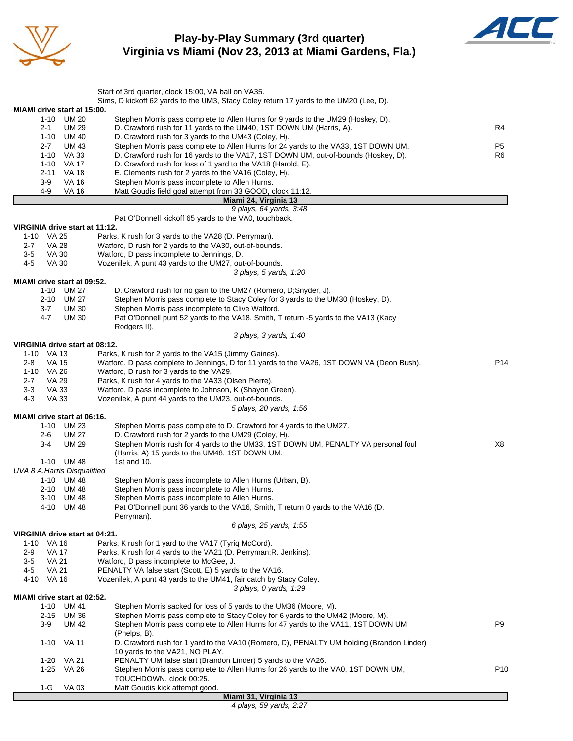# Play-by-Play Summary (3rd quarter)
## Virginia vs Miami (Nov 23, 2013 at Miami Gardens, Fla.)

Start of 3rd quarter, clock 15:00, VA ball on VA35.
Sims, D kickoff 62 yards to the UM3, Stacy Coley return 17 yards to the UM20 (Lee, D).

**MIAMI drive start at 15:00.**

| Down | Spot | Play | |
|---|---|---|---|
| 1-10 | UM 20 | Stephen Morris pass complete to Allen Hurns for 9 yards to the UM29 (Hoskey, D). | |
| 2-1 | UM 29 | D. Crawford rush for 11 yards to the UM40, 1ST DOWN UM (Harris, A). | R4 |
| 1-10 | UM 40 | D. Crawford rush for 3 yards to the UM43 (Coley, H). | |
| 2-7 | UM 43 | Stephen Morris pass complete to Allen Hurns for 24 yards to the VA33, 1ST DOWN UM. | P5 |
| 1-10 | VA 33 | D. Crawford rush for 16 yards to the VA17, 1ST DOWN UM, out-of-bounds (Hoskey, D). | R6 |
| 1-10 | VA 17 | D. Crawford rush for loss of 1 yard to the VA18 (Harold, E). | |
| 2-11 | VA 18 | E. Clements rush for 2 yards to the VA16 (Coley, H). | |
| 3-9 | VA 16 | Stephen Morris pass incomplete to Allen Hurns. | |
| 4-9 | VA 16 | Matt Goudis field goal attempt from 33 GOOD, clock 11:12. | |

**Miami 24, Virginia 13**

*9 plays, 64 yards, 3:48*

Pat O'Donnell kickoff 65 yards to the VA0, touchback.

**VIRGINIA drive start at 11:12.**

| Down | Spot | Play |
|---|---|---|
| 1-10 | VA 25 | Parks, K rush for 3 yards to the VA28 (D. Perryman). |
| 2-7 | VA 28 | Watford, D rush for 2 yards to the VA30, out-of-bounds. |
| 3-5 | VA 30 | Watford, D pass incomplete to Jennings, D. |
| 4-5 | VA 30 | Vozenilek, A punt 43 yards to the UM27, out-of-bounds. |

*3 plays, 5 yards, 1:20*

**MIAMI drive start at 09:52.**

| Down | Spot | Play |
|---|---|---|
| 1-10 | UM 27 | D. Crawford rush for no gain to the UM27 (Romero, D;Snyder, J). |
| 2-10 | UM 27 | Stephen Morris pass complete to Stacy Coley for 3 yards to the UM30 (Hoskey, D). |
| 3-7 | UM 30 | Stephen Morris pass incomplete to Clive Walford. |
| 4-7 | UM 30 | Pat O'Donnell punt 52 yards to the VA18, Smith, T return -5 yards to the VA13 (Kacy Rodgers II). |

*3 plays, 3 yards, 1:40*

**VIRGINIA drive start at 08:12.**

| Down | Spot | Play | |
|---|---|---|---|
| 1-10 | VA 13 | Parks, K rush for 2 yards to the VA15 (Jimmy Gaines). | |
| 2-8 | VA 15 | Watford, D pass complete to Jennings, D for 11 yards to the VA26, 1ST DOWN VA (Deon Bush). | P14 |
| 1-10 | VA 26 | Watford, D rush for 3 yards to the VA29. | |
| 2-7 | VA 29 | Parks, K rush for 4 yards to the VA33 (Olsen Pierre). | |
| 3-3 | VA 33 | Watford, D pass incomplete to Johnson, K (Shayon Green). | |
| 4-3 | VA 33 | Vozenilek, A punt 44 yards to the UM23, out-of-bounds. | |

*5 plays, 20 yards, 1:56*

**MIAMI drive start at 06:16.**

| Down | Spot | Play | |
|---|---|---|---|
| 1-10 | UM 23 | Stephen Morris pass complete to D. Crawford for 4 yards to the UM27. | |
| 2-6 | UM 27 | D. Crawford rush for 2 yards to the UM29 (Coley, H). | |
| 3-4 | UM 29 | Stephen Morris rush for 4 yards to the UM33, 1ST DOWN UM, PENALTY VA personal foul (Harris, A) 15 yards to the UM48, 1ST DOWN UM. | X8 |
| 1-10 | UM 48 | 1st and 10. | |

*UVA 8 A.Harris Disqualified*

| Down | Spot | Play |
|---|---|---|
| 1-10 | UM 48 | Stephen Morris pass incomplete to Allen Hurns (Urban, B). |
| 2-10 | UM 48 | Stephen Morris pass incomplete to Allen Hurns. |
| 3-10 | UM 48 | Stephen Morris pass incomplete to Allen Hurns. |
| 4-10 | UM 48 | Pat O'Donnell punt 36 yards to the VA16, Smith, T return 0 yards to the VA16 (D. Perryman). |

*6 plays, 25 yards, 1:55*

**VIRGINIA drive start at 04:21.**

| Down | Spot | Play |
|---|---|---|
| 1-10 | VA 16 | Parks, K rush for 1 yard to the VA17 (Tyriq McCord). |
| 2-9 | VA 17 | Parks, K rush for 4 yards to the VA21 (D. Perryman;R. Jenkins). |
| 3-5 | VA 21 | Watford, D pass incomplete to McGee, J. |
| 4-5 | VA 21 | PENALTY VA false start (Scott, E) 5 yards to the VA16. |
| 4-10 | VA 16 | Vozenilek, A punt 43 yards to the UM41, fair catch by Stacy Coley. |

*3 plays, 0 yards, 1:29*

**MIAMI drive start at 02:52.**

| Down | Spot | Play | |
|---|---|---|---|
| 1-10 | UM 41 | Stephen Morris sacked for loss of 5 yards to the UM36 (Moore, M). | |
| 2-15 | UM 36 | Stephen Morris pass complete to Stacy Coley for 6 yards to the UM42 (Moore, M). | |
| 3-9 | UM 42 | Stephen Morris pass complete to Allen Hurns for 47 yards to the VA11, 1ST DOWN UM (Phelps, B). | P9 |
| 1-10 | VA 11 | D. Crawford rush for 1 yard to the VA10 (Romero, D), PENALTY UM holding (Brandon Linder) 10 yards to the VA21, NO PLAY. | |
| 1-20 | VA 21 | PENALTY UM false start (Brandon Linder) 5 yards to the VA26. | |
| 1-25 | VA 26 | Stephen Morris pass complete to Allen Hurns for 26 yards to the VA0, 1ST DOWN UM, TOUCHDOWN, clock 00:25. | P10 |
| 1-G | VA 03 | Matt Goudis kick attempt good. | |

**Miami 31, Virginia 13**

*4 plays, 59 yards, 2:27*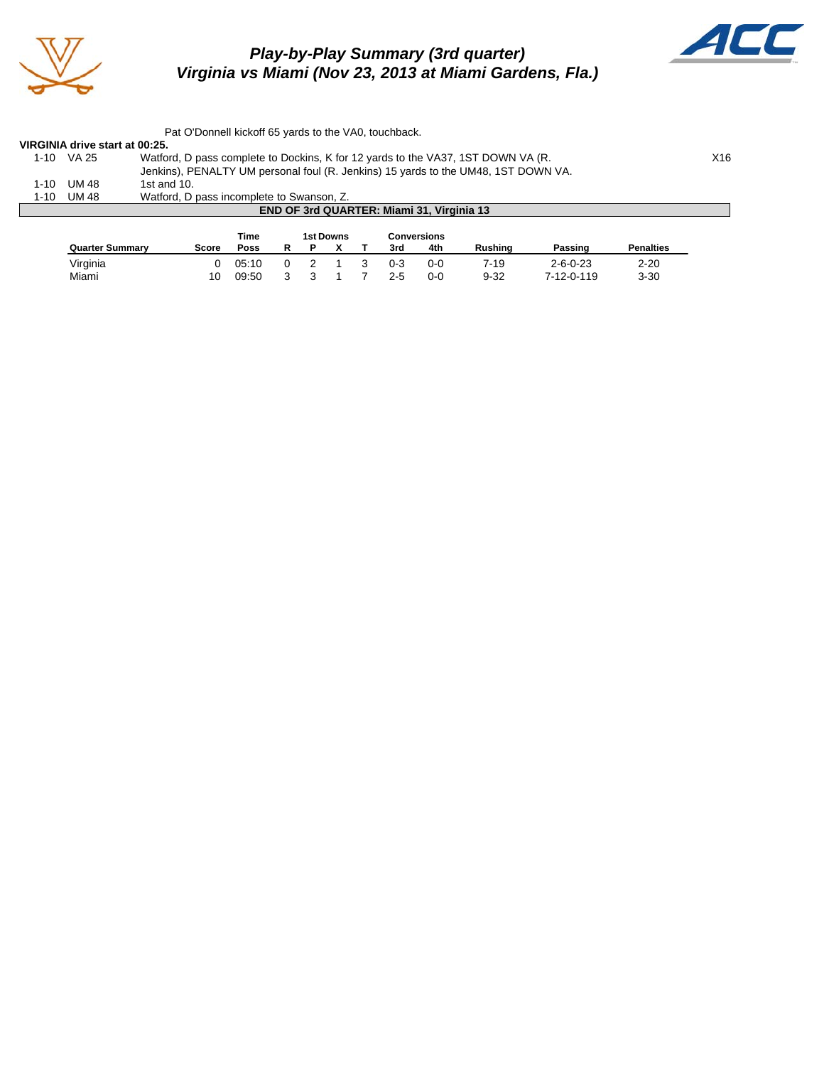# *Play-by-Play Summary (3rd quarter)*
## *Virginia vs Miami (Nov 23, 2013 at Miami Gardens, Fla.)*

Pat O'Donnell kickoff 65 yards to the VA0, touchback.

**VIRGINIA drive start at 00:25.**

| | | | |
|---|---|---|---|
| 1-10 | VA 25 | Watford, D pass complete to Dockins, K for 12 yards to the VA37, 1ST DOWN VA (R. Jenkins), PENALTY UM personal foul (R. Jenkins) 15 yards to the UM48, 1ST DOWN VA. | X16 |
| 1-10 | UM 48 | 1st and 10. | |
| 1-10 | UM 48 | Watford, D pass incomplete to Swanson, Z. | |

**END OF 3rd QUARTER: Miami 31, Virginia 13**

| Quarter Summary | Score | Time Poss | 1st Downs R | P | X | T | Conversions 3rd | 4th | Rushing | Passing | Penalties |
|---|---|---|---|---|---|---|---|---|---|---|---|
| Virginia | 0 | 05:10 | 0 | 2 | 1 | 3 | 0-3 | 0-0 | 7-19 | 2-6-0-23 | 2-20 |
| Miami | 10 | 09:50 | 3 | 3 | 1 | 7 | 2-5 | 0-0 | 9-32 | 7-12-0-119 | 3-30 |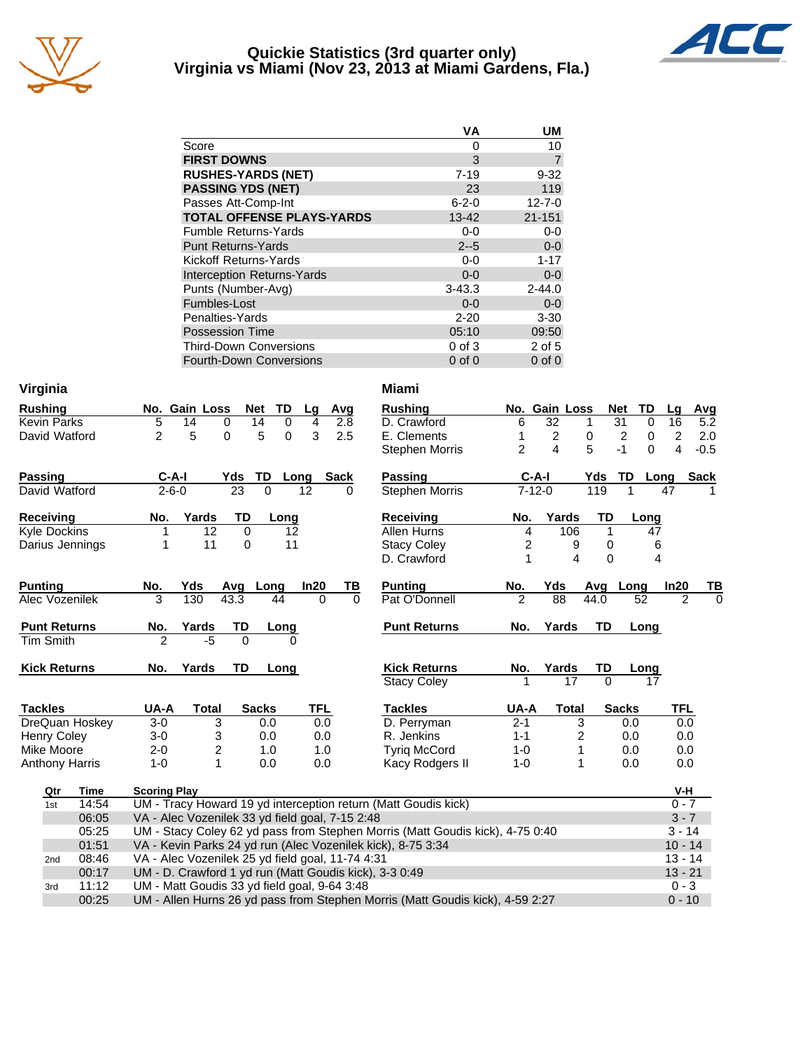# Quickie Statistics (3rd quarter only)
## Virginia vs Miami (Nov 23, 2013 at Miami Gardens, Fla.)

| | VA | UM |
|---|---|---|
| Score | 0 | 10 |
| **FIRST DOWNS** | 3 | 7 |
| **RUSHES-YARDS (NET)** | 7-19 | 9-32 |
| **PASSING YDS (NET)** | 23 | 119 |
| Passes Att-Comp-Int | 6-2-0 | 12-7-0 |
| **TOTAL OFFENSE PLAYS-YARDS** | 13-42 | 21-151 |
| Fumble Returns-Yards | 0-0 | 0-0 |
| Punt Returns-Yards | 2--5 | 0-0 |
| Kickoff Returns-Yards | 0-0 | 1-17 |
| Interception Returns-Yards | 0-0 | 0-0 |
| Punts (Number-Avg) | 3-43.3 | 2-44.0 |
| Fumbles-Lost | 0-0 | 0-0 |
| Penalties-Yards | 2-20 | 3-30 |
| Possession Time | 05:10 | 09:50 |
| Third-Down Conversions | 0 of 3 | 2 of 5 |
| Fourth-Down Conversions | 0 of 0 | 0 of 0 |

## Virginia

| Rushing | No. | Gain | Loss | Net | TD | Lg | Avg |
|---|---|---|---|---|---|---|---|
| Kevin Parks | 5 | 14 | 0 | 14 | 0 | 4 | 2.8 |
| David Watford | 2 | 5 | 0 | 5 | 0 | 3 | 2.5 |

| Passing | C-A-I | Yds | TD | Long | Sack |
|---|---|---|---|---|---|
| David Watford | 2-6-0 | 23 | 0 | 12 | 0 |

| Receiving | No. | Yards | TD | Long |
|---|---|---|---|---|
| Kyle Dockins | 1 | 12 | 0 | 12 |
| Darius Jennings | 1 | 11 | 0 | 11 |

| Punting | No. | Yds | Avg | Long | In20 | TB |
|---|---|---|---|---|---|---|
| Alec Vozenilek | 3 | 130 | 43.3 | 44 | 0 | 0 |

| Punt Returns | No. | Yards | TD | Long |
|---|---|---|---|---|
| Tim Smith | 2 | -5 | 0 | 0 |

| Kick Returns | No. | Yards | TD | Long |
|---|---|---|---|---|

| Tackles | UA-A | Total | Sacks | TFL |
|---|---|---|---|---|
| DreQuan Hoskey | 3-0 | 3 | 0.0 | 0.0 |
| Henry Coley | 3-0 | 3 | 0.0 | 0.0 |
| Mike Moore | 2-0 | 2 | 1.0 | 1.0 |
| Anthony Harris | 1-0 | 1 | 0.0 | 0.0 |

## Miami

| Rushing | No. | Gain | Loss | Net | TD | Lg | Avg |
|---|---|---|---|---|---|---|---|
| D. Crawford | 6 | 32 | 1 | 31 | 0 | 16 | 5.2 |
| E. Clements | 1 | 2 | 0 | 2 | 0 | 2 | 2.0 |
| Stephen Morris | 2 | 4 | 5 | -1 | 0 | 4 | -0.5 |

| Passing | C-A-I | Yds | TD | Long | Sack |
|---|---|---|---|---|---|
| Stephen Morris | 7-12-0 | 119 | 1 | 47 | 1 |

| Receiving | No. | Yards | TD | Long |
|---|---|---|---|---|
| Allen Hurns | 4 | 106 | 1 | 47 |
| Stacy Coley | 2 | 9 | 0 | 6 |
| D. Crawford | 1 | 4 | 0 | 4 |

| Punting | No. | Yds | Avg | Long | In20 | TB |
|---|---|---|---|---|---|---|
| Pat O'Donnell | 2 | 88 | 44.0 | 52 | 2 | 0 |

| Punt Returns | No. | Yards | TD | Long |
|---|---|---|---|---|

| Kick Returns | No. | Yards | TD | Long |
|---|---|---|---|---|
| Stacy Coley | 1 | 17 | 0 | 17 |

| Tackles | UA-A | Total | Sacks | TFL |
|---|---|---|---|---|
| D. Perryman | 2-1 | 3 | 0.0 | 0.0 |
| R. Jenkins | 1-1 | 2 | 0.0 | 0.0 |
| Tyriq McCord | 1-0 | 1 | 0.0 | 0.0 |
| Kacy Rodgers II | 1-0 | 1 | 0.0 | 0.0 |

## Scoring Plays

| Qtr | Time | Scoring Play | V-H |
|---|---|---|---|
| 1st | 14:54 | UM - Tracy Howard 19 yd interception return (Matt Goudis kick) | 0 - 7 |
| | 06:05 | VA - Alec Vozenilek 33 yd field goal, 7-15 2:48 | 3 - 7 |
| | 05:25 | UM - Stacy Coley 62 yd pass from Stephen Morris (Matt Goudis kick), 4-75 0:40 | 3 - 14 |
| | 01:51 | VA - Kevin Parks 24 yd run (Alec Vozenilek kick), 8-75 3:34 | 10 - 14 |
| 2nd | 08:46 | VA - Alec Vozenilek 25 yd field goal, 11-74 4:31 | 13 - 14 |
| | 00:17 | UM - D. Crawford 1 yd run (Matt Goudis kick), 3-3 0:49 | 13 - 21 |
| 3rd | 11:12 | UM - Matt Goudis 33 yd field goal, 9-64 3:48 | 0 - 3 |
| | 00:25 | UM - Allen Hurns 26 yd pass from Stephen Morris (Matt Goudis kick), 4-59 2:27 | 0 - 10 |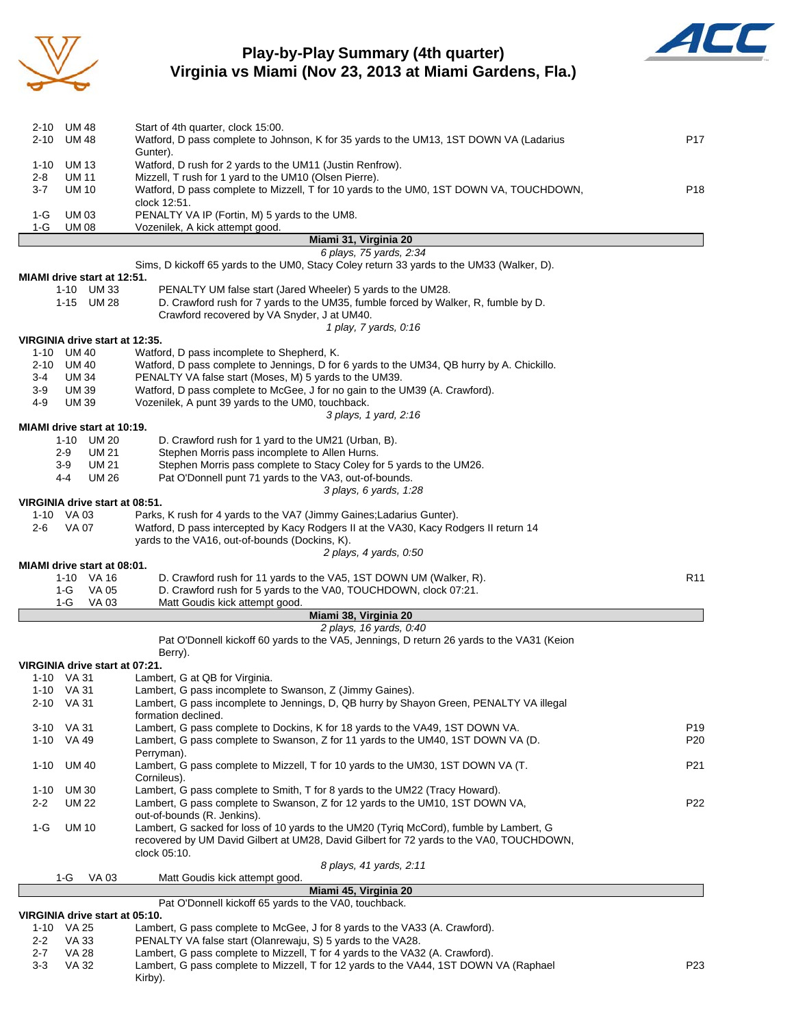# Play-by-Play Summary (4th quarter)
## Virginia vs Miami (Nov 23, 2013 at Miami Gardens, Fla.)

| Down | Spot | Play | |
|---|---|---|---|
| 2-10 | UM 48 | Start of 4th quarter, clock 15:00. | |
| 2-10 | UM 48 | Watford, D pass complete to Johnson, K for 35 yards to the UM13, 1ST DOWN VA (Ladarius Gunter). | P17 |
| 1-10 | UM 13 | Watford, D rush for 2 yards to the UM11 (Justin Renfrow). | |
| 2-8 | UM 11 | Mizzell, T rush for 1 yard to the UM10 (Olsen Pierre). | |
| 3-7 | UM 10 | Watford, D pass complete to Mizzell, T for 10 yards to the UM0, 1ST DOWN VA, TOUCHDOWN, clock 12:51. | P18 |
| 1-G | UM 03 | PENALTY VA IP (Fortin, M) 5 yards to the UM8. | |
| 1-G | UM 08 | Vozenilek, A kick attempt good. | |

**Miami 31, Virginia 20**

*6 plays, 75 yards, 2:34*

Sims, D kickoff 65 yards to the UM0, Stacy Coley return 33 yards to the UM33 (Walker, D).

**MIAMI drive start at 12:51.**

| Down | Spot | Play | |
|---|---|---|---|
| 1-10 | UM 33 | PENALTY UM false start (Jared Wheeler) 5 yards to the UM28. | |
| 1-15 | UM 28 | D. Crawford rush for 7 yards to the UM35, fumble forced by Walker, R, fumble by D. Crawford recovered by VA Snyder, J at UM40. | |

*1 play, 7 yards, 0:16*

**VIRGINIA drive start at 12:35.**

| Down | Spot | Play | |
|---|---|---|---|
| 1-10 | UM 40 | Watford, D pass incomplete to Shepherd, K. | |
| 2-10 | UM 40 | Watford, D pass complete to Jennings, D for 6 yards to the UM34, QB hurry by A. Chickillo. | |
| 3-4 | UM 34 | PENALTY VA false start (Moses, M) 5 yards to the UM39. | |
| 3-9 | UM 39 | Watford, D pass complete to McGee, J for no gain to the UM39 (A. Crawford). | |
| 4-9 | UM 39 | Vozenilek, A punt 39 yards to the UM0, touchback. | |

*3 plays, 1 yard, 2:16*

**MIAMI drive start at 10:19.**

| Down | Spot | Play | |
|---|---|---|---|
| 1-10 | UM 20 | D. Crawford rush for 1 yard to the UM21 (Urban, B). | |
| 2-9 | UM 21 | Stephen Morris pass incomplete to Allen Hurns. | |
| 3-9 | UM 21 | Stephen Morris pass complete to Stacy Coley for 5 yards to the UM26. | |
| 4-4 | UM 26 | Pat O'Donnell punt 71 yards to the VA3, out-of-bounds. | |

*3 plays, 6 yards, 1:28*

**VIRGINIA drive start at 08:51.**

| Down | Spot | Play | |
|---|---|---|---|
| 1-10 | VA 03 | Parks, K rush for 4 yards to the VA7 (Jimmy Gaines;Ladarius Gunter). | |
| 2-6 | VA 07 | Watford, D pass intercepted by Kacy Rodgers II at the VA30, Kacy Rodgers II return 14 yards to the VA16, out-of-bounds (Dockins, K). | |

*2 plays, 4 yards, 0:50*

**MIAMI drive start at 08:01.**

| Down | Spot | Play | |
|---|---|---|---|
| 1-10 | VA 16 | D. Crawford rush for 11 yards to the VA5, 1ST DOWN UM (Walker, R). | R11 |
| 1-G | VA 05 | D. Crawford rush for 5 yards to the VA0, TOUCHDOWN, clock 07:21. | |
| 1-G | VA 03 | Matt Goudis kick attempt good. | |

**Miami 38, Virginia 20**

*2 plays, 16 yards, 0:40*

Pat O'Donnell kickoff 60 yards to the VA5, Jennings, D return 26 yards to the VA31 (Keion Berry).

**VIRGINIA drive start at 07:21.**

| Down | Spot | Play | |
|---|---|---|---|
| 1-10 | VA 31 | Lambert, G at QB for Virginia. | |
| 1-10 | VA 31 | Lambert, G pass incomplete to Swanson, Z (Jimmy Gaines). | |
| 2-10 | VA 31 | Lambert, G pass incomplete to Jennings, D, QB hurry by Shayon Green, PENALTY VA illegal formation declined. | |
| 3-10 | VA 31 | Lambert, G pass complete to Dockins, K for 18 yards to the VA49, 1ST DOWN VA. | P19 |
| 1-10 | VA 49 | Lambert, G pass complete to Swanson, Z for 11 yards to the UM40, 1ST DOWN VA (D. Perryman). | P20 |
| 1-10 | UM 40 | Lambert, G pass complete to Mizzell, T for 10 yards to the UM30, 1ST DOWN VA (T. Cornileus). | P21 |
| 1-10 | UM 30 | Lambert, G pass complete to Smith, T for 8 yards to the UM22 (Tracy Howard). | |
| 2-2 | UM 22 | Lambert, G pass complete to Swanson, Z for 12 yards to the UM10, 1ST DOWN VA, out-of-bounds (R. Jenkins). | P22 |
| 1-G | UM 10 | Lambert, G sacked for loss of 10 yards to the UM20 (Tyriq McCord), fumble by Lambert, G recovered by UM David Gilbert at UM28, David Gilbert for 72 yards to the VA0, TOUCHDOWN, clock 05:10. | |

*8 plays, 41 yards, 2:11*

| Down | Spot | Play | |
|---|---|---|---|
| 1-G | VA 03 | Matt Goudis kick attempt good. | |

**Miami 45, Virginia 20**

Pat O'Donnell kickoff 65 yards to the VA0, touchback.

**VIRGINIA drive start at 05:10.**

| Down | Spot | Play | |
|---|---|---|---|
| 1-10 | VA 25 | Lambert, G pass complete to McGee, J for 8 yards to the VA33 (A. Crawford). | |
| 2-2 | VA 33 | PENALTY VA false start (Olanrewaju, S) 5 yards to the VA28. | |
| 2-7 | VA 28 | Lambert, G pass complete to Mizzell, T for 4 yards to the VA32 (A. Crawford). | |
| 3-3 | VA 32 | Lambert, G pass complete to Mizzell, T for 12 yards to the VA44, 1ST DOWN VA (Raphael Kirby). | P23 |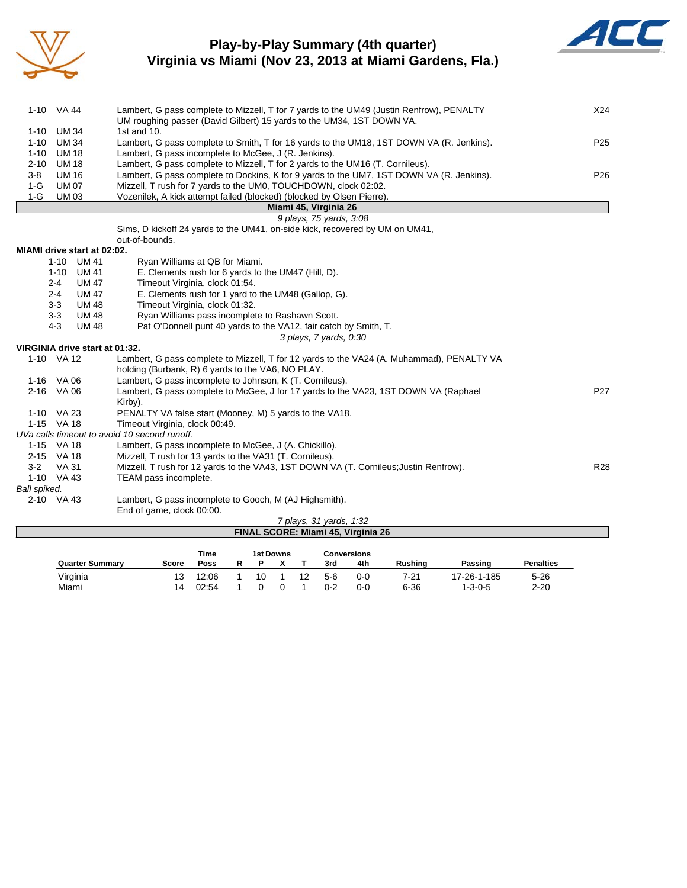# Play-by-Play Summary (4th quarter)
## Virginia vs Miami (Nov 23, 2013 at Miami Gardens, Fla.)

| Down | Spot | Play | |
|---|---|---|---|
| 1-10 | VA 44 | Lambert, G pass complete to Mizzell, T for 7 yards to the UM49 (Justin Renfrow), PENALTY UM roughing passer (David Gilbert) 15 yards to the UM34, 1ST DOWN VA. | X24 |
| 1-10 | UM 34 | 1st and 10. | |
| 1-10 | UM 34 | Lambert, G pass complete to Smith, T for 16 yards to the UM18, 1ST DOWN VA (R. Jenkins). | P25 |
| 1-10 | UM 18 | Lambert, G pass incomplete to McGee, J (R. Jenkins). | |
| 2-10 | UM 18 | Lambert, G pass complete to Mizzell, T for 2 yards to the UM16 (T. Cornileus). | |
| 3-8 | UM 16 | Lambert, G pass complete to Dockins, K for 9 yards to the UM7, 1ST DOWN VA (R. Jenkins). | P26 |
| 1-G | UM 07 | Mizzell, T rush for 7 yards to the UM0, TOUCHDOWN, clock 02:02. | |
| 1-G | UM 03 | Vozenilek, A kick attempt failed (blocked) (blocked by Olsen Pierre). | |

**Miami 45, Virginia 26**

*9 plays, 75 yards, 3:08*

Sims, D kickoff 24 yards to the UM41, on-side kick, recovered by UM on UM41, out-of-bounds.

**MIAMI drive start at 02:02.**

| Down | Spot | Play |
|---|---|---|
| 1-10 | UM 41 | Ryan Williams at QB for Miami. |
| 1-10 | UM 41 | E. Clements rush for 6 yards to the UM47 (Hill, D). |
| 2-4 | UM 47 | Timeout Virginia, clock 01:54. |
| 2-4 | UM 47 | E. Clements rush for 1 yard to the UM48 (Gallop, G). |
| 3-3 | UM 48 | Timeout Virginia, clock 01:32. |
| 3-3 | UM 48 | Ryan Williams pass incomplete to Rashawn Scott. |
| 4-3 | UM 48 | Pat O'Donnell punt 40 yards to the VA12, fair catch by Smith, T. |

*3 plays, 7 yards, 0:30*

**VIRGINIA drive start at 01:32.**

| Down | Spot | Play | |
|---|---|---|---|
| 1-10 | VA 12 | Lambert, G pass complete to Mizzell, T for 12 yards to the VA24 (A. Muhammad), PENALTY VA holding (Burbank, R) 6 yards to the VA6, NO PLAY. | |
| 1-16 | VA 06 | Lambert, G pass incomplete to Johnson, K (T. Cornileus). | |
| 2-16 | VA 06 | Lambert, G pass complete to McGee, J for 17 yards to the VA23, 1ST DOWN VA (Raphael Kirby). | P27 |
| 1-10 | VA 23 | PENALTY VA false start (Mooney, M) 5 yards to the VA18. | |
| 1-15 | VA 18 | Timeout Virginia, clock 00:49. | |

*UVa calls timeout to avoid 10 second runoff.*

| Down | Spot | Play | |
|---|---|---|---|
| 1-15 | VA 18 | Lambert, G pass incomplete to McGee, J (A. Chickillo). | |
| 2-15 | VA 18 | Mizzell, T rush for 13 yards to the VA31 (T. Cornileus). | |
| 3-2 | VA 31 | Mizzell, T rush for 12 yards to the VA43, 1ST DOWN VA (T. Cornileus;Justin Renfrow). | R28 |
| 1-10 | VA 43 | TEAM pass incomplete. | |

*Ball spiked.*

| Down | Spot | Play |
|---|---|---|
| 2-10 | VA 43 | Lambert, G pass incomplete to Gooch, M (AJ Highsmith). End of game, clock 00:00. |

*7 plays, 31 yards, 1:32*

**FINAL SCORE: Miami 45, Virginia 26**

| Quarter Summary | Score | Time Poss | 1st Downs R | 1st Downs P | 1st Downs X | 1st Downs T | Conversions 3rd | Conversions 4th | Rushing | Passing | Penalties |
|---|---|---|---|---|---|---|---|---|---|---|---|
| Virginia | 13 | 12:06 | 1 | 10 | 1 | 12 | 5-6 | 0-0 | 7-21 | 17-26-1-185 | 5-26 |
| Miami | 14 | 02:54 | 1 | 0 | 0 | 1 | 0-2 | 0-0 | 6-36 | 1-3-0-5 | 2-20 |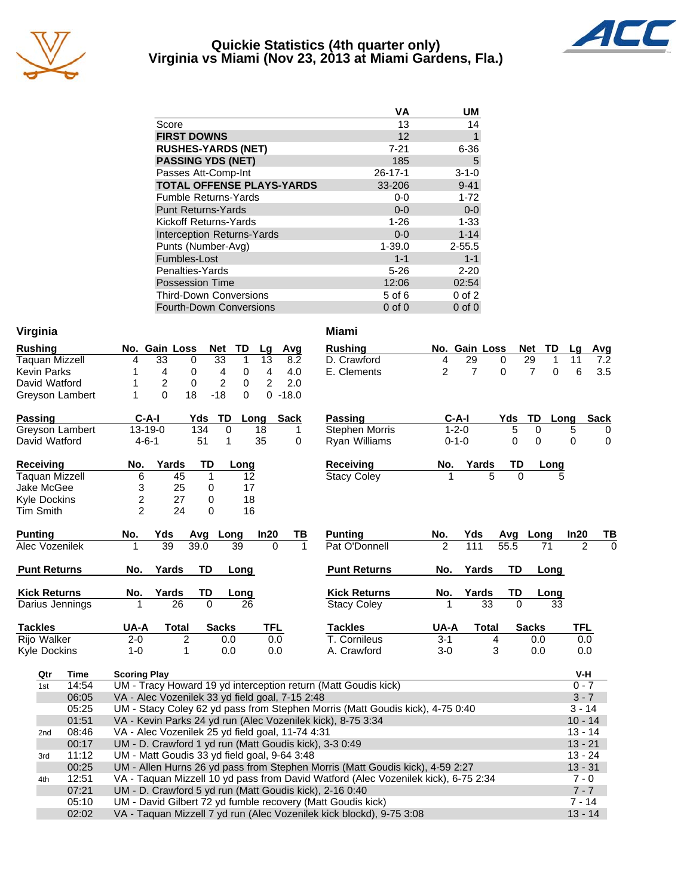# Quickie Statistics (4th quarter only)
## Virginia vs Miami (Nov 23, 2013 at Miami Gardens, Fla.)

| | VA | UM |
|---|---|---|
| Score | 13 | 14 |
| **FIRST DOWNS** | 12 | 1 |
| **RUSHES-YARDS (NET)** | 7-21 | 6-36 |
| **PASSING YDS (NET)** | 185 | 5 |
| Passes Att-Comp-Int | 26-17-1 | 3-1-0 |
| **TOTAL OFFENSE PLAYS-YARDS** | 33-206 | 9-41 |
| Fumble Returns-Yards | 0-0 | 1-72 |
| Punt Returns-Yards | 0-0 | 0-0 |
| Kickoff Returns-Yards | 1-26 | 1-33 |
| Interception Returns-Yards | 0-0 | 1-14 |
| Punts (Number-Avg) | 1-39.0 | 2-55.5 |
| Fumbles-Lost | 1-1 | 1-1 |
| Penalties-Yards | 5-26 | 2-20 |
| Possession Time | 12:06 | 02:54 |
| Third-Down Conversions | 5 of 6 | 0 of 2 |
| Fourth-Down Conversions | 0 of 0 | 0 of 0 |

## Virginia

| Rushing | No. | Gain | Loss | Net | TD | Lg | Avg |
|---|---|---|---|---|---|---|---|
| Taquan Mizzell | 4 | 33 | 0 | 33 | 1 | 13 | 8.2 |
| Kevin Parks | 1 | 4 | 0 | 4 | 0 | 4 | 4.0 |
| David Watford | 1 | 2 | 0 | 2 | 0 | 2 | 2.0 |
| Greyson Lambert | 1 | 0 | 18 | -18 | 0 | 0 | -18.0 |

| Passing | C-A-I | Yds | TD | Long | Sack |
|---|---|---|---|---|---|
| Greyson Lambert | 13-19-0 | 134 | 0 | 18 | 1 |
| David Watford | 4-6-1 | 51 | 1 | 35 | 0 |

| Receiving | No. | Yards | TD | Long |
|---|---|---|---|---|
| Taquan Mizzell | 6 | 45 | 1 | 12 |
| Jake McGee | 3 | 25 | 0 | 17 |
| Kyle Dockins | 2 | 27 | 0 | 18 |
| Tim Smith | 2 | 24 | 0 | 16 |

| Punting | No. | Yds | Avg | Long | In20 | TB |
|---|---|---|---|---|---|---|
| Alec Vozenilek | 1 | 39 | 39.0 | 39 | 0 | 1 |

| Punt Returns | No. | Yards | TD | Long |
|---|---|---|---|---|

| Kick Returns | No. | Yards | TD | Long |
|---|---|---|---|---|
| Darius Jennings | 1 | 26 | 0 | 26 |

| Tackles | UA-A | Total | Sacks | TFL |
|---|---|---|---|---|
| Rijo Walker | 2-0 | 2 | 0.0 | 0.0 |
| Kyle Dockins | 1-0 | 1 | 0.0 | 0.0 |

## Miami

| Rushing | No. | Gain | Loss | Net | TD | Lg | Avg |
|---|---|---|---|---|---|---|---|
| D. Crawford | 4 | 29 | 0 | 29 | 1 | 11 | 7.2 |
| E. Clements | 2 | 7 | 0 | 7 | 0 | 6 | 3.5 |

| Passing | C-A-I | Yds | TD | Long | Sack |
|---|---|---|---|---|---|
| Stephen Morris | 1-2-0 | 5 | 0 | 5 | 0 |
| Ryan Williams | 0-1-0 | 0 | 0 | 0 | 0 |

| Receiving | No. | Yards | TD | Long |
|---|---|---|---|---|
| Stacy Coley | 1 | 5 | 0 | 5 |

| Punting | No. | Yds | Avg | Long | In20 | TB |
|---|---|---|---|---|---|---|
| Pat O'Donnell | 2 | 111 | 55.5 | 71 | 2 | 0 |

| Punt Returns | No. | Yards | TD | Long |
|---|---|---|---|---|

| Kick Returns | No. | Yards | TD | Long |
|---|---|---|---|---|
| Stacy Coley | 1 | 33 | 0 | 33 |

| Tackles | UA-A | Total | Sacks | TFL |
|---|---|---|---|---|
| T. Cornileus | 3-1 | 4 | 0.0 | 0.0 |
| A. Crawford | 3-0 | 3 | 0.0 | 0.0 |

## Scoring Summary

| Qtr | Time | Scoring Play | V-H |
|---|---|---|---|
| 1st | 14:54 | UM - Tracy Howard 19 yd interception return (Matt Goudis kick) | 0 - 7 |
| | 06:05 | VA - Alec Vozenilek 33 yd field goal, 7-15 2:48 | 3 - 7 |
| | 05:25 | UM - Stacy Coley 62 yd pass from Stephen Morris (Matt Goudis kick), 4-75 0:40 | 3 - 14 |
| | 01:51 | VA - Kevin Parks 24 yd run (Alec Vozenilek kick), 8-75 3:34 | 10 - 14 |
| 2nd | 08:46 | VA - Alec Vozenilek 25 yd field goal, 11-74 4:31 | 13 - 14 |
| | 00:17 | UM - D. Crawford 1 yd run (Matt Goudis kick), 3-3 0:49 | 13 - 21 |
| 3rd | 11:12 | UM - Matt Goudis 33 yd field goal, 9-64 3:48 | 13 - 24 |
| | 00:25 | UM - Allen Hurns 26 yd pass from Stephen Morris (Matt Goudis kick), 4-59 2:27 | 13 - 31 |
| 4th | 12:51 | VA - Taquan Mizzell 10 yd pass from David Watford (Alec Vozenilek kick), 6-75 2:34 | 7 - 0 |
| | 07:21 | UM - D. Crawford 5 yd run (Matt Goudis kick), 2-16 0:40 | 7 - 7 |
| | 05:10 | UM - David Gilbert 72 yd fumble recovery (Matt Goudis kick) | 7 - 14 |
| | 02:02 | VA - Taquan Mizzell 7 yd run (Alec Vozenilek kick blockd), 9-75 3:08 | 13 - 14 |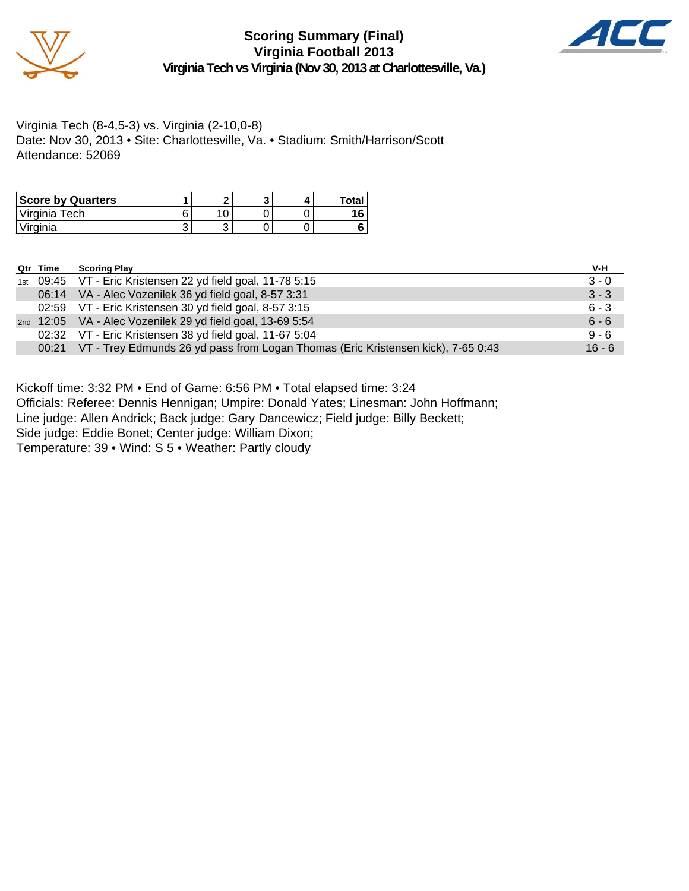# Scoring Summary (Final)
## Virginia Football 2013
### Virginia Tech vs Virginia (Nov 30, 2013 at Charlottesville, Va.)

Virginia Tech (8-4,5-3) vs. Virginia (2-10,0-8)
Date: Nov 30, 2013 • Site: Charlottesville, Va. • Stadium: Smith/Harrison/Scott
Attendance: 52069

| Score by Quarters | 1 | 2 | 3 | 4 | Total |
|---|---|---|---|---|---|
| Virginia Tech | 6 | 10 | 0 | 0 | **16** |
| Virginia | 3 | 3 | 0 | 0 | **6** |

| Qtr | Time | Scoring Play | V-H |
|---|---|---|---|
| 1st | 09:45 | VT - Eric Kristensen 22 yd field goal, 11-78 5:15 | 3 - 0 |
| | 06:14 | VA - Alec Vozenilek 36 yd field goal, 8-57 3:31 | 3 - 3 |
| | 02:59 | VT - Eric Kristensen 30 yd field goal, 8-57 3:15 | 6 - 3 |
| 2nd | 12:05 | VA - Alec Vozenilek 29 yd field goal, 13-69 5:54 | 6 - 6 |
| | 02:32 | VT - Eric Kristensen 38 yd field goal, 11-67 5:04 | 9 - 6 |
| | 00:21 | VT - Trey Edmunds 26 yd pass from Logan Thomas (Eric Kristensen kick), 7-65 0:43 | 16 - 6 |

Kickoff time: 3:32 PM • End of Game: 6:56 PM • Total elapsed time: 3:24
Officials: Referee: Dennis Hennigan; Umpire: Donald Yates; Linesman: John Hoffmann;
Line judge: Allen Andrick; Back judge: Gary Dancewicz; Field judge: Billy Beckett;
Side judge: Eddie Bonet; Center judge: William Dixon;
Temperature: 39 • Wind: S 5 • Weather: Partly cloudy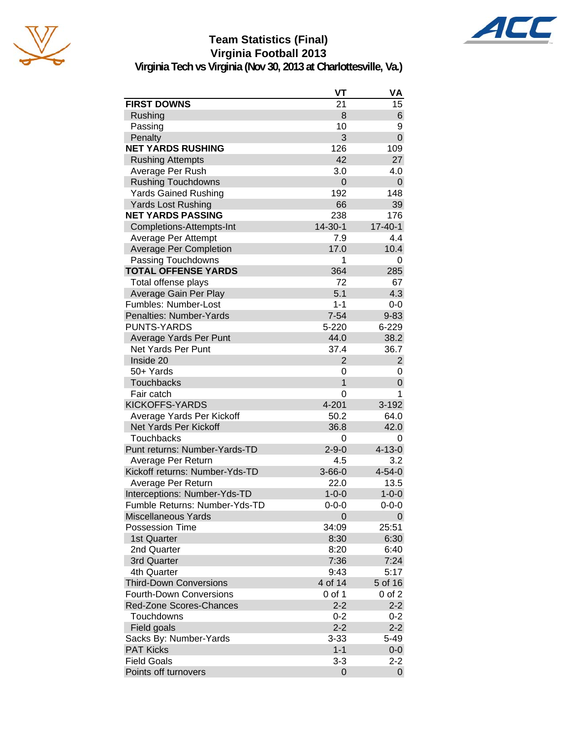# Team Statistics (Final)
## Virginia Football 2013
### Virginia Tech vs Virginia (Nov 30, 2013 at Charlottesville, Va.)

| | VT | VA |
|---|---|---|
| **FIRST DOWNS** | 21 | 15 |
| Rushing | 8 | 6 |
| Passing | 10 | 9 |
| Penalty | 3 | 0 |
| **NET YARDS RUSHING** | 126 | 109 |
| Rushing Attempts | 42 | 27 |
| Average Per Rush | 3.0 | 4.0 |
| Rushing Touchdowns | 0 | 0 |
| Yards Gained Rushing | 192 | 148 |
| Yards Lost Rushing | 66 | 39 |
| **NET YARDS PASSING** | 238 | 176 |
| Completions-Attempts-Int | 14-30-1 | 17-40-1 |
| Average Per Attempt | 7.9 | 4.4 |
| Average Per Completion | 17.0 | 10.4 |
| Passing Touchdowns | 1 | 0 |
| **TOTAL OFFENSE YARDS** | 364 | 285 |
| Total offense plays | 72 | 67 |
| Average Gain Per Play | 5.1 | 4.3 |
| Fumbles: Number-Lost | 1-1 | 0-0 |
| Penalties: Number-Yards | 7-54 | 9-83 |
| PUNTS-YARDS | 5-220 | 6-229 |
| Average Yards Per Punt | 44.0 | 38.2 |
| Net Yards Per Punt | 37.4 | 36.7 |
| Inside 20 | 2 | 2 |
| 50+ Yards | 0 | 0 |
| Touchbacks | 1 | 0 |
| Fair catch | 0 | 1 |
| KICKOFFS-YARDS | 4-201 | 3-192 |
| Average Yards Per Kickoff | 50.2 | 64.0 |
| Net Yards Per Kickoff | 36.8 | 42.0 |
| Touchbacks | 0 | 0 |
| Punt returns: Number-Yards-TD | 2-9-0 | 4-13-0 |
| Average Per Return | 4.5 | 3.2 |
| Kickoff returns: Number-Yds-TD | 3-66-0 | 4-54-0 |
| Average Per Return | 22.0 | 13.5 |
| Interceptions: Number-Yds-TD | 1-0-0 | 1-0-0 |
| Fumble Returns: Number-Yds-TD | 0-0-0 | 0-0-0 |
| Miscellaneous Yards | 0 | 0 |
| Possession Time | 34:09 | 25:51 |
| 1st Quarter | 8:30 | 6:30 |
| 2nd Quarter | 8:20 | 6:40 |
| 3rd Quarter | 7:36 | 7:24 |
| 4th Quarter | 9:43 | 5:17 |
| Third-Down Conversions | 4 of 14 | 5 of 16 |
| Fourth-Down Conversions | 0 of 1 | 0 of 2 |
| Red-Zone Scores-Chances | 2-2 | 2-2 |
| Touchdowns | 0-2 | 0-2 |
| Field goals | 2-2 | 2-2 |
| Sacks By: Number-Yards | 3-33 | 5-49 |
| PAT Kicks | 1-1 | 0-0 |
| Field Goals | 3-3 | 2-2 |
| Points off turnovers | 0 | 0 |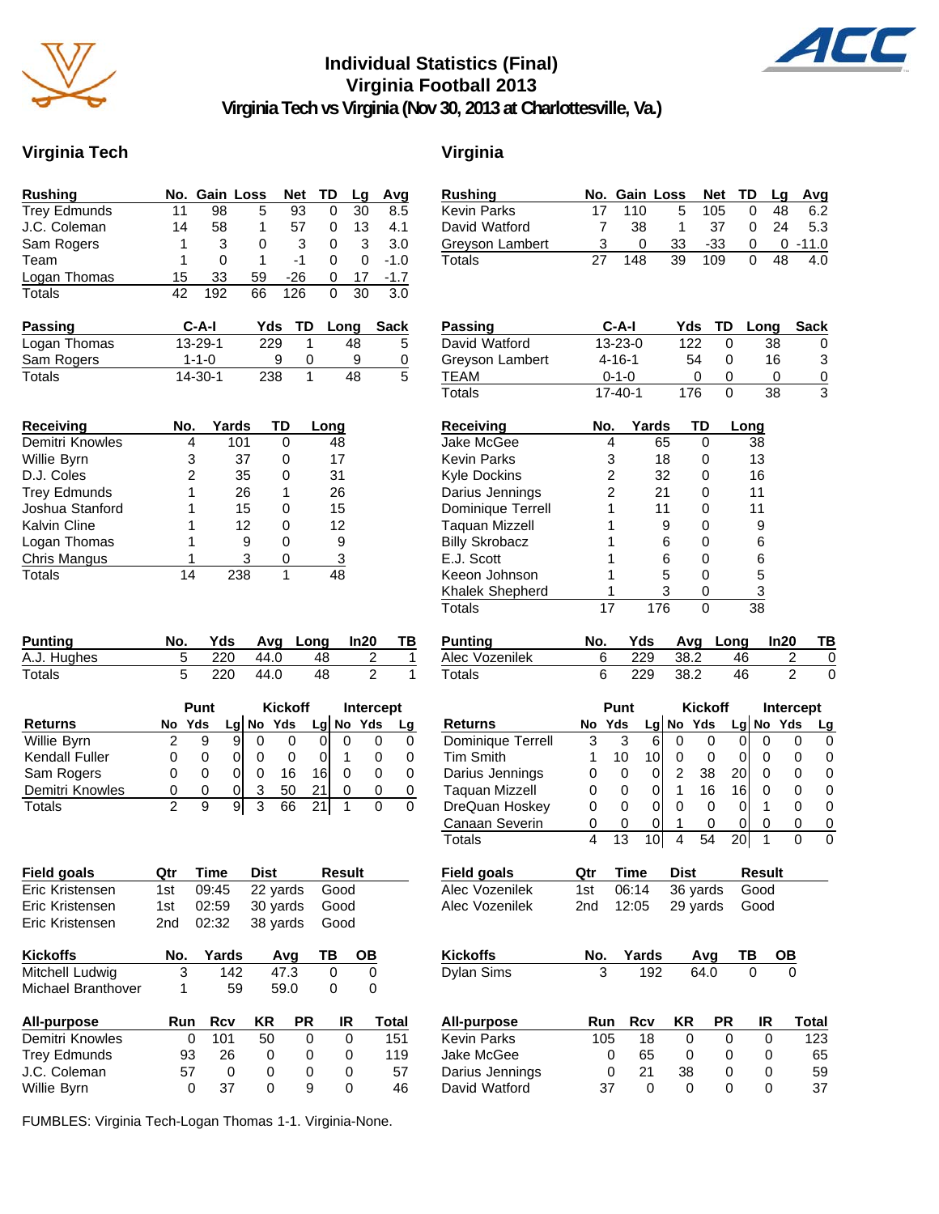# Individual Statistics (Final)
## Virginia Football 2013
### Virginia Tech vs Virginia (Nov 30, 2013 at Charlottesville, Va.)

## Virginia Tech

| Rushing | No. | Gain | Loss | Net | TD | Lg | Avg |
|---|---|---|---|---|---|---|---|
| Trey Edmunds | 11 | 98 | 5 | 93 | 0 | 30 | 8.5 |
| J.C. Coleman | 14 | 58 | 1 | 57 | 0 | 13 | 4.1 |
| Sam Rogers | 1 | 3 | 0 | 3 | 0 | 3 | 3.0 |
| Team | 1 | 0 | 1 | -1 | 0 | 0 | -1.0 |
| Logan Thomas | 15 | 33 | 59 | -26 | 0 | 17 | -1.7 |
| Totals | 42 | 192 | 66 | 126 | 0 | 30 | 3.0 |

| Passing | C-A-I | Yds | TD | Long | Sack |
|---|---|---|---|---|---|
| Logan Thomas | 13-29-1 | 229 | 1 | 48 | 5 |
| Sam Rogers | 1-1-0 | 9 | 0 | 9 | 0 |
| Totals | 14-30-1 | 238 | 1 | 48 | 5 |

| Receiving | No. | Yards | TD | Long |
|---|---|---|---|---|
| Demitri Knowles | 4 | 101 | 0 | 48 |
| Willie Byrn | 3 | 37 | 0 | 17 |
| D.J. Coles | 2 | 35 | 0 | 31 |
| Trey Edmunds | 1 | 26 | 1 | 26 |
| Joshua Stanford | 1 | 15 | 0 | 15 |
| Kalvin Cline | 1 | 12 | 0 | 12 |
| Logan Thomas | 1 | 9 | 0 | 9 |
| Chris Mangus | 1 | 3 | 0 | 3 |
| Totals | 14 | 238 | 1 | 48 |

| Punting | No. | Yds | Avg | Long | In20 | TB |
|---|---|---|---|---|---|---|
| A.J. Hughes | 5 | 220 | 44.0 | 48 | 2 | 1 |
| Totals | 5 | 220 | 44.0 | 48 | 2 | 1 |

| | Punt | | | Kickoff | | | Intercept | | |
|---|---|---|---|---|---|---|---|---|---|
| Returns | No | Yds | Lg | No | Yds | Lg | No | Yds | Lg |
| Willie Byrn | 2 | 9 | 9 | 0 | 0 | 0 | 0 | 0 | 0 |
| Kendall Fuller | 0 | 0 | 0 | 0 | 0 | 0 | 1 | 0 | 0 |
| Sam Rogers | 0 | 0 | 0 | 0 | 16 | 16 | 0 | 0 | 0 |
| Demitri Knowles | 0 | 0 | 0 | 3 | 50 | 21 | 0 | 0 | 0 |
| Totals | 2 | 9 | 9 | 3 | 66 | 21 | 1 | 0 | 0 |

| Field goals | Qtr | Time | Dist | Result |
|---|---|---|---|---|
| Eric Kristensen | 1st | 09:45 | 22 yards | Good |
| Eric Kristensen | 1st | 02:59 | 30 yards | Good |
| Eric Kristensen | 2nd | 02:32 | 38 yards | Good |

| Kickoffs | No. | Yards | Avg | TB | OB |
|---|---|---|---|---|---|
| Mitchell Ludwig | 3 | 142 | 47.3 | 0 | 0 |
| Michael Branthover | 1 | 59 | 59.0 | 0 | 0 |

| All-purpose | Run | Rcv | KR | PR | IR | Total |
|---|---|---|---|---|---|---|
| Demitri Knowles | 0 | 101 | 50 | 0 | 0 | 151 |
| Trey Edmunds | 93 | 26 | 0 | 0 | 0 | 119 |
| J.C. Coleman | 57 | 0 | 0 | 0 | 0 | 57 |
| Willie Byrn | 0 | 37 | 0 | 9 | 0 | 46 |

## Virginia

| Rushing | No. | Gain | Loss | Net | TD | Lg | Avg |
|---|---|---|---|---|---|---|---|
| Kevin Parks | 17 | 110 | 5 | 105 | 0 | 48 | 6.2 |
| David Watford | 7 | 38 | 1 | 37 | 0 | 24 | 5.3 |
| Greyson Lambert | 3 | 0 | 33 | -33 | 0 | 0 | -11.0 |
| Totals | 27 | 148 | 39 | 109 | 0 | 48 | 4.0 |

| Passing | C-A-I | Yds | TD | Long | Sack |
|---|---|---|---|---|---|
| David Watford | 13-23-0 | 122 | 0 | 38 | 0 |
| Greyson Lambert | 4-16-1 | 54 | 0 | 16 | 3 |
| TEAM | 0-1-0 | 0 | 0 | 0 | 0 |
| Totals | 17-40-1 | 176 | 0 | 38 | 3 |

| Receiving | No. | Yards | TD | Long |
|---|---|---|---|---|
| Jake McGee | 4 | 65 | 0 | 38 |
| Kevin Parks | 3 | 18 | 0 | 13 |
| Kyle Dockins | 2 | 32 | 0 | 16 |
| Darius Jennings | 2 | 21 | 0 | 11 |
| Dominique Terrell | 1 | 11 | 0 | 11 |
| Taquan Mizzell | 1 | 9 | 0 | 9 |
| Billy Skrobacz | 1 | 6 | 0 | 6 |
| E.J. Scott | 1 | 6 | 0 | 6 |
| Keeon Johnson | 1 | 5 | 0 | 5 |
| Khalek Shepherd | 1 | 3 | 0 | 3 |
| Totals | 17 | 176 | 0 | 38 |

| Punting | No. | Yds | Avg | Long | In20 | TB |
|---|---|---|---|---|---|---|
| Alec Vozenilek | 6 | 229 | 38.2 | 46 | 2 | 0 |
| Totals | 6 | 229 | 38.2 | 46 | 2 | 0 |

| | Punt | | | Kickoff | | | Intercept | | |
|---|---|---|---|---|---|---|---|---|---|
| Returns | No | Yds | Lg | No | Yds | Lg | No | Yds | Lg |
| Dominique Terrell | 3 | 3 | 6 | 0 | 0 | 0 | 0 | 0 | 0 |
| Tim Smith | 1 | 10 | 10 | 0 | 0 | 0 | 0 | 0 | 0 |
| Darius Jennings | 0 | 0 | 0 | 2 | 38 | 20 | 0 | 0 | 0 |
| Taquan Mizzell | 0 | 0 | 0 | 1 | 16 | 16 | 0 | 0 | 0 |
| DreQuan Hoskey | 0 | 0 | 0 | 0 | 0 | 0 | 1 | 0 | 0 |
| Canaan Severin | 0 | 0 | 0 | 1 | 0 | 0 | 0 | 0 | 0 |
| Totals | 4 | 13 | 10 | 4 | 54 | 20 | 1 | 0 | 0 |

| Field goals | Qtr | Time | Dist | Result |
|---|---|---|---|---|
| Alec Vozenilek | 1st | 06:14 | 36 yards | Good |
| Alec Vozenilek | 2nd | 12:05 | 29 yards | Good |

| Kickoffs | No. | Yards | Avg | TB | OB |
|---|---|---|---|---|---|
| Dylan Sims | 3 | 192 | 64.0 | 0 | 0 |

| All-purpose | Run | Rcv | KR | PR | IR | Total |
|---|---|---|---|---|---|---|
| Kevin Parks | 105 | 18 | 0 | 0 | 0 | 123 |
| Jake McGee | 0 | 65 | 0 | 0 | 0 | 65 |
| Darius Jennings | 0 | 21 | 38 | 0 | 0 | 59 |
| David Watford | 37 | 0 | 0 | 0 | 0 | 37 |

FUMBLES: Virginia Tech-Logan Thomas 1-1. Virginia-None.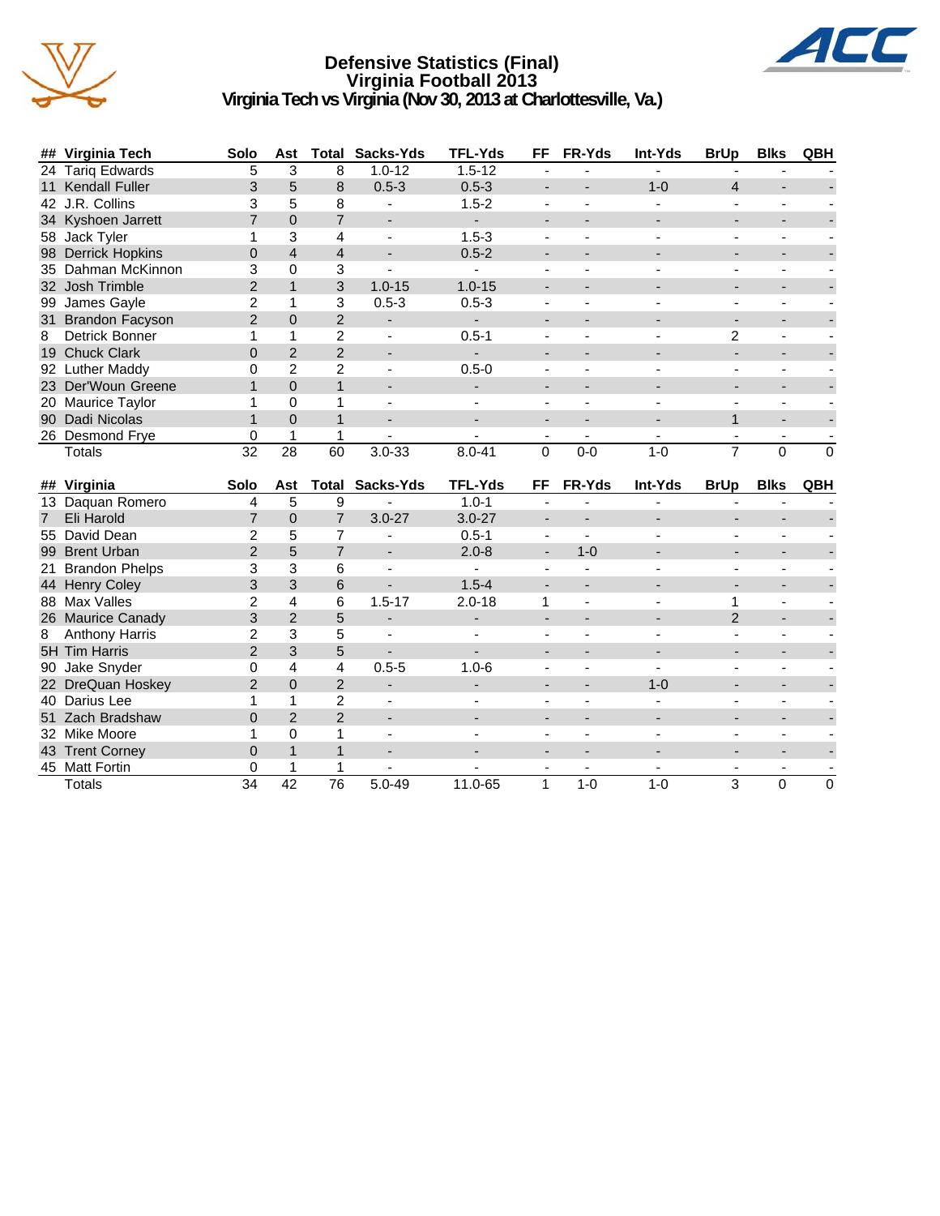# Defensive Statistics (Final)
## Virginia Football 2013
### Virginia Tech vs Virginia (Nov 30, 2013 at Charlottesville, Va.)

| ## | Virginia Tech | Solo | Ast | Total | Sacks-Yds | TFL-Yds | FF | FR-Yds | Int-Yds | BrUp | Blks | QBH |
|---|---|---|---|---|---|---|---|---|---|---|---|---|
| 24 | Tariq Edwards | 5 | 3 | 8 | 1.0-12 | 1.5-12 | - | - | - | - | - | - |
| 11 | Kendall Fuller | 3 | 5 | 8 | 0.5-3 | 0.5-3 | - | - | 1-0 | 4 | - | - |
| 42 | J.R. Collins | 3 | 5 | 8 | - | 1.5-2 | - | - | - | - | - | - |
| 34 | Kyshoen Jarrett | 7 | 0 | 7 | - | - | - | - | - | - | - | - |
| 58 | Jack Tyler | 1 | 3 | 4 | - | 1.5-3 | - | - | - | - | - | - |
| 98 | Derrick Hopkins | 0 | 4 | 4 | - | 0.5-2 | - | - | - | - | - | - |
| 35 | Dahman McKinnon | 3 | 0 | 3 | - | - | - | - | - | - | - | - |
| 32 | Josh Trimble | 2 | 1 | 3 | 1.0-15 | 1.0-15 | - | - | - | - | - | - |
| 99 | James Gayle | 2 | 1 | 3 | 0.5-3 | 0.5-3 | - | - | - | - | - | - |
| 31 | Brandon Facyson | 2 | 0 | 2 | - | - | - | - | - | - | - | - |
| 8 | Detrick Bonner | 1 | 1 | 2 | - | 0.5-1 | - | - | - | 2 | - | - |
| 19 | Chuck Clark | 0 | 2 | 2 | - | - | - | - | - | - | - | - |
| 92 | Luther Maddy | 0 | 2 | 2 | - | 0.5-0 | - | - | - | - | - | - |
| 23 | Der'Woun Greene | 1 | 0 | 1 | - | - | - | - | - | - | - | - |
| 20 | Maurice Taylor | 1 | 0 | 1 | - | - | - | - | - | - | - | - |
| 90 | Dadi Nicolas | 1 | 0 | 1 | - | - | - | - | - | 1 | - | - |
| 26 | Desmond Frye | 0 | 1 | 1 | - | - | - | - | - | - | - | - |
| | Totals | 32 | 28 | 60 | 3.0-33 | 8.0-41 | 0 | 0-0 | 1-0 | 7 | 0 | 0 |

| ## | Virginia | Solo | Ast | Total | Sacks-Yds | TFL-Yds | FF | FR-Yds | Int-Yds | BrUp | Blks | QBH |
|---|---|---|---|---|---|---|---|---|---|---|---|---|
| 13 | Daquan Romero | 4 | 5 | 9 | - | 1.0-1 | - | - | - | - | - | - |
| 7 | Eli Harold | 7 | 0 | 7 | 3.0-27 | 3.0-27 | - | - | - | - | - | - |
| 55 | David Dean | 2 | 5 | 7 | - | 0.5-1 | - | - | - | - | - | - |
| 99 | Brent Urban | 2 | 5 | 7 | - | 2.0-8 | - | 1-0 | - | - | - | - |
| 21 | Brandon Phelps | 3 | 3 | 6 | - | - | - | - | - | - | - | - |
| 44 | Henry Coley | 3 | 3 | 6 | - | 1.5-4 | - | - | - | - | - | - |
| 88 | Max Valles | 2 | 4 | 6 | 1.5-17 | 2.0-18 | 1 | - | - | 1 | - | - |
| 26 | Maurice Canady | 3 | 2 | 5 | - | - | - | - | - | 2 | - | - |
| 8 | Anthony Harris | 2 | 3 | 5 | - | - | - | - | - | - | - | - |
| 5H | Tim Harris | 2 | 3 | 5 | - | - | - | - | - | - | - | - |
| 90 | Jake Snyder | 0 | 4 | 4 | 0.5-5 | 1.0-6 | - | - | - | - | - | - |
| 22 | DreQuan Hoskey | 2 | 0 | 2 | - | - | - | - | 1-0 | - | - | - |
| 40 | Darius Lee | 1 | 1 | 2 | - | - | - | - | - | - | - | - |
| 51 | Zach Bradshaw | 0 | 2 | 2 | - | - | - | - | - | - | - | - |
| 32 | Mike Moore | 1 | 0 | 1 | - | - | - | - | - | - | - | - |
| 43 | Trent Corney | 0 | 1 | 1 | - | - | - | - | - | - | - | - |
| 45 | Matt Fortin | 0 | 1 | 1 | - | - | - | - | - | - | - | - |
| | Totals | 34 | 42 | 76 | 5.0-49 | 11.0-65 | 1 | 1-0 | 1-0 | 3 | 0 | 0 |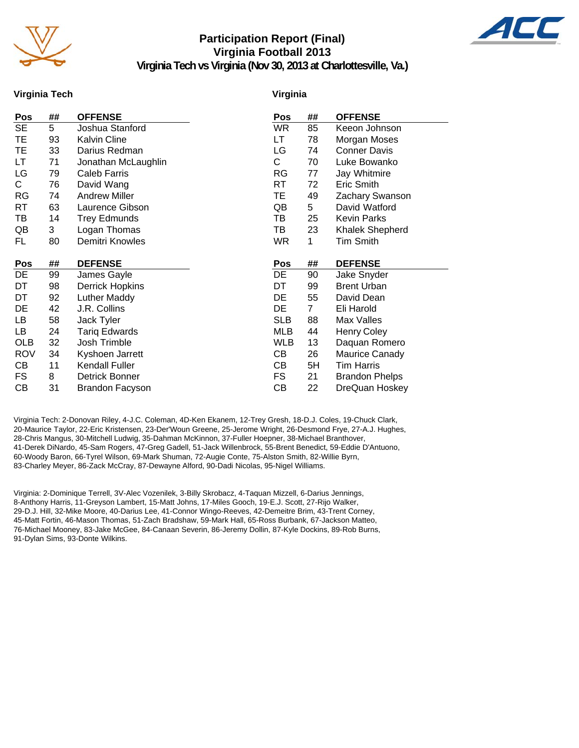# Participation Report (Final)
## Virginia Football 2013
### Virginia Tech vs Virginia (Nov 30, 2013 at Charlottesville, Va.)

**Virginia Tech**

| Pos | ## | OFFENSE |
|---|---|---|
| SE | 5 | Joshua Stanford |
| TE | 93 | Kalvin Cline |
| TE | 33 | Darius Redman |
| LT | 71 | Jonathan McLaughlin |
| LG | 79 | Caleb Farris |
| C | 76 | David Wang |
| RG | 74 | Andrew Miller |
| RT | 63 | Laurence Gibson |
| TB | 14 | Trey Edmunds |
| QB | 3 | Logan Thomas |
| FL | 80 | Demitri Knowles |

| Pos | ## | DEFENSE |
|---|---|---|
| DE | 99 | James Gayle |
| DT | 98 | Derrick Hopkins |
| DT | 92 | Luther Maddy |
| DE | 42 | J.R. Collins |
| LB | 58 | Jack Tyler |
| LB | 24 | Tariq Edwards |
| OLB | 32 | Josh Trimble |
| ROV | 34 | Kyshoen Jarrett |
| CB | 11 | Kendall Fuller |
| FS | 8 | Detrick Bonner |
| CB | 31 | Brandon Facyson |

**Virginia**

| Pos | ## | OFFENSE |
|---|---|---|
| WR | 85 | Keeon Johnson |
| LT | 78 | Morgan Moses |
| LG | 74 | Conner Davis |
| C | 70 | Luke Bowanko |
| RG | 77 | Jay Whitmire |
| RT | 72 | Eric Smith |
| TE | 49 | Zachary Swanson |
| QB | 5 | David Watford |
| TB | 25 | Kevin Parks |
| TB | 23 | Khalek Shepherd |
| WR | 1 | Tim Smith |

| Pos | ## | DEFENSE |
|---|---|---|
| DE | 90 | Jake Snyder |
| DT | 99 | Brent Urban |
| DE | 55 | David Dean |
| DE | 7 | Eli Harold |
| SLB | 88 | Max Valles |
| MLB | 44 | Henry Coley |
| WLB | 13 | Daquan Romero |
| CB | 26 | Maurice Canady |
| CB | 5H | Tim Harris |
| FS | 21 | Brandon Phelps |
| CB | 22 | DreQuan Hoskey |

Virginia Tech: 2-Donovan Riley, 4-J.C. Coleman, 4D-Ken Ekanem, 12-Trey Gresh, 18-D.J. Coles, 19-Chuck Clark, 20-Maurice Taylor, 22-Eric Kristensen, 23-Der'Woun Greene, 25-Jerome Wright, 26-Desmond Frye, 27-A.J. Hughes, 28-Chris Mangus, 30-Mitchell Ludwig, 35-Dahman McKinnon, 37-Fuller Hoepner, 38-Michael Branthover, 41-Derek DiNardo, 45-Sam Rogers, 47-Greg Gadell, 51-Jack Willenbrock, 55-Brent Benedict, 59-Eddie D'Antuono, 60-Woody Baron, 66-Tyrel Wilson, 69-Mark Shuman, 72-Augie Conte, 75-Alston Smith, 82-Willie Byrn, 83-Charley Meyer, 86-Zack McCray, 87-Dewayne Alford, 90-Dadi Nicolas, 95-Nigel Williams.

Virginia: 2-Dominique Terrell, 3V-Alec Vozenilek, 3-Billy Skrobacz, 4-Taquan Mizzell, 6-Darius Jennings, 8-Anthony Harris, 11-Greyson Lambert, 15-Matt Johns, 17-Miles Gooch, 19-E.J. Scott, 27-Rijo Walker, 29-D.J. Hill, 32-Mike Moore, 40-Darius Lee, 41-Connor Wingo-Reeves, 42-Demeitre Brim, 43-Trent Corney, 45-Matt Fortin, 46-Mason Thomas, 51-Zach Bradshaw, 59-Mark Hall, 65-Ross Burbank, 67-Jackson Matteo, 76-Michael Mooney, 83-Jake McGee, 84-Canaan Severin, 86-Jeremy Dollin, 87-Kyle Dockins, 89-Rob Burns, 91-Dylan Sims, 93-Donte Wilkins.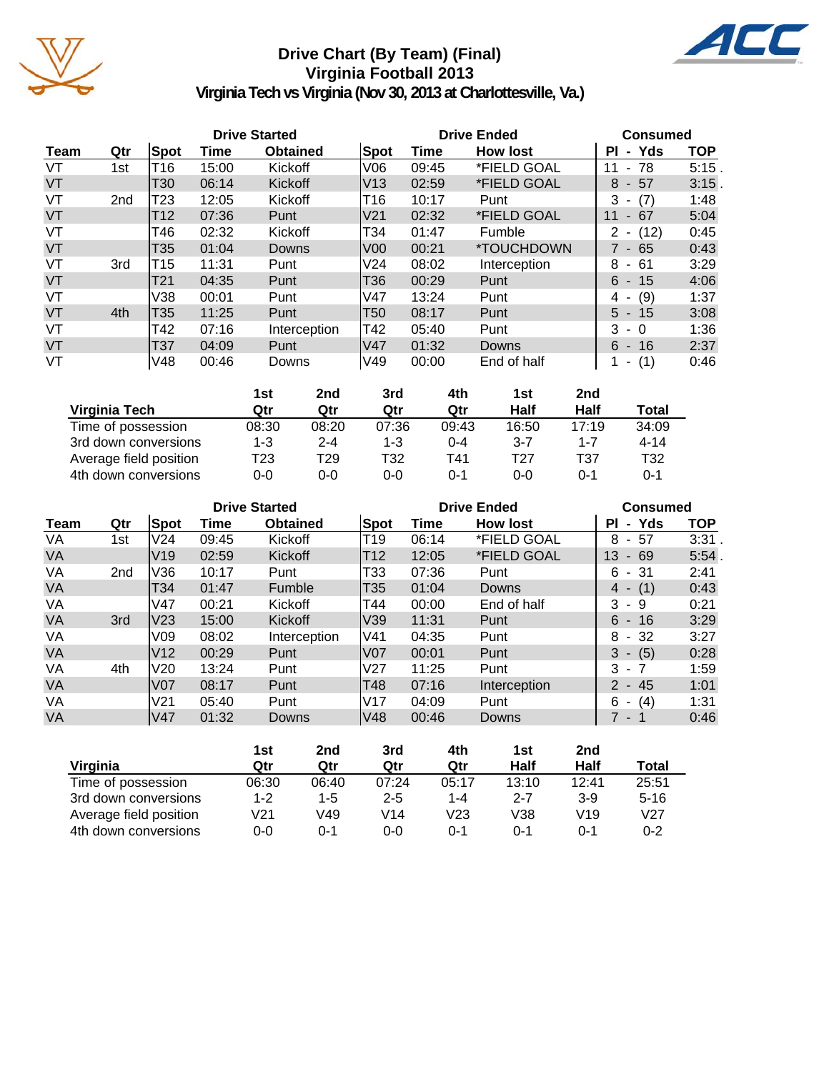# Drive Chart (By Team) (Final)
## Virginia Football 2013
### Virginia Tech vs Virginia (Nov 30, 2013 at Charlottesville, Va.)

| | | Drive Started | | | Drive Ended | | | Consumed | |
|---|---|---|---|---|---|---|---|---|---|
| Team | Qtr | Spot | Time | Obtained | Spot | Time | How lost | Pl - Yds | TOP |
| VT | 1st | T16 | 15:00 | Kickoff | V06 | 09:45 | *FIELD GOAL | 11 - 78 | 5:15 |
| VT | | T30 | 06:14 | Kickoff | V13 | 02:59 | *FIELD GOAL | 8 - 57 | 3:15 |
| VT | 2nd | T23 | 12:05 | Kickoff | T16 | 10:17 | Punt | 3 - (7) | 1:48 |
| VT | | T12 | 07:36 | Punt | V21 | 02:32 | *FIELD GOAL | 11 - 67 | 5:04 |
| VT | | T46 | 02:32 | Kickoff | T34 | 01:47 | Fumble | 2 - (12) | 0:45 |
| VT | | T35 | 01:04 | Downs | V00 | 00:21 | *TOUCHDOWN | 7 - 65 | 0:43 |
| VT | 3rd | T15 | 11:31 | Punt | V24 | 08:02 | Interception | 8 - 61 | 3:29 |
| VT | | T21 | 04:35 | Punt | T36 | 00:29 | Punt | 6 - 15 | 4:06 |
| VT | | V38 | 00:01 | Punt | V47 | 13:24 | Punt | 4 - (9) | 1:37 |
| VT | 4th | T35 | 11:25 | Punt | T50 | 08:17 | Punt | 5 - 15 | 3:08 |
| VT | | T42 | 07:16 | Interception | T42 | 05:40 | Punt | 3 - 0 | 1:36 |
| VT | | T37 | 04:09 | Punt | V47 | 01:32 | Downs | 6 - 16 | 2:37 |
| VT | | V48 | 00:46 | Downs | V49 | 00:00 | End of half | 1 - (1) | 0:46 |

| Virginia Tech | 1st Qtr | 2nd Qtr | 3rd Qtr | 4th Qtr | 1st Half | 2nd Half | Total |
|---|---|---|---|---|---|---|---|
| Time of possession | 08:30 | 08:20 | 07:36 | 09:43 | 16:50 | 17:19 | 34:09 |
| 3rd down conversions | 1-3 | 2-4 | 1-3 | 0-4 | 3-7 | 1-7 | 4-14 |
| Average field position | T23 | T29 | T32 | T41 | T27 | T37 | T32 |
| 4th down conversions | 0-0 | 0-0 | 0-0 | 0-1 | 0-0 | 0-1 | 0-1 |

| | | Drive Started | | | Drive Ended | | | Consumed | |
|---|---|---|---|---|---|---|---|---|---|
| Team | Qtr | Spot | Time | Obtained | Spot | Time | How lost | Pl - Yds | TOP |
| VA | 1st | V24 | 09:45 | Kickoff | T19 | 06:14 | *FIELD GOAL | 8 - 57 | 3:31 |
| VA | | V19 | 02:59 | Kickoff | T12 | 12:05 | *FIELD GOAL | 13 - 69 | 5:54 |
| VA | 2nd | V36 | 10:17 | Punt | T33 | 07:36 | Punt | 6 - 31 | 2:41 |
| VA | | T34 | 01:47 | Fumble | T35 | 01:04 | Downs | 4 - (1) | 0:43 |
| VA | | V47 | 00:21 | Kickoff | T44 | 00:00 | End of half | 3 - 9 | 0:21 |
| VA | 3rd | V23 | 15:00 | Kickoff | V39 | 11:31 | Punt | 6 - 16 | 3:29 |
| VA | | V09 | 08:02 | Interception | V41 | 04:35 | Punt | 8 - 32 | 3:27 |
| VA | | V12 | 00:29 | Punt | V07 | 00:01 | Punt | 3 - (5) | 0:28 |
| VA | 4th | V20 | 13:24 | Punt | V27 | 11:25 | Punt | 3 - 7 | 1:59 |
| VA | | V07 | 08:17 | Punt | T48 | 07:16 | Interception | 2 - 45 | 1:01 |
| VA | | V21 | 05:40 | Punt | V17 | 04:09 | Punt | 6 - (4) | 1:31 |
| VA | | V47 | 01:32 | Downs | V48 | 00:46 | Downs | 7 - 1 | 0:46 |

| Virginia | 1st Qtr | 2nd Qtr | 3rd Qtr | 4th Qtr | 1st Half | 2nd Half | Total |
|---|---|---|---|---|---|---|---|
| Time of possession | 06:30 | 06:40 | 07:24 | 05:17 | 13:10 | 12:41 | 25:51 |
| 3rd down conversions | 1-2 | 1-5 | 2-5 | 1-4 | 2-7 | 3-9 | 5-16 |
| Average field position | V21 | V49 | V14 | V23 | V38 | V19 | V27 |
| 4th down conversions | 0-0 | 0-1 | 0-0 | 0-1 | 0-1 | 0-1 | 0-2 |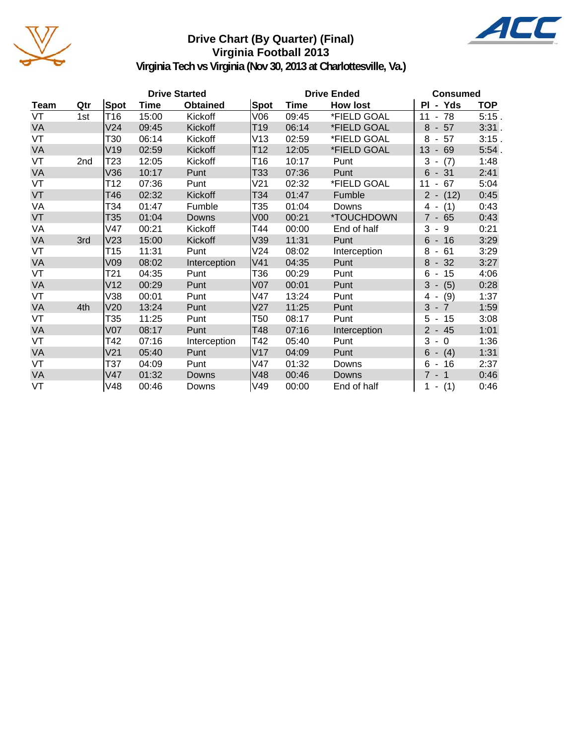# Drive Chart (By Quarter) (Final)
## Virginia Football 2013
### Virginia Tech vs Virginia (Nov 30, 2013 at Charlottesville, Va.)

| | | Drive Started | | | Drive Ended | | | Consumed | |
|---|---|---|---|---|---|---|---|---|---|
| Team | Qtr | Spot | Time | Obtained | Spot | Time | How lost | Pl - Yds | TOP |
| VT | 1st | T16 | 15:00 | Kickoff | V06 | 09:45 | *FIELD GOAL | 11 - 78 | 5:15 . |
| VA | | V24 | 09:45 | Kickoff | T19 | 06:14 | *FIELD GOAL | 8 - 57 | 3:31 . |
| VT | | T30 | 06:14 | Kickoff | V13 | 02:59 | *FIELD GOAL | 8 - 57 | 3:15 . |
| VA | | V19 | 02:59 | Kickoff | T12 | 12:05 | *FIELD GOAL | 13 - 69 | 5:54 . |
| VT | 2nd | T23 | 12:05 | Kickoff | T16 | 10:17 | Punt | 3 - (7) | 1:48 |
| VA | | V36 | 10:17 | Punt | T33 | 07:36 | Punt | 6 - 31 | 2:41 |
| VT | | T12 | 07:36 | Punt | V21 | 02:32 | *FIELD GOAL | 11 - 67 | 5:04 |
| VT | | T46 | 02:32 | Kickoff | T34 | 01:47 | Fumble | 2 - (12) | 0:45 |
| VA | | T34 | 01:47 | Fumble | T35 | 01:04 | Downs | 4 - (1) | 0:43 |
| VT | | T35 | 01:04 | Downs | V00 | 00:21 | *TOUCHDOWN | 7 - 65 | 0:43 |
| VA | | V47 | 00:21 | Kickoff | T44 | 00:00 | End of half | 3 - 9 | 0:21 |
| VA | 3rd | V23 | 15:00 | Kickoff | V39 | 11:31 | Punt | 6 - 16 | 3:29 |
| VT | | T15 | 11:31 | Punt | V24 | 08:02 | Interception | 8 - 61 | 3:29 |
| VA | | V09 | 08:02 | Interception | V41 | 04:35 | Punt | 8 - 32 | 3:27 |
| VT | | T21 | 04:35 | Punt | T36 | 00:29 | Punt | 6 - 15 | 4:06 |
| VA | | V12 | 00:29 | Punt | V07 | 00:01 | Punt | 3 - (5) | 0:28 |
| VT | | V38 | 00:01 | Punt | V47 | 13:24 | Punt | 4 - (9) | 1:37 |
| VA | 4th | V20 | 13:24 | Punt | V27 | 11:25 | Punt | 3 - 7 | 1:59 |
| VT | | T35 | 11:25 | Punt | T50 | 08:17 | Punt | 5 - 15 | 3:08 |
| VA | | V07 | 08:17 | Punt | T48 | 07:16 | Interception | 2 - 45 | 1:01 |
| VT | | T42 | 07:16 | Interception | T42 | 05:40 | Punt | 3 - 0 | 1:36 |
| VA | | V21 | 05:40 | Punt | V17 | 04:09 | Punt | 6 - (4) | 1:31 |
| VT | | T37 | 04:09 | Punt | V47 | 01:32 | Downs | 6 - 16 | 2:37 |
| VA | | V47 | 01:32 | Downs | V48 | 00:46 | Downs | 7 - 1 | 0:46 |
| VT | | V48 | 00:46 | Downs | V49 | 00:00 | End of half | 1 - (1) | 0:46 |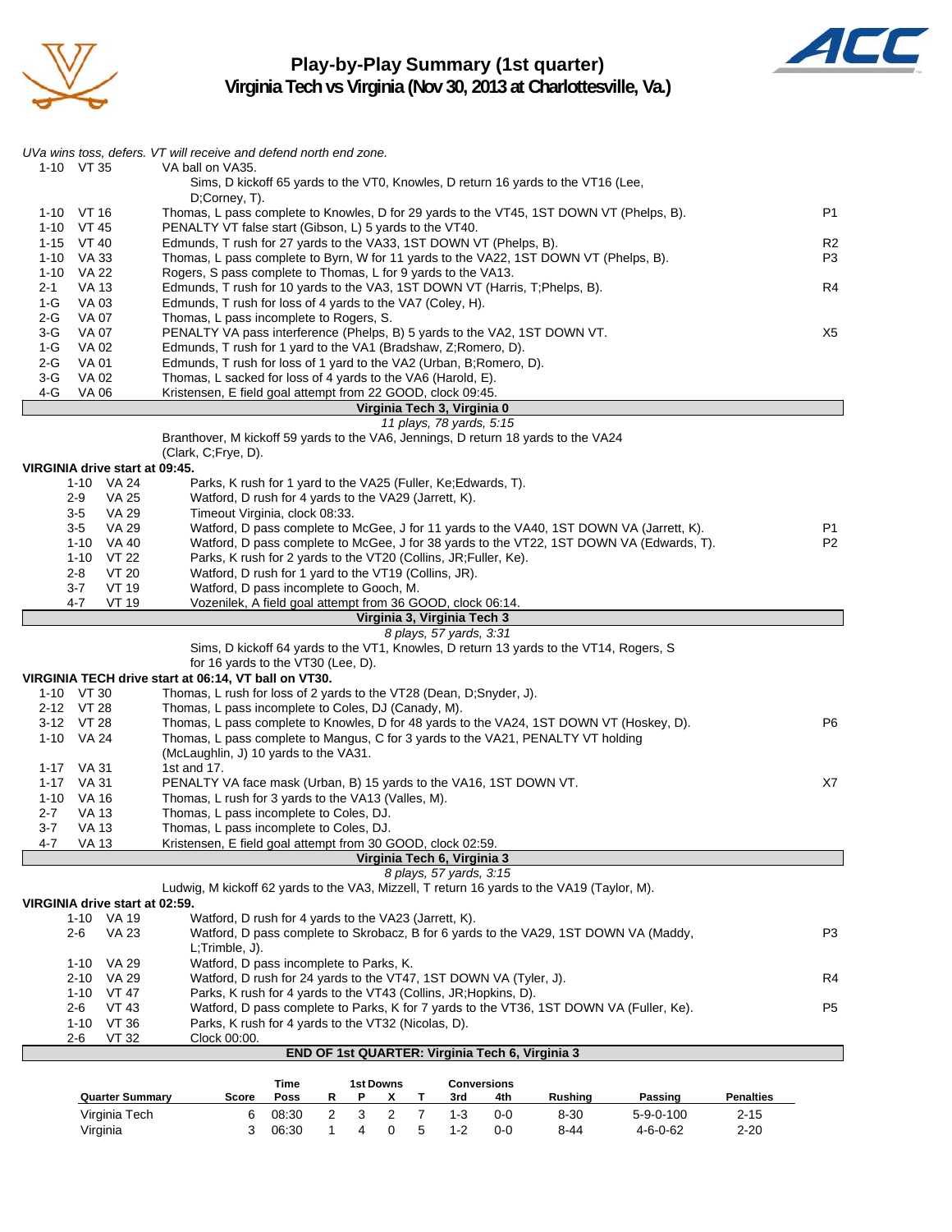# Play-by-Play Summary (1st quarter)
## Virginia Tech vs Virginia (Nov 30, 2013 at Charlottesville, Va.)

*UVa wins toss, defers. VT will receive and defend north end zone.*

| Down | Spot | Play | |
|---|---|---|---|
| 1-10 | VT 35 | VA ball on VA35. | |
| | | Sims, D kickoff 65 yards to the VT0, Knowles, D return 16 yards to the VT16 (Lee, D;Corney, T). | |
| 1-10 | VT 16 | Thomas, L pass complete to Knowles, D for 29 yards to the VT45, 1ST DOWN VT (Phelps, B). | P1 |
| 1-10 | VT 45 | PENALTY VT false start (Gibson, L) 5 yards to the VT40. | |
| 1-15 | VT 40 | Edmunds, T rush for 27 yards to the VA33, 1ST DOWN VT (Phelps, B). | R2 |
| 1-10 | VA 33 | Thomas, L pass complete to Byrn, W for 11 yards to the VA22, 1ST DOWN VT (Phelps, B). | P3 |
| 1-10 | VA 22 | Rogers, S pass complete to Thomas, L for 9 yards to the VA13. | |
| 2-1 | VA 13 | Edmunds, T rush for 10 yards to the VA3, 1ST DOWN VT (Harris, T;Phelps, B). | R4 |
| 1-G | VA 03 | Edmunds, T rush for loss of 4 yards to the VA7 (Coley, H). | |
| 2-G | VA 07 | Thomas, L pass incomplete to Rogers, S. | |
| 3-G | VA 07 | PENALTY VA pass interference (Phelps, B) 5 yards to the VA2, 1ST DOWN VT. | X5 |
| 1-G | VA 02 | Edmunds, T rush for 1 yard to the VA1 (Bradshaw, Z;Romero, D). | |
| 2-G | VA 01 | Edmunds, T rush for loss of 1 yard to the VA2 (Urban, B;Romero, D). | |
| 3-G | VA 02 | Thomas, L sacked for loss of 4 yards to the VA6 (Harold, E). | |
| 4-G | VA 06 | Kristensen, E field goal attempt from 22 GOOD, clock 09:45. | |

**Virginia Tech 3, Virginia 0**

*11 plays, 78 yards, 5:15*

Branthover, M kickoff 59 yards to the VA6, Jennings, D return 18 yards to the VA24 (Clark, C;Frye, D).

**VIRGINIA drive start at 09:45.**

| Down | Spot | Play | |
|---|---|---|---|
| 1-10 | VA 24 | Parks, K rush for 1 yard to the VA25 (Fuller, Ke;Edwards, T). | |
| 2-9 | VA 25 | Watford, D rush for 4 yards to the VA29 (Jarrett, K). | |
| 3-5 | VA 29 | Timeout Virginia, clock 08:33. | |
| 3-5 | VA 29 | Watford, D pass complete to McGee, J for 11 yards to the VA40, 1ST DOWN VA (Jarrett, K). | P1 |
| 1-10 | VA 40 | Watford, D pass complete to McGee, J for 38 yards to the VT22, 1ST DOWN VA (Edwards, T). | P2 |
| 1-10 | VT 22 | Parks, K rush for 2 yards to the VT20 (Collins, JR;Fuller, Ke). | |
| 2-8 | VT 20 | Watford, D rush for 1 yard to the VT19 (Collins, JR). | |
| 3-7 | VT 19 | Watford, D pass incomplete to Gooch, M. | |
| 4-7 | VT 19 | Vozenilek, A field goal attempt from 36 GOOD, clock 06:14. | |

**Virginia 3, Virginia Tech 3**

*8 plays, 57 yards, 3:31*

Sims, D kickoff 64 yards to the VT1, Knowles, D return 13 yards to the VT14, Rogers, S for 16 yards to the VT30 (Lee, D).

**VIRGINIA TECH drive start at 06:14, VT ball on VT30.**

| Down | Spot | Play | |
|---|---|---|---|
| 1-10 | VT 30 | Thomas, L rush for loss of 2 yards to the VT28 (Dean, D;Snyder, J). | |
| 2-12 | VT 28 | Thomas, L pass incomplete to Coles, DJ (Canady, M). | |
| 3-12 | VT 28 | Thomas, L pass complete to Knowles, D for 48 yards to the VA24, 1ST DOWN VT (Hoskey, D). | P6 |
| 1-10 | VA 24 | Thomas, L pass complete to Mangus, C for 3 yards to the VA21, PENALTY VT holding (McLaughlin, J) 10 yards to the VA31. | |
| 1-17 | VA 31 | 1st and 17. | |
| 1-17 | VA 31 | PENALTY VA face mask (Urban, B) 15 yards to the VA16, 1ST DOWN VT. | X7 |
| 1-10 | VA 16 | Thomas, L rush for 3 yards to the VA13 (Valles, M). | |
| 2-7 | VA 13 | Thomas, L pass incomplete to Coles, DJ. | |
| 3-7 | VA 13 | Thomas, L pass incomplete to Coles, DJ. | |
| 4-7 | VA 13 | Kristensen, E field goal attempt from 30 GOOD, clock 02:59. | |

**Virginia Tech 6, Virginia 3**

*8 plays, 57 yards, 3:15*

Ludwig, M kickoff 62 yards to the VA3, Mizzell, T return 16 yards to the VA19 (Taylor, M).

**VIRGINIA drive start at 02:59.**

| Down | Spot | Play | |
|---|---|---|---|
| 1-10 | VA 19 | Watford, D rush for 4 yards to the VA23 (Jarrett, K). | |
| 2-6 | VA 23 | Watford, D pass complete to Skrobacz, B for 6 yards to the VA29, 1ST DOWN VA (Maddy, L;Trimble, J). | P3 |
| 1-10 | VA 29 | Watford, D pass incomplete to Parks, K. | |
| 2-10 | VA 29 | Watford, D rush for 24 yards to the VT47, 1ST DOWN VA (Tyler, J). | R4 |
| 1-10 | VT 47 | Parks, K rush for 4 yards to the VT43 (Collins, JR;Hopkins, D). | |
| 2-6 | VT 43 | Watford, D pass complete to Parks, K for 7 yards to the VT36, 1ST DOWN VA (Fuller, Ke). | P5 |
| 1-10 | VT 36 | Parks, K rush for 4 yards to the VT32 (Nicolas, D). | |
| 2-6 | VT 32 | Clock 00:00. | |

**END OF 1st QUARTER: Virginia Tech 6, Virginia 3**

| Quarter Summary | Score | Time Poss | 1st Downs R | 1st Downs P | 1st Downs X | 1st Downs T | Conversions 3rd | Conversions 4th | Rushing | Passing | Penalties |
|---|---|---|---|---|---|---|---|---|---|---|---|
| Virginia Tech | 6 | 08:30 | 2 | 3 | 2 | 7 | 1-3 | 0-0 | 8-30 | 5-9-0-100 | 2-15 |
| Virginia | 3 | 06:30 | 1 | 4 | 0 | 5 | 1-2 | 0-0 | 8-44 | 4-6-0-62 | 2-20 |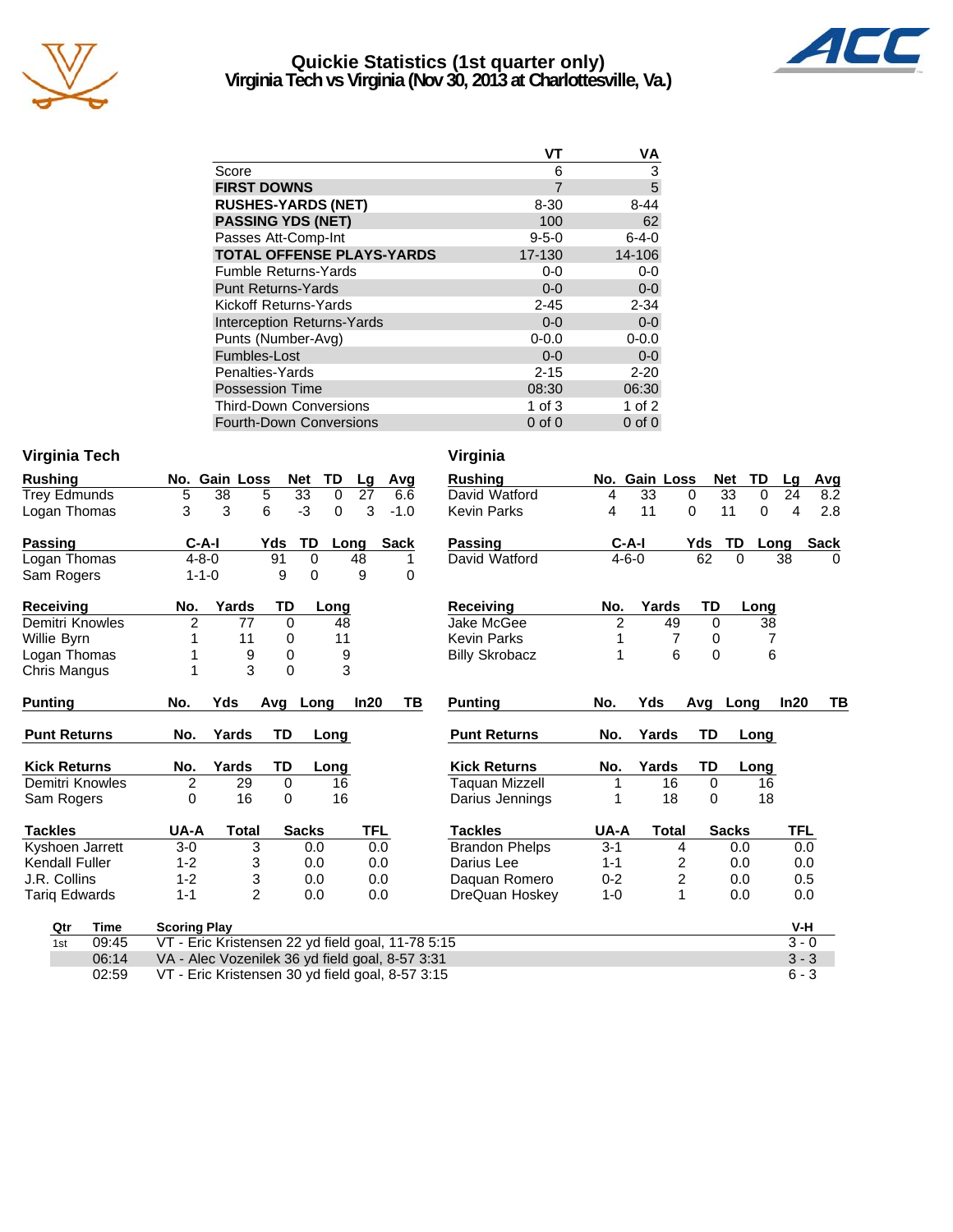# Quickie Statistics (1st quarter only)
## Virginia Tech vs Virginia (Nov 30, 2013 at Charlottesville, Va.)

| | VT | VA |
|---|---|---|
| Score | 6 | 3 |
| **FIRST DOWNS** | 7 | 5 |
| **RUSHES-YARDS (NET)** | 8-30 | 8-44 |
| **PASSING YDS (NET)** | 100 | 62 |
| Passes Att-Comp-Int | 9-5-0 | 6-4-0 |
| **TOTAL OFFENSE PLAYS-YARDS** | 17-130 | 14-106 |
| Fumble Returns-Yards | 0-0 | 0-0 |
| Punt Returns-Yards | 0-0 | 0-0 |
| Kickoff Returns-Yards | 2-45 | 2-34 |
| Interception Returns-Yards | 0-0 | 0-0 |
| Punts (Number-Avg) | 0-0.0 | 0-0.0 |
| Fumbles-Lost | 0-0 | 0-0 |
| Penalties-Yards | 2-15 | 2-20 |
| Possession Time | 08:30 | 06:30 |
| Third-Down Conversions | 1 of 3 | 1 of 2 |
| Fourth-Down Conversions | 0 of 0 | 0 of 0 |

### Virginia Tech

| Rushing | No. | Gain | Loss | Net | TD | Lg | Avg |
|---|---|---|---|---|---|---|---|
| Trey Edmunds | 5 | 38 | 5 | 33 | 0 | 27 | 6.6 |
| Logan Thomas | 3 | 3 | 6 | -3 | 0 | 3 | -1.0 |

| Passing | C-A-I | Yds | TD | Long | Sack |
|---|---|---|---|---|---|
| Logan Thomas | 4-8-0 | 91 | 0 | 48 | 1 |
| Sam Rogers | 1-1-0 | 9 | 0 | 9 | 0 |

| Receiving | No. | Yards | TD | Long |
|---|---|---|---|---|
| Demitri Knowles | 2 | 77 | 0 | 48 |
| Willie Byrn | 1 | 11 | 0 | 11 |
| Logan Thomas | 1 | 9 | 0 | 9 |
| Chris Mangus | 1 | 3 | 0 | 3 |

| Punting | No. | Yds | Avg | Long | In20 | TB |
|---|---|---|---|---|---|---|

| Punt Returns | No. | Yards | TD | Long |
|---|---|---|---|---|

| Kick Returns | No. | Yards | TD | Long |
|---|---|---|---|---|
| Demitri Knowles | 2 | 29 | 0 | 16 |
| Sam Rogers | 0 | 16 | 0 | 16 |

| Tackles | UA-A | Total | Sacks | TFL |
|---|---|---|---|---|
| Kyshoen Jarrett | 3-0 | 3 | 0.0 | 0.0 |
| Kendall Fuller | 1-2 | 3 | 0.0 | 0.0 |
| J.R. Collins | 1-2 | 3 | 0.0 | 0.0 |
| Tariq Edwards | 1-1 | 2 | 0.0 | 0.0 |

### Virginia

| Rushing | No. | Gain | Loss | Net | TD | Lg | Avg |
|---|---|---|---|---|---|---|---|
| David Watford | 4 | 33 | 0 | 33 | 0 | 24 | 8.2 |
| Kevin Parks | 4 | 11 | 0 | 11 | 0 | 4 | 2.8 |

| Passing | C-A-I | Yds | TD | Long | Sack |
|---|---|---|---|---|---|
| David Watford | 4-6-0 | 62 | 0 | 38 | 0 |

| Receiving | No. | Yards | TD | Long |
|---|---|---|---|---|
| Jake McGee | 2 | 49 | 0 | 38 |
| Kevin Parks | 1 | 7 | 0 | 7 |
| Billy Skrobacz | 1 | 6 | 0 | 6 |

| Punting | No. | Yds | Avg | Long | In20 | TB |
|---|---|---|---|---|---|---|

| Punt Returns | No. | Yards | TD | Long |
|---|---|---|---|---|

| Kick Returns | No. | Yards | TD | Long |
|---|---|---|---|---|
| Taquan Mizzell | 1 | 16 | 0 | 16 |
| Darius Jennings | 1 | 18 | 0 | 18 |

| Tackles | UA-A | Total | Sacks | TFL |
|---|---|---|---|---|
| Brandon Phelps | 3-1 | 4 | 0.0 | 0.0 |
| Darius Lee | 1-1 | 2 | 0.0 | 0.0 |
| Daquan Romero | 0-2 | 2 | 0.0 | 0.5 |
| DreQuan Hoskey | 1-0 | 1 | 0.0 | 0.0 |

| Qtr | Time | Scoring Play | V-H |
|---|---|---|---|
| 1st | 09:45 | VT - Eric Kristensen 22 yd field goal, 11-78 5:15 | 3 - 0 |
| | 06:14 | VA - Alec Vozenilek 36 yd field goal, 8-57 3:31 | 3 - 3 |
| | 02:59 | VT - Eric Kristensen 30 yd field goal, 8-57 3:15 | 6 - 3 |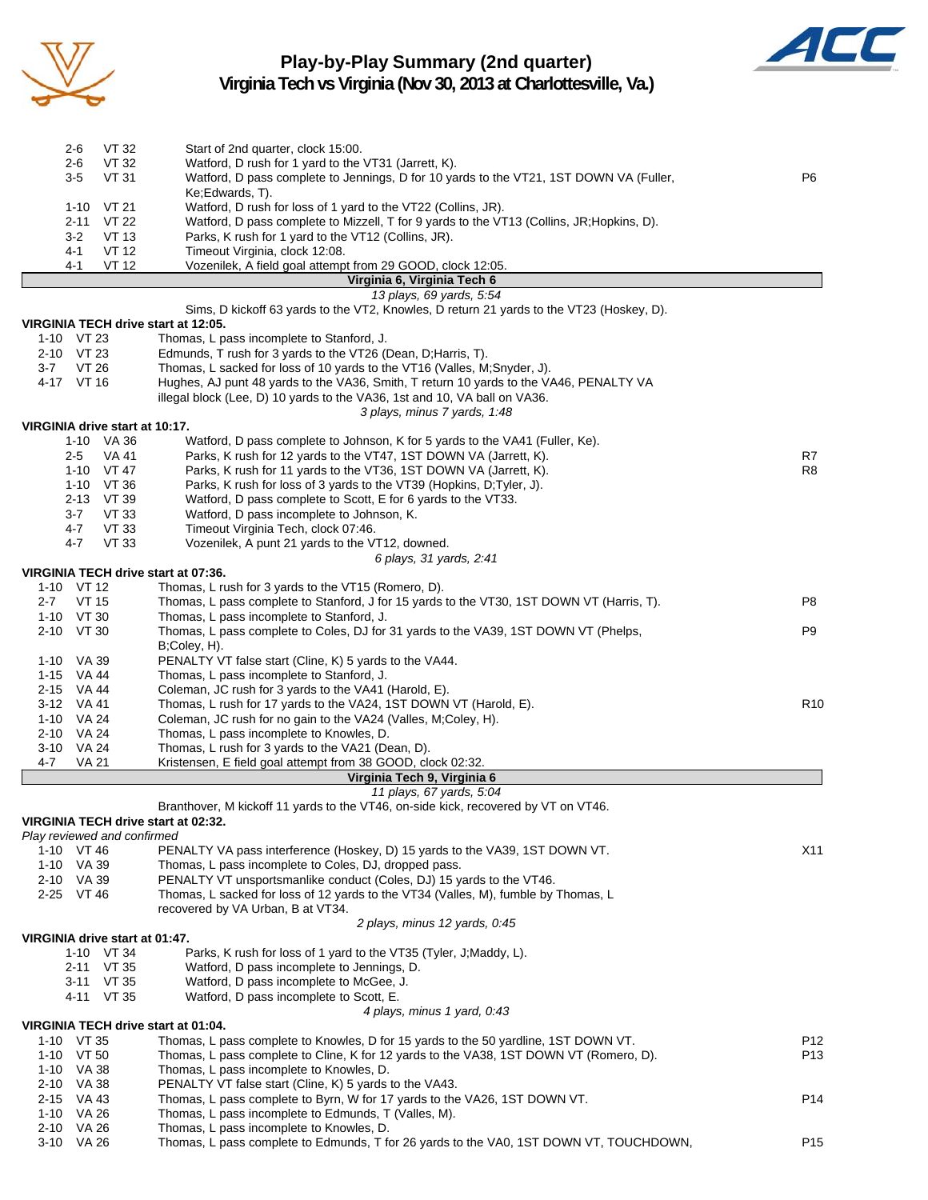# Play-by-Play Summary (2nd quarter)
## Virginia Tech vs Virginia (Nov 30, 2013 at Charlottesville, Va.)

| Down | Spot | Play | |
|---|---|---|---|
| 2-6 | VT 32 | Start of 2nd quarter, clock 15:00. | |
| 2-6 | VT 32 | Watford, D rush for 1 yard to the VT31 (Jarrett, K). | |
| 3-5 | VT 31 | Watford, D pass complete to Jennings, D for 10 yards to the VT21, 1ST DOWN VA (Fuller, Ke;Edwards, T). | P6 |
| 1-10 | VT 21 | Watford, D rush for loss of 1 yard to the VT22 (Collins, JR). | |
| 2-11 | VT 22 | Watford, D pass complete to Mizzell, T for 9 yards to the VT13 (Collins, JR;Hopkins, D). | |
| 3-2 | VT 13 | Parks, K rush for 1 yard to the VT12 (Collins, JR). | |
| 4-1 | VT 12 | Timeout Virginia, clock 12:08. | |
| 4-1 | VT 12 | Vozenilek, A field goal attempt from 29 GOOD, clock 12:05. | |

**Virginia 6, Virginia Tech 6**

*13 plays, 69 yards, 5:54*

Sims, D kickoff 63 yards to the VT2, Knowles, D return 21 yards to the VT23 (Hoskey, D).

**VIRGINIA TECH drive start at 12:05.**

| Down | Spot | Play | |
|---|---|---|---|
| 1-10 | VT 23 | Thomas, L pass incomplete to Stanford, J. | |
| 2-10 | VT 23 | Edmunds, T rush for 3 yards to the VT26 (Dean, D;Harris, T). | |
| 3-7 | VT 26 | Thomas, L sacked for loss of 10 yards to the VT16 (Valles, M;Snyder, J). | |
| 4-17 | VT 16 | Hughes, AJ punt 48 yards to the VA36, Smith, T return 10 yards to the VA46, PENALTY VA illegal block (Lee, D) 10 yards to the VA36, 1st and 10, VA ball on VA36. | |

*3 plays, minus 7 yards, 1:48*

**VIRGINIA drive start at 10:17.**

| Down | Spot | Play | |
|---|---|---|---|
| 1-10 | VA 36 | Watford, D pass complete to Johnson, K for 5 yards to the VA41 (Fuller, Ke). | |
| 2-5 | VA 41 | Parks, K rush for 12 yards to the VT47, 1ST DOWN VA (Jarrett, K). | R7 |
| 1-10 | VT 47 | Parks, K rush for 11 yards to the VT36, 1ST DOWN VA (Jarrett, K). | R8 |
| 1-10 | VT 36 | Parks, K rush for loss of 3 yards to the VT39 (Hopkins, D;Tyler, J). | |
| 2-13 | VT 39 | Watford, D pass complete to Scott, E for 6 yards to the VT33. | |
| 3-7 | VT 33 | Watford, D pass incomplete to Johnson, K. | |
| 4-7 | VT 33 | Timeout Virginia Tech, clock 07:46. | |
| 4-7 | VT 33 | Vozenilek, A punt 21 yards to the VT12, downed. | |

*6 plays, 31 yards, 2:41*

**VIRGINIA TECH drive start at 07:36.**

| Down | Spot | Play | |
|---|---|---|---|
| 1-10 | VT 12 | Thomas, L rush for 3 yards to the VT15 (Romero, D). | |
| 2-7 | VT 15 | Thomas, L pass complete to Stanford, J for 15 yards to the VT30, 1ST DOWN VT (Harris, T). | P8 |
| 1-10 | VT 30 | Thomas, L pass incomplete to Stanford, J. | |
| 2-10 | VT 30 | Thomas, L pass complete to Coles, DJ for 31 yards to the VA39, 1ST DOWN VT (Phelps, B;Coley, H). | P9 |
| 1-10 | VA 39 | PENALTY VT false start (Cline, K) 5 yards to the VA44. | |
| 1-15 | VA 44 | Thomas, L pass incomplete to Stanford, J. | |
| 2-15 | VA 44 | Coleman, JC rush for 3 yards to the VA41 (Harold, E). | |
| 3-12 | VA 41 | Thomas, L rush for 17 yards to the VA24, 1ST DOWN VT (Harold, E). | R10 |
| 1-10 | VA 24 | Coleman, JC rush for no gain to the VA24 (Valles, M;Coley, H). | |
| 2-10 | VA 24 | Thomas, L pass incomplete to Knowles, D. | |
| 3-10 | VA 24 | Thomas, L rush for 3 yards to the VA21 (Dean, D). | |
| 4-7 | VA 21 | Kristensen, E field goal attempt from 38 GOOD, clock 02:32. | |

**Virginia Tech 9, Virginia 6**

*11 plays, 67 yards, 5:04*

Branthover, M kickoff 11 yards to the VT46, on-side kick, recovered by VT on VT46.

**VIRGINIA TECH drive start at 02:32.**

*Play reviewed and confirmed*

| Down | Spot | Play | |
|---|---|---|---|
| 1-10 | VT 46 | PENALTY VA pass interference (Hoskey, D) 15 yards to the VA39, 1ST DOWN VT. | X11 |
| 1-10 | VA 39 | Thomas, L pass incomplete to Coles, DJ, dropped pass. | |
| 2-10 | VA 39 | PENALTY VT unsportsmanlike conduct (Coles, DJ) 15 yards to the VT46. | |
| 2-25 | VT 46 | Thomas, L sacked for loss of 12 yards to the VT34 (Valles, M), fumble by Thomas, L recovered by VA Urban, B at VT34. | |

*2 plays, minus 12 yards, 0:45*

**VIRGINIA drive start at 01:47.**

| Down | Spot | Play | |
|---|---|---|---|
| 1-10 | VT 34 | Parks, K rush for loss of 1 yard to the VT35 (Tyler, J;Maddy, L). | |
| 2-11 | VT 35 | Watford, D pass incomplete to Jennings, D. | |
| 3-11 | VT 35 | Watford, D pass incomplete to McGee, J. | |
| 4-11 | VT 35 | Watford, D pass incomplete to Scott, E. | |

*4 plays, minus 1 yard, 0:43*

**VIRGINIA TECH drive start at 01:04.**

| Down | Spot | Play | |
|---|---|---|---|
| 1-10 | VT 35 | Thomas, L pass complete to Knowles, D for 15 yards to the 50 yardline, 1ST DOWN VT. | P12 |
| 1-10 | VT 50 | Thomas, L pass complete to Cline, K for 12 yards to the VA38, 1ST DOWN VT (Romero, D). | P13 |
| 1-10 | VA 38 | Thomas, L pass incomplete to Knowles, D. | |
| 2-10 | VA 38 | PENALTY VT false start (Cline, K) 5 yards to the VA43. | |
| 2-15 | VA 43 | Thomas, L pass complete to Byrn, W for 17 yards to the VA26, 1ST DOWN VT. | P14 |
| 1-10 | VA 26 | Thomas, L pass incomplete to Edmunds, T (Valles, M). | |
| 2-10 | VA 26 | Thomas, L pass incomplete to Knowles, D. | |
| 3-10 | VA 26 | Thomas, L pass complete to Edmunds, T for 26 yards to the VA0, 1ST DOWN VT, TOUCHDOWN, | P15 |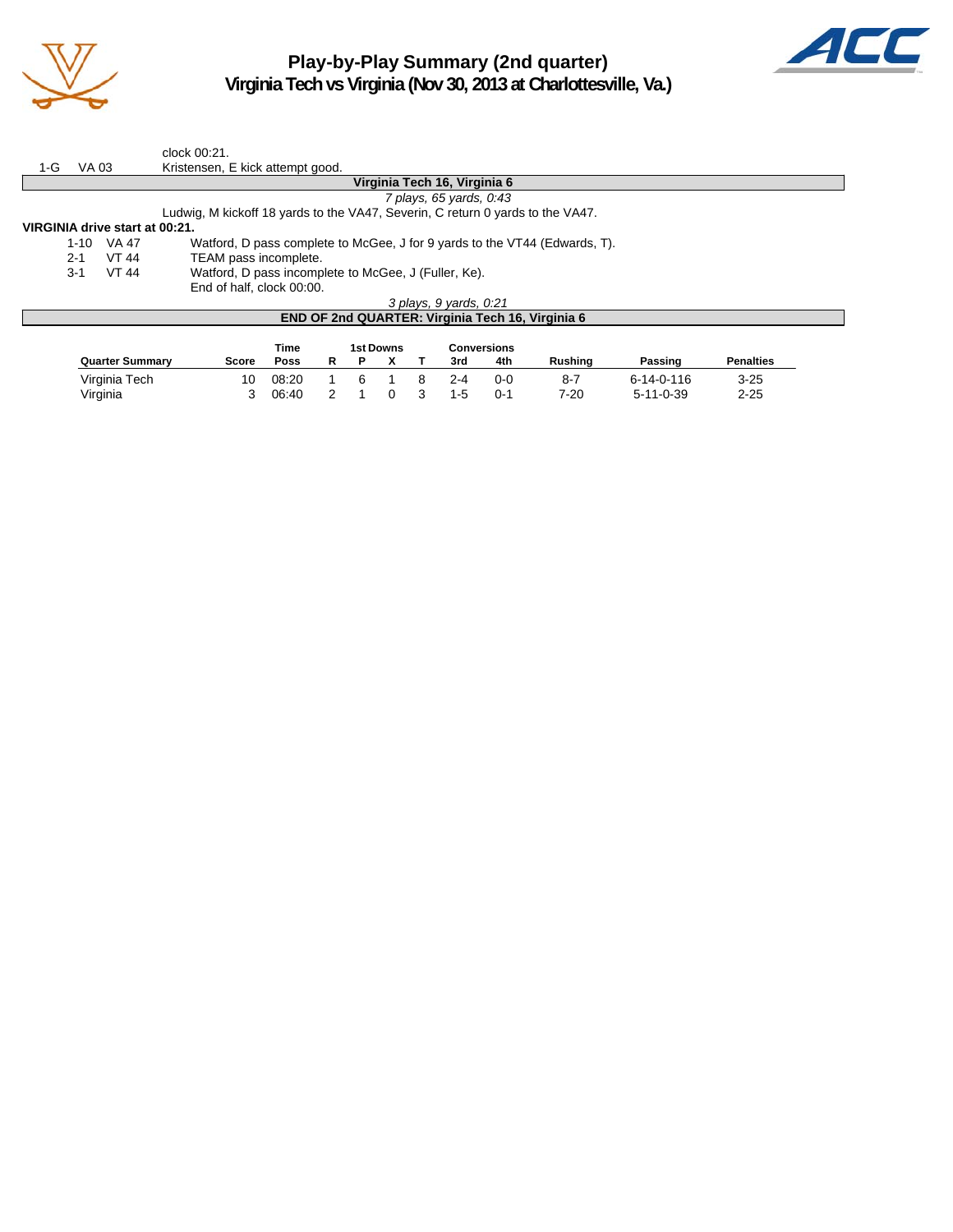# Play-by-Play Summary (2nd quarter)
## Virginia Tech vs Virginia (Nov 30, 2013 at Charlottesville, Va.)

| | | |
|---|---|---|
| | | clock 00:21. |
| 1-G | VA 03 | Kristensen, E kick attempt good. |

**Virginia Tech 16, Virginia 6**

*7 plays, 65 yards, 0:43*

Ludwig, M kickoff 18 yards to the VA47, Severin, C return 0 yards to the VA47.

**VIRGINIA drive start at 00:21.**

| | | |
|---|---|---|
| 1-10 | VA 47 | Watford, D pass complete to McGee, J for 9 yards to the VT44 (Edwards, T). |
| 2-1 | VT 44 | TEAM pass incomplete. |
| 3-1 | VT 44 | Watford, D pass incomplete to McGee, J (Fuller, Ke). |
| | | End of half, clock 00:00. |

*3 plays, 9 yards, 0:21*

**END OF 2nd QUARTER: Virginia Tech 16, Virginia 6**

| Quarter Summary | Score | Time Poss | 1st Downs R | P | X | T | Conversions 3rd | 4th | Rushing | Passing | Penalties |
|---|---|---|---|---|---|---|---|---|---|---|---|
| Virginia Tech | 10 | 08:20 | 1 | 6 | 1 | 8 | 2-4 | 0-0 | 8-7 | 6-14-0-116 | 3-25 |
| Virginia | 3 | 06:40 | 2 | 1 | 0 | 3 | 1-5 | 0-1 | 7-20 | 5-11-0-39 | 2-25 |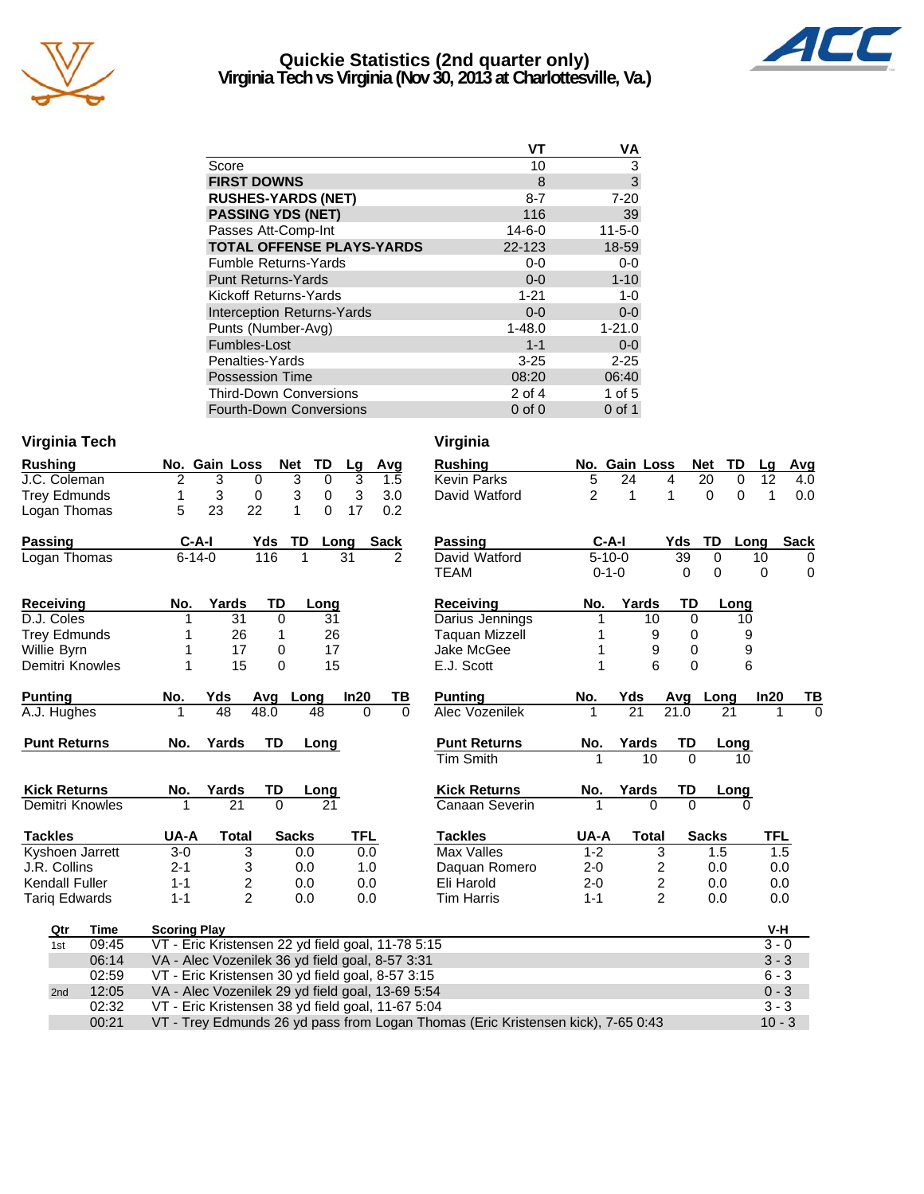# Quickie Statistics (2nd quarter only)
## Virginia Tech vs Virginia (Nov 30, 2013 at Charlottesville, Va.)

| | VT | VA |
|---|---|---|
| Score | 10 | 3 |
| **FIRST DOWNS** | 8 | 3 |
| **RUSHES-YARDS (NET)** | 8-7 | 7-20 |
| **PASSING YDS (NET)** | 116 | 39 |
| Passes Att-Comp-Int | 14-6-0 | 11-5-0 |
| **TOTAL OFFENSE PLAYS-YARDS** | 22-123 | 18-59 |
| Fumble Returns-Yards | 0-0 | 0-0 |
| Punt Returns-Yards | 0-0 | 1-10 |
| Kickoff Returns-Yards | 1-21 | 1-0 |
| Interception Returns-Yards | 0-0 | 0-0 |
| Punts (Number-Avg) | 1-48.0 | 1-21.0 |
| Fumbles-Lost | 1-1 | 0-0 |
| Penalties-Yards | 3-25 | 2-25 |
| Possession Time | 08:20 | 06:40 |
| Third-Down Conversions | 2 of 4 | 1 of 5 |
| Fourth-Down Conversions | 0 of 0 | 0 of 1 |

## Virginia Tech

| Rushing | No. | Gain | Loss | Net | TD | Lg | Avg |
|---|---|---|---|---|---|---|---|
| J.C. Coleman | 2 | 3 | 0 | 3 | 0 | 3 | 1.5 |
| Trey Edmunds | 1 | 3 | 0 | 3 | 0 | 3 | 3.0 |
| Logan Thomas | 5 | 23 | 22 | 1 | 0 | 17 | 0.2 |

| Passing | C-A-I | Yds | TD | Long | Sack |
|---|---|---|---|---|---|
| Logan Thomas | 6-14-0 | 116 | 1 | 31 | 2 |

| Receiving | No. | Yards | TD | Long |
|---|---|---|---|---|
| D.J. Coles | 1 | 31 | 0 | 31 |
| Trey Edmunds | 1 | 26 | 1 | 26 |
| Willie Byrn | 1 | 17 | 0 | 17 |
| Demitri Knowles | 1 | 15 | 0 | 15 |

| Punting | No. | Yds | Avg | Long | In20 | TB |
|---|---|---|---|---|---|---|
| A.J. Hughes | 1 | 48 | 48.0 | 48 | 0 | 0 |

| Punt Returns | No. | Yards | TD | Long |
|---|---|---|---|---|

| Kick Returns | No. | Yards | TD | Long |
|---|---|---|---|---|
| Demitri Knowles | 1 | 21 | 0 | 21 |

| Tackles | UA-A | Total | Sacks | TFL |
|---|---|---|---|---|
| Kyshoen Jarrett | 3-0 | 3 | 0.0 | 0.0 |
| J.R. Collins | 2-1 | 3 | 0.0 | 1.0 |
| Kendall Fuller | 1-1 | 2 | 0.0 | 0.0 |
| Tariq Edwards | 1-1 | 2 | 0.0 | 0.0 |

## Virginia

| Rushing | No. | Gain | Loss | Net | TD | Lg | Avg |
|---|---|---|---|---|---|---|---|
| Kevin Parks | 5 | 24 | 4 | 20 | 0 | 12 | 4.0 |
| David Watford | 2 | 1 | 1 | 0 | 0 | 1 | 0.0 |

| Passing | C-A-I | Yds | TD | Long | Sack |
|---|---|---|---|---|---|
| David Watford | 5-10-0 | 39 | 0 | 10 | 0 |
| TEAM | 0-1-0 | 0 | 0 | 0 | 0 |

| Receiving | No. | Yards | TD | Long |
|---|---|---|---|---|
| Darius Jennings | 1 | 10 | 0 | 10 |
| Taquan Mizzell | 1 | 9 | 0 | 9 |
| Jake McGee | 1 | 9 | 0 | 9 |
| E.J. Scott | 1 | 6 | 0 | 6 |

| Punting | No. | Yds | Avg | Long | In20 | TB |
|---|---|---|---|---|---|---|
| Alec Vozenilek | 1 | 21 | 21.0 | 21 | 1 | 0 |

| Punt Returns | No. | Yards | TD | Long |
|---|---|---|---|---|
| Tim Smith | 1 | 10 | 0 | 10 |

| Kick Returns | No. | Yards | TD | Long |
|---|---|---|---|---|
| Canaan Severin | 1 | 0 | 0 | 0 |

| Tackles | UA-A | Total | Sacks | TFL |
|---|---|---|---|---|
| Max Valles | 1-2 | 3 | 1.5 | 1.5 |
| Daquan Romero | 2-0 | 2 | 0.0 | 0.0 |
| Eli Harold | 2-0 | 2 | 0.0 | 0.0 |
| Tim Harris | 1-1 | 2 | 0.0 | 0.0 |

## Scoring Summary

| Qtr | Time | Scoring Play | V-H |
|---|---|---|---|
| 1st | 09:45 | VT - Eric Kristensen 22 yd field goal, 11-78 5:15 | 3 - 0 |
| | 06:14 | VA - Alec Vozenilek 36 yd field goal, 8-57 3:31 | 3 - 3 |
| | 02:59 | VT - Eric Kristensen 30 yd field goal, 8-57 3:15 | 6 - 3 |
| 2nd | 12:05 | VA - Alec Vozenilek 29 yd field goal, 13-69 5:54 | 0 - 3 |
| | 02:32 | VT - Eric Kristensen 38 yd field goal, 11-67 5:04 | 3 - 3 |
| | 00:21 | VT - Trey Edmunds 26 yd pass from Logan Thomas (Eric Kristensen kick), 7-65 0:43 | 10 - 3 |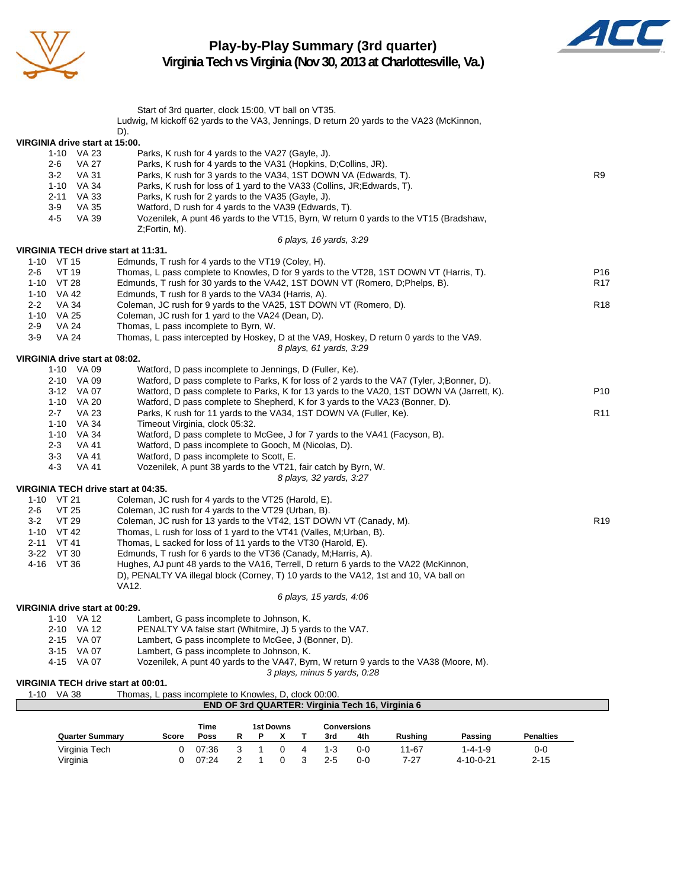# Play-by-Play Summary (3rd quarter)
## Virginia Tech vs Virginia (Nov 30, 2013 at Charlottesville, Va.)

Start of 3rd quarter, clock 15:00, VT ball on VT35.
Ludwig, M kickoff 62 yards to the VA3, Jennings, D return 20 yards to the VA23 (McKinnon, D).

**VIRGINIA drive start at 15:00.**

| Down | Spot | Play | |
|---|---|---|---|
| 1-10 | VA 23 | Parks, K rush for 4 yards to the VA27 (Gayle, J). | |
| 2-6 | VA 27 | Parks, K rush for 4 yards to the VA31 (Hopkins, D;Collins, JR). | |
| 3-2 | VA 31 | Parks, K rush for 3 yards to the VA34, 1ST DOWN VA (Edwards, T). | R9 |
| 1-10 | VA 34 | Parks, K rush for loss of 1 yard to the VA33 (Collins, JR;Edwards, T). | |
| 2-11 | VA 33 | Parks, K rush for 2 yards to the VA35 (Gayle, J). | |
| 3-9 | VA 35 | Watford, D rush for 4 yards to the VA39 (Edwards, T). | |
| 4-5 | VA 39 | Vozenilek, A punt 46 yards to the VT15, Byrn, W return 0 yards to the VT15 (Bradshaw, Z;Fortin, M). | |

*6 plays, 16 yards, 3:29*

**VIRGINIA TECH drive start at 11:31.**

| Down | Spot | Play | |
|---|---|---|---|
| 1-10 | VT 15 | Edmunds, T rush for 4 yards to the VT19 (Coley, H). | |
| 2-6 | VT 19 | Thomas, L pass complete to Knowles, D for 9 yards to the VT28, 1ST DOWN VT (Harris, T). | P16 |
| 1-10 | VT 28 | Edmunds, T rush for 30 yards to the VA42, 1ST DOWN VT (Romero, D;Phelps, B). | R17 |
| 1-10 | VA 42 | Edmunds, T rush for 8 yards to the VA34 (Harris, A). | |
| 2-2 | VA 34 | Coleman, JC rush for 9 yards to the VA25, 1ST DOWN VT (Romero, D). | R18 |
| 1-10 | VA 25 | Coleman, JC rush for 1 yard to the VA24 (Dean, D). | |
| 2-9 | VA 24 | Thomas, L pass incomplete to Byrn, W. | |
| 3-9 | VA 24 | Thomas, L pass intercepted by Hoskey, D at the VA9, Hoskey, D return 0 yards to the VA9. | |

*8 plays, 61 yards, 3:29*

**VIRGINIA drive start at 08:02.**

| Down | Spot | Play | |
|---|---|---|---|
| 1-10 | VA 09 | Watford, D pass incomplete to Jennings, D (Fuller, Ke). | |
| 2-10 | VA 09 | Watford, D pass complete to Parks, K for loss of 2 yards to the VA7 (Tyler, J;Bonner, D). | |
| 3-12 | VA 07 | Watford, D pass complete to Parks, K for 13 yards to the VA20, 1ST DOWN VA (Jarrett, K). | P10 |
| 1-10 | VA 20 | Watford, D pass complete to Shepherd, K for 3 yards to the VA23 (Bonner, D). | |
| 2-7 | VA 23 | Parks, K rush for 11 yards to the VA34, 1ST DOWN VA (Fuller, Ke). | R11 |
| 1-10 | VA 34 | Timeout Virginia, clock 05:32. | |
| 1-10 | VA 34 | Watford, D pass complete to McGee, J for 7 yards to the VA41 (Facyson, B). | |
| 2-3 | VA 41 | Watford, D pass incomplete to Gooch, M (Nicolas, D). | |
| 3-3 | VA 41 | Watford, D pass incomplete to Scott, E. | |
| 4-3 | VA 41 | Vozenilek, A punt 38 yards to the VT21, fair catch by Byrn, W. | |

*8 plays, 32 yards, 3:27*

**VIRGINIA TECH drive start at 04:35.**

| Down | Spot | Play | |
|---|---|---|---|
| 1-10 | VT 21 | Coleman, JC rush for 4 yards to the VT25 (Harold, E). | |
| 2-6 | VT 25 | Coleman, JC rush for 4 yards to the VT29 (Urban, B). | |
| 3-2 | VT 29 | Coleman, JC rush for 13 yards to the VT42, 1ST DOWN VT (Canady, M). | R19 |
| 1-10 | VT 42 | Thomas, L rush for loss of 1 yard to the VT41 (Valles, M;Urban, B). | |
| 2-11 | VT 41 | Thomas, L sacked for loss of 11 yards to the VT30 (Harold, E). | |
| 3-22 | VT 30 | Edmunds, T rush for 6 yards to the VT36 (Canady, M;Harris, A). | |
| 4-16 | VT 36 | Hughes, AJ punt 48 yards to the VA16, Terrell, D return 6 yards to the VA22 (McKinnon, D), PENALTY VA illegal block (Corney, T) 10 yards to the VA12, 1st and 10, VA ball on VA12. | |

*6 plays, 15 yards, 4:06*

**VIRGINIA drive start at 00:29.**

| Down | Spot | Play |
|---|---|---|
| 1-10 | VA 12 | Lambert, G pass incomplete to Johnson, K. |
| 2-10 | VA 12 | PENALTY VA false start (Whitmire, J) 5 yards to the VA7. |
| 2-15 | VA 07 | Lambert, G pass incomplete to McGee, J (Bonner, D). |
| 3-15 | VA 07 | Lambert, G pass incomplete to Johnson, K. |
| 4-15 | VA 07 | Vozenilek, A punt 40 yards to the VA47, Byrn, W return 9 yards to the VA38 (Moore, M). |

*3 plays, minus 5 yards, 0:28*

**VIRGINIA TECH drive start at 00:01.**

| Down | Spot | Play |
|---|---|---|
| 1-10 | VA 38 | Thomas, L pass incomplete to Knowles, D, clock 00:00. |

**END OF 3rd QUARTER: Virginia Tech 16, Virginia 6**

| Quarter Summary | Score | Time Poss | 1st Downs R | P | X | T | Conversions 3rd | 4th | Rushing | Passing | Penalties |
|---|---|---|---|---|---|---|---|---|---|---|---|
| Virginia Tech | 0 | 07:36 | 3 | 1 | 0 | 4 | 1-3 | 0-0 | 11-67 | 1-4-1-9 | 0-0 |
| Virginia | 0 | 07:24 | 2 | 1 | 0 | 3 | 2-5 | 0-0 | 7-27 | 4-10-0-21 | 2-15 |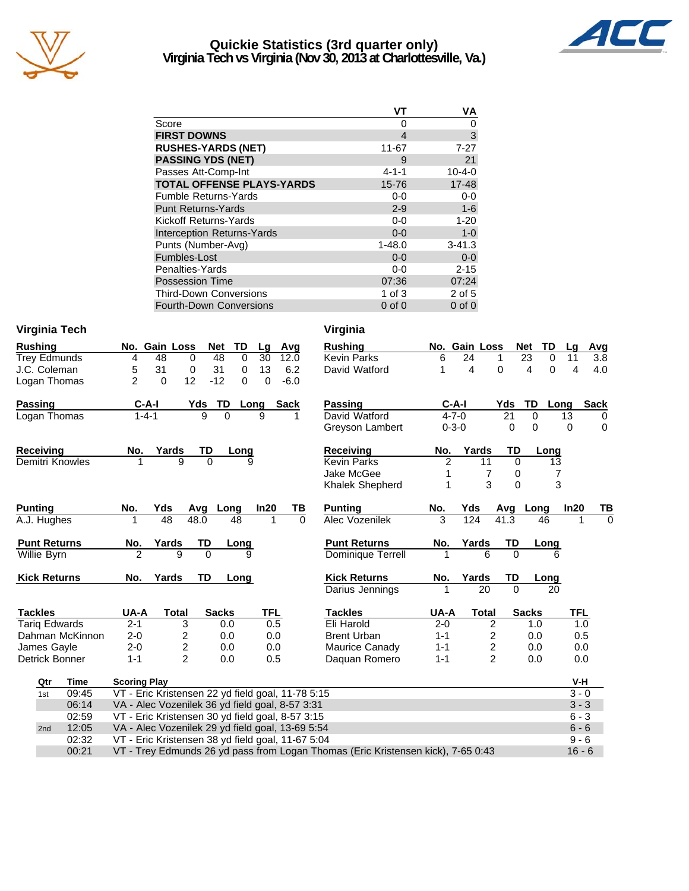# Quickie Statistics (3rd quarter only)
## Virginia Tech vs Virginia (Nov 30, 2013 at Charlottesville, Va.)

| | VT | VA |
|---|---|---|
| Score | 0 | 0 |
| **FIRST DOWNS** | 4 | 3 |
| **RUSHES-YARDS (NET)** | 11-67 | 7-27 |
| **PASSING YDS (NET)** | 9 | 21 |
| Passes Att-Comp-Int | 4-1-1 | 10-4-0 |
| **TOTAL OFFENSE PLAYS-YARDS** | 15-76 | 17-48 |
| Fumble Returns-Yards | 0-0 | 0-0 |
| Punt Returns-Yards | 2-9 | 1-6 |
| Kickoff Returns-Yards | 0-0 | 1-20 |
| Interception Returns-Yards | 0-0 | 1-0 |
| Punts (Number-Avg) | 1-48.0 | 3-41.3 |
| Fumbles-Lost | 0-0 | 0-0 |
| Penalties-Yards | 0-0 | 2-15 |
| Possession Time | 07:36 | 07:24 |
| Third-Down Conversions | 1 of 3 | 2 of 5 |
| Fourth-Down Conversions | 0 of 0 | 0 of 0 |

### Virginia Tech

| Rushing | No. | Gain | Loss | Net | TD | Lg | Avg |
|---|---|---|---|---|---|---|---|
| Trey Edmunds | 4 | 48 | 0 | 48 | 0 | 30 | 12.0 |
| J.C. Coleman | 5 | 31 | 0 | 31 | 0 | 13 | 6.2 |
| Logan Thomas | 2 | 0 | 12 | -12 | 0 | 0 | -6.0 |

| Passing | C-A-I | Yds | TD | Long | Sack |
|---|---|---|---|---|---|
| Logan Thomas | 1-4-1 | 9 | 0 | 9 | 1 |

| Receiving | No. | Yards | TD | Long |
|---|---|---|---|---|
| Demitri Knowles | 1 | 9 | 0 | 9 |

| Punting | No. | Yds | Avg | Long | In20 | TB |
|---|---|---|---|---|---|---|
| A.J. Hughes | 1 | 48 | 48.0 | 48 | 1 | 0 |

| Punt Returns | No. | Yards | TD | Long |
|---|---|---|---|---|
| Willie Byrn | 2 | 9 | 0 | 9 |

| Kick Returns | No. | Yards | TD | Long |
|---|---|---|---|---|

| Tackles | UA-A | Total | Sacks | TFL |
|---|---|---|---|---|
| Tariq Edwards | 2-1 | 3 | 0.0 | 0.5 |
| Dahman McKinnon | 2-0 | 2 | 0.0 | 0.0 |
| James Gayle | 2-0 | 2 | 0.0 | 0.0 |
| Detrick Bonner | 1-1 | 2 | 0.0 | 0.5 |

### Virginia

| Rushing | No. | Gain | Loss | Net | TD | Lg | Avg |
|---|---|---|---|---|---|---|---|
| Kevin Parks | 6 | 24 | 1 | 23 | 0 | 11 | 3.8 |
| David Watford | 1 | 4 | 0 | 4 | 0 | 4 | 4.0 |

| Passing | C-A-I | Yds | TD | Long | Sack |
|---|---|---|---|---|---|
| David Watford | 4-7-0 | 21 | 0 | 13 | 0 |
| Greyson Lambert | 0-3-0 | 0 | 0 | 0 | 0 |

| Receiving | No. | Yards | TD | Long |
|---|---|---|---|---|
| Kevin Parks | 2 | 11 | 0 | 13 |
| Jake McGee | 1 | 7 | 0 | 7 |
| Khalek Shepherd | 1 | 3 | 0 | 3 |

| Punting | No. | Yds | Avg | Long | In20 | TB |
|---|---|---|---|---|---|---|
| Alec Vozenilek | 3 | 124 | 41.3 | 46 | 1 | 0 |

| Punt Returns | No. | Yards | TD | Long |
|---|---|---|---|---|
| Dominique Terrell | 1 | 6 | 0 | 6 |

| Kick Returns | No. | Yards | TD | Long |
|---|---|---|---|---|
| Darius Jennings | 1 | 20 | 0 | 20 |

| Tackles | UA-A | Total | Sacks | TFL |
|---|---|---|---|---|
| Eli Harold | 2-0 | 2 | 1.0 | 1.0 |
| Brent Urban | 1-1 | 2 | 0.0 | 0.5 |
| Maurice Canady | 1-1 | 2 | 0.0 | 0.0 |
| Daquan Romero | 1-1 | 2 | 0.0 | 0.0 |

| Qtr | Time | Scoring Play | V-H |
|---|---|---|---|
| 1st | 09:45 | VT - Eric Kristensen 22 yd field goal, 11-78 5:15 | 3 - 0 |
| | 06:14 | VA - Alec Vozenilek 36 yd field goal, 8-57 3:31 | 3 - 3 |
| | 02:59 | VT - Eric Kristensen 30 yd field goal, 8-57 3:15 | 6 - 3 |
| 2nd | 12:05 | VA - Alec Vozenilek 29 yd field goal, 13-69 5:54 | 6 - 6 |
| | 02:32 | VT - Eric Kristensen 38 yd field goal, 11-67 5:04 | 9 - 6 |
| | 00:21 | VT - Trey Edmunds 26 yd pass from Logan Thomas (Eric Kristensen kick), 7-65 0:43 | 16 - 6 |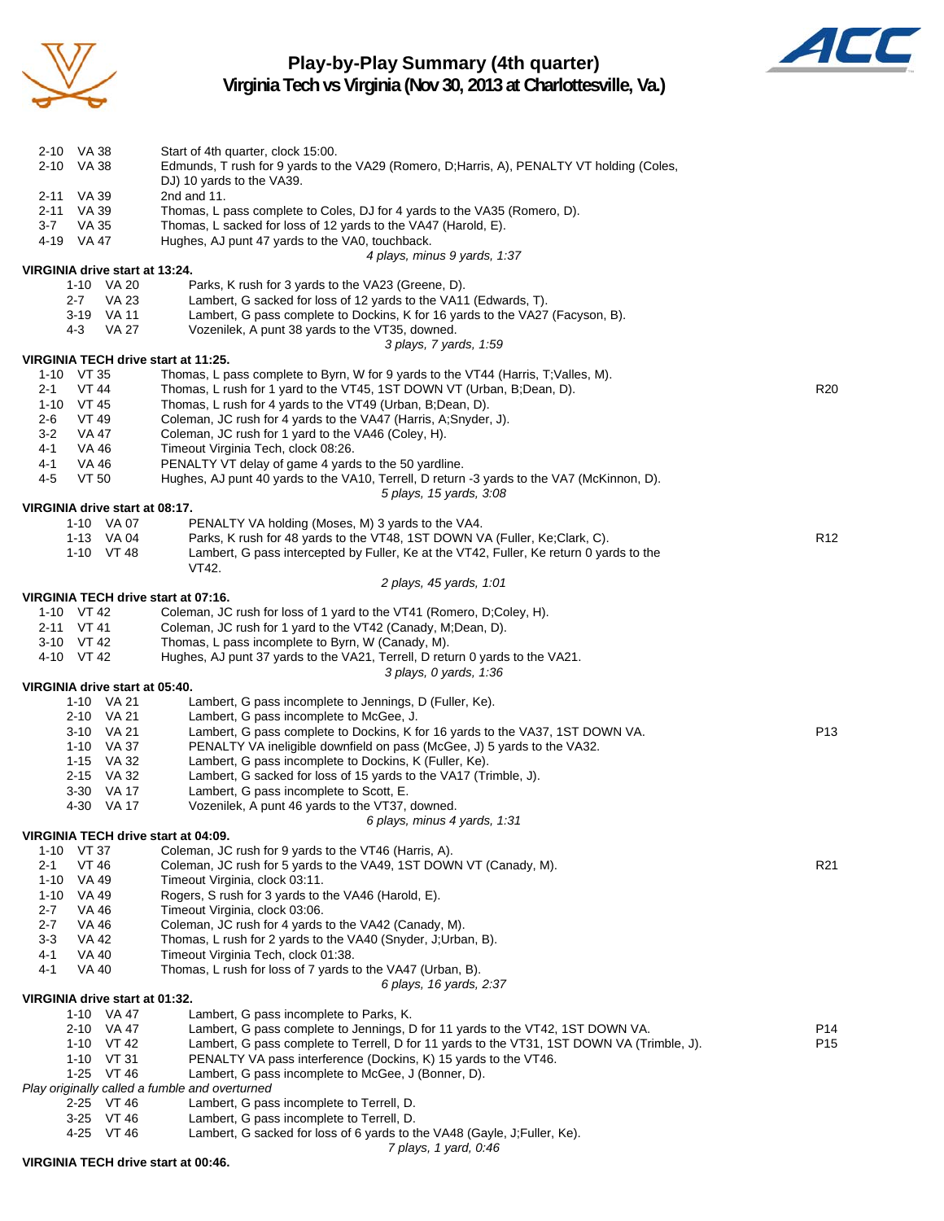# Play-by-Play Summary (4th quarter)
## Virginia Tech vs Virginia (Nov 30, 2013 at Charlottesville, Va.)

| Down | Spot | Play | |
|---|---|---|---|
| 2-10 | VA 38 | Start of 4th quarter, clock 15:00. | |
| 2-10 | VA 38 | Edmunds, T rush for 9 yards to the VA29 (Romero, D;Harris, A), PENALTY VT holding (Coles, DJ) 10 yards to the VA39. | |
| 2-11 | VA 39 | 2nd and 11. | |
| 2-11 | VA 39 | Thomas, L pass complete to Coles, DJ for 4 yards to the VA35 (Romero, D). | |
| 3-7 | VA 35 | Thomas, L sacked for loss of 12 yards to the VA47 (Harold, E). | |
| 4-19 | VA 47 | Hughes, AJ punt 47 yards to the VA0, touchback. | |

*4 plays, minus 9 yards, 1:37*

**VIRGINIA drive start at 13:24.**

| Down | Spot | Play | |
|---|---|---|---|
| 1-10 | VA 20 | Parks, K rush for 3 yards to the VA23 (Greene, D). | |
| 2-7 | VA 23 | Lambert, G sacked for loss of 12 yards to the VA11 (Edwards, T). | |
| 3-19 | VA 11 | Lambert, G pass complete to Dockins, K for 16 yards to the VA27 (Facyson, B). | |
| 4-3 | VA 27 | Vozenilek, A punt 38 yards to the VT35, downed. | |

*3 plays, 7 yards, 1:59*

**VIRGINIA TECH drive start at 11:25.**

| Down | Spot | Play | |
|---|---|---|---|
| 1-10 | VT 35 | Thomas, L pass complete to Byrn, W for 9 yards to the VT44 (Harris, T;Valles, M). | |
| 2-1 | VT 44 | Thomas, L rush for 1 yard to the VT45, 1ST DOWN VT (Urban, B;Dean, D). | R20 |
| 1-10 | VT 45 | Thomas, L rush for 4 yards to the VT49 (Urban, B;Dean, D). | |
| 2-6 | VT 49 | Coleman, JC rush for 4 yards to the VA47 (Harris, A;Snyder, J). | |
| 3-2 | VA 47 | Coleman, JC rush for 1 yard to the VA46 (Coley, H). | |
| 4-1 | VA 46 | Timeout Virginia Tech, clock 08:26. | |
| 4-1 | VA 46 | PENALTY VT delay of game 4 yards to the 50 yardline. | |
| 4-5 | VT 50 | Hughes, AJ punt 40 yards to the VA10, Terrell, D return -3 yards to the VA7 (McKinnon, D). | |

*5 plays, 15 yards, 3:08*

**VIRGINIA drive start at 08:17.**

| Down | Spot | Play | |
|---|---|---|---|
| 1-10 | VA 07 | PENALTY VA holding (Moses, M) 3 yards to the VA4. | |
| 1-13 | VA 04 | Parks, K rush for 48 yards to the VT48, 1ST DOWN VA (Fuller, Ke;Clark, C). | R12 |
| 1-10 | VT 48 | Lambert, G pass intercepted by Fuller, Ke at the VT42, Fuller, Ke return 0 yards to the VT42. | |

*2 plays, 45 yards, 1:01*

**VIRGINIA TECH drive start at 07:16.**

| Down | Spot | Play | |
|---|---|---|---|
| 1-10 | VT 42 | Coleman, JC rush for loss of 1 yard to the VT41 (Romero, D;Coley, H). | |
| 2-11 | VT 41 | Coleman, JC rush for 1 yard to the VT42 (Canady, M;Dean, D). | |
| 3-10 | VT 42 | Thomas, L pass incomplete to Byrn, W (Canady, M). | |
| 4-10 | VT 42 | Hughes, AJ punt 37 yards to the VA21, Terrell, D return 0 yards to the VA21. | |

*3 plays, 0 yards, 1:36*

**VIRGINIA drive start at 05:40.**

| Down | Spot | Play | |
|---|---|---|---|
| 1-10 | VA 21 | Lambert, G pass incomplete to Jennings, D (Fuller, Ke). | |
| 2-10 | VA 21 | Lambert, G pass incomplete to McGee, J. | |
| 3-10 | VA 21 | Lambert, G pass complete to Dockins, K for 16 yards to the VA37, 1ST DOWN VA. | P13 |
| 1-10 | VA 37 | PENALTY VA ineligible downfield on pass (McGee, J) 5 yards to the VA32. | |
| 1-15 | VA 32 | Lambert, G pass incomplete to Dockins, K (Fuller, Ke). | |
| 2-15 | VA 32 | Lambert, G sacked for loss of 15 yards to the VA17 (Trimble, J). | |
| 3-30 | VA 17 | Lambert, G pass incomplete to Scott, E. | |
| 4-30 | VA 17 | Vozenilek, A punt 46 yards to the VT37, downed. | |

*6 plays, minus 4 yards, 1:31*

**VIRGINIA TECH drive start at 04:09.**

| Down | Spot | Play | |
|---|---|---|---|
| 1-10 | VT 37 | Coleman, JC rush for 9 yards to the VT46 (Harris, A). | |
| 2-1 | VT 46 | Coleman, JC rush for 5 yards to the VA49, 1ST DOWN VT (Canady, M). | R21 |
| 1-10 | VA 49 | Timeout Virginia, clock 03:11. | |
| 1-10 | VA 49 | Rogers, S rush for 3 yards to the VA46 (Harold, E). | |
| 2-7 | VA 46 | Timeout Virginia, clock 03:06. | |
| 2-7 | VA 46 | Coleman, JC rush for 4 yards to the VA42 (Canady, M). | |
| 3-3 | VA 42 | Thomas, L rush for 2 yards to the VA40 (Snyder, J;Urban, B). | |
| 4-1 | VA 40 | Timeout Virginia Tech, clock 01:38. | |
| 4-1 | VA 40 | Thomas, L rush for loss of 7 yards to the VA47 (Urban, B). | |

*6 plays, 16 yards, 2:37*

**VIRGINIA drive start at 01:32.**

| Down | Spot | Play | |
|---|---|---|---|
| 1-10 | VA 47 | Lambert, G pass incomplete to Parks, K. | |
| 2-10 | VA 47 | Lambert, G pass complete to Jennings, D for 11 yards to the VT42, 1ST DOWN VA. | P14 |
| 1-10 | VT 42 | Lambert, G pass complete to Terrell, D for 11 yards to the VT31, 1ST DOWN VA (Trimble, J). | P15 |
| 1-10 | VT 31 | PENALTY VA pass interference (Dockins, K) 15 yards to the VT46. | |
| 1-25 | VT 46 | Lambert, G pass incomplete to McGee, J (Bonner, D). | |

*Play originally called a fumble and overturned*

| Down | Spot | Play | |
|---|---|---|---|
| 2-25 | VT 46 | Lambert, G pass incomplete to Terrell, D. | |
| 3-25 | VT 46 | Lambert, G pass incomplete to Terrell, D. | |
| 4-25 | VT 46 | Lambert, G sacked for loss of 6 yards to the VA48 (Gayle, J;Fuller, Ke). | |

*7 plays, 1 yard, 0:46*

**VIRGINIA TECH drive start at 00:46.**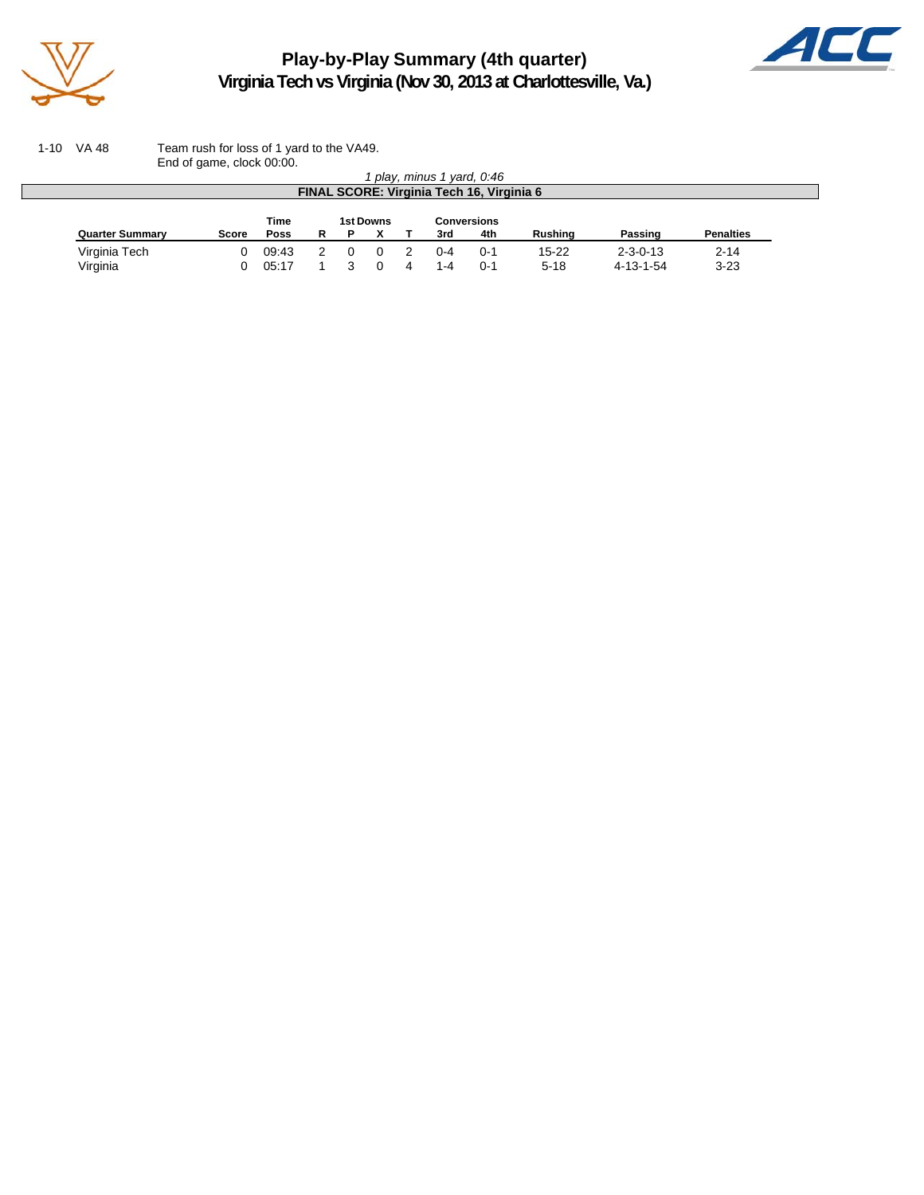# Play-by-Play Summary (4th quarter)
## Virginia Tech vs Virginia (Nov 30, 2013 at Charlottesville, Va.)

1-10 VA 48 — Team rush for loss of 1 yard to the VA49.
End of game, clock 00:00.

*1 play, minus 1 yard, 0:46*

**FINAL SCORE: Virginia Tech 16, Virginia 6**

| Quarter Summary | Score | Time Poss | 1st Downs R | 1st Downs P | 1st Downs X | 1st Downs T | Conversions 3rd | Conversions 4th | Rushing | Passing | Penalties |
|---|---|---|---|---|---|---|---|---|---|---|---|
| Virginia Tech | 0 | 09:43 | 2 | 0 | 0 | 2 | 0-4 | 0-1 | 15-22 | 2-3-0-13 | 2-14 |
| Virginia | 0 | 05:17 | 1 | 3 | 0 | 4 | 1-4 | 0-1 | 5-18 | 4-13-1-54 | 3-23 |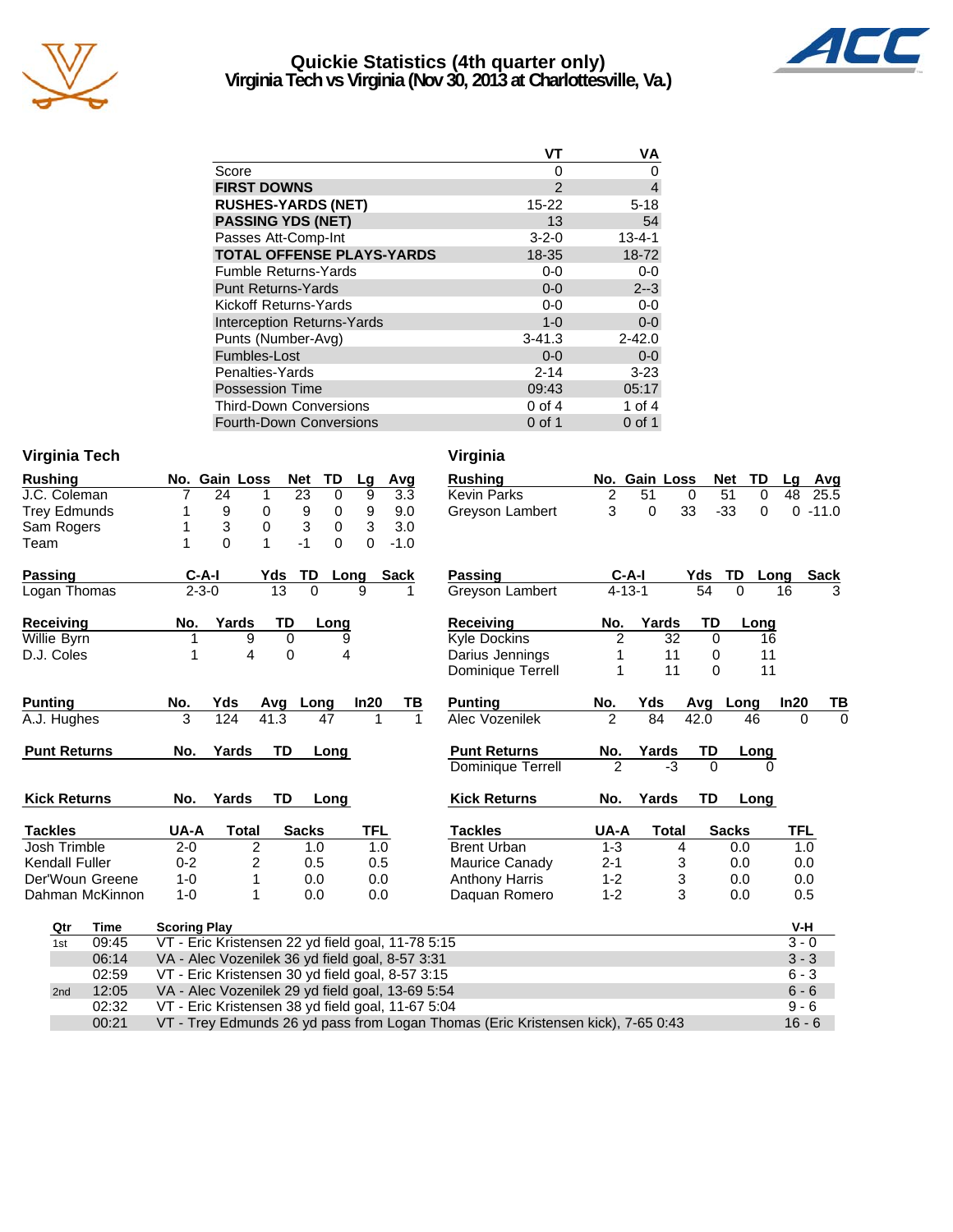# Quickie Statistics (4th quarter only)
## Virginia Tech vs Virginia (Nov 30, 2013 at Charlottesville, Va.)

| | VT | VA |
|---|---|---|
| Score | 0 | 0 |
| **FIRST DOWNS** | 2 | 4 |
| **RUSHES-YARDS (NET)** | 15-22 | 5-18 |
| **PASSING YDS (NET)** | 13 | 54 |
| Passes Att-Comp-Int | 3-2-0 | 13-4-1 |
| **TOTAL OFFENSE PLAYS-YARDS** | 18-35 | 18-72 |
| Fumble Returns-Yards | 0-0 | 0-0 |
| Punt Returns-Yards | 0-0 | 2--3 |
| Kickoff Returns-Yards | 0-0 | 0-0 |
| Interception Returns-Yards | 1-0 | 0-0 |
| Punts (Number-Avg) | 3-41.3 | 2-42.0 |
| Fumbles-Lost | 0-0 | 0-0 |
| Penalties-Yards | 2-14 | 3-23 |
| Possession Time | 09:43 | 05:17 |
| Third-Down Conversions | 0 of 4 | 1 of 4 |
| Fourth-Down Conversions | 0 of 1 | 0 of 1 |

### Virginia Tech

| Rushing | No. | Gain | Loss | Net | TD | Lg | Avg |
|---|---|---|---|---|---|---|---|
| J.C. Coleman | 7 | 24 | 1 | 23 | 0 | 9 | 3.3 |
| Trey Edmunds | 1 | 9 | 0 | 9 | 0 | 9 | 9.0 |
| Sam Rogers | 1 | 3 | 0 | 3 | 0 | 3 | 3.0 |
| Team | 1 | 0 | 1 | -1 | 0 | 0 | -1.0 |

| Passing | C-A-I | Yds | TD | Long | Sack |
|---|---|---|---|---|---|
| Logan Thomas | 2-3-0 | 13 | 0 | 9 | 1 |

| Receiving | No. | Yards | TD | Long |
|---|---|---|---|---|
| Willie Byrn | 1 | 9 | 0 | 9 |
| D.J. Coles | 1 | 4 | 0 | 4 |

| Punting | No. | Yds | Avg | Long | In20 | TB |
|---|---|---|---|---|---|---|
| A.J. Hughes | 3 | 124 | 41.3 | 47 | 1 | 1 |

| Punt Returns | No. | Yards | TD | Long |
|---|---|---|---|---|

| Kick Returns | No. | Yards | TD | Long |
|---|---|---|---|---|

| Tackles | UA-A | Total | Sacks | TFL |
|---|---|---|---|---|
| Josh Trimble | 2-0 | 2 | 1.0 | 1.0 |
| Kendall Fuller | 0-2 | 2 | 0.5 | 0.5 |
| Der'Woun Greene | 1-0 | 1 | 0.0 | 0.0 |
| Dahman McKinnon | 1-0 | 1 | 0.0 | 0.0 |

### Virginia

| Rushing | No. | Gain | Loss | Net | TD | Lg | Avg |
|---|---|---|---|---|---|---|---|
| Kevin Parks | 2 | 51 | 0 | 51 | 0 | 48 | 25.5 |
| Greyson Lambert | 3 | 0 | 33 | -33 | 0 | 0 | -11.0 |

| Passing | C-A-I | Yds | TD | Long | Sack |
|---|---|---|---|---|---|
| Greyson Lambert | 4-13-1 | 54 | 0 | 16 | 3 |

| Receiving | No. | Yards | TD | Long |
|---|---|---|---|---|
| Kyle Dockins | 2 | 32 | 0 | 16 |
| Darius Jennings | 1 | 11 | 0 | 11 |
| Dominique Terrell | 1 | 11 | 0 | 11 |

| Punting | No. | Yds | Avg | Long | In20 | TB |
|---|---|---|---|---|---|---|
| Alec Vozenilek | 2 | 84 | 42.0 | 46 | 0 | 0 |

| Punt Returns | No. | Yards | TD | Long |
|---|---|---|---|---|
| Dominique Terrell | 2 | -3 | 0 | 0 |

| Kick Returns | No. | Yards | TD | Long |
|---|---|---|---|---|

| Tackles | UA-A | Total | Sacks | TFL |
|---|---|---|---|---|
| Brent Urban | 1-3 | 4 | 0.0 | 1.0 |
| Maurice Canady | 2-1 | 3 | 0.0 | 0.0 |
| Anthony Harris | 1-2 | 3 | 0.0 | 0.0 |
| Daquan Romero | 1-2 | 3 | 0.0 | 0.5 |

| Qtr | Time | Scoring Play | V-H |
|---|---|---|---|
| 1st | 09:45 | VT - Eric Kristensen 22 yd field goal, 11-78 5:15 | 3 - 0 |
| | 06:14 | VA - Alec Vozenilek 36 yd field goal, 8-57 3:31 | 3 - 3 |
| | 02:59 | VT - Eric Kristensen 30 yd field goal, 8-57 3:15 | 6 - 3 |
| 2nd | 12:05 | VA - Alec Vozenilek 29 yd field goal, 13-69 5:54 | 6 - 6 |
| | 02:32 | VT - Eric Kristensen 38 yd field goal, 11-67 5:04 | 9 - 6 |
| | 00:21 | VT - Trey Edmunds 26 yd pass from Logan Thomas (Eric Kristensen kick), 7-65 0:43 | 16 - 6 |